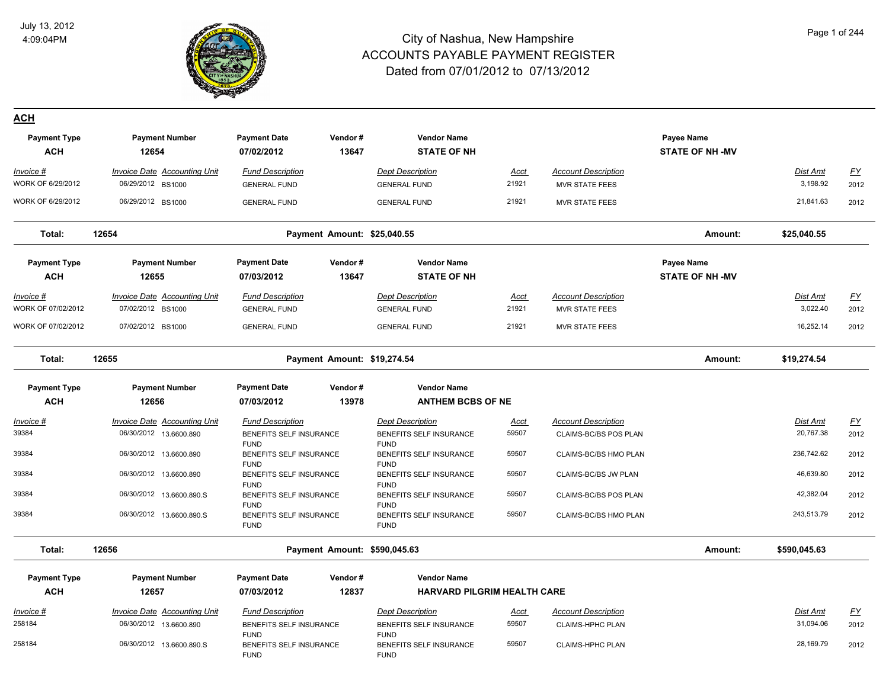# City of Nashua, New Hampshire
## ACCOUNTS PAYABLE PAYMENT REGISTER
### Dated from 07/01/2012 to 07/13/2012

July 13, 2012
4:09:04PM

## ACH

| Payment Type | Payment Number | Payment Date | Vendor # | Vendor Name | | | Payee Name | |
|---|---|---|---|---|---|---|---|---|
| **ACH** | **12654** | **07/02/2012** | **13647** | **STATE OF NH** | | | **STATE OF NH -MV** | |

| Invoice # | Invoice Date | Accounting Unit | Fund Description | Dept Description | Acct | Account Description | Dist Amt | FY |
|---|---|---|---|---|---|---|---|---|
| WORK OF 6/29/2012 | 06/29/2012 | BS1000 | GENERAL FUND | GENERAL FUND | 21921 | MVR STATE FEES | 3,198.92 | 2012 |
| WORK OF 6/29/2012 | 06/29/2012 | BS1000 | GENERAL FUND | GENERAL FUND | 21921 | MVR STATE FEES | 21,841.63 | 2012 |

**Total: 12654** — **Payment Amount: $25,040.55** — **Amount: $25,040.55**

| Payment Type | Payment Number | Payment Date | Vendor # | Vendor Name | | | Payee Name | |
|---|---|---|---|---|---|---|---|---|
| **ACH** | **12655** | **07/03/2012** | **13647** | **STATE OF NH** | | | **STATE OF NH -MV** | |

| Invoice # | Invoice Date | Accounting Unit | Fund Description | Dept Description | Acct | Account Description | Dist Amt | FY |
|---|---|---|---|---|---|---|---|---|
| WORK OF 07/02/2012 | 07/02/2012 | BS1000 | GENERAL FUND | GENERAL FUND | 21921 | MVR STATE FEES | 3,022.40 | 2012 |
| WORK OF 07/02/2012 | 07/02/2012 | BS1000 | GENERAL FUND | GENERAL FUND | 21921 | MVR STATE FEES | 16,252.14 | 2012 |

**Total: 12655** — **Payment Amount: $19,274.54** — **Amount: $19,274.54**

| Payment Type | Payment Number | Payment Date | Vendor # | Vendor Name |
|---|---|---|---|---|
| **ACH** | **12656** | **07/03/2012** | **13978** | **ANTHEM BCBS OF NE** |

| Invoice # | Invoice Date | Accounting Unit | Fund Description | Dept Description | Acct | Account Description | Dist Amt | FY |
|---|---|---|---|---|---|---|---|---|
| 39384 | 06/30/2012 | 13.6600.890 | BENEFITS SELF INSURANCE FUND | BENEFITS SELF INSURANCE FUND | 59507 | CLAIMS-BC/BS POS PLAN | 20,767.38 | 2012 |
| 39384 | 06/30/2012 | 13.6600.890 | BENEFITS SELF INSURANCE FUND | BENEFITS SELF INSURANCE FUND | 59507 | CLAIMS-BC/BS HMO PLAN | 236,742.62 | 2012 |
| 39384 | 06/30/2012 | 13.6600.890 | BENEFITS SELF INSURANCE FUND | BENEFITS SELF INSURANCE FUND | 59507 | CLAIMS-BC/BS JW PLAN | 46,639.80 | 2012 |
| 39384 | 06/30/2012 | 13.6600.890.S | BENEFITS SELF INSURANCE FUND | BENEFITS SELF INSURANCE FUND | 59507 | CLAIMS-BC/BS POS PLAN | 42,382.04 | 2012 |
| 39384 | 06/30/2012 | 13.6600.890.S | BENEFITS SELF INSURANCE FUND | BENEFITS SELF INSURANCE FUND | 59507 | CLAIMS-BC/BS HMO PLAN | 243,513.79 | 2012 |

**Total: 12656** — **Payment Amount: $590,045.63** — **Amount: $590,045.63**

| Payment Type | Payment Number | Payment Date | Vendor # | Vendor Name |
|---|---|---|---|---|
| **ACH** | **12657** | **07/03/2012** | **12837** | **HARVARD PILGRIM HEALTH CARE** |

| Invoice # | Invoice Date | Accounting Unit | Fund Description | Dept Description | Acct | Account Description | Dist Amt | FY |
|---|---|---|---|---|---|---|---|---|
| 258184 | 06/30/2012 | 13.6600.890 | BENEFITS SELF INSURANCE FUND | BENEFITS SELF INSURANCE FUND | 59507 | CLAIMS-HPHC PLAN | 31,094.06 | 2012 |
| 258184 | 06/30/2012 | 13.6600.890.S | BENEFITS SELF INSURANCE FUND | BENEFITS SELF INSURANCE FUND | 59507 | CLAIMS-HPHC PLAN | 28,169.79 | 2012 |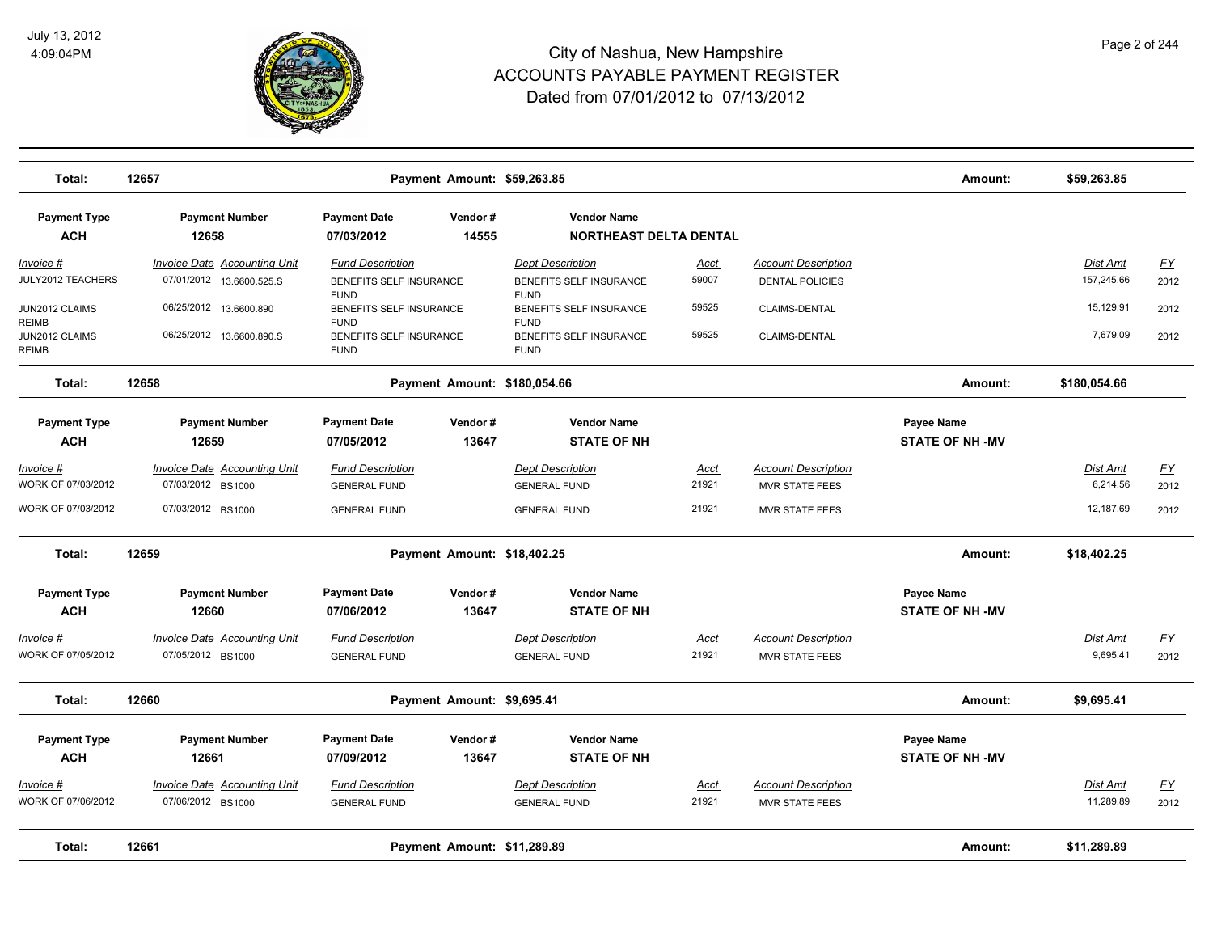# City of Nashua, New Hampshire
## ACCOUNTS PAYABLE PAYMENT REGISTER
### Dated from 07/01/2012 to 07/13/2012

| Total: | 12657 | Payment Amount: $59,263.85 | Amount: | $59,263.85 |
|---|---|---|---|---|

| Payment Type | Payment Number | Payment Date | Vendor # | Vendor Name |
|---|---|---|---|---|
| ACH | 12658 | 07/03/2012 | 14555 | NORTHEAST DELTA DENTAL |

| Invoice # | Invoice Date | Accounting Unit | Fund Description | Dept Description | Acct | Account Description | Dist Amt | FY |
|---|---|---|---|---|---|---|---|---|
| JULY2012 TEACHERS | 07/01/2012 | 13.6600.525.S | BENEFITS SELF INSURANCE FUND | BENEFITS SELF INSURANCE FUND | 59007 | DENTAL POLICIES | 157,245.66 | 2012 |
| JUN2012 CLAIMS REIMB | 06/25/2012 | 13.6600.890 | BENEFITS SELF INSURANCE FUND | BENEFITS SELF INSURANCE FUND | 59525 | CLAIMS-DENTAL | 15,129.91 | 2012 |
| JUN2012 CLAIMS REIMB | 06/25/2012 | 13.6600.890.S | BENEFITS SELF INSURANCE FUND | BENEFITS SELF INSURANCE FUND | 59525 | CLAIMS-DENTAL | 7,679.09 | 2012 |

| Total: | 12658 | Payment Amount: $180,054.66 | Amount: | $180,054.66 |
|---|---|---|---|---|

| Payment Type | Payment Number | Payment Date | Vendor # | Vendor Name | Payee Name |
|---|---|---|---|---|---|
| ACH | 12659 | 07/05/2012 | 13647 | STATE OF NH | STATE OF NH -MV |

| Invoice # | Invoice Date | Accounting Unit | Fund Description | Dept Description | Acct | Account Description | Dist Amt | FY |
|---|---|---|---|---|---|---|---|---|
| WORK OF 07/03/2012 | 07/03/2012 | BS1000 | GENERAL FUND | GENERAL FUND | 21921 | MVR STATE FEES | 6,214.56 | 2012 |
| WORK OF 07/03/2012 | 07/03/2012 | BS1000 | GENERAL FUND | GENERAL FUND | 21921 | MVR STATE FEES | 12,187.69 | 2012 |

| Total: | 12659 | Payment Amount: $18,402.25 | Amount: | $18,402.25 |
|---|---|---|---|---|

| Payment Type | Payment Number | Payment Date | Vendor # | Vendor Name | Payee Name |
|---|---|---|---|---|---|
| ACH | 12660 | 07/06/2012 | 13647 | STATE OF NH | STATE OF NH -MV |

| Invoice # | Invoice Date | Accounting Unit | Fund Description | Dept Description | Acct | Account Description | Dist Amt | FY |
|---|---|---|---|---|---|---|---|---|
| WORK OF 07/05/2012 | 07/05/2012 | BS1000 | GENERAL FUND | GENERAL FUND | 21921 | MVR STATE FEES | 9,695.41 | 2012 |

| Total: | 12660 | Payment Amount: $9,695.41 | Amount: | $9,695.41 |
|---|---|---|---|---|

| Payment Type | Payment Number | Payment Date | Vendor # | Vendor Name | Payee Name |
|---|---|---|---|---|---|
| ACH | 12661 | 07/09/2012 | 13647 | STATE OF NH | STATE OF NH -MV |

| Invoice # | Invoice Date | Accounting Unit | Fund Description | Dept Description | Acct | Account Description | Dist Amt | FY |
|---|---|---|---|---|---|---|---|---|
| WORK OF 07/06/2012 | 07/06/2012 | BS1000 | GENERAL FUND | GENERAL FUND | 21921 | MVR STATE FEES | 11,289.89 | 2012 |

| Total: | 12661 | Payment Amount: $11,289.89 | Amount: | $11,289.89 |
|---|---|---|---|---|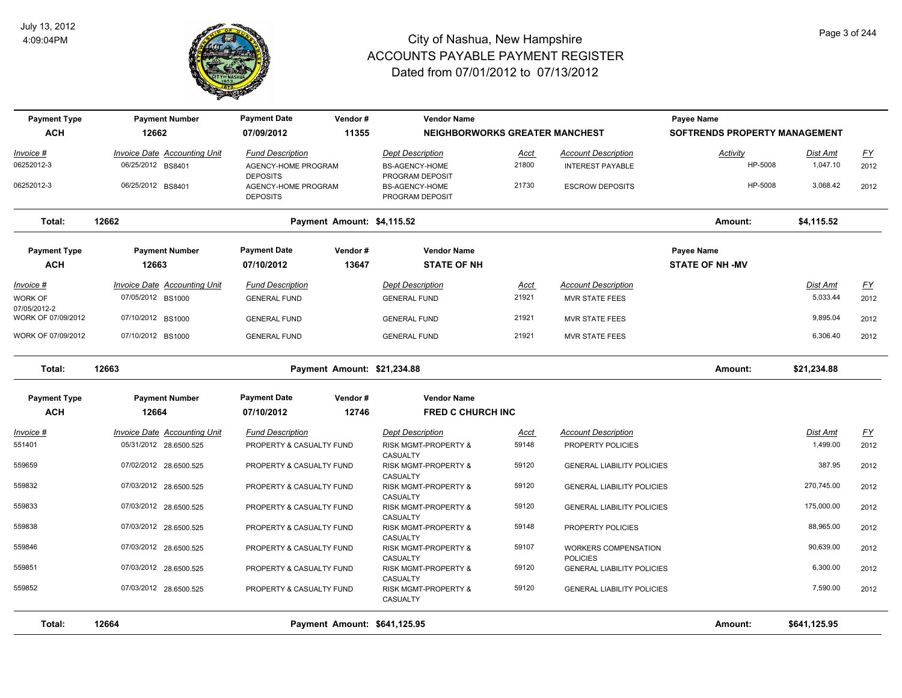# City of Nashua, New Hampshire
# ACCOUNTS PAYABLE PAYMENT REGISTER
## Dated from 07/01/2012 to 07/13/2012

July 13, 2012
4:09:04PM

| Payment Type | Payment Number | Payment Date | Vendor # | Vendor Name | | | Payee Name | |
|---|---|---|---|---|---|---|---|---|
| ACH | 12662 | 07/09/2012 | 11355 | NEIGHBORWORKS GREATER MANCHEST | | | SOFTRENDS PROPERTY MANAGEMENT | |

| Invoice # | Invoice Date | Accounting Unit | Fund Description | Dept Description | Acct | Account Description | Activity | Dist Amt | FY |
|---|---|---|---|---|---|---|---|---|---|
| 06252012-3 | 06/25/2012 | BS8401 | AGENCY-HOME PROGRAM DEPOSITS | BS-AGENCY-HOME PROGRAM DEPOSIT | 21800 | INTEREST PAYABLE | HP-5008 | 1,047.10 | 2012 |
| 06252012-3 | 06/25/2012 | BS8401 | AGENCY-HOME PROGRAM DEPOSITS | BS-AGENCY-HOME PROGRAM DEPOSIT | 21730 | ESCROW DEPOSITS | HP-5008 | 3,068.42 | 2012 |

**Total: 12662** — Payment Amount: $4,115.52 — Amount: $4,115.52

| Payment Type | Payment Number | Payment Date | Vendor # | Vendor Name | Payee Name |
|---|---|---|---|---|---|
| ACH | 12663 | 07/10/2012 | 13647 | STATE OF NH | STATE OF NH -MV |

| Invoice # | Invoice Date | Accounting Unit | Fund Description | Dept Description | Acct | Account Description | Dist Amt | FY |
|---|---|---|---|---|---|---|---|---|
| WORK OF 07/05/2012-2 | 07/05/2012 | BS1000 | GENERAL FUND | GENERAL FUND | 21921 | MVR STATE FEES | 5,033.44 | 2012 |
| WORK OF 07/09/2012 | 07/10/2012 | BS1000 | GENERAL FUND | GENERAL FUND | 21921 | MVR STATE FEES | 9,895.04 | 2012 |
| WORK OF 07/09/2012 | 07/10/2012 | BS1000 | GENERAL FUND | GENERAL FUND | 21921 | MVR STATE FEES | 6,306.40 | 2012 |

**Total: 12663** — Payment Amount: $21,234.88 — Amount: $21,234.88

| Payment Type | Payment Number | Payment Date | Vendor # | Vendor Name |
|---|---|---|---|---|
| ACH | 12664 | 07/10/2012 | 12746 | FRED C CHURCH INC |

| Invoice # | Invoice Date | Accounting Unit | Fund Description | Dept Description | Acct | Account Description | Dist Amt | FY |
|---|---|---|---|---|---|---|---|---|
| 551401 | 05/31/2012 | 28.6500.525 | PROPERTY & CASUALTY FUND | RISK MGMT-PROPERTY & CASUALTY | 59148 | PROPERTY POLICIES | 1,499.00 | 2012 |
| 559659 | 07/02/2012 | 28.6500.525 | PROPERTY & CASUALTY FUND | RISK MGMT-PROPERTY & CASUALTY | 59120 | GENERAL LIABILITY POLICIES | 387.95 | 2012 |
| 559832 | 07/03/2012 | 28.6500.525 | PROPERTY & CASUALTY FUND | RISK MGMT-PROPERTY & CASUALTY | 59120 | GENERAL LIABILITY POLICIES | 270,745.00 | 2012 |
| 559833 | 07/03/2012 | 28.6500.525 | PROPERTY & CASUALTY FUND | RISK MGMT-PROPERTY & CASUALTY | 59120 | GENERAL LIABILITY POLICIES | 175,000.00 | 2012 |
| 559838 | 07/03/2012 | 28.6500.525 | PROPERTY & CASUALTY FUND | RISK MGMT-PROPERTY & CASUALTY | 59148 | PROPERTY POLICIES | 88,965.00 | 2012 |
| 559846 | 07/03/2012 | 28.6500.525 | PROPERTY & CASUALTY FUND | RISK MGMT-PROPERTY & CASUALTY | 59107 | WORKERS COMPENSATION POLICIES | 90,639.00 | 2012 |
| 559851 | 07/03/2012 | 28.6500.525 | PROPERTY & CASUALTY FUND | RISK MGMT-PROPERTY & CASUALTY | 59120 | GENERAL LIABILITY POLICIES | 6,300.00 | 2012 |
| 559852 | 07/03/2012 | 28.6500.525 | PROPERTY & CASUALTY FUND | RISK MGMT-PROPERTY & CASUALTY | 59120 | GENERAL LIABILITY POLICIES | 7,590.00 | 2012 |

**Total: 12664** — Payment Amount: $641,125.95 — Amount: $641,125.95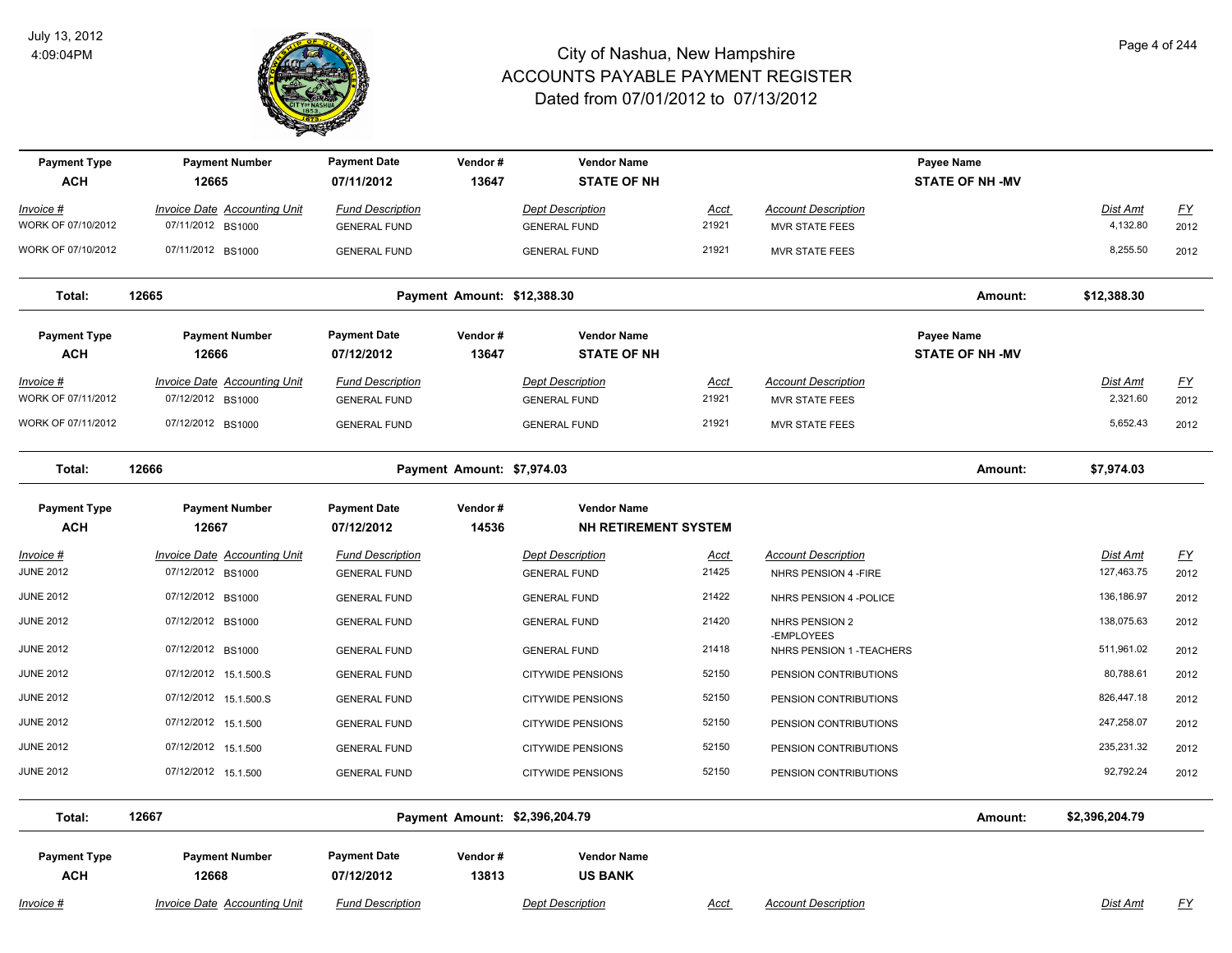# City of Nashua, New Hampshire
## ACCOUNTS PAYABLE PAYMENT REGISTER
### Dated from 07/01/2012 to 07/13/2012

July 13, 2012
4:09:04PM

| Payment Type | Payment Number | Payment Date | Vendor # | Vendor Name | | | Payee Name | | |
|---|---|---|---|---|---|---|---|---|---|
| **ACH** | **12665** | **07/11/2012** | **13647** | **STATE OF NH** | | | **STATE OF NH -MV** | | |
| *Invoice #* | *Invoice Date* | *Accounting Unit* | *Fund Description* | *Dept Description* | *Acct* | *Account Description* | | *Dist Amt* | *FY* |
| WORK OF 07/10/2012 | 07/11/2012 | BS1000 | GENERAL FUND | GENERAL FUND | 21921 | MVR STATE FEES | | 4,132.80 | 2012 |
| WORK OF 07/10/2012 | 07/11/2012 | BS1000 | GENERAL FUND | GENERAL FUND | 21921 | MVR STATE FEES | | 8,255.50 | 2012 |
| **Total:** | **12665** | | **Payment Amount: $12,388.30** | | | | **Amount:** | **$12,388.30** | |

| Payment Type | Payment Number | Payment Date | Vendor # | Vendor Name | | | Payee Name | | |
|---|---|---|---|---|---|---|---|---|---|
| **ACH** | **12666** | **07/12/2012** | **13647** | **STATE OF NH** | | | **STATE OF NH -MV** | | |
| *Invoice #* | *Invoice Date* | *Accounting Unit* | *Fund Description* | *Dept Description* | *Acct* | *Account Description* | | *Dist Amt* | *FY* |
| WORK OF 07/11/2012 | 07/12/2012 | BS1000 | GENERAL FUND | GENERAL FUND | 21921 | MVR STATE FEES | | 2,321.60 | 2012 |
| WORK OF 07/11/2012 | 07/12/2012 | BS1000 | GENERAL FUND | GENERAL FUND | 21921 | MVR STATE FEES | | 5,652.43 | 2012 |
| **Total:** | **12666** | | **Payment Amount: $7,974.03** | | | | **Amount:** | **$7,974.03** | |

| Payment Type | Payment Number | Payment Date | Vendor # | Vendor Name | | | | |
|---|---|---|---|---|---|---|---|---|
| **ACH** | **12667** | **07/12/2012** | **14536** | **NH RETIREMENT SYSTEM** | | | | |
| *Invoice #* | *Invoice Date* | *Accounting Unit* | *Fund Description* | *Dept Description* | *Acct* | *Account Description* | *Dist Amt* | *FY* |
| JUNE 2012 | 07/12/2012 | BS1000 | GENERAL FUND | GENERAL FUND | 21425 | NHRS PENSION 4 -FIRE | 127,463.75 | 2012 |
| JUNE 2012 | 07/12/2012 | BS1000 | GENERAL FUND | GENERAL FUND | 21422 | NHRS PENSION 4 -POLICE | 136,186.97 | 2012 |
| JUNE 2012 | 07/12/2012 | BS1000 | GENERAL FUND | GENERAL FUND | 21420 | NHRS PENSION 2 -EMPLOYEES | 138,075.63 | 2012 |
| JUNE 2012 | 07/12/2012 | BS1000 | GENERAL FUND | GENERAL FUND | 21418 | NHRS PENSION 1 -TEACHERS | 511,961.02 | 2012 |
| JUNE 2012 | 07/12/2012 | 15.1.500.S | GENERAL FUND | CITYWIDE PENSIONS | 52150 | PENSION CONTRIBUTIONS | 80,788.61 | 2012 |
| JUNE 2012 | 07/12/2012 | 15.1.500.S | GENERAL FUND | CITYWIDE PENSIONS | 52150 | PENSION CONTRIBUTIONS | 826,447.18 | 2012 |
| JUNE 2012 | 07/12/2012 | 15.1.500 | GENERAL FUND | CITYWIDE PENSIONS | 52150 | PENSION CONTRIBUTIONS | 247,258.07 | 2012 |
| JUNE 2012 | 07/12/2012 | 15.1.500 | GENERAL FUND | CITYWIDE PENSIONS | 52150 | PENSION CONTRIBUTIONS | 235,231.32 | 2012 |
| JUNE 2012 | 07/12/2012 | 15.1.500 | GENERAL FUND | CITYWIDE PENSIONS | 52150 | PENSION CONTRIBUTIONS | 92,792.24 | 2012 |
| **Total:** | **12667** | | **Payment Amount: $2,396,204.79** | | | **Amount:** | **$2,396,204.79** | |

| Payment Type | Payment Number | Payment Date | Vendor # | Vendor Name | | | | |
|---|---|---|---|---|---|---|---|---|
| **ACH** | **12668** | **07/12/2012** | **13813** | **US BANK** | | | | |
| *Invoice #* | *Invoice Date* | *Accounting Unit* | *Fund Description* | *Dept Description* | *Acct* | *Account Description* | *Dist Amt* | *FY* |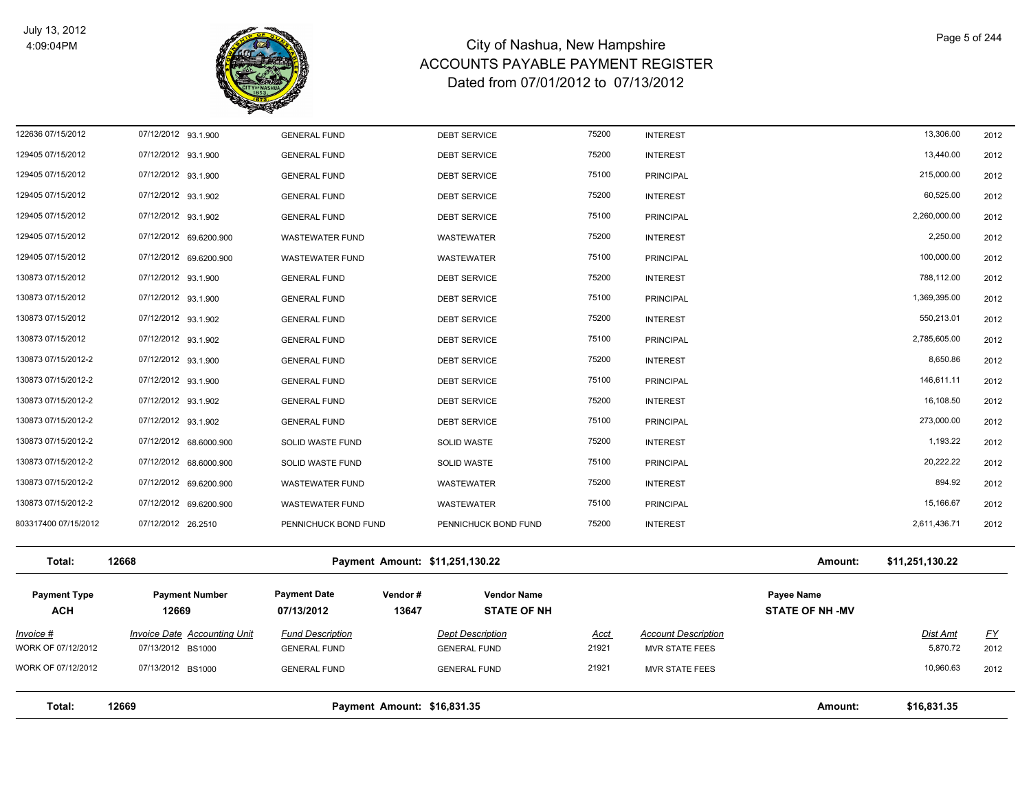# City of Nashua, New Hampshire
## ACCOUNTS PAYABLE PAYMENT REGISTER
### Dated from 07/01/2012 to 07/13/2012

July 13, 2012
4:09:04PM

| Invoice # | Invoice Date | Accounting Unit | Fund Description | Dept Description | Acct | Account Description | Dist Amt | FY |
|---|---|---|---|---|---|---|---|---|
| 122636 07/15/2012 | 07/12/2012 | 93.1.900 | GENERAL FUND | DEBT SERVICE | 75200 | INTEREST | 13,306.00 | 2012 |
| 129405 07/15/2012 | 07/12/2012 | 93.1.900 | GENERAL FUND | DEBT SERVICE | 75200 | INTEREST | 13,440.00 | 2012 |
| 129405 07/15/2012 | 07/12/2012 | 93.1.900 | GENERAL FUND | DEBT SERVICE | 75100 | PRINCIPAL | 215,000.00 | 2012 |
| 129405 07/15/2012 | 07/12/2012 | 93.1.902 | GENERAL FUND | DEBT SERVICE | 75200 | INTEREST | 60,525.00 | 2012 |
| 129405 07/15/2012 | 07/12/2012 | 93.1.902 | GENERAL FUND | DEBT SERVICE | 75100 | PRINCIPAL | 2,260,000.00 | 2012 |
| 129405 07/15/2012 | 07/12/2012 | 69.6200.900 | WASTEWATER FUND | WASTEWATER | 75200 | INTEREST | 2,250.00 | 2012 |
| 129405 07/15/2012 | 07/12/2012 | 69.6200.900 | WASTEWATER FUND | WASTEWATER | 75100 | PRINCIPAL | 100,000.00 | 2012 |
| 130873 07/15/2012 | 07/12/2012 | 93.1.900 | GENERAL FUND | DEBT SERVICE | 75200 | INTEREST | 788,112.00 | 2012 |
| 130873 07/15/2012 | 07/12/2012 | 93.1.900 | GENERAL FUND | DEBT SERVICE | 75100 | PRINCIPAL | 1,369,395.00 | 2012 |
| 130873 07/15/2012 | 07/12/2012 | 93.1.902 | GENERAL FUND | DEBT SERVICE | 75200 | INTEREST | 550,213.01 | 2012 |
| 130873 07/15/2012 | 07/12/2012 | 93.1.902 | GENERAL FUND | DEBT SERVICE | 75100 | PRINCIPAL | 2,785,605.00 | 2012 |
| 130873 07/15/2012-2 | 07/12/2012 | 93.1.900 | GENERAL FUND | DEBT SERVICE | 75200 | INTEREST | 8,650.86 | 2012 |
| 130873 07/15/2012-2 | 07/12/2012 | 93.1.900 | GENERAL FUND | DEBT SERVICE | 75100 | PRINCIPAL | 146,611.11 | 2012 |
| 130873 07/15/2012-2 | 07/12/2012 | 93.1.902 | GENERAL FUND | DEBT SERVICE | 75200 | INTEREST | 16,108.50 | 2012 |
| 130873 07/15/2012-2 | 07/12/2012 | 93.1.902 | GENERAL FUND | DEBT SERVICE | 75100 | PRINCIPAL | 273,000.00 | 2012 |
| 130873 07/15/2012-2 | 07/12/2012 | 68.6000.900 | SOLID WASTE FUND | SOLID WASTE | 75200 | INTEREST | 1,193.22 | 2012 |
| 130873 07/15/2012-2 | 07/12/2012 | 68.6000.900 | SOLID WASTE FUND | SOLID WASTE | 75100 | PRINCIPAL | 20,222.22 | 2012 |
| 130873 07/15/2012-2 | 07/12/2012 | 69.6200.900 | WASTEWATER FUND | WASTEWATER | 75200 | INTEREST | 894.92 | 2012 |
| 130873 07/15/2012-2 | 07/12/2012 | 69.6200.900 | WASTEWATER FUND | WASTEWATER | 75100 | PRINCIPAL | 15,166.67 | 2012 |
| 803317400 07/15/2012 | 07/12/2012 | 26.2510 | PENNICHUCK BOND FUND | PENNICHUCK BOND FUND | 75200 | INTEREST | 2,611,436.71 | 2012 |

**Total: 12668 — Payment Amount: $11,251,130.22 — Amount: $11,251,130.22**

| Payment Type | Payment Number | Payment Date | Vendor # | Vendor Name | Payee Name |
|---|---|---|---|---|---|
| ACH | 12669 | 07/13/2012 | 13647 | STATE OF NH | STATE OF NH -MV |

| Invoice # | Invoice Date | Accounting Unit | Fund Description | Dept Description | Acct | Account Description | Dist Amt | FY |
|---|---|---|---|---|---|---|---|---|
| WORK OF 07/12/2012 | 07/13/2012 | BS1000 | GENERAL FUND | GENERAL FUND | 21921 | MVR STATE FEES | 5,870.72 | 2012 |
| WORK OF 07/12/2012 | 07/13/2012 | BS1000 | GENERAL FUND | GENERAL FUND | 21921 | MVR STATE FEES | 10,960.63 | 2012 |

**Total: 12669 — Payment Amount: $16,831.35 — Amount: $16,831.35**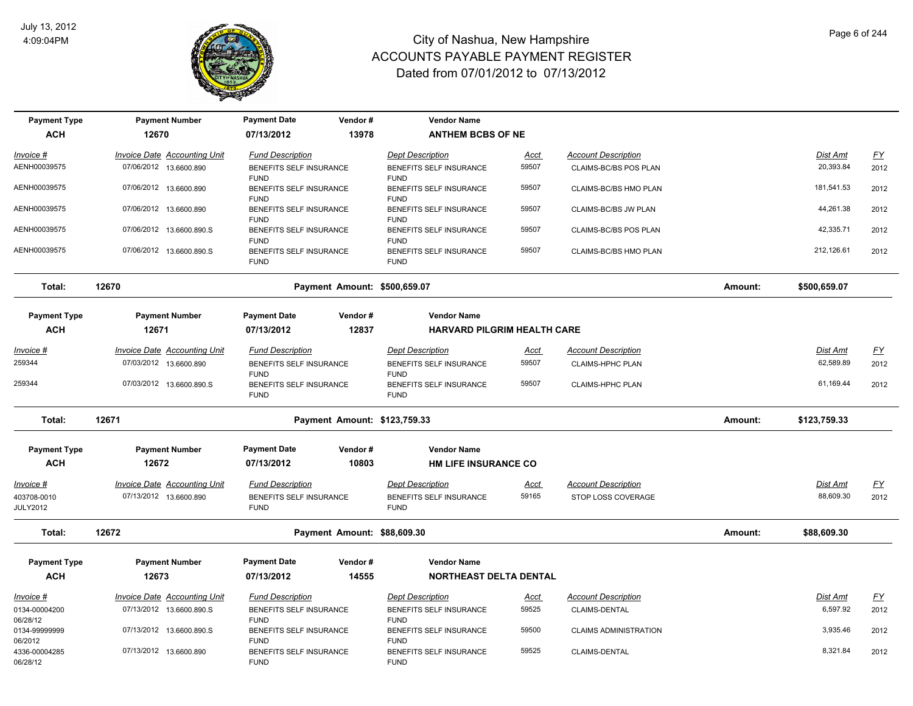# City of Nashua, New Hampshire
## ACCOUNTS PAYABLE PAYMENT REGISTER
### Dated from 07/01/2012 to 07/13/2012

July 13, 2012
4:09:04PM

| Payment Type | Payment Number | Payment Date | Vendor # | Vendor Name |
|---|---|---|---|---|
| **ACH** | **12670** | **07/13/2012** | **13978** | **ANTHEM BCBS OF NE** |

| Invoice # | Invoice Date | Accounting Unit | Fund Description | Dept Description | Acct | Account Description | Dist Amt | FY |
|---|---|---|---|---|---|---|---|---|
| AENH00039575 | 07/06/2012 | 13.6600.890 | BENEFITS SELF INSURANCE FUND | BENEFITS SELF INSURANCE FUND | 59507 | CLAIMS-BC/BS POS PLAN | 20,393.84 | 2012 |
| AENH00039575 | 07/06/2012 | 13.6600.890 | BENEFITS SELF INSURANCE FUND | BENEFITS SELF INSURANCE FUND | 59507 | CLAIMS-BC/BS HMO PLAN | 181,541.53 | 2012 |
| AENH00039575 | 07/06/2012 | 13.6600.890 | BENEFITS SELF INSURANCE FUND | BENEFITS SELF INSURANCE FUND | 59507 | CLAIMS-BC/BS JW PLAN | 44,261.38 | 2012 |
| AENH00039575 | 07/06/2012 | 13.6600.890.S | BENEFITS SELF INSURANCE FUND | BENEFITS SELF INSURANCE FUND | 59507 | CLAIMS-BC/BS POS PLAN | 42,335.71 | 2012 |
| AENH00039575 | 07/06/2012 | 13.6600.890.S | BENEFITS SELF INSURANCE FUND | BENEFITS SELF INSURANCE FUND | 59507 | CLAIMS-BC/BS HMO PLAN | 212,126.61 | 2012 |

**Total: 12670** — **Payment Amount: $500,659.07** — **Amount: $500,659.07**

| Payment Type | Payment Number | Payment Date | Vendor # | Vendor Name |
|---|---|---|---|---|
| **ACH** | **12671** | **07/13/2012** | **12837** | **HARVARD PILGRIM HEALTH CARE** |

| Invoice # | Invoice Date | Accounting Unit | Fund Description | Dept Description | Acct | Account Description | Dist Amt | FY |
|---|---|---|---|---|---|---|---|---|
| 259344 | 07/03/2012 | 13.6600.890 | BENEFITS SELF INSURANCE FUND | BENEFITS SELF INSURANCE FUND | 59507 | CLAIMS-HPHC PLAN | 62,589.89 | 2012 |
| 259344 | 07/03/2012 | 13.6600.890.S | BENEFITS SELF INSURANCE FUND | BENEFITS SELF INSURANCE FUND | 59507 | CLAIMS-HPHC PLAN | 61,169.44 | 2012 |

**Total: 12671** — **Payment Amount: $123,759.33** — **Amount: $123,759.33**

| Payment Type | Payment Number | Payment Date | Vendor # | Vendor Name |
|---|---|---|---|---|
| **ACH** | **12672** | **07/13/2012** | **10803** | **HM LIFE INSURANCE CO** |

| Invoice # | Invoice Date | Accounting Unit | Fund Description | Dept Description | Acct | Account Description | Dist Amt | FY |
|---|---|---|---|---|---|---|---|---|
| 403708-0010 JULY2012 | 07/13/2012 | 13.6600.890 | BENEFITS SELF INSURANCE FUND | BENEFITS SELF INSURANCE FUND | 59165 | STOP LOSS COVERAGE | 88,609.30 | 2012 |

**Total: 12672** — **Payment Amount: $88,609.30** — **Amount: $88,609.30**

| Payment Type | Payment Number | Payment Date | Vendor # | Vendor Name |
|---|---|---|---|---|
| **ACH** | **12673** | **07/13/2012** | **14555** | **NORTHEAST DELTA DENTAL** |

| Invoice # | Invoice Date | Accounting Unit | Fund Description | Dept Description | Acct | Account Description | Dist Amt | FY |
|---|---|---|---|---|---|---|---|---|
| 0134-00004200 06/28/12 | 07/13/2012 | 13.6600.890.S | BENEFITS SELF INSURANCE FUND | BENEFITS SELF INSURANCE FUND | 59525 | CLAIMS-DENTAL | 6,597.92 | 2012 |
| 0134-99999999 06/2012 | 07/13/2012 | 13.6600.890.S | BENEFITS SELF INSURANCE FUND | BENEFITS SELF INSURANCE FUND | 59500 | CLAIMS ADMINISTRATION | 3,935.46 | 2012 |
| 4336-00004285 06/28/12 | 07/13/2012 | 13.6600.890 | BENEFITS SELF INSURANCE FUND | BENEFITS SELF INSURANCE FUND | 59525 | CLAIMS-DENTAL | 8,321.84 | 2012 |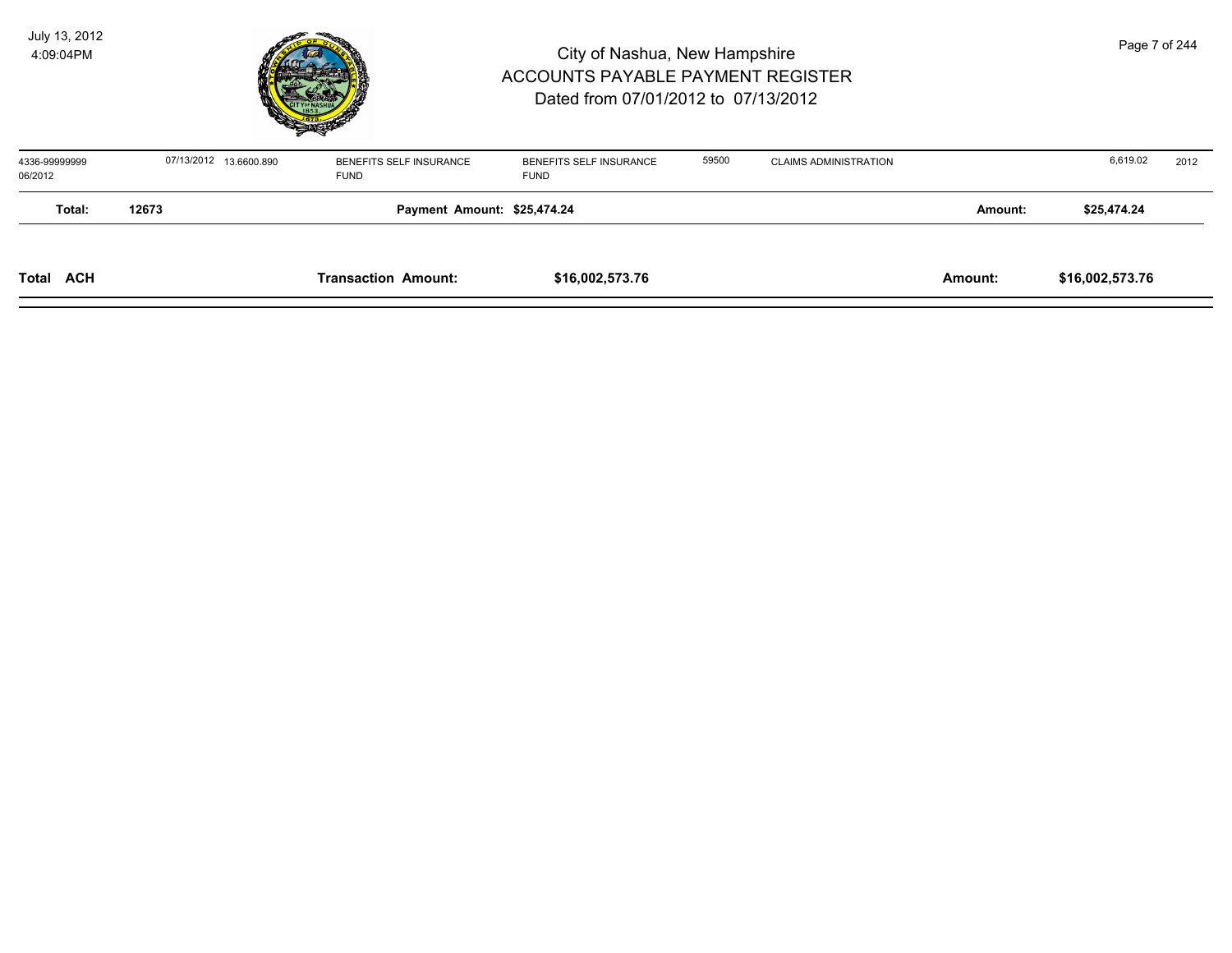# City of Nashua, New Hampshire
## ACCOUNTS PAYABLE PAYMENT REGISTER
### Dated from 07/01/2012 to 07/13/2012

July 13, 2012
4:09:04PM

| | | | | | | | | |
|---|---|---|---|---|---|---|---|---|
| 4336-99999999 06/2012 | 07/13/2012 | 13.6600.890 | BENEFITS SELF INSURANCE FUND | BENEFITS SELF INSURANCE FUND | 59500 | CLAIMS ADMINISTRATION | 6,619.02 | 2012 |

**Total: 12673** **Payment Amount: $25,474.24** **Amount: $25,474.24**

**Total ACH** **Transaction Amount: $16,002,573.76** **Amount: $16,002,573.76**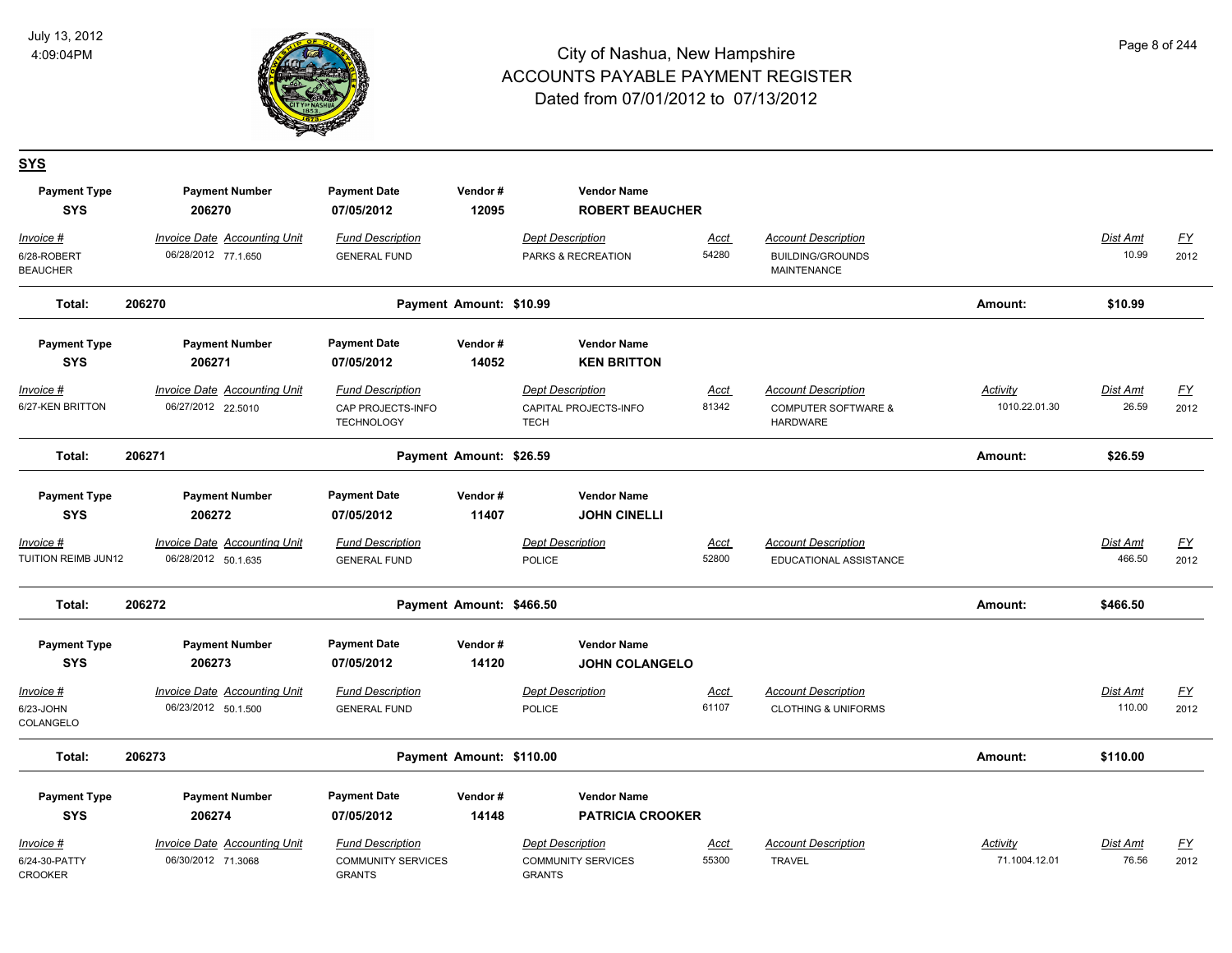# City of Nashua, New Hampshire
## ACCOUNTS PAYABLE PAYMENT REGISTER
### Dated from 07/01/2012 to 07/13/2012

July 13, 2012
4:09:04PM

## SYS

| Payment Type | Payment Number | Payment Date | Vendor # | Vendor Name |
|---|---|---|---|---|
| SYS | 206270 | 07/05/2012 | 12095 | ROBERT BEAUCHER |

| Invoice # | Invoice Date | Accounting Unit | Fund Description | Dept Description | Acct | Account Description | Activity | Dist Amt | FY |
|---|---|---|---|---|---|---|---|---|---|
| 6/28-ROBERT BEAUCHER | 06/28/2012 | 77.1.650 | GENERAL FUND | PARKS & RECREATION | 54280 | BUILDING/GROUNDS MAINTENANCE | | 10.99 | 2012 |

**Total: 206270 — Payment Amount: $10.99 — Amount: $10.99**

| Payment Type | Payment Number | Payment Date | Vendor # | Vendor Name |
|---|---|---|---|---|
| SYS | 206271 | 07/05/2012 | 14052 | KEN BRITTON |

| Invoice # | Invoice Date | Accounting Unit | Fund Description | Dept Description | Acct | Account Description | Activity | Dist Amt | FY |
|---|---|---|---|---|---|---|---|---|---|
| 6/27-KEN BRITTON | 06/27/2012 | 22.5010 | CAP PROJECTS-INFO TECHNOLOGY | CAPITAL PROJECTS-INFO TECH | 81342 | COMPUTER SOFTWARE & HARDWARE | 1010.22.01.30 | 26.59 | 2012 |

**Total: 206271 — Payment Amount: $26.59 — Amount: $26.59**

| Payment Type | Payment Number | Payment Date | Vendor # | Vendor Name |
|---|---|---|---|---|
| SYS | 206272 | 07/05/2012 | 11407 | JOHN CINELLI |

| Invoice # | Invoice Date | Accounting Unit | Fund Description | Dept Description | Acct | Account Description | Activity | Dist Amt | FY |
|---|---|---|---|---|---|---|---|---|---|
| TUITION REIMB JUN12 | 06/28/2012 | 50.1.635 | GENERAL FUND | POLICE | 52800 | EDUCATIONAL ASSISTANCE | | 466.50 | 2012 |

**Total: 206272 — Payment Amount: $466.50 — Amount: $466.50**

| Payment Type | Payment Number | Payment Date | Vendor # | Vendor Name |
|---|---|---|---|---|
| SYS | 206273 | 07/05/2012 | 14120 | JOHN COLANGELO |

| Invoice # | Invoice Date | Accounting Unit | Fund Description | Dept Description | Acct | Account Description | Activity | Dist Amt | FY |
|---|---|---|---|---|---|---|---|---|---|
| 6/23-JOHN COLANGELO | 06/23/2012 | 50.1.500 | GENERAL FUND | POLICE | 61107 | CLOTHING & UNIFORMS | | 110.00 | 2012 |

**Total: 206273 — Payment Amount: $110.00 — Amount: $110.00**

| Payment Type | Payment Number | Payment Date | Vendor # | Vendor Name |
|---|---|---|---|---|
| SYS | 206274 | 07/05/2012 | 14148 | PATRICIA CROOKER |

| Invoice # | Invoice Date | Accounting Unit | Fund Description | Dept Description | Acct | Account Description | Activity | Dist Amt | FY |
|---|---|---|---|---|---|---|---|---|---|
| 6/24-30-PATTY CROOKER | 06/30/2012 | 71.3068 | COMMUNITY SERVICES GRANTS | COMMUNITY SERVICES GRANTS | 55300 | TRAVEL | 71.1004.12.01 | 76.56 | 2012 |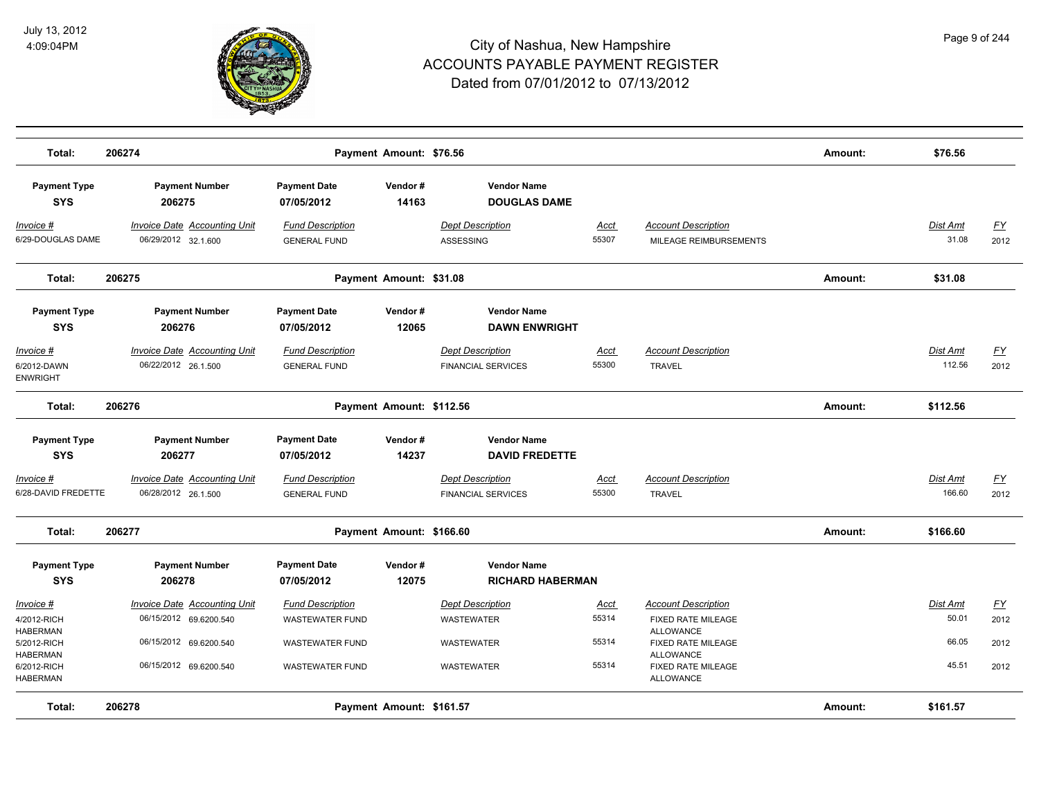# City of Nashua, New Hampshire
## ACCOUNTS PAYABLE PAYMENT REGISTER
### Dated from 07/01/2012 to 07/13/2012

July 13, 2012
4:09:04PM

| | | | | | | |
|---|---|---|---|---|---|---|
| **Total:** | **206274** | **Payment Amount: $76.56** | | | **Amount:** | **$76.56** |

| Payment Type | Payment Number | Payment Date | Vendor # | Vendor Name |
|---|---|---|---|---|
| **SYS** | **206275** | **07/05/2012** | **14163** | **DOUGLAS DAME** |

| Invoice # | Invoice Date | Accounting Unit | Fund Description | Dept Description | Acct | Account Description | Dist Amt | FY |
|---|---|---|---|---|---|---|---|---|
| 6/29-DOUGLAS DAME | 06/29/2012 | 32.1.600 | GENERAL FUND | ASSESSING | 55307 | MILEAGE REIMBURSEMENTS | 31.08 | 2012 |

| | | | | |
|---|---|---|---|---|
| **Total:** | **206275** | **Payment Amount: $31.08** | **Amount:** | **$31.08** |

| Payment Type | Payment Number | Payment Date | Vendor # | Vendor Name |
|---|---|---|---|---|
| **SYS** | **206276** | **07/05/2012** | **12065** | **DAWN ENWRIGHT** |

| Invoice # | Invoice Date | Accounting Unit | Fund Description | Dept Description | Acct | Account Description | Dist Amt | FY |
|---|---|---|---|---|---|---|---|---|
| 6/2012-DAWN ENWRIGHT | 06/22/2012 | 26.1.500 | GENERAL FUND | FINANCIAL SERVICES | 55300 | TRAVEL | 112.56 | 2012 |

| | | | | |
|---|---|---|---|---|
| **Total:** | **206276** | **Payment Amount: $112.56** | **Amount:** | **$112.56** |

| Payment Type | Payment Number | Payment Date | Vendor # | Vendor Name |
|---|---|---|---|---|
| **SYS** | **206277** | **07/05/2012** | **14237** | **DAVID FREDETTE** |

| Invoice # | Invoice Date | Accounting Unit | Fund Description | Dept Description | Acct | Account Description | Dist Amt | FY |
|---|---|---|---|---|---|---|---|---|
| 6/28-DAVID FREDETTE | 06/28/2012 | 26.1.500 | GENERAL FUND | FINANCIAL SERVICES | 55300 | TRAVEL | 166.60 | 2012 |

| | | | | |
|---|---|---|---|---|
| **Total:** | **206277** | **Payment Amount: $166.60** | **Amount:** | **$166.60** |

| Payment Type | Payment Number | Payment Date | Vendor # | Vendor Name |
|---|---|---|---|---|
| **SYS** | **206278** | **07/05/2012** | **12075** | **RICHARD HABERMAN** |

| Invoice # | Invoice Date | Accounting Unit | Fund Description | Dept Description | Acct | Account Description | Dist Amt | FY |
|---|---|---|---|---|---|---|---|---|
| 4/2012-RICH HABERMAN | 06/15/2012 | 69.6200.540 | WASTEWATER FUND | WASTEWATER | 55314 | FIXED RATE MILEAGE ALLOWANCE | 50.01 | 2012 |
| 5/2012-RICH HABERMAN | 06/15/2012 | 69.6200.540 | WASTEWATER FUND | WASTEWATER | 55314 | FIXED RATE MILEAGE ALLOWANCE | 66.05 | 2012 |
| 6/2012-RICH HABERMAN | 06/15/2012 | 69.6200.540 | WASTEWATER FUND | WASTEWATER | 55314 | FIXED RATE MILEAGE ALLOWANCE | 45.51 | 2012 |

| | | | | |
|---|---|---|---|---|
| **Total:** | **206278** | **Payment Amount: $161.57** | **Amount:** | **$161.57** |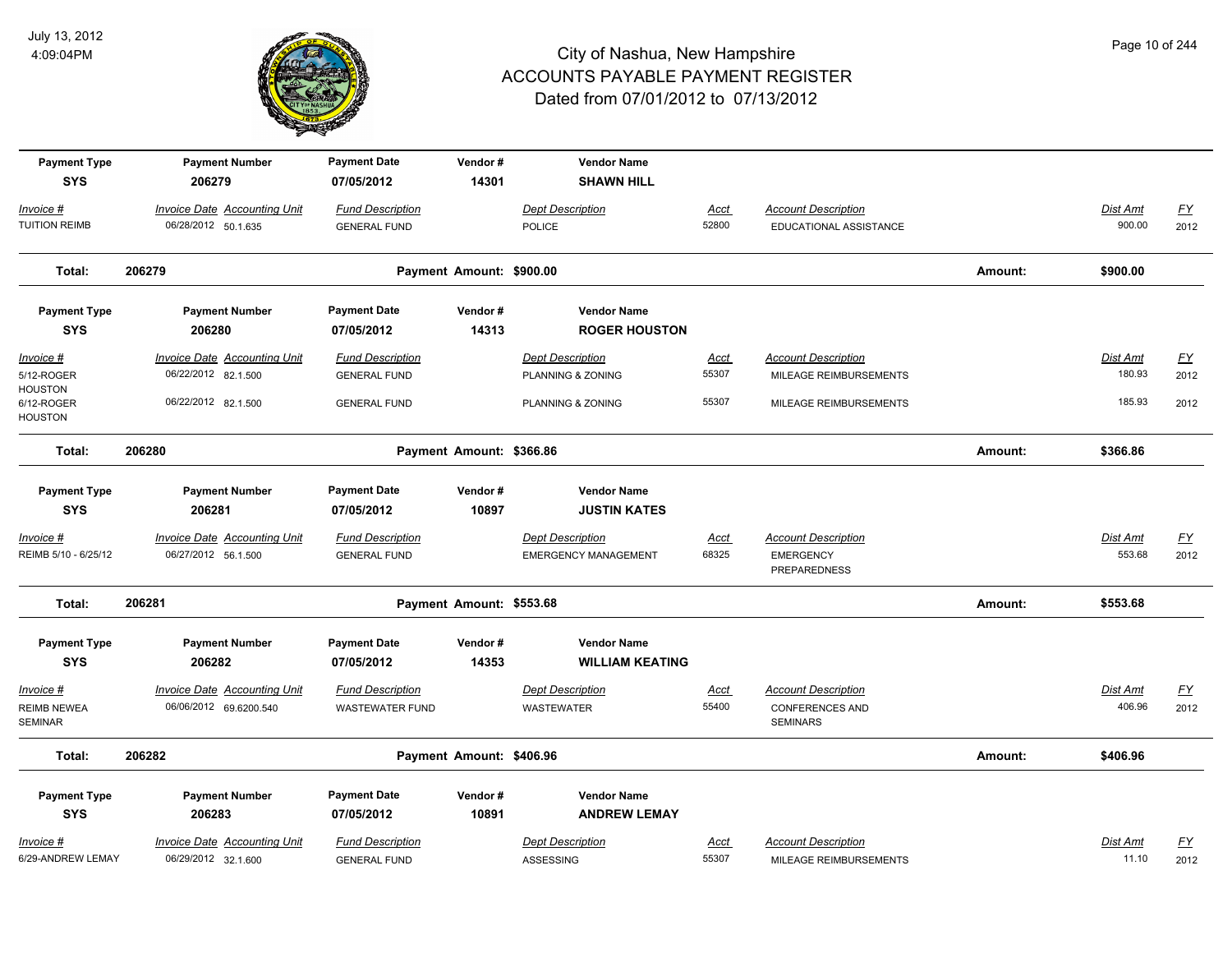# City of Nashua, New Hampshire
## ACCOUNTS PAYABLE PAYMENT REGISTER
### Dated from 07/01/2012 to 07/13/2012

July 13, 2012
4:09:04PM

| Payment Type | Payment Number | Payment Date | Vendor # | Vendor Name | | | | |
|---|---|---|---|---|---|---|---|---|
| **SYS** | **206279** | **07/05/2012** | **14301** | **SHAWN HILL** | | | | |
| *Invoice #* | *Invoice Date* | *Accounting Unit* | *Fund Description* | *Dept Description* | *Acct* | *Account Description* | *Dist Amt* | *FY* |
| TUITION REIMB | 06/28/2012 | 50.1.635 | GENERAL FUND | POLICE | 52800 | EDUCATIONAL ASSISTANCE | 900.00 | 2012 |
| **Total:** | **206279** | | **Payment Amount: $900.00** | | | **Amount:** | **$900.00** | |

| Payment Type | Payment Number | Payment Date | Vendor # | Vendor Name | | | | |
|---|---|---|---|---|---|---|---|---|
| **SYS** | **206280** | **07/05/2012** | **14313** | **ROGER HOUSTON** | | | | |
| *Invoice #* | *Invoice Date* | *Accounting Unit* | *Fund Description* | *Dept Description* | *Acct* | *Account Description* | *Dist Amt* | *FY* |
| 5/12-ROGER HOUSTON | 06/22/2012 | 82.1.500 | GENERAL FUND | PLANNING & ZONING | 55307 | MILEAGE REIMBURSEMENTS | 180.93 | 2012 |
| 6/12-ROGER HOUSTON | 06/22/2012 | 82.1.500 | GENERAL FUND | PLANNING & ZONING | 55307 | MILEAGE REIMBURSEMENTS | 185.93 | 2012 |
| **Total:** | **206280** | | **Payment Amount: $366.86** | | | **Amount:** | **$366.86** | |

| Payment Type | Payment Number | Payment Date | Vendor # | Vendor Name | | | | |
|---|---|---|---|---|---|---|---|---|
| **SYS** | **206281** | **07/05/2012** | **10897** | **JUSTIN KATES** | | | | |
| *Invoice #* | *Invoice Date* | *Accounting Unit* | *Fund Description* | *Dept Description* | *Acct* | *Account Description* | *Dist Amt* | *FY* |
| REIMB 5/10 - 6/25/12 | 06/27/2012 | 56.1.500 | GENERAL FUND | EMERGENCY MANAGEMENT | 68325 | EMERGENCY PREPAREDNESS | 553.68 | 2012 |
| **Total:** | **206281** | | **Payment Amount: $553.68** | | | **Amount:** | **$553.68** | |

| Payment Type | Payment Number | Payment Date | Vendor # | Vendor Name | | | | |
|---|---|---|---|---|---|---|---|---|
| **SYS** | **206282** | **07/05/2012** | **14353** | **WILLIAM KEATING** | | | | |
| *Invoice #* | *Invoice Date* | *Accounting Unit* | *Fund Description* | *Dept Description* | *Acct* | *Account Description* | *Dist Amt* | *FY* |
| REIMB NEWEA SEMINAR | 06/06/2012 | 69.6200.540 | WASTEWATER FUND | WASTEWATER | 55400 | CONFERENCES AND SEMINARS | 406.96 | 2012 |
| **Total:** | **206282** | | **Payment Amount: $406.96** | | | **Amount:** | **$406.96** | |

| Payment Type | Payment Number | Payment Date | Vendor # | Vendor Name | | | | |
|---|---|---|---|---|---|---|---|---|
| **SYS** | **206283** | **07/05/2012** | **10891** | **ANDREW LEMAY** | | | | |
| *Invoice #* | *Invoice Date* | *Accounting Unit* | *Fund Description* | *Dept Description* | *Acct* | *Account Description* | *Dist Amt* | *FY* |
| 6/29-ANDREW LEMAY | 06/29/2012 | 32.1.600 | GENERAL FUND | ASSESSING | 55307 | MILEAGE REIMBURSEMENTS | 11.10 | 2012 |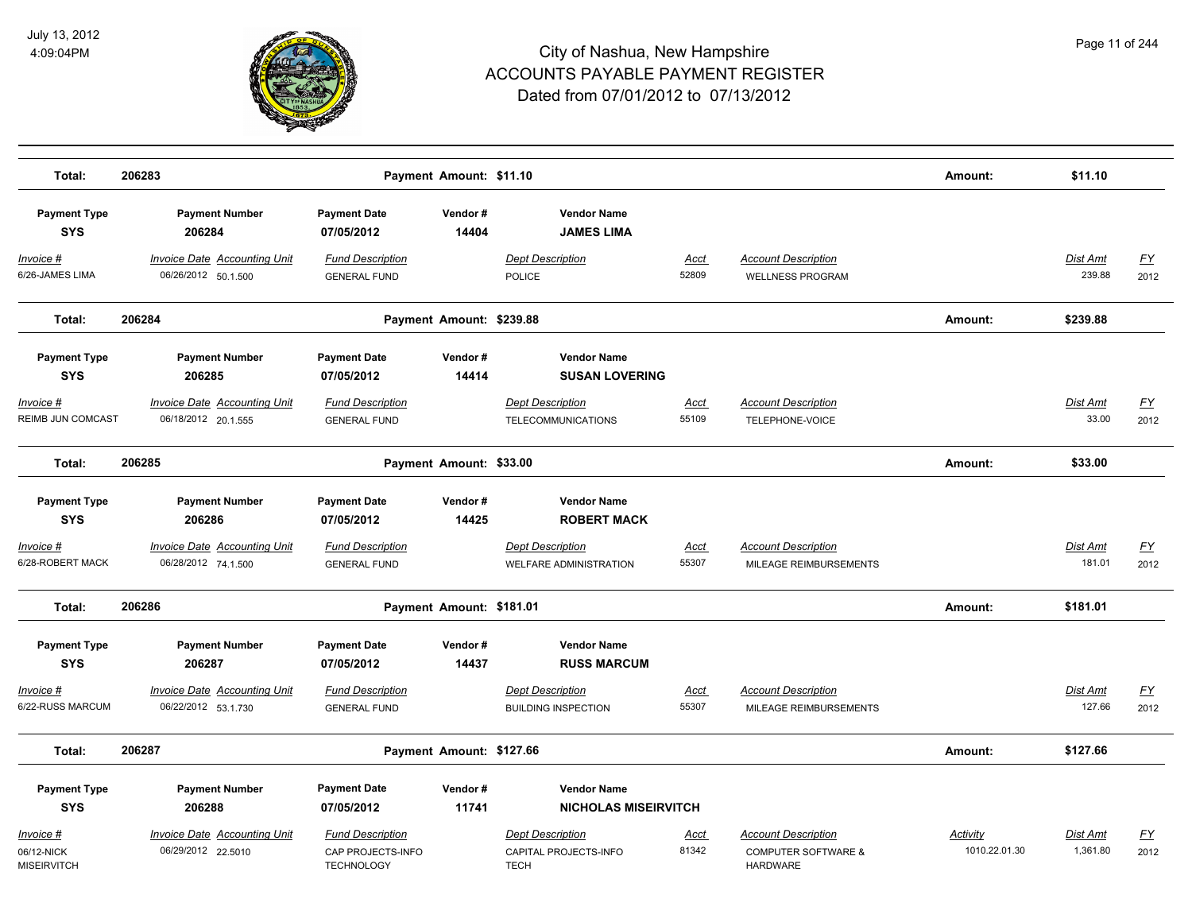| Total: | 206283 | Payment Amount: $11.10 | | | | Amount: | $11.10 | |
|---|---|---|---|---|---|---|---|---|

| Payment Type | Payment Number | Payment Date | Vendor # | Vendor Name | | | | |
|---|---|---|---|---|---|---|---|---|
| SYS | 206284 | 07/05/2012 | 14404 | JAMES LIMA | | | | |
| Invoice # | Invoice Date Accounting Unit | Fund Description | | Dept Description | Acct | Account Description | Dist Amt | FY |
| 6/26-JAMES LIMA | 06/26/2012 50.1.500 | GENERAL FUND | | POLICE | 52809 | WELLNESS PROGRAM | 239.88 | 2012 |
| **Total:** | **206284** | | **Payment Amount: $239.88** | | | **Amount:** | **$239.88** | |

| Payment Type | Payment Number | Payment Date | Vendor # | Vendor Name | | | | |
|---|---|---|---|---|---|---|---|---|
| SYS | 206285 | 07/05/2012 | 14414 | SUSAN LOVERING | | | | |
| Invoice # | Invoice Date Accounting Unit | Fund Description | | Dept Description | Acct | Account Description | Dist Amt | FY |
| REIMB JUN COMCAST | 06/18/2012 20.1.555 | GENERAL FUND | | TELECOMMUNICATIONS | 55109 | TELEPHONE-VOICE | 33.00 | 2012 |
| **Total:** | **206285** | | **Payment Amount: $33.00** | | | **Amount:** | **$33.00** | |

| Payment Type | Payment Number | Payment Date | Vendor # | Vendor Name | | | | |
|---|---|---|---|---|---|---|---|---|
| SYS | 206286 | 07/05/2012 | 14425 | ROBERT MACK | | | | |
| Invoice # | Invoice Date Accounting Unit | Fund Description | | Dept Description | Acct | Account Description | Dist Amt | FY |
| 6/28-ROBERT MACK | 06/28/2012 74.1.500 | GENERAL FUND | | WELFARE ADMINISTRATION | 55307 | MILEAGE REIMBURSEMENTS | 181.01 | 2012 |
| **Total:** | **206286** | | **Payment Amount: $181.01** | | | **Amount:** | **$181.01** | |

| Payment Type | Payment Number | Payment Date | Vendor # | Vendor Name | | | | |
|---|---|---|---|---|---|---|---|---|
| SYS | 206287 | 07/05/2012 | 14437 | RUSS MARCUM | | | | |
| Invoice # | Invoice Date Accounting Unit | Fund Description | | Dept Description | Acct | Account Description | Dist Amt | FY |
| 6/22-RUSS MARCUM | 06/22/2012 53.1.730 | GENERAL FUND | | BUILDING INSPECTION | 55307 | MILEAGE REIMBURSEMENTS | 127.66 | 2012 |
| **Total:** | **206287** | | **Payment Amount: $127.66** | | | **Amount:** | **$127.66** | |

| Payment Type | Payment Number | Payment Date | Vendor # | Vendor Name | | | | | |
|---|---|---|---|---|---|---|---|---|---|
| SYS | 206288 | 07/05/2012 | 11741 | NICHOLAS MISEIRVITCH | | | | | |
| Invoice # | Invoice Date Accounting Unit | Fund Description | | Dept Description | Acct | Account Description | Activity | Dist Amt | FY |
| 06/12-NICK MISEIRVITCH | 06/29/2012 22.5010 | CAP PROJECTS-INFO TECHNOLOGY | | CAPITAL PROJECTS-INFO TECH | 81342 | COMPUTER SOFTWARE & HARDWARE | 1010.22.01.30 | 1,361.80 | 2012 |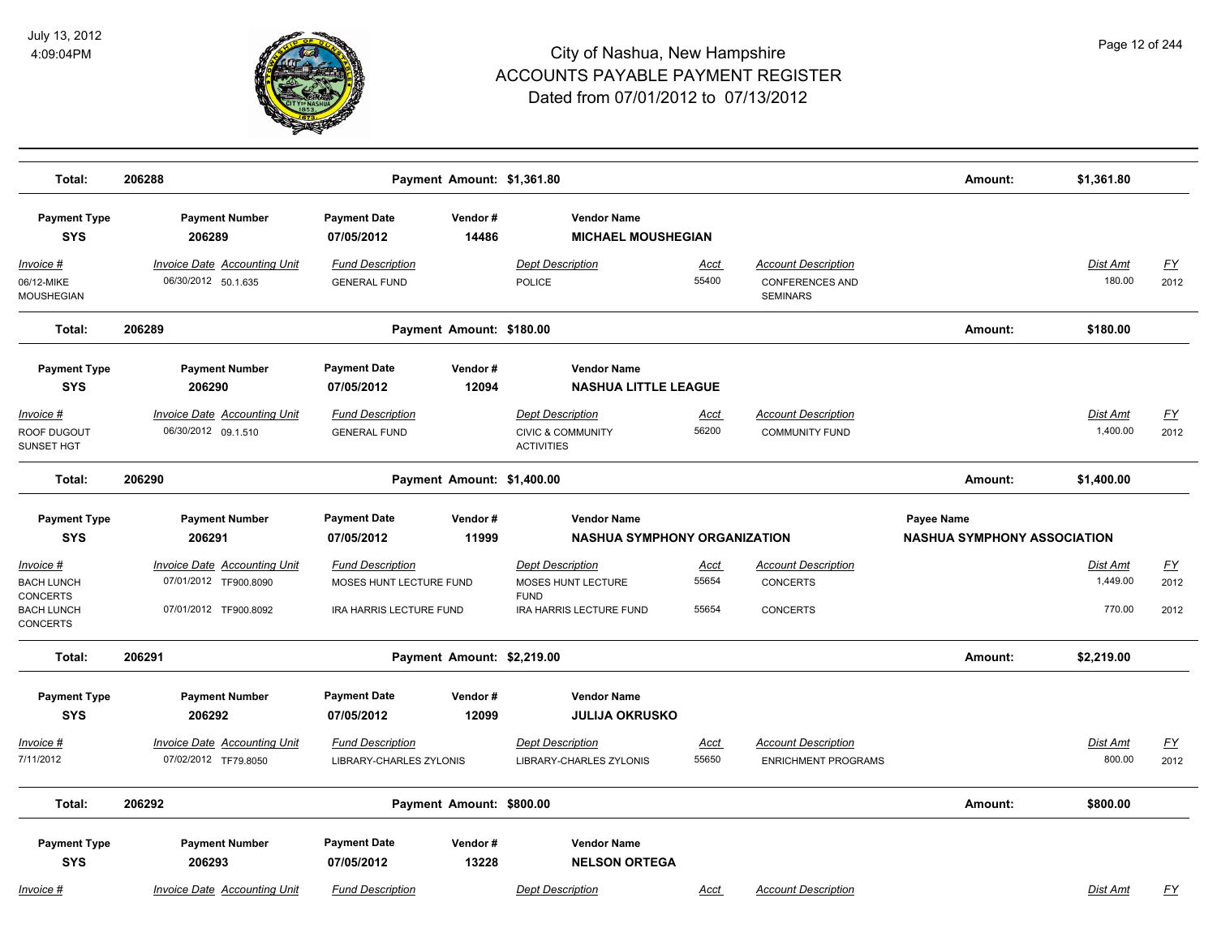# City of Nashua, New Hampshire
# ACCOUNTS PAYABLE PAYMENT REGISTER
## Dated from 07/01/2012 to 07/13/2012

July 13, 2012
4:09:04PM

| Total: | 206288 | Payment Amount: $1,361.80 | | Amount: | $1,361.80 |
|---|---|---|---|---|---|

| Payment Type | Payment Number | Payment Date | Vendor # | Vendor Name |
|---|---|---|---|---|
| SYS | 206289 | 07/05/2012 | 14486 | MICHAEL MOUSHEGIAN |

| Invoice # | Invoice Date | Accounting Unit | Fund Description | Dept Description | Acct | Account Description | Dist Amt | FY |
|---|---|---|---|---|---|---|---|---|
| 06/12-MIKE MOUSHEGIAN | 06/30/2012 | 50.1.635 | GENERAL FUND | POLICE | 55400 | CONFERENCES AND SEMINARS | 180.00 | 2012 |

| Total: | 206289 | Payment Amount: $180.00 | | Amount: | $180.00 |
|---|---|---|---|---|---|

| Payment Type | Payment Number | Payment Date | Vendor # | Vendor Name |
|---|---|---|---|---|
| SYS | 206290 | 07/05/2012 | 12094 | NASHUA LITTLE LEAGUE |

| Invoice # | Invoice Date | Accounting Unit | Fund Description | Dept Description | Acct | Account Description | Dist Amt | FY |
|---|---|---|---|---|---|---|---|---|
| ROOF DUGOUT SUNSET HGT | 06/30/2012 | 09.1.510 | GENERAL FUND | CIVIC & COMMUNITY ACTIVITIES | 56200 | COMMUNITY FUND | 1,400.00 | 2012 |

| Total: | 206290 | Payment Amount: $1,400.00 | | Amount: | $1,400.00 |
|---|---|---|---|---|---|

| Payment Type | Payment Number | Payment Date | Vendor # | Vendor Name | Payee Name |
|---|---|---|---|---|---|
| SYS | 206291 | 07/05/2012 | 11999 | NASHUA SYMPHONY ORGANIZATION | NASHUA SYMPHONY ASSOCIATION |

| Invoice # | Invoice Date | Accounting Unit | Fund Description | Dept Description | Acct | Account Description | Dist Amt | FY |
|---|---|---|---|---|---|---|---|---|
| BACH LUNCH CONCERTS | 07/01/2012 | TF900.8090 | MOSES HUNT LECTURE FUND | MOSES HUNT LECTURE FUND | 55654 | CONCERTS | 1,449.00 | 2012 |
| BACH LUNCH CONCERTS | 07/01/2012 | TF900.8092 | IRA HARRIS LECTURE FUND | IRA HARRIS LECTURE FUND | 55654 | CONCERTS | 770.00 | 2012 |

| Total: | 206291 | Payment Amount: $2,219.00 | | Amount: | $2,219.00 |
|---|---|---|---|---|---|

| Payment Type | Payment Number | Payment Date | Vendor # | Vendor Name |
|---|---|---|---|---|
| SYS | 206292 | 07/05/2012 | 12099 | JULIJA OKRUSKO |

| Invoice # | Invoice Date | Accounting Unit | Fund Description | Dept Description | Acct | Account Description | Dist Amt | FY |
|---|---|---|---|---|---|---|---|---|
| 7/11/2012 | 07/02/2012 | TF79.8050 | LIBRARY-CHARLES ZYLONIS | LIBRARY-CHARLES ZYLONIS | 55650 | ENRICHMENT PROGRAMS | 800.00 | 2012 |

| Total: | 206292 | Payment Amount: $800.00 | | Amount: | $800.00 |
|---|---|---|---|---|---|

| Payment Type | Payment Number | Payment Date | Vendor # | Vendor Name |
|---|---|---|---|---|
| SYS | 206293 | 07/05/2012 | 13228 | NELSON ORTEGA |

| Invoice # | Invoice Date | Accounting Unit | Fund Description | Dept Description | Acct | Account Description | Dist Amt | FY |
|---|---|---|---|---|---|---|---|---|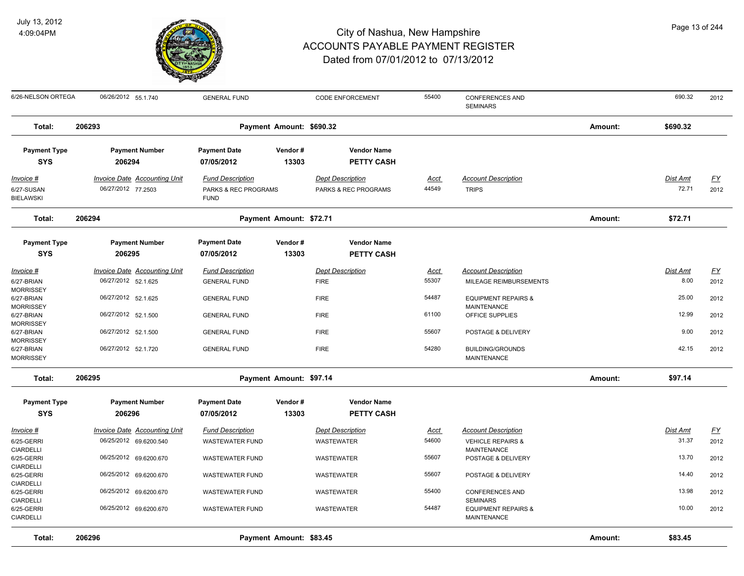| 6/26-NELSON ORTEGA | 06/26/2012 | 55.1.740 | GENERAL FUND | CODE ENFORCEMENT | 55400 | CONFERENCES AND SEMINARS | 690.32 | 2012 |
|---|---|---|---|---|---|---|---|---|

**Total: 206293** Payment Amount: $690.32 Amount: **$690.32**

| Payment Type | Payment Number | Payment Date | Vendor # | Vendor Name |
|---|---|---|---|---|
| **SYS** | **206294** | **07/05/2012** | **13303** | **PETTY CASH** |

| Invoice # | Invoice Date | Accounting Unit | Fund Description | Dept Description | Acct | Account Description | Dist Amt | FY |
|---|---|---|---|---|---|---|---|---|
| 6/27-SUSAN BIELAWSKI | 06/27/2012 | 77.2503 | PARKS & REC PROGRAMS FUND | PARKS & REC PROGRAMS | 44549 | TRIPS | 72.71 | 2012 |

**Total: 206294** Payment Amount: $72.71 Amount: **$72.71**

| Payment Type | Payment Number | Payment Date | Vendor # | Vendor Name |
|---|---|---|---|---|
| **SYS** | **206295** | **07/05/2012** | **13303** | **PETTY CASH** |

| Invoice # | Invoice Date | Accounting Unit | Fund Description | Dept Description | Acct | Account Description | Dist Amt | FY |
|---|---|---|---|---|---|---|---|---|
| 6/27-BRIAN MORRISSEY | 06/27/2012 | 52.1.625 | GENERAL FUND | FIRE | 55307 | MILEAGE REIMBURSEMENTS | 8.00 | 2012 |
| 6/27-BRIAN MORRISSEY | 06/27/2012 | 52.1.625 | GENERAL FUND | FIRE | 54487 | EQUIPMENT REPAIRS & MAINTENANCE | 25.00 | 2012 |
| 6/27-BRIAN MORRISSEY | 06/27/2012 | 52.1.500 | GENERAL FUND | FIRE | 61100 | OFFICE SUPPLIES | 12.99 | 2012 |
| 6/27-BRIAN MORRISSEY | 06/27/2012 | 52.1.500 | GENERAL FUND | FIRE | 55607 | POSTAGE & DELIVERY | 9.00 | 2012 |
| 6/27-BRIAN MORRISSEY | 06/27/2012 | 52.1.720 | GENERAL FUND | FIRE | 54280 | BUILDING/GROUNDS MAINTENANCE | 42.15 | 2012 |

**Total: 206295** Payment Amount: $97.14 Amount: **$97.14**

| Payment Type | Payment Number | Payment Date | Vendor # | Vendor Name |
|---|---|---|---|---|
| **SYS** | **206296** | **07/05/2012** | **13303** | **PETTY CASH** |

| Invoice # | Invoice Date | Accounting Unit | Fund Description | Dept Description | Acct | Account Description | Dist Amt | FY |
|---|---|---|---|---|---|---|---|---|
| 6/25-GERRI CIARDELLI | 06/25/2012 | 69.6200.540 | WASTEWATER FUND | WASTEWATER | 54600 | VEHICLE REPAIRS & MAINTENANCE | 31.37 | 2012 |
| 6/25-GERRI CIARDELLI | 06/25/2012 | 69.6200.670 | WASTEWATER FUND | WASTEWATER | 55607 | POSTAGE & DELIVERY | 13.70 | 2012 |
| 6/25-GERRI CIARDELLI | 06/25/2012 | 69.6200.670 | WASTEWATER FUND | WASTEWATER | 55607 | POSTAGE & DELIVERY | 14.40 | 2012 |
| 6/25-GERRI CIARDELLI | 06/25/2012 | 69.6200.670 | WASTEWATER FUND | WASTEWATER | 55400 | CONFERENCES AND SEMINARS | 13.98 | 2012 |
| 6/25-GERRI CIARDELLI | 06/25/2012 | 69.6200.670 | WASTEWATER FUND | WASTEWATER | 54487 | EQUIPMENT REPAIRS & MAINTENANCE | 10.00 | 2012 |

**Total: 206296** Payment Amount: $83.45 Amount: **$83.45**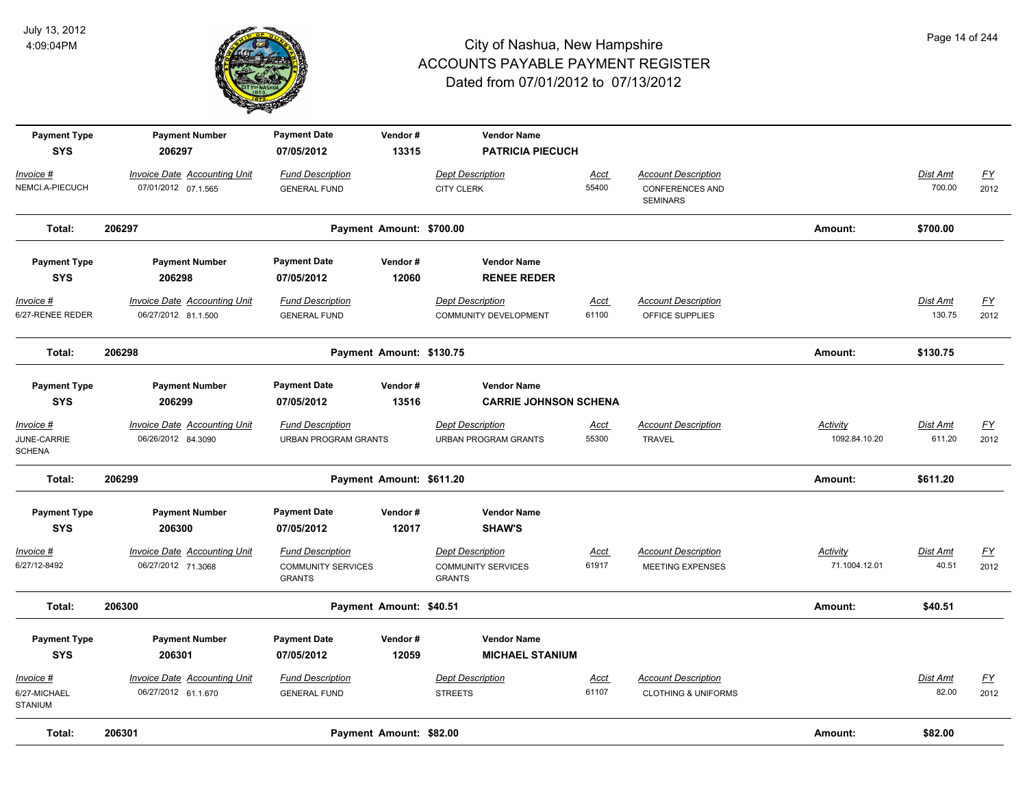# City of Nashua, New Hampshire
## ACCOUNTS PAYABLE PAYMENT REGISTER
### Dated from 07/01/2012 to 07/13/2012

July 13, 2012
4:09:04PM

| Payment Type | Payment Number | Payment Date | Vendor # | Vendor Name | | | | | |
|---|---|---|---|---|---|---|---|---|---|
| SYS | 206297 | 07/05/2012 | 13315 | PATRICIA PIECUCH | | | | | |
| *Invoice #* | *Invoice Date Accounting Unit* | *Fund Description* | | *Dept Description* | *Acct* | *Account Description* | | *Dist Amt* | *FY* |
| NEMCI.A-PIECUCH | 07/01/2012 07.1.565 | GENERAL FUND | | CITY CLERK | 55400 | CONFERENCES AND SEMINARS | | 700.00 | 2012 |
| **Total:** | **206297** | | **Payment Amount: $700.00** | | | | **Amount:** | **$700.00** | |

| Payment Type | Payment Number | Payment Date | Vendor # | Vendor Name | | | | | |
|---|---|---|---|---|---|---|---|---|---|
| SYS | 206298 | 07/05/2012 | 12060 | RENEE REDER | | | | | |
| *Invoice #* | *Invoice Date Accounting Unit* | *Fund Description* | | *Dept Description* | *Acct* | *Account Description* | | *Dist Amt* | *FY* |
| 6/27-RENEE REDER | 06/27/2012 81.1.500 | GENERAL FUND | | COMMUNITY DEVELOPMENT | 61100 | OFFICE SUPPLIES | | 130.75 | 2012 |
| **Total:** | **206298** | | **Payment Amount: $130.75** | | | | **Amount:** | **$130.75** | |

| Payment Type | Payment Number | Payment Date | Vendor # | Vendor Name | | | | | |
|---|---|---|---|---|---|---|---|---|---|
| SYS | 206299 | 07/05/2012 | 13516 | CARRIE JOHNSON SCHENA | | | | | |
| *Invoice #* | *Invoice Date Accounting Unit* | *Fund Description* | | *Dept Description* | *Acct* | *Account Description* | *Activity* | *Dist Amt* | *FY* |
| JUNE-CARRIE SCHENA | 06/26/2012 84.3090 | URBAN PROGRAM GRANTS | | URBAN PROGRAM GRANTS | 55300 | TRAVEL | 1092.84.10.20 | 611.20 | 2012 |
| **Total:** | **206299** | | **Payment Amount: $611.20** | | | | **Amount:** | **$611.20** | |

| Payment Type | Payment Number | Payment Date | Vendor # | Vendor Name | | | | | |
|---|---|---|---|---|---|---|---|---|---|
| SYS | 206300 | 07/05/2012 | 12017 | SHAW'S | | | | | |
| *Invoice #* | *Invoice Date Accounting Unit* | *Fund Description* | | *Dept Description* | *Acct* | *Account Description* | *Activity* | *Dist Amt* | *FY* |
| 6/27/12-8492 | 06/27/2012 71.3068 | COMMUNITY SERVICES GRANTS | | COMMUNITY SERVICES GRANTS | 61917 | MEETING EXPENSES | 71.1004.12.01 | 40.51 | 2012 |
| **Total:** | **206300** | | **Payment Amount: $40.51** | | | | **Amount:** | **$40.51** | |

| Payment Type | Payment Number | Payment Date | Vendor # | Vendor Name | | | | | |
|---|---|---|---|---|---|---|---|---|---|
| SYS | 206301 | 07/05/2012 | 12059 | MICHAEL STANIUM | | | | | |
| *Invoice #* | *Invoice Date Accounting Unit* | *Fund Description* | | *Dept Description* | *Acct* | *Account Description* | | *Dist Amt* | *FY* |
| 6/27-MICHAEL STANIUM | 06/27/2012 61.1.670 | GENERAL FUND | | STREETS | 61107 | CLOTHING & UNIFORMS | | 82.00 | 2012 |
| **Total:** | **206301** | | **Payment Amount: $82.00** | | | | **Amount:** | **$82.00** | |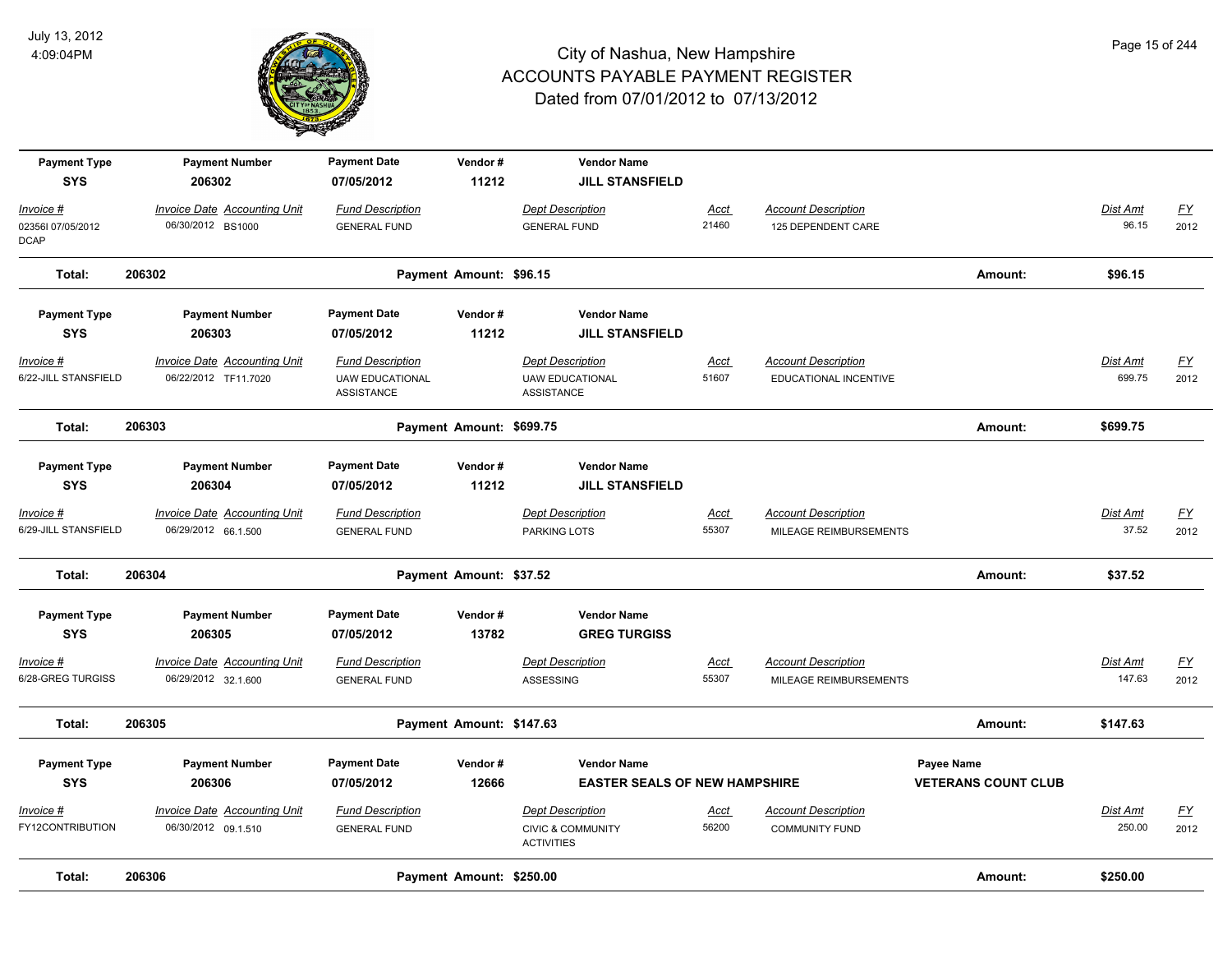# City of Nashua, New Hampshire
## ACCOUNTS PAYABLE PAYMENT REGISTER
### Dated from 07/01/2012 to 07/13/2012

July 13, 2012
4:09:04PM

| Payment Type | Payment Number | Payment Date | Vendor # | Vendor Name | | | | |
|---|---|---|---|---|---|---|---|---|
| **SYS** | **206302** | **07/05/2012** | **11212** | **JILL STANSFIELD** | | | | |
| *Invoice #* | *Invoice Date Accounting Unit* | *Fund Description* | | *Dept Description* | *Acct* | *Account Description* | *Dist Amt* | *FY* |
| 02356I 07/05/2012 DCAP | 06/30/2012 BS1000 | GENERAL FUND | | GENERAL FUND | 21460 | 125 DEPENDENT CARE | 96.15 | 2012 |
| **Total:** | **206302** | **Payment Amount: $96.15** | | | | **Amount:** | **$96.15** | |

| Payment Type | Payment Number | Payment Date | Vendor # | Vendor Name | | | | |
|---|---|---|---|---|---|---|---|---|
| **SYS** | **206303** | **07/05/2012** | **11212** | **JILL STANSFIELD** | | | | |
| *Invoice #* | *Invoice Date Accounting Unit* | *Fund Description* | | *Dept Description* | *Acct* | *Account Description* | *Dist Amt* | *FY* |
| 6/22-JILL STANSFIELD | 06/22/2012 TF11.7020 | UAW EDUCATIONAL ASSISTANCE | | UAW EDUCATIONAL ASSISTANCE | 51607 | EDUCATIONAL INCENTIVE | 699.75 | 2012 |
| **Total:** | **206303** | **Payment Amount: $699.75** | | | | **Amount:** | **$699.75** | |

| Payment Type | Payment Number | Payment Date | Vendor # | Vendor Name | | | | |
|---|---|---|---|---|---|---|---|---|
| **SYS** | **206304** | **07/05/2012** | **11212** | **JILL STANSFIELD** | | | | |
| *Invoice #* | *Invoice Date Accounting Unit* | *Fund Description* | | *Dept Description* | *Acct* | *Account Description* | *Dist Amt* | *FY* |
| 6/29-JILL STANSFIELD | 06/29/2012 66.1.500 | GENERAL FUND | | PARKING LOTS | 55307 | MILEAGE REIMBURSEMENTS | 37.52 | 2012 |
| **Total:** | **206304** | **Payment Amount: $37.52** | | | | **Amount:** | **$37.52** | |

| Payment Type | Payment Number | Payment Date | Vendor # | Vendor Name | | | | |
|---|---|---|---|---|---|---|---|---|
| **SYS** | **206305** | **07/05/2012** | **13782** | **GREG TURGISS** | | | | |
| *Invoice #* | *Invoice Date Accounting Unit* | *Fund Description* | | *Dept Description* | *Acct* | *Account Description* | *Dist Amt* | *FY* |
| 6/28-GREG TURGISS | 06/29/2012 32.1.600 | GENERAL FUND | | ASSESSING | 55307 | MILEAGE REIMBURSEMENTS | 147.63 | 2012 |
| **Total:** | **206305** | **Payment Amount: $147.63** | | | | **Amount:** | **$147.63** | |

| Payment Type | Payment Number | Payment Date | Vendor # | Vendor Name | | Payee Name | | |
|---|---|---|---|---|---|---|---|---|
| **SYS** | **206306** | **07/05/2012** | **12666** | **EASTER SEALS OF NEW HAMPSHIRE** | | **VETERANS COUNT CLUB** | | |
| *Invoice #* | *Invoice Date Accounting Unit* | *Fund Description* | | *Dept Description* | *Acct* | *Account Description* | *Dist Amt* | *FY* |
| FY12CONTRIBUTION | 06/30/2012 09.1.510 | GENERAL FUND | | CIVIC & COMMUNITY ACTIVITIES | 56200 | COMMUNITY FUND | 250.00 | 2012 |
| **Total:** | **206306** | **Payment Amount: $250.00** | | | | **Amount:** | **$250.00** | |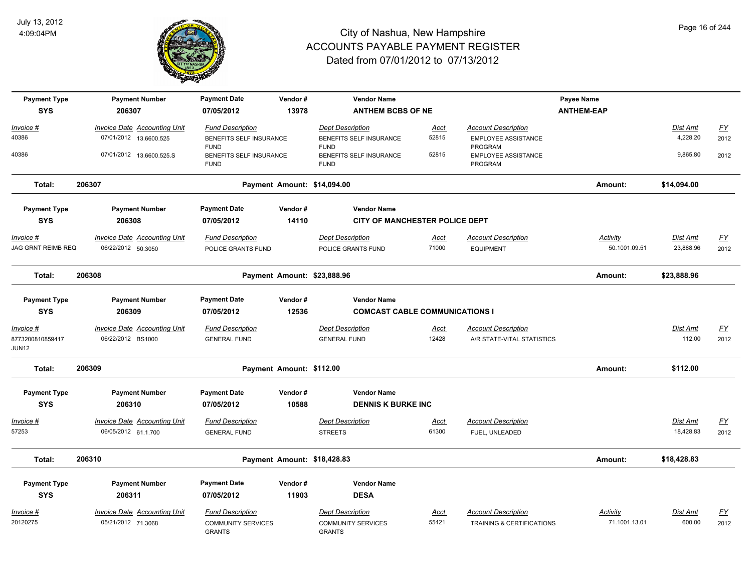# City of Nashua, New Hampshire
## ACCOUNTS PAYABLE PAYMENT REGISTER
### Dated from 07/01/2012 to 07/13/2012

| Payment Type | Payment Number | Payment Date | Vendor # | Vendor Name | | | Payee Name | | |
|---|---|---|---|---|---|---|---|---|---|
| **SYS** | **206307** | **07/05/2012** | **13978** | **ANTHEM BCBS OF NE** | | | **ANTHEM-EAP** | | |
| *Invoice #* | *Invoice Date Accounting Unit* | *Fund Description* | | *Dept Description* | *Acct* | *Account Description* | | *Dist Amt* | *FY* |
| 40386 | 07/01/2012 13.6600.525 | BENEFITS SELF INSURANCE FUND | | BENEFITS SELF INSURANCE FUND | 52815 | EMPLOYEE ASSISTANCE PROGRAM | | 4,228.20 | 2012 |
| 40386 | 07/01/2012 13.6600.525.S | BENEFITS SELF INSURANCE FUND | | BENEFITS SELF INSURANCE FUND | 52815 | EMPLOYEE ASSISTANCE PROGRAM | | 9,865.80 | 2012 |
| **Total:** | **206307** | **Payment Amount: $14,094.00** | | | | | **Amount:** | **$14,094.00** | |

| Payment Type | Payment Number | Payment Date | Vendor # | Vendor Name | | | | | |
|---|---|---|---|---|---|---|---|---|---|
| **SYS** | **206308** | **07/05/2012** | **14110** | **CITY OF MANCHESTER POLICE DEPT** | | | | | |
| *Invoice #* | *Invoice Date Accounting Unit* | *Fund Description* | | *Dept Description* | *Acct* | *Account Description* | *Activity* | *Dist Amt* | *FY* |
| JAG GRNT REIMB REQ | 06/22/2012 50.3050 | POLICE GRANTS FUND | | POLICE GRANTS FUND | 71000 | EQUIPMENT | 50.1001.09.51 | 23,888.96 | 2012 |
| **Total:** | **206308** | **Payment Amount: $23,888.96** | | | | | **Amount:** | **$23,888.96** | |

| Payment Type | Payment Number | Payment Date | Vendor # | Vendor Name | | | | | |
|---|---|---|---|---|---|---|---|---|---|
| **SYS** | **206309** | **07/05/2012** | **12536** | **COMCAST CABLE COMMUNICATIONS I** | | | | | |
| *Invoice #* | *Invoice Date Accounting Unit* | *Fund Description* | | *Dept Description* | *Acct* | *Account Description* | | *Dist Amt* | *FY* |
| 8773200810859417 JUN12 | 06/22/2012 BS1000 | GENERAL FUND | | GENERAL FUND | 12428 | A/R STATE-VITAL STATISTICS | | 112.00 | 2012 |
| **Total:** | **206309** | **Payment Amount: $112.00** | | | | | **Amount:** | **$112.00** | |

| Payment Type | Payment Number | Payment Date | Vendor # | Vendor Name | | | | | |
|---|---|---|---|---|---|---|---|---|---|
| **SYS** | **206310** | **07/05/2012** | **10588** | **DENNIS K BURKE INC** | | | | | |
| *Invoice #* | *Invoice Date Accounting Unit* | *Fund Description* | | *Dept Description* | *Acct* | *Account Description* | | *Dist Amt* | *FY* |
| 57253 | 06/05/2012 61.1.700 | GENERAL FUND | | STREETS | 61300 | FUEL, UNLEADED | | 18,428.83 | 2012 |
| **Total:** | **206310** | **Payment Amount: $18,428.83** | | | | | **Amount:** | **$18,428.83** | |

| Payment Type | Payment Number | Payment Date | Vendor # | Vendor Name | | | | | |
|---|---|---|---|---|---|---|---|---|---|
| **SYS** | **206311** | **07/05/2012** | **11903** | **DESA** | | | | | |
| *Invoice #* | *Invoice Date Accounting Unit* | *Fund Description* | | *Dept Description* | *Acct* | *Account Description* | *Activity* | *Dist Amt* | *FY* |
| 20120275 | 05/21/2012 71.3068 | COMMUNITY SERVICES GRANTS | | COMMUNITY SERVICES GRANTS | 55421 | TRAINING & CERTIFICATIONS | 71.1001.13.01 | 600.00 | 2012 |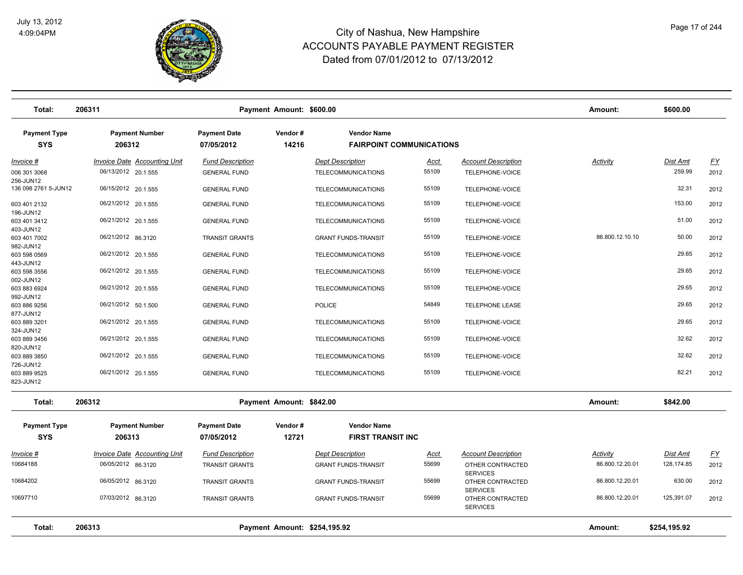# City of Nashua, New Hampshire
## ACCOUNTS PAYABLE PAYMENT REGISTER
### Dated from 07/01/2012 to 07/13/2012

July 13, 2012
4:09:04PM

| Total: | 206311 | Payment Amount: $600.00 | Amount: | $600.00 |
|---|---|---|---|---|

| Payment Type | Payment Number | Payment Date | Vendor # | Vendor Name |
|---|---|---|---|---|
| SYS | 206312 | 07/05/2012 | 14216 | FAIRPOINT COMMUNICATIONS |

| Invoice # | Invoice Date | Accounting Unit | Fund Description | Dept Description | Acct | Account Description | Activity | Dist Amt | FY |
|---|---|---|---|---|---|---|---|---|---|
| 006 301 3068 256-JUN12 | 06/13/2012 | 20.1.555 | GENERAL FUND | TELECOMMUNICATIONS | 55109 | TELEPHONE-VOICE | | 259.99 | 2012 |
| 136 098 2761 5-JUN12 | 06/15/2012 | 20.1.555 | GENERAL FUND | TELECOMMUNICATIONS | 55109 | TELEPHONE-VOICE | | 32.31 | 2012 |
| 603 401 2132 196-JUN12 | 06/21/2012 | 20.1.555 | GENERAL FUND | TELECOMMUNICATIONS | 55109 | TELEPHONE-VOICE | | 153.00 | 2012 |
| 603 401 3412 403-JUN12 | 06/21/2012 | 20.1.555 | GENERAL FUND | TELECOMMUNICATIONS | 55109 | TELEPHONE-VOICE | | 51.00 | 2012 |
| 603 401 7002 982-JUN12 | 06/21/2012 | 86.3120 | TRANSIT GRANTS | GRANT FUNDS-TRANSIT | 55109 | TELEPHONE-VOICE | 86.800.12.10.10 | 50.00 | 2012 |
| 603 598 0569 443-JUN12 | 06/21/2012 | 20.1.555 | GENERAL FUND | TELECOMMUNICATIONS | 55109 | TELEPHONE-VOICE | | 29.65 | 2012 |
| 603 598 3556 002-JUN12 | 06/21/2012 | 20.1.555 | GENERAL FUND | TELECOMMUNICATIONS | 55109 | TELEPHONE-VOICE | | 29.65 | 2012 |
| 603 883 6924 992-JUN12 | 06/21/2012 | 20.1.555 | GENERAL FUND | TELECOMMUNICATIONS | 55109 | TELEPHONE-VOICE | | 29.65 | 2012 |
| 603 886 9256 877-JUN12 | 06/21/2012 | 50.1.500 | GENERAL FUND | POLICE | 54849 | TELEPHONE LEASE | | 29.65 | 2012 |
| 603 889 3201 324-JUN12 | 06/21/2012 | 20.1.555 | GENERAL FUND | TELECOMMUNICATIONS | 55109 | TELEPHONE-VOICE | | 29.65 | 2012 |
| 603 889 3456 820-JUN12 | 06/21/2012 | 20.1.555 | GENERAL FUND | TELECOMMUNICATIONS | 55109 | TELEPHONE-VOICE | | 32.62 | 2012 |
| 603 889 3850 726-JUN12 | 06/21/2012 | 20.1.555 | GENERAL FUND | TELECOMMUNICATIONS | 55109 | TELEPHONE-VOICE | | 32.62 | 2012 |
| 603 889 9525 823-JUN12 | 06/21/2012 | 20.1.555 | GENERAL FUND | TELECOMMUNICATIONS | 55109 | TELEPHONE-VOICE | | 82.21 | 2012 |

| Total: | 206312 | Payment Amount: $842.00 | Amount: | $842.00 |
|---|---|---|---|---|

| Payment Type | Payment Number | Payment Date | Vendor # | Vendor Name |
|---|---|---|---|---|
| SYS | 206313 | 07/05/2012 | 12721 | FIRST TRANSIT INC |

| Invoice # | Invoice Date | Accounting Unit | Fund Description | Dept Description | Acct | Account Description | Activity | Dist Amt | FY |
|---|---|---|---|---|---|---|---|---|---|
| 10684188 | 06/05/2012 | 86.3120 | TRANSIT GRANTS | GRANT FUNDS-TRANSIT | 55699 | OTHER CONTRACTED SERVICES | 86.800.12.20.01 | 128,174.85 | 2012 |
| 10684202 | 06/05/2012 | 86.3120 | TRANSIT GRANTS | GRANT FUNDS-TRANSIT | 55699 | OTHER CONTRACTED SERVICES | 86.800.12.20.01 | 630.00 | 2012 |
| 10697710 | 07/03/2012 | 86.3120 | TRANSIT GRANTS | GRANT FUNDS-TRANSIT | 55699 | OTHER CONTRACTED SERVICES | 86.800.12.20.01 | 125,391.07 | 2012 |

| Total: | 206313 | Payment Amount: $254,195.92 | Amount: | $254,195.92 |
|---|---|---|---|---|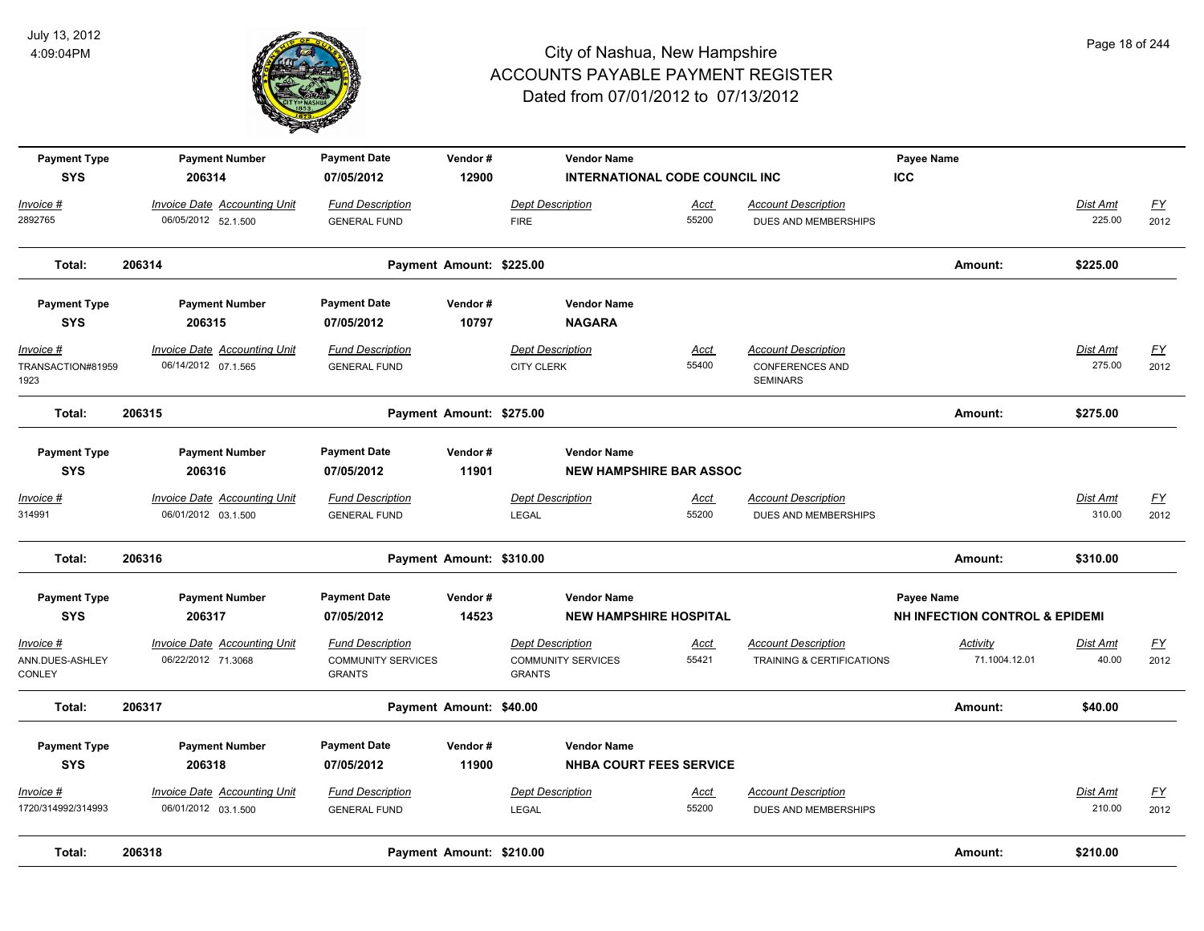# City of Nashua, New Hampshire
## ACCOUNTS PAYABLE PAYMENT REGISTER
### Dated from 07/01/2012 to 07/13/2012

July 13, 2012
4:09:04PM

| Payment Type | Payment Number | Payment Date | Vendor # | Vendor Name | Payee Name |
|---|---|---|---|---|---|
| SYS | 206314 | 07/05/2012 | 12900 | INTERNATIONAL CODE COUNCIL INC | ICC |

| Invoice # | Invoice Date | Accounting Unit | Fund Description | Dept Description | Acct | Account Description | Activity | Dist Amt | FY |
|---|---|---|---|---|---|---|---|---|---|
| 2892765 | 06/05/2012 | 52.1.500 | GENERAL FUND | FIRE | 55200 | DUES AND MEMBERSHIPS | | 225.00 | 2012 |

**Total: 206314** — Payment Amount: $225.00 — Amount: **$225.00**

| Payment Type | Payment Number | Payment Date | Vendor # | Vendor Name |
|---|---|---|---|---|
| SYS | 206315 | 07/05/2012 | 10797 | NAGARA |

| Invoice # | Invoice Date | Accounting Unit | Fund Description | Dept Description | Acct | Account Description | Activity | Dist Amt | FY |
|---|---|---|---|---|---|---|---|---|---|
| TRANSACTION#819591923 | 06/14/2012 | 07.1.565 | GENERAL FUND | CITY CLERK | 55400 | CONFERENCES AND SEMINARS | | 275.00 | 2012 |

**Total: 206315** — Payment Amount: $275.00 — Amount: **$275.00**

| Payment Type | Payment Number | Payment Date | Vendor # | Vendor Name |
|---|---|---|---|---|
| SYS | 206316 | 07/05/2012 | 11901 | NEW HAMPSHIRE BAR ASSOC |

| Invoice # | Invoice Date | Accounting Unit | Fund Description | Dept Description | Acct | Account Description | Activity | Dist Amt | FY |
|---|---|---|---|---|---|---|---|---|---|
| 314991 | 06/01/2012 | 03.1.500 | GENERAL FUND | LEGAL | 55200 | DUES AND MEMBERSHIPS | | 310.00 | 2012 |

**Total: 206316** — Payment Amount: $310.00 — Amount: **$310.00**

| Payment Type | Payment Number | Payment Date | Vendor # | Vendor Name | Payee Name |
|---|---|---|---|---|---|
| SYS | 206317 | 07/05/2012 | 14523 | NEW HAMPSHIRE HOSPITAL | NH INFECTION CONTROL & EPIDEMI |

| Invoice # | Invoice Date | Accounting Unit | Fund Description | Dept Description | Acct | Account Description | Activity | Dist Amt | FY |
|---|---|---|---|---|---|---|---|---|---|
| ANN.DUES-ASHLEY CONLEY | 06/22/2012 | 71.3068 | COMMUNITY SERVICES GRANTS | COMMUNITY SERVICES GRANTS | 55421 | TRAINING & CERTIFICATIONS | 71.1004.12.01 | 40.00 | 2012 |

**Total: 206317** — Payment Amount: $40.00 — Amount: **$40.00**

| Payment Type | Payment Number | Payment Date | Vendor # | Vendor Name |
|---|---|---|---|---|
| SYS | 206318 | 07/05/2012 | 11900 | NHBA COURT FEES SERVICE |

| Invoice # | Invoice Date | Accounting Unit | Fund Description | Dept Description | Acct | Account Description | Activity | Dist Amt | FY |
|---|---|---|---|---|---|---|---|---|---|
| 1720/314992/314993 | 06/01/2012 | 03.1.500 | GENERAL FUND | LEGAL | 55200 | DUES AND MEMBERSHIPS | | 210.00 | 2012 |

**Total: 206318** — Payment Amount: $210.00 — Amount: **$210.00**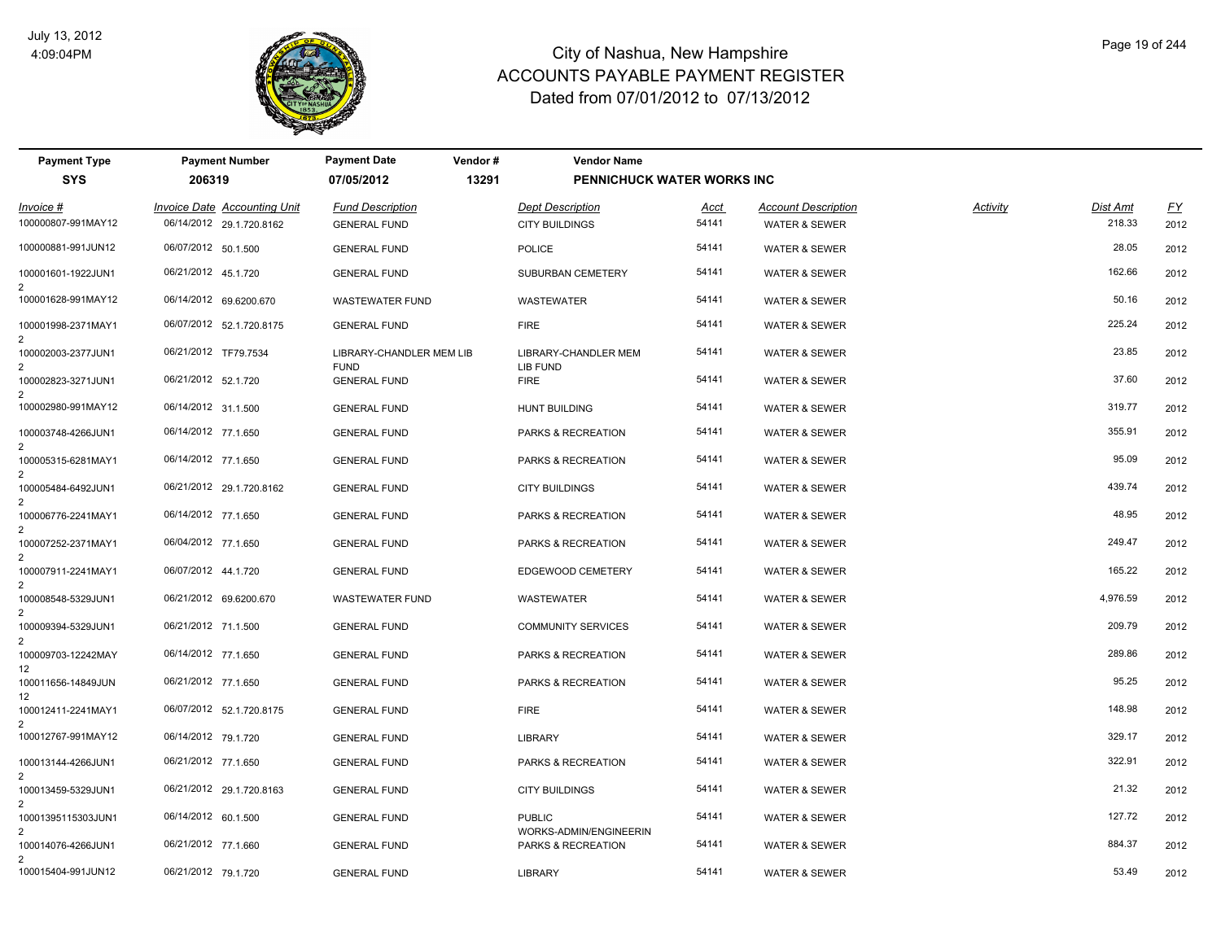# City of Nashua, New Hampshire
## ACCOUNTS PAYABLE PAYMENT REGISTER
### Dated from 07/01/2012 to 07/13/2012

July 13, 2012
4:09:04PM

| Payment Type | Payment Number | Payment Date | Vendor # | Vendor Name |
|---|---|---|---|---|
| SYS | 206319 | 07/05/2012 | 13291 | PENNICHUCK WATER WORKS INC |

| Invoice # | Invoice Date | Accounting Unit | Fund Description | Dept Description | Acct | Account Description | Activity | Dist Amt | FY |
|---|---|---|---|---|---|---|---|---|---|
| 100000807-991MAY12 | 06/14/2012 | 29.1.720.8162 | GENERAL FUND | CITY BUILDINGS | 54141 | WATER & SEWER | | 218.33 | 2012 |
| 100000881-991JUN12 | 06/07/2012 | 50.1.500 | GENERAL FUND | POLICE | 54141 | WATER & SEWER | | 28.05 | 2012 |
| 100001601-1922JUN12 | 06/21/2012 | 45.1.720 | GENERAL FUND | SUBURBAN CEMETERY | 54141 | WATER & SEWER | | 162.66 | 2012 |
| 100001628-991MAY12 | 06/14/2012 | 69.6200.670 | WASTEWATER FUND | WASTEWATER | 54141 | WATER & SEWER | | 50.16 | 2012 |
| 100001998-2371MAY12 | 06/07/2012 | 52.1.720.8175 | GENERAL FUND | FIRE | 54141 | WATER & SEWER | | 225.24 | 2012 |
| 100002003-2377JUN12 | 06/21/2012 | TF79.7534 | LIBRARY-CHANDLER MEM LIB FUND | LIBRARY-CHANDLER MEM LIB FUND | 54141 | WATER & SEWER | | 23.85 | 2012 |
| 100002823-3271JUN12 | 06/21/2012 | 52.1.720 | GENERAL FUND | FIRE | 54141 | WATER & SEWER | | 37.60 | 2012 |
| 100002980-991MAY12 | 06/14/2012 | 31.1.500 | GENERAL FUND | HUNT BUILDING | 54141 | WATER & SEWER | | 319.77 | 2012 |
| 100003748-4266JUN12 | 06/14/2012 | 77.1.650 | GENERAL FUND | PARKS & RECREATION | 54141 | WATER & SEWER | | 355.91 | 2012 |
| 100005315-6281MAY12 | 06/14/2012 | 77.1.650 | GENERAL FUND | PARKS & RECREATION | 54141 | WATER & SEWER | | 95.09 | 2012 |
| 100005484-6492JUN12 | 06/21/2012 | 29.1.720.8162 | GENERAL FUND | CITY BUILDINGS | 54141 | WATER & SEWER | | 439.74 | 2012 |
| 100006776-2241MAY12 | 06/14/2012 | 77.1.650 | GENERAL FUND | PARKS & RECREATION | 54141 | WATER & SEWER | | 48.95 | 2012 |
| 100007252-2371MAY12 | 06/04/2012 | 77.1.650 | GENERAL FUND | PARKS & RECREATION | 54141 | WATER & SEWER | | 249.47 | 2012 |
| 100007911-2241MAY12 | 06/07/2012 | 44.1.720 | GENERAL FUND | EDGEWOOD CEMETERY | 54141 | WATER & SEWER | | 165.22 | 2012 |
| 100008548-5329JUN12 | 06/21/2012 | 69.6200.670 | WASTEWATER FUND | WASTEWATER | 54141 | WATER & SEWER | | 4,976.59 | 2012 |
| 100009394-5329JUN12 | 06/21/2012 | 71.1.500 | GENERAL FUND | COMMUNITY SERVICES | 54141 | WATER & SEWER | | 209.79 | 2012 |
| 100009703-12242MAY12 | 06/14/2012 | 77.1.650 | GENERAL FUND | PARKS & RECREATION | 54141 | WATER & SEWER | | 289.86 | 2012 |
| 100011656-14849JUN12 | 06/21/2012 | 77.1.650 | GENERAL FUND | PARKS & RECREATION | 54141 | WATER & SEWER | | 95.25 | 2012 |
| 100012411-2241MAY12 | 06/07/2012 | 52.1.720.8175 | GENERAL FUND | FIRE | 54141 | WATER & SEWER | | 148.98 | 2012 |
| 100012767-991MAY12 | 06/14/2012 | 79.1.720 | GENERAL FUND | LIBRARY | 54141 | WATER & SEWER | | 329.17 | 2012 |
| 100013144-4266JUN12 | 06/21/2012 | 77.1.650 | GENERAL FUND | PARKS & RECREATION | 54141 | WATER & SEWER | | 322.91 | 2012 |
| 100013459-5329JUN12 | 06/21/2012 | 29.1.720.8163 | GENERAL FUND | CITY BUILDINGS | 54141 | WATER & SEWER | | 21.32 | 2012 |
| 10001395115303JUN12 | 06/14/2012 | 60.1.500 | GENERAL FUND | PUBLIC WORKS-ADMIN/ENGINEERIN | 54141 | WATER & SEWER | | 127.72 | 2012 |
| 100014076-4266JUN12 | 06/21/2012 | 77.1.660 | GENERAL FUND | PARKS & RECREATION | 54141 | WATER & SEWER | | 884.37 | 2012 |
| 100015404-991JUN12 | 06/21/2012 | 79.1.720 | GENERAL FUND | LIBRARY | 54141 | WATER & SEWER | | 53.49 | 2012 |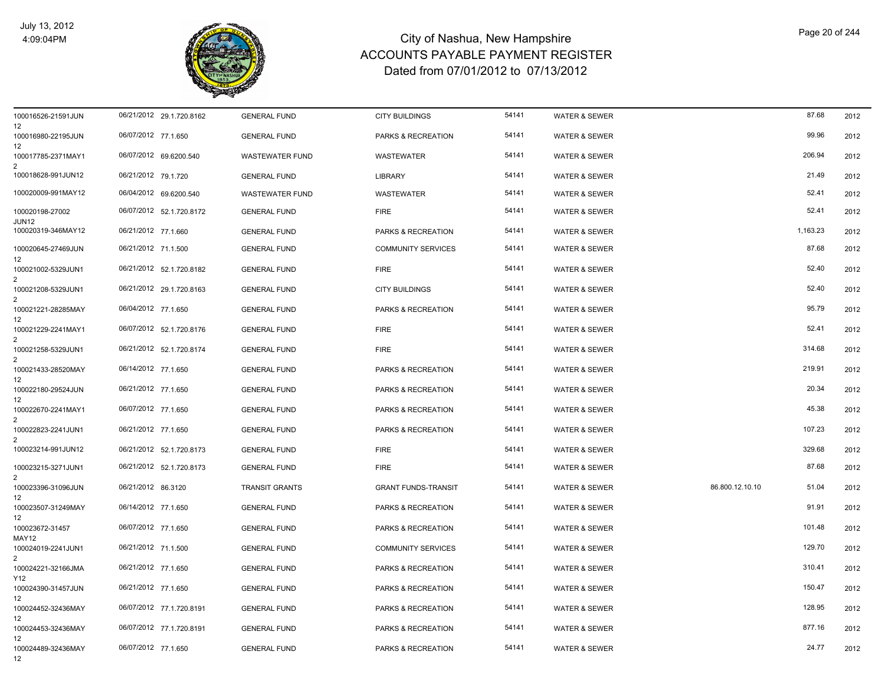# City of Nashua, New Hampshire
## ACCOUNTS PAYABLE PAYMENT REGISTER
### Dated from 07/01/2012 to 07/13/2012

July 13, 2012
4:09:04PM

| | | | | | | | | | | |
|---|---|---|---|---|---|---|---|---|---|---|
| 100016526-21591JUN12 | 06/21/2012 | 29.1.720.8162 | GENERAL FUND | CITY BUILDINGS | 54141 | WATER & SEWER | | 87.68 | 2012 |
| 100016980-22195JUN12 | 06/07/2012 | 77.1.650 | GENERAL FUND | PARKS & RECREATION | 54141 | WATER & SEWER | | 99.96 | 2012 |
| 100017785-2371MAY12 | 06/07/2012 | 69.6200.540 | WASTEWATER FUND | WASTEWATER | 54141 | WATER & SEWER | | 206.94 | 2012 |
| 100018628-991JUN12 | 06/21/2012 | 79.1.720 | GENERAL FUND | LIBRARY | 54141 | WATER & SEWER | | 21.49 | 2012 |
| 100020009-991MAY12 | 06/04/2012 | 69.6200.540 | WASTEWATER FUND | WASTEWATER | 54141 | WATER & SEWER | | 52.41 | 2012 |
| 100020198-27002JUN12 | 06/07/2012 | 52.1.720.8172 | GENERAL FUND | FIRE | 54141 | WATER & SEWER | | 52.41 | 2012 |
| 100020319-346MAY12 | 06/21/2012 | 77.1.660 | GENERAL FUND | PARKS & RECREATION | 54141 | WATER & SEWER | | 1,163.23 | 2012 |
| 100020645-27469JUN12 | 06/21/2012 | 71.1.500 | GENERAL FUND | COMMUNITY SERVICES | 54141 | WATER & SEWER | | 87.68 | 2012 |
| 100021002-5329JUN12 | 06/21/2012 | 52.1.720.8182 | GENERAL FUND | FIRE | 54141 | WATER & SEWER | | 52.40 | 2012 |
| 100021208-5329JUN12 | 06/21/2012 | 29.1.720.8163 | GENERAL FUND | CITY BUILDINGS | 54141 | WATER & SEWER | | 52.40 | 2012 |
| 100021221-28285MAY12 | 06/04/2012 | 77.1.650 | GENERAL FUND | PARKS & RECREATION | 54141 | WATER & SEWER | | 95.79 | 2012 |
| 100021229-2241MAY12 | 06/07/2012 | 52.1.720.8176 | GENERAL FUND | FIRE | 54141 | WATER & SEWER | | 52.41 | 2012 |
| 100021258-5329JUN12 | 06/21/2012 | 52.1.720.8174 | GENERAL FUND | FIRE | 54141 | WATER & SEWER | | 314.68 | 2012 |
| 100021433-28520MAY12 | 06/14/2012 | 77.1.650 | GENERAL FUND | PARKS & RECREATION | 54141 | WATER & SEWER | | 219.91 | 2012 |
| 100022180-29524JUN12 | 06/21/2012 | 77.1.650 | GENERAL FUND | PARKS & RECREATION | 54141 | WATER & SEWER | | 20.34 | 2012 |
| 100022670-2241MAY12 | 06/07/2012 | 77.1.650 | GENERAL FUND | PARKS & RECREATION | 54141 | WATER & SEWER | | 45.38 | 2012 |
| 100022823-2241JUN12 | 06/21/2012 | 77.1.650 | GENERAL FUND | PARKS & RECREATION | 54141 | WATER & SEWER | | 107.23 | 2012 |
| 100023214-991JUN12 | 06/21/2012 | 52.1.720.8173 | GENERAL FUND | FIRE | 54141 | WATER & SEWER | | 329.68 | 2012 |
| 100023215-3271JUN12 | 06/21/2012 | 52.1.720.8173 | GENERAL FUND | FIRE | 54141 | WATER & SEWER | | 87.68 | 2012 |
| 100023396-31096JUN12 | 06/21/2012 | 86.3120 | TRANSIT GRANTS | GRANT FUNDS-TRANSIT | 54141 | WATER & SEWER | 86.800.12.10.10 | 51.04 | 2012 |
| 100023507-31249MAY12 | 06/14/2012 | 77.1.650 | GENERAL FUND | PARKS & RECREATION | 54141 | WATER & SEWER | | 91.91 | 2012 |
| 100023672-31457MAY12 | 06/07/2012 | 77.1.650 | GENERAL FUND | PARKS & RECREATION | 54141 | WATER & SEWER | | 101.48 | 2012 |
| 100024019-2241JUN12 | 06/21/2012 | 71.1.500 | GENERAL FUND | COMMUNITY SERVICES | 54141 | WATER & SEWER | | 129.70 | 2012 |
| 100024221-32166JMAY12 | 06/21/2012 | 77.1.650 | GENERAL FUND | PARKS & RECREATION | 54141 | WATER & SEWER | | 310.41 | 2012 |
| 100024390-31457JUN12 | 06/21/2012 | 77.1.650 | GENERAL FUND | PARKS & RECREATION | 54141 | WATER & SEWER | | 150.47 | 2012 |
| 100024452-32436MAY12 | 06/07/2012 | 77.1.720.8191 | GENERAL FUND | PARKS & RECREATION | 54141 | WATER & SEWER | | 128.95 | 2012 |
| 100024453-32436MAY12 | 06/07/2012 | 77.1.720.8191 | GENERAL FUND | PARKS & RECREATION | 54141 | WATER & SEWER | | 877.16 | 2012 |
| 100024489-32436MAY12 | 06/07/2012 | 77.1.650 | GENERAL FUND | PARKS & RECREATION | 54141 | WATER & SEWER | | 24.77 | 2012 |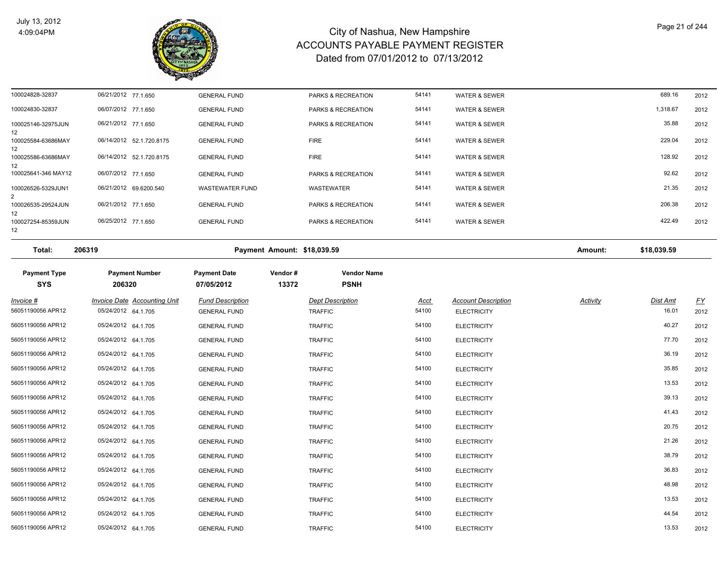# City of Nashua, New Hampshire
# ACCOUNTS PAYABLE PAYMENT REGISTER
# Dated from 07/01/2012 to 07/13/2012

July 13, 2012
4:09:04PM

| Invoice # | Invoice Date | Accounting Unit | Fund Description | Dept Description | Acct | Account Description | Activity | Dist Amt | FY |
|---|---|---|---|---|---|---|---|---|---|
| 100024828-32837 | 06/21/2012 | 77.1.650 | GENERAL FUND | PARKS & RECREATION | 54141 | WATER & SEWER | | 689.16 | 2012 |
| 100024830-32837 | 06/07/2012 | 77.1.650 | GENERAL FUND | PARKS & RECREATION | 54141 | WATER & SEWER | | 1,318.67 | 2012 |
| 100025146-32975JUN12 | 06/21/2012 | 77.1.650 | GENERAL FUND | PARKS & RECREATION | 54141 | WATER & SEWER | | 35.88 | 2012 |
| 100025584-63686MAY12 | 06/14/2012 | 52.1.720.8175 | GENERAL FUND | FIRE | 54141 | WATER & SEWER | | 229.04 | 2012 |
| 100025586-63686MAY12 | 06/14/2012 | 52.1.720.8175 | GENERAL FUND | FIRE | 54141 | WATER & SEWER | | 128.92 | 2012 |
| 100025641-346 MAY12 | 06/07/2012 | 77.1.650 | GENERAL FUND | PARKS & RECREATION | 54141 | WATER & SEWER | | 92.62 | 2012 |
| 100026526-5329JUN12 | 06/21/2012 | 69.6200.540 | WASTEWATER FUND | WASTEWATER | 54141 | WATER & SEWER | | 21.35 | 2012 |
| 100026535-29524JUN12 | 06/21/2012 | 77.1.650 | GENERAL FUND | PARKS & RECREATION | 54141 | WATER & SEWER | | 206.38 | 2012 |
| 100027254-85359JUN12 | 06/25/2012 | 77.1.650 | GENERAL FUND | PARKS & RECREATION | 54141 | WATER & SEWER | | 422.49 | 2012 |

**Total: 206319** | **Payment Amount: $18,039.59** | **Amount: $18,039.59**

| Payment Type | Payment Number | Payment Date | Vendor # | Vendor Name |
|---|---|---|---|---|
| SYS | 206320 | 07/05/2012 | 13372 | PSNH |

| Invoice # | Invoice Date | Accounting Unit | Fund Description | Dept Description | Acct | Account Description | Activity | Dist Amt | FY |
|---|---|---|---|---|---|---|---|---|---|
| 56051190056 APR12 | 05/24/2012 | 64.1.705 | GENERAL FUND | TRAFFIC | 54100 | ELECTRICITY | | 16.01 | 2012 |
| 56051190056 APR12 | 05/24/2012 | 64.1.705 | GENERAL FUND | TRAFFIC | 54100 | ELECTRICITY | | 40.27 | 2012 |
| 56051190056 APR12 | 05/24/2012 | 64.1.705 | GENERAL FUND | TRAFFIC | 54100 | ELECTRICITY | | 77.70 | 2012 |
| 56051190056 APR12 | 05/24/2012 | 64.1.705 | GENERAL FUND | TRAFFIC | 54100 | ELECTRICITY | | 36.19 | 2012 |
| 56051190056 APR12 | 05/24/2012 | 64.1.705 | GENERAL FUND | TRAFFIC | 54100 | ELECTRICITY | | 35.85 | 2012 |
| 56051190056 APR12 | 05/24/2012 | 64.1.705 | GENERAL FUND | TRAFFIC | 54100 | ELECTRICITY | | 13.53 | 2012 |
| 56051190056 APR12 | 05/24/2012 | 64.1.705 | GENERAL FUND | TRAFFIC | 54100 | ELECTRICITY | | 39.13 | 2012 |
| 56051190056 APR12 | 05/24/2012 | 64.1.705 | GENERAL FUND | TRAFFIC | 54100 | ELECTRICITY | | 41.43 | 2012 |
| 56051190056 APR12 | 05/24/2012 | 64.1.705 | GENERAL FUND | TRAFFIC | 54100 | ELECTRICITY | | 20.75 | 2012 |
| 56051190056 APR12 | 05/24/2012 | 64.1.705 | GENERAL FUND | TRAFFIC | 54100 | ELECTRICITY | | 21.26 | 2012 |
| 56051190056 APR12 | 05/24/2012 | 64.1.705 | GENERAL FUND | TRAFFIC | 54100 | ELECTRICITY | | 38.79 | 2012 |
| 56051190056 APR12 | 05/24/2012 | 64.1.705 | GENERAL FUND | TRAFFIC | 54100 | ELECTRICITY | | 36.83 | 2012 |
| 56051190056 APR12 | 05/24/2012 | 64.1.705 | GENERAL FUND | TRAFFIC | 54100 | ELECTRICITY | | 48.98 | 2012 |
| 56051190056 APR12 | 05/24/2012 | 64.1.705 | GENERAL FUND | TRAFFIC | 54100 | ELECTRICITY | | 13.53 | 2012 |
| 56051190056 APR12 | 05/24/2012 | 64.1.705 | GENERAL FUND | TRAFFIC | 54100 | ELECTRICITY | | 44.54 | 2012 |
| 56051190056 APR12 | 05/24/2012 | 64.1.705 | GENERAL FUND | TRAFFIC | 54100 | ELECTRICITY | | 13.53 | 2012 |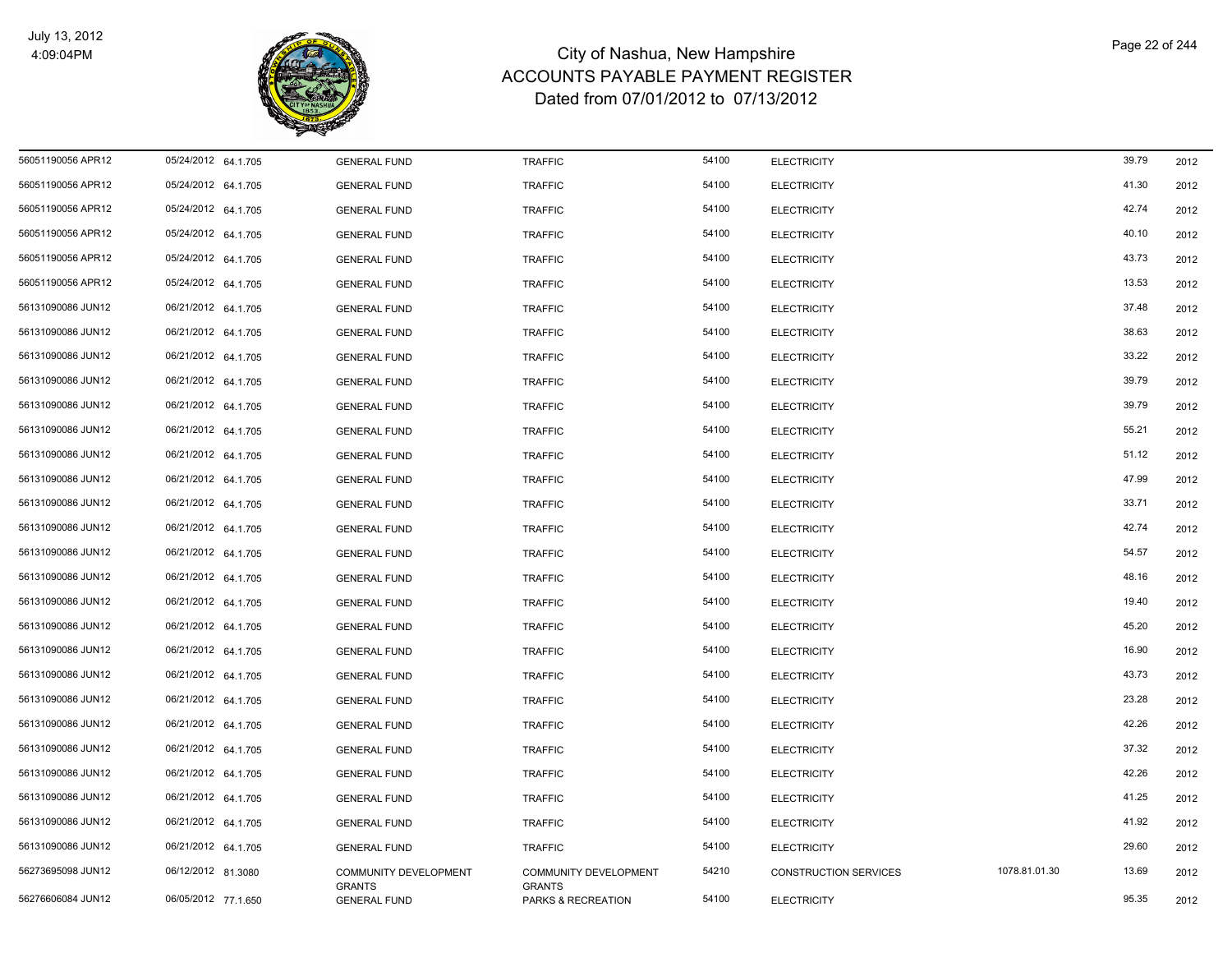# City of Nashua, New Hampshire
## ACCOUNTS PAYABLE PAYMENT REGISTER
### Dated from 07/01/2012 to 07/13/2012

| | | | | | | | | | |
|---|---|---|---|---|---|---|---|---|---|
| 56051190056 APR12 | 05/24/2012 | 64.1.705 | GENERAL FUND | TRAFFIC | 54100 | ELECTRICITY | | 39.79 | 2012 |
| 56051190056 APR12 | 05/24/2012 | 64.1.705 | GENERAL FUND | TRAFFIC | 54100 | ELECTRICITY | | 41.30 | 2012 |
| 56051190056 APR12 | 05/24/2012 | 64.1.705 | GENERAL FUND | TRAFFIC | 54100 | ELECTRICITY | | 42.74 | 2012 |
| 56051190056 APR12 | 05/24/2012 | 64.1.705 | GENERAL FUND | TRAFFIC | 54100 | ELECTRICITY | | 40.10 | 2012 |
| 56051190056 APR12 | 05/24/2012 | 64.1.705 | GENERAL FUND | TRAFFIC | 54100 | ELECTRICITY | | 43.73 | 2012 |
| 56051190056 APR12 | 05/24/2012 | 64.1.705 | GENERAL FUND | TRAFFIC | 54100 | ELECTRICITY | | 13.53 | 2012 |
| 56131090086 JUN12 | 06/21/2012 | 64.1.705 | GENERAL FUND | TRAFFIC | 54100 | ELECTRICITY | | 37.48 | 2012 |
| 56131090086 JUN12 | 06/21/2012 | 64.1.705 | GENERAL FUND | TRAFFIC | 54100 | ELECTRICITY | | 38.63 | 2012 |
| 56131090086 JUN12 | 06/21/2012 | 64.1.705 | GENERAL FUND | TRAFFIC | 54100 | ELECTRICITY | | 33.22 | 2012 |
| 56131090086 JUN12 | 06/21/2012 | 64.1.705 | GENERAL FUND | TRAFFIC | 54100 | ELECTRICITY | | 39.79 | 2012 |
| 56131090086 JUN12 | 06/21/2012 | 64.1.705 | GENERAL FUND | TRAFFIC | 54100 | ELECTRICITY | | 39.79 | 2012 |
| 56131090086 JUN12 | 06/21/2012 | 64.1.705 | GENERAL FUND | TRAFFIC | 54100 | ELECTRICITY | | 55.21 | 2012 |
| 56131090086 JUN12 | 06/21/2012 | 64.1.705 | GENERAL FUND | TRAFFIC | 54100 | ELECTRICITY | | 51.12 | 2012 |
| 56131090086 JUN12 | 06/21/2012 | 64.1.705 | GENERAL FUND | TRAFFIC | 54100 | ELECTRICITY | | 47.99 | 2012 |
| 56131090086 JUN12 | 06/21/2012 | 64.1.705 | GENERAL FUND | TRAFFIC | 54100 | ELECTRICITY | | 33.71 | 2012 |
| 56131090086 JUN12 | 06/21/2012 | 64.1.705 | GENERAL FUND | TRAFFIC | 54100 | ELECTRICITY | | 42.74 | 2012 |
| 56131090086 JUN12 | 06/21/2012 | 64.1.705 | GENERAL FUND | TRAFFIC | 54100 | ELECTRICITY | | 54.57 | 2012 |
| 56131090086 JUN12 | 06/21/2012 | 64.1.705 | GENERAL FUND | TRAFFIC | 54100 | ELECTRICITY | | 48.16 | 2012 |
| 56131090086 JUN12 | 06/21/2012 | 64.1.705 | GENERAL FUND | TRAFFIC | 54100 | ELECTRICITY | | 19.40 | 2012 |
| 56131090086 JUN12 | 06/21/2012 | 64.1.705 | GENERAL FUND | TRAFFIC | 54100 | ELECTRICITY | | 45.20 | 2012 |
| 56131090086 JUN12 | 06/21/2012 | 64.1.705 | GENERAL FUND | TRAFFIC | 54100 | ELECTRICITY | | 16.90 | 2012 |
| 56131090086 JUN12 | 06/21/2012 | 64.1.705 | GENERAL FUND | TRAFFIC | 54100 | ELECTRICITY | | 43.73 | 2012 |
| 56131090086 JUN12 | 06/21/2012 | 64.1.705 | GENERAL FUND | TRAFFIC | 54100 | ELECTRICITY | | 23.28 | 2012 |
| 56131090086 JUN12 | 06/21/2012 | 64.1.705 | GENERAL FUND | TRAFFIC | 54100 | ELECTRICITY | | 42.26 | 2012 |
| 56131090086 JUN12 | 06/21/2012 | 64.1.705 | GENERAL FUND | TRAFFIC | 54100 | ELECTRICITY | | 37.32 | 2012 |
| 56131090086 JUN12 | 06/21/2012 | 64.1.705 | GENERAL FUND | TRAFFIC | 54100 | ELECTRICITY | | 42.26 | 2012 |
| 56131090086 JUN12 | 06/21/2012 | 64.1.705 | GENERAL FUND | TRAFFIC | 54100 | ELECTRICITY | | 41.25 | 2012 |
| 56131090086 JUN12 | 06/21/2012 | 64.1.705 | GENERAL FUND | TRAFFIC | 54100 | ELECTRICITY | | 41.92 | 2012 |
| 56131090086 JUN12 | 06/21/2012 | 64.1.705 | GENERAL FUND | TRAFFIC | 54100 | ELECTRICITY | | 29.60 | 2012 |
| 56273695098 JUN12 | 06/12/2012 | 81.3080 | COMMUNITY DEVELOPMENT GRANTS | COMMUNITY DEVELOPMENT GRANTS | 54210 | CONSTRUCTION SERVICES | 1078.81.01.30 | 13.69 | 2012 |
| 56276606084 JUN12 | 06/05/2012 | 77.1.650 | GENERAL FUND | PARKS & RECREATION | 54100 | ELECTRICITY | | 95.35 | 2012 |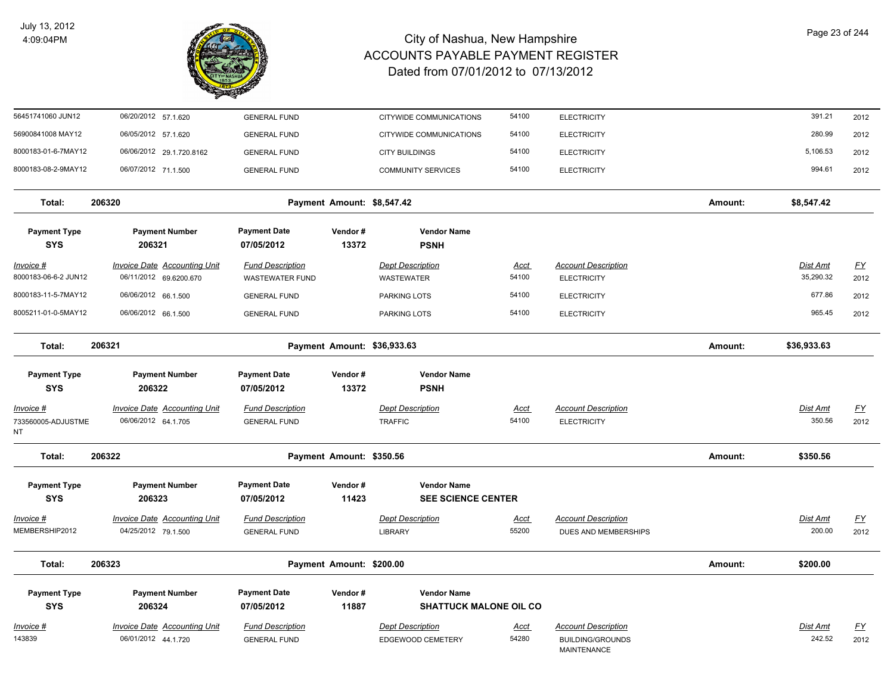# City of Nashua, New Hampshire
# ACCOUNTS PAYABLE PAYMENT REGISTER
## Dated from 07/01/2012 to 07/13/2012

July 13, 2012
4:09:04PM

| Invoice # | Invoice Date | Accounting Unit | Fund Description | Dept Description | Acct | Account Description | Dist Amt | FY |
|---|---|---|---|---|---|---|---|---|
| 56451741060 JUN12 | 06/20/2012 | 57.1.620 | GENERAL FUND | CITYWIDE COMMUNICATIONS | 54100 | ELECTRICITY | 391.21 | 2012 |
| 56900841008 MAY12 | 06/05/2012 | 57.1.620 | GENERAL FUND | CITYWIDE COMMUNICATIONS | 54100 | ELECTRICITY | 280.99 | 2012 |
| 8000183-01-6-7MAY12 | 06/06/2012 | 29.1.720.8162 | GENERAL FUND | CITY BUILDINGS | 54100 | ELECTRICITY | 5,106.53 | 2012 |
| 8000183-08-2-9MAY12 | 06/07/2012 | 71.1.500 | GENERAL FUND | COMMUNITY SERVICES | 54100 | ELECTRICITY | 994.61 | 2012 |

**Total: 206320** — Payment Amount: $8,547.42 — Amount: $8,547.42

| Payment Type | Payment Number | Payment Date | Vendor # | Vendor Name |
|---|---|---|---|---|
| SYS | 206321 | 07/05/2012 | 13372 | PSNH |

| Invoice # | Invoice Date | Accounting Unit | Fund Description | Dept Description | Acct | Account Description | Dist Amt | FY |
|---|---|---|---|---|---|---|---|---|
| 8000183-06-6-2 JUN12 | 06/11/2012 | 69.6200.670 | WASTEWATER FUND | WASTEWATER | 54100 | ELECTRICITY | 35,290.32 | 2012 |
| 8000183-11-5-7MAY12 | 06/06/2012 | 66.1.500 | GENERAL FUND | PARKING LOTS | 54100 | ELECTRICITY | 677.86 | 2012 |
| 8005211-01-0-5MAY12 | 06/06/2012 | 66.1.500 | GENERAL FUND | PARKING LOTS | 54100 | ELECTRICITY | 965.45 | 2012 |

**Total: 206321** — Payment Amount: $36,933.63 — Amount: $36,933.63

| Payment Type | Payment Number | Payment Date | Vendor # | Vendor Name |
|---|---|---|---|---|
| SYS | 206322 | 07/05/2012 | 13372 | PSNH |

| Invoice # | Invoice Date | Accounting Unit | Fund Description | Dept Description | Acct | Account Description | Dist Amt | FY |
|---|---|---|---|---|---|---|---|---|
| 733560005-ADJUSTMENT | 06/06/2012 | 64.1.705 | GENERAL FUND | TRAFFIC | 54100 | ELECTRICITY | 350.56 | 2012 |

**Total: 206322** — Payment Amount: $350.56 — Amount: $350.56

| Payment Type | Payment Number | Payment Date | Vendor # | Vendor Name |
|---|---|---|---|---|
| SYS | 206323 | 07/05/2012 | 11423 | SEE SCIENCE CENTER |

| Invoice # | Invoice Date | Accounting Unit | Fund Description | Dept Description | Acct | Account Description | Dist Amt | FY |
|---|---|---|---|---|---|---|---|---|
| MEMBERSHIP2012 | 04/25/2012 | 79.1.500 | GENERAL FUND | LIBRARY | 55200 | DUES AND MEMBERSHIPS | 200.00 | 2012 |

**Total: 206323** — Payment Amount: $200.00 — Amount: $200.00

| Payment Type | Payment Number | Payment Date | Vendor # | Vendor Name |
|---|---|---|---|---|
| SYS | 206324 | 07/05/2012 | 11887 | SHATTUCK MALONE OIL CO |

| Invoice # | Invoice Date | Accounting Unit | Fund Description | Dept Description | Acct | Account Description | Dist Amt | FY |
|---|---|---|---|---|---|---|---|---|
| 143839 | 06/01/2012 | 44.1.720 | GENERAL FUND | EDGEWOOD CEMETERY | 54280 | BUILDING/GROUNDS MAINTENANCE | 242.52 | 2012 |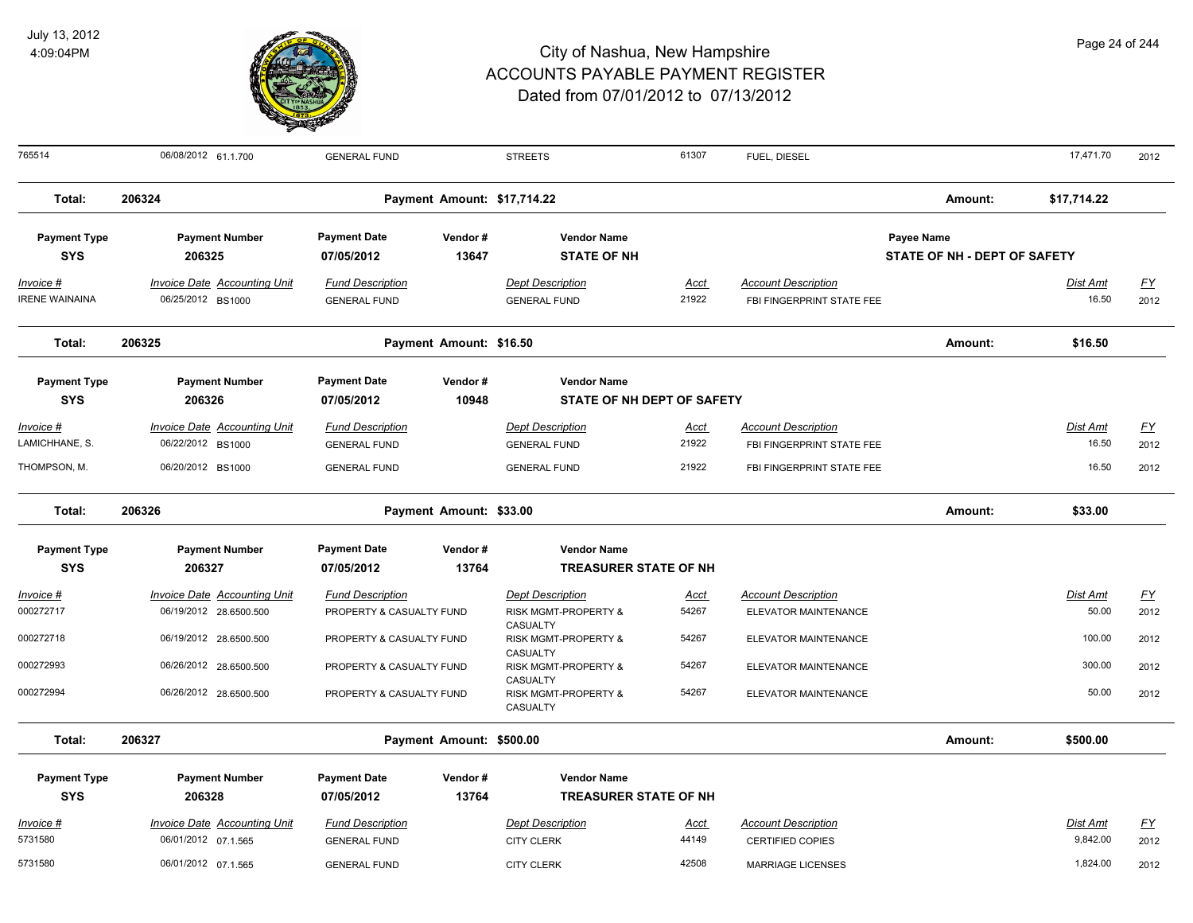# City of Nashua, New Hampshire
## ACCOUNTS PAYABLE PAYMENT REGISTER
### Dated from 07/01/2012 to 07/13/2012

July 13, 2012
4:09:04PM

| 765514 | 06/08/2012 61.1.700 | GENERAL FUND | STREETS | 61307 | FUEL, DIESEL | 17,471.70 | 2012 |
|---|---|---|---|---|---|---|---|

**Total: 206324** — Payment Amount: $17,714.22 — Amount: $17,714.22

| Payment Type | Payment Number | Payment Date | Vendor # | Vendor Name | Payee Name |
|---|---|---|---|---|---|
| SYS | 206325 | 07/05/2012 | 13647 | STATE OF NH | STATE OF NH - DEPT OF SAFETY |

| Invoice # | Invoice Date | Accounting Unit | Fund Description | Dept Description | Acct | Account Description | Dist Amt | FY |
|---|---|---|---|---|---|---|---|---|
| IRENE WAINAINA | 06/25/2012 | BS1000 | GENERAL FUND | GENERAL FUND | 21922 | FBI FINGERPRINT STATE FEE | 16.50 | 2012 |

**Total: 206325** — Payment Amount: $16.50 — Amount: $16.50

| Payment Type | Payment Number | Payment Date | Vendor # | Vendor Name |
|---|---|---|---|---|
| SYS | 206326 | 07/05/2012 | 10948 | STATE OF NH DEPT OF SAFETY |

| Invoice # | Invoice Date | Accounting Unit | Fund Description | Dept Description | Acct | Account Description | Dist Amt | FY |
|---|---|---|---|---|---|---|---|---|
| LAMICHHANE, S. | 06/22/2012 | BS1000 | GENERAL FUND | GENERAL FUND | 21922 | FBI FINGERPRINT STATE FEE | 16.50 | 2012 |
| THOMPSON, M. | 06/20/2012 | BS1000 | GENERAL FUND | GENERAL FUND | 21922 | FBI FINGERPRINT STATE FEE | 16.50 | 2012 |

**Total: 206326** — Payment Amount: $33.00 — Amount: $33.00

| Payment Type | Payment Number | Payment Date | Vendor # | Vendor Name |
|---|---|---|---|---|
| SYS | 206327 | 07/05/2012 | 13764 | TREASURER STATE OF NH |

| Invoice # | Invoice Date | Accounting Unit | Fund Description | Dept Description | Acct | Account Description | Dist Amt | FY |
|---|---|---|---|---|---|---|---|---|
| 000272717 | 06/19/2012 | 28.6500.500 | PROPERTY & CASUALTY FUND | RISK MGMT-PROPERTY & CASUALTY | 54267 | ELEVATOR MAINTENANCE | 50.00 | 2012 |
| 000272718 | 06/19/2012 | 28.6500.500 | PROPERTY & CASUALTY FUND | RISK MGMT-PROPERTY & CASUALTY | 54267 | ELEVATOR MAINTENANCE | 100.00 | 2012 |
| 000272993 | 06/26/2012 | 28.6500.500 | PROPERTY & CASUALTY FUND | RISK MGMT-PROPERTY & CASUALTY | 54267 | ELEVATOR MAINTENANCE | 300.00 | 2012 |
| 000272994 | 06/26/2012 | 28.6500.500 | PROPERTY & CASUALTY FUND | RISK MGMT-PROPERTY & CASUALTY | 54267 | ELEVATOR MAINTENANCE | 50.00 | 2012 |

**Total: 206327** — Payment Amount: $500.00 — Amount: $500.00

| Payment Type | Payment Number | Payment Date | Vendor # | Vendor Name |
|---|---|---|---|---|
| SYS | 206328 | 07/05/2012 | 13764 | TREASURER STATE OF NH |

| Invoice # | Invoice Date | Accounting Unit | Fund Description | Dept Description | Acct | Account Description | Dist Amt | FY |
|---|---|---|---|---|---|---|---|---|
| 5731580 | 06/01/2012 | 07.1.565 | GENERAL FUND | CITY CLERK | 44149 | CERTIFIED COPIES | 9,842.00 | 2012 |
| 5731580 | 06/01/2012 | 07.1.565 | GENERAL FUND | CITY CLERK | 42508 | MARRIAGE LICENSES | 1,824.00 | 2012 |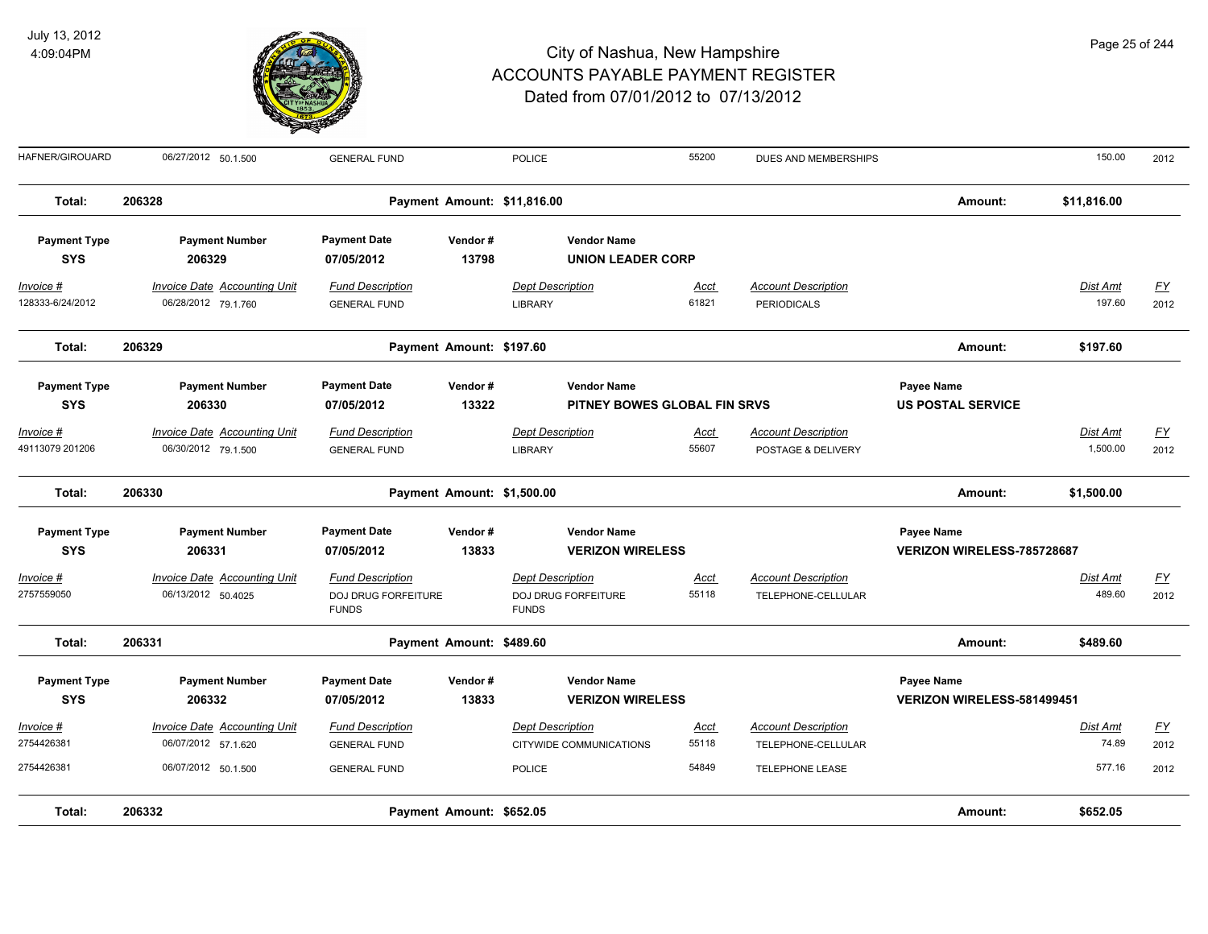# City of Nashua, New Hampshire
# ACCOUNTS PAYABLE PAYMENT REGISTER
## Dated from 07/01/2012 to 07/13/2012

July 13, 2012
4:09:04PM

| Invoice # | Invoice Date | Accounting Unit | Fund Description | Dept Description | Acct | Account Description | Dist Amt | FY |
|---|---|---|---|---|---|---|---|---|
| HAFNER/GIROUARD | 06/27/2012 | 50.1.500 | GENERAL FUND | POLICE | 55200 | DUES AND MEMBERSHIPS | 150.00 | 2012 |

**Total: 206328** — Payment Amount: $11,816.00 — Amount: $11,816.00

| Payment Type | Payment Number | Payment Date | Vendor # | Vendor Name |
|---|---|---|---|---|
| SYS | 206329 | 07/05/2012 | 13798 | UNION LEADER CORP |

| Invoice # | Invoice Date | Accounting Unit | Fund Description | Dept Description | Acct | Account Description | Dist Amt | FY |
|---|---|---|---|---|---|---|---|---|
| 128333-6/24/2012 | 06/28/2012 | 79.1.760 | GENERAL FUND | LIBRARY | 61821 | PERIODICALS | 197.60 | 2012 |

**Total: 206329** — Payment Amount: $197.60 — Amount: $197.60

| Payment Type | Payment Number | Payment Date | Vendor # | Vendor Name | Payee Name |
|---|---|---|---|---|---|
| SYS | 206330 | 07/05/2012 | 13322 | PITNEY BOWES GLOBAL FIN SRVS | US POSTAL SERVICE |

| Invoice # | Invoice Date | Accounting Unit | Fund Description | Dept Description | Acct | Account Description | Dist Amt | FY |
|---|---|---|---|---|---|---|---|---|
| 49113079 201206 | 06/30/2012 | 79.1.500 | GENERAL FUND | LIBRARY | 55607 | POSTAGE & DELIVERY | 1,500.00 | 2012 |

**Total: 206330** — Payment Amount: $1,500.00 — Amount: $1,500.00

| Payment Type | Payment Number | Payment Date | Vendor # | Vendor Name | Payee Name |
|---|---|---|---|---|---|
| SYS | 206331 | 07/05/2012 | 13833 | VERIZON WIRELESS | VERIZON WIRELESS-785728687 |

| Invoice # | Invoice Date | Accounting Unit | Fund Description | Dept Description | Acct | Account Description | Dist Amt | FY |
|---|---|---|---|---|---|---|---|---|
| 2757559050 | 06/13/2012 | 50.4025 | DOJ DRUG FORFEITURE FUNDS | DOJ DRUG FORFEITURE FUNDS | 55118 | TELEPHONE-CELLULAR | 489.60 | 2012 |

**Total: 206331** — Payment Amount: $489.60 — Amount: $489.60

| Payment Type | Payment Number | Payment Date | Vendor # | Vendor Name | Payee Name |
|---|---|---|---|---|---|
| SYS | 206332 | 07/05/2012 | 13833 | VERIZON WIRELESS | VERIZON WIRELESS-581499451 |

| Invoice # | Invoice Date | Accounting Unit | Fund Description | Dept Description | Acct | Account Description | Dist Amt | FY |
|---|---|---|---|---|---|---|---|---|
| 2754426381 | 06/07/2012 | 57.1.620 | GENERAL FUND | CITYWIDE COMMUNICATIONS | 55118 | TELEPHONE-CELLULAR | 74.89 | 2012 |
| 2754426381 | 06/07/2012 | 50.1.500 | GENERAL FUND | POLICE | 54849 | TELEPHONE LEASE | 577.16 | 2012 |

**Total: 206332** — Payment Amount: $652.05 — Amount: $652.05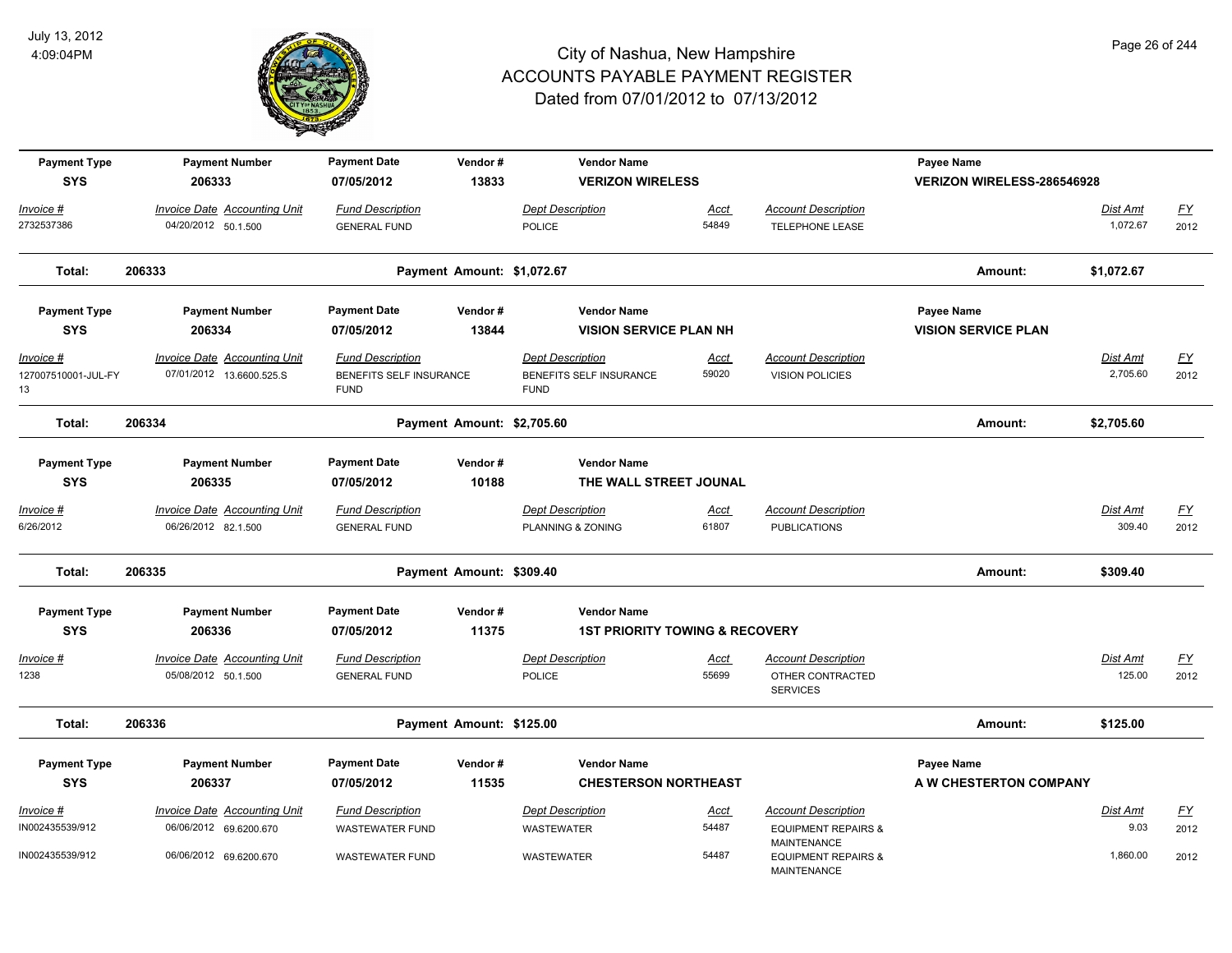# City of Nashua, New Hampshire
## ACCOUNTS PAYABLE PAYMENT REGISTER
### Dated from 07/01/2012 to 07/13/2012

July 13, 2012
4:09:04PM

| Payment Type | Payment Number | Payment Date | Vendor # | Vendor Name | | | Payee Name | | |
|---|---|---|---|---|---|---|---|---|---|
| SYS | 206333 | 07/05/2012 | 13833 | VERIZON WIRELESS | | | VERIZON WIRELESS-286546928 | | |
| *Invoice #* | *Invoice Date Accounting Unit* | *Fund Description* | | *Dept Description* | *Acct* | *Account Description* | | *Dist Amt* | *FY* |
| 2732537386 | 04/20/2012 50.1.500 | GENERAL FUND | | POLICE | 54849 | TELEPHONE LEASE | | 1,072.67 | 2012 |
| **Total:** | **206333** | **Payment Amount: $1,072.67** | | | | | **Amount:** | **$1,072.67** | |

| Payment Type | Payment Number | Payment Date | Vendor # | Vendor Name | | | Payee Name | | |
|---|---|---|---|---|---|---|---|---|---|
| SYS | 206334 | 07/05/2012 | 13844 | VISION SERVICE PLAN NH | | | VISION SERVICE PLAN | | |
| *Invoice #* | *Invoice Date Accounting Unit* | *Fund Description* | | *Dept Description* | *Acct* | *Account Description* | | *Dist Amt* | *FY* |
| 127007510001-JUL-FY 13 | 07/01/2012 13.6600.525.S | BENEFITS SELF INSURANCE FUND | | BENEFITS SELF INSURANCE FUND | 59020 | VISION POLICIES | | 2,705.60 | 2012 |
| **Total:** | **206334** | **Payment Amount: $2,705.60** | | | | | **Amount:** | **$2,705.60** | |

| Payment Type | Payment Number | Payment Date | Vendor # | Vendor Name | | | Payee Name | | |
|---|---|---|---|---|---|---|---|---|---|
| SYS | 206335 | 07/05/2012 | 10188 | THE WALL STREET JOUNAL | | | | | |
| *Invoice #* | *Invoice Date Accounting Unit* | *Fund Description* | | *Dept Description* | *Acct* | *Account Description* | | *Dist Amt* | *FY* |
| 6/26/2012 | 06/26/2012 82.1.500 | GENERAL FUND | | PLANNING & ZONING | 61807 | PUBLICATIONS | | 309.40 | 2012 |
| **Total:** | **206335** | **Payment Amount: $309.40** | | | | | **Amount:** | **$309.40** | |

| Payment Type | Payment Number | Payment Date | Vendor # | Vendor Name | | | Payee Name | | |
|---|---|---|---|---|---|---|---|---|---|
| SYS | 206336 | 07/05/2012 | 11375 | 1ST PRIORITY TOWING & RECOVERY | | | | | |
| *Invoice #* | *Invoice Date Accounting Unit* | *Fund Description* | | *Dept Description* | *Acct* | *Account Description* | | *Dist Amt* | *FY* |
| 1238 | 05/08/2012 50.1.500 | GENERAL FUND | | POLICE | 55699 | OTHER CONTRACTED SERVICES | | 125.00 | 2012 |
| **Total:** | **206336** | **Payment Amount: $125.00** | | | | | **Amount:** | **$125.00** | |

| Payment Type | Payment Number | Payment Date | Vendor # | Vendor Name | | | Payee Name | | |
|---|---|---|---|---|---|---|---|---|---|
| SYS | 206337 | 07/05/2012 | 11535 | CHESTERSON NORTHEAST | | | A W CHESTERTON COMPANY | | |
| *Invoice #* | *Invoice Date Accounting Unit* | *Fund Description* | | *Dept Description* | *Acct* | *Account Description* | | *Dist Amt* | *FY* |
| IN002435539/912 | 06/06/2012 69.6200.670 | WASTEWATER FUND | | WASTEWATER | 54487 | EQUIPMENT REPAIRS & MAINTENANCE | | 9.03 | 2012 |
| IN002435539/912 | 06/06/2012 69.6200.670 | WASTEWATER FUND | | WASTEWATER | 54487 | EQUIPMENT REPAIRS & MAINTENANCE | | 1,860.00 | 2012 |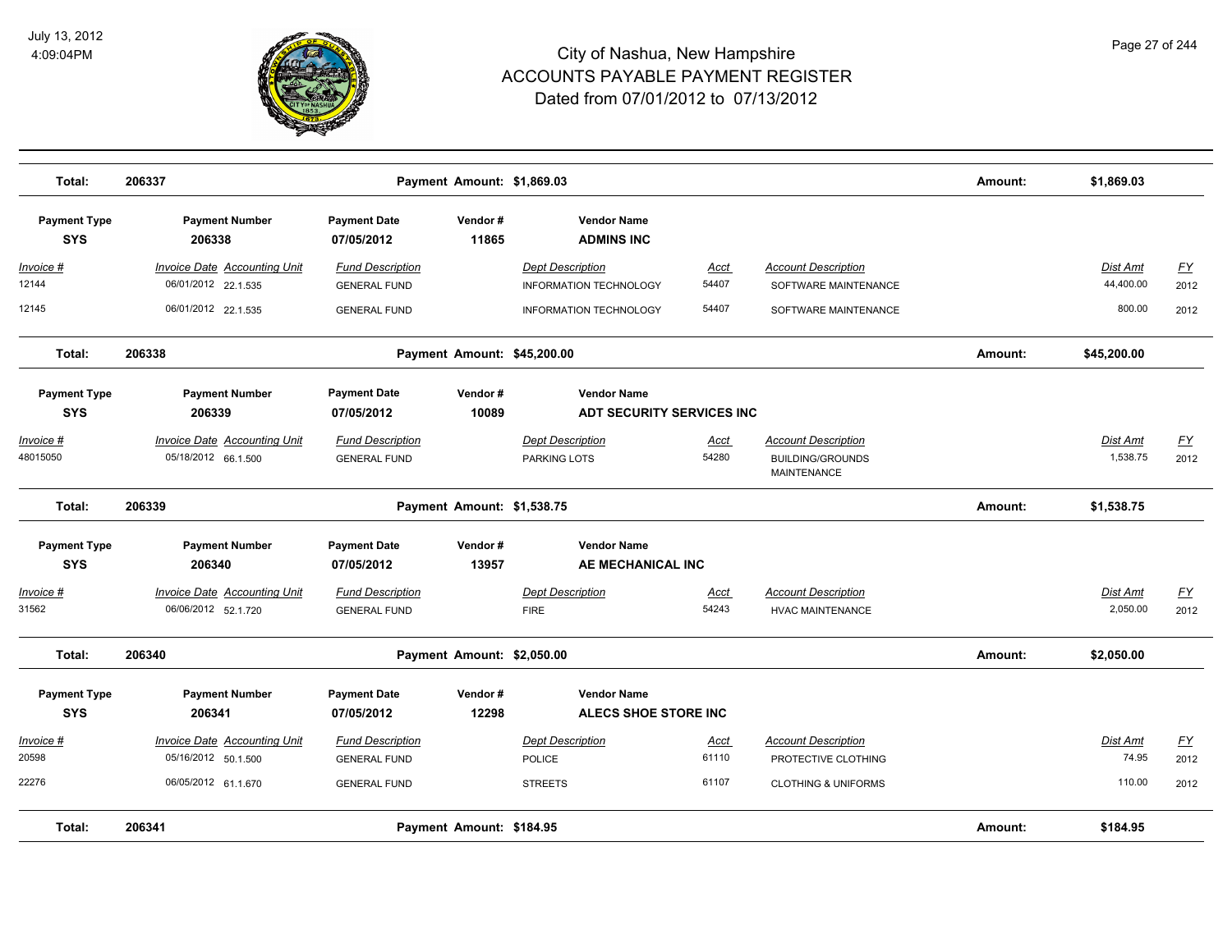| Total: | 206337 | | Payment Amount: $1,869.03 | | | | Amount: | $1,869.03 | |
|---|---|---|---|---|---|---|---|---|---|

| Payment Type | Payment Number | Payment Date | Vendor # | Vendor Name |
|---|---|---|---|---|
| SYS | 206338 | 07/05/2012 | 11865 | ADMINS INC |

| Invoice # | Invoice Date | Accounting Unit | Fund Description | Dept Description | Acct | Account Description | Dist Amt | FY |
|---|---|---|---|---|---|---|---|---|
| 12144 | 06/01/2012 | 22.1.535 | GENERAL FUND | INFORMATION TECHNOLOGY | 54407 | SOFTWARE MAINTENANCE | 44,400.00 | 2012 |
| 12145 | 06/01/2012 | 22.1.535 | GENERAL FUND | INFORMATION TECHNOLOGY | 54407 | SOFTWARE MAINTENANCE | 800.00 | 2012 |

**Total: 206338 — Payment Amount: $45,200.00 — Amount: $45,200.00**

| Payment Type | Payment Number | Payment Date | Vendor # | Vendor Name |
|---|---|---|---|---|
| SYS | 206339 | 07/05/2012 | 10089 | ADT SECURITY SERVICES INC |

| Invoice # | Invoice Date | Accounting Unit | Fund Description | Dept Description | Acct | Account Description | Dist Amt | FY |
|---|---|---|---|---|---|---|---|---|
| 48015050 | 05/18/2012 | 66.1.500 | GENERAL FUND | PARKING LOTS | 54280 | BUILDING/GROUNDS MAINTENANCE | 1,538.75 | 2012 |

**Total: 206339 — Payment Amount: $1,538.75 — Amount: $1,538.75**

| Payment Type | Payment Number | Payment Date | Vendor # | Vendor Name |
|---|---|---|---|---|
| SYS | 206340 | 07/05/2012 | 13957 | AE MECHANICAL INC |

| Invoice # | Invoice Date | Accounting Unit | Fund Description | Dept Description | Acct | Account Description | Dist Amt | FY |
|---|---|---|---|---|---|---|---|---|
| 31562 | 06/06/2012 | 52.1.720 | GENERAL FUND | FIRE | 54243 | HVAC MAINTENANCE | 2,050.00 | 2012 |

**Total: 206340 — Payment Amount: $2,050.00 — Amount: $2,050.00**

| Payment Type | Payment Number | Payment Date | Vendor # | Vendor Name |
|---|---|---|---|---|
| SYS | 206341 | 07/05/2012 | 12298 | ALECS SHOE STORE INC |

| Invoice # | Invoice Date | Accounting Unit | Fund Description | Dept Description | Acct | Account Description | Dist Amt | FY |
|---|---|---|---|---|---|---|---|---|
| 20598 | 05/16/2012 | 50.1.500 | GENERAL FUND | POLICE | 61110 | PROTECTIVE CLOTHING | 74.95 | 2012 |
| 22276 | 06/05/2012 | 61.1.670 | GENERAL FUND | STREETS | 61107 | CLOTHING & UNIFORMS | 110.00 | 2012 |

**Total: 206341 — Payment Amount: $184.95 — Amount: $184.95**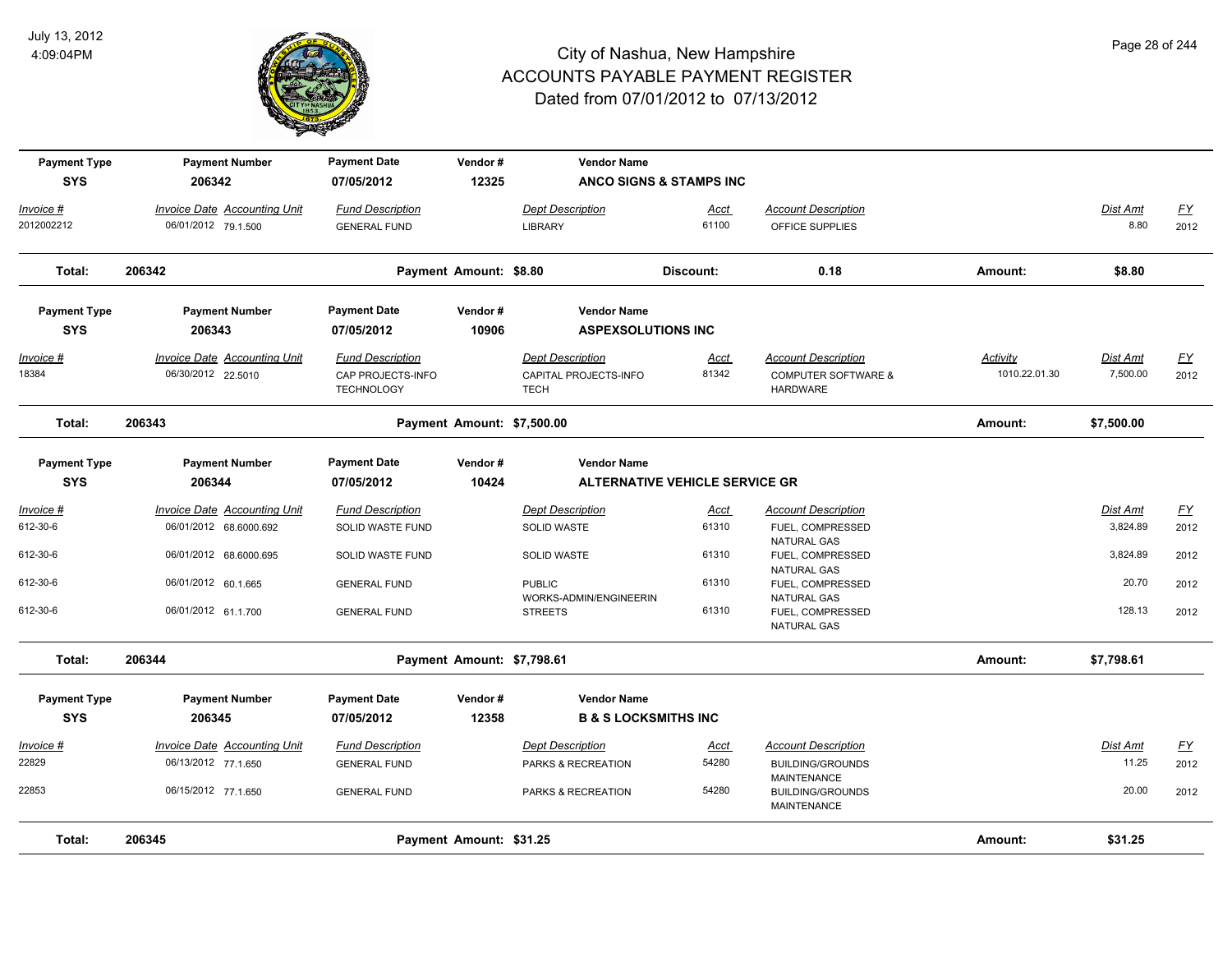# City of Nashua, New Hampshire
## ACCOUNTS PAYABLE PAYMENT REGISTER
### Dated from 07/01/2012 to 07/13/2012

July 13, 2012
4:09:04PM

| Payment Type | Payment Number | Payment Date | Vendor # | Vendor Name | | | | | |
|---|---|---|---|---|---|---|---|---|---|
| SYS | 206342 | 07/05/2012 | 12325 | ANCO SIGNS & STAMPS INC | | | | | |
| Invoice # | Invoice Date Accounting Unit | Fund Description | | Dept Description | Acct | Account Description | | Dist Amt | FY |
| 2012002212 | 06/01/2012 79.1.500 | GENERAL FUND | | LIBRARY | 61100 | OFFICE SUPPLIES | | 8.80 | 2012 |
| **Total:** | **206342** | | **Payment Amount: $8.80** | | **Discount:** | **0.18** | **Amount:** | **$8.80** | |

| Payment Type | Payment Number | Payment Date | Vendor # | Vendor Name | | | | | |
|---|---|---|---|---|---|---|---|---|---|
| SYS | 206343 | 07/05/2012 | 10906 | ASPEXSOLUTIONS INC | | | | | |
| Invoice # | Invoice Date Accounting Unit | Fund Description | | Dept Description | Acct | Account Description | Activity | Dist Amt | FY |
| 18384 | 06/30/2012 22.5010 | CAP PROJECTS-INFO TECHNOLOGY | | CAPITAL PROJECTS-INFO TECH | 81342 | COMPUTER SOFTWARE & HARDWARE | 1010.22.01.30 | 7,500.00 | 2012 |
| **Total:** | **206343** | | **Payment Amount: $7,500.00** | | | | **Amount:** | **$7,500.00** | |

| Payment Type | Payment Number | Payment Date | Vendor # | Vendor Name | | | | | |
|---|---|---|---|---|---|---|---|---|---|
| SYS | 206344 | 07/05/2012 | 10424 | ALTERNATIVE VEHICLE SERVICE GR | | | | | |
| Invoice # | Invoice Date Accounting Unit | Fund Description | | Dept Description | Acct | Account Description | | Dist Amt | FY |
| 612-30-6 | 06/01/2012 68.6000.692 | SOLID WASTE FUND | | SOLID WASTE | 61310 | FUEL, COMPRESSED NATURAL GAS | | 3,824.89 | 2012 |
| 612-30-6 | 06/01/2012 68.6000.695 | SOLID WASTE FUND | | SOLID WASTE | 61310 | FUEL, COMPRESSED NATURAL GAS | | 3,824.89 | 2012 |
| 612-30-6 | 06/01/2012 60.1.665 | GENERAL FUND | | PUBLIC WORKS-ADMIN/ENGINEERIN | 61310 | FUEL, COMPRESSED NATURAL GAS | | 20.70 | 2012 |
| 612-30-6 | 06/01/2012 61.1.700 | GENERAL FUND | | STREETS | 61310 | FUEL, COMPRESSED NATURAL GAS | | 128.13 | 2012 |
| **Total:** | **206344** | | **Payment Amount: $7,798.61** | | | | **Amount:** | **$7,798.61** | |

| Payment Type | Payment Number | Payment Date | Vendor # | Vendor Name | | | | | |
|---|---|---|---|---|---|---|---|---|---|
| SYS | 206345 | 07/05/2012 | 12358 | B & S LOCKSMITHS INC | | | | | |
| Invoice # | Invoice Date Accounting Unit | Fund Description | | Dept Description | Acct | Account Description | | Dist Amt | FY |
| 22829 | 06/13/2012 77.1.650 | GENERAL FUND | | PARKS & RECREATION | 54280 | BUILDING/GROUNDS MAINTENANCE | | 11.25 | 2012 |
| 22853 | 06/15/2012 77.1.650 | GENERAL FUND | | PARKS & RECREATION | 54280 | BUILDING/GROUNDS MAINTENANCE | | 20.00 | 2012 |
| **Total:** | **206345** | | **Payment Amount: $31.25** | | | | **Amount:** | **$31.25** | |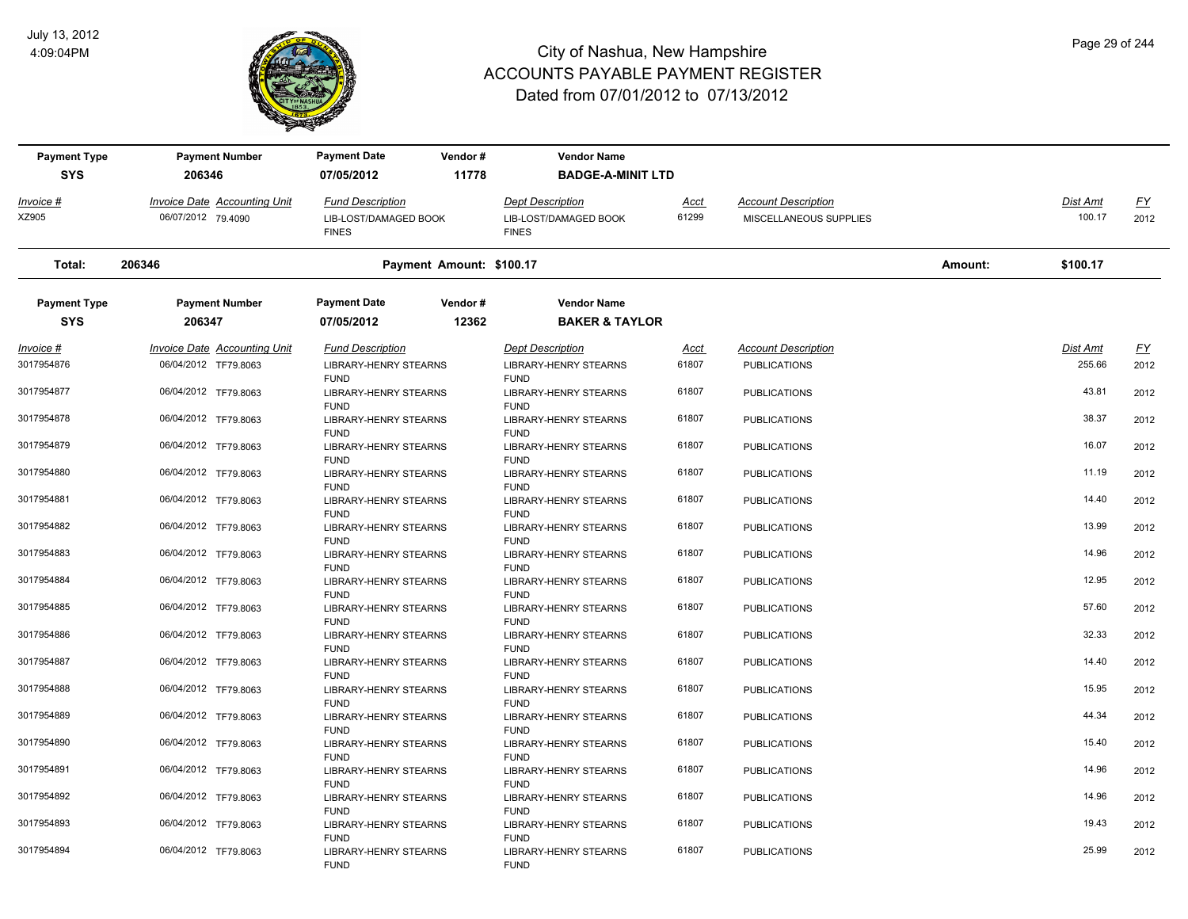# City of Nashua, New Hampshire
## ACCOUNTS PAYABLE PAYMENT REGISTER
### Dated from 07/01/2012 to 07/13/2012

July 13, 2012
4:09:04PM

| Payment Type | Payment Number | Payment Date | Vendor # | Vendor Name |
|---|---|---|---|---|
| SYS | 206346 | 07/05/2012 | 11778 | BADGE-A-MINIT LTD |

| Invoice # | Invoice Date | Accounting Unit | Fund Description | Dept Description | Acct | Account Description | Dist Amt | FY |
|---|---|---|---|---|---|---|---|---|
| XZ905 | 06/07/2012 | 79.4090 | LIB-LOST/DAMAGED BOOK FINES | LIB-LOST/DAMAGED BOOK FINES | 61299 | MISCELLANEOUS SUPPLIES | 100.17 | 2012 |

**Total: 206346** Payment Amount: $100.17 Amount: **$100.17**

| Payment Type | Payment Number | Payment Date | Vendor # | Vendor Name |
|---|---|---|---|---|
| SYS | 206347 | 07/05/2012 | 12362 | BAKER & TAYLOR |

| Invoice # | Invoice Date | Accounting Unit | Fund Description | Dept Description | Acct | Account Description | Dist Amt | FY |
|---|---|---|---|---|---|---|---|---|
| 3017954876 | 06/04/2012 | TF79.8063 | LIBRARY-HENRY STEARNS FUND | LIBRARY-HENRY STEARNS FUND | 61807 | PUBLICATIONS | 255.66 | 2012 |
| 3017954877 | 06/04/2012 | TF79.8063 | LIBRARY-HENRY STEARNS FUND | LIBRARY-HENRY STEARNS FUND | 61807 | PUBLICATIONS | 43.81 | 2012 |
| 3017954878 | 06/04/2012 | TF79.8063 | LIBRARY-HENRY STEARNS FUND | LIBRARY-HENRY STEARNS FUND | 61807 | PUBLICATIONS | 38.37 | 2012 |
| 3017954879 | 06/04/2012 | TF79.8063 | LIBRARY-HENRY STEARNS FUND | LIBRARY-HENRY STEARNS FUND | 61807 | PUBLICATIONS | 16.07 | 2012 |
| 3017954880 | 06/04/2012 | TF79.8063 | LIBRARY-HENRY STEARNS FUND | LIBRARY-HENRY STEARNS FUND | 61807 | PUBLICATIONS | 11.19 | 2012 |
| 3017954881 | 06/04/2012 | TF79.8063 | LIBRARY-HENRY STEARNS FUND | LIBRARY-HENRY STEARNS FUND | 61807 | PUBLICATIONS | 14.40 | 2012 |
| 3017954882 | 06/04/2012 | TF79.8063 | LIBRARY-HENRY STEARNS FUND | LIBRARY-HENRY STEARNS FUND | 61807 | PUBLICATIONS | 13.99 | 2012 |
| 3017954883 | 06/04/2012 | TF79.8063 | LIBRARY-HENRY STEARNS FUND | LIBRARY-HENRY STEARNS FUND | 61807 | PUBLICATIONS | 14.96 | 2012 |
| 3017954884 | 06/04/2012 | TF79.8063 | LIBRARY-HENRY STEARNS FUND | LIBRARY-HENRY STEARNS FUND | 61807 | PUBLICATIONS | 12.95 | 2012 |
| 3017954885 | 06/04/2012 | TF79.8063 | LIBRARY-HENRY STEARNS FUND | LIBRARY-HENRY STEARNS FUND | 61807 | PUBLICATIONS | 57.60 | 2012 |
| 3017954886 | 06/04/2012 | TF79.8063 | LIBRARY-HENRY STEARNS FUND | LIBRARY-HENRY STEARNS FUND | 61807 | PUBLICATIONS | 32.33 | 2012 |
| 3017954887 | 06/04/2012 | TF79.8063 | LIBRARY-HENRY STEARNS FUND | LIBRARY-HENRY STEARNS FUND | 61807 | PUBLICATIONS | 14.40 | 2012 |
| 3017954888 | 06/04/2012 | TF79.8063 | LIBRARY-HENRY STEARNS FUND | LIBRARY-HENRY STEARNS FUND | 61807 | PUBLICATIONS | 15.95 | 2012 |
| 3017954889 | 06/04/2012 | TF79.8063 | LIBRARY-HENRY STEARNS FUND | LIBRARY-HENRY STEARNS FUND | 61807 | PUBLICATIONS | 44.34 | 2012 |
| 3017954890 | 06/04/2012 | TF79.8063 | LIBRARY-HENRY STEARNS FUND | LIBRARY-HENRY STEARNS FUND | 61807 | PUBLICATIONS | 15.40 | 2012 |
| 3017954891 | 06/04/2012 | TF79.8063 | LIBRARY-HENRY STEARNS FUND | LIBRARY-HENRY STEARNS FUND | 61807 | PUBLICATIONS | 14.96 | 2012 |
| 3017954892 | 06/04/2012 | TF79.8063 | LIBRARY-HENRY STEARNS FUND | LIBRARY-HENRY STEARNS FUND | 61807 | PUBLICATIONS | 14.96 | 2012 |
| 3017954893 | 06/04/2012 | TF79.8063 | LIBRARY-HENRY STEARNS FUND | LIBRARY-HENRY STEARNS FUND | 61807 | PUBLICATIONS | 19.43 | 2012 |
| 3017954894 | 06/04/2012 | TF79.8063 | LIBRARY-HENRY STEARNS FUND | LIBRARY-HENRY STEARNS FUND | 61807 | PUBLICATIONS | 25.99 | 2012 |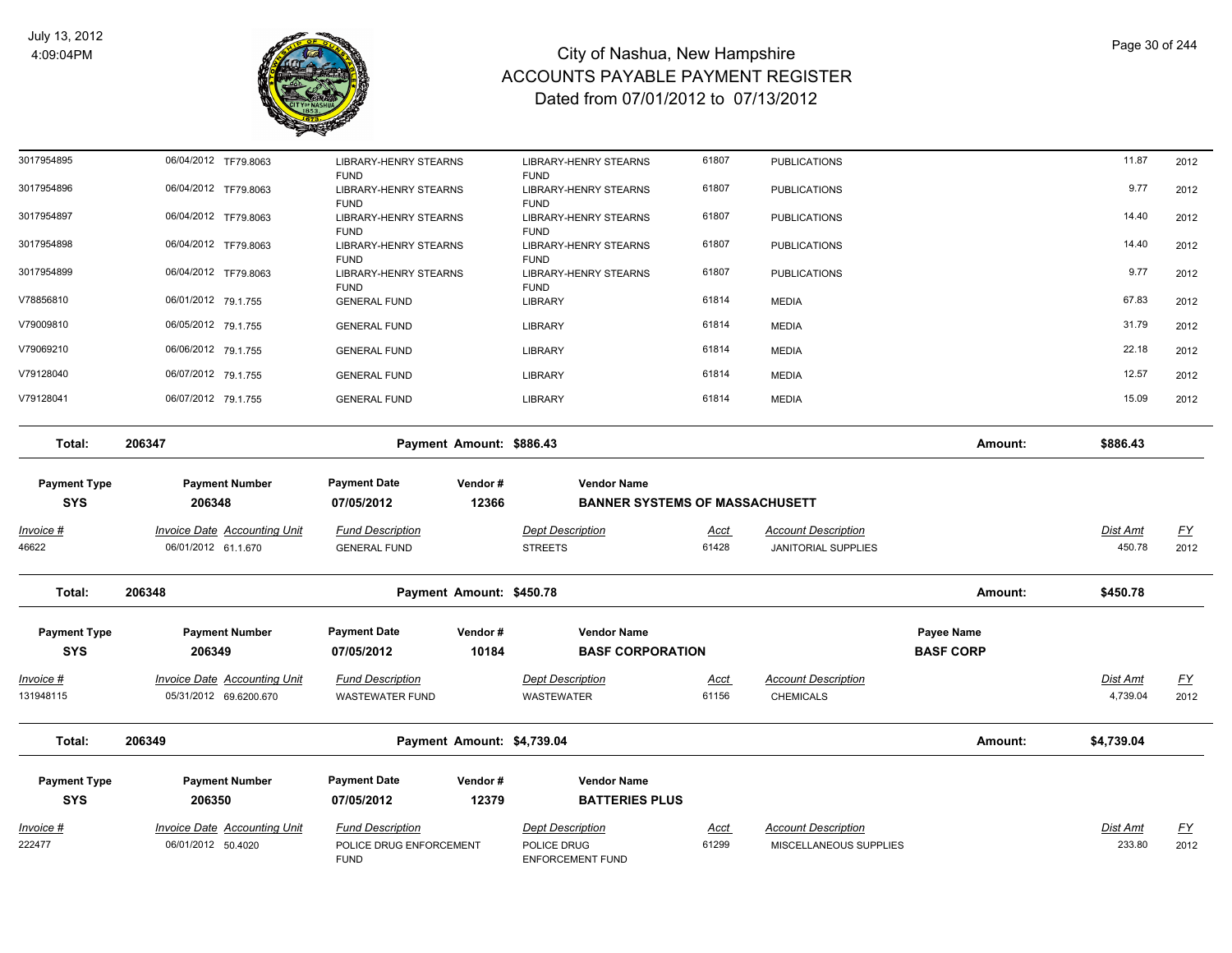# City of Nashua, New Hampshire
# ACCOUNTS PAYABLE PAYMENT REGISTER
## Dated from 07/01/2012 to 07/13/2012

July 13, 2012
4:09:04PM

| | | | | | | | | |
|---|---|---|---|---|---|---|---|---|
| 3017954895 | 06/04/2012 TF79.8063 | LIBRARY-HENRY STEARNS FUND | LIBRARY-HENRY STEARNS FUND | 61807 | PUBLICATIONS | | 11.87 | 2012 |
| 3017954896 | 06/04/2012 TF79.8063 | LIBRARY-HENRY STEARNS FUND | LIBRARY-HENRY STEARNS FUND | 61807 | PUBLICATIONS | | 9.77 | 2012 |
| 3017954897 | 06/04/2012 TF79.8063 | LIBRARY-HENRY STEARNS FUND | LIBRARY-HENRY STEARNS FUND | 61807 | PUBLICATIONS | | 14.40 | 2012 |
| 3017954898 | 06/04/2012 TF79.8063 | LIBRARY-HENRY STEARNS FUND | LIBRARY-HENRY STEARNS FUND | 61807 | PUBLICATIONS | | 14.40 | 2012 |
| 3017954899 | 06/04/2012 TF79.8063 | LIBRARY-HENRY STEARNS FUND | LIBRARY-HENRY STEARNS FUND | 61807 | PUBLICATIONS | | 9.77 | 2012 |
| V78856810 | 06/01/2012 79.1.755 | GENERAL FUND | LIBRARY | 61814 | MEDIA | | 67.83 | 2012 |
| V79009810 | 06/05/2012 79.1.755 | GENERAL FUND | LIBRARY | 61814 | MEDIA | | 31.79 | 2012 |
| V79069210 | 06/06/2012 79.1.755 | GENERAL FUND | LIBRARY | 61814 | MEDIA | | 22.18 | 2012 |
| V79128040 | 06/07/2012 79.1.755 | GENERAL FUND | LIBRARY | 61814 | MEDIA | | 12.57 | 2012 |
| V79128041 | 06/07/2012 79.1.755 | GENERAL FUND | LIBRARY | 61814 | MEDIA | | 15.09 | 2012 |

**Total: 206347 — Payment Amount: $886.43 — Amount: $886.43**

| Payment Type | Payment Number | Payment Date | Vendor # | Vendor Name |
|---|---|---|---|---|
| SYS | 206348 | 07/05/2012 | 12366 | BANNER SYSTEMS OF MASSACHUSETT |

| Invoice # | Invoice Date Accounting Unit | Fund Description | Dept Description | Acct | Account Description | Dist Amt | FY |
|---|---|---|---|---|---|---|---|
| 46622 | 06/01/2012 61.1.670 | GENERAL FUND | STREETS | 61428 | JANITORIAL SUPPLIES | 450.78 | 2012 |

**Total: 206348 — Payment Amount: $450.78 — Amount: $450.78**

| Payment Type | Payment Number | Payment Date | Vendor # | Vendor Name | Payee Name |
|---|---|---|---|---|---|
| SYS | 206349 | 07/05/2012 | 10184 | BASF CORPORATION | BASF CORP |

| Invoice # | Invoice Date Accounting Unit | Fund Description | Dept Description | Acct | Account Description | Dist Amt | FY |
|---|---|---|---|---|---|---|---|
| 131948115 | 05/31/2012 69.6200.670 | WASTEWATER FUND | WASTEWATER | 61156 | CHEMICALS | 4,739.04 | 2012 |

**Total: 206349 — Payment Amount: $4,739.04 — Amount: $4,739.04**

| Payment Type | Payment Number | Payment Date | Vendor # | Vendor Name |
|---|---|---|---|---|
| SYS | 206350 | 07/05/2012 | 12379 | BATTERIES PLUS |

| Invoice # | Invoice Date Accounting Unit | Fund Description | Dept Description | Acct | Account Description | Dist Amt | FY |
|---|---|---|---|---|---|---|---|
| 222477 | 06/01/2012 50.4020 | POLICE DRUG ENFORCEMENT FUND | POLICE DRUG ENFORCEMENT FUND | 61299 | MISCELLANEOUS SUPPLIES | 233.80 | 2012 |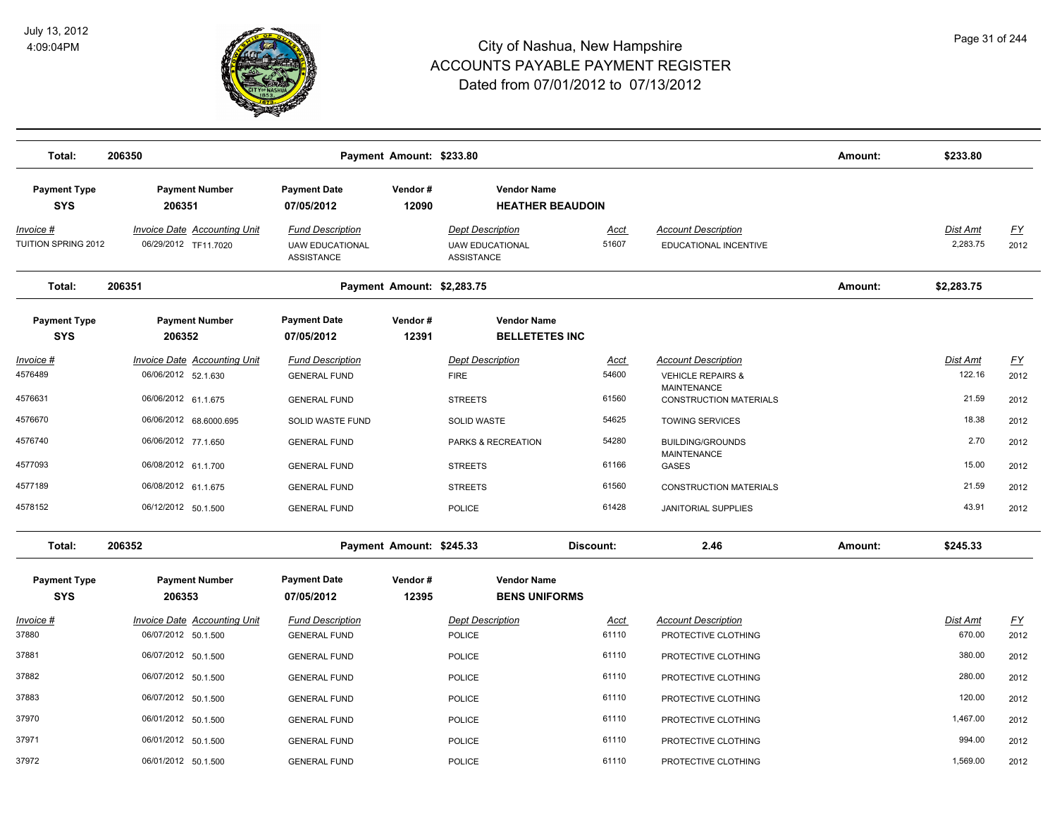# City of Nashua, New Hampshire
## ACCOUNTS PAYABLE PAYMENT REGISTER
### Dated from 07/01/2012 to 07/13/2012

July 13, 2012
4:09:04PM

| Total: | 206350 | Payment Amount: $233.80 | | | Amount: | $233.80 |
|---|---|---|---|---|---|---|

| Payment Type | Payment Number | Payment Date | Vendor # | Vendor Name |
|---|---|---|---|---|
| SYS | 206351 | 07/05/2012 | 12090 | HEATHER BEAUDOIN |

| Invoice # | Invoice Date | Accounting Unit | Fund Description | Dept Description | Acct | Account Description | Dist Amt | FY |
|---|---|---|---|---|---|---|---|---|
| TUITION SPRING 2012 | 06/29/2012 | TF11.7020 | UAW EDUCATIONAL ASSISTANCE | UAW EDUCATIONAL ASSISTANCE | 51607 | EDUCATIONAL INCENTIVE | 2,283.75 | 2012 |

| Total: | 206351 | Payment Amount: $2,283.75 | | | Amount: | $2,283.75 |
|---|---|---|---|---|---|---|

| Payment Type | Payment Number | Payment Date | Vendor # | Vendor Name |
|---|---|---|---|---|
| SYS | 206352 | 07/05/2012 | 12391 | BELLETETES INC |

| Invoice # | Invoice Date | Accounting Unit | Fund Description | Dept Description | Acct | Account Description | Dist Amt | FY |
|---|---|---|---|---|---|---|---|---|
| 4576489 | 06/06/2012 | 52.1.630 | GENERAL FUND | FIRE | 54600 | VEHICLE REPAIRS & MAINTENANCE | 122.16 | 2012 |
| 4576631 | 06/06/2012 | 61.1.675 | GENERAL FUND | STREETS | 61560 | CONSTRUCTION MATERIALS | 21.59 | 2012 |
| 4576670 | 06/06/2012 | 68.6000.695 | SOLID WASTE FUND | SOLID WASTE | 54625 | TOWING SERVICES | 18.38 | 2012 |
| 4576740 | 06/06/2012 | 77.1.650 | GENERAL FUND | PARKS & RECREATION | 54280 | BUILDING/GROUNDS MAINTENANCE | 2.70 | 2012 |
| 4577093 | 06/08/2012 | 61.1.700 | GENERAL FUND | STREETS | 61166 | GASES | 15.00 | 2012 |
| 4577189 | 06/08/2012 | 61.1.675 | GENERAL FUND | STREETS | 61560 | CONSTRUCTION MATERIALS | 21.59 | 2012 |
| 4578152 | 06/12/2012 | 50.1.500 | GENERAL FUND | POLICE | 61428 | JANITORIAL SUPPLIES | 43.91 | 2012 |

| Total: | 206352 | Payment Amount: $245.33 | Discount: | 2.46 | Amount: | $245.33 |
|---|---|---|---|---|---|---|

| Payment Type | Payment Number | Payment Date | Vendor # | Vendor Name |
|---|---|---|---|---|
| SYS | 206353 | 07/05/2012 | 12395 | BENS UNIFORMS |

| Invoice # | Invoice Date | Accounting Unit | Fund Description | Dept Description | Acct | Account Description | Dist Amt | FY |
|---|---|---|---|---|---|---|---|---|
| 37880 | 06/07/2012 | 50.1.500 | GENERAL FUND | POLICE | 61110 | PROTECTIVE CLOTHING | 670.00 | 2012 |
| 37881 | 06/07/2012 | 50.1.500 | GENERAL FUND | POLICE | 61110 | PROTECTIVE CLOTHING | 380.00 | 2012 |
| 37882 | 06/07/2012 | 50.1.500 | GENERAL FUND | POLICE | 61110 | PROTECTIVE CLOTHING | 280.00 | 2012 |
| 37883 | 06/07/2012 | 50.1.500 | GENERAL FUND | POLICE | 61110 | PROTECTIVE CLOTHING | 120.00 | 2012 |
| 37970 | 06/01/2012 | 50.1.500 | GENERAL FUND | POLICE | 61110 | PROTECTIVE CLOTHING | 1,467.00 | 2012 |
| 37971 | 06/01/2012 | 50.1.500 | GENERAL FUND | POLICE | 61110 | PROTECTIVE CLOTHING | 994.00 | 2012 |
| 37972 | 06/01/2012 | 50.1.500 | GENERAL FUND | POLICE | 61110 | PROTECTIVE CLOTHING | 1,569.00 | 2012 |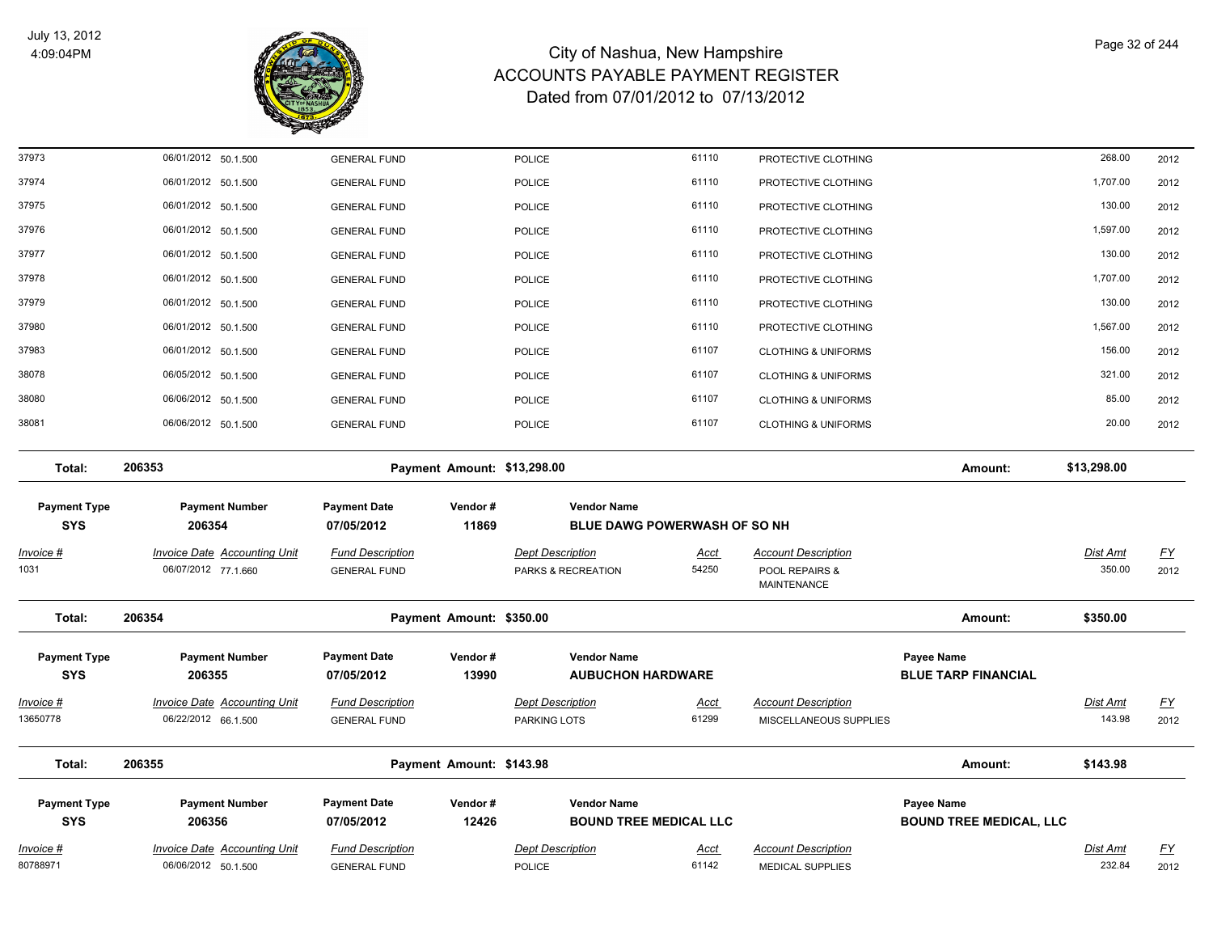# City of Nashua, New Hampshire
## ACCOUNTS PAYABLE PAYMENT REGISTER
### Dated from 07/01/2012 to 07/13/2012

| Invoice # | Invoice Date | Accounting Unit | Fund Description | Dept Description | Acct | Account Description | Dist Amt | FY |
|---|---|---|---|---|---|---|---|---|
| 37973 | 06/01/2012 | 50.1.500 | GENERAL FUND | POLICE | 61110 | PROTECTIVE CLOTHING | 268.00 | 2012 |
| 37974 | 06/01/2012 | 50.1.500 | GENERAL FUND | POLICE | 61110 | PROTECTIVE CLOTHING | 1,707.00 | 2012 |
| 37975 | 06/01/2012 | 50.1.500 | GENERAL FUND | POLICE | 61110 | PROTECTIVE CLOTHING | 130.00 | 2012 |
| 37976 | 06/01/2012 | 50.1.500 | GENERAL FUND | POLICE | 61110 | PROTECTIVE CLOTHING | 1,597.00 | 2012 |
| 37977 | 06/01/2012 | 50.1.500 | GENERAL FUND | POLICE | 61110 | PROTECTIVE CLOTHING | 130.00 | 2012 |
| 37978 | 06/01/2012 | 50.1.500 | GENERAL FUND | POLICE | 61110 | PROTECTIVE CLOTHING | 1,707.00 | 2012 |
| 37979 | 06/01/2012 | 50.1.500 | GENERAL FUND | POLICE | 61110 | PROTECTIVE CLOTHING | 130.00 | 2012 |
| 37980 | 06/01/2012 | 50.1.500 | GENERAL FUND | POLICE | 61110 | PROTECTIVE CLOTHING | 1,567.00 | 2012 |
| 37983 | 06/01/2012 | 50.1.500 | GENERAL FUND | POLICE | 61107 | CLOTHING & UNIFORMS | 156.00 | 2012 |
| 38078 | 06/05/2012 | 50.1.500 | GENERAL FUND | POLICE | 61107 | CLOTHING & UNIFORMS | 321.00 | 2012 |
| 38080 | 06/06/2012 | 50.1.500 | GENERAL FUND | POLICE | 61107 | CLOTHING & UNIFORMS | 85.00 | 2012 |
| 38081 | 06/06/2012 | 50.1.500 | GENERAL FUND | POLICE | 61107 | CLOTHING & UNIFORMS | 20.00 | 2012 |

**Total: 206353 — Payment Amount: $13,298.00 — Amount: $13,298.00**

| Payment Type | Payment Number | Payment Date | Vendor # | Vendor Name |
|---|---|---|---|---|
| SYS | 206354 | 07/05/2012 | 11869 | BLUE DAWG POWERWASH OF SO NH |

| Invoice # | Invoice Date | Accounting Unit | Fund Description | Dept Description | Acct | Account Description | Dist Amt | FY |
|---|---|---|---|---|---|---|---|---|
| 1031 | 06/07/2012 | 77.1.660 | GENERAL FUND | PARKS & RECREATION | 54250 | POOL REPAIRS & MAINTENANCE | 350.00 | 2012 |

**Total: 206354 — Payment Amount: $350.00 — Amount: $350.00**

| Payment Type | Payment Number | Payment Date | Vendor # | Vendor Name | Payee Name |
|---|---|---|---|---|---|
| SYS | 206355 | 07/05/2012 | 13990 | AUBUCHON HARDWARE | BLUE TARP FINANCIAL |

| Invoice # | Invoice Date | Accounting Unit | Fund Description | Dept Description | Acct | Account Description | Dist Amt | FY |
|---|---|---|---|---|---|---|---|---|
| 13650778 | 06/22/2012 | 66.1.500 | GENERAL FUND | PARKING LOTS | 61299 | MISCELLANEOUS SUPPLIES | 143.98 | 2012 |

**Total: 206355 — Payment Amount: $143.98 — Amount: $143.98**

| Payment Type | Payment Number | Payment Date | Vendor # | Vendor Name | Payee Name |
|---|---|---|---|---|---|
| SYS | 206356 | 07/05/2012 | 12426 | BOUND TREE MEDICAL LLC | BOUND TREE MEDICAL, LLC |

| Invoice # | Invoice Date | Accounting Unit | Fund Description | Dept Description | Acct | Account Description | Dist Amt | FY |
|---|---|---|---|---|---|---|---|---|
| 80788971 | 06/06/2012 | 50.1.500 | GENERAL FUND | POLICE | 61142 | MEDICAL SUPPLIES | 232.84 | 2012 |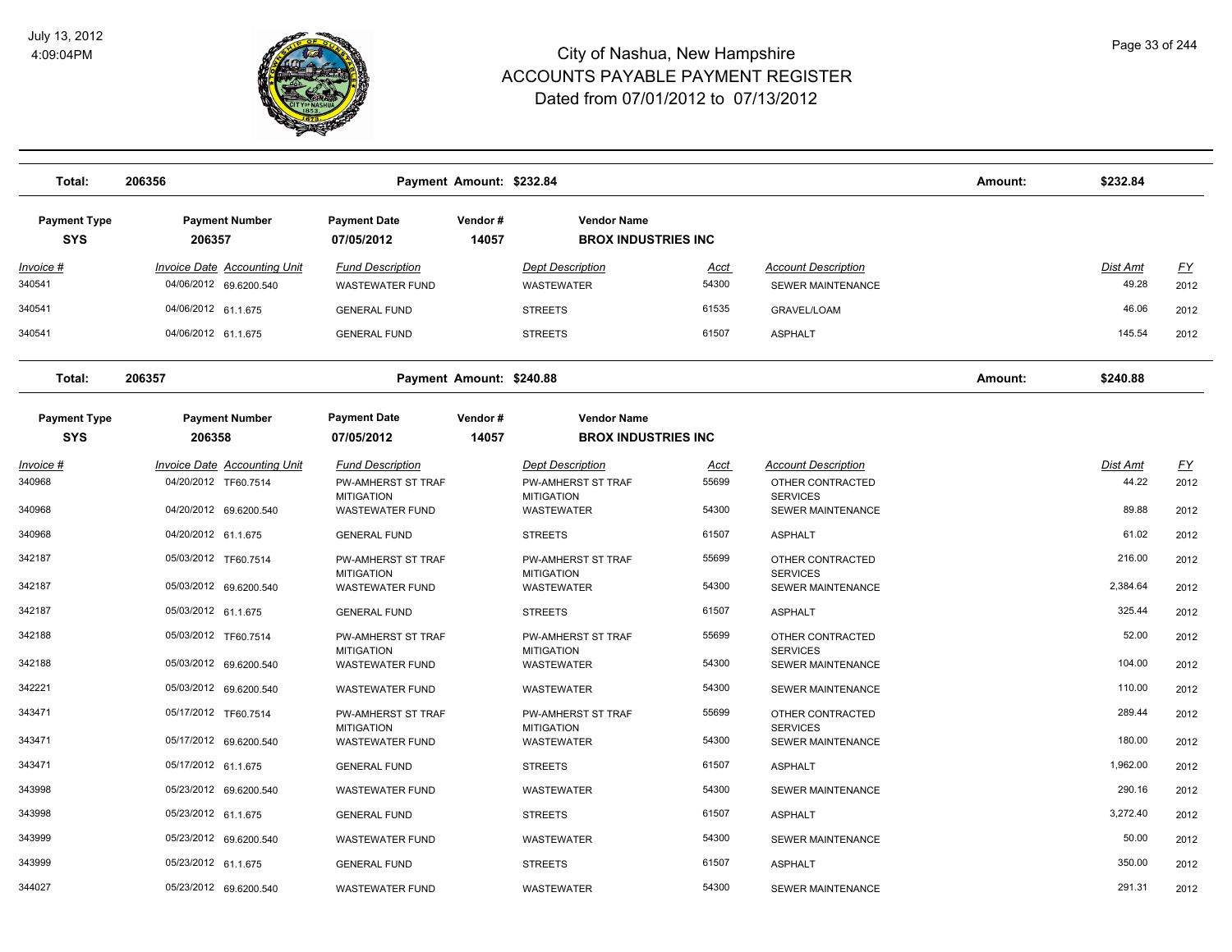# City of Nashua, New Hampshire
# ACCOUNTS PAYABLE PAYMENT REGISTER
# Dated from 07/01/2012 to 07/13/2012

July 13, 2012
4:09:04PM

| Total: | 206356 | | Payment Amount: $232.84 | | | | Amount: | $232.84 | |
|---|---|---|---|---|---|---|---|---|---|

| Payment Type | Payment Number | Payment Date | Vendor # | Vendor Name |
|---|---|---|---|---|
| SYS | 206357 | 07/05/2012 | 14057 | BROX INDUSTRIES INC |

| Invoice # | Invoice Date | Accounting Unit | Fund Description | Dept Description | Acct | Account Description | Dist Amt | FY |
|---|---|---|---|---|---|---|---|---|
| 340541 | 04/06/2012 | 69.6200.540 | WASTEWATER FUND | WASTEWATER | 54300 | SEWER MAINTENANCE | 49.28 | 2012 |
| 340541 | 04/06/2012 | 61.1.675 | GENERAL FUND | STREETS | 61535 | GRAVEL/LOAM | 46.06 | 2012 |
| 340541 | 04/06/2012 | 61.1.675 | GENERAL FUND | STREETS | 61507 | ASPHALT | 145.54 | 2012 |

| Total: | 206357 | | Payment Amount: $240.88 | | | | Amount: | $240.88 | |
|---|---|---|---|---|---|---|---|---|---|

| Payment Type | Payment Number | Payment Date | Vendor # | Vendor Name |
|---|---|---|---|---|
| SYS | 206358 | 07/05/2012 | 14057 | BROX INDUSTRIES INC |

| Invoice # | Invoice Date | Accounting Unit | Fund Description | Dept Description | Acct | Account Description | Dist Amt | FY |
|---|---|---|---|---|---|---|---|---|
| 340968 | 04/20/2012 | TF60.7514 | PW-AMHERST ST TRAF MITIGATION | PW-AMHERST ST TRAF MITIGATION | 55699 | OTHER CONTRACTED SERVICES | 44.22 | 2012 |
| 340968 | 04/20/2012 | 69.6200.540 | WASTEWATER FUND | WASTEWATER | 54300 | SEWER MAINTENANCE | 89.88 | 2012 |
| 340968 | 04/20/2012 | 61.1.675 | GENERAL FUND | STREETS | 61507 | ASPHALT | 61.02 | 2012 |
| 342187 | 05/03/2012 | TF60.7514 | PW-AMHERST ST TRAF MITIGATION | PW-AMHERST ST TRAF MITIGATION | 55699 | OTHER CONTRACTED SERVICES | 216.00 | 2012 |
| 342187 | 05/03/2012 | 69.6200.540 | WASTEWATER FUND | WASTEWATER | 54300 | SEWER MAINTENANCE | 2,384.64 | 2012 |
| 342187 | 05/03/2012 | 61.1.675 | GENERAL FUND | STREETS | 61507 | ASPHALT | 325.44 | 2012 |
| 342188 | 05/03/2012 | TF60.7514 | PW-AMHERST ST TRAF MITIGATION | PW-AMHERST ST TRAF MITIGATION | 55699 | OTHER CONTRACTED SERVICES | 52.00 | 2012 |
| 342188 | 05/03/2012 | 69.6200.540 | WASTEWATER FUND | WASTEWATER | 54300 | SEWER MAINTENANCE | 104.00 | 2012 |
| 342221 | 05/03/2012 | 69.6200.540 | WASTEWATER FUND | WASTEWATER | 54300 | SEWER MAINTENANCE | 110.00 | 2012 |
| 343471 | 05/17/2012 | TF60.7514 | PW-AMHERST ST TRAF MITIGATION | PW-AMHERST ST TRAF MITIGATION | 55699 | OTHER CONTRACTED SERVICES | 289.44 | 2012 |
| 343471 | 05/17/2012 | 69.6200.540 | WASTEWATER FUND | WASTEWATER | 54300 | SEWER MAINTENANCE | 180.00 | 2012 |
| 343471 | 05/17/2012 | 61.1.675 | GENERAL FUND | STREETS | 61507 | ASPHALT | 1,962.00 | 2012 |
| 343998 | 05/23/2012 | 69.6200.540 | WASTEWATER FUND | WASTEWATER | 54300 | SEWER MAINTENANCE | 290.16 | 2012 |
| 343998 | 05/23/2012 | 61.1.675 | GENERAL FUND | STREETS | 61507 | ASPHALT | 3,272.40 | 2012 |
| 343999 | 05/23/2012 | 69.6200.540 | WASTEWATER FUND | WASTEWATER | 54300 | SEWER MAINTENANCE | 50.00 | 2012 |
| 343999 | 05/23/2012 | 61.1.675 | GENERAL FUND | STREETS | 61507 | ASPHALT | 350.00 | 2012 |
| 344027 | 05/23/2012 | 69.6200.540 | WASTEWATER FUND | WASTEWATER | 54300 | SEWER MAINTENANCE | 291.31 | 2012 |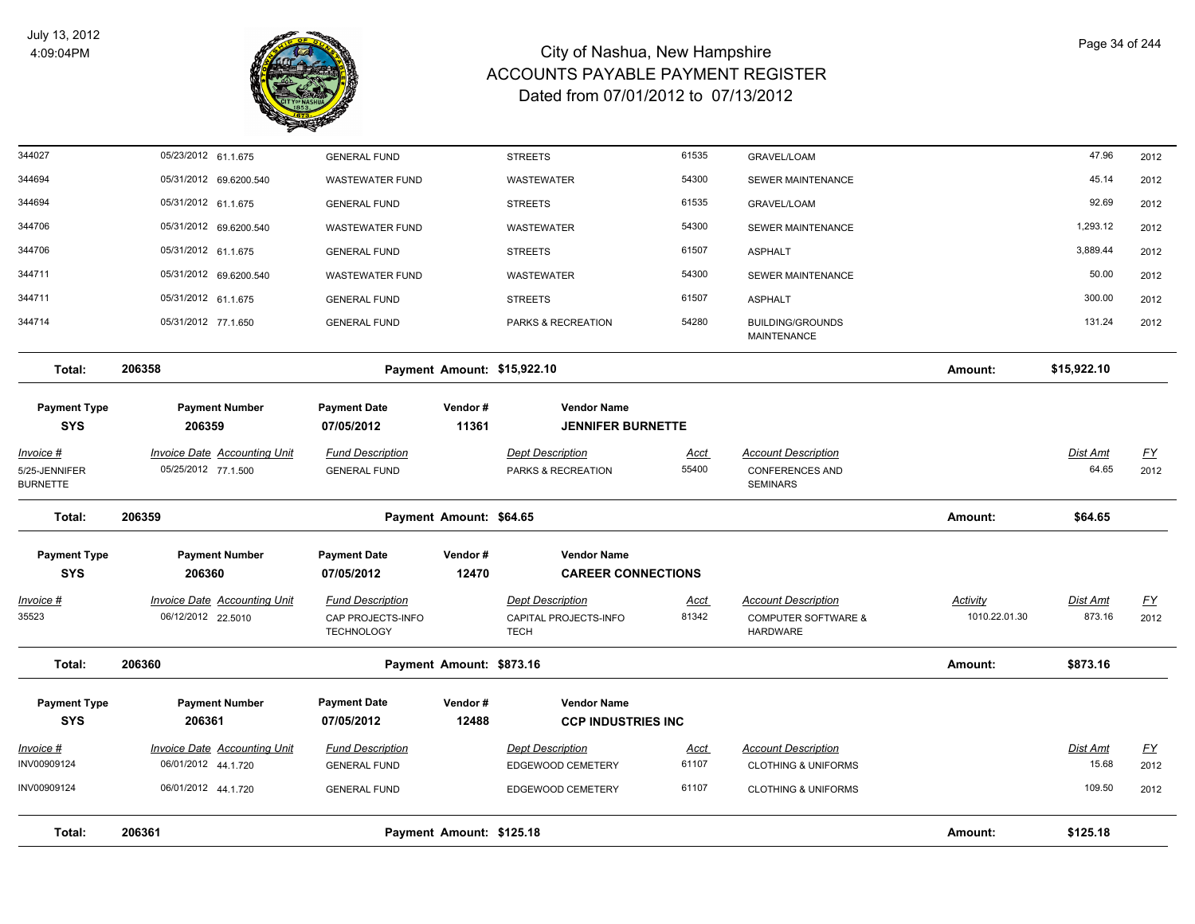| Invoice # | Invoice Date | Accounting Unit | Fund Description | Dept Description | Acct | Account Description | Activity | Dist Amt | FY |
|---|---|---|---|---|---|---|---|---|---|
| 344027 | 05/23/2012 | 61.1.675 | GENERAL FUND | STREETS | 61535 | GRAVEL/LOAM | | 47.96 | 2012 |
| 344694 | 05/31/2012 | 69.6200.540 | WASTEWATER FUND | WASTEWATER | 54300 | SEWER MAINTENANCE | | 45.14 | 2012 |
| 344694 | 05/31/2012 | 61.1.675 | GENERAL FUND | STREETS | 61535 | GRAVEL/LOAM | | 92.69 | 2012 |
| 344706 | 05/31/2012 | 69.6200.540 | WASTEWATER FUND | WASTEWATER | 54300 | SEWER MAINTENANCE | | 1,293.12 | 2012 |
| 344706 | 05/31/2012 | 61.1.675 | GENERAL FUND | STREETS | 61507 | ASPHALT | | 3,889.44 | 2012 |
| 344711 | 05/31/2012 | 69.6200.540 | WASTEWATER FUND | WASTEWATER | 54300 | SEWER MAINTENANCE | | 50.00 | 2012 |
| 344711 | 05/31/2012 | 61.1.675 | GENERAL FUND | STREETS | 61507 | ASPHALT | | 300.00 | 2012 |
| 344714 | 05/31/2012 | 77.1.650 | GENERAL FUND | PARKS & RECREATION | 54280 | BUILDING/GROUNDS MAINTENANCE | | 131.24 | 2012 |

**Total: 206358 — Payment Amount: $15,922.10 — Amount: $15,922.10**

| Payment Type | Payment Number | Payment Date | Vendor # | Vendor Name |
|---|---|---|---|---|
| SYS | 206359 | 07/05/2012 | 11361 | JENNIFER BURNETTE |

| Invoice # | Invoice Date | Accounting Unit | Fund Description | Dept Description | Acct | Account Description | Dist Amt | FY |
|---|---|---|---|---|---|---|---|---|
| 5/25-JENNIFER BURNETTE | 05/25/2012 | 77.1.500 | GENERAL FUND | PARKS & RECREATION | 55400 | CONFERENCES AND SEMINARS | 64.65 | 2012 |

**Total: 206359 — Payment Amount: $64.65 — Amount: $64.65**

| Payment Type | Payment Number | Payment Date | Vendor # | Vendor Name |
|---|---|---|---|---|
| SYS | 206360 | 07/05/2012 | 12470 | CAREER CONNECTIONS |

| Invoice # | Invoice Date | Accounting Unit | Fund Description | Dept Description | Acct | Account Description | Activity | Dist Amt | FY |
|---|---|---|---|---|---|---|---|---|---|
| 35523 | 06/12/2012 | 22.5010 | CAP PROJECTS-INFO TECHNOLOGY | CAPITAL PROJECTS-INFO TECH | 81342 | COMPUTER SOFTWARE & HARDWARE | 1010.22.01.30 | 873.16 | 2012 |

**Total: 206360 — Payment Amount: $873.16 — Amount: $873.16**

| Payment Type | Payment Number | Payment Date | Vendor # | Vendor Name |
|---|---|---|---|---|
| SYS | 206361 | 07/05/2012 | 12488 | CCP INDUSTRIES INC |

| Invoice # | Invoice Date | Accounting Unit | Fund Description | Dept Description | Acct | Account Description | Dist Amt | FY |
|---|---|---|---|---|---|---|---|---|
| INV00909124 | 06/01/2012 | 44.1.720 | GENERAL FUND | EDGEWOOD CEMETERY | 61107 | CLOTHING & UNIFORMS | 15.68 | 2012 |
| INV00909124 | 06/01/2012 | 44.1.720 | GENERAL FUND | EDGEWOOD CEMETERY | 61107 | CLOTHING & UNIFORMS | 109.50 | 2012 |

**Total: 206361 — Payment Amount: $125.18 — Amount: $125.18**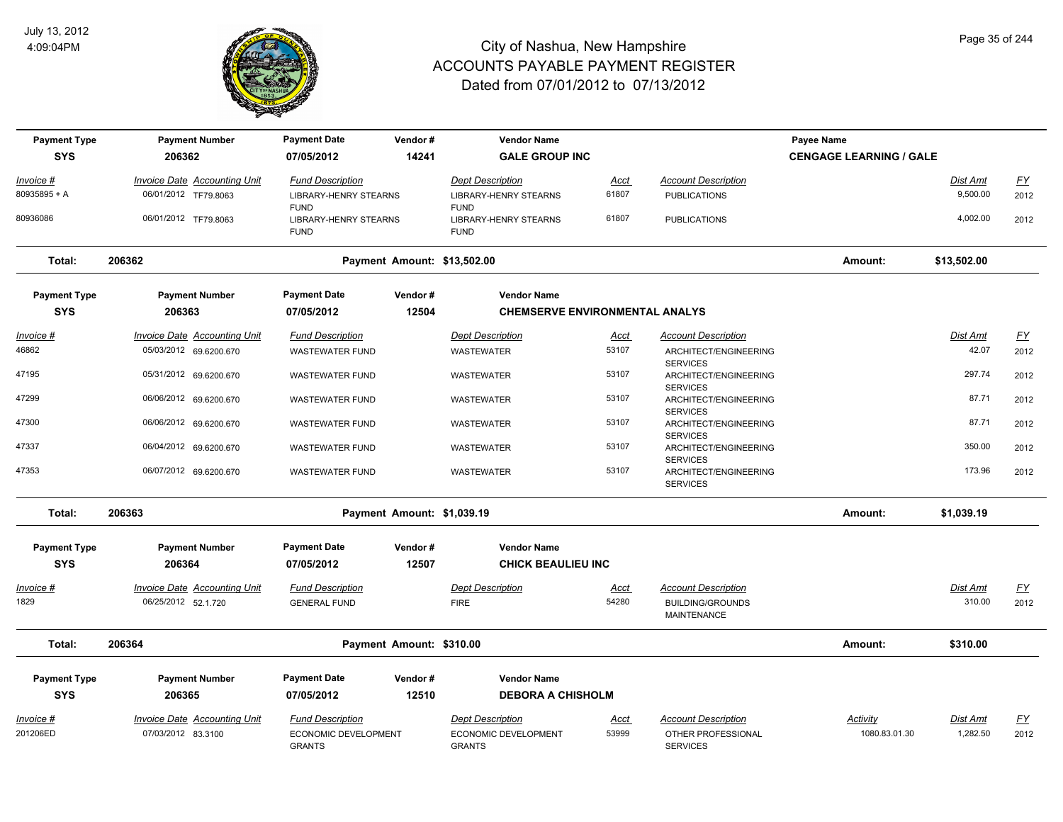# City of Nashua, New Hampshire
## ACCOUNTS PAYABLE PAYMENT REGISTER
### Dated from 07/01/2012 to 07/13/2012

July 13, 2012
4:09:04PM

| Payment Type | Payment Number | Payment Date | Vendor # | Vendor Name | | | Payee Name | | |
|---|---|---|---|---|---|---|---|---|---|
| SYS | 206362 | 07/05/2012 | 14241 | GALE GROUP INC | | | CENGAGE LEARNING / GALE | | |
| **Invoice #** | **Invoice Date** | **Accounting Unit** | **Fund Description** | **Dept Description** | **Acct** | **Account Description** | | **Dist Amt** | **FY** |
| 80935895 + A | 06/01/2012 | TF79.8063 | LIBRARY-HENRY STEARNS FUND | LIBRARY-HENRY STEARNS FUND | 61807 | PUBLICATIONS | | 9,500.00 | 2012 |
| 80936086 | 06/01/2012 | TF79.8063 | LIBRARY-HENRY STEARNS FUND | LIBRARY-HENRY STEARNS FUND | 61807 | PUBLICATIONS | | 4,002.00 | 2012 |
| **Total:** | **206362** | | **Payment Amount: $13,502.00** | | | | **Amount:** | **$13,502.00** | |

| Payment Type | Payment Number | Payment Date | Vendor # | Vendor Name | | | | |
|---|---|---|---|---|---|---|---|---|
| SYS | 206363 | 07/05/2012 | 12504 | CHEMSERVE ENVIRONMENTAL ANALYS | | | | |
| **Invoice #** | **Invoice Date** | **Accounting Unit** | **Fund Description** | **Dept Description** | **Acct** | **Account Description** | **Dist Amt** | **FY** |
| 46862 | 05/03/2012 | 69.6200.670 | WASTEWATER FUND | WASTEWATER | 53107 | ARCHITECT/ENGINEERING SERVICES | 42.07 | 2012 |
| 47195 | 05/31/2012 | 69.6200.670 | WASTEWATER FUND | WASTEWATER | 53107 | ARCHITECT/ENGINEERING SERVICES | 297.74 | 2012 |
| 47299 | 06/06/2012 | 69.6200.670 | WASTEWATER FUND | WASTEWATER | 53107 | ARCHITECT/ENGINEERING SERVICES | 87.71 | 2012 |
| 47300 | 06/06/2012 | 69.6200.670 | WASTEWATER FUND | WASTEWATER | 53107 | ARCHITECT/ENGINEERING SERVICES | 87.71 | 2012 |
| 47337 | 06/04/2012 | 69.6200.670 | WASTEWATER FUND | WASTEWATER | 53107 | ARCHITECT/ENGINEERING SERVICES | 350.00 | 2012 |
| 47353 | 06/07/2012 | 69.6200.670 | WASTEWATER FUND | WASTEWATER | 53107 | ARCHITECT/ENGINEERING SERVICES | 173.96 | 2012 |
| **Total:** | **206363** | | **Payment Amount: $1,039.19** | | | **Amount:** | **$1,039.19** | |

| Payment Type | Payment Number | Payment Date | Vendor # | Vendor Name | | | | |
|---|---|---|---|---|---|---|---|---|
| SYS | 206364 | 07/05/2012 | 12507 | CHICK BEAULIEU INC | | | | |
| **Invoice #** | **Invoice Date** | **Accounting Unit** | **Fund Description** | **Dept Description** | **Acct** | **Account Description** | **Dist Amt** | **FY** |
| 1829 | 06/25/2012 | 52.1.720 | GENERAL FUND | FIRE | 54280 | BUILDING/GROUNDS MAINTENANCE | 310.00 | 2012 |
| **Total:** | **206364** | | **Payment Amount: $310.00** | | | **Amount:** | **$310.00** | |

| Payment Type | Payment Number | Payment Date | Vendor # | Vendor Name | | | | | |
|---|---|---|---|---|---|---|---|---|---|
| SYS | 206365 | 07/05/2012 | 12510 | DEBORA A CHISHOLM | | | | | |
| **Invoice #** | **Invoice Date** | **Accounting Unit** | **Fund Description** | **Dept Description** | **Acct** | **Account Description** | **Activity** | **Dist Amt** | **FY** |
| 201206ED | 07/03/2012 | 83.3100 | ECONOMIC DEVELOPMENT GRANTS | ECONOMIC DEVELOPMENT GRANTS | 53999 | OTHER PROFESSIONAL SERVICES | 1080.83.01.30 | 1,282.50 | 2012 |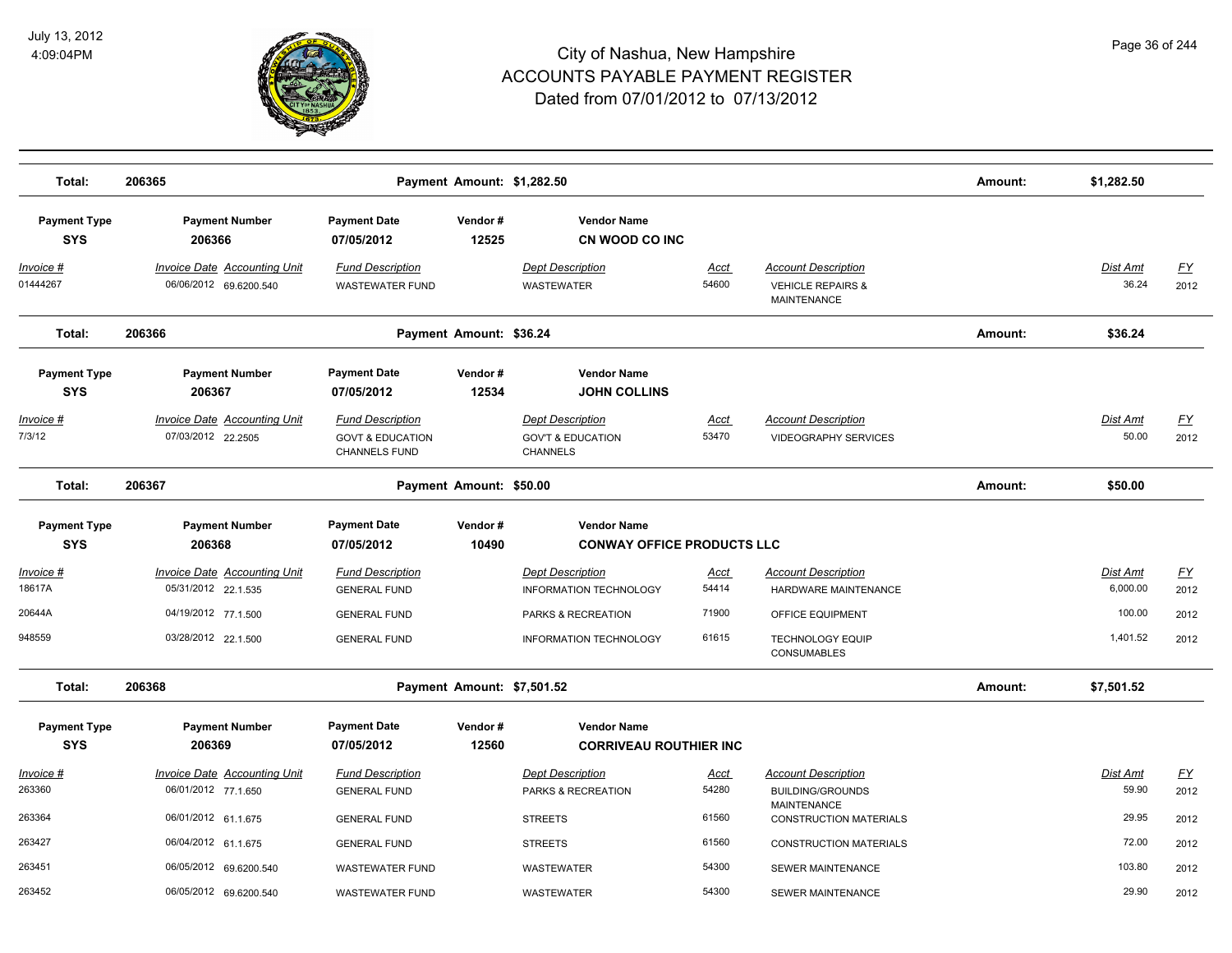| Total: | 206365 | | Payment Amount: $1,282.50 | | | | Amount: | $1,282.50 | |
|---|---|---|---|---|---|---|---|---|---|

| Payment Type | Payment Number | Payment Date | Vendor # | Vendor Name | | | | | |
|---|---|---|---|---|---|---|---|---|---|
| SYS | 206366 | 07/05/2012 | 12525 | CN WOOD CO INC | | | | | |
| Invoice # | Invoice Date | Accounting Unit | Fund Description | Dept Description | Acct | Account Description | | Dist Amt | FY |
| 01444267 | 06/06/2012 | 69.6200.540 | WASTEWATER FUND | WASTEWATER | 54600 | VEHICLE REPAIRS & MAINTENANCE | | 36.24 | 2012 |
| **Total:** | **206366** | | **Payment Amount: $36.24** | | | | **Amount:** | **$36.24** | |

| Payment Type | Payment Number | Payment Date | Vendor # | Vendor Name | | | | | |
|---|---|---|---|---|---|---|---|---|---|
| SYS | 206367 | 07/05/2012 | 12534 | JOHN COLLINS | | | | | |
| Invoice # | Invoice Date | Accounting Unit | Fund Description | Dept Description | Acct | Account Description | | Dist Amt | FY |
| 7/3/12 | 07/03/2012 | 22.2505 | GOVT & EDUCATION CHANNELS FUND | GOV'T & EDUCATION CHANNELS | 53470 | VIDEOGRAPHY SERVICES | | 50.00 | 2012 |
| **Total:** | **206367** | | **Payment Amount: $50.00** | | | | **Amount:** | **$50.00** | |

| Payment Type | Payment Number | Payment Date | Vendor # | Vendor Name | | | | | |
|---|---|---|---|---|---|---|---|---|---|
| SYS | 206368 | 07/05/2012 | 10490 | CONWAY OFFICE PRODUCTS LLC | | | | | |
| Invoice # | Invoice Date | Accounting Unit | Fund Description | Dept Description | Acct | Account Description | | Dist Amt | FY |
| 18617A | 05/31/2012 | 22.1.535 | GENERAL FUND | INFORMATION TECHNOLOGY | 54414 | HARDWARE MAINTENANCE | | 6,000.00 | 2012 |
| 20644A | 04/19/2012 | 77.1.500 | GENERAL FUND | PARKS & RECREATION | 71900 | OFFICE EQUIPMENT | | 100.00 | 2012 |
| 948559 | 03/28/2012 | 22.1.500 | GENERAL FUND | INFORMATION TECHNOLOGY | 61615 | TECHNOLOGY EQUIP CONSUMABLES | | 1,401.52 | 2012 |
| **Total:** | **206368** | | **Payment Amount: $7,501.52** | | | | **Amount:** | **$7,501.52** | |

| Payment Type | Payment Number | Payment Date | Vendor # | Vendor Name | | | | | |
|---|---|---|---|---|---|---|---|---|---|
| SYS | 206369 | 07/05/2012 | 12560 | CORRIVEAU ROUTHIER INC | | | | | |
| Invoice # | Invoice Date | Accounting Unit | Fund Description | Dept Description | Acct | Account Description | | Dist Amt | FY |
| 263360 | 06/01/2012 | 77.1.650 | GENERAL FUND | PARKS & RECREATION | 54280 | BUILDING/GROUNDS MAINTENANCE | | 59.90 | 2012 |
| 263364 | 06/01/2012 | 61.1.675 | GENERAL FUND | STREETS | 61560 | CONSTRUCTION MATERIALS | | 29.95 | 2012 |
| 263427 | 06/04/2012 | 61.1.675 | GENERAL FUND | STREETS | 61560 | CONSTRUCTION MATERIALS | | 72.00 | 2012 |
| 263451 | 06/05/2012 | 69.6200.540 | WASTEWATER FUND | WASTEWATER | 54300 | SEWER MAINTENANCE | | 103.80 | 2012 |
| 263452 | 06/05/2012 | 69.6200.540 | WASTEWATER FUND | WASTEWATER | 54300 | SEWER MAINTENANCE | | 29.90 | 2012 |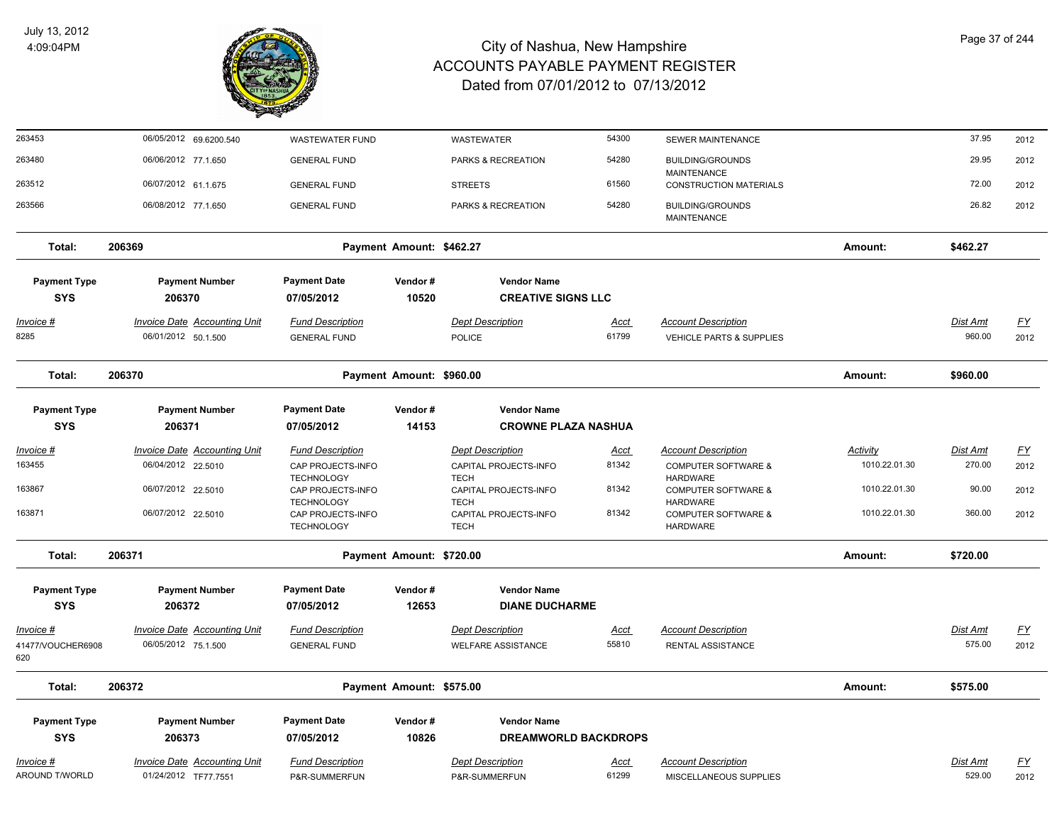# City of Nashua, New Hampshire
## ACCOUNTS PAYABLE PAYMENT REGISTER
### Dated from 07/01/2012 to 07/13/2012

July 13, 2012
4:09:04PM

| Invoice # | Invoice Date | Accounting Unit | Fund Description | Dept Description | Acct | Account Description | Activity | Dist Amt | FY |
|---|---|---|---|---|---|---|---|---|---|
| 263453 | 06/05/2012 | 69.6200.540 | WASTEWATER FUND | WASTEWATER | 54300 | SEWER MAINTENANCE | | 37.95 | 2012 |
| 263480 | 06/06/2012 | 77.1.650 | GENERAL FUND | PARKS & RECREATION | 54280 | BUILDING/GROUNDS MAINTENANCE | | 29.95 | 2012 |
| 263512 | 06/07/2012 | 61.1.675 | GENERAL FUND | STREETS | 61560 | CONSTRUCTION MATERIALS | | 72.00 | 2012 |
| 263566 | 06/08/2012 | 77.1.650 | GENERAL FUND | PARKS & RECREATION | 54280 | BUILDING/GROUNDS MAINTENANCE | | 26.82 | 2012 |

**Total: 206369 — Payment Amount: $462.27 — Amount: $462.27**

| Payment Type | Payment Number | Payment Date | Vendor # | Vendor Name |
|---|---|---|---|---|
| SYS | 206370 | 07/05/2012 | 10520 | CREATIVE SIGNS LLC |

| Invoice # | Invoice Date | Accounting Unit | Fund Description | Dept Description | Acct | Account Description | Dist Amt | FY |
|---|---|---|---|---|---|---|---|---|
| 8285 | 06/01/2012 | 50.1.500 | GENERAL FUND | POLICE | 61799 | VEHICLE PARTS & SUPPLIES | 960.00 | 2012 |

**Total: 206370 — Payment Amount: $960.00 — Amount: $960.00**

| Payment Type | Payment Number | Payment Date | Vendor # | Vendor Name |
|---|---|---|---|---|
| SYS | 206371 | 07/05/2012 | 14153 | CROWNE PLAZA NASHUA |

| Invoice # | Invoice Date | Accounting Unit | Fund Description | Dept Description | Acct | Account Description | Activity | Dist Amt | FY |
|---|---|---|---|---|---|---|---|---|---|
| 163455 | 06/04/2012 | 22.5010 | CAP PROJECTS-INFO TECHNOLOGY | CAPITAL PROJECTS-INFO TECH | 81342 | COMPUTER SOFTWARE & HARDWARE | 1010.22.01.30 | 270.00 | 2012 |
| 163867 | 06/07/2012 | 22.5010 | CAP PROJECTS-INFO TECHNOLOGY | CAPITAL PROJECTS-INFO TECH | 81342 | COMPUTER SOFTWARE & HARDWARE | 1010.22.01.30 | 90.00 | 2012 |
| 163871 | 06/07/2012 | 22.5010 | CAP PROJECTS-INFO TECHNOLOGY | CAPITAL PROJECTS-INFO TECH | 81342 | COMPUTER SOFTWARE & HARDWARE | 1010.22.01.30 | 360.00 | 2012 |

**Total: 206371 — Payment Amount: $720.00 — Amount: $720.00**

| Payment Type | Payment Number | Payment Date | Vendor # | Vendor Name |
|---|---|---|---|---|
| SYS | 206372 | 07/05/2012 | 12653 | DIANE DUCHARME |

| Invoice # | Invoice Date | Accounting Unit | Fund Description | Dept Description | Acct | Account Description | Dist Amt | FY |
|---|---|---|---|---|---|---|---|---|
| 41477/VOUCHER6908620 | 06/05/2012 | 75.1.500 | GENERAL FUND | WELFARE ASSISTANCE | 55810 | RENTAL ASSISTANCE | 575.00 | 2012 |

**Total: 206372 — Payment Amount: $575.00 — Amount: $575.00**

| Payment Type | Payment Number | Payment Date | Vendor # | Vendor Name |
|---|---|---|---|---|
| SYS | 206373 | 07/05/2012 | 10826 | DREAMWORLD BACKDROPS |

| Invoice # | Invoice Date | Accounting Unit | Fund Description | Dept Description | Acct | Account Description | Dist Amt | FY |
|---|---|---|---|---|---|---|---|---|
| AROUND T/WORLD | 01/24/2012 | TF77.7551 | P&R-SUMMERFUN | P&R-SUMMERFUN | 61299 | MISCELLANEOUS SUPPLIES | 529.00 | 2012 |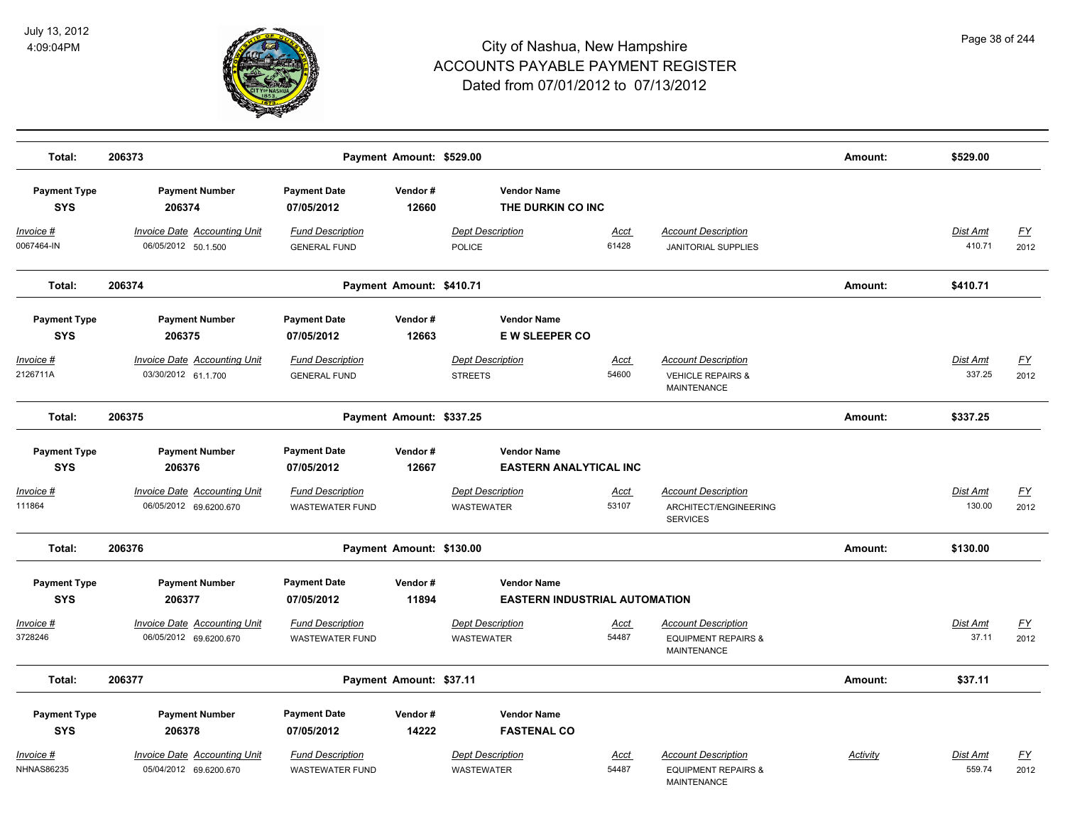# City of Nashua, New Hampshire
# ACCOUNTS PAYABLE PAYMENT REGISTER
## Dated from 07/01/2012 to 07/13/2012

July 13, 2012
4:09:04PM

**Total: 206373** — **Payment Amount: $529.00** — **Amount: $529.00**

| Payment Type | Payment Number | Payment Date | Vendor # | Vendor Name |
|---|---|---|---|---|
| SYS | 206374 | 07/05/2012 | 12660 | THE DURKIN CO INC |

| Invoice # | Invoice Date | Accounting Unit | Fund Description | Dept Description | Acct | Account Description | Dist Amt | FY |
|---|---|---|---|---|---|---|---|---|
| 0067464-IN | 06/05/2012 | 50.1.500 | GENERAL FUND | POLICE | 61428 | JANITORIAL SUPPLIES | 410.71 | 2012 |

**Total: 206374** — **Payment Amount: $410.71** — **Amount: $410.71**

| Payment Type | Payment Number | Payment Date | Vendor # | Vendor Name |
|---|---|---|---|---|
| SYS | 206375 | 07/05/2012 | 12663 | E W SLEEPER CO |

| Invoice # | Invoice Date | Accounting Unit | Fund Description | Dept Description | Acct | Account Description | Dist Amt | FY |
|---|---|---|---|---|---|---|---|---|
| 2126711A | 03/30/2012 | 61.1.700 | GENERAL FUND | STREETS | 54600 | VEHICLE REPAIRS & MAINTENANCE | 337.25 | 2012 |

**Total: 206375** — **Payment Amount: $337.25** — **Amount: $337.25**

| Payment Type | Payment Number | Payment Date | Vendor # | Vendor Name |
|---|---|---|---|---|
| SYS | 206376 | 07/05/2012 | 12667 | EASTERN ANALYTICAL INC |

| Invoice # | Invoice Date | Accounting Unit | Fund Description | Dept Description | Acct | Account Description | Dist Amt | FY |
|---|---|---|---|---|---|---|---|---|
| 111864 | 06/05/2012 | 69.6200.670 | WASTEWATER FUND | WASTEWATER | 53107 | ARCHITECT/ENGINEERING SERVICES | 130.00 | 2012 |

**Total: 206376** — **Payment Amount: $130.00** — **Amount: $130.00**

| Payment Type | Payment Number | Payment Date | Vendor # | Vendor Name |
|---|---|---|---|---|
| SYS | 206377 | 07/05/2012 | 11894 | EASTERN INDUSTRIAL AUTOMATION |

| Invoice # | Invoice Date | Accounting Unit | Fund Description | Dept Description | Acct | Account Description | Dist Amt | FY |
|---|---|---|---|---|---|---|---|---|
| 3728246 | 06/05/2012 | 69.6200.670 | WASTEWATER FUND | WASTEWATER | 54487 | EQUIPMENT REPAIRS & MAINTENANCE | 37.11 | 2012 |

**Total: 206377** — **Payment Amount: $37.11** — **Amount: $37.11**

| Payment Type | Payment Number | Payment Date | Vendor # | Vendor Name |
|---|---|---|---|---|
| SYS | 206378 | 07/05/2012 | 14222 | FASTENAL CO |

| Invoice # | Invoice Date | Accounting Unit | Fund Description | Dept Description | Acct | Account Description | Activity | Dist Amt | FY |
|---|---|---|---|---|---|---|---|---|---|
| NHNAS86235 | 05/04/2012 | 69.6200.670 | WASTEWATER FUND | WASTEWATER | 54487 | EQUIPMENT REPAIRS & MAINTENANCE | | 559.74 | 2012 |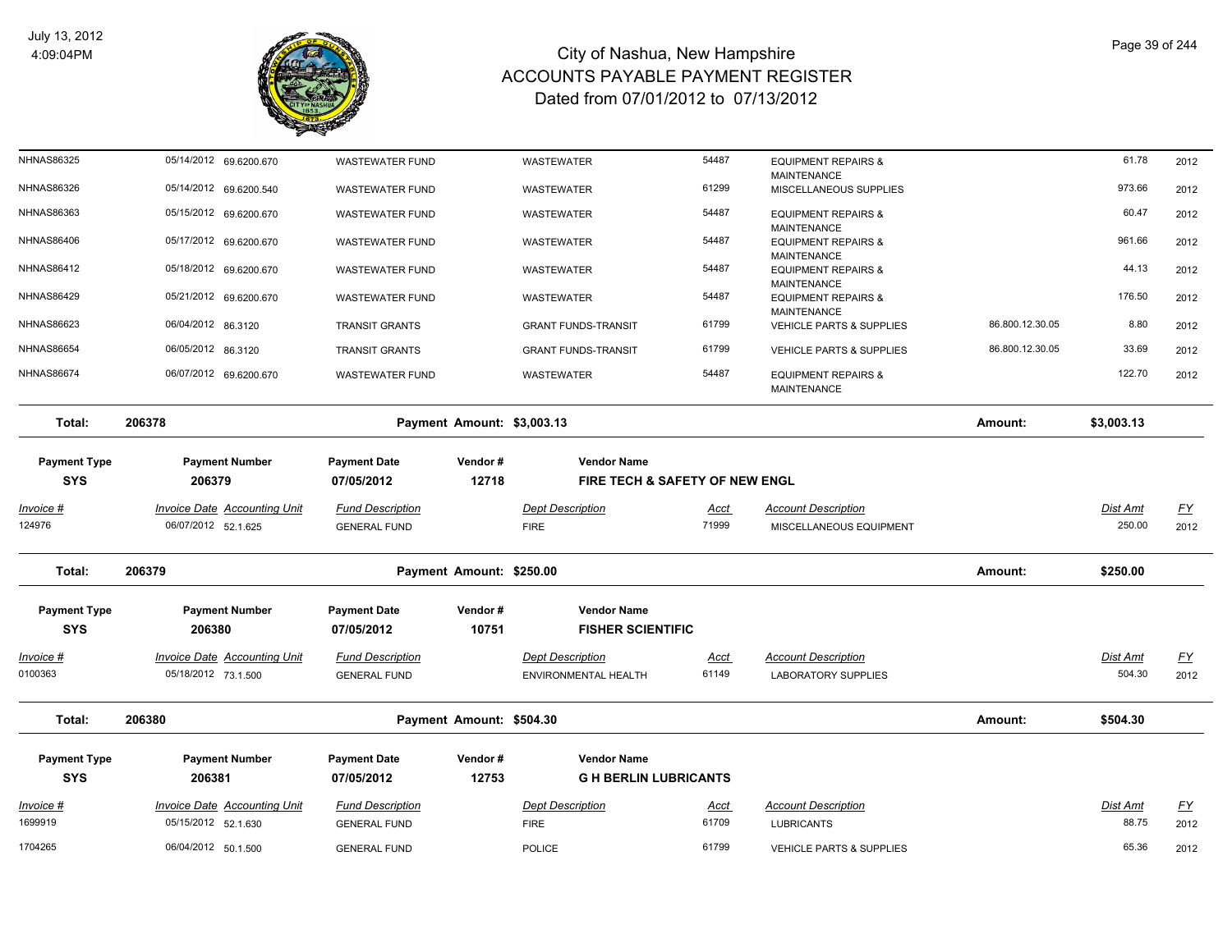# City of Nashua, New Hampshire
# ACCOUNTS PAYABLE PAYMENT REGISTER
## Dated from 07/01/2012 to 07/13/2012

July 13, 2012
4:09:04PM

| Invoice # | Invoice Date | Accounting Unit | Fund Description | Dept Description | Acct | Account Description | | Dist Amt | FY |
|---|---|---|---|---|---|---|---|---|---|
| NHNAS86325 | 05/14/2012 | 69.6200.670 | WASTEWATER FUND | WASTEWATER | 54487 | EQUIPMENT REPAIRS & MAINTENANCE | | 61.78 | 2012 |
| NHNAS86326 | 05/14/2012 | 69.6200.540 | WASTEWATER FUND | WASTEWATER | 61299 | MISCELLANEOUS SUPPLIES | | 973.66 | 2012 |
| NHNAS86363 | 05/15/2012 | 69.6200.670 | WASTEWATER FUND | WASTEWATER | 54487 | EQUIPMENT REPAIRS & MAINTENANCE | | 60.47 | 2012 |
| NHNAS86406 | 05/17/2012 | 69.6200.670 | WASTEWATER FUND | WASTEWATER | 54487 | EQUIPMENT REPAIRS & MAINTENANCE | | 961.66 | 2012 |
| NHNAS86412 | 05/18/2012 | 69.6200.670 | WASTEWATER FUND | WASTEWATER | 54487 | EQUIPMENT REPAIRS & MAINTENANCE | | 44.13 | 2012 |
| NHNAS86429 | 05/21/2012 | 69.6200.670 | WASTEWATER FUND | WASTEWATER | 54487 | EQUIPMENT REPAIRS & MAINTENANCE | | 176.50 | 2012 |
| NHNAS86623 | 06/04/2012 | 86.3120 | TRANSIT GRANTS | GRANT FUNDS-TRANSIT | 61799 | VEHICLE PARTS & SUPPLIES | 86.800.12.30.05 | 8.80 | 2012 |
| NHNAS86654 | 06/05/2012 | 86.3120 | TRANSIT GRANTS | GRANT FUNDS-TRANSIT | 61799 | VEHICLE PARTS & SUPPLIES | 86.800.12.30.05 | 33.69 | 2012 |
| NHNAS86674 | 06/07/2012 | 69.6200.670 | WASTEWATER FUND | WASTEWATER | 54487 | EQUIPMENT REPAIRS & MAINTENANCE | | 122.70 | 2012 |

**Total: 206378** — Payment Amount: $3,003.13 — Amount: $3,003.13

| Payment Type | Payment Number | Payment Date | Vendor # | Vendor Name |
|---|---|---|---|---|
| SYS | 206379 | 07/05/2012 | 12718 | FIRE TECH & SAFETY OF NEW ENGL |

| Invoice # | Invoice Date | Accounting Unit | Fund Description | Dept Description | Acct | Account Description | Dist Amt | FY |
|---|---|---|---|---|---|---|---|---|
| 124976 | 06/07/2012 | 52.1.625 | GENERAL FUND | FIRE | 71999 | MISCELLANEOUS EQUIPMENT | 250.00 | 2012 |

**Total: 206379** — Payment Amount: $250.00 — Amount: $250.00

| Payment Type | Payment Number | Payment Date | Vendor # | Vendor Name |
|---|---|---|---|---|
| SYS | 206380 | 07/05/2012 | 10751 | FISHER SCIENTIFIC |

| Invoice # | Invoice Date | Accounting Unit | Fund Description | Dept Description | Acct | Account Description | Dist Amt | FY |
|---|---|---|---|---|---|---|---|---|
| 0100363 | 05/18/2012 | 73.1.500 | GENERAL FUND | ENVIRONMENTAL HEALTH | 61149 | LABORATORY SUPPLIES | 504.30 | 2012 |

**Total: 206380** — Payment Amount: $504.30 — Amount: $504.30

| Payment Type | Payment Number | Payment Date | Vendor # | Vendor Name |
|---|---|---|---|---|
| SYS | 206381 | 07/05/2012 | 12753 | G H BERLIN LUBRICANTS |

| Invoice # | Invoice Date | Accounting Unit | Fund Description | Dept Description | Acct | Account Description | Dist Amt | FY |
|---|---|---|---|---|---|---|---|---|
| 1699919 | 05/15/2012 | 52.1.630 | GENERAL FUND | FIRE | 61709 | LUBRICANTS | 88.75 | 2012 |
| 1704265 | 06/04/2012 | 50.1.500 | GENERAL FUND | POLICE | 61799 | VEHICLE PARTS & SUPPLIES | 65.36 | 2012 |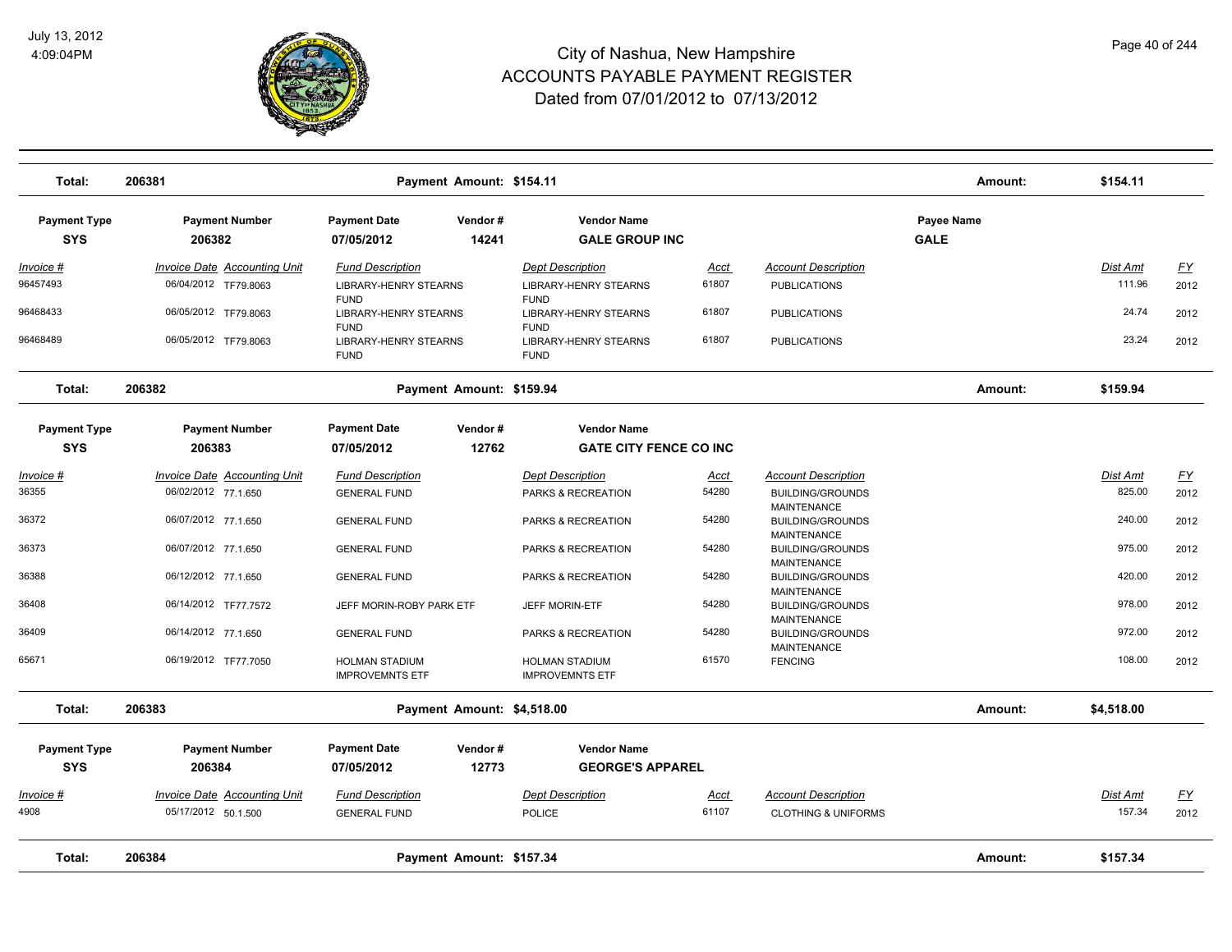# City of Nashua, New Hampshire
# ACCOUNTS PAYABLE PAYMENT REGISTER
## Dated from 07/01/2012 to 07/13/2012

July 13, 2012
4:09:04PM

| Total: | 206381 | | Payment Amount: $154.11 | | | Amount: | $154.11 | |
|---|---|---|---|---|---|---|---|---|

| Payment Type | Payment Number | Payment Date | Vendor # | Vendor Name | | Payee Name | | |
|---|---|---|---|---|---|---|---|---|
| SYS | 206382 | 07/05/2012 | 14241 | GALE GROUP INC | | GALE | | |

| Invoice # | Invoice Date | Accounting Unit | Fund Description | Dept Description | Acct | Account Description | Dist Amt | FY |
|---|---|---|---|---|---|---|---|---|
| 96457493 | 06/04/2012 | TF79.8063 | LIBRARY-HENRY STEARNS FUND | LIBRARY-HENRY STEARNS FUND | 61807 | PUBLICATIONS | 111.96 | 2012 |
| 96468433 | 06/05/2012 | TF79.8063 | LIBRARY-HENRY STEARNS FUND | LIBRARY-HENRY STEARNS FUND | 61807 | PUBLICATIONS | 24.74 | 2012 |
| 96468489 | 06/05/2012 | TF79.8063 | LIBRARY-HENRY STEARNS FUND | LIBRARY-HENRY STEARNS FUND | 61807 | PUBLICATIONS | 23.24 | 2012 |

| Total: | 206382 | | Payment Amount: $159.94 | | | Amount: | $159.94 | |
|---|---|---|---|---|---|---|---|---|

| Payment Type | Payment Number | Payment Date | Vendor # | Vendor Name | | | | |
|---|---|---|---|---|---|---|---|---|
| SYS | 206383 | 07/05/2012 | 12762 | GATE CITY FENCE CO INC | | | | |

| Invoice # | Invoice Date | Accounting Unit | Fund Description | Dept Description | Acct | Account Description | Dist Amt | FY |
|---|---|---|---|---|---|---|---|---|
| 36355 | 06/02/2012 | 77.1.650 | GENERAL FUND | PARKS & RECREATION | 54280 | BUILDING/GROUNDS MAINTENANCE | 825.00 | 2012 |
| 36372 | 06/07/2012 | 77.1.650 | GENERAL FUND | PARKS & RECREATION | 54280 | BUILDING/GROUNDS MAINTENANCE | 240.00 | 2012 |
| 36373 | 06/07/2012 | 77.1.650 | GENERAL FUND | PARKS & RECREATION | 54280 | BUILDING/GROUNDS MAINTENANCE | 975.00 | 2012 |
| 36388 | 06/12/2012 | 77.1.650 | GENERAL FUND | PARKS & RECREATION | 54280 | BUILDING/GROUNDS MAINTENANCE | 420.00 | 2012 |
| 36408 | 06/14/2012 | TF77.7572 | JEFF MORIN-ROBY PARK ETF | JEFF MORIN-ETF | 54280 | BUILDING/GROUNDS MAINTENANCE | 978.00 | 2012 |
| 36409 | 06/14/2012 | 77.1.650 | GENERAL FUND | PARKS & RECREATION | 54280 | BUILDING/GROUNDS MAINTENANCE | 972.00 | 2012 |
| 65671 | 06/19/2012 | TF77.7050 | HOLMAN STADIUM IMPROVEMNTS ETF | HOLMAN STADIUM IMPROVEMNTS ETF | 61570 | FENCING | 108.00 | 2012 |

| Total: | 206383 | | Payment Amount: $4,518.00 | | | Amount: | $4,518.00 | |
|---|---|---|---|---|---|---|---|---|

| Payment Type | Payment Number | Payment Date | Vendor # | Vendor Name | | | | |
|---|---|---|---|---|---|---|---|---|
| SYS | 206384 | 07/05/2012 | 12773 | GEORGE'S APPAREL | | | | |

| Invoice # | Invoice Date | Accounting Unit | Fund Description | Dept Description | Acct | Account Description | Dist Amt | FY |
|---|---|---|---|---|---|---|---|---|
| 4908 | 05/17/2012 | 50.1.500 | GENERAL FUND | POLICE | 61107 | CLOTHING & UNIFORMS | 157.34 | 2012 |

| Total: | 206384 | | Payment Amount: $157.34 | | | Amount: | $157.34 | |
|---|---|---|---|---|---|---|---|---|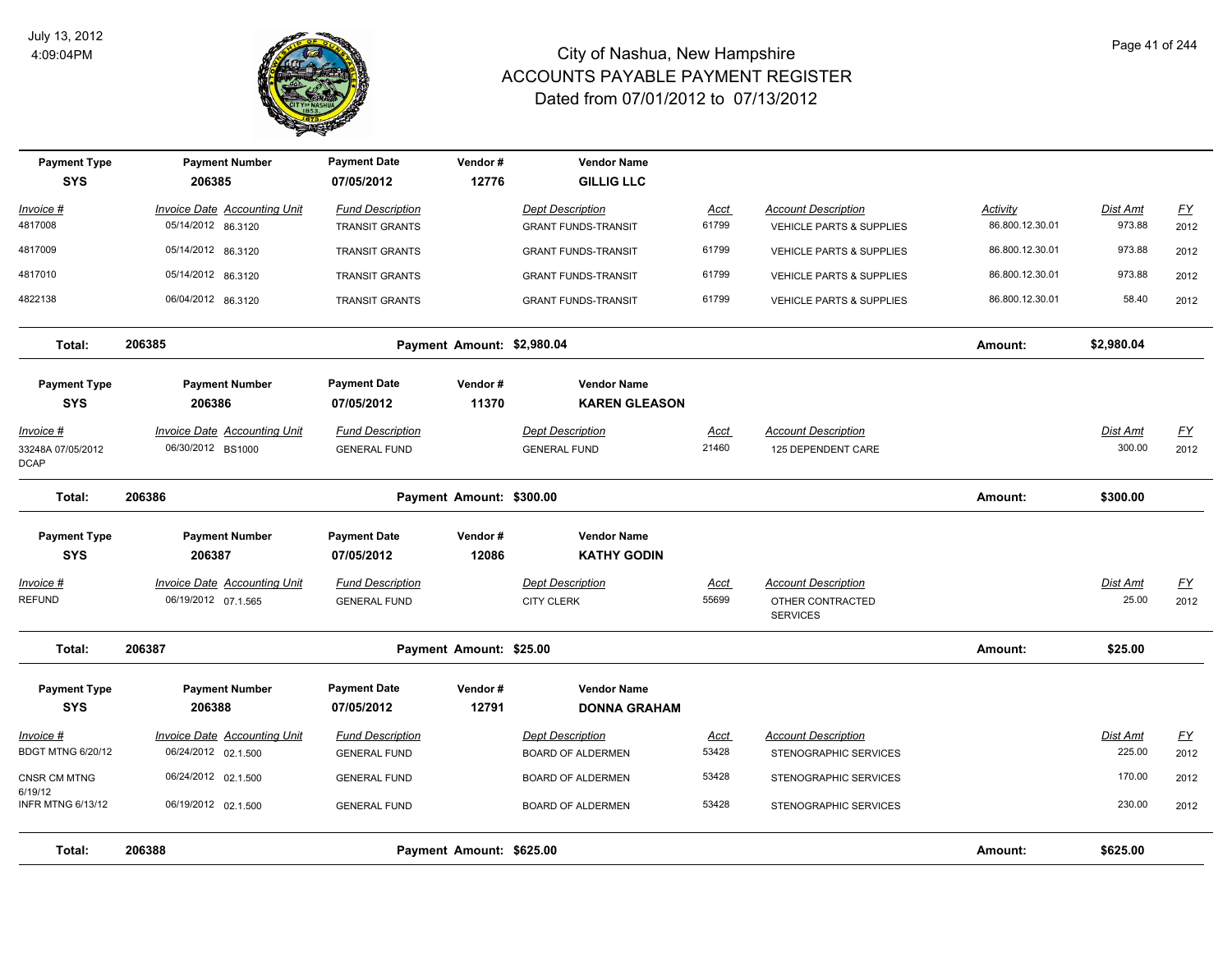# City of Nashua, New Hampshire
## ACCOUNTS PAYABLE PAYMENT REGISTER
### Dated from 07/01/2012 to 07/13/2012

July 13, 2012
4:09:04PM

| Payment Type | Payment Number | Payment Date | Vendor # | Vendor Name | | | | | |
|---|---|---|---|---|---|---|---|---|---|
| **SYS** | **206385** | **07/05/2012** | **12776** | **GILLIG LLC** | | | | | |
| *Invoice #* | *Invoice Date Accounting Unit* | *Fund Description* | | *Dept Description* | *Acct* | *Account Description* | *Activity* | *Dist Amt* | *FY* |
| 4817008 | 05/14/2012 86.3120 | TRANSIT GRANTS | | GRANT FUNDS-TRANSIT | 61799 | VEHICLE PARTS & SUPPLIES | 86.800.12.30.01 | 973.88 | 2012 |
| 4817009 | 05/14/2012 86.3120 | TRANSIT GRANTS | | GRANT FUNDS-TRANSIT | 61799 | VEHICLE PARTS & SUPPLIES | 86.800.12.30.01 | 973.88 | 2012 |
| 4817010 | 05/14/2012 86.3120 | TRANSIT GRANTS | | GRANT FUNDS-TRANSIT | 61799 | VEHICLE PARTS & SUPPLIES | 86.800.12.30.01 | 973.88 | 2012 |
| 4822138 | 06/04/2012 86.3120 | TRANSIT GRANTS | | GRANT FUNDS-TRANSIT | 61799 | VEHICLE PARTS & SUPPLIES | 86.800.12.30.01 | 58.40 | 2012 |
| **Total:** | **206385** | **Payment Amount: $2,980.04** | | | | | **Amount:** | **$2,980.04** | |

| Payment Type | Payment Number | Payment Date | Vendor # | Vendor Name | | | | |
|---|---|---|---|---|---|---|---|---|
| **SYS** | **206386** | **07/05/2012** | **11370** | **KAREN GLEASON** | | | | |
| *Invoice #* | *Invoice Date Accounting Unit* | *Fund Description* | | *Dept Description* | *Acct* | *Account Description* | *Dist Amt* | *FY* |
| 33248A 07/05/2012 DCAP | 06/30/2012 BS1000 | GENERAL FUND | | GENERAL FUND | 21460 | 125 DEPENDENT CARE | 300.00 | 2012 |
| **Total:** | **206386** | **Payment Amount: $300.00** | | | | **Amount:** | **$300.00** | |

| Payment Type | Payment Number | Payment Date | Vendor # | Vendor Name | | | | |
|---|---|---|---|---|---|---|---|---|
| **SYS** | **206387** | **07/05/2012** | **12086** | **KATHY GODIN** | | | | |
| *Invoice #* | *Invoice Date Accounting Unit* | *Fund Description* | | *Dept Description* | *Acct* | *Account Description* | *Dist Amt* | *FY* |
| REFUND | 06/19/2012 07.1.565 | GENERAL FUND | | CITY CLERK | 55699 | OTHER CONTRACTED SERVICES | 25.00 | 2012 |
| **Total:** | **206387** | **Payment Amount: $25.00** | | | | **Amount:** | **$25.00** | |

| Payment Type | Payment Number | Payment Date | Vendor # | Vendor Name | | | | |
|---|---|---|---|---|---|---|---|---|
| **SYS** | **206388** | **07/05/2012** | **12791** | **DONNA GRAHAM** | | | | |
| *Invoice #* | *Invoice Date Accounting Unit* | *Fund Description* | | *Dept Description* | *Acct* | *Account Description* | *Dist Amt* | *FY* |
| BDGT MTNG 6/20/12 | 06/24/2012 02.1.500 | GENERAL FUND | | BOARD OF ALDERMEN | 53428 | STENOGRAPHIC SERVICES | 225.00 | 2012 |
| CNSR CM MTNG 6/19/12 | 06/24/2012 02.1.500 | GENERAL FUND | | BOARD OF ALDERMEN | 53428 | STENOGRAPHIC SERVICES | 170.00 | 2012 |
| INFR MTNG 6/13/12 | 06/19/2012 02.1.500 | GENERAL FUND | | BOARD OF ALDERMEN | 53428 | STENOGRAPHIC SERVICES | 230.00 | 2012 |
| **Total:** | **206388** | **Payment Amount: $625.00** | | | | **Amount:** | **$625.00** | |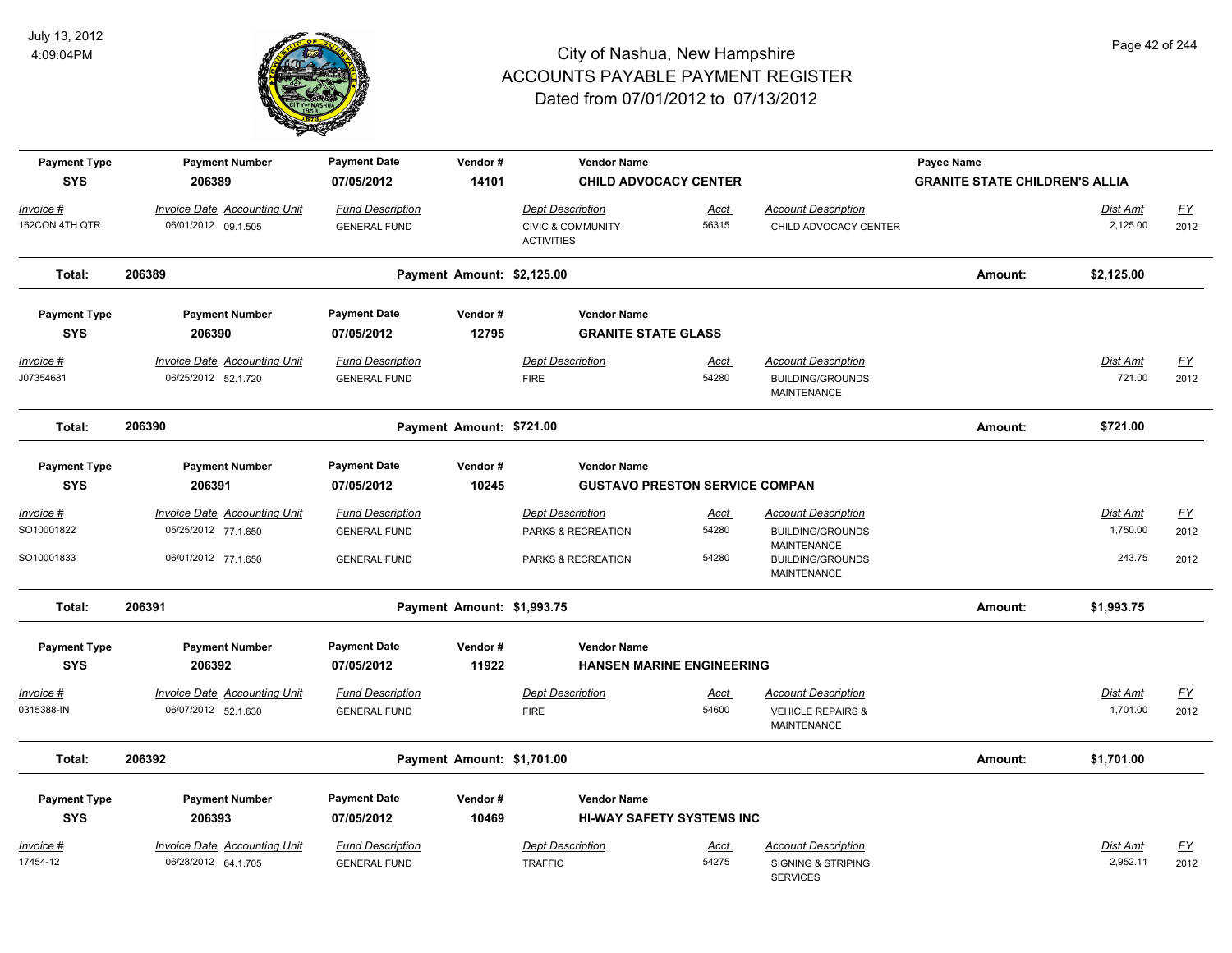# City of Nashua, New Hampshire
## ACCOUNTS PAYABLE PAYMENT REGISTER
### Dated from 07/01/2012 to 07/13/2012

July 13, 2012
4:09:04PM

| Payment Type | Payment Number | Payment Date | Vendor # | Vendor Name | | | Payee Name | |
|---|---|---|---|---|---|---|---|---|
| SYS | 206389 | 07/05/2012 | 14101 | CHILD ADVOCACY CENTER | | | GRANITE STATE CHILDREN'S ALLIA | |

| Invoice # | Invoice Date | Accounting Unit | Fund Description | Dept Description | Acct | Account Description | Dist Amt | FY |
|---|---|---|---|---|---|---|---|---|
| 162CON 4TH QTR | 06/01/2012 | 09.1.505 | GENERAL FUND | CIVIC & COMMUNITY ACTIVITIES | 56315 | CHILD ADVOCACY CENTER | 2,125.00 | 2012 |

**Total: 206389** Payment Amount: $2,125.00 Amount: **$2,125.00**

| Payment Type | Payment Number | Payment Date | Vendor # | Vendor Name |
|---|---|---|---|---|
| SYS | 206390 | 07/05/2012 | 12795 | GRANITE STATE GLASS |

| Invoice # | Invoice Date | Accounting Unit | Fund Description | Dept Description | Acct | Account Description | Dist Amt | FY |
|---|---|---|---|---|---|---|---|---|
| J07354681 | 06/25/2012 | 52.1.720 | GENERAL FUND | FIRE | 54280 | BUILDING/GROUNDS MAINTENANCE | 721.00 | 2012 |

**Total: 206390** Payment Amount: $721.00 Amount: **$721.00**

| Payment Type | Payment Number | Payment Date | Vendor # | Vendor Name |
|---|---|---|---|---|
| SYS | 206391 | 07/05/2012 | 10245 | GUSTAVO PRESTON SERVICE COMPAN |

| Invoice # | Invoice Date | Accounting Unit | Fund Description | Dept Description | Acct | Account Description | Dist Amt | FY |
|---|---|---|---|---|---|---|---|---|
| SO10001822 | 05/25/2012 | 77.1.650 | GENERAL FUND | PARKS & RECREATION | 54280 | BUILDING/GROUNDS MAINTENANCE | 1,750.00 | 2012 |
| SO10001833 | 06/01/2012 | 77.1.650 | GENERAL FUND | PARKS & RECREATION | 54280 | BUILDING/GROUNDS MAINTENANCE | 243.75 | 2012 |

**Total: 206391** Payment Amount: $1,993.75 Amount: **$1,993.75**

| Payment Type | Payment Number | Payment Date | Vendor # | Vendor Name |
|---|---|---|---|---|
| SYS | 206392 | 07/05/2012 | 11922 | HANSEN MARINE ENGINEERING |

| Invoice # | Invoice Date | Accounting Unit | Fund Description | Dept Description | Acct | Account Description | Dist Amt | FY |
|---|---|---|---|---|---|---|---|---|
| 0315388-IN | 06/07/2012 | 52.1.630 | GENERAL FUND | FIRE | 54600 | VEHICLE REPAIRS & MAINTENANCE | 1,701.00 | 2012 |

**Total: 206392** Payment Amount: $1,701.00 Amount: **$1,701.00**

| Payment Type | Payment Number | Payment Date | Vendor # | Vendor Name |
|---|---|---|---|---|
| SYS | 206393 | 07/05/2012 | 10469 | HI-WAY SAFETY SYSTEMS INC |

| Invoice # | Invoice Date | Accounting Unit | Fund Description | Dept Description | Acct | Account Description | Dist Amt | FY |
|---|---|---|---|---|---|---|---|---|
| 17454-12 | 06/28/2012 | 64.1.705 | GENERAL FUND | TRAFFIC | 54275 | SIGNING & STRIPING SERVICES | 2,952.11 | 2012 |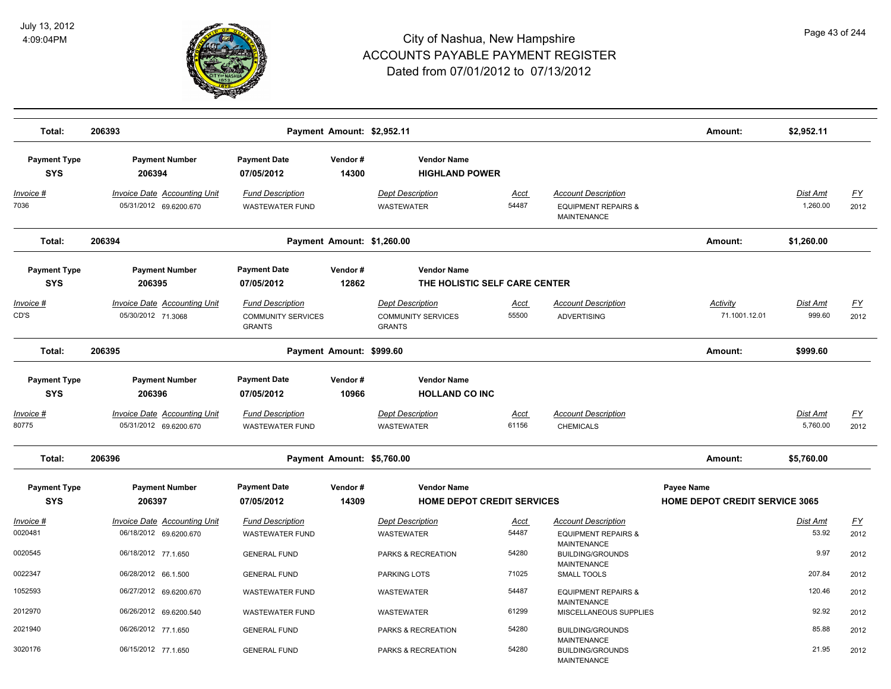# City of Nashua, New Hampshire
## ACCOUNTS PAYABLE PAYMENT REGISTER
### Dated from 07/01/2012 to 07/13/2012

July 13, 2012
4:09:04PM

**Total: 206393** — Payment Amount: $2,952.11 — Amount: $2,952.11

| Payment Type | Payment Number | Payment Date | Vendor # | Vendor Name |
|---|---|---|---|---|
| SYS | 206394 | 07/05/2012 | 14300 | HIGHLAND POWER |

| Invoice # | Invoice Date | Accounting Unit | Fund Description | Dept Description | Acct | Account Description | Dist Amt | FY |
|---|---|---|---|---|---|---|---|---|
| 7036 | 05/31/2012 | 69.6200.670 | WASTEWATER FUND | WASTEWATER | 54487 | EQUIPMENT REPAIRS & MAINTENANCE | 1,260.00 | 2012 |

**Total: 206394** — Payment Amount: $1,260.00 — Amount: $1,260.00

| Payment Type | Payment Number | Payment Date | Vendor # | Vendor Name |
|---|---|---|---|---|
| SYS | 206395 | 07/05/2012 | 12862 | THE HOLISTIC SELF CARE CENTER |

| Invoice # | Invoice Date | Accounting Unit | Fund Description | Dept Description | Acct | Account Description | Activity | Dist Amt | FY |
|---|---|---|---|---|---|---|---|---|---|
| CD'S | 05/30/2012 | 71.3068 | COMMUNITY SERVICES GRANTS | COMMUNITY SERVICES GRANTS | 55500 | ADVERTISING | 71.1001.12.01 | 999.60 | 2012 |

**Total: 206395** — Payment Amount: $999.60 — Amount: $999.60

| Payment Type | Payment Number | Payment Date | Vendor # | Vendor Name |
|---|---|---|---|---|
| SYS | 206396 | 07/05/2012 | 10966 | HOLLAND CO INC |

| Invoice # | Invoice Date | Accounting Unit | Fund Description | Dept Description | Acct | Account Description | Dist Amt | FY |
|---|---|---|---|---|---|---|---|---|
| 80775 | 05/31/2012 | 69.6200.670 | WASTEWATER FUND | WASTEWATER | 61156 | CHEMICALS | 5,760.00 | 2012 |

**Total: 206396** — Payment Amount: $5,760.00 — Amount: $5,760.00

| Payment Type | Payment Number | Payment Date | Vendor # | Vendor Name | Payee Name |
|---|---|---|---|---|---|
| SYS | 206397 | 07/05/2012 | 14309 | HOME DEPOT CREDIT SERVICES | HOME DEPOT CREDIT SERVICE 3065 |

| Invoice # | Invoice Date | Accounting Unit | Fund Description | Dept Description | Acct | Account Description | Dist Amt | FY |
|---|---|---|---|---|---|---|---|---|
| 0020481 | 06/18/2012 | 69.6200.670 | WASTEWATER FUND | WASTEWATER | 54487 | EQUIPMENT REPAIRS & MAINTENANCE | 53.92 | 2012 |
| 0020545 | 06/18/2012 | 77.1.650 | GENERAL FUND | PARKS & RECREATION | 54280 | BUILDING/GROUNDS MAINTENANCE | 9.97 | 2012 |
| 0022347 | 06/28/2012 | 66.1.500 | GENERAL FUND | PARKING LOTS | 71025 | SMALL TOOLS | 207.84 | 2012 |
| 1052593 | 06/27/2012 | 69.6200.670 | WASTEWATER FUND | WASTEWATER | 54487 | EQUIPMENT REPAIRS & MAINTENANCE | 120.46 | 2012 |
| 2012970 | 06/26/2012 | 69.6200.540 | WASTEWATER FUND | WASTEWATER | 61299 | MISCELLANEOUS SUPPLIES | 92.92 | 2012 |
| 2021940 | 06/26/2012 | 77.1.650 | GENERAL FUND | PARKS & RECREATION | 54280 | BUILDING/GROUNDS MAINTENANCE | 85.88 | 2012 |
| 3020176 | 06/15/2012 | 77.1.650 | GENERAL FUND | PARKS & RECREATION | 54280 | BUILDING/GROUNDS MAINTENANCE | 21.95 | 2012 |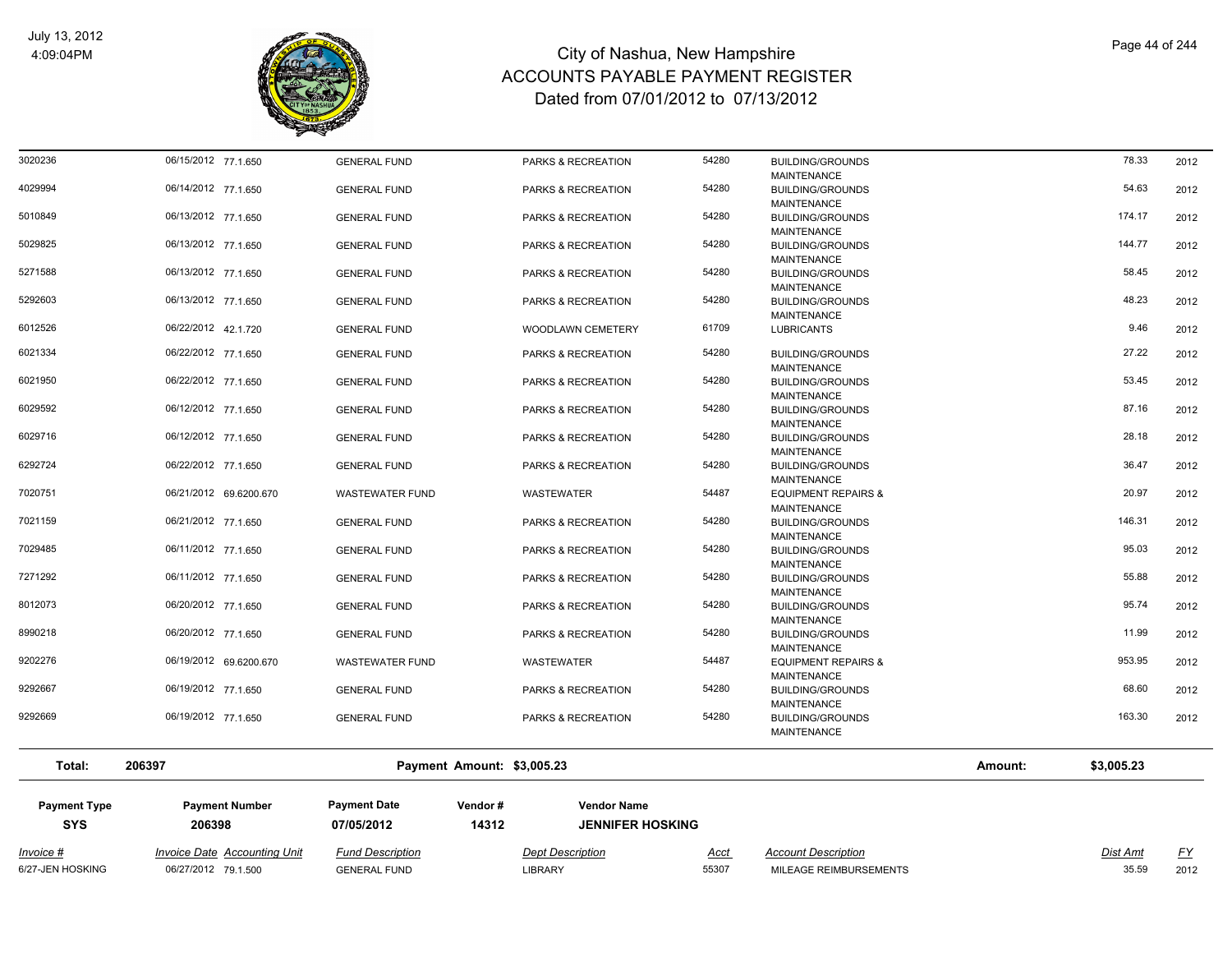# City of Nashua, New Hampshire
## ACCOUNTS PAYABLE PAYMENT REGISTER
### Dated from 07/01/2012 to 07/13/2012

July 13, 2012
4:09:04PM

| Invoice # | Invoice Date | Accounting Unit | Fund Description | Dept Description | Acct | Account Description | Dist Amt | FY |
|---|---|---|---|---|---|---|---|---|
| 3020236 | 06/15/2012 | 77.1.650 | GENERAL FUND | PARKS & RECREATION | 54280 | BUILDING/GROUNDS MAINTENANCE | 78.33 | 2012 |
| 4029994 | 06/14/2012 | 77.1.650 | GENERAL FUND | PARKS & RECREATION | 54280 | BUILDING/GROUNDS MAINTENANCE | 54.63 | 2012 |
| 5010849 | 06/13/2012 | 77.1.650 | GENERAL FUND | PARKS & RECREATION | 54280 | BUILDING/GROUNDS MAINTENANCE | 174.17 | 2012 |
| 5029825 | 06/13/2012 | 77.1.650 | GENERAL FUND | PARKS & RECREATION | 54280 | BUILDING/GROUNDS MAINTENANCE | 144.77 | 2012 |
| 5271588 | 06/13/2012 | 77.1.650 | GENERAL FUND | PARKS & RECREATION | 54280 | BUILDING/GROUNDS MAINTENANCE | 58.45 | 2012 |
| 5292603 | 06/13/2012 | 77.1.650 | GENERAL FUND | PARKS & RECREATION | 54280 | BUILDING/GROUNDS MAINTENANCE | 48.23 | 2012 |
| 6012526 | 06/22/2012 | 42.1.720 | GENERAL FUND | WOODLAWN CEMETERY | 61709 | LUBRICANTS | 9.46 | 2012 |
| 6021334 | 06/22/2012 | 77.1.650 | GENERAL FUND | PARKS & RECREATION | 54280 | BUILDING/GROUNDS MAINTENANCE | 27.22 | 2012 |
| 6021950 | 06/22/2012 | 77.1.650 | GENERAL FUND | PARKS & RECREATION | 54280 | BUILDING/GROUNDS MAINTENANCE | 53.45 | 2012 |
| 6029592 | 06/12/2012 | 77.1.650 | GENERAL FUND | PARKS & RECREATION | 54280 | BUILDING/GROUNDS MAINTENANCE | 87.16 | 2012 |
| 6029716 | 06/12/2012 | 77.1.650 | GENERAL FUND | PARKS & RECREATION | 54280 | BUILDING/GROUNDS MAINTENANCE | 28.18 | 2012 |
| 6292724 | 06/22/2012 | 77.1.650 | GENERAL FUND | PARKS & RECREATION | 54280 | BUILDING/GROUNDS MAINTENANCE | 36.47 | 2012 |
| 7020751 | 06/21/2012 | 69.6200.670 | WASTEWATER FUND | WASTEWATER | 54487 | EQUIPMENT REPAIRS & MAINTENANCE | 20.97 | 2012 |
| 7021159 | 06/21/2012 | 77.1.650 | GENERAL FUND | PARKS & RECREATION | 54280 | BUILDING/GROUNDS MAINTENANCE | 146.31 | 2012 |
| 7029485 | 06/11/2012 | 77.1.650 | GENERAL FUND | PARKS & RECREATION | 54280 | BUILDING/GROUNDS MAINTENANCE | 95.03 | 2012 |
| 7271292 | 06/11/2012 | 77.1.650 | GENERAL FUND | PARKS & RECREATION | 54280 | BUILDING/GROUNDS MAINTENANCE | 55.88 | 2012 |
| 8012073 | 06/20/2012 | 77.1.650 | GENERAL FUND | PARKS & RECREATION | 54280 | BUILDING/GROUNDS MAINTENANCE | 95.74 | 2012 |
| 8990218 | 06/20/2012 | 77.1.650 | GENERAL FUND | PARKS & RECREATION | 54280 | BUILDING/GROUNDS MAINTENANCE | 11.99 | 2012 |
| 9202276 | 06/19/2012 | 69.6200.670 | WASTEWATER FUND | WASTEWATER | 54487 | EQUIPMENT REPAIRS & MAINTENANCE | 953.95 | 2012 |
| 9292667 | 06/19/2012 | 77.1.650 | GENERAL FUND | PARKS & RECREATION | 54280 | BUILDING/GROUNDS MAINTENANCE | 68.60 | 2012 |
| 9292669 | 06/19/2012 | 77.1.650 | GENERAL FUND | PARKS & RECREATION | 54280 | BUILDING/GROUNDS MAINTENANCE | 163.30 | 2012 |

**Total:** 206397 **Payment Amount: $3,005.23** **Amount: $3,005.23**

| Payment Type | Payment Number | Payment Date | Vendor # | Vendor Name |
|---|---|---|---|---|
| SYS | 206398 | 07/05/2012 | 14312 | JENNIFER HOSKING |

| Invoice # | Invoice Date | Accounting Unit | Fund Description | Dept Description | Acct | Account Description | Dist Amt | FY |
|---|---|---|---|---|---|---|---|---|
| 6/27-JEN HOSKING | 06/27/2012 | 79.1.500 | GENERAL FUND | LIBRARY | 55307 | MILEAGE REIMBURSEMENTS | 35.59 | 2012 |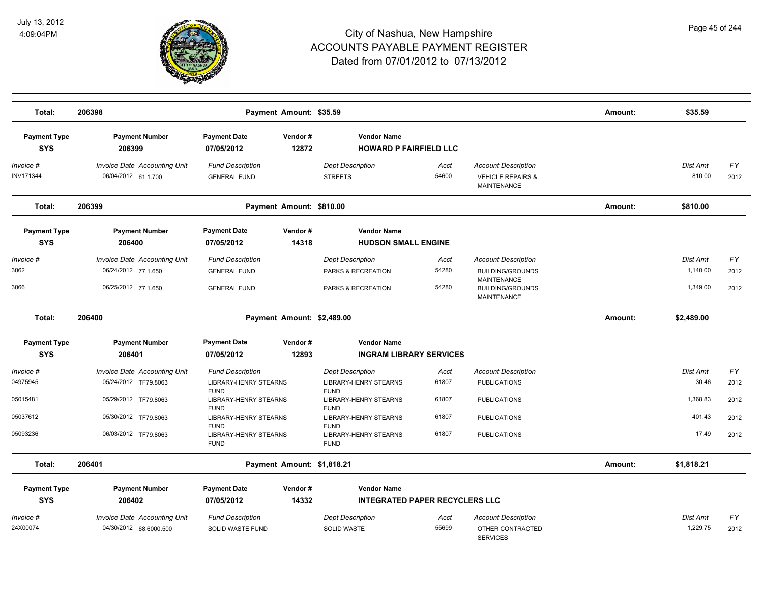# City of Nashua, New Hampshire
# ACCOUNTS PAYABLE PAYMENT REGISTER
## Dated from 07/01/2012 to 07/13/2012

July 13, 2012
4:09:04PM

**Total: 206398 — Payment Amount: $35.59 — Amount: $35.59**

| Payment Type | Payment Number | Payment Date | Vendor # | Vendor Name |
|---|---|---|---|---|
| SYS | 206399 | 07/05/2012 | 12872 | HOWARD P FAIRFIELD LLC |

| Invoice # | Invoice Date | Accounting Unit | Fund Description | Dept Description | Acct | Account Description | Dist Amt | FY |
|---|---|---|---|---|---|---|---|---|
| INV171344 | 06/04/2012 | 61.1.700 | GENERAL FUND | STREETS | 54600 | VEHICLE REPAIRS & MAINTENANCE | 810.00 | 2012 |

**Total: 206399 — Payment Amount: $810.00 — Amount: $810.00**

| Payment Type | Payment Number | Payment Date | Vendor # | Vendor Name |
|---|---|---|---|---|
| SYS | 206400 | 07/05/2012 | 14318 | HUDSON SMALL ENGINE |

| Invoice # | Invoice Date | Accounting Unit | Fund Description | Dept Description | Acct | Account Description | Dist Amt | FY |
|---|---|---|---|---|---|---|---|---|
| 3062 | 06/24/2012 | 77.1.650 | GENERAL FUND | PARKS & RECREATION | 54280 | BUILDING/GROUNDS MAINTENANCE | 1,140.00 | 2012 |
| 3066 | 06/25/2012 | 77.1.650 | GENERAL FUND | PARKS & RECREATION | 54280 | BUILDING/GROUNDS MAINTENANCE | 1,349.00 | 2012 |

**Total: 206400 — Payment Amount: $2,489.00 — Amount: $2,489.00**

| Payment Type | Payment Number | Payment Date | Vendor # | Vendor Name |
|---|---|---|---|---|
| SYS | 206401 | 07/05/2012 | 12893 | INGRAM LIBRARY SERVICES |

| Invoice # | Invoice Date | Accounting Unit | Fund Description | Dept Description | Acct | Account Description | Dist Amt | FY |
|---|---|---|---|---|---|---|---|---|
| 04975945 | 05/24/2012 | TF79.8063 | LIBRARY-HENRY STEARNS FUND | LIBRARY-HENRY STEARNS FUND | 61807 | PUBLICATIONS | 30.46 | 2012 |
| 05015481 | 05/29/2012 | TF79.8063 | LIBRARY-HENRY STEARNS FUND | LIBRARY-HENRY STEARNS FUND | 61807 | PUBLICATIONS | 1,368.83 | 2012 |
| 05037612 | 05/30/2012 | TF79.8063 | LIBRARY-HENRY STEARNS FUND | LIBRARY-HENRY STEARNS FUND | 61807 | PUBLICATIONS | 401.43 | 2012 |
| 05093236 | 06/03/2012 | TF79.8063 | LIBRARY-HENRY STEARNS FUND | LIBRARY-HENRY STEARNS FUND | 61807 | PUBLICATIONS | 17.49 | 2012 |

**Total: 206401 — Payment Amount: $1,818.21 — Amount: $1,818.21**

| Payment Type | Payment Number | Payment Date | Vendor # | Vendor Name |
|---|---|---|---|---|
| SYS | 206402 | 07/05/2012 | 14332 | INTEGRATED PAPER RECYCLERS LLC |

| Invoice # | Invoice Date | Accounting Unit | Fund Description | Dept Description | Acct | Account Description | Dist Amt | FY |
|---|---|---|---|---|---|---|---|---|
| 24X00074 | 04/30/2012 | 68.6000.500 | SOLID WASTE FUND | SOLID WASTE | 55699 | OTHER CONTRACTED SERVICES | 1,229.75 | 2012 |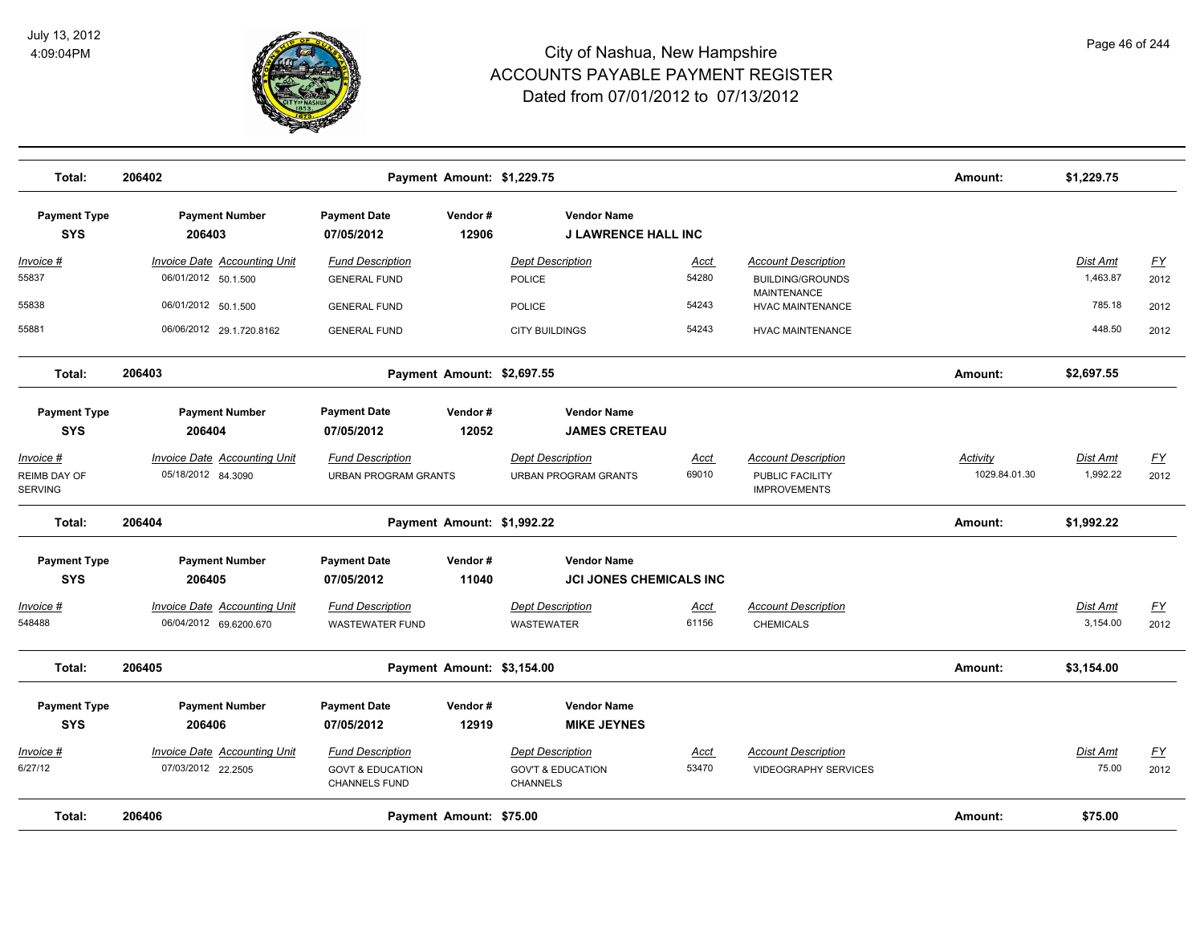# City of Nashua, New Hampshire
## ACCOUNTS PAYABLE PAYMENT REGISTER
### Dated from 07/01/2012 to 07/13/2012

July 13, 2012
4:09:04PM

| Total: | 206402 | Payment Amount: $1,229.75 | Amount: | $1,229.75 |
|---|---|---|---|---|

| Payment Type | Payment Number | Payment Date | Vendor # | Vendor Name |
|---|---|---|---|---|
| SYS | 206403 | 07/05/2012 | 12906 | J LAWRENCE HALL INC |

| Invoice # | Invoice Date | Accounting Unit | Fund Description | Dept Description | Acct | Account Description | Activity | Dist Amt | FY |
|---|---|---|---|---|---|---|---|---|---|
| 55837 | 06/01/2012 | 50.1.500 | GENERAL FUND | POLICE | 54280 | BUILDING/GROUNDS MAINTENANCE | | 1,463.87 | 2012 |
| 55838 | 06/01/2012 | 50.1.500 | GENERAL FUND | POLICE | 54243 | HVAC MAINTENANCE | | 785.18 | 2012 |
| 55881 | 06/06/2012 | 29.1.720.8162 | GENERAL FUND | CITY BUILDINGS | 54243 | HVAC MAINTENANCE | | 448.50 | 2012 |

| Total: | 206403 | Payment Amount: $2,697.55 | Amount: | $2,697.55 |
|---|---|---|---|---|

| Payment Type | Payment Number | Payment Date | Vendor # | Vendor Name |
|---|---|---|---|---|
| SYS | 206404 | 07/05/2012 | 12052 | JAMES CRETEAU |

| Invoice # | Invoice Date | Accounting Unit | Fund Description | Dept Description | Acct | Account Description | Activity | Dist Amt | FY |
|---|---|---|---|---|---|---|---|---|---|
| REIMB DAY OF SERVING | 05/18/2012 | 84.3090 | URBAN PROGRAM GRANTS | URBAN PROGRAM GRANTS | 69010 | PUBLIC FACILITY IMPROVEMENTS | 1029.84.01.30 | 1,992.22 | 2012 |

| Total: | 206404 | Payment Amount: $1,992.22 | Amount: | $1,992.22 |
|---|---|---|---|---|

| Payment Type | Payment Number | Payment Date | Vendor # | Vendor Name |
|---|---|---|---|---|
| SYS | 206405 | 07/05/2012 | 11040 | JCI JONES CHEMICALS INC |

| Invoice # | Invoice Date | Accounting Unit | Fund Description | Dept Description | Acct | Account Description | Activity | Dist Amt | FY |
|---|---|---|---|---|---|---|---|---|---|
| 548488 | 06/04/2012 | 69.6200.670 | WASTEWATER FUND | WASTEWATER | 61156 | CHEMICALS | | 3,154.00 | 2012 |

| Total: | 206405 | Payment Amount: $3,154.00 | Amount: | $3,154.00 |
|---|---|---|---|---|

| Payment Type | Payment Number | Payment Date | Vendor # | Vendor Name |
|---|---|---|---|---|
| SYS | 206406 | 07/05/2012 | 12919 | MIKE JEYNES |

| Invoice # | Invoice Date | Accounting Unit | Fund Description | Dept Description | Acct | Account Description | Activity | Dist Amt | FY |
|---|---|---|---|---|---|---|---|---|---|
| 6/27/12 | 07/03/2012 | 22.2505 | GOVT & EDUCATION CHANNELS FUND | GOV'T & EDUCATION CHANNELS | 53470 | VIDEOGRAPHY SERVICES | | 75.00 | 2012 |

| Total: | 206406 | Payment Amount: $75.00 | Amount: | $75.00 |
|---|---|---|---|---|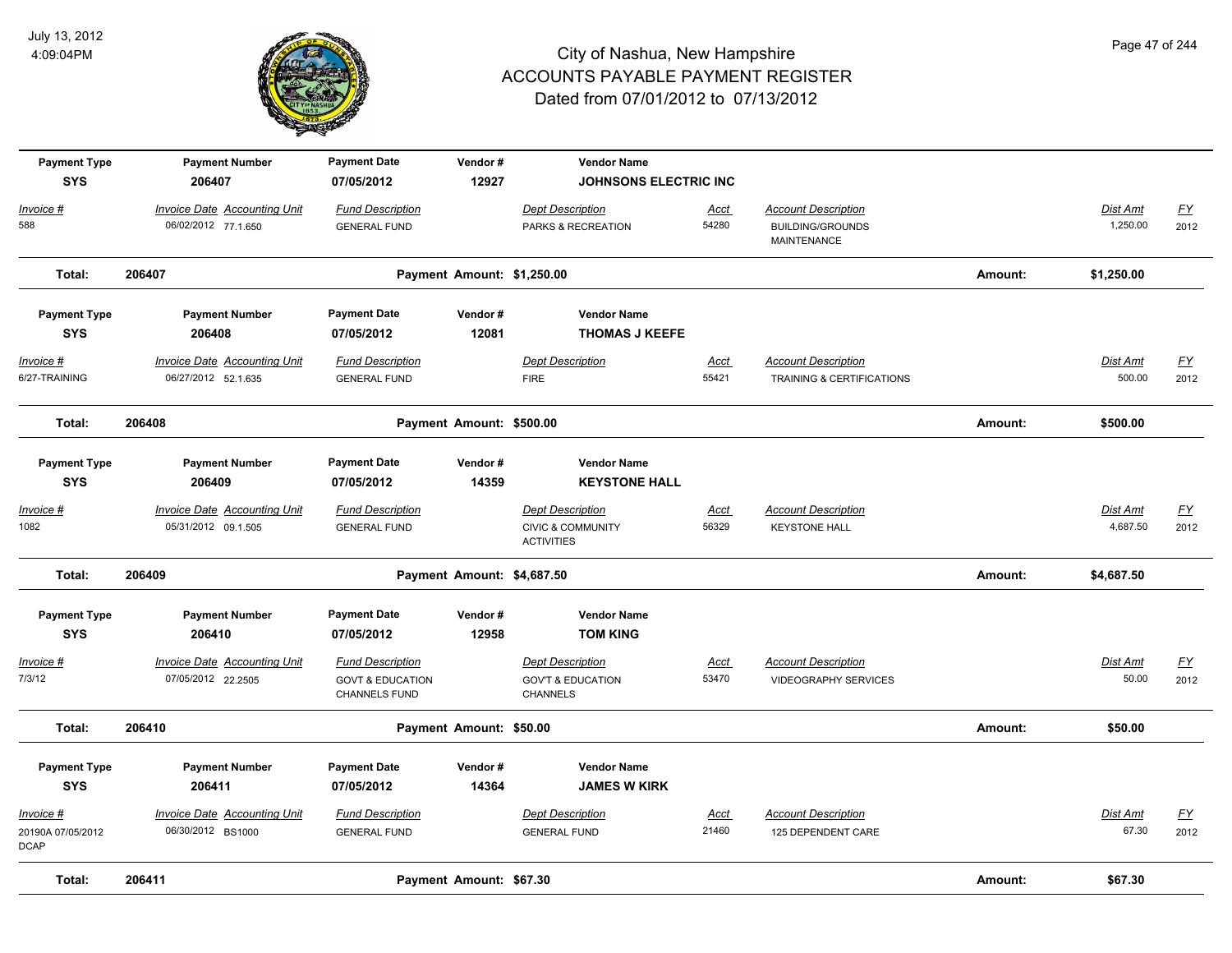# City of Nashua, New Hampshire
# ACCOUNTS PAYABLE PAYMENT REGISTER
## Dated from 07/01/2012 to 07/13/2012

July 13, 2012
4:09:04PM

| Payment Type | Payment Number | Payment Date | Vendor # | Vendor Name | | | | |
|---|---|---|---|---|---|---|---|---|
| SYS | 206407 | 07/05/2012 | 12927 | JOHNSONS ELECTRIC INC | | | | |
| Invoice # | Invoice Date Accounting Unit | Fund Description | | Dept Description | Acct | Account Description | Dist Amt | FY |
| 588 | 06/02/2012 77.1.650 | GENERAL FUND | | PARKS & RECREATION | 54280 | BUILDING/GROUNDS MAINTENANCE | 1,250.00 | 2012 |
| Total: | 206407 | Payment Amount: $1,250.00 | | | | Amount: | $1,250.00 | |

| Payment Type | Payment Number | Payment Date | Vendor # | Vendor Name | | | | |
|---|---|---|---|---|---|---|---|---|
| SYS | 206408 | 07/05/2012 | 12081 | THOMAS J KEEFE | | | | |
| Invoice # | Invoice Date Accounting Unit | Fund Description | | Dept Description | Acct | Account Description | Dist Amt | FY |
| 6/27-TRAINING | 06/27/2012 52.1.635 | GENERAL FUND | | FIRE | 55421 | TRAINING & CERTIFICATIONS | 500.00 | 2012 |
| Total: | 206408 | Payment Amount: $500.00 | | | | Amount: | $500.00 | |

| Payment Type | Payment Number | Payment Date | Vendor # | Vendor Name | | | | |
|---|---|---|---|---|---|---|---|---|
| SYS | 206409 | 07/05/2012 | 14359 | KEYSTONE HALL | | | | |
| Invoice # | Invoice Date Accounting Unit | Fund Description | | Dept Description | Acct | Account Description | Dist Amt | FY |
| 1082 | 05/31/2012 09.1.505 | GENERAL FUND | | CIVIC & COMMUNITY ACTIVITIES | 56329 | KEYSTONE HALL | 4,687.50 | 2012 |
| Total: | 206409 | Payment Amount: $4,687.50 | | | | Amount: | $4,687.50 | |

| Payment Type | Payment Number | Payment Date | Vendor # | Vendor Name | | | | |
|---|---|---|---|---|---|---|---|---|
| SYS | 206410 | 07/05/2012 | 12958 | TOM KING | | | | |
| Invoice # | Invoice Date Accounting Unit | Fund Description | | Dept Description | Acct | Account Description | Dist Amt | FY |
| 7/3/12 | 07/05/2012 22.2505 | GOVT & EDUCATION CHANNELS FUND | | GOV'T & EDUCATION CHANNELS | 53470 | VIDEOGRAPHY SERVICES | 50.00 | 2012 |
| Total: | 206410 | Payment Amount: $50.00 | | | | Amount: | $50.00 | |

| Payment Type | Payment Number | Payment Date | Vendor # | Vendor Name | | | | |
|---|---|---|---|---|---|---|---|---|
| SYS | 206411 | 07/05/2012 | 14364 | JAMES W KIRK | | | | |
| Invoice # | Invoice Date Accounting Unit | Fund Description | | Dept Description | Acct | Account Description | Dist Amt | FY |
| 20190A 07/05/2012 DCAP | 06/30/2012 BS1000 | GENERAL FUND | | GENERAL FUND | 21460 | 125 DEPENDENT CARE | 67.30 | 2012 |
| Total: | 206411 | Payment Amount: $67.30 | | | | Amount: | $67.30 | |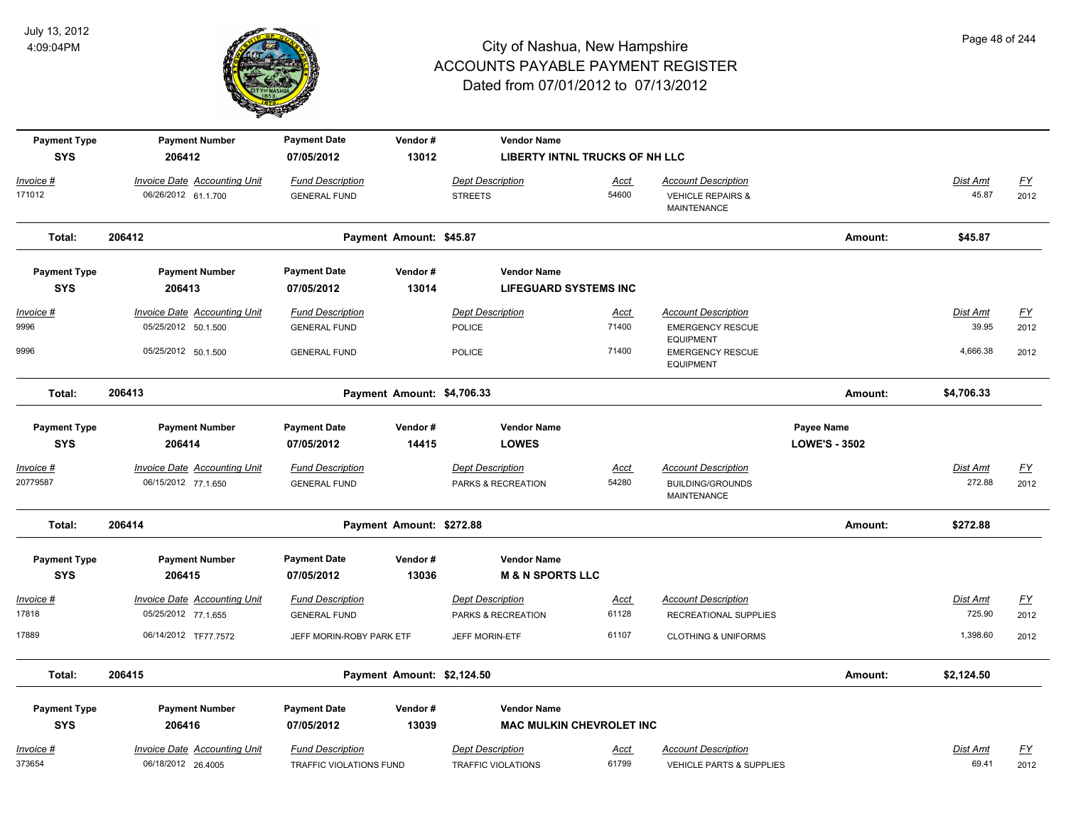# City of Nashua, New Hampshire
## ACCOUNTS PAYABLE PAYMENT REGISTER
### Dated from 07/01/2012 to 07/13/2012

July 13, 2012
4:09:04PM

| Payment Type | Payment Number | Payment Date | Vendor # | Vendor Name | | | | |
|---|---|---|---|---|---|---|---|---|
| SYS | 206412 | 07/05/2012 | 13012 | LIBERTY INTNL TRUCKS OF NH LLC | | | | |
| *Invoice #* | *Invoice Date Accounting Unit* | *Fund Description* | | *Dept Description* | *Acct* | *Account Description* | *Dist Amt* | *FY* |
| 171012 | 06/26/2012 61.1.700 | GENERAL FUND | | STREETS | 54600 | VEHICLE REPAIRS & MAINTENANCE | 45.87 | 2012 |
| **Total:** | **206412** | **Payment Amount: $45.87** | | | | **Amount:** | **$45.87** | |

| Payment Type | Payment Number | Payment Date | Vendor # | Vendor Name | | | | |
|---|---|---|---|---|---|---|---|---|
| SYS | 206413 | 07/05/2012 | 13014 | LIFEGUARD SYSTEMS INC | | | | |
| *Invoice #* | *Invoice Date Accounting Unit* | *Fund Description* | | *Dept Description* | *Acct* | *Account Description* | *Dist Amt* | *FY* |
| 9996 | 05/25/2012 50.1.500 | GENERAL FUND | | POLICE | 71400 | EMERGENCY RESCUE EQUIPMENT | 39.95 | 2012 |
| 9996 | 05/25/2012 50.1.500 | GENERAL FUND | | POLICE | 71400 | EMERGENCY RESCUE EQUIPMENT | 4,666.38 | 2012 |
| **Total:** | **206413** | **Payment Amount: $4,706.33** | | | | **Amount:** | **$4,706.33** | |

| Payment Type | Payment Number | Payment Date | Vendor # | Vendor Name | | | Payee Name | | |
|---|---|---|---|---|---|---|---|---|---|
| SYS | 206414 | 07/05/2012 | 14415 | LOWES | | | LOWE'S - 3502 | | |
| *Invoice #* | *Invoice Date Accounting Unit* | *Fund Description* | | *Dept Description* | *Acct* | *Account Description* | | *Dist Amt* | *FY* |
| 20779587 | 06/15/2012 77.1.650 | GENERAL FUND | | PARKS & RECREATION | 54280 | BUILDING/GROUNDS MAINTENANCE | | 272.88 | 2012 |
| **Total:** | **206414** | **Payment Amount: $272.88** | | | | | **Amount:** | **$272.88** | |

| Payment Type | Payment Number | Payment Date | Vendor # | Vendor Name | | | | |
|---|---|---|---|---|---|---|---|---|
| SYS | 206415 | 07/05/2012 | 13036 | M & N SPORTS LLC | | | | |
| *Invoice #* | *Invoice Date Accounting Unit* | *Fund Description* | | *Dept Description* | *Acct* | *Account Description* | *Dist Amt* | *FY* |
| 17818 | 05/25/2012 77.1.655 | GENERAL FUND | | PARKS & RECREATION | 61128 | RECREATIONAL SUPPLIES | 725.90 | 2012 |
| 17889 | 06/14/2012 TF77.7572 | JEFF MORIN-ROBY PARK ETF | | JEFF MORIN-ETF | 61107 | CLOTHING & UNIFORMS | 1,398.60 | 2012 |
| **Total:** | **206415** | **Payment Amount: $2,124.50** | | | | **Amount:** | **$2,124.50** | |

| Payment Type | Payment Number | Payment Date | Vendor # | Vendor Name | | | | |
|---|---|---|---|---|---|---|---|---|
| SYS | 206416 | 07/05/2012 | 13039 | MAC MULKIN CHEVROLET INC | | | | |
| *Invoice #* | *Invoice Date Accounting Unit* | *Fund Description* | | *Dept Description* | *Acct* | *Account Description* | *Dist Amt* | *FY* |
| 373654 | 06/18/2012 26.4005 | TRAFFIC VIOLATIONS FUND | | TRAFFIC VIOLATIONS | 61799 | VEHICLE PARTS & SUPPLIES | 69.41 | 2012 |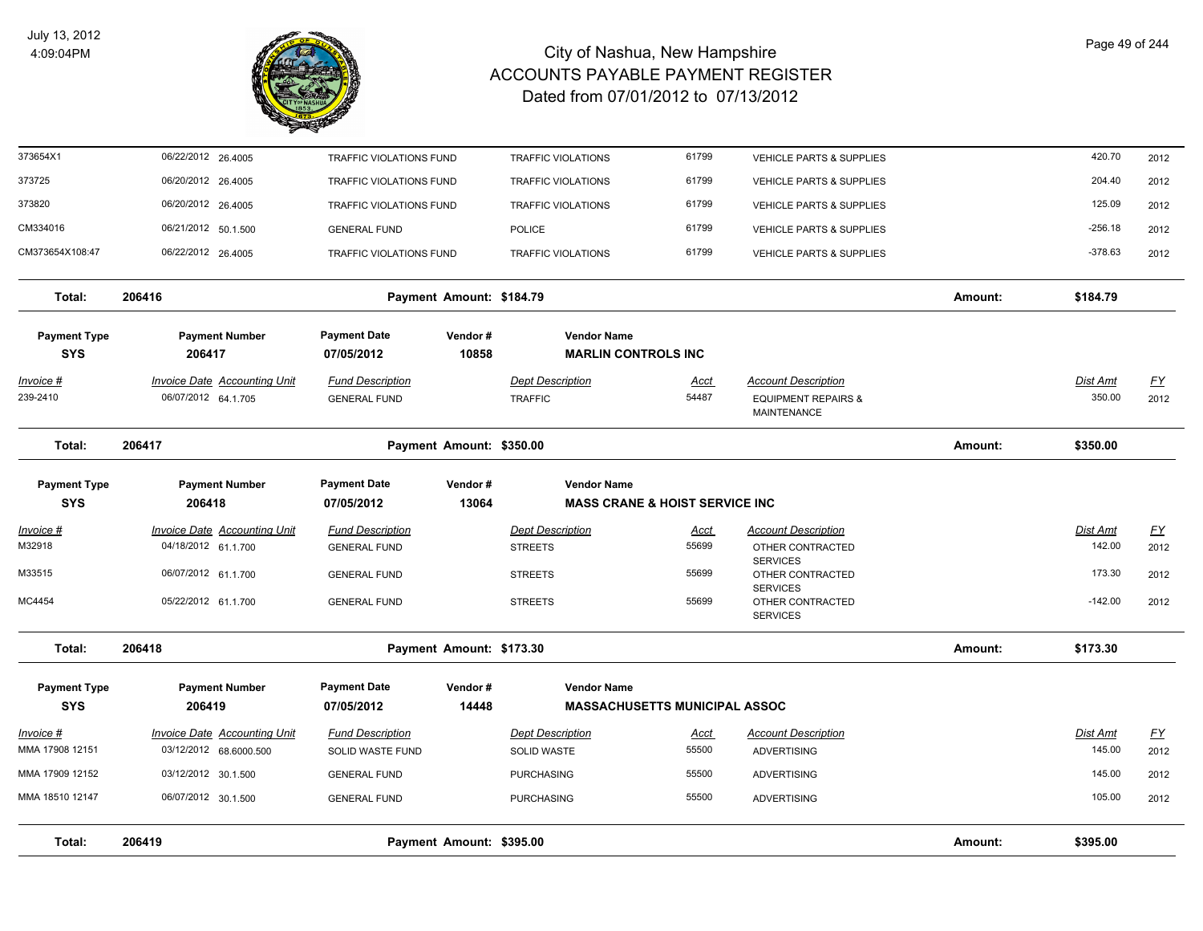# City of Nashua, New Hampshire
## ACCOUNTS PAYABLE PAYMENT REGISTER
### Dated from 07/01/2012 to 07/13/2012

July 13, 2012
4:09:04PM

| Invoice # | Invoice Date | Accounting Unit | Fund Description | Dept Description | Acct | Account Description | Dist Amt | FY |
|---|---|---|---|---|---|---|---|---|
| 373654X1 | 06/22/2012 | 26.4005 | TRAFFIC VIOLATIONS FUND | TRAFFIC VIOLATIONS | 61799 | VEHICLE PARTS & SUPPLIES | 420.70 | 2012 |
| 373725 | 06/20/2012 | 26.4005 | TRAFFIC VIOLATIONS FUND | TRAFFIC VIOLATIONS | 61799 | VEHICLE PARTS & SUPPLIES | 204.40 | 2012 |
| 373820 | 06/20/2012 | 26.4005 | TRAFFIC VIOLATIONS FUND | TRAFFIC VIOLATIONS | 61799 | VEHICLE PARTS & SUPPLIES | 125.09 | 2012 |
| CM334016 | 06/21/2012 | 50.1.500 | GENERAL FUND | POLICE | 61799 | VEHICLE PARTS & SUPPLIES | -256.18 | 2012 |
| CM373654X108:47 | 06/22/2012 | 26.4005 | TRAFFIC VIOLATIONS FUND | TRAFFIC VIOLATIONS | 61799 | VEHICLE PARTS & SUPPLIES | -378.63 | 2012 |

**Total: 206416** — Payment Amount: $184.79 — Amount: $184.79

| Payment Type | Payment Number | Payment Date | Vendor # | Vendor Name |
|---|---|---|---|---|
| SYS | 206417 | 07/05/2012 | 10858 | MARLIN CONTROLS INC |

| Invoice # | Invoice Date | Accounting Unit | Fund Description | Dept Description | Acct | Account Description | Dist Amt | FY |
|---|---|---|---|---|---|---|---|---|
| 239-2410 | 06/07/2012 | 64.1.705 | GENERAL FUND | TRAFFIC | 54487 | EQUIPMENT REPAIRS & MAINTENANCE | 350.00 | 2012 |

**Total: 206417** — Payment Amount: $350.00 — Amount: $350.00

| Payment Type | Payment Number | Payment Date | Vendor # | Vendor Name |
|---|---|---|---|---|
| SYS | 206418 | 07/05/2012 | 13064 | MASS CRANE & HOIST SERVICE INC |

| Invoice # | Invoice Date | Accounting Unit | Fund Description | Dept Description | Acct | Account Description | Dist Amt | FY |
|---|---|---|---|---|---|---|---|---|
| M32918 | 04/18/2012 | 61.1.700 | GENERAL FUND | STREETS | 55699 | OTHER CONTRACTED SERVICES | 142.00 | 2012 |
| M33515 | 06/07/2012 | 61.1.700 | GENERAL FUND | STREETS | 55699 | OTHER CONTRACTED SERVICES | 173.30 | 2012 |
| MC4454 | 05/22/2012 | 61.1.700 | GENERAL FUND | STREETS | 55699 | OTHER CONTRACTED SERVICES | -142.00 | 2012 |

**Total: 206418** — Payment Amount: $173.30 — Amount: $173.30

| Payment Type | Payment Number | Payment Date | Vendor # | Vendor Name |
|---|---|---|---|---|
| SYS | 206419 | 07/05/2012 | 14448 | MASSACHUSETTS MUNICIPAL ASSOC |

| Invoice # | Invoice Date | Accounting Unit | Fund Description | Dept Description | Acct | Account Description | Dist Amt | FY |
|---|---|---|---|---|---|---|---|---|
| MMA 17908 12151 | 03/12/2012 | 68.6000.500 | SOLID WASTE FUND | SOLID WASTE | 55500 | ADVERTISING | 145.00 | 2012 |
| MMA 17909 12152 | 03/12/2012 | 30.1.500 | GENERAL FUND | PURCHASING | 55500 | ADVERTISING | 145.00 | 2012 |
| MMA 18510 12147 | 06/07/2012 | 30.1.500 | GENERAL FUND | PURCHASING | 55500 | ADVERTISING | 105.00 | 2012 |

**Total: 206419** — Payment Amount: $395.00 — Amount: $395.00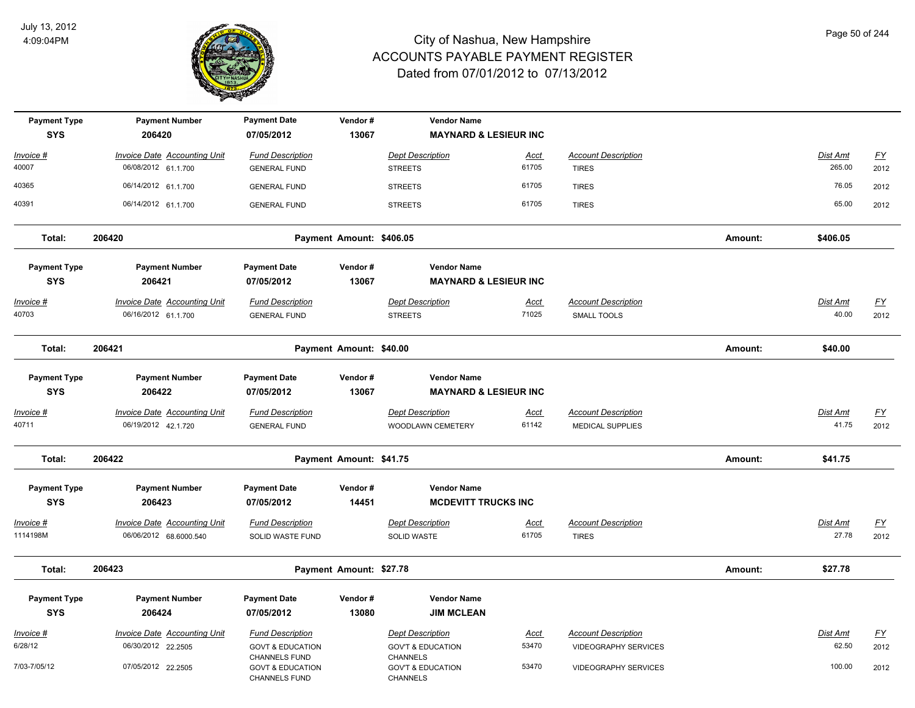# City of Nashua, New Hampshire
## ACCOUNTS PAYABLE PAYMENT REGISTER
### Dated from 07/01/2012 to 07/13/2012

July 13, 2012
4:09:04PM

| Payment Type | Payment Number | Payment Date | Vendor # | Vendor Name |
|---|---|---|---|---|
| SYS | 206420 | 07/05/2012 | 13067 | MAYNARD & LESIEUR INC |

| Invoice # | Invoice Date | Accounting Unit | Fund Description | Dept Description | Acct | Account Description | Dist Amt | FY |
|---|---|---|---|---|---|---|---|---|
| 40007 | 06/08/2012 | 61.1.700 | GENERAL FUND | STREETS | 61705 | TIRES | 265.00 | 2012 |
| 40365 | 06/14/2012 | 61.1.700 | GENERAL FUND | STREETS | 61705 | TIRES | 76.05 | 2012 |
| 40391 | 06/14/2012 | 61.1.700 | GENERAL FUND | STREETS | 61705 | TIRES | 65.00 | 2012 |

**Total: 206420** Payment Amount: $406.05 Amount: **$406.05**

| Payment Type | Payment Number | Payment Date | Vendor # | Vendor Name |
|---|---|---|---|---|
| SYS | 206421 | 07/05/2012 | 13067 | MAYNARD & LESIEUR INC |

| Invoice # | Invoice Date | Accounting Unit | Fund Description | Dept Description | Acct | Account Description | Dist Amt | FY |
|---|---|---|---|---|---|---|---|---|
| 40703 | 06/16/2012 | 61.1.700 | GENERAL FUND | STREETS | 71025 | SMALL TOOLS | 40.00 | 2012 |

**Total: 206421** Payment Amount: $40.00 Amount: **$40.00**

| Payment Type | Payment Number | Payment Date | Vendor # | Vendor Name |
|---|---|---|---|---|
| SYS | 206422 | 07/05/2012 | 13067 | MAYNARD & LESIEUR INC |

| Invoice # | Invoice Date | Accounting Unit | Fund Description | Dept Description | Acct | Account Description | Dist Amt | FY |
|---|---|---|---|---|---|---|---|---|
| 40711 | 06/19/2012 | 42.1.720 | GENERAL FUND | WOODLAWN CEMETERY | 61142 | MEDICAL SUPPLIES | 41.75 | 2012 |

**Total: 206422** Payment Amount: $41.75 Amount: **$41.75**

| Payment Type | Payment Number | Payment Date | Vendor # | Vendor Name |
|---|---|---|---|---|
| SYS | 206423 | 07/05/2012 | 14451 | MCDEVITT TRUCKS INC |

| Invoice # | Invoice Date | Accounting Unit | Fund Description | Dept Description | Acct | Account Description | Dist Amt | FY |
|---|---|---|---|---|---|---|---|---|
| 1114198M | 06/06/2012 | 68.6000.540 | SOLID WASTE FUND | SOLID WASTE | 61705 | TIRES | 27.78 | 2012 |

**Total: 206423** Payment Amount: $27.78 Amount: **$27.78**

| Payment Type | Payment Number | Payment Date | Vendor # | Vendor Name |
|---|---|---|---|---|
| SYS | 206424 | 07/05/2012 | 13080 | JIM MCLEAN |

| Invoice # | Invoice Date | Accounting Unit | Fund Description | Dept Description | Acct | Account Description | Dist Amt | FY |
|---|---|---|---|---|---|---|---|---|
| 6/28/12 | 06/30/2012 | 22.2505 | GOVT & EDUCATION CHANNELS FUND | GOV'T & EDUCATION CHANNELS | 53470 | VIDEOGRAPHY SERVICES | 62.50 | 2012 |
| 7/03-7/05/12 | 07/05/2012 | 22.2505 | GOVT & EDUCATION CHANNELS FUND | GOV'T & EDUCATION CHANNELS | 53470 | VIDEOGRAPHY SERVICES | 100.00 | 2012 |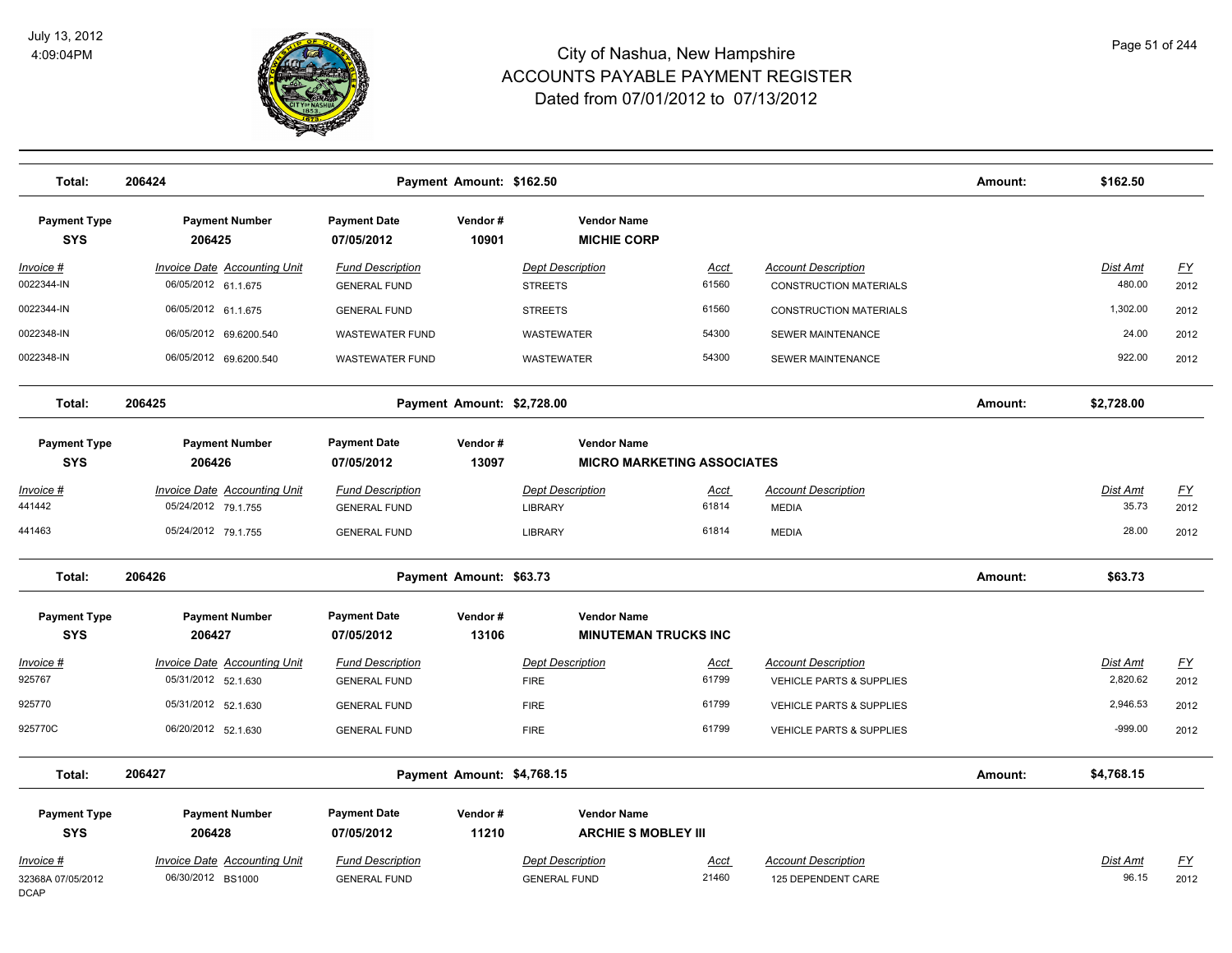# City of Nashua, New Hampshire
# ACCOUNTS PAYABLE PAYMENT REGISTER
# Dated from 07/01/2012 to 07/13/2012

July 13, 2012
4:09:04PM

**Total: 206424** — Payment Amount: $162.50 — Amount: $162.50

| Payment Type | Payment Number | Payment Date | Vendor # | Vendor Name |
|---|---|---|---|---|
| SYS | 206425 | 07/05/2012 | 10901 | MICHIE CORP |

| Invoice # | Invoice Date | Accounting Unit | Fund Description | Dept Description | Acct | Account Description | Dist Amt | FY |
|---|---|---|---|---|---|---|---|---|
| 0022344-IN | 06/05/2012 | 61.1.675 | GENERAL FUND | STREETS | 61560 | CONSTRUCTION MATERIALS | 480.00 | 2012 |
| 0022344-IN | 06/05/2012 | 61.1.675 | GENERAL FUND | STREETS | 61560 | CONSTRUCTION MATERIALS | 1,302.00 | 2012 |
| 0022348-IN | 06/05/2012 | 69.6200.540 | WASTEWATER FUND | WASTEWATER | 54300 | SEWER MAINTENANCE | 24.00 | 2012 |
| 0022348-IN | 06/05/2012 | 69.6200.540 | WASTEWATER FUND | WASTEWATER | 54300 | SEWER MAINTENANCE | 922.00 | 2012 |

**Total: 206425** — Payment Amount: $2,728.00 — Amount: $2,728.00

| Payment Type | Payment Number | Payment Date | Vendor # | Vendor Name |
|---|---|---|---|---|
| SYS | 206426 | 07/05/2012 | 13097 | MICRO MARKETING ASSOCIATES |

| Invoice # | Invoice Date | Accounting Unit | Fund Description | Dept Description | Acct | Account Description | Dist Amt | FY |
|---|---|---|---|---|---|---|---|---|
| 441442 | 05/24/2012 | 79.1.755 | GENERAL FUND | LIBRARY | 61814 | MEDIA | 35.73 | 2012 |
| 441463 | 05/24/2012 | 79.1.755 | GENERAL FUND | LIBRARY | 61814 | MEDIA | 28.00 | 2012 |

**Total: 206426** — Payment Amount: $63.73 — Amount: $63.73

| Payment Type | Payment Number | Payment Date | Vendor # | Vendor Name |
|---|---|---|---|---|
| SYS | 206427 | 07/05/2012 | 13106 | MINUTEMAN TRUCKS INC |

| Invoice # | Invoice Date | Accounting Unit | Fund Description | Dept Description | Acct | Account Description | Dist Amt | FY |
|---|---|---|---|---|---|---|---|---|
| 925767 | 05/31/2012 | 52.1.630 | GENERAL FUND | FIRE | 61799 | VEHICLE PARTS & SUPPLIES | 2,820.62 | 2012 |
| 925770 | 05/31/2012 | 52.1.630 | GENERAL FUND | FIRE | 61799 | VEHICLE PARTS & SUPPLIES | 2,946.53 | 2012 |
| 925770C | 06/20/2012 | 52.1.630 | GENERAL FUND | FIRE | 61799 | VEHICLE PARTS & SUPPLIES | -999.00 | 2012 |

**Total: 206427** — Payment Amount: $4,768.15 — Amount: $4,768.15

| Payment Type | Payment Number | Payment Date | Vendor # | Vendor Name |
|---|---|---|---|---|
| SYS | 206428 | 07/05/2012 | 11210 | ARCHIE S MOBLEY III |

| Invoice # | Invoice Date | Accounting Unit | Fund Description | Dept Description | Acct | Account Description | Dist Amt | FY |
|---|---|---|---|---|---|---|---|---|
| 32368A 07/05/2012 DCAP | 06/30/2012 | BS1000 | GENERAL FUND | GENERAL FUND | 21460 | 125 DEPENDENT CARE | 96.15 | 2012 |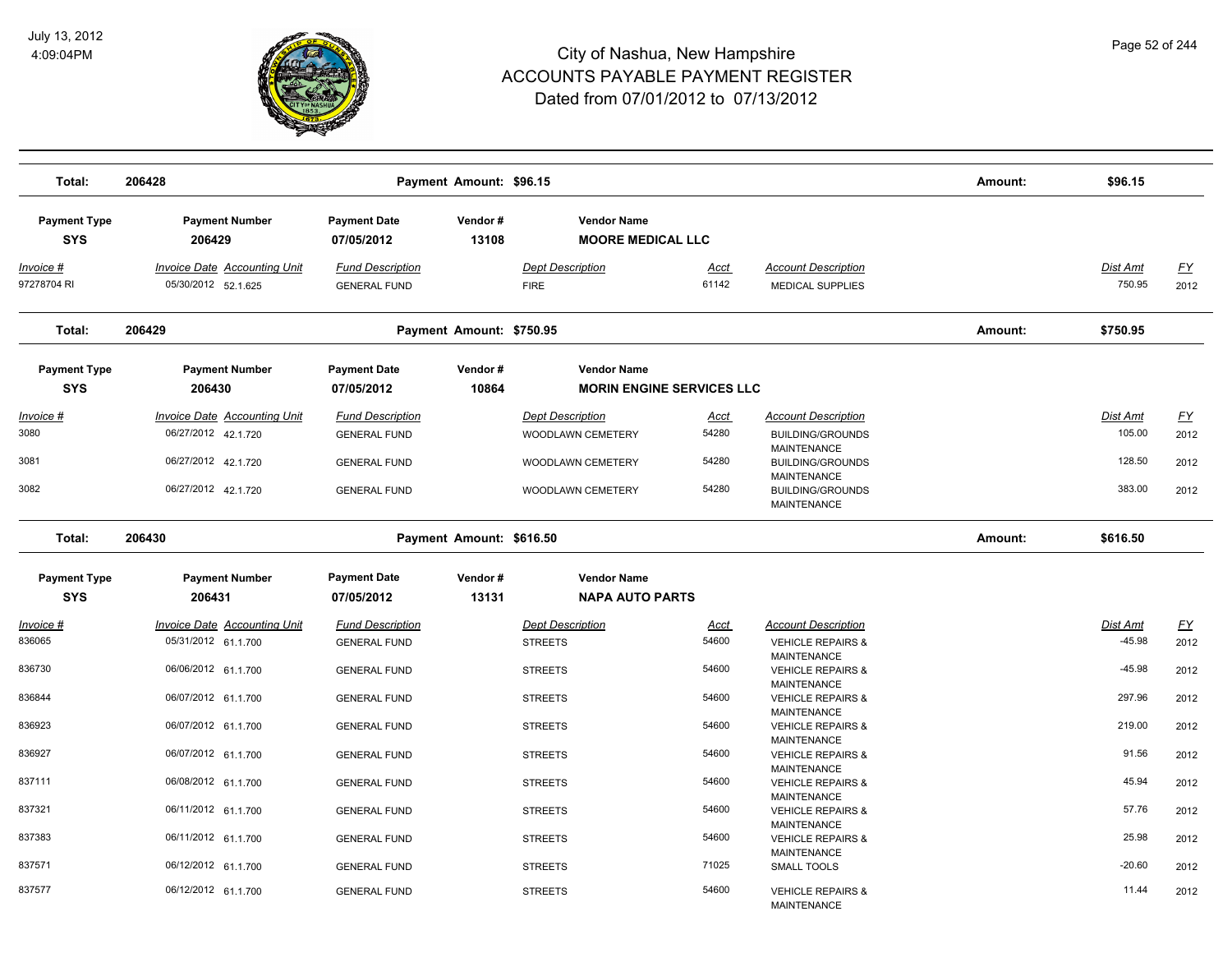# City of Nashua, New Hampshire
## ACCOUNTS PAYABLE PAYMENT REGISTER
### Dated from 07/01/2012 to 07/13/2012

July 13, 2012
4:09:04PM

| Total: | 206428 | Payment Amount: $96.15 | Amount: | $96.15 |
|---|---|---|---|---|

| Payment Type | Payment Number | Payment Date | Vendor # | Vendor Name |
|---|---|---|---|---|
| SYS | 206429 | 07/05/2012 | 13108 | MOORE MEDICAL LLC |

| Invoice # | Invoice Date | Accounting Unit | Fund Description | Dept Description | Acct | Account Description | Dist Amt | FY |
|---|---|---|---|---|---|---|---|---|
| 97278704 RI | 05/30/2012 | 52.1.625 | GENERAL FUND | FIRE | 61142 | MEDICAL SUPPLIES | 750.95 | 2012 |

| Total: | 206429 | Payment Amount: $750.95 | Amount: | $750.95 |
|---|---|---|---|---|

| Payment Type | Payment Number | Payment Date | Vendor # | Vendor Name |
|---|---|---|---|---|
| SYS | 206430 | 07/05/2012 | 10864 | MORIN ENGINE SERVICES LLC |

| Invoice # | Invoice Date | Accounting Unit | Fund Description | Dept Description | Acct | Account Description | Dist Amt | FY |
|---|---|---|---|---|---|---|---|---|
| 3080 | 06/27/2012 | 42.1.720 | GENERAL FUND | WOODLAWN CEMETERY | 54280 | BUILDING/GROUNDS MAINTENANCE | 105.00 | 2012 |
| 3081 | 06/27/2012 | 42.1.720 | GENERAL FUND | WOODLAWN CEMETERY | 54280 | BUILDING/GROUNDS MAINTENANCE | 128.50 | 2012 |
| 3082 | 06/27/2012 | 42.1.720 | GENERAL FUND | WOODLAWN CEMETERY | 54280 | BUILDING/GROUNDS MAINTENANCE | 383.00 | 2012 |

| Total: | 206430 | Payment Amount: $616.50 | Amount: | $616.50 |
|---|---|---|---|---|

| Payment Type | Payment Number | Payment Date | Vendor # | Vendor Name |
|---|---|---|---|---|
| SYS | 206431 | 07/05/2012 | 13131 | NAPA AUTO PARTS |

| Invoice # | Invoice Date | Accounting Unit | Fund Description | Dept Description | Acct | Account Description | Dist Amt | FY |
|---|---|---|---|---|---|---|---|---|
| 836065 | 05/31/2012 | 61.1.700 | GENERAL FUND | STREETS | 54600 | VEHICLE REPAIRS & MAINTENANCE | -45.98 | 2012 |
| 836730 | 06/06/2012 | 61.1.700 | GENERAL FUND | STREETS | 54600 | VEHICLE REPAIRS & MAINTENANCE | -45.98 | 2012 |
| 836844 | 06/07/2012 | 61.1.700 | GENERAL FUND | STREETS | 54600 | VEHICLE REPAIRS & MAINTENANCE | 297.96 | 2012 |
| 836923 | 06/07/2012 | 61.1.700 | GENERAL FUND | STREETS | 54600 | VEHICLE REPAIRS & MAINTENANCE | 219.00 | 2012 |
| 836927 | 06/07/2012 | 61.1.700 | GENERAL FUND | STREETS | 54600 | VEHICLE REPAIRS & MAINTENANCE | 91.56 | 2012 |
| 837111 | 06/08/2012 | 61.1.700 | GENERAL FUND | STREETS | 54600 | VEHICLE REPAIRS & MAINTENANCE | 45.94 | 2012 |
| 837321 | 06/11/2012 | 61.1.700 | GENERAL FUND | STREETS | 54600 | VEHICLE REPAIRS & MAINTENANCE | 57.76 | 2012 |
| 837383 | 06/11/2012 | 61.1.700 | GENERAL FUND | STREETS | 54600 | VEHICLE REPAIRS & MAINTENANCE | 25.98 | 2012 |
| 837571 | 06/12/2012 | 61.1.700 | GENERAL FUND | STREETS | 71025 | SMALL TOOLS | -20.60 | 2012 |
| 837577 | 06/12/2012 | 61.1.700 | GENERAL FUND | STREETS | 54600 | VEHICLE REPAIRS & MAINTENANCE | 11.44 | 2012 |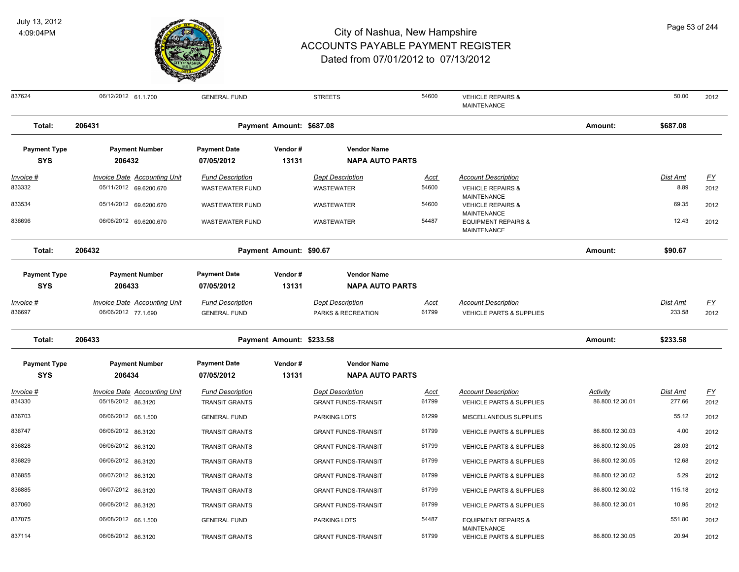# City of Nashua, New Hampshire
# ACCOUNTS PAYABLE PAYMENT REGISTER
## Dated from 07/01/2012 to 07/13/2012

July 13, 2012
4:09:04PM

| 837624 | 06/12/2012 61.1.700 | GENERAL FUND | | STREETS | 54600 | VEHICLE REPAIRS & MAINTENANCE | | 50.00 | 2012 |
|---|---|---|---|---|---|---|---|---|---|

**Total: 206431** — Payment Amount: $687.08 — Amount: $687.08

| Payment Type | Payment Number | Payment Date | Vendor # | Vendor Name |
|---|---|---|---|---|
| SYS | 206432 | 07/05/2012 | 13131 | NAPA AUTO PARTS |

| Invoice # | Invoice Date | Accounting Unit | Fund Description | Dept Description | Acct | Account Description | Dist Amt | FY |
|---|---|---|---|---|---|---|---|---|
| 833332 | 05/11/2012 | 69.6200.670 | WASTEWATER FUND | WASTEWATER | 54600 | VEHICLE REPAIRS & MAINTENANCE | 8.89 | 2012 |
| 833534 | 05/14/2012 | 69.6200.670 | WASTEWATER FUND | WASTEWATER | 54600 | VEHICLE REPAIRS & MAINTENANCE | 69.35 | 2012 |
| 836696 | 06/06/2012 | 69.6200.670 | WASTEWATER FUND | WASTEWATER | 54487 | EQUIPMENT REPAIRS & MAINTENANCE | 12.43 | 2012 |

**Total: 206432** — Payment Amount: $90.67 — Amount: $90.67

| Payment Type | Payment Number | Payment Date | Vendor # | Vendor Name |
|---|---|---|---|---|
| SYS | 206433 | 07/05/2012 | 13131 | NAPA AUTO PARTS |

| Invoice # | Invoice Date | Accounting Unit | Fund Description | Dept Description | Acct | Account Description | Dist Amt | FY |
|---|---|---|---|---|---|---|---|---|
| 836697 | 06/06/2012 | 77.1.690 | GENERAL FUND | PARKS & RECREATION | 61799 | VEHICLE PARTS & SUPPLIES | 233.58 | 2012 |

**Total: 206433** — Payment Amount: $233.58 — Amount: $233.58

| Payment Type | Payment Number | Payment Date | Vendor # | Vendor Name |
|---|---|---|---|---|
| SYS | 206434 | 07/05/2012 | 13131 | NAPA AUTO PARTS |

| Invoice # | Invoice Date | Accounting Unit | Fund Description | Dept Description | Acct | Account Description | Activity | Dist Amt | FY |
|---|---|---|---|---|---|---|---|---|---|
| 834330 | 05/18/2012 | 86.3120 | TRANSIT GRANTS | GRANT FUNDS-TRANSIT | 61799 | VEHICLE PARTS & SUPPLIES | 86.800.12.30.01 | 277.66 | 2012 |
| 836703 | 06/06/2012 | 66.1.500 | GENERAL FUND | PARKING LOTS | 61299 | MISCELLANEOUS SUPPLIES | | 55.12 | 2012 |
| 836747 | 06/06/2012 | 86.3120 | TRANSIT GRANTS | GRANT FUNDS-TRANSIT | 61799 | VEHICLE PARTS & SUPPLIES | 86.800.12.30.03 | 4.00 | 2012 |
| 836828 | 06/06/2012 | 86.3120 | TRANSIT GRANTS | GRANT FUNDS-TRANSIT | 61799 | VEHICLE PARTS & SUPPLIES | 86.800.12.30.05 | 28.03 | 2012 |
| 836829 | 06/06/2012 | 86.3120 | TRANSIT GRANTS | GRANT FUNDS-TRANSIT | 61799 | VEHICLE PARTS & SUPPLIES | 86.800.12.30.05 | 12.68 | 2012 |
| 836855 | 06/07/2012 | 86.3120 | TRANSIT GRANTS | GRANT FUNDS-TRANSIT | 61799 | VEHICLE PARTS & SUPPLIES | 86.800.12.30.02 | 5.29 | 2012 |
| 836885 | 06/07/2012 | 86.3120 | TRANSIT GRANTS | GRANT FUNDS-TRANSIT | 61799 | VEHICLE PARTS & SUPPLIES | 86.800.12.30.02 | 115.18 | 2012 |
| 837060 | 06/08/2012 | 86.3120 | TRANSIT GRANTS | GRANT FUNDS-TRANSIT | 61799 | VEHICLE PARTS & SUPPLIES | 86.800.12.30.01 | 10.95 | 2012 |
| 837075 | 06/08/2012 | 66.1.500 | GENERAL FUND | PARKING LOTS | 54487 | EQUIPMENT REPAIRS & MAINTENANCE | | 551.80 | 2012 |
| 837114 | 06/08/2012 | 86.3120 | TRANSIT GRANTS | GRANT FUNDS-TRANSIT | 61799 | VEHICLE PARTS & SUPPLIES | 86.800.12.30.05 | 20.94 | 2012 |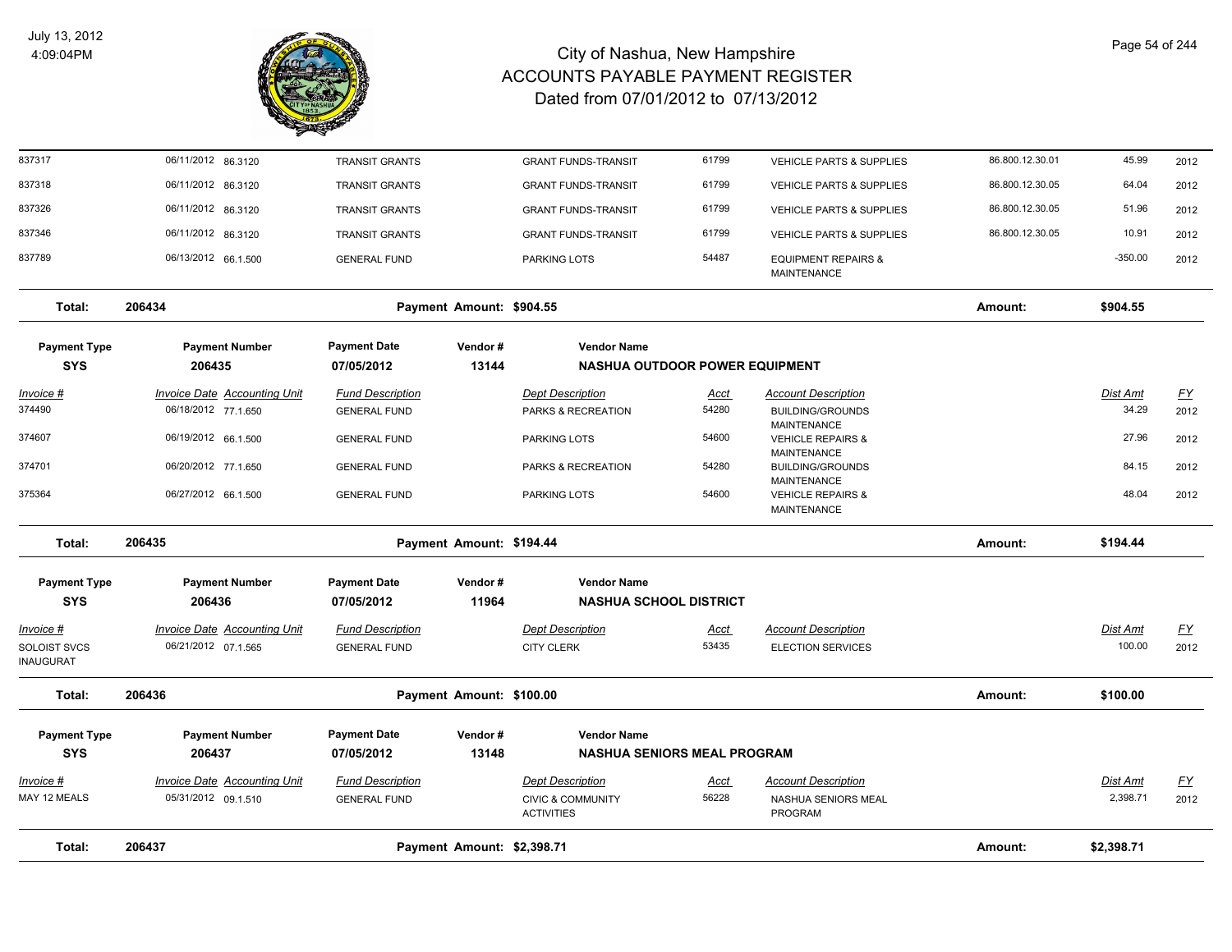# City of Nashua, New Hampshire
## ACCOUNTS PAYABLE PAYMENT REGISTER
### Dated from 07/01/2012 to 07/13/2012

July 13, 2012
4:09:04PM

| Invoice # | Invoice Date | Accounting Unit | Fund Description | Dept Description | Acct | Account Description | | Dist Amt | FY |
|---|---|---|---|---|---|---|---|---|---|
| 837317 | 06/11/2012 | 86.3120 | TRANSIT GRANTS | GRANT FUNDS-TRANSIT | 61799 | VEHICLE PARTS & SUPPLIES | 86.800.12.30.01 | 45.99 | 2012 |
| 837318 | 06/11/2012 | 86.3120 | TRANSIT GRANTS | GRANT FUNDS-TRANSIT | 61799 | VEHICLE PARTS & SUPPLIES | 86.800.12.30.05 | 64.04 | 2012 |
| 837326 | 06/11/2012 | 86.3120 | TRANSIT GRANTS | GRANT FUNDS-TRANSIT | 61799 | VEHICLE PARTS & SUPPLIES | 86.800.12.30.05 | 51.96 | 2012 |
| 837346 | 06/11/2012 | 86.3120 | TRANSIT GRANTS | GRANT FUNDS-TRANSIT | 61799 | VEHICLE PARTS & SUPPLIES | 86.800.12.30.05 | 10.91 | 2012 |
| 837789 | 06/13/2012 | 66.1.500 | GENERAL FUND | PARKING LOTS | 54487 | EQUIPMENT REPAIRS & MAINTENANCE | | -350.00 | 2012 |

**Total: 206434** — Payment Amount: $904.55 — Amount: **$904.55**

| Payment Type | Payment Number | Payment Date | Vendor # | Vendor Name |
|---|---|---|---|---|
| SYS | 206435 | 07/05/2012 | 13144 | NASHUA OUTDOOR POWER EQUIPMENT |

| Invoice # | Invoice Date | Accounting Unit | Fund Description | Dept Description | Acct | Account Description | Dist Amt | FY |
|---|---|---|---|---|---|---|---|---|
| 374490 | 06/18/2012 | 77.1.650 | GENERAL FUND | PARKS & RECREATION | 54280 | BUILDING/GROUNDS MAINTENANCE | 34.29 | 2012 |
| 374607 | 06/19/2012 | 66.1.500 | GENERAL FUND | PARKING LOTS | 54600 | VEHICLE REPAIRS & MAINTENANCE | 27.96 | 2012 |
| 374701 | 06/20/2012 | 77.1.650 | GENERAL FUND | PARKS & RECREATION | 54280 | BUILDING/GROUNDS MAINTENANCE | 84.15 | 2012 |
| 375364 | 06/27/2012 | 66.1.500 | GENERAL FUND | PARKING LOTS | 54600 | VEHICLE REPAIRS & MAINTENANCE | 48.04 | 2012 |

**Total: 206435** — Payment Amount: $194.44 — Amount: **$194.44**

| Payment Type | Payment Number | Payment Date | Vendor # | Vendor Name |
|---|---|---|---|---|
| SYS | 206436 | 07/05/2012 | 11964 | NASHUA SCHOOL DISTRICT |

| Invoice # | Invoice Date | Accounting Unit | Fund Description | Dept Description | Acct | Account Description | Dist Amt | FY |
|---|---|---|---|---|---|---|---|---|
| SOLOIST SVCS INAUGURAT | 06/21/2012 | 07.1.565 | GENERAL FUND | CITY CLERK | 53435 | ELECTION SERVICES | 100.00 | 2012 |

**Total: 206436** — Payment Amount: $100.00 — Amount: **$100.00**

| Payment Type | Payment Number | Payment Date | Vendor # | Vendor Name |
|---|---|---|---|---|
| SYS | 206437 | 07/05/2012 | 13148 | NASHUA SENIORS MEAL PROGRAM |

| Invoice # | Invoice Date | Accounting Unit | Fund Description | Dept Description | Acct | Account Description | Dist Amt | FY |
|---|---|---|---|---|---|---|---|---|
| MAY 12 MEALS | 05/31/2012 | 09.1.510 | GENERAL FUND | CIVIC & COMMUNITY ACTIVITIES | 56228 | NASHUA SENIORS MEAL PROGRAM | 2,398.71 | 2012 |

**Total: 206437** — Payment Amount: $2,398.71 — Amount: **$2,398.71**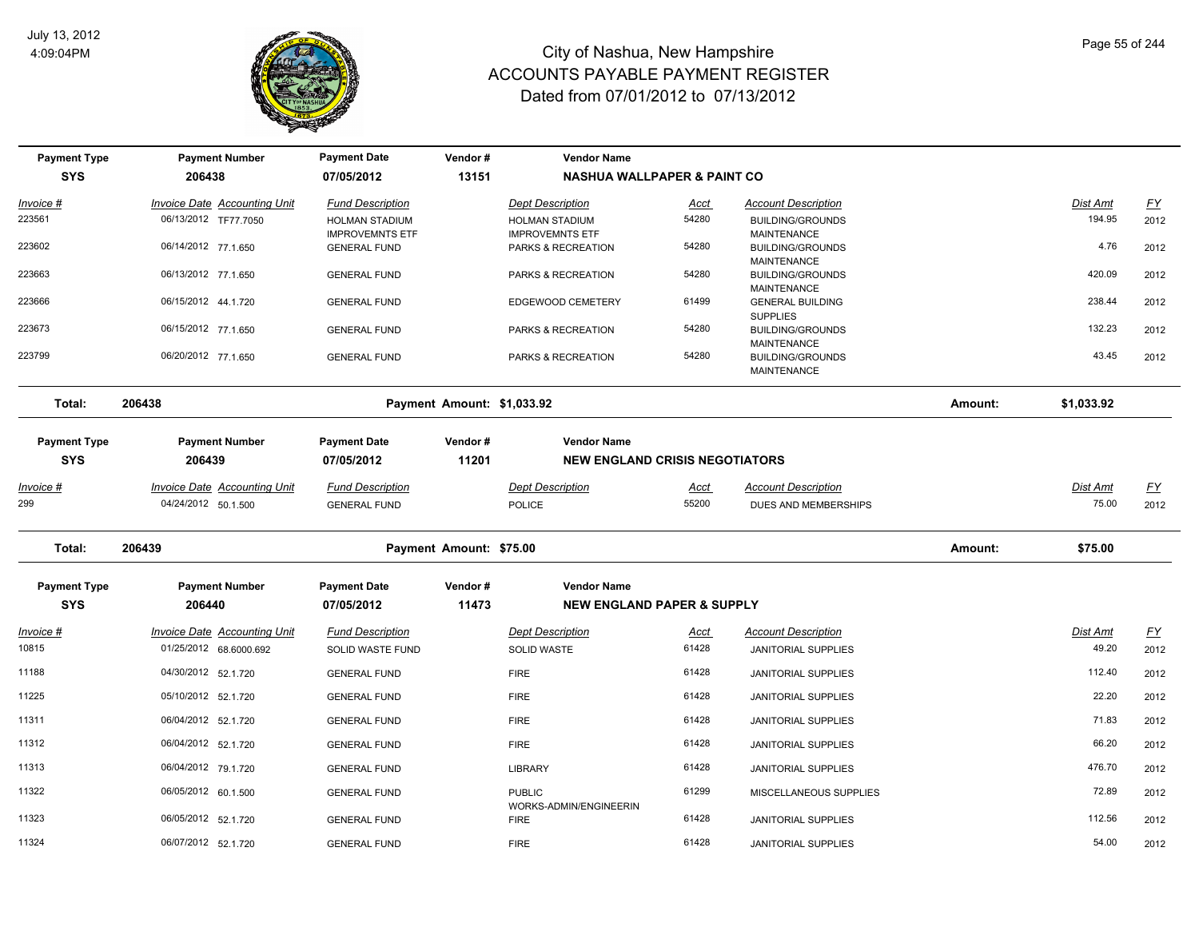# City of Nashua, New Hampshire
## ACCOUNTS PAYABLE PAYMENT REGISTER
### Dated from 07/01/2012 to 07/13/2012

July 13, 2012
4:09:04PM

| Payment Type | Payment Number | Payment Date | Vendor # | Vendor Name |
|---|---|---|---|---|
| SYS | 206438 | 07/05/2012 | 13151 | NASHUA WALLPAPER & PAINT CO |

| Invoice # | Invoice Date | Accounting Unit | Fund Description | Dept Description | Acct | Account Description | Dist Amt | FY |
|---|---|---|---|---|---|---|---|---|
| 223561 | 06/13/2012 | TF77.7050 | HOLMAN STADIUM IMPROVEMNTS ETF | HOLMAN STADIUM IMPROVEMNTS ETF | 54280 | BUILDING/GROUNDS MAINTENANCE | 194.95 | 2012 |
| 223602 | 06/14/2012 | 77.1.650 | GENERAL FUND | PARKS & RECREATION | 54280 | BUILDING/GROUNDS MAINTENANCE | 4.76 | 2012 |
| 223663 | 06/13/2012 | 77.1.650 | GENERAL FUND | PARKS & RECREATION | 54280 | BUILDING/GROUNDS MAINTENANCE | 420.09 | 2012 |
| 223666 | 06/15/2012 | 44.1.720 | GENERAL FUND | EDGEWOOD CEMETERY | 61499 | GENERAL BUILDING SUPPLIES | 238.44 | 2012 |
| 223673 | 06/15/2012 | 77.1.650 | GENERAL FUND | PARKS & RECREATION | 54280 | BUILDING/GROUNDS MAINTENANCE | 132.23 | 2012 |
| 223799 | 06/20/2012 | 77.1.650 | GENERAL FUND | PARKS & RECREATION | 54280 | BUILDING/GROUNDS MAINTENANCE | 43.45 | 2012 |

**Total: 206438** — Payment Amount: $1,033.92 — Amount: $1,033.92

| Payment Type | Payment Number | Payment Date | Vendor # | Vendor Name |
|---|---|---|---|---|
| SYS | 206439 | 07/05/2012 | 11201 | NEW ENGLAND CRISIS NEGOTIATORS |

| Invoice # | Invoice Date | Accounting Unit | Fund Description | Dept Description | Acct | Account Description | Dist Amt | FY |
|---|---|---|---|---|---|---|---|---|
| 299 | 04/24/2012 | 50.1.500 | GENERAL FUND | POLICE | 55200 | DUES AND MEMBERSHIPS | 75.00 | 2012 |

**Total: 206439** — Payment Amount: $75.00 — Amount: $75.00

| Payment Type | Payment Number | Payment Date | Vendor # | Vendor Name |
|---|---|---|---|---|
| SYS | 206440 | 07/05/2012 | 11473 | NEW ENGLAND PAPER & SUPPLY |

| Invoice # | Invoice Date | Accounting Unit | Fund Description | Dept Description | Acct | Account Description | Dist Amt | FY |
|---|---|---|---|---|---|---|---|---|
| 10815 | 01/25/2012 | 68.6000.692 | SOLID WASTE FUND | SOLID WASTE | 61428 | JANITORIAL SUPPLIES | 49.20 | 2012 |
| 11188 | 04/30/2012 | 52.1.720 | GENERAL FUND | FIRE | 61428 | JANITORIAL SUPPLIES | 112.40 | 2012 |
| 11225 | 05/10/2012 | 52.1.720 | GENERAL FUND | FIRE | 61428 | JANITORIAL SUPPLIES | 22.20 | 2012 |
| 11311 | 06/04/2012 | 52.1.720 | GENERAL FUND | FIRE | 61428 | JANITORIAL SUPPLIES | 71.83 | 2012 |
| 11312 | 06/04/2012 | 52.1.720 | GENERAL FUND | FIRE | 61428 | JANITORIAL SUPPLIES | 66.20 | 2012 |
| 11313 | 06/04/2012 | 79.1.720 | GENERAL FUND | LIBRARY | 61428 | JANITORIAL SUPPLIES | 476.70 | 2012 |
| 11322 | 06/05/2012 | 60.1.500 | GENERAL FUND | PUBLIC WORKS-ADMIN/ENGINEERIN | 61299 | MISCELLANEOUS SUPPLIES | 72.89 | 2012 |
| 11323 | 06/05/2012 | 52.1.720 | GENERAL FUND | FIRE | 61428 | JANITORIAL SUPPLIES | 112.56 | 2012 |
| 11324 | 06/07/2012 | 52.1.720 | GENERAL FUND | FIRE | 61428 | JANITORIAL SUPPLIES | 54.00 | 2012 |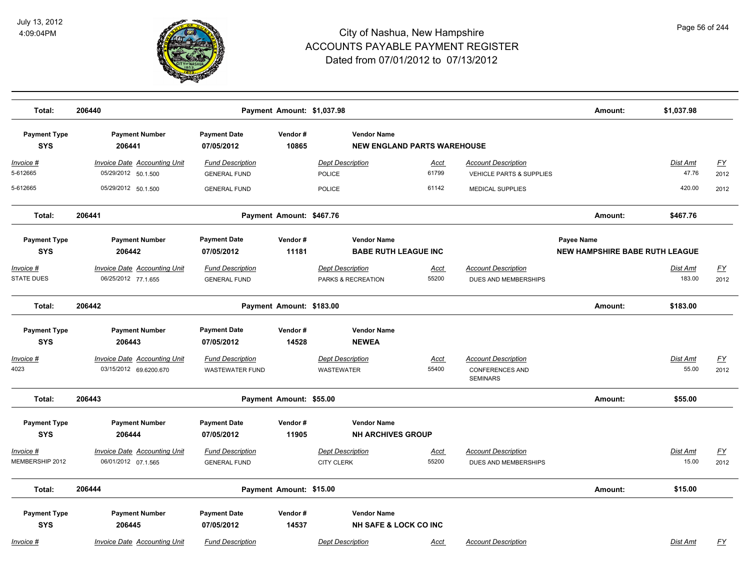# City of Nashua, New Hampshire
## ACCOUNTS PAYABLE PAYMENT REGISTER
### Dated from 07/01/2012 to 07/13/2012

July 13, 2012
4:09:04PM

| Total: | 206440 | Payment Amount: $1,037.98 | Amount: | $1,037.98 |
|---|---|---|---|---|

| Payment Type | Payment Number | Payment Date | Vendor # | Vendor Name |
|---|---|---|---|---|
| SYS | 206441 | 07/05/2012 | 10865 | NEW ENGLAND PARTS WAREHOUSE |

| Invoice # | Invoice Date | Accounting Unit | Fund Description | Dept Description | Acct | Account Description | Dist Amt | FY |
|---|---|---|---|---|---|---|---|---|
| 5-612665 | 05/29/2012 | 50.1.500 | GENERAL FUND | POLICE | 61799 | VEHICLE PARTS & SUPPLIES | 47.76 | 2012 |
| 5-612665 | 05/29/2012 | 50.1.500 | GENERAL FUND | POLICE | 61142 | MEDICAL SUPPLIES | 420.00 | 2012 |

| Total: | 206441 | Payment Amount: $467.76 | Amount: | $467.76 |
|---|---|---|---|---|

| Payment Type | Payment Number | Payment Date | Vendor # | Vendor Name | Payee Name |
|---|---|---|---|---|---|
| SYS | 206442 | 07/05/2012 | 11181 | BABE RUTH LEAGUE INC | NEW HAMPSHIRE BABE RUTH LEAGUE |

| Invoice # | Invoice Date | Accounting Unit | Fund Description | Dept Description | Acct | Account Description | Dist Amt | FY |
|---|---|---|---|---|---|---|---|---|
| STATE DUES | 06/25/2012 | 77.1.655 | GENERAL FUND | PARKS & RECREATION | 55200 | DUES AND MEMBERSHIPS | 183.00 | 2012 |

| Total: | 206442 | Payment Amount: $183.00 | Amount: | $183.00 |
|---|---|---|---|---|

| Payment Type | Payment Number | Payment Date | Vendor # | Vendor Name |
|---|---|---|---|---|
| SYS | 206443 | 07/05/2012 | 14528 | NEWEA |

| Invoice # | Invoice Date | Accounting Unit | Fund Description | Dept Description | Acct | Account Description | Dist Amt | FY |
|---|---|---|---|---|---|---|---|---|
| 4023 | 03/15/2012 | 69.6200.670 | WASTEWATER FUND | WASTEWATER | 55400 | CONFERENCES AND SEMINARS | 55.00 | 2012 |

| Total: | 206443 | Payment Amount: $55.00 | Amount: | $55.00 |
|---|---|---|---|---|

| Payment Type | Payment Number | Payment Date | Vendor # | Vendor Name |
|---|---|---|---|---|
| SYS | 206444 | 07/05/2012 | 11905 | NH ARCHIVES GROUP |

| Invoice # | Invoice Date | Accounting Unit | Fund Description | Dept Description | Acct | Account Description | Dist Amt | FY |
|---|---|---|---|---|---|---|---|---|
| MEMBERSHIP 2012 | 06/01/2012 | 07.1.565 | GENERAL FUND | CITY CLERK | 55200 | DUES AND MEMBERSHIPS | 15.00 | 2012 |

| Total: | 206444 | Payment Amount: $15.00 | Amount: | $15.00 |
|---|---|---|---|---|

| Payment Type | Payment Number | Payment Date | Vendor # | Vendor Name |
|---|---|---|---|---|
| SYS | 206445 | 07/05/2012 | 14537 | NH SAFE & LOCK CO INC |

| Invoice # | Invoice Date | Accounting Unit | Fund Description | Dept Description | Acct | Account Description | Dist Amt | FY |
|---|---|---|---|---|---|---|---|---|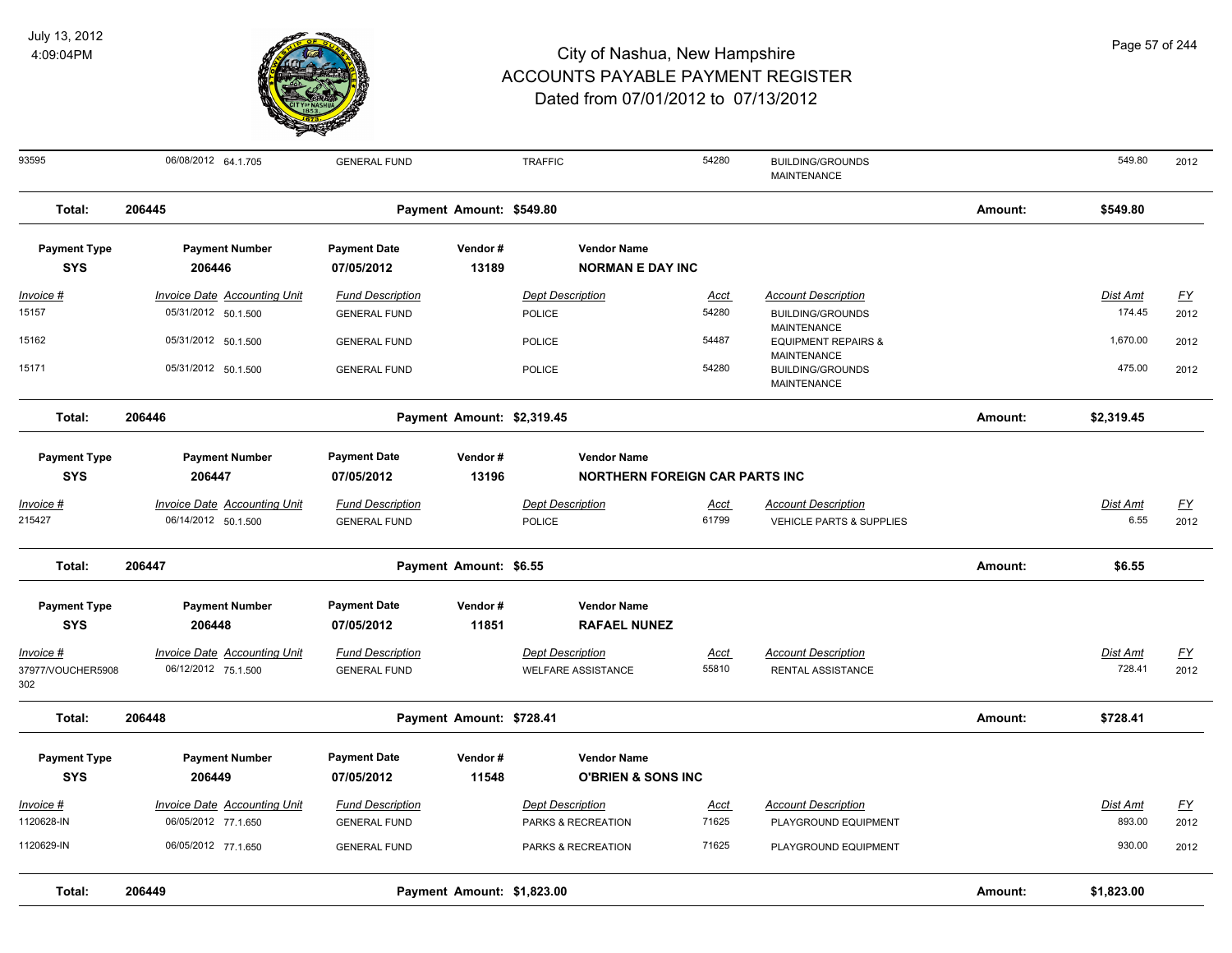| Invoice # | Invoice Date | Accounting Unit | Fund Description | Dept Description | Acct | Account Description | Dist Amt | FY |
|---|---|---|---|---|---|---|---|---|
| 93595 | 06/08/2012 | 64.1.705 | GENERAL FUND | TRAFFIC | 54280 | BUILDING/GROUNDS MAINTENANCE | 549.80 | 2012 |

**Total: 206445** Payment Amount: $549.80 Amount: $549.80

| Payment Type | Payment Number | Payment Date | Vendor # | Vendor Name |
|---|---|---|---|---|
| SYS | 206446 | 07/05/2012 | 13189 | NORMAN E DAY INC |

| Invoice # | Invoice Date | Accounting Unit | Fund Description | Dept Description | Acct | Account Description | Dist Amt | FY |
|---|---|---|---|---|---|---|---|---|
| 15157 | 05/31/2012 | 50.1.500 | GENERAL FUND | POLICE | 54280 | BUILDING/GROUNDS MAINTENANCE | 174.45 | 2012 |
| 15162 | 05/31/2012 | 50.1.500 | GENERAL FUND | POLICE | 54487 | EQUIPMENT REPAIRS & MAINTENANCE | 1,670.00 | 2012 |
| 15171 | 05/31/2012 | 50.1.500 | GENERAL FUND | POLICE | 54280 | BUILDING/GROUNDS MAINTENANCE | 475.00 | 2012 |

**Total: 206446** Payment Amount: $2,319.45 Amount: $2,319.45

| Payment Type | Payment Number | Payment Date | Vendor # | Vendor Name |
|---|---|---|---|---|
| SYS | 206447 | 07/05/2012 | 13196 | NORTHERN FOREIGN CAR PARTS INC |

| Invoice # | Invoice Date | Accounting Unit | Fund Description | Dept Description | Acct | Account Description | Dist Amt | FY |
|---|---|---|---|---|---|---|---|---|
| 215427 | 06/14/2012 | 50.1.500 | GENERAL FUND | POLICE | 61799 | VEHICLE PARTS & SUPPLIES | 6.55 | 2012 |

**Total: 206447** Payment Amount: $6.55 Amount: $6.55

| Payment Type | Payment Number | Payment Date | Vendor # | Vendor Name |
|---|---|---|---|---|
| SYS | 206448 | 07/05/2012 | 11851 | RAFAEL NUNEZ |

| Invoice # | Invoice Date | Accounting Unit | Fund Description | Dept Description | Acct | Account Description | Dist Amt | FY |
|---|---|---|---|---|---|---|---|---|
| 37977/VOUCHER5908302 | 06/12/2012 | 75.1.500 | GENERAL FUND | WELFARE ASSISTANCE | 55810 | RENTAL ASSISTANCE | 728.41 | 2012 |

**Total: 206448** Payment Amount: $728.41 Amount: $728.41

| Payment Type | Payment Number | Payment Date | Vendor # | Vendor Name |
|---|---|---|---|---|
| SYS | 206449 | 07/05/2012 | 11548 | O'BRIEN & SONS INC |

| Invoice # | Invoice Date | Accounting Unit | Fund Description | Dept Description | Acct | Account Description | Dist Amt | FY |
|---|---|---|---|---|---|---|---|---|
| 1120628-IN | 06/05/2012 | 77.1.650 | GENERAL FUND | PARKS & RECREATION | 71625 | PLAYGROUND EQUIPMENT | 893.00 | 2012 |
| 1120629-IN | 06/05/2012 | 77.1.650 | GENERAL FUND | PARKS & RECREATION | 71625 | PLAYGROUND EQUIPMENT | 930.00 | 2012 |

**Total: 206449** Payment Amount: $1,823.00 Amount: $1,823.00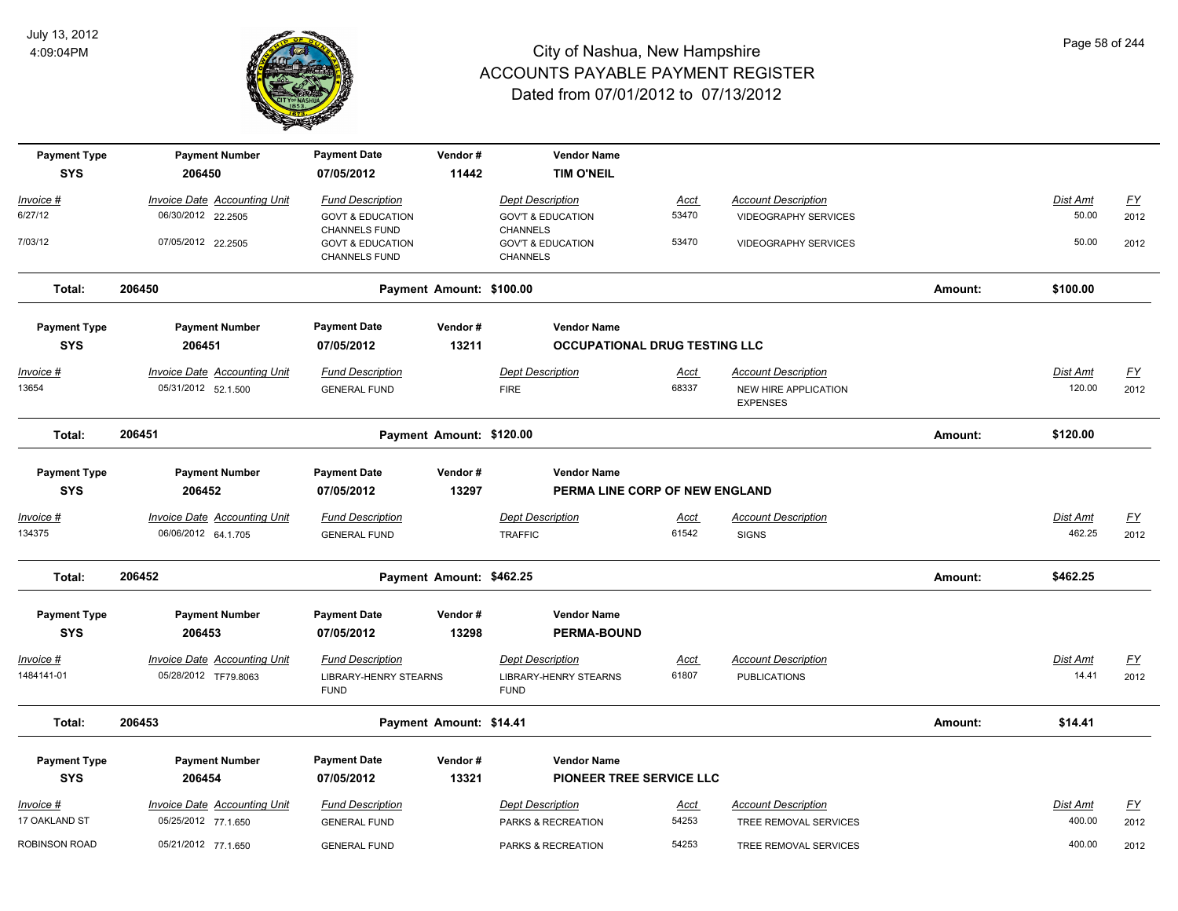# City of Nashua, New Hampshire
# ACCOUNTS PAYABLE PAYMENT REGISTER
## Dated from 07/01/2012 to 07/13/2012

July 13, 2012
4:09:04PM

| Payment Type | Payment Number | Payment Date | Vendor # | Vendor Name |
|---|---|---|---|---|
| SYS | 206450 | 07/05/2012 | 11442 | TIM O'NEIL |

| Invoice # | Invoice Date | Accounting Unit | Fund Description | Dept Description | Acct | Account Description | Dist Amt | FY |
|---|---|---|---|---|---|---|---|---|
| 6/27/12 | 06/30/2012 | 22.2505 | GOVT & EDUCATION CHANNELS FUND | GOV'T & EDUCATION CHANNELS | 53470 | VIDEOGRAPHY SERVICES | 50.00 | 2012 |
| 7/03/12 | 07/05/2012 | 22.2505 | GOVT & EDUCATION CHANNELS FUND | GOV'T & EDUCATION CHANNELS | 53470 | VIDEOGRAPHY SERVICES | 50.00 | 2012 |

**Total: 206450** Payment Amount: $100.00 Amount: **$100.00**

| Payment Type | Payment Number | Payment Date | Vendor # | Vendor Name |
|---|---|---|---|---|
| SYS | 206451 | 07/05/2012 | 13211 | OCCUPATIONAL DRUG TESTING LLC |

| Invoice # | Invoice Date | Accounting Unit | Fund Description | Dept Description | Acct | Account Description | Dist Amt | FY |
|---|---|---|---|---|---|---|---|---|
| 13654 | 05/31/2012 | 52.1.500 | GENERAL FUND | FIRE | 68337 | NEW HIRE APPLICATION EXPENSES | 120.00 | 2012 |

**Total: 206451** Payment Amount: $120.00 Amount: **$120.00**

| Payment Type | Payment Number | Payment Date | Vendor # | Vendor Name |
|---|---|---|---|---|
| SYS | 206452 | 07/05/2012 | 13297 | PERMA LINE CORP OF NEW ENGLAND |

| Invoice # | Invoice Date | Accounting Unit | Fund Description | Dept Description | Acct | Account Description | Dist Amt | FY |
|---|---|---|---|---|---|---|---|---|
| 134375 | 06/06/2012 | 64.1.705 | GENERAL FUND | TRAFFIC | 61542 | SIGNS | 462.25 | 2012 |

**Total: 206452** Payment Amount: $462.25 Amount: **$462.25**

| Payment Type | Payment Number | Payment Date | Vendor # | Vendor Name |
|---|---|---|---|---|
| SYS | 206453 | 07/05/2012 | 13298 | PERMA-BOUND |

| Invoice # | Invoice Date | Accounting Unit | Fund Description | Dept Description | Acct | Account Description | Dist Amt | FY |
|---|---|---|---|---|---|---|---|---|
| 1484141-01 | 05/28/2012 | TF79.8063 | LIBRARY-HENRY STEARNS FUND | LIBRARY-HENRY STEARNS FUND | 61807 | PUBLICATIONS | 14.41 | 2012 |

**Total: 206453** Payment Amount: $14.41 Amount: **$14.41**

| Payment Type | Payment Number | Payment Date | Vendor # | Vendor Name |
|---|---|---|---|---|
| SYS | 206454 | 07/05/2012 | 13321 | PIONEER TREE SERVICE LLC |

| Invoice # | Invoice Date | Accounting Unit | Fund Description | Dept Description | Acct | Account Description | Dist Amt | FY |
|---|---|---|---|---|---|---|---|---|
| 17 OAKLAND ST | 05/25/2012 | 77.1.650 | GENERAL FUND | PARKS & RECREATION | 54253 | TREE REMOVAL SERVICES | 400.00 | 2012 |
| ROBINSON ROAD | 05/21/2012 | 77.1.650 | GENERAL FUND | PARKS & RECREATION | 54253 | TREE REMOVAL SERVICES | 400.00 | 2012 |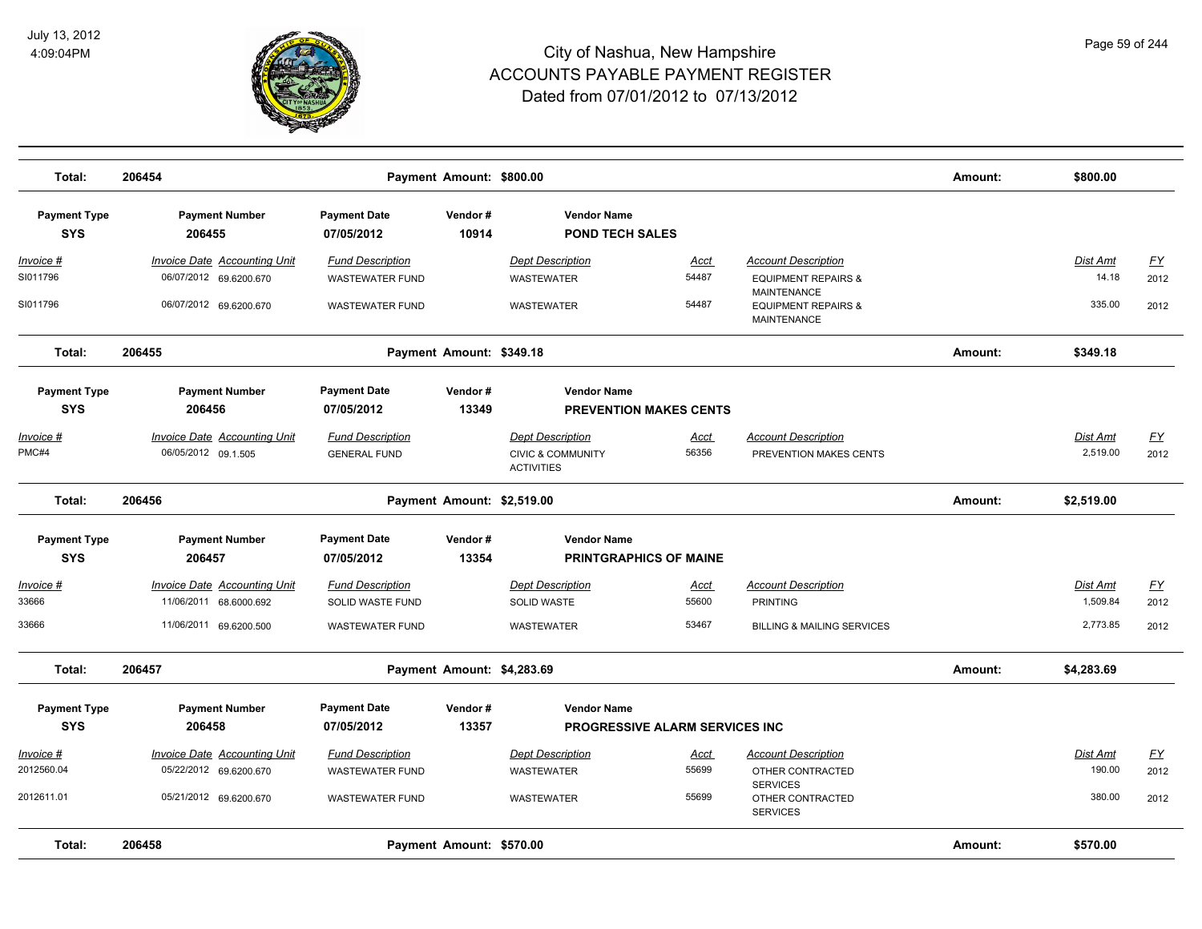# City of Nashua, New Hampshire
## ACCOUNTS PAYABLE PAYMENT REGISTER
### Dated from 07/01/2012 to 07/13/2012

July 13, 2012
4:09:04PM

**Total: 206454** — Payment Amount: $800.00 — Amount: $800.00

| Payment Type | Payment Number | Payment Date | Vendor # | Vendor Name |
|---|---|---|---|---|
| SYS | 206455 | 07/05/2012 | 10914 | POND TECH SALES |

| Invoice # | Invoice Date | Accounting Unit | Fund Description | Dept Description | Acct | Account Description | Dist Amt | FY |
|---|---|---|---|---|---|---|---|---|
| SI011796 | 06/07/2012 | 69.6200.670 | WASTEWATER FUND | WASTEWATER | 54487 | EQUIPMENT REPAIRS & MAINTENANCE | 14.18 | 2012 |
| SI011796 | 06/07/2012 | 69.6200.670 | WASTEWATER FUND | WASTEWATER | 54487 | EQUIPMENT REPAIRS & MAINTENANCE | 335.00 | 2012 |

**Total: 206455** — Payment Amount: $349.18 — Amount: $349.18

| Payment Type | Payment Number | Payment Date | Vendor # | Vendor Name |
|---|---|---|---|---|
| SYS | 206456 | 07/05/2012 | 13349 | PREVENTION MAKES CENTS |

| Invoice # | Invoice Date | Accounting Unit | Fund Description | Dept Description | Acct | Account Description | Dist Amt | FY |
|---|---|---|---|---|---|---|---|---|
| PMC#4 | 06/05/2012 | 09.1.505 | GENERAL FUND | CIVIC & COMMUNITY ACTIVITIES | 56356 | PREVENTION MAKES CENTS | 2,519.00 | 2012 |

**Total: 206456** — Payment Amount: $2,519.00 — Amount: $2,519.00

| Payment Type | Payment Number | Payment Date | Vendor # | Vendor Name |
|---|---|---|---|---|
| SYS | 206457 | 07/05/2012 | 13354 | PRINTGRAPHICS OF MAINE |

| Invoice # | Invoice Date | Accounting Unit | Fund Description | Dept Description | Acct | Account Description | Dist Amt | FY |
|---|---|---|---|---|---|---|---|---|
| 33666 | 11/06/2011 | 68.6000.692 | SOLID WASTE FUND | SOLID WASTE | 55600 | PRINTING | 1,509.84 | 2012 |
| 33666 | 11/06/2011 | 69.6200.500 | WASTEWATER FUND | WASTEWATER | 53467 | BILLING & MAILING SERVICES | 2,773.85 | 2012 |

**Total: 206457** — Payment Amount: $4,283.69 — Amount: $4,283.69

| Payment Type | Payment Number | Payment Date | Vendor # | Vendor Name |
|---|---|---|---|---|
| SYS | 206458 | 07/05/2012 | 13357 | PROGRESSIVE ALARM SERVICES INC |

| Invoice # | Invoice Date | Accounting Unit | Fund Description | Dept Description | Acct | Account Description | Dist Amt | FY |
|---|---|---|---|---|---|---|---|---|
| 2012560.04 | 05/22/2012 | 69.6200.670 | WASTEWATER FUND | WASTEWATER | 55699 | OTHER CONTRACTED SERVICES | 190.00 | 2012 |
| 2012611.01 | 05/21/2012 | 69.6200.670 | WASTEWATER FUND | WASTEWATER | 55699 | OTHER CONTRACTED SERVICES | 380.00 | 2012 |

**Total: 206458** — Payment Amount: $570.00 — Amount: $570.00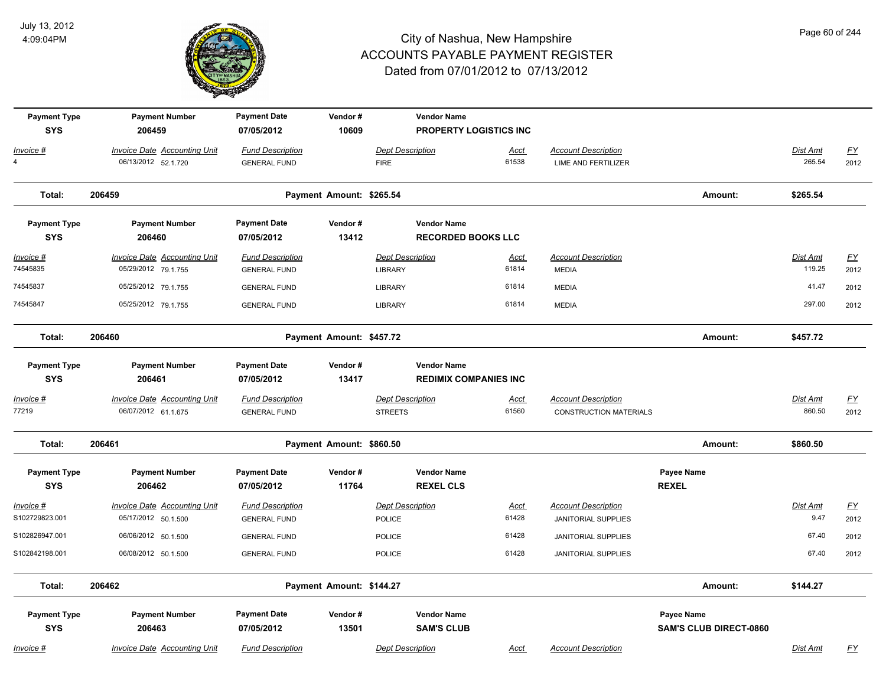# City of Nashua, New Hampshire
## ACCOUNTS PAYABLE PAYMENT REGISTER
### Dated from 07/01/2012 to 07/13/2012

July 13, 2012
4:09:04PM

| Payment Type | Payment Number | Payment Date | Vendor # | Vendor Name |
|---|---|---|---|---|
| SYS | 206459 | 07/05/2012 | 10609 | PROPERTY LOGISTICS INC |

| Invoice # | Invoice Date | Accounting Unit | Fund Description | Dept Description | Acct | Account Description | Dist Amt | FY |
|---|---|---|---|---|---|---|---|---|
| 4 | 06/13/2012 | 52.1.720 | GENERAL FUND | FIRE | 61538 | LIME AND FERTILIZER | 265.54 | 2012 |

**Total: 206459 — Payment Amount: $265.54 — Amount: $265.54**

| Payment Type | Payment Number | Payment Date | Vendor # | Vendor Name |
|---|---|---|---|---|
| SYS | 206460 | 07/05/2012 | 13412 | RECORDED BOOKS LLC |

| Invoice # | Invoice Date | Accounting Unit | Fund Description | Dept Description | Acct | Account Description | Dist Amt | FY |
|---|---|---|---|---|---|---|---|---|
| 74545835 | 05/29/2012 | 79.1.755 | GENERAL FUND | LIBRARY | 61814 | MEDIA | 119.25 | 2012 |
| 74545837 | 05/25/2012 | 79.1.755 | GENERAL FUND | LIBRARY | 61814 | MEDIA | 41.47 | 2012 |
| 74545847 | 05/25/2012 | 79.1.755 | GENERAL FUND | LIBRARY | 61814 | MEDIA | 297.00 | 2012 |

**Total: 206460 — Payment Amount: $457.72 — Amount: $457.72**

| Payment Type | Payment Number | Payment Date | Vendor # | Vendor Name |
|---|---|---|---|---|
| SYS | 206461 | 07/05/2012 | 13417 | REDIMIX COMPANIES INC |

| Invoice # | Invoice Date | Accounting Unit | Fund Description | Dept Description | Acct | Account Description | Dist Amt | FY |
|---|---|---|---|---|---|---|---|---|
| 77219 | 06/07/2012 | 61.1.675 | GENERAL FUND | STREETS | 61560 | CONSTRUCTION MATERIALS | 860.50 | 2012 |

**Total: 206461 — Payment Amount: $860.50 — Amount: $860.50**

| Payment Type | Payment Number | Payment Date | Vendor # | Vendor Name | Payee Name |
|---|---|---|---|---|---|
| SYS | 206462 | 07/05/2012 | 11764 | REXEL CLS | REXEL |

| Invoice # | Invoice Date | Accounting Unit | Fund Description | Dept Description | Acct | Account Description | Dist Amt | FY |
|---|---|---|---|---|---|---|---|---|
| S102729823.001 | 05/17/2012 | 50.1.500 | GENERAL FUND | POLICE | 61428 | JANITORIAL SUPPLIES | 9.47 | 2012 |
| S102826947.001 | 06/06/2012 | 50.1.500 | GENERAL FUND | POLICE | 61428 | JANITORIAL SUPPLIES | 67.40 | 2012 |
| S102842198.001 | 06/08/2012 | 50.1.500 | GENERAL FUND | POLICE | 61428 | JANITORIAL SUPPLIES | 67.40 | 2012 |

**Total: 206462 — Payment Amount: $144.27 — Amount: $144.27**

| Payment Type | Payment Number | Payment Date | Vendor # | Vendor Name | Payee Name |
|---|---|---|---|---|---|
| SYS | 206463 | 07/05/2012 | 13501 | SAM'S CLUB | SAM'S CLUB DIRECT-0860 |

| Invoice # | Invoice Date | Accounting Unit | Fund Description | Dept Description | Acct | Account Description | Dist Amt | FY |
|---|---|---|---|---|---|---|---|---|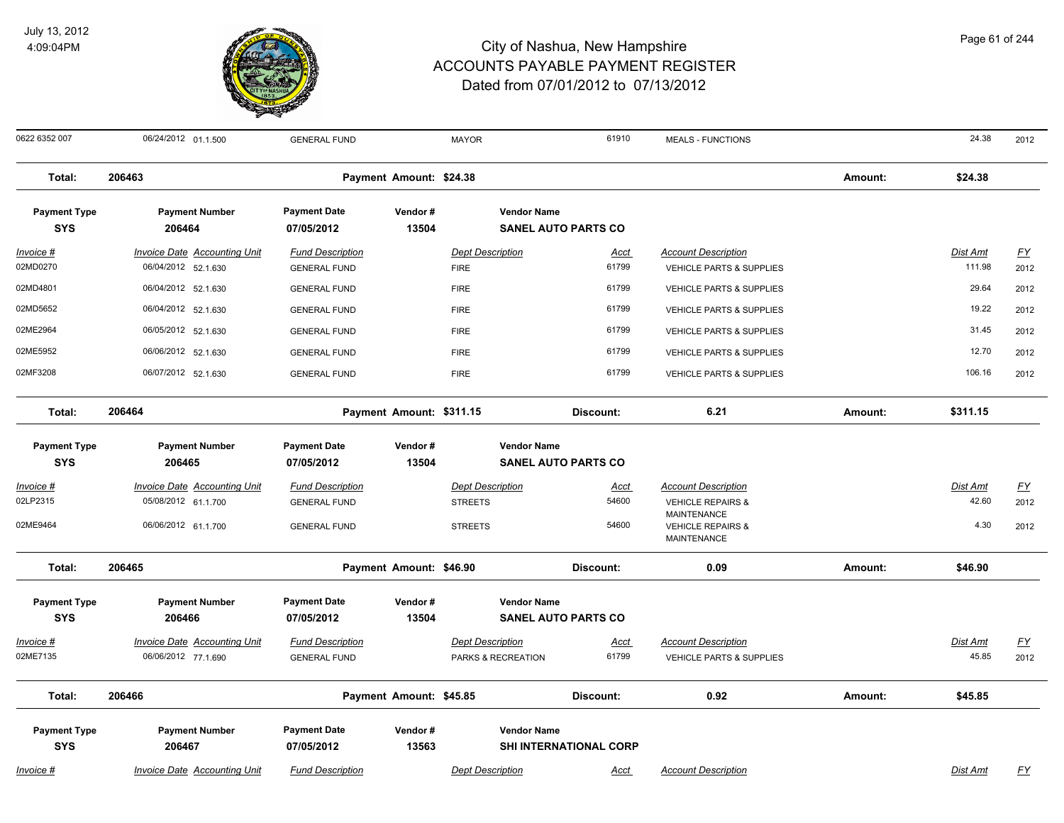| Invoice # | Invoice Date | Accounting Unit | Fund Description | Dept Description | Acct | Account Description | Dist Amt | FY |
|---|---|---|---|---|---|---|---|---|
| 0622 6352 007 | 06/24/2012 | 01.1.500 | GENERAL FUND | MAYOR | 61910 | MEALS - FUNCTIONS | 24.38 | 2012 |

**Total: 206463** | **Payment Amount: $24.38** | **Amount: $24.38**

| Payment Type | Payment Number | Payment Date | Vendor # | Vendor Name |
|---|---|---|---|---|
| SYS | 206464 | 07/05/2012 | 13504 | SANEL AUTO PARTS CO |

| Invoice # | Invoice Date | Accounting Unit | Fund Description | Dept Description | Acct | Account Description | Dist Amt | FY |
|---|---|---|---|---|---|---|---|---|
| 02MD0270 | 06/04/2012 | 52.1.630 | GENERAL FUND | FIRE | 61799 | VEHICLE PARTS & SUPPLIES | 111.98 | 2012 |
| 02MD4801 | 06/04/2012 | 52.1.630 | GENERAL FUND | FIRE | 61799 | VEHICLE PARTS & SUPPLIES | 29.64 | 2012 |
| 02MD5652 | 06/04/2012 | 52.1.630 | GENERAL FUND | FIRE | 61799 | VEHICLE PARTS & SUPPLIES | 19.22 | 2012 |
| 02ME2964 | 06/05/2012 | 52.1.630 | GENERAL FUND | FIRE | 61799 | VEHICLE PARTS & SUPPLIES | 31.45 | 2012 |
| 02ME5952 | 06/06/2012 | 52.1.630 | GENERAL FUND | FIRE | 61799 | VEHICLE PARTS & SUPPLIES | 12.70 | 2012 |
| 02MF3208 | 06/07/2012 | 52.1.630 | GENERAL FUND | FIRE | 61799 | VEHICLE PARTS & SUPPLIES | 106.16 | 2012 |

**Total: 206464** | **Payment Amount: $311.15** | **Discount: 6.21** | **Amount: $311.15**

| Payment Type | Payment Number | Payment Date | Vendor # | Vendor Name |
|---|---|---|---|---|
| SYS | 206465 | 07/05/2012 | 13504 | SANEL AUTO PARTS CO |

| Invoice # | Invoice Date | Accounting Unit | Fund Description | Dept Description | Acct | Account Description | Dist Amt | FY |
|---|---|---|---|---|---|---|---|---|
| 02LP2315 | 05/08/2012 | 61.1.700 | GENERAL FUND | STREETS | 54600 | VEHICLE REPAIRS & MAINTENANCE | 42.60 | 2012 |
| 02ME9464 | 06/06/2012 | 61.1.700 | GENERAL FUND | STREETS | 54600 | VEHICLE REPAIRS & MAINTENANCE | 4.30 | 2012 |

**Total: 206465** | **Payment Amount: $46.90** | **Discount: 0.09** | **Amount: $46.90**

| Payment Type | Payment Number | Payment Date | Vendor # | Vendor Name |
|---|---|---|---|---|
| SYS | 206466 | 07/05/2012 | 13504 | SANEL AUTO PARTS CO |

| Invoice # | Invoice Date | Accounting Unit | Fund Description | Dept Description | Acct | Account Description | Dist Amt | FY |
|---|---|---|---|---|---|---|---|---|
| 02ME7135 | 06/06/2012 | 77.1.690 | GENERAL FUND | PARKS & RECREATION | 61799 | VEHICLE PARTS & SUPPLIES | 45.85 | 2012 |

**Total: 206466** | **Payment Amount: $45.85** | **Discount: 0.92** | **Amount: $45.85**

| Payment Type | Payment Number | Payment Date | Vendor # | Vendor Name |
|---|---|---|---|---|
| SYS | 206467 | 07/05/2012 | 13563 | SHI INTERNATIONAL CORP |

| Invoice # | Invoice Date | Accounting Unit | Fund Description | Dept Description | Acct | Account Description | Dist Amt | FY |
|---|---|---|---|---|---|---|---|---|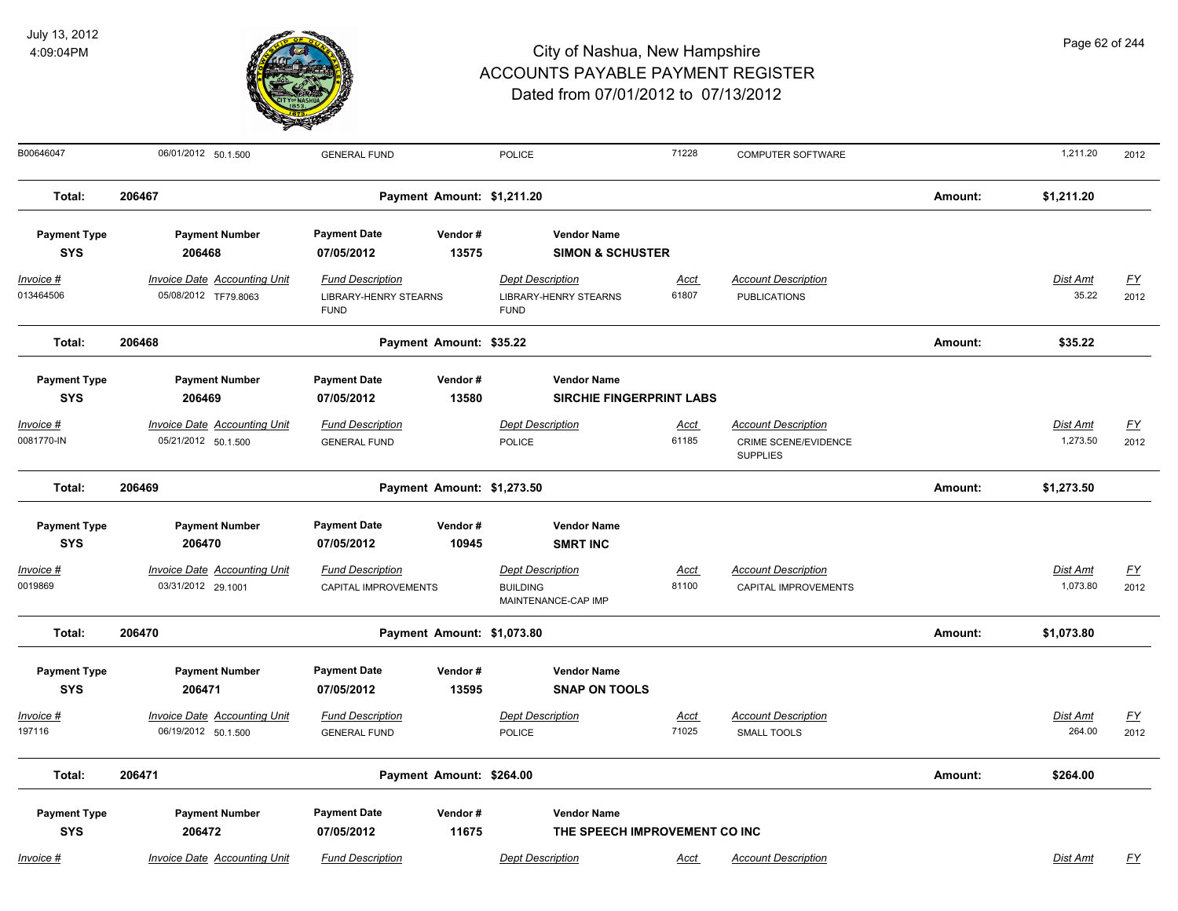| | | | | | | | | |
|---|---|---|---|---|---|---|---|---|
| B00646047 | 06/01/2012 50.1.500 | GENERAL FUND | | POLICE | 71228 | COMPUTER SOFTWARE | 1,211.20 | 2012 |
| **Total:** | **206467** | **Payment Amount: $1,211.20** | | | | **Amount:** | **$1,211.20** | |

| Payment Type | Payment Number | Payment Date | Vendor # | Vendor Name |
|---|---|---|---|---|
| **SYS** | **206468** | **07/05/2012** | **13575** | **SIMON & SCHUSTER** |

| Invoice # | Invoice Date | Accounting Unit | Fund Description | Dept Description | Acct | Account Description | Dist Amt | FY |
|---|---|---|---|---|---|---|---|---|
| 013464506 | 05/08/2012 | TF79.8063 | LIBRARY-HENRY STEARNS FUND | LIBRARY-HENRY STEARNS FUND | 61807 | PUBLICATIONS | 35.22 | 2012 |
| **Total:** | **206468** | | **Payment Amount: $35.22** | | | **Amount:** | **$35.22** | |

| Payment Type | Payment Number | Payment Date | Vendor # | Vendor Name |
|---|---|---|---|---|
| **SYS** | **206469** | **07/05/2012** | **13580** | **SIRCHIE FINGERPRINT LABS** |

| Invoice # | Invoice Date | Accounting Unit | Fund Description | Dept Description | Acct | Account Description | Dist Amt | FY |
|---|---|---|---|---|---|---|---|---|
| 0081770-IN | 05/21/2012 | 50.1.500 | GENERAL FUND | POLICE | 61185 | CRIME SCENE/EVIDENCE SUPPLIES | 1,273.50 | 2012 |
| **Total:** | **206469** | | **Payment Amount: $1,273.50** | | | **Amount:** | **$1,273.50** | |

| Payment Type | Payment Number | Payment Date | Vendor # | Vendor Name |
|---|---|---|---|---|
| **SYS** | **206470** | **07/05/2012** | **10945** | **SMRT INC** |

| Invoice # | Invoice Date | Accounting Unit | Fund Description | Dept Description | Acct | Account Description | Dist Amt | FY |
|---|---|---|---|---|---|---|---|---|
| 0019869 | 03/31/2012 | 29.1001 | CAPITAL IMPROVEMENTS | BUILDING MAINTENANCE-CAP IMP | 81100 | CAPITAL IMPROVEMENTS | 1,073.80 | 2012 |
| **Total:** | **206470** | | **Payment Amount: $1,073.80** | | | **Amount:** | **$1,073.80** | |

| Payment Type | Payment Number | Payment Date | Vendor # | Vendor Name |
|---|---|---|---|---|
| **SYS** | **206471** | **07/05/2012** | **13595** | **SNAP ON TOOLS** |

| Invoice # | Invoice Date | Accounting Unit | Fund Description | Dept Description | Acct | Account Description | Dist Amt | FY |
|---|---|---|---|---|---|---|---|---|
| 197116 | 06/19/2012 | 50.1.500 | GENERAL FUND | POLICE | 71025 | SMALL TOOLS | 264.00 | 2012 |
| **Total:** | **206471** | | **Payment Amount: $264.00** | | | **Amount:** | **$264.00** | |

| Payment Type | Payment Number | Payment Date | Vendor # | Vendor Name |
|---|---|---|---|---|
| **SYS** | **206472** | **07/05/2012** | **11675** | **THE SPEECH IMPROVEMENT CO INC** |

| Invoice # | Invoice Date | Accounting Unit | Fund Description | Dept Description | Acct | Account Description | Dist Amt | FY |
|---|---|---|---|---|---|---|---|---|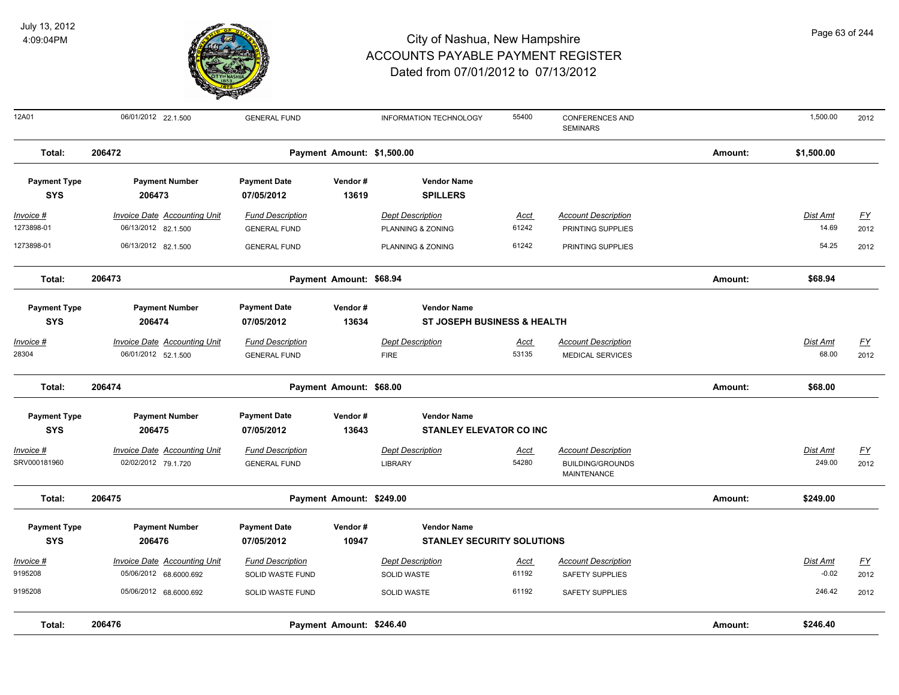| 12A01 | 06/01/2012 22.1.500 | GENERAL FUND | | INFORMATION TECHNOLOGY | 55400 | CONFERENCES AND SEMINARS | | 1,500.00 | 2012 |
|---|---|---|---|---|---|---|---|---|---|
| **Total:** | **206472** | | **Payment Amount: $1,500.00** | | | | **Amount:** | **$1,500.00** | |

| **Payment Type** | **Payment Number** | **Payment Date** | **Vendor #** | **Vendor Name** | | | | | |
|---|---|---|---|---|---|---|---|---|---|
| **SYS** | **206473** | **07/05/2012** | **13619** | **SPILLERS** | | | | | |
| *Invoice #* | *Invoice Date Accounting Unit* | *Fund Description* | | *Dept Description* | *Acct* | *Account Description* | | *Dist Amt* | *FY* |
| 1273898-01 | 06/13/2012 82.1.500 | GENERAL FUND | | PLANNING & ZONING | 61242 | PRINTING SUPPLIES | | 14.69 | 2012 |
| 1273898-01 | 06/13/2012 82.1.500 | GENERAL FUND | | PLANNING & ZONING | 61242 | PRINTING SUPPLIES | | 54.25 | 2012 |
| **Total:** | **206473** | | **Payment Amount: $68.94** | | | | **Amount:** | **$68.94** | |

| **Payment Type** | **Payment Number** | **Payment Date** | **Vendor #** | **Vendor Name** | | | | | |
|---|---|---|---|---|---|---|---|---|---|
| **SYS** | **206474** | **07/05/2012** | **13634** | **ST JOSEPH BUSINESS & HEALTH** | | | | | |
| *Invoice #* | *Invoice Date Accounting Unit* | *Fund Description* | | *Dept Description* | *Acct* | *Account Description* | | *Dist Amt* | *FY* |
| 28304 | 06/01/2012 52.1.500 | GENERAL FUND | | FIRE | 53135 | MEDICAL SERVICES | | 68.00 | 2012 |
| **Total:** | **206474** | | **Payment Amount: $68.00** | | | | **Amount:** | **$68.00** | |

| **Payment Type** | **Payment Number** | **Payment Date** | **Vendor #** | **Vendor Name** | | | | | |
|---|---|---|---|---|---|---|---|---|---|
| **SYS** | **206475** | **07/05/2012** | **13643** | **STANLEY ELEVATOR CO INC** | | | | | |
| *Invoice #* | *Invoice Date Accounting Unit* | *Fund Description* | | *Dept Description* | *Acct* | *Account Description* | | *Dist Amt* | *FY* |
| SRV000181960 | 02/02/2012 79.1.720 | GENERAL FUND | | LIBRARY | 54280 | BUILDING/GROUNDS MAINTENANCE | | 249.00 | 2012 |
| **Total:** | **206475** | | **Payment Amount: $249.00** | | | | **Amount:** | **$249.00** | |

| **Payment Type** | **Payment Number** | **Payment Date** | **Vendor #** | **Vendor Name** | | | | | |
|---|---|---|---|---|---|---|---|---|---|
| **SYS** | **206476** | **07/05/2012** | **10947** | **STANLEY SECURITY SOLUTIONS** | | | | | |
| *Invoice #* | *Invoice Date Accounting Unit* | *Fund Description* | | *Dept Description* | *Acct* | *Account Description* | | *Dist Amt* | *FY* |
| 9195208 | 05/06/2012 68.6000.692 | SOLID WASTE FUND | | SOLID WASTE | 61192 | SAFETY SUPPLIES | | -0.02 | 2012 |
| 9195208 | 05/06/2012 68.6000.692 | SOLID WASTE FUND | | SOLID WASTE | 61192 | SAFETY SUPPLIES | | 246.42 | 2012 |
| **Total:** | **206476** | | **Payment Amount: $246.40** | | | | **Amount:** | **$246.40** | |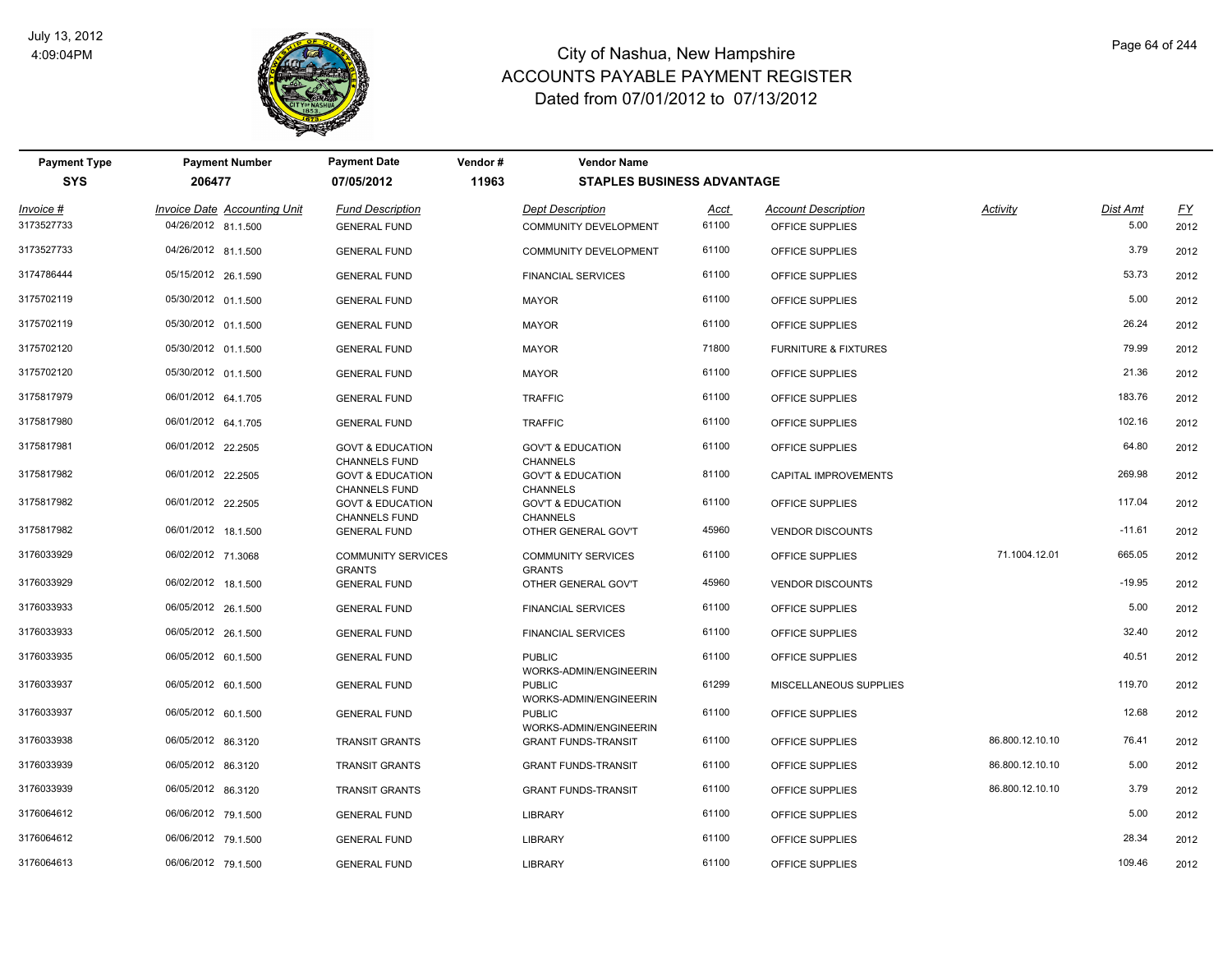# City of Nashua, New Hampshire
# ACCOUNTS PAYABLE PAYMENT REGISTER
## Dated from 07/01/2012 to 07/13/2012

July 13, 2012
4:09:04PM

| Payment Type | Payment Number | Payment Date | Vendor # | Vendor Name |
|---|---|---|---|---|
| SYS | 206477 | 07/05/2012 | 11963 | STAPLES BUSINESS ADVANTAGE |

| Invoice # | Invoice Date | Accounting Unit | Fund Description | Dept Description | Acct | Account Description | Activity | Dist Amt | FY |
|---|---|---|---|---|---|---|---|---|---|
| 3173527733 | 04/26/2012 | 81.1.500 | GENERAL FUND | COMMUNITY DEVELOPMENT | 61100 | OFFICE SUPPLIES | | 5.00 | 2012 |
| 3173527733 | 04/26/2012 | 81.1.500 | GENERAL FUND | COMMUNITY DEVELOPMENT | 61100 | OFFICE SUPPLIES | | 3.79 | 2012 |
| 3174786444 | 05/15/2012 | 26.1.590 | GENERAL FUND | FINANCIAL SERVICES | 61100 | OFFICE SUPPLIES | | 53.73 | 2012 |
| 3175702119 | 05/30/2012 | 01.1.500 | GENERAL FUND | MAYOR | 61100 | OFFICE SUPPLIES | | 5.00 | 2012 |
| 3175702119 | 05/30/2012 | 01.1.500 | GENERAL FUND | MAYOR | 61100 | OFFICE SUPPLIES | | 26.24 | 2012 |
| 3175702120 | 05/30/2012 | 01.1.500 | GENERAL FUND | MAYOR | 71800 | FURNITURE & FIXTURES | | 79.99 | 2012 |
| 3175702120 | 05/30/2012 | 01.1.500 | GENERAL FUND | MAYOR | 61100 | OFFICE SUPPLIES | | 21.36 | 2012 |
| 3175817979 | 06/01/2012 | 64.1.705 | GENERAL FUND | TRAFFIC | 61100 | OFFICE SUPPLIES | | 183.76 | 2012 |
| 3175817980 | 06/01/2012 | 64.1.705 | GENERAL FUND | TRAFFIC | 61100 | OFFICE SUPPLIES | | 102.16 | 2012 |
| 3175817981 | 06/01/2012 | 22.2505 | GOVT & EDUCATION CHANNELS FUND | GOV'T & EDUCATION CHANNELS | 61100 | OFFICE SUPPLIES | | 64.80 | 2012 |
| 3175817982 | 06/01/2012 | 22.2505 | GOVT & EDUCATION CHANNELS FUND | GOV'T & EDUCATION CHANNELS | 81100 | CAPITAL IMPROVEMENTS | | 269.98 | 2012 |
| 3175817982 | 06/01/2012 | 22.2505 | GOVT & EDUCATION CHANNELS FUND | GOV'T & EDUCATION CHANNELS | 61100 | OFFICE SUPPLIES | | 117.04 | 2012 |
| 3175817982 | 06/01/2012 | 18.1.500 | GENERAL FUND | OTHER GENERAL GOV'T | 45960 | VENDOR DISCOUNTS | | -11.61 | 2012 |
| 3176033929 | 06/02/2012 | 71.3068 | COMMUNITY SERVICES GRANTS | COMMUNITY SERVICES GRANTS | 61100 | OFFICE SUPPLIES | 71.1004.12.01 | 665.05 | 2012 |
| 3176033929 | 06/02/2012 | 18.1.500 | GENERAL FUND | OTHER GENERAL GOV'T | 45960 | VENDOR DISCOUNTS | | -19.95 | 2012 |
| 3176033933 | 06/05/2012 | 26.1.500 | GENERAL FUND | FINANCIAL SERVICES | 61100 | OFFICE SUPPLIES | | 5.00 | 2012 |
| 3176033933 | 06/05/2012 | 26.1.500 | GENERAL FUND | FINANCIAL SERVICES | 61100 | OFFICE SUPPLIES | | 32.40 | 2012 |
| 3176033935 | 06/05/2012 | 60.1.500 | GENERAL FUND | PUBLIC WORKS-ADMIN/ENGINEERIN | 61100 | OFFICE SUPPLIES | | 40.51 | 2012 |
| 3176033937 | 06/05/2012 | 60.1.500 | GENERAL FUND | PUBLIC WORKS-ADMIN/ENGINEERIN | 61299 | MISCELLANEOUS SUPPLIES | | 119.70 | 2012 |
| 3176033937 | 06/05/2012 | 60.1.500 | GENERAL FUND | PUBLIC WORKS-ADMIN/ENGINEERIN | 61100 | OFFICE SUPPLIES | | 12.68 | 2012 |
| 3176033938 | 06/05/2012 | 86.3120 | TRANSIT GRANTS | GRANT FUNDS-TRANSIT | 61100 | OFFICE SUPPLIES | 86.800.12.10.10 | 76.41 | 2012 |
| 3176033939 | 06/05/2012 | 86.3120 | TRANSIT GRANTS | GRANT FUNDS-TRANSIT | 61100 | OFFICE SUPPLIES | 86.800.12.10.10 | 5.00 | 2012 |
| 3176033939 | 06/05/2012 | 86.3120 | TRANSIT GRANTS | GRANT FUNDS-TRANSIT | 61100 | OFFICE SUPPLIES | 86.800.12.10.10 | 3.79 | 2012 |
| 3176064612 | 06/06/2012 | 79.1.500 | GENERAL FUND | LIBRARY | 61100 | OFFICE SUPPLIES | | 5.00 | 2012 |
| 3176064612 | 06/06/2012 | 79.1.500 | GENERAL FUND | LIBRARY | 61100 | OFFICE SUPPLIES | | 28.34 | 2012 |
| 3176064613 | 06/06/2012 | 79.1.500 | GENERAL FUND | LIBRARY | 61100 | OFFICE SUPPLIES | | 109.46 | 2012 |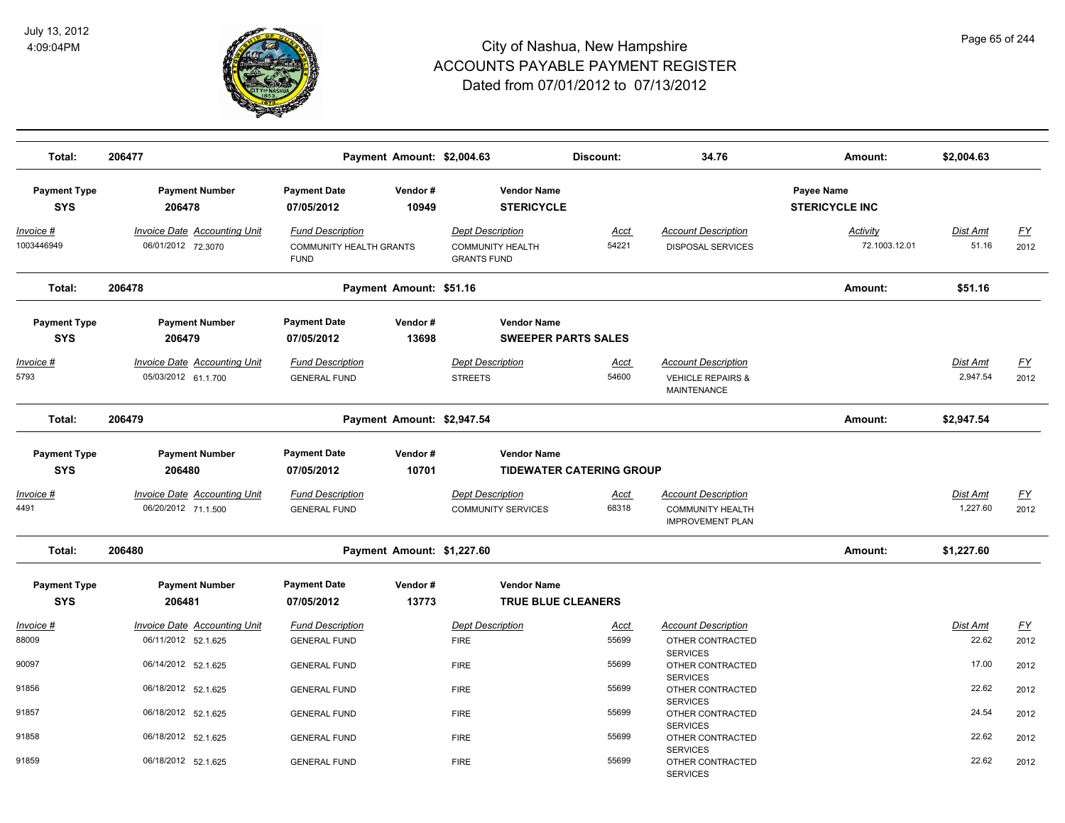# City of Nashua, New Hampshire
# ACCOUNTS PAYABLE PAYMENT REGISTER
## Dated from 07/01/2012 to 07/13/2012

July 13, 2012
4:09:04PM

| Total: | 206477 | Payment Amount: $2,004.63 | Discount: | 34.76 | Amount: | $2,004.63 |
|---|---|---|---|---|---|---|

| Payment Type | Payment Number | Payment Date | Vendor # | Vendor Name | Payee Name |
|---|---|---|---|---|---|
| SYS | 206478 | 07/05/2012 | 10949 | STERICYCLE | STERICYCLE INC |

| Invoice # | Invoice Date | Accounting Unit | Fund Description | Dept Description | Acct | Account Description | Activity | Dist Amt | FY |
|---|---|---|---|---|---|---|---|---|---|
| 1003446949 | 06/01/2012 | 72.3070 | COMMUNITY HEALTH GRANTS FUND | COMMUNITY HEALTH GRANTS FUND | 54221 | DISPOSAL SERVICES | 72.1003.12.01 | 51.16 | 2012 |

| Total: | 206478 | Payment Amount: $51.16 | Amount: | $51.16 |
|---|---|---|---|---|

| Payment Type | Payment Number | Payment Date | Vendor # | Vendor Name |
|---|---|---|---|---|
| SYS | 206479 | 07/05/2012 | 13698 | SWEEPER PARTS SALES |

| Invoice # | Invoice Date | Accounting Unit | Fund Description | Dept Description | Acct | Account Description | Dist Amt | FY |
|---|---|---|---|---|---|---|---|---|
| 5793 | 05/03/2012 | 61.1.700 | GENERAL FUND | STREETS | 54600 | VEHICLE REPAIRS & MAINTENANCE | 2,947.54 | 2012 |

| Total: | 206479 | Payment Amount: $2,947.54 | Amount: | $2,947.54 |
|---|---|---|---|---|

| Payment Type | Payment Number | Payment Date | Vendor # | Vendor Name |
|---|---|---|---|---|
| SYS | 206480 | 07/05/2012 | 10701 | TIDEWATER CATERING GROUP |

| Invoice # | Invoice Date | Accounting Unit | Fund Description | Dept Description | Acct | Account Description | Dist Amt | FY |
|---|---|---|---|---|---|---|---|---|
| 4491 | 06/20/2012 | 71.1.500 | GENERAL FUND | COMMUNITY SERVICES | 68318 | COMMUNITY HEALTH IMPROVEMENT PLAN | 1,227.60 | 2012 |

| Total: | 206480 | Payment Amount: $1,227.60 | Amount: | $1,227.60 |
|---|---|---|---|---|

| Payment Type | Payment Number | Payment Date | Vendor # | Vendor Name |
|---|---|---|---|---|
| SYS | 206481 | 07/05/2012 | 13773 | TRUE BLUE CLEANERS |

| Invoice # | Invoice Date | Accounting Unit | Fund Description | Dept Description | Acct | Account Description | Dist Amt | FY |
|---|---|---|---|---|---|---|---|---|
| 88009 | 06/11/2012 | 52.1.625 | GENERAL FUND | FIRE | 55699 | OTHER CONTRACTED SERVICES | 22.62 | 2012 |
| 90097 | 06/14/2012 | 52.1.625 | GENERAL FUND | FIRE | 55699 | OTHER CONTRACTED SERVICES | 17.00 | 2012 |
| 91856 | 06/18/2012 | 52.1.625 | GENERAL FUND | FIRE | 55699 | OTHER CONTRACTED SERVICES | 22.62 | 2012 |
| 91857 | 06/18/2012 | 52.1.625 | GENERAL FUND | FIRE | 55699 | OTHER CONTRACTED SERVICES | 24.54 | 2012 |
| 91858 | 06/18/2012 | 52.1.625 | GENERAL FUND | FIRE | 55699 | OTHER CONTRACTED SERVICES | 22.62 | 2012 |
| 91859 | 06/18/2012 | 52.1.625 | GENERAL FUND | FIRE | 55699 | OTHER CONTRACTED SERVICES | 22.62 | 2012 |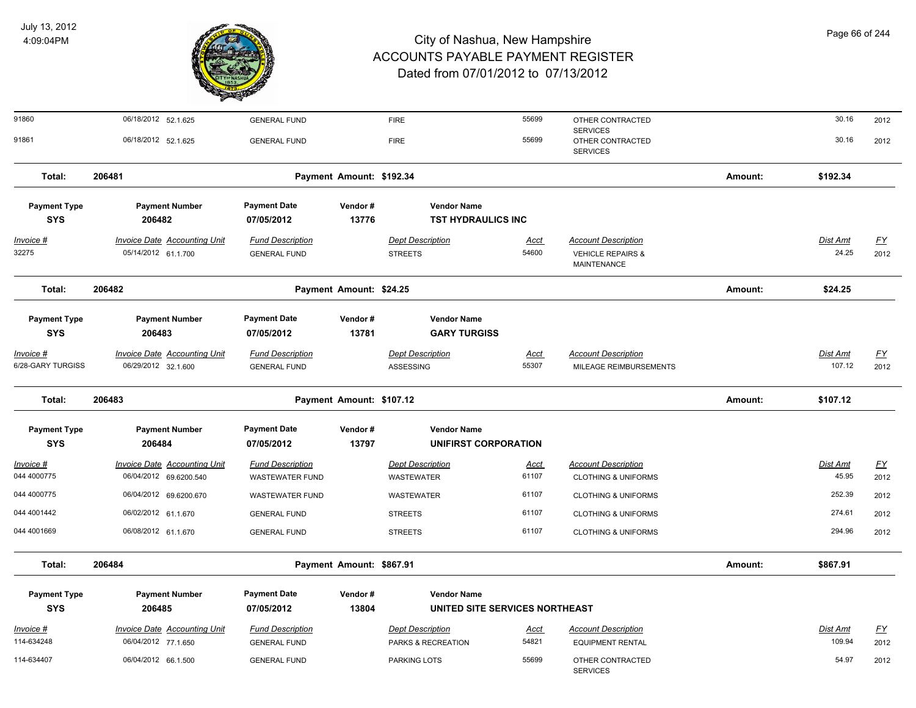| Invoice # | Invoice Date | Accounting Unit | Fund Description | Dept Description | Acct | Account Description | Dist Amt | FY |
|---|---|---|---|---|---|---|---|---|
| 91860 | 06/18/2012 | 52.1.625 | GENERAL FUND | FIRE | 55699 | OTHER CONTRACTED SERVICES | 30.16 | 2012 |
| 91861 | 06/18/2012 | 52.1.625 | GENERAL FUND | FIRE | 55699 | OTHER CONTRACTED SERVICES | 30.16 | 2012 |

**Total: 206481** Payment Amount: $192.34 Amount: **$192.34**

| Payment Type | Payment Number | Payment Date | Vendor # | Vendor Name |
|---|---|---|---|---|
| **SYS** | **206482** | **07/05/2012** | **13776** | **TST HYDRAULICS INC** |

| Invoice # | Invoice Date | Accounting Unit | Fund Description | Dept Description | Acct | Account Description | Dist Amt | FY |
|---|---|---|---|---|---|---|---|---|
| 32275 | 05/14/2012 | 61.1.700 | GENERAL FUND | STREETS | 54600 | VEHICLE REPAIRS & MAINTENANCE | 24.25 | 2012 |

**Total: 206482** Payment Amount: $24.25 Amount: **$24.25**

| Payment Type | Payment Number | Payment Date | Vendor # | Vendor Name |
|---|---|---|---|---|
| **SYS** | **206483** | **07/05/2012** | **13781** | **GARY TURGISS** |

| Invoice # | Invoice Date | Accounting Unit | Fund Description | Dept Description | Acct | Account Description | Dist Amt | FY |
|---|---|---|---|---|---|---|---|---|
| 6/28-GARY TURGISS | 06/29/2012 | 32.1.600 | GENERAL FUND | ASSESSING | 55307 | MILEAGE REIMBURSEMENTS | 107.12 | 2012 |

**Total: 206483** Payment Amount: $107.12 Amount: **$107.12**

| Payment Type | Payment Number | Payment Date | Vendor # | Vendor Name |
|---|---|---|---|---|
| **SYS** | **206484** | **07/05/2012** | **13797** | **UNIFIRST CORPORATION** |

| Invoice # | Invoice Date | Accounting Unit | Fund Description | Dept Description | Acct | Account Description | Dist Amt | FY |
|---|---|---|---|---|---|---|---|---|
| 044 4000775 | 06/04/2012 | 69.6200.540 | WASTEWATER FUND | WASTEWATER | 61107 | CLOTHING & UNIFORMS | 45.95 | 2012 |
| 044 4000775 | 06/04/2012 | 69.6200.670 | WASTEWATER FUND | WASTEWATER | 61107 | CLOTHING & UNIFORMS | 252.39 | 2012 |
| 044 4001442 | 06/02/2012 | 61.1.670 | GENERAL FUND | STREETS | 61107 | CLOTHING & UNIFORMS | 274.61 | 2012 |
| 044 4001669 | 06/08/2012 | 61.1.670 | GENERAL FUND | STREETS | 61107 | CLOTHING & UNIFORMS | 294.96 | 2012 |

**Total: 206484** Payment Amount: $867.91 Amount: **$867.91**

| Payment Type | Payment Number | Payment Date | Vendor # | Vendor Name |
|---|---|---|---|---|
| **SYS** | **206485** | **07/05/2012** | **13804** | **UNITED SITE SERVICES NORTHEAST** |

| Invoice # | Invoice Date | Accounting Unit | Fund Description | Dept Description | Acct | Account Description | Dist Amt | FY |
|---|---|---|---|---|---|---|---|---|
| 114-634248 | 06/04/2012 | 77.1.650 | GENERAL FUND | PARKS & RECREATION | 54821 | EQUIPMENT RENTAL | 109.94 | 2012 |
| 114-634407 | 06/04/2012 | 66.1.500 | GENERAL FUND | PARKING LOTS | 55699 | OTHER CONTRACTED SERVICES | 54.97 | 2012 |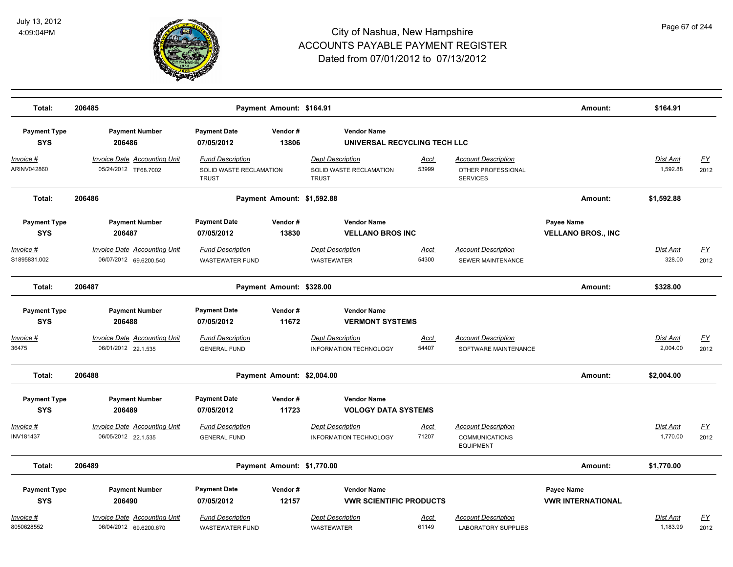| Total: | 206485 | | Payment Amount: $164.91 | | | | Amount: | $164.91 | |
|---|---|---|---|---|---|---|---|---|---|

| Payment Type | Payment Number | Payment Date | Vendor # | Vendor Name | | | | | |
|---|---|---|---|---|---|---|---|---|---|
| SYS | 206486 | 07/05/2012 | 13806 | UNIVERSAL RECYCLING TECH LLC | | | | | |
| Invoice # | Invoice Date | Accounting Unit | Fund Description | Dept Description | Acct | Account Description | | Dist Amt | FY |
| ARINV042860 | 05/24/2012 | TF68.7002 | SOLID WASTE RECLAMATION TRUST | SOLID WASTE RECLAMATION TRUST | 53999 | OTHER PROFESSIONAL SERVICES | | 1,592.88 | 2012 |
| Total: | 206486 | | Payment Amount: $1,592.88 | | | | Amount: | $1,592.88 | |

| Payment Type | Payment Number | Payment Date | Vendor # | Vendor Name | | | Payee Name | | |
|---|---|---|---|---|---|---|---|---|---|
| SYS | 206487 | 07/05/2012 | 13830 | VELLANO BROS INC | | | VELLANO BROS., INC | | |
| Invoice # | Invoice Date | Accounting Unit | Fund Description | Dept Description | Acct | Account Description | | Dist Amt | FY |
| S1895831.002 | 06/07/2012 | 69.6200.540 | WASTEWATER FUND | WASTEWATER | 54300 | SEWER MAINTENANCE | | 328.00 | 2012 |
| Total: | 206487 | | Payment Amount: $328.00 | | | | Amount: | $328.00 | |

| Payment Type | Payment Number | Payment Date | Vendor # | Vendor Name | | | | | |
|---|---|---|---|---|---|---|---|---|---|
| SYS | 206488 | 07/05/2012 | 11672 | VERMONT SYSTEMS | | | | | |
| Invoice # | Invoice Date | Accounting Unit | Fund Description | Dept Description | Acct | Account Description | | Dist Amt | FY |
| 36475 | 06/01/2012 | 22.1.535 | GENERAL FUND | INFORMATION TECHNOLOGY | 54407 | SOFTWARE MAINTENANCE | | 2,004.00 | 2012 |
| Total: | 206488 | | Payment Amount: $2,004.00 | | | | Amount: | $2,004.00 | |

| Payment Type | Payment Number | Payment Date | Vendor # | Vendor Name | | | | | |
|---|---|---|---|---|---|---|---|---|---|
| SYS | 206489 | 07/05/2012 | 11723 | VOLOGY DATA SYSTEMS | | | | | |
| Invoice # | Invoice Date | Accounting Unit | Fund Description | Dept Description | Acct | Account Description | | Dist Amt | FY |
| INV181437 | 06/05/2012 | 22.1.535 | GENERAL FUND | INFORMATION TECHNOLOGY | 71207 | COMMUNICATIONS EQUIPMENT | | 1,770.00 | 2012 |
| Total: | 206489 | | Payment Amount: $1,770.00 | | | | Amount: | $1,770.00 | |

| Payment Type | Payment Number | Payment Date | Vendor # | Vendor Name | | | Payee Name | | |
|---|---|---|---|---|---|---|---|---|---|
| SYS | 206490 | 07/05/2012 | 12157 | VWR SCIENTIFIC PRODUCTS | | | VWR INTERNATIONAL | | |
| Invoice # | Invoice Date | Accounting Unit | Fund Description | Dept Description | Acct | Account Description | | Dist Amt | FY |
| 8050628552 | 06/04/2012 | 69.6200.670 | WASTEWATER FUND | WASTEWATER | 61149 | LABORATORY SUPPLIES | | 1,183.99 | 2012 |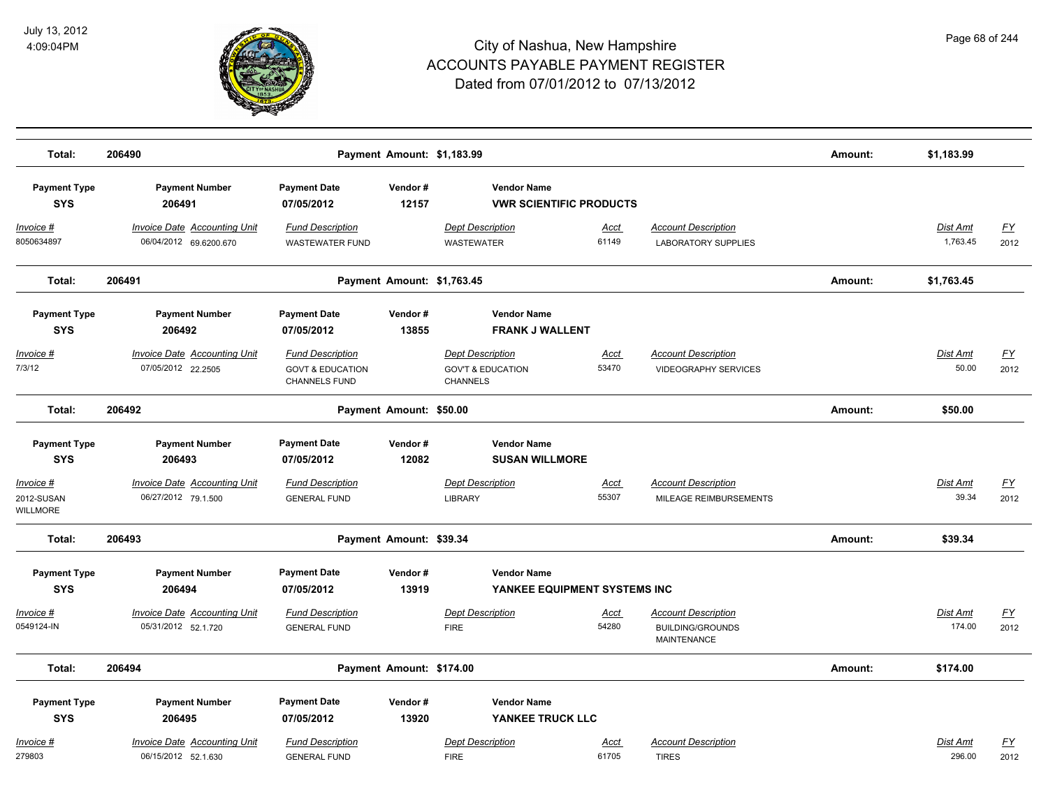# City of Nashua, New Hampshire
## ACCOUNTS PAYABLE PAYMENT REGISTER
### Dated from 07/01/2012 to 07/13/2012

July 13, 2012
4:09:04PM

**Total: 206490** — Payment Amount: $1,183.99 — Amount: $1,183.99

| Payment Type | Payment Number | Payment Date | Vendor # | Vendor Name |
|---|---|---|---|---|
| SYS | 206491 | 07/05/2012 | 12157 | VWR SCIENTIFIC PRODUCTS |

| Invoice # | Invoice Date | Accounting Unit | Fund Description | Dept Description | Acct | Account Description | Dist Amt | FY |
|---|---|---|---|---|---|---|---|---|
| 8050634897 | 06/04/2012 | 69.6200.670 | WASTEWATER FUND | WASTEWATER | 61149 | LABORATORY SUPPLIES | 1,763.45 | 2012 |

**Total: 206491** — Payment Amount: $1,763.45 — Amount: $1,763.45

| Payment Type | Payment Number | Payment Date | Vendor # | Vendor Name |
|---|---|---|---|---|
| SYS | 206492 | 07/05/2012 | 13855 | FRANK J WALLENT |

| Invoice # | Invoice Date | Accounting Unit | Fund Description | Dept Description | Acct | Account Description | Dist Amt | FY |
|---|---|---|---|---|---|---|---|---|
| 7/3/12 | 07/05/2012 | 22.2505 | GOVT & EDUCATION CHANNELS FUND | GOV'T & EDUCATION CHANNELS | 53470 | VIDEOGRAPHY SERVICES | 50.00 | 2012 |

**Total: 206492** — Payment Amount: $50.00 — Amount: $50.00

| Payment Type | Payment Number | Payment Date | Vendor # | Vendor Name |
|---|---|---|---|---|
| SYS | 206493 | 07/05/2012 | 12082 | SUSAN WILLMORE |

| Invoice # | Invoice Date | Accounting Unit | Fund Description | Dept Description | Acct | Account Description | Dist Amt | FY |
|---|---|---|---|---|---|---|---|---|
| 2012-SUSAN WILLMORE | 06/27/2012 | 79.1.500 | GENERAL FUND | LIBRARY | 55307 | MILEAGE REIMBURSEMENTS | 39.34 | 2012 |

**Total: 206493** — Payment Amount: $39.34 — Amount: $39.34

| Payment Type | Payment Number | Payment Date | Vendor # | Vendor Name |
|---|---|---|---|---|
| SYS | 206494 | 07/05/2012 | 13919 | YANKEE EQUIPMENT SYSTEMS INC |

| Invoice # | Invoice Date | Accounting Unit | Fund Description | Dept Description | Acct | Account Description | Dist Amt | FY |
|---|---|---|---|---|---|---|---|---|
| 0549124-IN | 05/31/2012 | 52.1.720 | GENERAL FUND | FIRE | 54280 | BUILDING/GROUNDS MAINTENANCE | 174.00 | 2012 |

**Total: 206494** — Payment Amount: $174.00 — Amount: $174.00

| Payment Type | Payment Number | Payment Date | Vendor # | Vendor Name |
|---|---|---|---|---|
| SYS | 206495 | 07/05/2012 | 13920 | YANKEE TRUCK LLC |

| Invoice # | Invoice Date | Accounting Unit | Fund Description | Dept Description | Acct | Account Description | Dist Amt | FY |
|---|---|---|---|---|---|---|---|---|
| 279803 | 06/15/2012 | 52.1.630 | GENERAL FUND | FIRE | 61705 | TIRES | 296.00 | 2012 |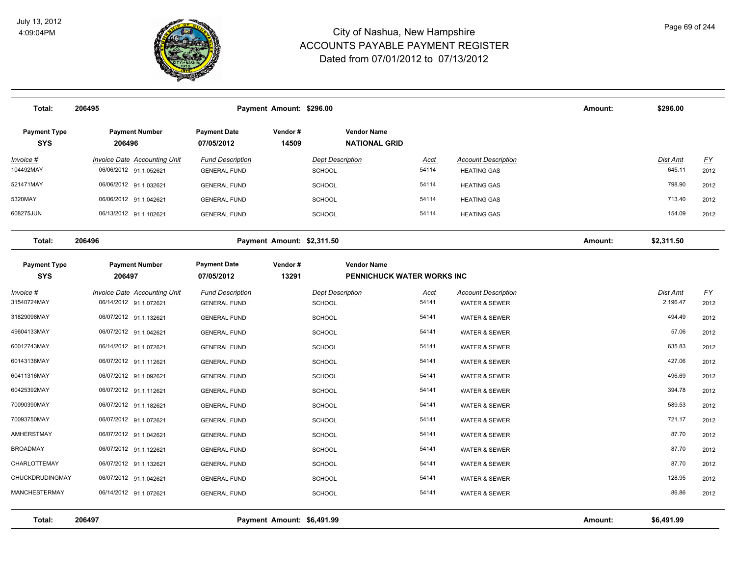# City of Nashua, New Hampshire
# ACCOUNTS PAYABLE PAYMENT REGISTER
## Dated from 07/01/2012 to 07/13/2012

July 13, 2012
4:09:04PM

| Total: | 206495 | Payment Amount: $296.00 | Amount: | $296.00 |
|---|---|---|---|---|

| Payment Type | Payment Number | Payment Date | Vendor # | Vendor Name |
|---|---|---|---|---|
| SYS | 206496 | 07/05/2012 | 14509 | NATIONAL GRID |

| Invoice # | Invoice Date | Accounting Unit | Fund Description | Dept Description | Acct | Account Description | Dist Amt | FY |
|---|---|---|---|---|---|---|---|---|
| 104492MAY | 06/06/2012 | 91.1.052621 | GENERAL FUND | SCHOOL | 54114 | HEATING GAS | 645.11 | 2012 |
| 521471MAY | 06/06/2012 | 91.1.032621 | GENERAL FUND | SCHOOL | 54114 | HEATING GAS | 798.90 | 2012 |
| 5320MAY | 06/06/2012 | 91.1.042621 | GENERAL FUND | SCHOOL | 54114 | HEATING GAS | 713.40 | 2012 |
| 608275JUN | 06/13/2012 | 91.1.102621 | GENERAL FUND | SCHOOL | 54114 | HEATING GAS | 154.09 | 2012 |

| Total: | 206496 | Payment Amount: $2,311.50 | Amount: | $2,311.50 |
|---|---|---|---|---|

| Payment Type | Payment Number | Payment Date | Vendor # | Vendor Name |
|---|---|---|---|---|
| SYS | 206497 | 07/05/2012 | 13291 | PENNICHUCK WATER WORKS INC |

| Invoice # | Invoice Date | Accounting Unit | Fund Description | Dept Description | Acct | Account Description | Dist Amt | FY |
|---|---|---|---|---|---|---|---|---|
| 31540724MAY | 06/14/2012 | 91.1.072621 | GENERAL FUND | SCHOOL | 54141 | WATER & SEWER | 2,196.47 | 2012 |
| 31829098MAY | 06/07/2012 | 91.1.132621 | GENERAL FUND | SCHOOL | 54141 | WATER & SEWER | 494.49 | 2012 |
| 49604133MAY | 06/07/2012 | 91.1.042621 | GENERAL FUND | SCHOOL | 54141 | WATER & SEWER | 57.06 | 2012 |
| 60012743MAY | 06/14/2012 | 91.1.072621 | GENERAL FUND | SCHOOL | 54141 | WATER & SEWER | 635.83 | 2012 |
| 60143138MAY | 06/07/2012 | 91.1.112621 | GENERAL FUND | SCHOOL | 54141 | WATER & SEWER | 427.06 | 2012 |
| 60411316MAY | 06/07/2012 | 91.1.092621 | GENERAL FUND | SCHOOL | 54141 | WATER & SEWER | 496.69 | 2012 |
| 60425392MAY | 06/07/2012 | 91.1.112621 | GENERAL FUND | SCHOOL | 54141 | WATER & SEWER | 394.78 | 2012 |
| 70090390MAY | 06/07/2012 | 91.1.182621 | GENERAL FUND | SCHOOL | 54141 | WATER & SEWER | 589.53 | 2012 |
| 70093750MAY | 06/07/2012 | 91.1.072621 | GENERAL FUND | SCHOOL | 54141 | WATER & SEWER | 721.17 | 2012 |
| AMHERSTMAY | 06/07/2012 | 91.1.042621 | GENERAL FUND | SCHOOL | 54141 | WATER & SEWER | 87.70 | 2012 |
| BROADMAY | 06/07/2012 | 91.1.122621 | GENERAL FUND | SCHOOL | 54141 | WATER & SEWER | 87.70 | 2012 |
| CHARLOTTEMAY | 06/07/2012 | 91.1.132621 | GENERAL FUND | SCHOOL | 54141 | WATER & SEWER | 87.70 | 2012 |
| CHUCKDRUDINGMAY | 06/07/2012 | 91.1.042621 | GENERAL FUND | SCHOOL | 54141 | WATER & SEWER | 128.95 | 2012 |
| MANCHESTERMAY | 06/14/2012 | 91.1.072621 | GENERAL FUND | SCHOOL | 54141 | WATER & SEWER | 86.86 | 2012 |

| Total: | 206497 | Payment Amount: $6,491.99 | Amount: | $6,491.99 |
|---|---|---|---|---|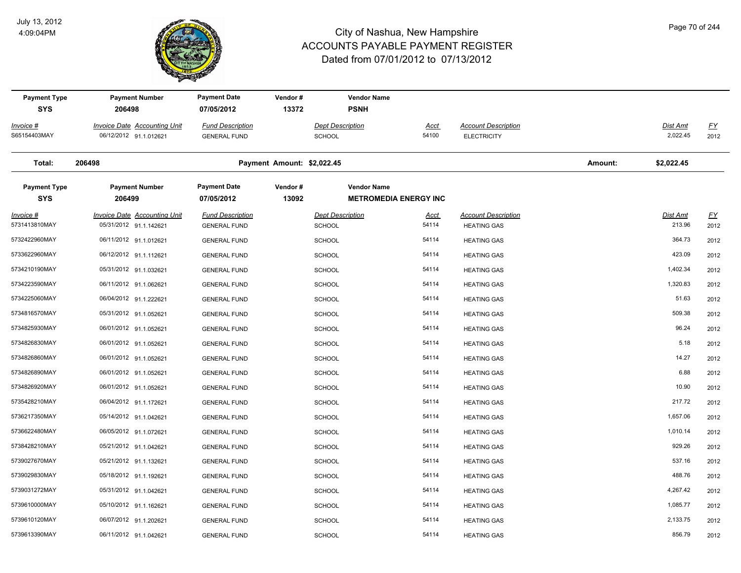# City of Nashua, New Hampshire
## ACCOUNTS PAYABLE PAYMENT REGISTER
### Dated from 07/01/2012 to 07/13/2012

July 13, 2012
4:09:04PM

| Payment Type | Payment Number | Payment Date | Vendor # | Vendor Name |
|---|---|---|---|---|
| SYS | 206498 | 07/05/2012 | 13372 | PSNH |

| Invoice # | Invoice Date | Accounting Unit | Fund Description | Dept Description | Acct | Account Description | Dist Amt | FY |
|---|---|---|---|---|---|---|---|---|
| S65154403MAY | 06/12/2012 | 91.1.012621 | GENERAL FUND | SCHOOL | 54100 | ELECTRICITY | 2,022.45 | 2012 |

**Total: 206498** Payment Amount: $2,022.45 Amount: $2,022.45

| Payment Type | Payment Number | Payment Date | Vendor # | Vendor Name |
|---|---|---|---|---|
| SYS | 206499 | 07/05/2012 | 13092 | METROMEDIA ENERGY INC |

| Invoice # | Invoice Date | Accounting Unit | Fund Description | Dept Description | Acct | Account Description | Dist Amt | FY |
|---|---|---|---|---|---|---|---|---|
| 5731413810MAY | 05/31/2012 | 91.1.142621 | GENERAL FUND | SCHOOL | 54114 | HEATING GAS | 213.96 | 2012 |
| 5732422960MAY | 06/11/2012 | 91.1.012621 | GENERAL FUND | SCHOOL | 54114 | HEATING GAS | 364.73 | 2012 |
| 5733622960MAY | 06/12/2012 | 91.1.112621 | GENERAL FUND | SCHOOL | 54114 | HEATING GAS | 423.09 | 2012 |
| 5734210190MAY | 05/31/2012 | 91.1.032621 | GENERAL FUND | SCHOOL | 54114 | HEATING GAS | 1,402.34 | 2012 |
| 5734223590MAY | 06/11/2012 | 91.1.062621 | GENERAL FUND | SCHOOL | 54114 | HEATING GAS | 1,320.83 | 2012 |
| 5734225060MAY | 06/04/2012 | 91.1.222621 | GENERAL FUND | SCHOOL | 54114 | HEATING GAS | 51.63 | 2012 |
| 5734816570MAY | 05/31/2012 | 91.1.052621 | GENERAL FUND | SCHOOL | 54114 | HEATING GAS | 509.38 | 2012 |
| 5734825930MAY | 06/01/2012 | 91.1.052621 | GENERAL FUND | SCHOOL | 54114 | HEATING GAS | 96.24 | 2012 |
| 5734826830MAY | 06/01/2012 | 91.1.052621 | GENERAL FUND | SCHOOL | 54114 | HEATING GAS | 5.18 | 2012 |
| 5734826860MAY | 06/01/2012 | 91.1.052621 | GENERAL FUND | SCHOOL | 54114 | HEATING GAS | 14.27 | 2012 |
| 5734826890MAY | 06/01/2012 | 91.1.052621 | GENERAL FUND | SCHOOL | 54114 | HEATING GAS | 6.88 | 2012 |
| 5734826920MAY | 06/01/2012 | 91.1.052621 | GENERAL FUND | SCHOOL | 54114 | HEATING GAS | 10.90 | 2012 |
| 5735428210MAY | 06/04/2012 | 91.1.172621 | GENERAL FUND | SCHOOL | 54114 | HEATING GAS | 217.72 | 2012 |
| 5736217350MAY | 05/14/2012 | 91.1.042621 | GENERAL FUND | SCHOOL | 54114 | HEATING GAS | 1,657.06 | 2012 |
| 5736622480MAY | 06/05/2012 | 91.1.072621 | GENERAL FUND | SCHOOL | 54114 | HEATING GAS | 1,010.14 | 2012 |
| 5738428210MAY | 05/21/2012 | 91.1.042621 | GENERAL FUND | SCHOOL | 54114 | HEATING GAS | 929.26 | 2012 |
| 5739027670MAY | 05/21/2012 | 91.1.132621 | GENERAL FUND | SCHOOL | 54114 | HEATING GAS | 537.16 | 2012 |
| 5739029830MAY | 05/18/2012 | 91.1.192621 | GENERAL FUND | SCHOOL | 54114 | HEATING GAS | 488.76 | 2012 |
| 5739031272MAY | 05/31/2012 | 91.1.042621 | GENERAL FUND | SCHOOL | 54114 | HEATING GAS | 4,267.42 | 2012 |
| 5739610000MAY | 05/10/2012 | 91.1.162621 | GENERAL FUND | SCHOOL | 54114 | HEATING GAS | 1,085.77 | 2012 |
| 5739610120MAY | 06/07/2012 | 91.1.202621 | GENERAL FUND | SCHOOL | 54114 | HEATING GAS | 2,133.75 | 2012 |
| 5739613390MAY | 06/11/2012 | 91.1.042621 | GENERAL FUND | SCHOOL | 54114 | HEATING GAS | 856.79 | 2012 |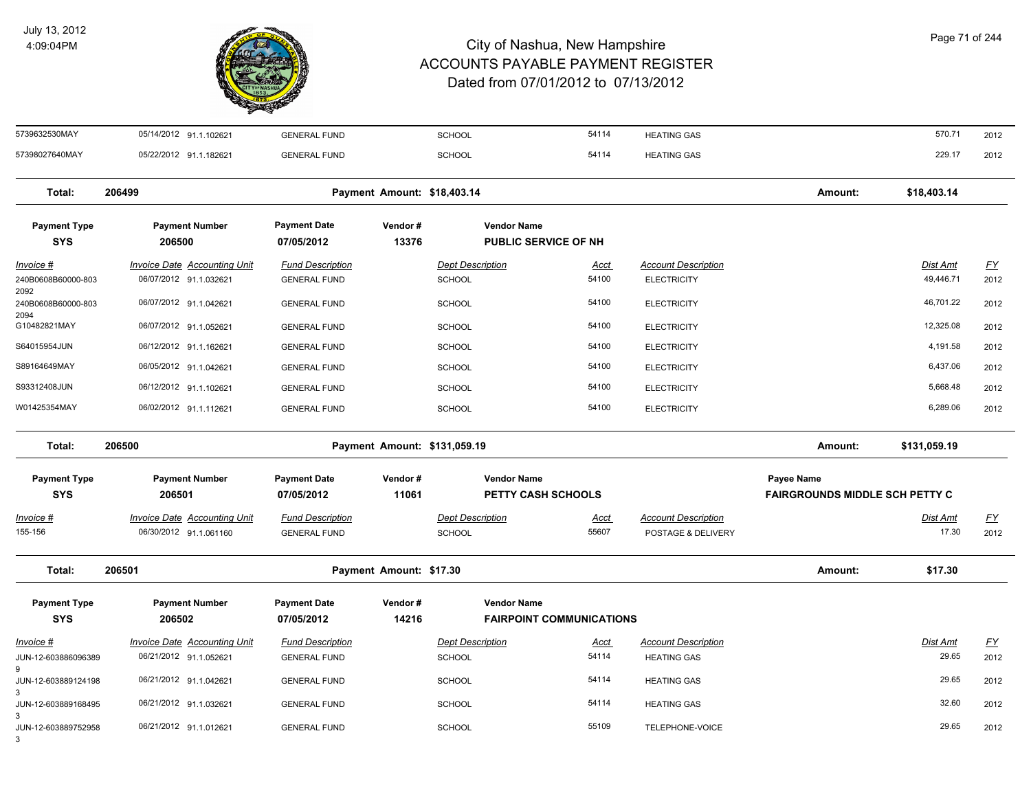# City of Nashua, New Hampshire
## ACCOUNTS PAYABLE PAYMENT REGISTER
### Dated from 07/01/2012 to 07/13/2012

July 13, 2012
4:09:04PM

| Invoice # | Invoice Date | Accounting Unit | Fund Description | Dept Description | Acct | Account Description | Dist Amt | FY |
|---|---|---|---|---|---|---|---|---|
| 5739632530MAY | 05/14/2012 | 91.1.102621 | GENERAL FUND | SCHOOL | 54114 | HEATING GAS | 570.71 | 2012 |
| 57398027640MAY | 05/22/2012 | 91.1.182621 | GENERAL FUND | SCHOOL | 54114 | HEATING GAS | 229.17 | 2012 |

**Total: 206499** — Payment Amount: $18,403.14 — Amount: $18,403.14

| Payment Type | Payment Number | Payment Date | Vendor # | Vendor Name |
|---|---|---|---|---|
| SYS | 206500 | 07/05/2012 | 13376 | PUBLIC SERVICE OF NH |

| Invoice # | Invoice Date | Accounting Unit | Fund Description | Dept Description | Acct | Account Description | Dist Amt | FY |
|---|---|---|---|---|---|---|---|---|
| 240B0608B60000-8032092 | 06/07/2012 | 91.1.032621 | GENERAL FUND | SCHOOL | 54100 | ELECTRICITY | 49,446.71 | 2012 |
| 240B0608B60000-8032094 | 06/07/2012 | 91.1.042621 | GENERAL FUND | SCHOOL | 54100 | ELECTRICITY | 46,701.22 | 2012 |
| G10482821MAY | 06/07/2012 | 91.1.052621 | GENERAL FUND | SCHOOL | 54100 | ELECTRICITY | 12,325.08 | 2012 |
| S64015954JUN | 06/12/2012 | 91.1.162621 | GENERAL FUND | SCHOOL | 54100 | ELECTRICITY | 4,191.58 | 2012 |
| S89164649MAY | 06/05/2012 | 91.1.042621 | GENERAL FUND | SCHOOL | 54100 | ELECTRICITY | 6,437.06 | 2012 |
| S93312408JUN | 06/12/2012 | 91.1.102621 | GENERAL FUND | SCHOOL | 54100 | ELECTRICITY | 5,668.48 | 2012 |
| W01425354MAY | 06/02/2012 | 91.1.112621 | GENERAL FUND | SCHOOL | 54100 | ELECTRICITY | 6,289.06 | 2012 |

**Total: 206500** — Payment Amount: $131,059.19 — Amount: $131,059.19

| Payment Type | Payment Number | Payment Date | Vendor # | Vendor Name | Payee Name |
|---|---|---|---|---|---|
| SYS | 206501 | 07/05/2012 | 11061 | PETTY CASH SCHOOLS | FAIRGROUNDS MIDDLE SCH PETTY C |

| Invoice # | Invoice Date | Accounting Unit | Fund Description | Dept Description | Acct | Account Description | Dist Amt | FY |
|---|---|---|---|---|---|---|---|---|
| 155-156 | 06/30/2012 | 91.1.061160 | GENERAL FUND | SCHOOL | 55607 | POSTAGE & DELIVERY | 17.30 | 2012 |

**Total: 206501** — Payment Amount: $17.30 — Amount: $17.30

| Payment Type | Payment Number | Payment Date | Vendor # | Vendor Name |
|---|---|---|---|---|
| SYS | 206502 | 07/05/2012 | 14216 | FAIRPOINT COMMUNICATIONS |

| Invoice # | Invoice Date | Accounting Unit | Fund Description | Dept Description | Acct | Account Description | Dist Amt | FY |
|---|---|---|---|---|---|---|---|---|
| JUN-12-6038860963899 | 06/21/2012 | 91.1.052621 | GENERAL FUND | SCHOOL | 54114 | HEATING GAS | 29.65 | 2012 |
| JUN-12-6038891241983 | 06/21/2012 | 91.1.042621 | GENERAL FUND | SCHOOL | 54114 | HEATING GAS | 29.65 | 2012 |
| JUN-12-6038891684953 | 06/21/2012 | 91.1.032621 | GENERAL FUND | SCHOOL | 54114 | HEATING GAS | 32.60 | 2012 |
| JUN-12-6038897529583 | 06/21/2012 | 91.1.012621 | GENERAL FUND | SCHOOL | 55109 | TELEPHONE-VOICE | 29.65 | 2012 |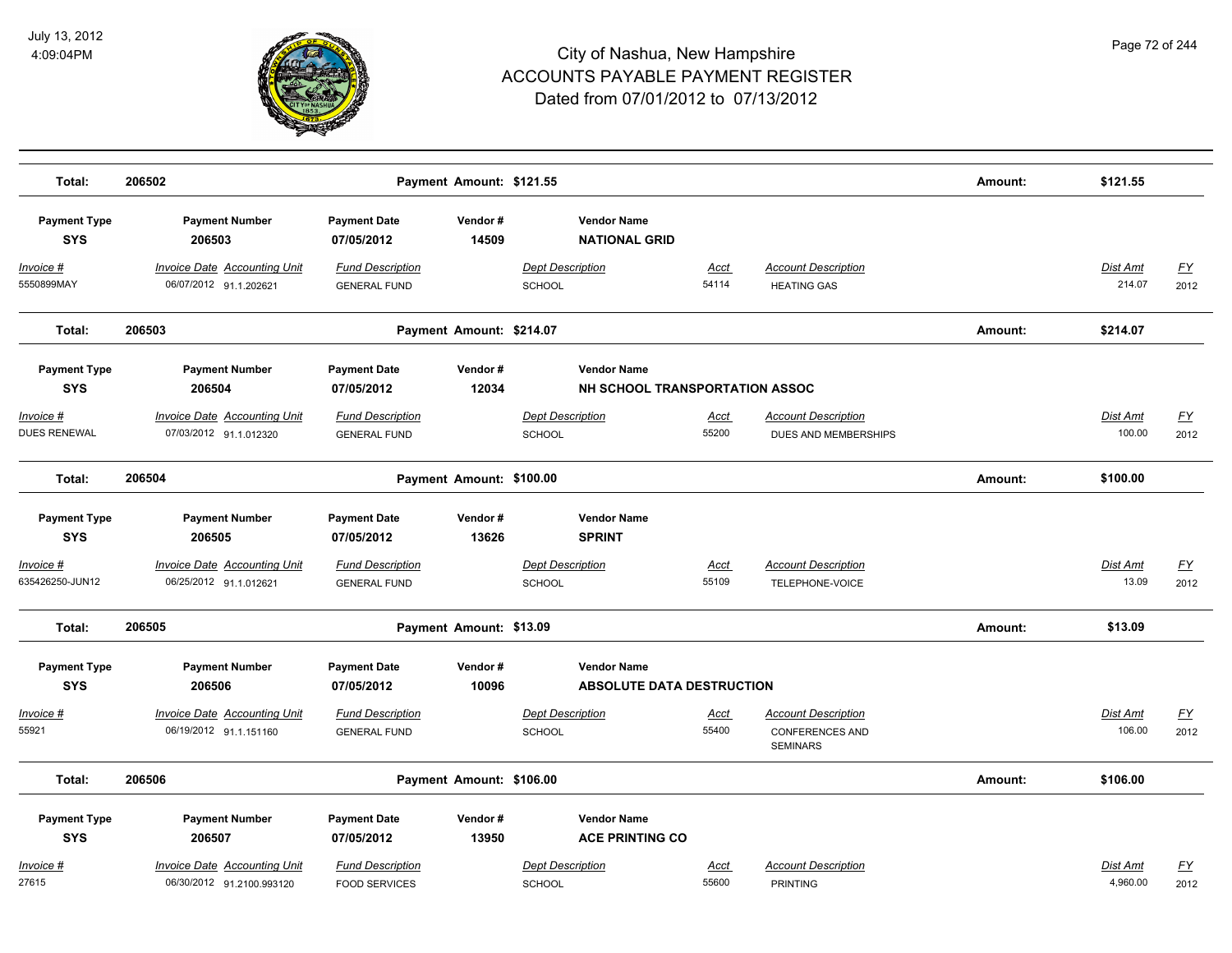# City of Nashua, New Hampshire
# ACCOUNTS PAYABLE PAYMENT REGISTER
## Dated from 07/01/2012 to 07/13/2012

July 13, 2012
4:09:04PM

| Total: | 206502 | | Payment Amount: $121.55 | | | | Amount: | $121.55 | |
|---|---|---|---|---|---|---|---|---|---|

| Payment Type | Payment Number | Payment Date | Vendor # | Vendor Name | | | | | |
|---|---|---|---|---|---|---|---|---|---|
| SYS | 206503 | 07/05/2012 | 14509 | NATIONAL GRID | | | | | |
| *Invoice #* | *Invoice Date* | *Accounting Unit* | *Fund Description* | *Dept Description* | *Acct* | *Account Description* | | *Dist Amt* | *FY* |
| 5550899MAY | 06/07/2012 | 91.1.202621 | GENERAL FUND | SCHOOL | 54114 | HEATING GAS | | 214.07 | 2012 |
| **Total:** | **206503** | | **Payment Amount: $214.07** | | | | **Amount:** | **$214.07** | |

| Payment Type | Payment Number | Payment Date | Vendor # | Vendor Name | | | | | |
|---|---|---|---|---|---|---|---|---|---|
| SYS | 206504 | 07/05/2012 | 12034 | NH SCHOOL TRANSPORTATION ASSOC | | | | | |
| *Invoice #* | *Invoice Date* | *Accounting Unit* | *Fund Description* | *Dept Description* | *Acct* | *Account Description* | | *Dist Amt* | *FY* |
| DUES RENEWAL | 07/03/2012 | 91.1.012320 | GENERAL FUND | SCHOOL | 55200 | DUES AND MEMBERSHIPS | | 100.00 | 2012 |
| **Total:** | **206504** | | **Payment Amount: $100.00** | | | | **Amount:** | **$100.00** | |

| Payment Type | Payment Number | Payment Date | Vendor # | Vendor Name | | | | | |
|---|---|---|---|---|---|---|---|---|---|
| SYS | 206505 | 07/05/2012 | 13626 | SPRINT | | | | | |
| *Invoice #* | *Invoice Date* | *Accounting Unit* | *Fund Description* | *Dept Description* | *Acct* | *Account Description* | | *Dist Amt* | *FY* |
| 635426250-JUN12 | 06/25/2012 | 91.1.012621 | GENERAL FUND | SCHOOL | 55109 | TELEPHONE-VOICE | | 13.09 | 2012 |
| **Total:** | **206505** | | **Payment Amount: $13.09** | | | | **Amount:** | **$13.09** | |

| Payment Type | Payment Number | Payment Date | Vendor # | Vendor Name | | | | | |
|---|---|---|---|---|---|---|---|---|---|
| SYS | 206506 | 07/05/2012 | 10096 | ABSOLUTE DATA DESTRUCTION | | | | | |
| *Invoice #* | *Invoice Date* | *Accounting Unit* | *Fund Description* | *Dept Description* | *Acct* | *Account Description* | | *Dist Amt* | *FY* |
| 55921 | 06/19/2012 | 91.1.151160 | GENERAL FUND | SCHOOL | 55400 | CONFERENCES AND SEMINARS | | 106.00 | 2012 |
| **Total:** | **206506** | | **Payment Amount: $106.00** | | | | **Amount:** | **$106.00** | |

| Payment Type | Payment Number | Payment Date | Vendor # | Vendor Name | | | | | |
|---|---|---|---|---|---|---|---|---|---|
| SYS | 206507 | 07/05/2012 | 13950 | ACE PRINTING CO | | | | | |
| *Invoice #* | *Invoice Date* | *Accounting Unit* | *Fund Description* | *Dept Description* | *Acct* | *Account Description* | | *Dist Amt* | *FY* |
| 27615 | 06/30/2012 | 91.2100.993120 | FOOD SERVICES | SCHOOL | 55600 | PRINTING | | 4,960.00 | 2012 |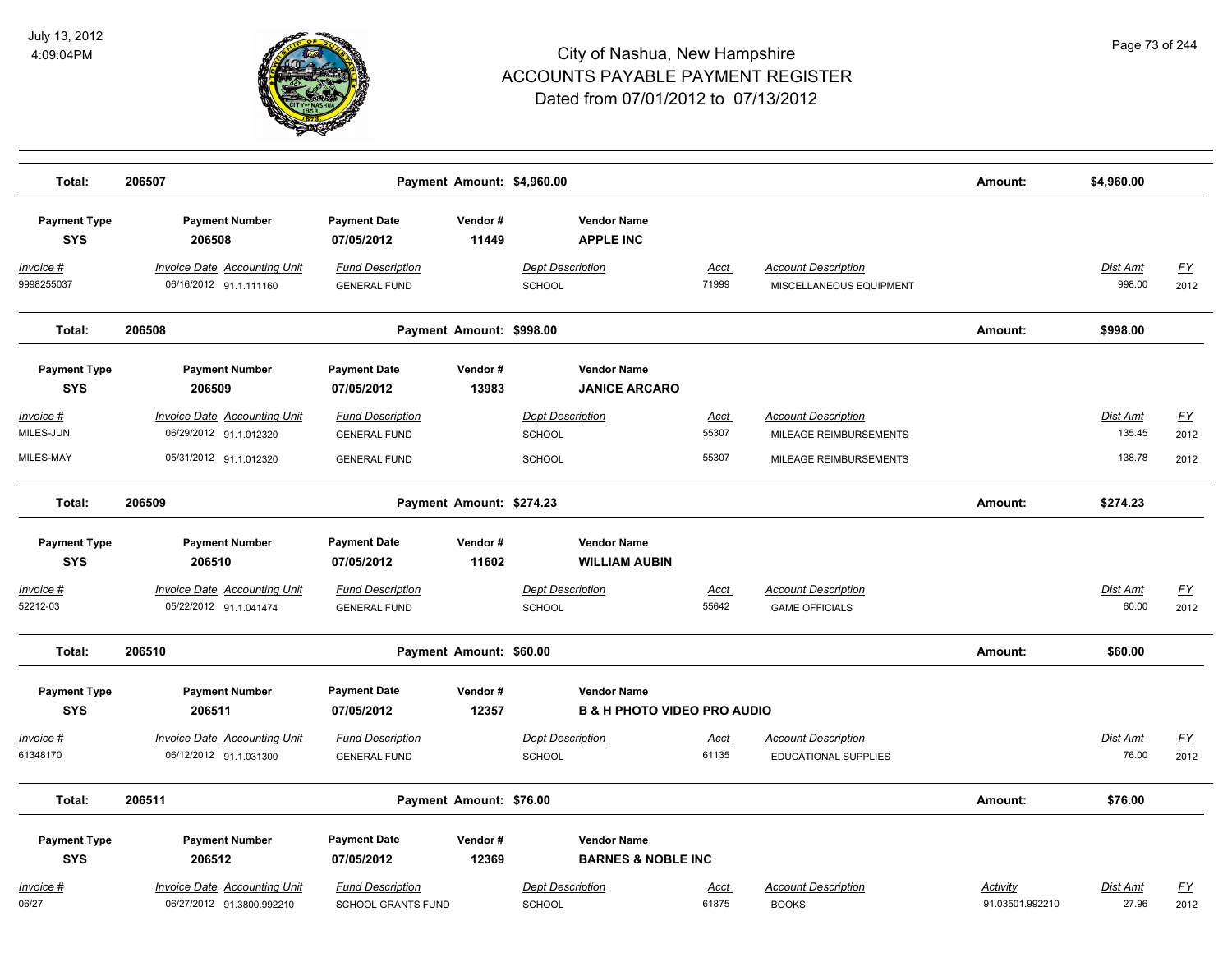# City of Nashua, New Hampshire
# ACCOUNTS PAYABLE PAYMENT REGISTER
## Dated from 07/01/2012 to 07/13/2012

| Total: | 206507 | Payment Amount: $4,960.00 | Amount: | $4,960.00 |
|---|---|---|---|---|

| Payment Type | Payment Number | Payment Date | Vendor # | Vendor Name |
|---|---|---|---|---|
| SYS | 206508 | 07/05/2012 | 11449 | APPLE INC |

| Invoice # | Invoice Date | Accounting Unit | Fund Description | Dept Description | Acct | Account Description | Dist Amt | FY |
|---|---|---|---|---|---|---|---|---|
| 9998255037 | 06/16/2012 | 91.1.111160 | GENERAL FUND | SCHOOL | 71999 | MISCELLANEOUS EQUIPMENT | 998.00 | 2012 |

| Total: | 206508 | Payment Amount: $998.00 | Amount: | $998.00 |
|---|---|---|---|---|

| Payment Type | Payment Number | Payment Date | Vendor # | Vendor Name |
|---|---|---|---|---|
| SYS | 206509 | 07/05/2012 | 13983 | JANICE ARCARO |

| Invoice # | Invoice Date | Accounting Unit | Fund Description | Dept Description | Acct | Account Description | Dist Amt | FY |
|---|---|---|---|---|---|---|---|---|
| MILES-JUN | 06/29/2012 | 91.1.012320 | GENERAL FUND | SCHOOL | 55307 | MILEAGE REIMBURSEMENTS | 135.45 | 2012 |
| MILES-MAY | 05/31/2012 | 91.1.012320 | GENERAL FUND | SCHOOL | 55307 | MILEAGE REIMBURSEMENTS | 138.78 | 2012 |

| Total: | 206509 | Payment Amount: $274.23 | Amount: | $274.23 |
|---|---|---|---|---|

| Payment Type | Payment Number | Payment Date | Vendor # | Vendor Name |
|---|---|---|---|---|
| SYS | 206510 | 07/05/2012 | 11602 | WILLIAM AUBIN |

| Invoice # | Invoice Date | Accounting Unit | Fund Description | Dept Description | Acct | Account Description | Dist Amt | FY |
|---|---|---|---|---|---|---|---|---|
| 52212-03 | 05/22/2012 | 91.1.041474 | GENERAL FUND | SCHOOL | 55642 | GAME OFFICIALS | 60.00 | 2012 |

| Total: | 206510 | Payment Amount: $60.00 | Amount: | $60.00 |
|---|---|---|---|---|

| Payment Type | Payment Number | Payment Date | Vendor # | Vendor Name |
|---|---|---|---|---|
| SYS | 206511 | 07/05/2012 | 12357 | B & H PHOTO VIDEO PRO AUDIO |

| Invoice # | Invoice Date | Accounting Unit | Fund Description | Dept Description | Acct | Account Description | Dist Amt | FY |
|---|---|---|---|---|---|---|---|---|
| 61348170 | 06/12/2012 | 91.1.031300 | GENERAL FUND | SCHOOL | 61135 | EDUCATIONAL SUPPLIES | 76.00 | 2012 |

| Total: | 206511 | Payment Amount: $76.00 | Amount: | $76.00 |
|---|---|---|---|---|

| Payment Type | Payment Number | Payment Date | Vendor # | Vendor Name |
|---|---|---|---|---|
| SYS | 206512 | 07/05/2012 | 12369 | BARNES & NOBLE INC |

| Invoice # | Invoice Date | Accounting Unit | Fund Description | Dept Description | Acct | Account Description | Activity | Dist Amt | FY |
|---|---|---|---|---|---|---|---|---|---|
| 06/27 | 06/27/2012 | 91.3800.992210 | SCHOOL GRANTS FUND | SCHOOL | 61875 | BOOKS | 91.03501.992210 | 27.96 | 2012 |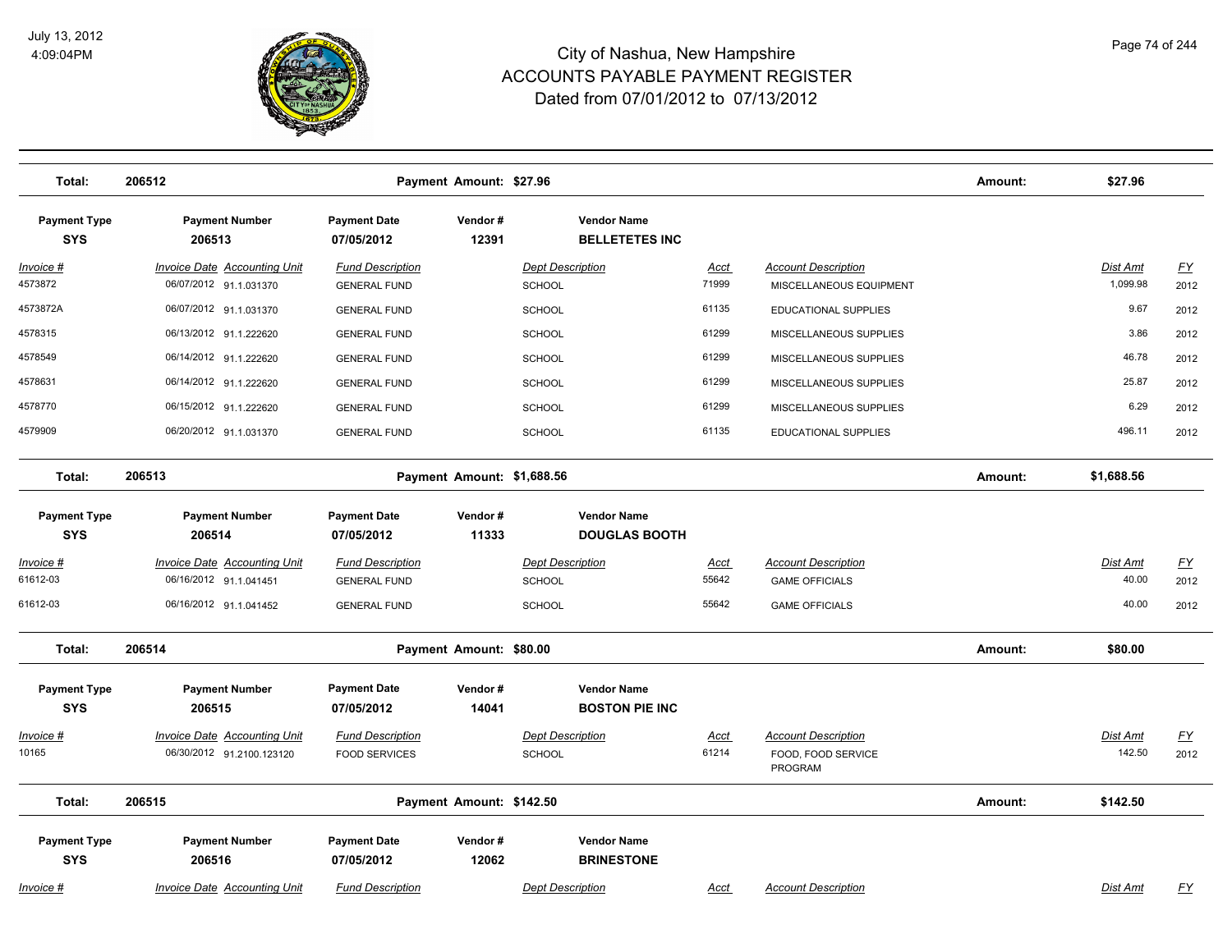# City of Nashua, New Hampshire
# ACCOUNTS PAYABLE PAYMENT REGISTER
## Dated from 07/01/2012 to 07/13/2012

**Total: 206512 — Payment Amount: $27.96 — Amount: $27.96**

| Payment Type | Payment Number | Payment Date | Vendor # | Vendor Name |
|---|---|---|---|---|
| SYS | 206513 | 07/05/2012 | 12391 | BELLETETES INC |

| Invoice # | Invoice Date | Accounting Unit | Fund Description | Dept Description | Acct | Account Description | Dist Amt | FY |
|---|---|---|---|---|---|---|---|---|
| 4573872 | 06/07/2012 | 91.1.031370 | GENERAL FUND | SCHOOL | 71999 | MISCELLANEOUS EQUIPMENT | 1,099.98 | 2012 |
| 4573872A | 06/07/2012 | 91.1.031370 | GENERAL FUND | SCHOOL | 61135 | EDUCATIONAL SUPPLIES | 9.67 | 2012 |
| 4578315 | 06/13/2012 | 91.1.222620 | GENERAL FUND | SCHOOL | 61299 | MISCELLANEOUS SUPPLIES | 3.86 | 2012 |
| 4578549 | 06/14/2012 | 91.1.222620 | GENERAL FUND | SCHOOL | 61299 | MISCELLANEOUS SUPPLIES | 46.78 | 2012 |
| 4578631 | 06/14/2012 | 91.1.222620 | GENERAL FUND | SCHOOL | 61299 | MISCELLANEOUS SUPPLIES | 25.87 | 2012 |
| 4578770 | 06/15/2012 | 91.1.222620 | GENERAL FUND | SCHOOL | 61299 | MISCELLANEOUS SUPPLIES | 6.29 | 2012 |
| 4579909 | 06/20/2012 | 91.1.031370 | GENERAL FUND | SCHOOL | 61135 | EDUCATIONAL SUPPLIES | 496.11 | 2012 |

**Total: 206513 — Payment Amount: $1,688.56 — Amount: $1,688.56**

| Payment Type | Payment Number | Payment Date | Vendor # | Vendor Name |
|---|---|---|---|---|
| SYS | 206514 | 07/05/2012 | 11333 | DOUGLAS BOOTH |

| Invoice # | Invoice Date | Accounting Unit | Fund Description | Dept Description | Acct | Account Description | Dist Amt | FY |
|---|---|---|---|---|---|---|---|---|
| 61612-03 | 06/16/2012 | 91.1.041451 | GENERAL FUND | SCHOOL | 55642 | GAME OFFICIALS | 40.00 | 2012 |
| 61612-03 | 06/16/2012 | 91.1.041452 | GENERAL FUND | SCHOOL | 55642 | GAME OFFICIALS | 40.00 | 2012 |

**Total: 206514 — Payment Amount: $80.00 — Amount: $80.00**

| Payment Type | Payment Number | Payment Date | Vendor # | Vendor Name |
|---|---|---|---|---|
| SYS | 206515 | 07/05/2012 | 14041 | BOSTON PIE INC |

| Invoice # | Invoice Date | Accounting Unit | Fund Description | Dept Description | Acct | Account Description | Dist Amt | FY |
|---|---|---|---|---|---|---|---|---|
| 10165 | 06/30/2012 | 91.2100.123120 | FOOD SERVICES | SCHOOL | 61214 | FOOD, FOOD SERVICE PROGRAM | 142.50 | 2012 |

**Total: 206515 — Payment Amount: $142.50 — Amount: $142.50**

| Payment Type | Payment Number | Payment Date | Vendor # | Vendor Name |
|---|---|---|---|---|
| SYS | 206516 | 07/05/2012 | 12062 | BRINESTONE |

| Invoice # | Invoice Date | Accounting Unit | Fund Description | Dept Description | Acct | Account Description | Dist Amt | FY |
|---|---|---|---|---|---|---|---|---|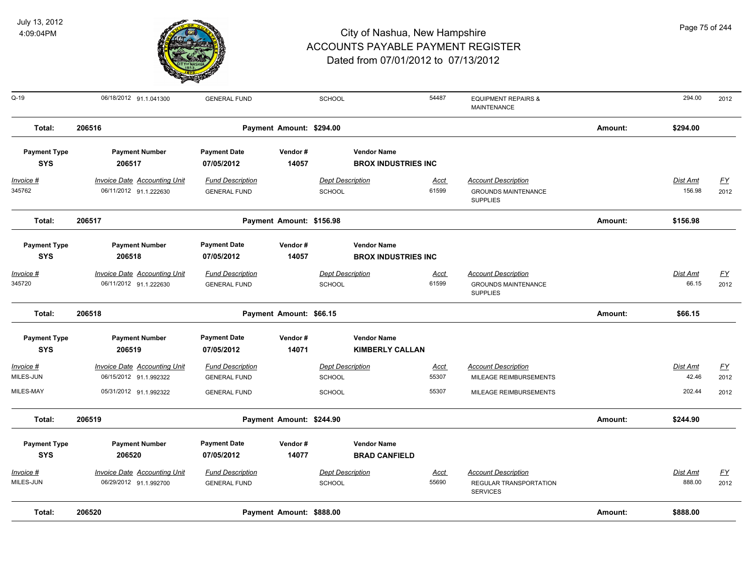| | | | | | | | | |
|---|---|---|---|---|---|---|---|---|
| Q-19 | 06/18/2012 91.1.041300 | GENERAL FUND | | SCHOOL | 54487 | EQUIPMENT REPAIRS & MAINTENANCE | 294.00 | 2012 |
| **Total:** | **206516** | | **Payment Amount: $294.00** | | | **Amount:** | **$294.00** | |

| **Payment Type** | **Payment Number** | **Payment Date** | **Vendor #** | **Vendor Name** | | | | |
|---|---|---|---|---|---|---|---|---|
| **SYS** | **206517** | **07/05/2012** | **14057** | **BROX INDUSTRIES INC** | | | | |
| *Invoice #* | *Invoice Date Accounting Unit* | *Fund Description* | | *Dept Description* | *Acct* | *Account Description* | *Dist Amt* | *FY* |
| 345762 | 06/11/2012 91.1.222630 | GENERAL FUND | | SCHOOL | 61599 | GROUNDS MAINTENANCE SUPPLIES | 156.98 | 2012 |
| **Total:** | **206517** | | **Payment Amount: $156.98** | | | **Amount:** | **$156.98** | |

| **Payment Type** | **Payment Number** | **Payment Date** | **Vendor #** | **Vendor Name** | | | | |
|---|---|---|---|---|---|---|---|---|
| **SYS** | **206518** | **07/05/2012** | **14057** | **BROX INDUSTRIES INC** | | | | |
| *Invoice #* | *Invoice Date Accounting Unit* | *Fund Description* | | *Dept Description* | *Acct* | *Account Description* | *Dist Amt* | *FY* |
| 345720 | 06/11/2012 91.1.222630 | GENERAL FUND | | SCHOOL | 61599 | GROUNDS MAINTENANCE SUPPLIES | 66.15 | 2012 |
| **Total:** | **206518** | | **Payment Amount: $66.15** | | | **Amount:** | **$66.15** | |

| **Payment Type** | **Payment Number** | **Payment Date** | **Vendor #** | **Vendor Name** | | | | |
|---|---|---|---|---|---|---|---|---|
| **SYS** | **206519** | **07/05/2012** | **14071** | **KIMBERLY CALLAN** | | | | |
| *Invoice #* | *Invoice Date Accounting Unit* | *Fund Description* | | *Dept Description* | *Acct* | *Account Description* | *Dist Amt* | *FY* |
| MILES-JUN | 06/15/2012 91.1.992322 | GENERAL FUND | | SCHOOL | 55307 | MILEAGE REIMBURSEMENTS | 42.46 | 2012 |
| MILES-MAY | 05/31/2012 91.1.992322 | GENERAL FUND | | SCHOOL | 55307 | MILEAGE REIMBURSEMENTS | 202.44 | 2012 |
| **Total:** | **206519** | | **Payment Amount: $244.90** | | | **Amount:** | **$244.90** | |

| **Payment Type** | **Payment Number** | **Payment Date** | **Vendor #** | **Vendor Name** | | | | |
|---|---|---|---|---|---|---|---|---|
| **SYS** | **206520** | **07/05/2012** | **14077** | **BRAD CANFIELD** | | | | |
| *Invoice #* | *Invoice Date Accounting Unit* | *Fund Description* | | *Dept Description* | *Acct* | *Account Description* | *Dist Amt* | *FY* |
| MILES-JUN | 06/29/2012 91.1.992700 | GENERAL FUND | | SCHOOL | 55690 | REGULAR TRANSPORTATION SERVICES | 888.00 | 2012 |
| **Total:** | **206520** | | **Payment Amount: $888.00** | | | **Amount:** | **$888.00** | |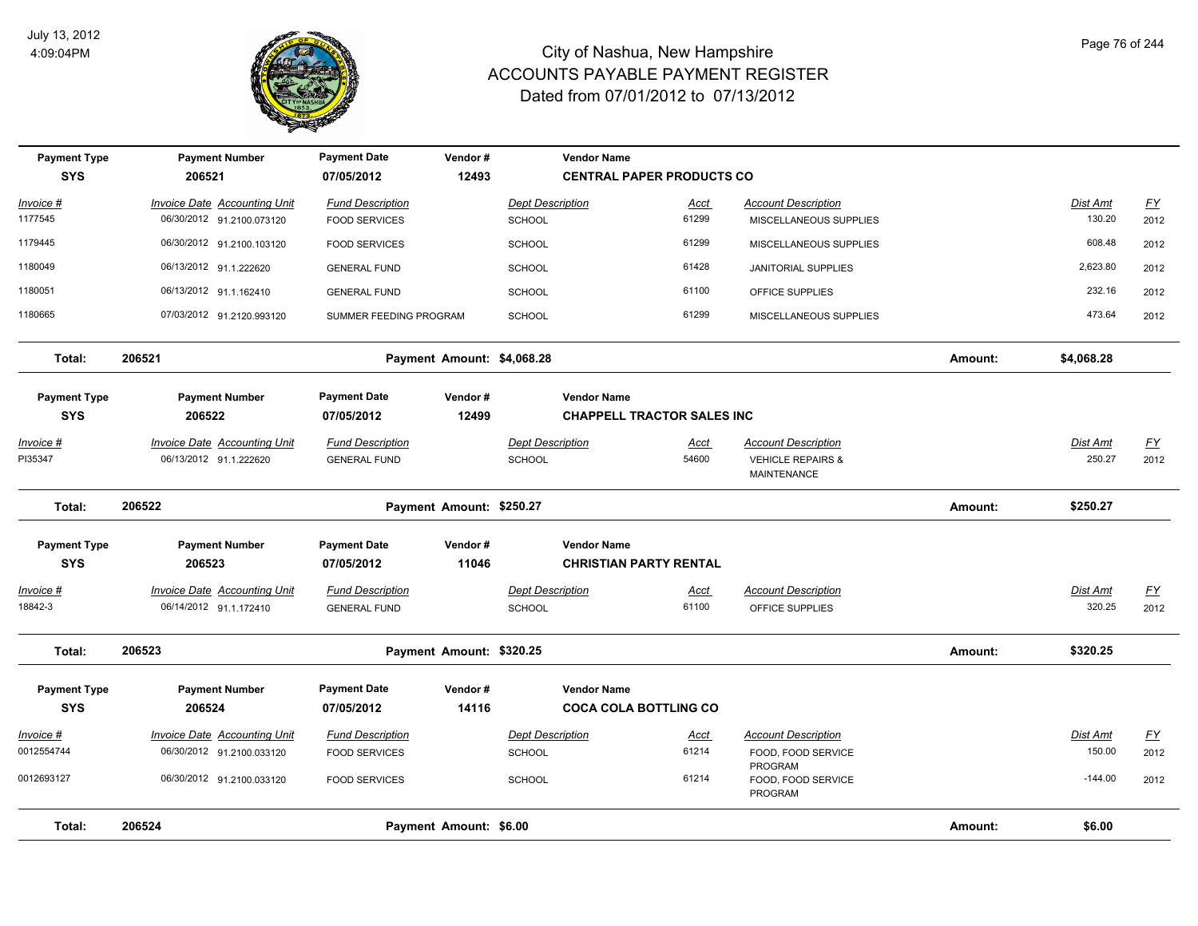# City of Nashua, New Hampshire
## ACCOUNTS PAYABLE PAYMENT REGISTER
### Dated from 07/01/2012 to 07/13/2012

July 13, 2012
4:09:04PM

| Payment Type | Payment Number | Payment Date | Vendor # | Vendor Name |
|---|---|---|---|---|
| SYS | 206521 | 07/05/2012 | 12493 | CENTRAL PAPER PRODUCTS CO |

| Invoice # | Invoice Date | Accounting Unit | Fund Description | Dept Description | Acct | Account Description | Dist Amt | FY |
|---|---|---|---|---|---|---|---|---|
| 1177545 | 06/30/2012 | 91.2100.073120 | FOOD SERVICES | SCHOOL | 61299 | MISCELLANEOUS SUPPLIES | 130.20 | 2012 |
| 1179445 | 06/30/2012 | 91.2100.103120 | FOOD SERVICES | SCHOOL | 61299 | MISCELLANEOUS SUPPLIES | 608.48 | 2012 |
| 1180049 | 06/13/2012 | 91.1.222620 | GENERAL FUND | SCHOOL | 61428 | JANITORIAL SUPPLIES | 2,623.80 | 2012 |
| 1180051 | 06/13/2012 | 91.1.162410 | GENERAL FUND | SCHOOL | 61100 | OFFICE SUPPLIES | 232.16 | 2012 |
| 1180665 | 07/03/2012 | 91.2120.993120 | SUMMER FEEDING PROGRAM | SCHOOL | 61299 | MISCELLANEOUS SUPPLIES | 473.64 | 2012 |

**Total: 206521 — Payment Amount: $4,068.28 — Amount: $4,068.28**

| Payment Type | Payment Number | Payment Date | Vendor # | Vendor Name |
|---|---|---|---|---|
| SYS | 206522 | 07/05/2012 | 12499 | CHAPPELL TRACTOR SALES INC |

| Invoice # | Invoice Date | Accounting Unit | Fund Description | Dept Description | Acct | Account Description | Dist Amt | FY |
|---|---|---|---|---|---|---|---|---|
| PI35347 | 06/13/2012 | 91.1.222620 | GENERAL FUND | SCHOOL | 54600 | VEHICLE REPAIRS & MAINTENANCE | 250.27 | 2012 |

**Total: 206522 — Payment Amount: $250.27 — Amount: $250.27**

| Payment Type | Payment Number | Payment Date | Vendor # | Vendor Name |
|---|---|---|---|---|
| SYS | 206523 | 07/05/2012 | 11046 | CHRISTIAN PARTY RENTAL |

| Invoice # | Invoice Date | Accounting Unit | Fund Description | Dept Description | Acct | Account Description | Dist Amt | FY |
|---|---|---|---|---|---|---|---|---|
| 18842-3 | 06/14/2012 | 91.1.172410 | GENERAL FUND | SCHOOL | 61100 | OFFICE SUPPLIES | 320.25 | 2012 |

**Total: 206523 — Payment Amount: $320.25 — Amount: $320.25**

| Payment Type | Payment Number | Payment Date | Vendor # | Vendor Name |
|---|---|---|---|---|
| SYS | 206524 | 07/05/2012 | 14116 | COCA COLA BOTTLING CO |

| Invoice # | Invoice Date | Accounting Unit | Fund Description | Dept Description | Acct | Account Description | Dist Amt | FY |
|---|---|---|---|---|---|---|---|---|
| 0012554744 | 06/30/2012 | 91.2100.033120 | FOOD SERVICES | SCHOOL | 61214 | FOOD, FOOD SERVICE PROGRAM | 150.00 | 2012 |
| 0012693127 | 06/30/2012 | 91.2100.033120 | FOOD SERVICES | SCHOOL | 61214 | FOOD, FOOD SERVICE PROGRAM | -144.00 | 2012 |

**Total: 206524 — Payment Amount: $6.00 — Amount: $6.00**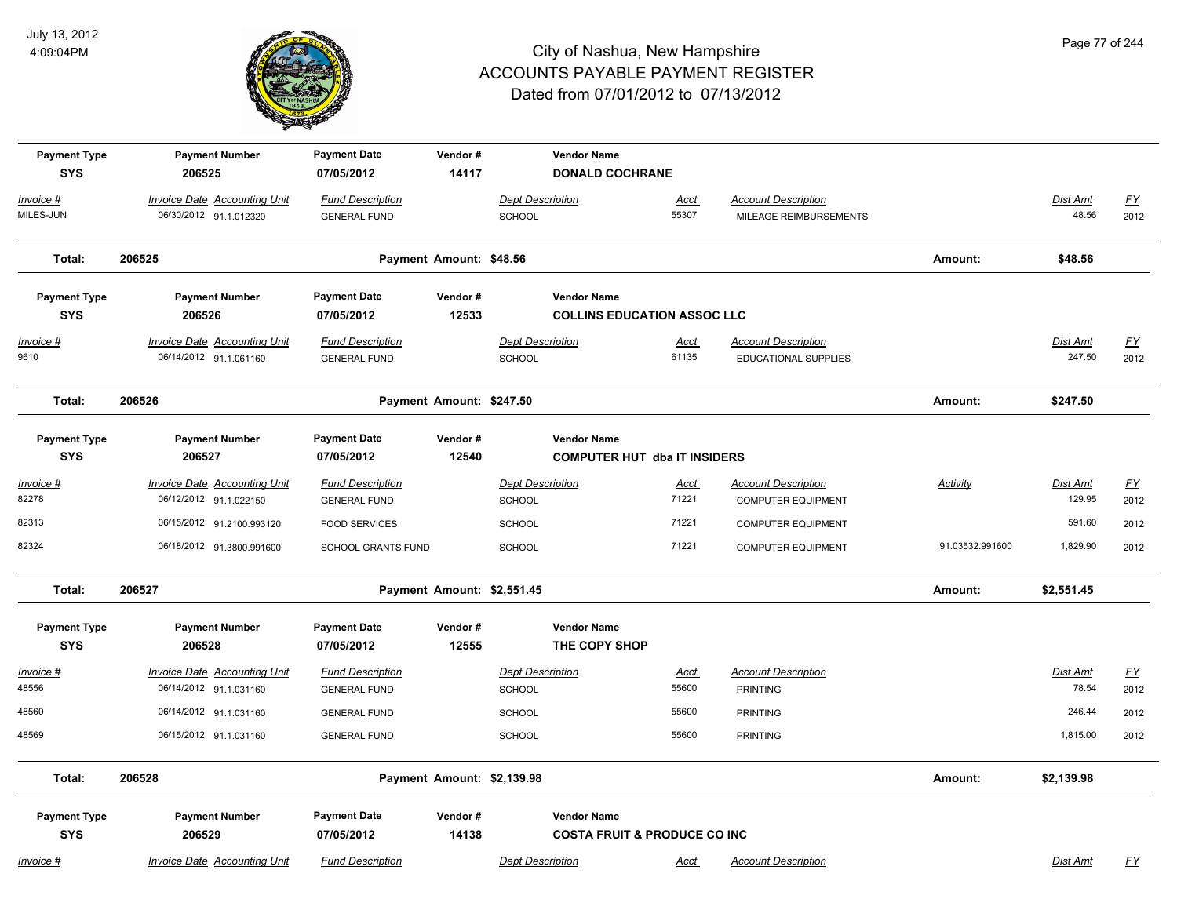# City of Nashua, New Hampshire
## ACCOUNTS PAYABLE PAYMENT REGISTER
### Dated from 07/01/2012 to 07/13/2012

July 13, 2012
4:09:04PM

| Payment Type | Payment Number | Payment Date | Vendor # | Vendor Name |
|---|---|---|---|---|
| SYS | 206525 | 07/05/2012 | 14117 | DONALD COCHRANE |

| Invoice # | Invoice Date | Accounting Unit | Fund Description | Dept Description | Acct | Account Description | Dist Amt | FY |
|---|---|---|---|---|---|---|---|---|
| MILES-JUN | 06/30/2012 | 91.1.012320 | GENERAL FUND | SCHOOL | 55307 | MILEAGE REIMBURSEMENTS | 48.56 | 2012 |

**Total: 206525 — Payment Amount: $48.56 — Amount: $48.56**

| Payment Type | Payment Number | Payment Date | Vendor # | Vendor Name |
|---|---|---|---|---|
| SYS | 206526 | 07/05/2012 | 12533 | COLLINS EDUCATION ASSOC LLC |

| Invoice # | Invoice Date | Accounting Unit | Fund Description | Dept Description | Acct | Account Description | Dist Amt | FY |
|---|---|---|---|---|---|---|---|---|
| 9610 | 06/14/2012 | 91.1.061160 | GENERAL FUND | SCHOOL | 61135 | EDUCATIONAL SUPPLIES | 247.50 | 2012 |

**Total: 206526 — Payment Amount: $247.50 — Amount: $247.50**

| Payment Type | Payment Number | Payment Date | Vendor # | Vendor Name |
|---|---|---|---|---|
| SYS | 206527 | 07/05/2012 | 12540 | COMPUTER HUT dba IT INSIDERS |

| Invoice # | Invoice Date | Accounting Unit | Fund Description | Dept Description | Acct | Account Description | Activity | Dist Amt | FY |
|---|---|---|---|---|---|---|---|---|---|
| 82278 | 06/12/2012 | 91.1.022150 | GENERAL FUND | SCHOOL | 71221 | COMPUTER EQUIPMENT | | 129.95 | 2012 |
| 82313 | 06/15/2012 | 91.2100.993120 | FOOD SERVICES | SCHOOL | 71221 | COMPUTER EQUIPMENT | | 591.60 | 2012 |
| 82324 | 06/18/2012 | 91.3800.991600 | SCHOOL GRANTS FUND | SCHOOL | 71221 | COMPUTER EQUIPMENT | 91.03532.991600 | 1,829.90 | 2012 |

**Total: 206527 — Payment Amount: $2,551.45 — Amount: $2,551.45**

| Payment Type | Payment Number | Payment Date | Vendor # | Vendor Name |
|---|---|---|---|---|
| SYS | 206528 | 07/05/2012 | 12555 | THE COPY SHOP |

| Invoice # | Invoice Date | Accounting Unit | Fund Description | Dept Description | Acct | Account Description | Dist Amt | FY |
|---|---|---|---|---|---|---|---|---|
| 48556 | 06/14/2012 | 91.1.031160 | GENERAL FUND | SCHOOL | 55600 | PRINTING | 78.54 | 2012 |
| 48560 | 06/14/2012 | 91.1.031160 | GENERAL FUND | SCHOOL | 55600 | PRINTING | 246.44 | 2012 |
| 48569 | 06/15/2012 | 91.1.031160 | GENERAL FUND | SCHOOL | 55600 | PRINTING | 1,815.00 | 2012 |

**Total: 206528 — Payment Amount: $2,139.98 — Amount: $2,139.98**

| Payment Type | Payment Number | Payment Date | Vendor # | Vendor Name |
|---|---|---|---|---|
| SYS | 206529 | 07/05/2012 | 14138 | COSTA FRUIT & PRODUCE CO INC |

| Invoice # | Invoice Date | Accounting Unit | Fund Description | Dept Description | Acct | Account Description | Dist Amt | FY |
|---|---|---|---|---|---|---|---|---|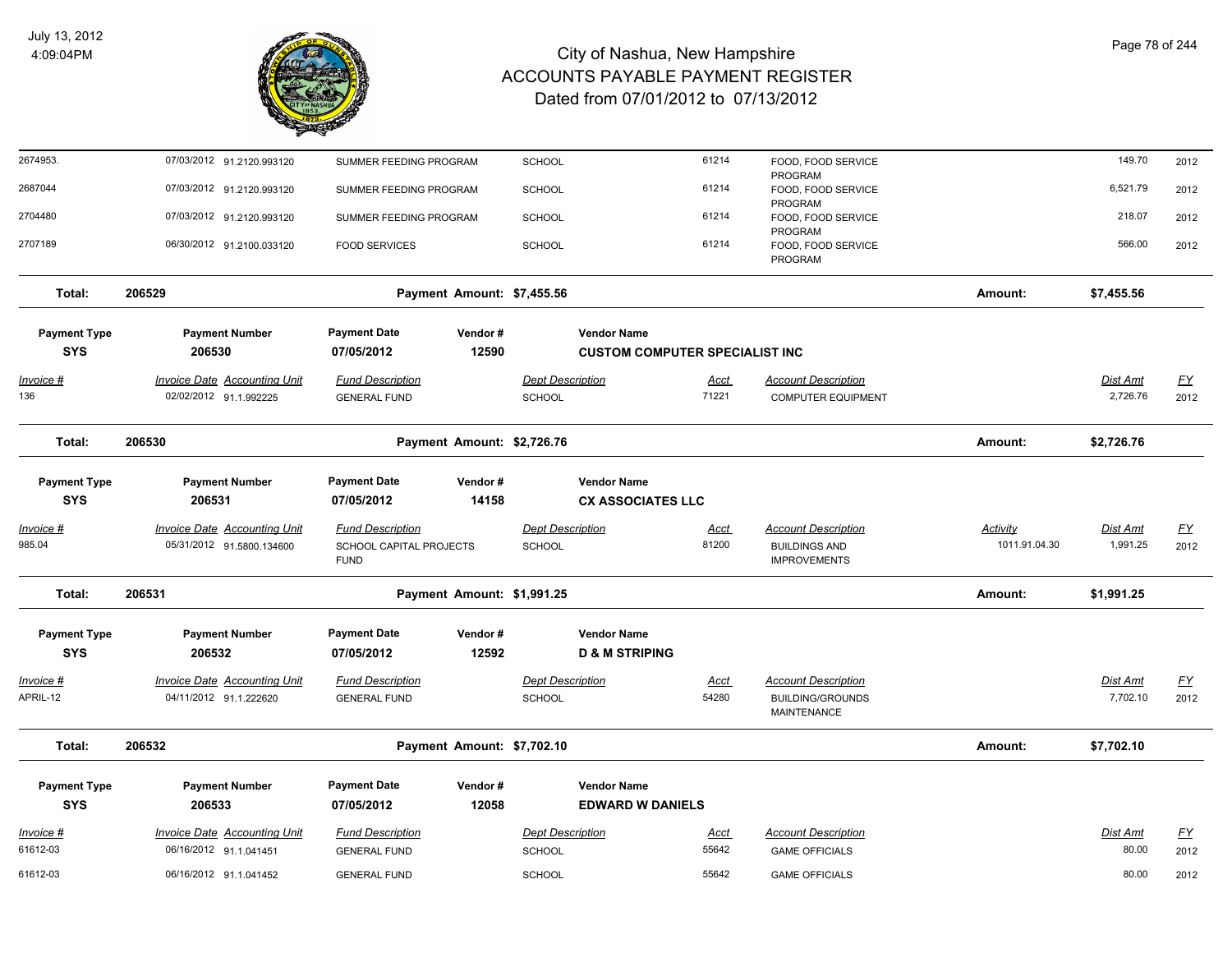| Invoice # | Invoice Date | Accounting Unit | Fund Description | Dept Description | Acct | Account Description | Activity | Dist Amt | FY |
|---|---|---|---|---|---|---|---|---|---|
| 2674953. | 07/03/2012 | 91.2120.993120 | SUMMER FEEDING PROGRAM | SCHOOL | 61214 | FOOD, FOOD SERVICE PROGRAM | | 149.70 | 2012 |
| 2687044 | 07/03/2012 | 91.2120.993120 | SUMMER FEEDING PROGRAM | SCHOOL | 61214 | FOOD, FOOD SERVICE PROGRAM | | 6,521.79 | 2012 |
| 2704480 | 07/03/2012 | 91.2120.993120 | SUMMER FEEDING PROGRAM | SCHOOL | 61214 | FOOD, FOOD SERVICE PROGRAM | | 218.07 | 2012 |
| 2707189 | 06/30/2012 | 91.2100.033120 | FOOD SERVICES | SCHOOL | 61214 | FOOD, FOOD SERVICE PROGRAM | | 566.00 | 2012 |

**Total: 206529** — Payment Amount: $7,455.56 — Amount: $7,455.56

| Payment Type | Payment Number | Payment Date | Vendor # | Vendor Name |
|---|---|---|---|---|
| SYS | 206530 | 07/05/2012 | 12590 | CUSTOM COMPUTER SPECIALIST INC |

| Invoice # | Invoice Date | Accounting Unit | Fund Description | Dept Description | Acct | Account Description | Dist Amt | FY |
|---|---|---|---|---|---|---|---|---|
| 136 | 02/02/2012 | 91.1.992225 | GENERAL FUND | SCHOOL | 71221 | COMPUTER EQUIPMENT | 2,726.76 | 2012 |

**Total: 206530** — Payment Amount: $2,726.76 — Amount: $2,726.76

| Payment Type | Payment Number | Payment Date | Vendor # | Vendor Name |
|---|---|---|---|---|
| SYS | 206531 | 07/05/2012 | 14158 | CX ASSOCIATES LLC |

| Invoice # | Invoice Date | Accounting Unit | Fund Description | Dept Description | Acct | Account Description | Activity | Dist Amt | FY |
|---|---|---|---|---|---|---|---|---|---|
| 985.04 | 05/31/2012 | 91.5800.134600 | SCHOOL CAPITAL PROJECTS FUND | SCHOOL | 81200 | BUILDINGS AND IMPROVEMENTS | 1011.91.04.30 | 1,991.25 | 2012 |

**Total: 206531** — Payment Amount: $1,991.25 — Amount: $1,991.25

| Payment Type | Payment Number | Payment Date | Vendor # | Vendor Name |
|---|---|---|---|---|
| SYS | 206532 | 07/05/2012 | 12592 | D & M STRIPING |

| Invoice # | Invoice Date | Accounting Unit | Fund Description | Dept Description | Acct | Account Description | Dist Amt | FY |
|---|---|---|---|---|---|---|---|---|
| APRIL-12 | 04/11/2012 | 91.1.222620 | GENERAL FUND | SCHOOL | 54280 | BUILDING/GROUNDS MAINTENANCE | 7,702.10 | 2012 |

**Total: 206532** — Payment Amount: $7,702.10 — Amount: $7,702.10

| Payment Type | Payment Number | Payment Date | Vendor # | Vendor Name |
|---|---|---|---|---|
| SYS | 206533 | 07/05/2012 | 12058 | EDWARD W DANIELS |

| Invoice # | Invoice Date | Accounting Unit | Fund Description | Dept Description | Acct | Account Description | Dist Amt | FY |
|---|---|---|---|---|---|---|---|---|
| 61612-03 | 06/16/2012 | 91.1.041451 | GENERAL FUND | SCHOOL | 55642 | GAME OFFICIALS | 80.00 | 2012 |
| 61612-03 | 06/16/2012 | 91.1.041452 | GENERAL FUND | SCHOOL | 55642 | GAME OFFICIALS | 80.00 | 2012 |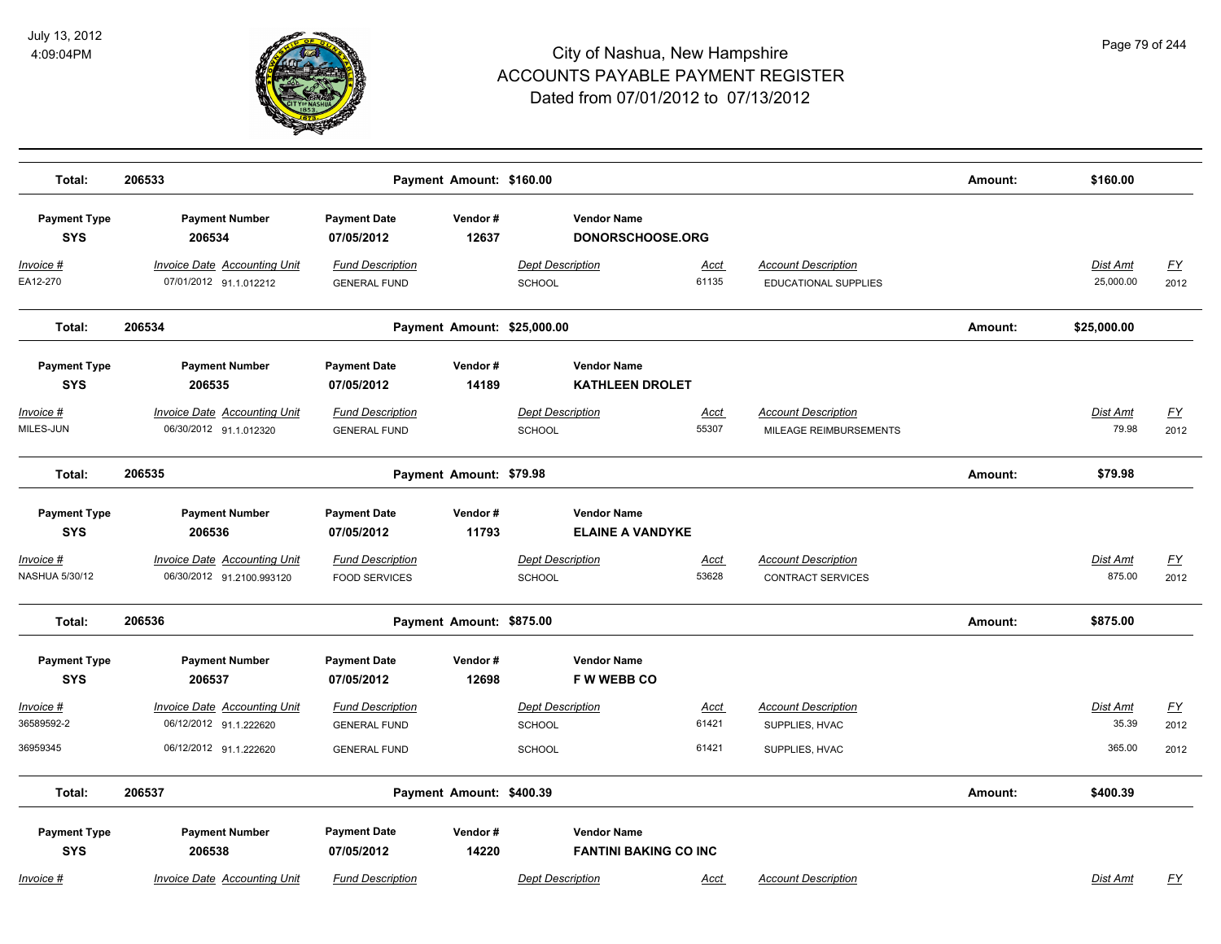# City of Nashua, New Hampshire
# ACCOUNTS PAYABLE PAYMENT REGISTER
## Dated from 07/01/2012 to 07/13/2012

July 13, 2012
4:09:04PM

| Total: | 206533 | | Payment Amount: $160.00 | | | | Amount: | $160.00 | |
|---|---|---|---|---|---|---|---|---|---|

| Payment Type | Payment Number | Payment Date | Vendor # | Vendor Name | | | | | |
|---|---|---|---|---|---|---|---|---|---|
| SYS | 206534 | 07/05/2012 | 12637 | DONORSCHOOSE.ORG | | | | | |
| *Invoice #* | *Invoice Date* | *Accounting Unit* | *Fund Description* | *Dept Description* | *Acct* | *Account Description* | | *Dist Amt* | *FY* |
| EA12-270 | 07/01/2012 | 91.1.012212 | GENERAL FUND | SCHOOL | 61135 | EDUCATIONAL SUPPLIES | | 25,000.00 | 2012 |
| **Total:** | 206534 | | Payment Amount: $25,000.00 | | | | Amount: | $25,000.00 | |

| Payment Type | Payment Number | Payment Date | Vendor # | Vendor Name | | | | | |
|---|---|---|---|---|---|---|---|---|---|
| SYS | 206535 | 07/05/2012 | 14189 | KATHLEEN DROLET | | | | | |
| *Invoice #* | *Invoice Date* | *Accounting Unit* | *Fund Description* | *Dept Description* | *Acct* | *Account Description* | | *Dist Amt* | *FY* |
| MILES-JUN | 06/30/2012 | 91.1.012320 | GENERAL FUND | SCHOOL | 55307 | MILEAGE REIMBURSEMENTS | | 79.98 | 2012 |
| **Total:** | 206535 | | Payment Amount: $79.98 | | | | Amount: | $79.98 | |

| Payment Type | Payment Number | Payment Date | Vendor # | Vendor Name | | | | | |
|---|---|---|---|---|---|---|---|---|---|
| SYS | 206536 | 07/05/2012 | 11793 | ELAINE A VANDYKE | | | | | |
| *Invoice #* | *Invoice Date* | *Accounting Unit* | *Fund Description* | *Dept Description* | *Acct* | *Account Description* | | *Dist Amt* | *FY* |
| NASHUA 5/30/12 | 06/30/2012 | 91.2100.993120 | FOOD SERVICES | SCHOOL | 53628 | CONTRACT SERVICES | | 875.00 | 2012 |
| **Total:** | 206536 | | Payment Amount: $875.00 | | | | Amount: | $875.00 | |

| Payment Type | Payment Number | Payment Date | Vendor # | Vendor Name | | | | | |
|---|---|---|---|---|---|---|---|---|---|
| SYS | 206537 | 07/05/2012 | 12698 | F W WEBB CO | | | | | |
| *Invoice #* | *Invoice Date* | *Accounting Unit* | *Fund Description* | *Dept Description* | *Acct* | *Account Description* | | *Dist Amt* | *FY* |
| 36589592-2 | 06/12/2012 | 91.1.222620 | GENERAL FUND | SCHOOL | 61421 | SUPPLIES, HVAC | | 35.39 | 2012 |
| 36959345 | 06/12/2012 | 91.1.222620 | GENERAL FUND | SCHOOL | 61421 | SUPPLIES, HVAC | | 365.00 | 2012 |
| **Total:** | 206537 | | Payment Amount: $400.39 | | | | Amount: | $400.39 | |

| Payment Type | Payment Number | Payment Date | Vendor # | Vendor Name | | | | | |
|---|---|---|---|---|---|---|---|---|---|
| SYS | 206538 | 07/05/2012 | 14220 | FANTINI BAKING CO INC | | | | | |
| *Invoice #* | *Invoice Date* | *Accounting Unit* | *Fund Description* | *Dept Description* | *Acct* | *Account Description* | | *Dist Amt* | *FY* |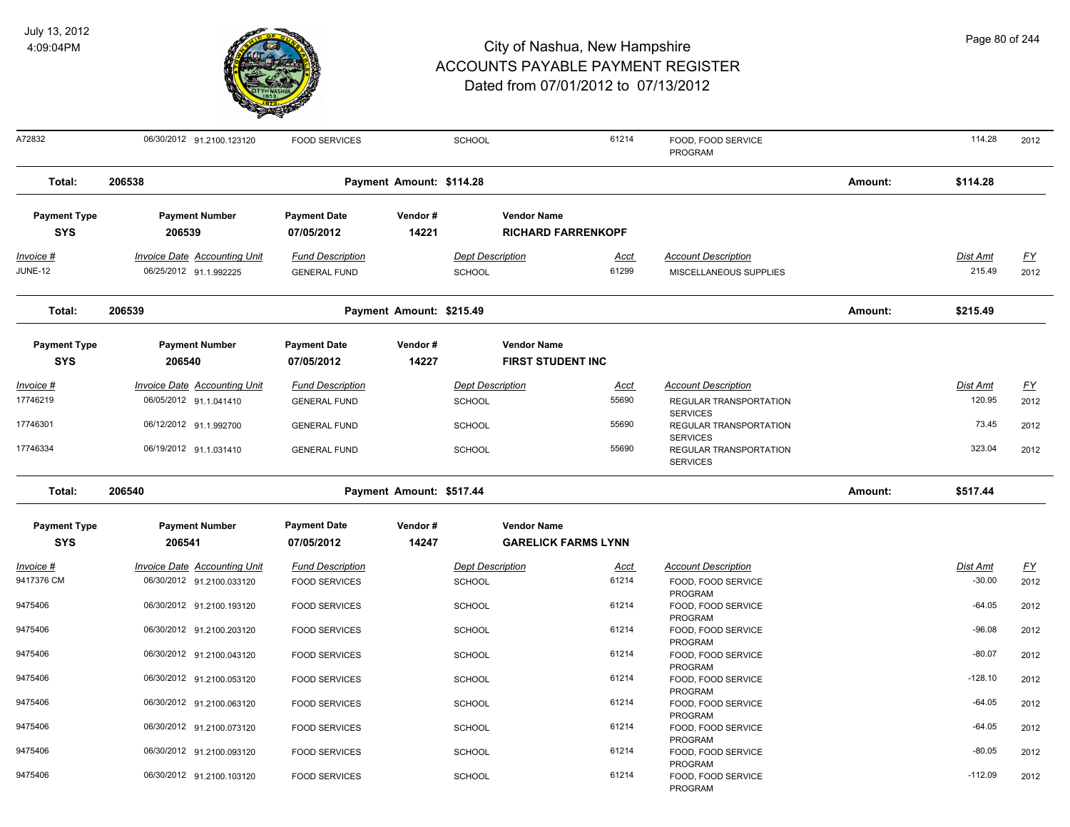# City of Nashua, New Hampshire
## ACCOUNTS PAYABLE PAYMENT REGISTER
### Dated from 07/01/2012 to 07/13/2012

July 13, 2012
4:09:04PM

| Invoice # | Invoice Date | Accounting Unit | Fund Description | Dept Description | Acct | Account Description | Dist Amt | FY |
|---|---|---|---|---|---|---|---|---|
| A72832 | 06/30/2012 | 91.2100.123120 | FOOD SERVICES | SCHOOL | 61214 | FOOD, FOOD SERVICE PROGRAM | 114.28 | 2012 |

**Total: 206538** — Payment Amount: $114.28 — Amount: $114.28

| Payment Type | Payment Number | Payment Date | Vendor # | Vendor Name |
|---|---|---|---|---|
| SYS | 206539 | 07/05/2012 | 14221 | RICHARD FARRENKOPF |

| Invoice # | Invoice Date | Accounting Unit | Fund Description | Dept Description | Acct | Account Description | Dist Amt | FY |
|---|---|---|---|---|---|---|---|---|
| JUNE-12 | 06/25/2012 | 91.1.992225 | GENERAL FUND | SCHOOL | 61299 | MISCELLANEOUS SUPPLIES | 215.49 | 2012 |

**Total: 206539** — Payment Amount: $215.49 — Amount: $215.49

| Payment Type | Payment Number | Payment Date | Vendor # | Vendor Name |
|---|---|---|---|---|
| SYS | 206540 | 07/05/2012 | 14227 | FIRST STUDENT INC |

| Invoice # | Invoice Date | Accounting Unit | Fund Description | Dept Description | Acct | Account Description | Dist Amt | FY |
|---|---|---|---|---|---|---|---|---|
| 17746219 | 06/05/2012 | 91.1.041410 | GENERAL FUND | SCHOOL | 55690 | REGULAR TRANSPORTATION SERVICES | 120.95 | 2012 |
| 17746301 | 06/12/2012 | 91.1.992700 | GENERAL FUND | SCHOOL | 55690 | REGULAR TRANSPORTATION SERVICES | 73.45 | 2012 |
| 17746334 | 06/19/2012 | 91.1.031410 | GENERAL FUND | SCHOOL | 55690 | REGULAR TRANSPORTATION SERVICES | 323.04 | 2012 |

**Total: 206540** — Payment Amount: $517.44 — Amount: $517.44

| Payment Type | Payment Number | Payment Date | Vendor # | Vendor Name |
|---|---|---|---|---|
| SYS | 206541 | 07/05/2012 | 14247 | GARELICK FARMS LYNN |

| Invoice # | Invoice Date | Accounting Unit | Fund Description | Dept Description | Acct | Account Description | Dist Amt | FY |
|---|---|---|---|---|---|---|---|---|
| 9417376 CM | 06/30/2012 | 91.2100.033120 | FOOD SERVICES | SCHOOL | 61214 | FOOD, FOOD SERVICE PROGRAM | -30.00 | 2012 |
| 9475406 | 06/30/2012 | 91.2100.193120 | FOOD SERVICES | SCHOOL | 61214 | FOOD, FOOD SERVICE PROGRAM | -64.05 | 2012 |
| 9475406 | 06/30/2012 | 91.2100.203120 | FOOD SERVICES | SCHOOL | 61214 | FOOD, FOOD SERVICE PROGRAM | -96.08 | 2012 |
| 9475406 | 06/30/2012 | 91.2100.043120 | FOOD SERVICES | SCHOOL | 61214 | FOOD, FOOD SERVICE PROGRAM | -80.07 | 2012 |
| 9475406 | 06/30/2012 | 91.2100.053120 | FOOD SERVICES | SCHOOL | 61214 | FOOD, FOOD SERVICE PROGRAM | -128.10 | 2012 |
| 9475406 | 06/30/2012 | 91.2100.063120 | FOOD SERVICES | SCHOOL | 61214 | FOOD, FOOD SERVICE PROGRAM | -64.05 | 2012 |
| 9475406 | 06/30/2012 | 91.2100.073120 | FOOD SERVICES | SCHOOL | 61214 | FOOD, FOOD SERVICE PROGRAM | -64.05 | 2012 |
| 9475406 | 06/30/2012 | 91.2100.093120 | FOOD SERVICES | SCHOOL | 61214 | FOOD, FOOD SERVICE PROGRAM | -80.05 | 2012 |
| 9475406 | 06/30/2012 | 91.2100.103120 | FOOD SERVICES | SCHOOL | 61214 | FOOD, FOOD SERVICE PROGRAM | -112.09 | 2012 |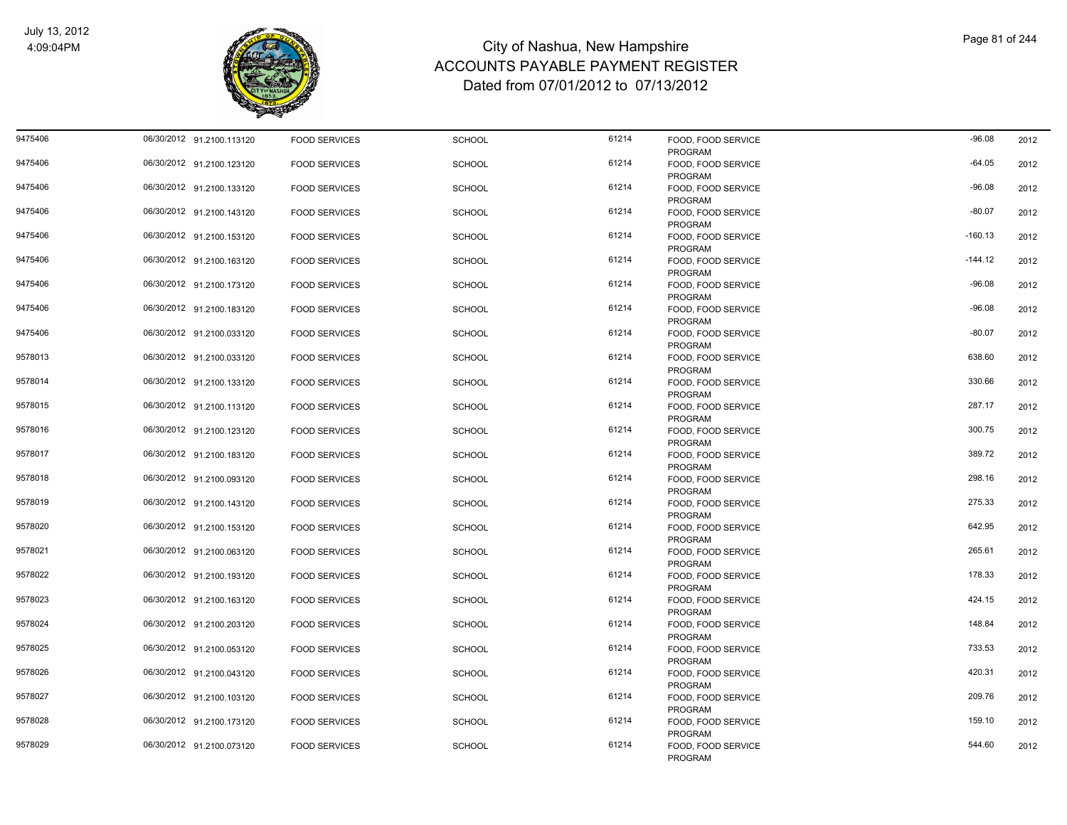# City of Nashua, New Hampshire
## ACCOUNTS PAYABLE PAYMENT REGISTER
### Dated from 07/01/2012 to 07/13/2012

July 13, 2012
4:09:04PM

| | | | | | | | | |
|---|---|---|---|---|---|---|---|---|
| 9475406 | 06/30/2012 | 91.2100.113120 | FOOD SERVICES | SCHOOL | 61214 | FOOD, FOOD SERVICE PROGRAM | -96.08 | 2012 |
| 9475406 | 06/30/2012 | 91.2100.123120 | FOOD SERVICES | SCHOOL | 61214 | FOOD, FOOD SERVICE PROGRAM | -64.05 | 2012 |
| 9475406 | 06/30/2012 | 91.2100.133120 | FOOD SERVICES | SCHOOL | 61214 | FOOD, FOOD SERVICE PROGRAM | -96.08 | 2012 |
| 9475406 | 06/30/2012 | 91.2100.143120 | FOOD SERVICES | SCHOOL | 61214 | FOOD, FOOD SERVICE PROGRAM | -80.07 | 2012 |
| 9475406 | 06/30/2012 | 91.2100.153120 | FOOD SERVICES | SCHOOL | 61214 | FOOD, FOOD SERVICE PROGRAM | -160.13 | 2012 |
| 9475406 | 06/30/2012 | 91.2100.163120 | FOOD SERVICES | SCHOOL | 61214 | FOOD, FOOD SERVICE PROGRAM | -144.12 | 2012 |
| 9475406 | 06/30/2012 | 91.2100.173120 | FOOD SERVICES | SCHOOL | 61214 | FOOD, FOOD SERVICE PROGRAM | -96.08 | 2012 |
| 9475406 | 06/30/2012 | 91.2100.183120 | FOOD SERVICES | SCHOOL | 61214 | FOOD, FOOD SERVICE PROGRAM | -96.08 | 2012 |
| 9475406 | 06/30/2012 | 91.2100.033120 | FOOD SERVICES | SCHOOL | 61214 | FOOD, FOOD SERVICE PROGRAM | -80.07 | 2012 |
| 9578013 | 06/30/2012 | 91.2100.033120 | FOOD SERVICES | SCHOOL | 61214 | FOOD, FOOD SERVICE PROGRAM | 638.60 | 2012 |
| 9578014 | 06/30/2012 | 91.2100.133120 | FOOD SERVICES | SCHOOL | 61214 | FOOD, FOOD SERVICE PROGRAM | 330.66 | 2012 |
| 9578015 | 06/30/2012 | 91.2100.113120 | FOOD SERVICES | SCHOOL | 61214 | FOOD, FOOD SERVICE PROGRAM | 287.17 | 2012 |
| 9578016 | 06/30/2012 | 91.2100.123120 | FOOD SERVICES | SCHOOL | 61214 | FOOD, FOOD SERVICE PROGRAM | 300.75 | 2012 |
| 9578017 | 06/30/2012 | 91.2100.183120 | FOOD SERVICES | SCHOOL | 61214 | FOOD, FOOD SERVICE PROGRAM | 389.72 | 2012 |
| 9578018 | 06/30/2012 | 91.2100.093120 | FOOD SERVICES | SCHOOL | 61214 | FOOD, FOOD SERVICE PROGRAM | 298.16 | 2012 |
| 9578019 | 06/30/2012 | 91.2100.143120 | FOOD SERVICES | SCHOOL | 61214 | FOOD, FOOD SERVICE PROGRAM | 275.33 | 2012 |
| 9578020 | 06/30/2012 | 91.2100.153120 | FOOD SERVICES | SCHOOL | 61214 | FOOD, FOOD SERVICE PROGRAM | 642.95 | 2012 |
| 9578021 | 06/30/2012 | 91.2100.063120 | FOOD SERVICES | SCHOOL | 61214 | FOOD, FOOD SERVICE PROGRAM | 265.61 | 2012 |
| 9578022 | 06/30/2012 | 91.2100.193120 | FOOD SERVICES | SCHOOL | 61214 | FOOD, FOOD SERVICE PROGRAM | 178.33 | 2012 |
| 9578023 | 06/30/2012 | 91.2100.163120 | FOOD SERVICES | SCHOOL | 61214 | FOOD, FOOD SERVICE PROGRAM | 424.15 | 2012 |
| 9578024 | 06/30/2012 | 91.2100.203120 | FOOD SERVICES | SCHOOL | 61214 | FOOD, FOOD SERVICE PROGRAM | 148.84 | 2012 |
| 9578025 | 06/30/2012 | 91.2100.053120 | FOOD SERVICES | SCHOOL | 61214 | FOOD, FOOD SERVICE PROGRAM | 733.53 | 2012 |
| 9578026 | 06/30/2012 | 91.2100.043120 | FOOD SERVICES | SCHOOL | 61214 | FOOD, FOOD SERVICE PROGRAM | 420.31 | 2012 |
| 9578027 | 06/30/2012 | 91.2100.103120 | FOOD SERVICES | SCHOOL | 61214 | FOOD, FOOD SERVICE PROGRAM | 209.76 | 2012 |
| 9578028 | 06/30/2012 | 91.2100.173120 | FOOD SERVICES | SCHOOL | 61214 | FOOD, FOOD SERVICE PROGRAM | 159.10 | 2012 |
| 9578029 | 06/30/2012 | 91.2100.073120 | FOOD SERVICES | SCHOOL | 61214 | FOOD, FOOD SERVICE PROGRAM | 544.60 | 2012 |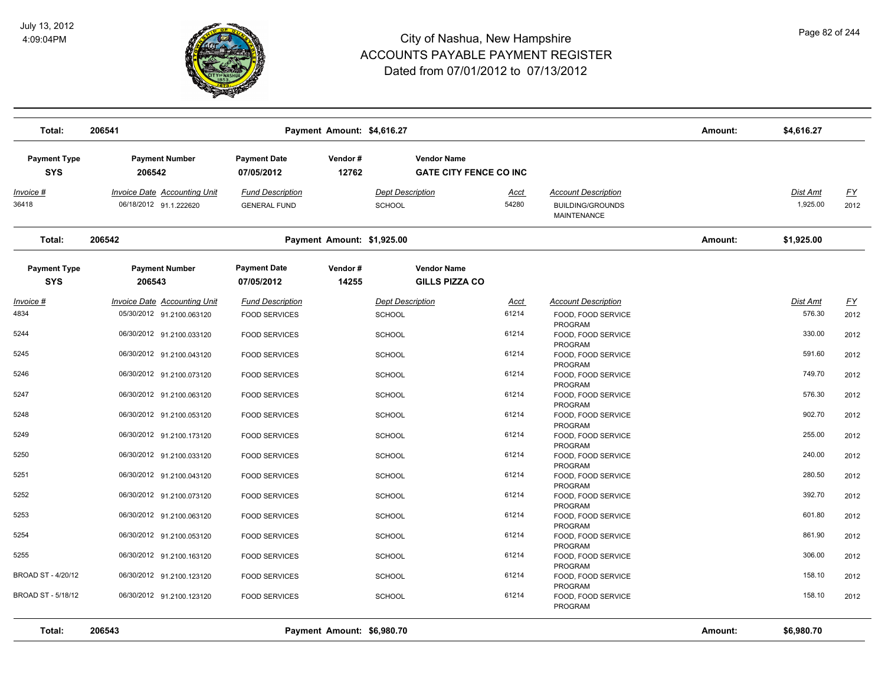# City of Nashua, New Hampshire
# ACCOUNTS PAYABLE PAYMENT REGISTER
## Dated from 07/01/2012 to 07/13/2012

July 13, 2012
4:09:04PM

| Total: | 206541 | | Payment Amount: $4,616.27 | | | | Amount: | $4,616.27 | |
|---|---|---|---|---|---|---|---|---|---|

| Payment Type | Payment Number | Payment Date | Vendor # | Vendor Name |
|---|---|---|---|---|
| SYS | 206542 | 07/05/2012 | 12762 | GATE CITY FENCE CO INC |

| Invoice # | Invoice Date | Accounting Unit | Fund Description | Dept Description | Acct | Account Description | Dist Amt | FY |
|---|---|---|---|---|---|---|---|---|
| 36418 | 06/18/2012 | 91.1.222620 | GENERAL FUND | SCHOOL | 54280 | BUILDING/GROUNDS MAINTENANCE | 1,925.00 | 2012 |

| Total: | 206542 | | Payment Amount: $1,925.00 | | | | Amount: | $1,925.00 | |
|---|---|---|---|---|---|---|---|---|---|

| Payment Type | Payment Number | Payment Date | Vendor # | Vendor Name |
|---|---|---|---|---|
| SYS | 206543 | 07/05/2012 | 14255 | GILLS PIZZA CO |

| Invoice # | Invoice Date | Accounting Unit | Fund Description | Dept Description | Acct | Account Description | Dist Amt | FY |
|---|---|---|---|---|---|---|---|---|
| 4834 | 05/30/2012 | 91.2100.063120 | FOOD SERVICES | SCHOOL | 61214 | FOOD, FOOD SERVICE PROGRAM | 576.30 | 2012 |
| 5244 | 06/30/2012 | 91.2100.033120 | FOOD SERVICES | SCHOOL | 61214 | FOOD, FOOD SERVICE PROGRAM | 330.00 | 2012 |
| 5245 | 06/30/2012 | 91.2100.043120 | FOOD SERVICES | SCHOOL | 61214 | FOOD, FOOD SERVICE PROGRAM | 591.60 | 2012 |
| 5246 | 06/30/2012 | 91.2100.073120 | FOOD SERVICES | SCHOOL | 61214 | FOOD, FOOD SERVICE PROGRAM | 749.70 | 2012 |
| 5247 | 06/30/2012 | 91.2100.063120 | FOOD SERVICES | SCHOOL | 61214 | FOOD, FOOD SERVICE PROGRAM | 576.30 | 2012 |
| 5248 | 06/30/2012 | 91.2100.053120 | FOOD SERVICES | SCHOOL | 61214 | FOOD, FOOD SERVICE PROGRAM | 902.70 | 2012 |
| 5249 | 06/30/2012 | 91.2100.173120 | FOOD SERVICES | SCHOOL | 61214 | FOOD, FOOD SERVICE PROGRAM | 255.00 | 2012 |
| 5250 | 06/30/2012 | 91.2100.033120 | FOOD SERVICES | SCHOOL | 61214 | FOOD, FOOD SERVICE PROGRAM | 240.00 | 2012 |
| 5251 | 06/30/2012 | 91.2100.043120 | FOOD SERVICES | SCHOOL | 61214 | FOOD, FOOD SERVICE PROGRAM | 280.50 | 2012 |
| 5252 | 06/30/2012 | 91.2100.073120 | FOOD SERVICES | SCHOOL | 61214 | FOOD, FOOD SERVICE PROGRAM | 392.70 | 2012 |
| 5253 | 06/30/2012 | 91.2100.063120 | FOOD SERVICES | SCHOOL | 61214 | FOOD, FOOD SERVICE PROGRAM | 601.80 | 2012 |
| 5254 | 06/30/2012 | 91.2100.053120 | FOOD SERVICES | SCHOOL | 61214 | FOOD, FOOD SERVICE PROGRAM | 861.90 | 2012 |
| 5255 | 06/30/2012 | 91.2100.163120 | FOOD SERVICES | SCHOOL | 61214 | FOOD, FOOD SERVICE PROGRAM | 306.00 | 2012 |
| BROAD ST - 4/20/12 | 06/30/2012 | 91.2100.123120 | FOOD SERVICES | SCHOOL | 61214 | FOOD, FOOD SERVICE PROGRAM | 158.10 | 2012 |
| BROAD ST - 5/18/12 | 06/30/2012 | 91.2100.123120 | FOOD SERVICES | SCHOOL | 61214 | FOOD, FOOD SERVICE PROGRAM | 158.10 | 2012 |

| Total: | 206543 | | Payment Amount: $6,980.70 | | | | Amount: | $6,980.70 | |
|---|---|---|---|---|---|---|---|---|---|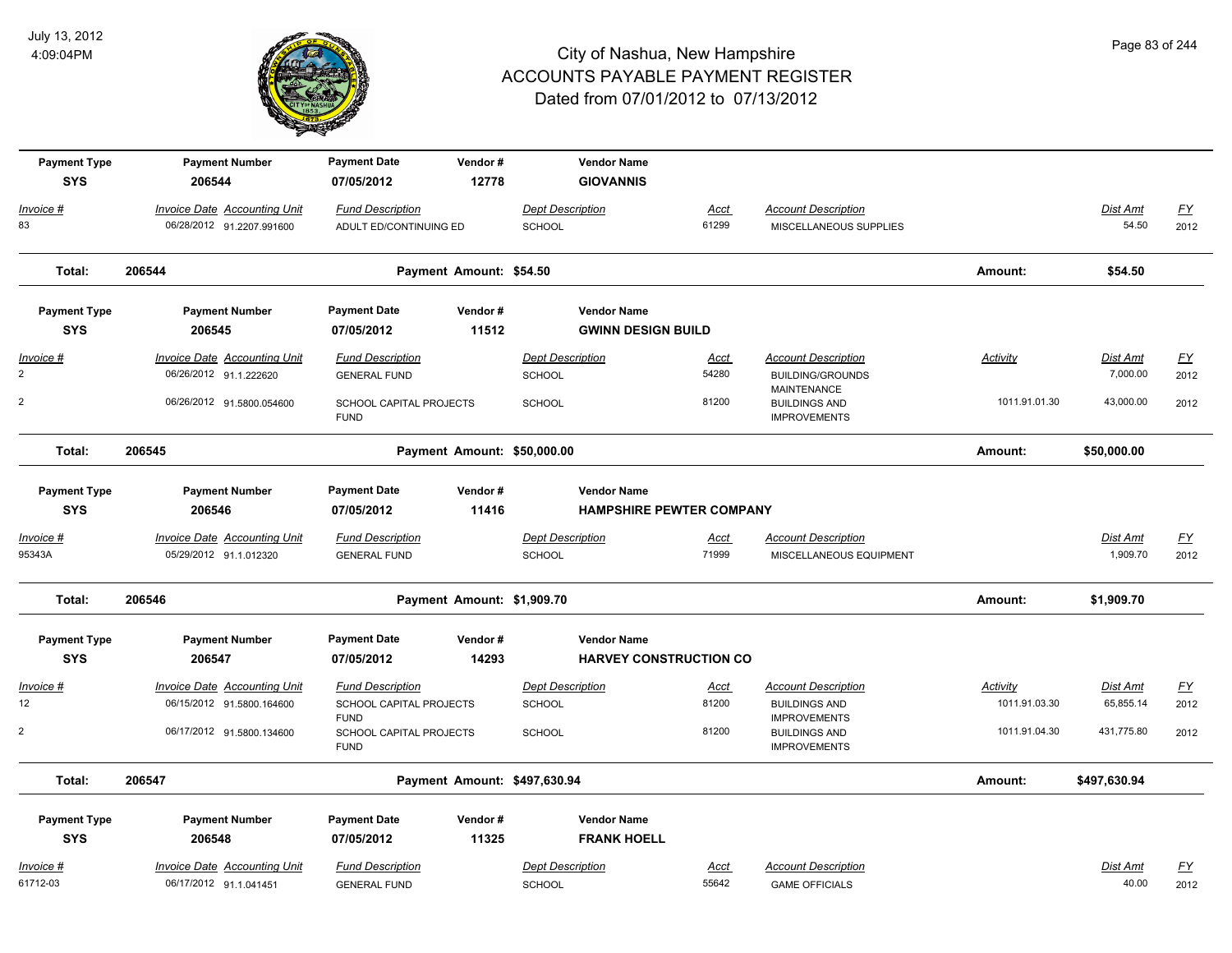# City of Nashua, New Hampshire
# ACCOUNTS PAYABLE PAYMENT REGISTER
## Dated from 07/01/2012 to 07/13/2012

July 13, 2012
4:09:04PM

| Payment Type | Payment Number | Payment Date | Vendor # | Vendor Name |
|---|---|---|---|---|
| SYS | 206544 | 07/05/2012 | 12778 | GIOVANNIS |

| Invoice # | Invoice Date | Accounting Unit | Fund Description | Dept Description | Acct | Account Description | Dist Amt | FY |
|---|---|---|---|---|---|---|---|---|
| 83 | 06/28/2012 | 91.2207.991600 | ADULT ED/CONTINUING ED | SCHOOL | 61299 | MISCELLANEOUS SUPPLIES | 54.50 | 2012 |

**Total: 206544 — Payment Amount: $54.50 — Amount: $54.50**

| Payment Type | Payment Number | Payment Date | Vendor # | Vendor Name |
|---|---|---|---|---|
| SYS | 206545 | 07/05/2012 | 11512 | GWINN DESIGN BUILD |

| Invoice # | Invoice Date | Accounting Unit | Fund Description | Dept Description | Acct | Account Description | Activity | Dist Amt | FY |
|---|---|---|---|---|---|---|---|---|---|
| 2 | 06/26/2012 | 91.1.222620 | GENERAL FUND | SCHOOL | 54280 | BUILDING/GROUNDS MAINTENANCE | | 7,000.00 | 2012 |
| 2 | 06/26/2012 | 91.5800.054600 | SCHOOL CAPITAL PROJECTS FUND | SCHOOL | 81200 | BUILDINGS AND IMPROVEMENTS | 1011.91.01.30 | 43,000.00 | 2012 |

**Total: 206545 — Payment Amount: $50,000.00 — Amount: $50,000.00**

| Payment Type | Payment Number | Payment Date | Vendor # | Vendor Name |
|---|---|---|---|---|
| SYS | 206546 | 07/05/2012 | 11416 | HAMPSHIRE PEWTER COMPANY |

| Invoice # | Invoice Date | Accounting Unit | Fund Description | Dept Description | Acct | Account Description | Dist Amt | FY |
|---|---|---|---|---|---|---|---|---|
| 95343A | 05/29/2012 | 91.1.012320 | GENERAL FUND | SCHOOL | 71999 | MISCELLANEOUS EQUIPMENT | 1,909.70 | 2012 |

**Total: 206546 — Payment Amount: $1,909.70 — Amount: $1,909.70**

| Payment Type | Payment Number | Payment Date | Vendor # | Vendor Name |
|---|---|---|---|---|
| SYS | 206547 | 07/05/2012 | 14293 | HARVEY CONSTRUCTION CO |

| Invoice # | Invoice Date | Accounting Unit | Fund Description | Dept Description | Acct | Account Description | Activity | Dist Amt | FY |
|---|---|---|---|---|---|---|---|---|---|
| 12 | 06/15/2012 | 91.5800.164600 | SCHOOL CAPITAL PROJECTS FUND | SCHOOL | 81200 | BUILDINGS AND IMPROVEMENTS | 1011.91.03.30 | 65,855.14 | 2012 |
| 2 | 06/17/2012 | 91.5800.134600 | SCHOOL CAPITAL PROJECTS FUND | SCHOOL | 81200 | BUILDINGS AND IMPROVEMENTS | 1011.91.04.30 | 431,775.80 | 2012 |

**Total: 206547 — Payment Amount: $497,630.94 — Amount: $497,630.94**

| Payment Type | Payment Number | Payment Date | Vendor # | Vendor Name |
|---|---|---|---|---|
| SYS | 206548 | 07/05/2012 | 11325 | FRANK HOELL |

| Invoice # | Invoice Date | Accounting Unit | Fund Description | Dept Description | Acct | Account Description | Dist Amt | FY |
|---|---|---|---|---|---|---|---|---|
| 61712-03 | 06/17/2012 | 91.1.041451 | GENERAL FUND | SCHOOL | 55642 | GAME OFFICIALS | 40.00 | 2012 |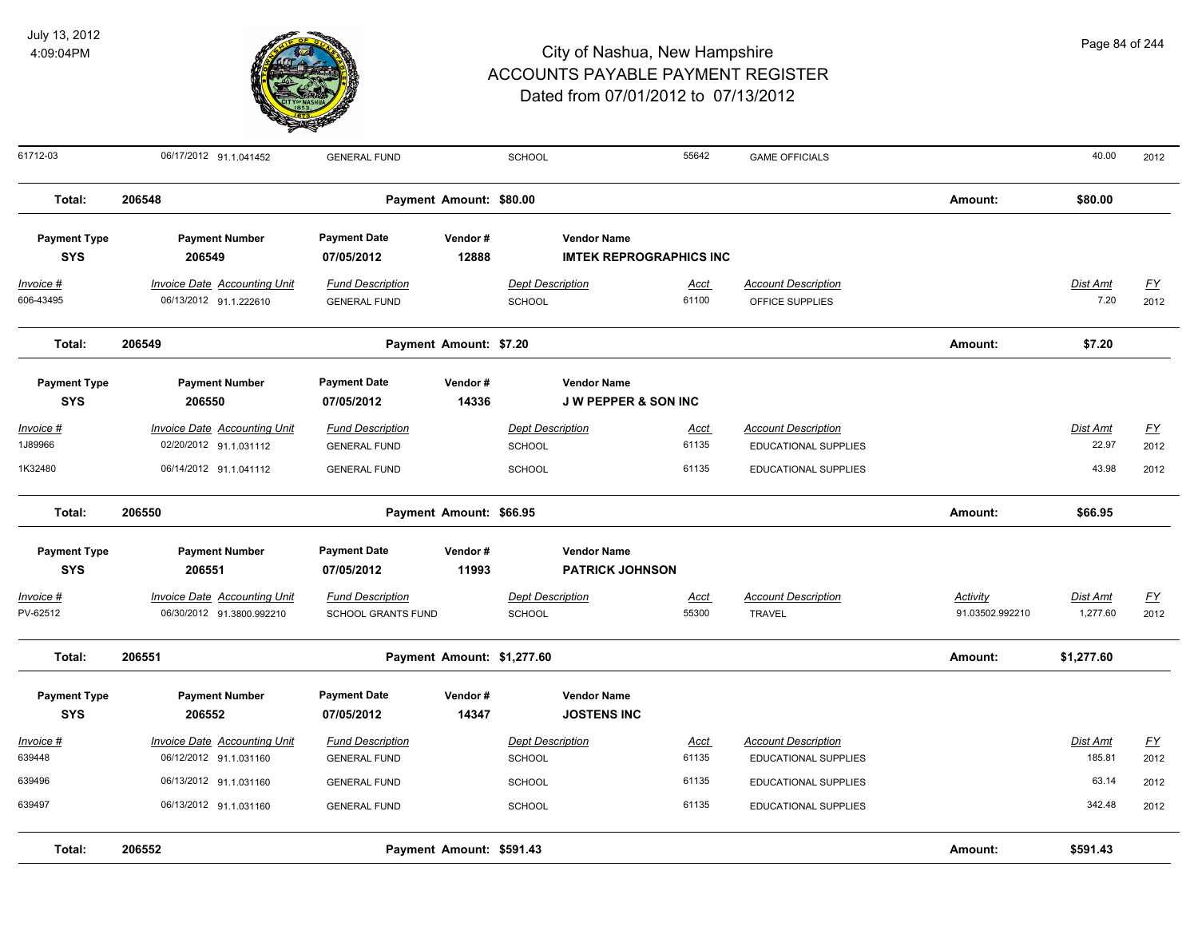# City of Nashua, New Hampshire
# ACCOUNTS PAYABLE PAYMENT REGISTER
## Dated from 07/01/2012 to 07/13/2012

| | | | | | | | | | |
|---|---|---|---|---|---|---|---|---|---|
| 61712-03 | 06/17/2012 91.1.041452 | GENERAL FUND | | SCHOOL | 55642 | GAME OFFICIALS | | 40.00 | 2012 |
| **Total:** | **206548** | | **Payment Amount: $80.00** | | | | **Amount:** | **$80.00** | |

| Payment Type | Payment Number | Payment Date | Vendor # | Vendor Name |
|---|---|---|---|---|
| **SYS** | **206549** | **07/05/2012** | **12888** | **IMTEK REPROGRAPHICS INC** |

| Invoice # | Invoice Date | Accounting Unit | Fund Description | Dept Description | Acct | Account Description | Dist Amt | FY |
|---|---|---|---|---|---|---|---|---|
| 606-43495 | 06/13/2012 | 91.1.222610 | GENERAL FUND | SCHOOL | 61100 | OFFICE SUPPLIES | 7.20 | 2012 |

**Total: 206549 — Payment Amount: $7.20 — Amount: $7.20**

| Payment Type | Payment Number | Payment Date | Vendor # | Vendor Name |
|---|---|---|---|---|
| **SYS** | **206550** | **07/05/2012** | **14336** | **J W PEPPER & SON INC** |

| Invoice # | Invoice Date | Accounting Unit | Fund Description | Dept Description | Acct | Account Description | Dist Amt | FY |
|---|---|---|---|---|---|---|---|---|
| 1J89966 | 02/20/2012 | 91.1.031112 | GENERAL FUND | SCHOOL | 61135 | EDUCATIONAL SUPPLIES | 22.97 | 2012 |
| 1K32480 | 06/14/2012 | 91.1.041112 | GENERAL FUND | SCHOOL | 61135 | EDUCATIONAL SUPPLIES | 43.98 | 2012 |

**Total: 206550 — Payment Amount: $66.95 — Amount: $66.95**

| Payment Type | Payment Number | Payment Date | Vendor # | Vendor Name |
|---|---|---|---|---|
| **SYS** | **206551** | **07/05/2012** | **11993** | **PATRICK JOHNSON** |

| Invoice # | Invoice Date | Accounting Unit | Fund Description | Dept Description | Acct | Account Description | Activity | Dist Amt | FY |
|---|---|---|---|---|---|---|---|---|---|
| PV-62512 | 06/30/2012 | 91.3800.992210 | SCHOOL GRANTS FUND | SCHOOL | 55300 | TRAVEL | 91.03502.992210 | 1,277.60 | 2012 |

**Total: 206551 — Payment Amount: $1,277.60 — Amount: $1,277.60**

| Payment Type | Payment Number | Payment Date | Vendor # | Vendor Name |
|---|---|---|---|---|
| **SYS** | **206552** | **07/05/2012** | **14347** | **JOSTENS INC** |

| Invoice # | Invoice Date | Accounting Unit | Fund Description | Dept Description | Acct | Account Description | Dist Amt | FY |
|---|---|---|---|---|---|---|---|---|
| 639448 | 06/12/2012 | 91.1.031160 | GENERAL FUND | SCHOOL | 61135 | EDUCATIONAL SUPPLIES | 185.81 | 2012 |
| 639496 | 06/13/2012 | 91.1.031160 | GENERAL FUND | SCHOOL | 61135 | EDUCATIONAL SUPPLIES | 63.14 | 2012 |
| 639497 | 06/13/2012 | 91.1.031160 | GENERAL FUND | SCHOOL | 61135 | EDUCATIONAL SUPPLIES | 342.48 | 2012 |

**Total: 206552 — Payment Amount: $591.43 — Amount: $591.43**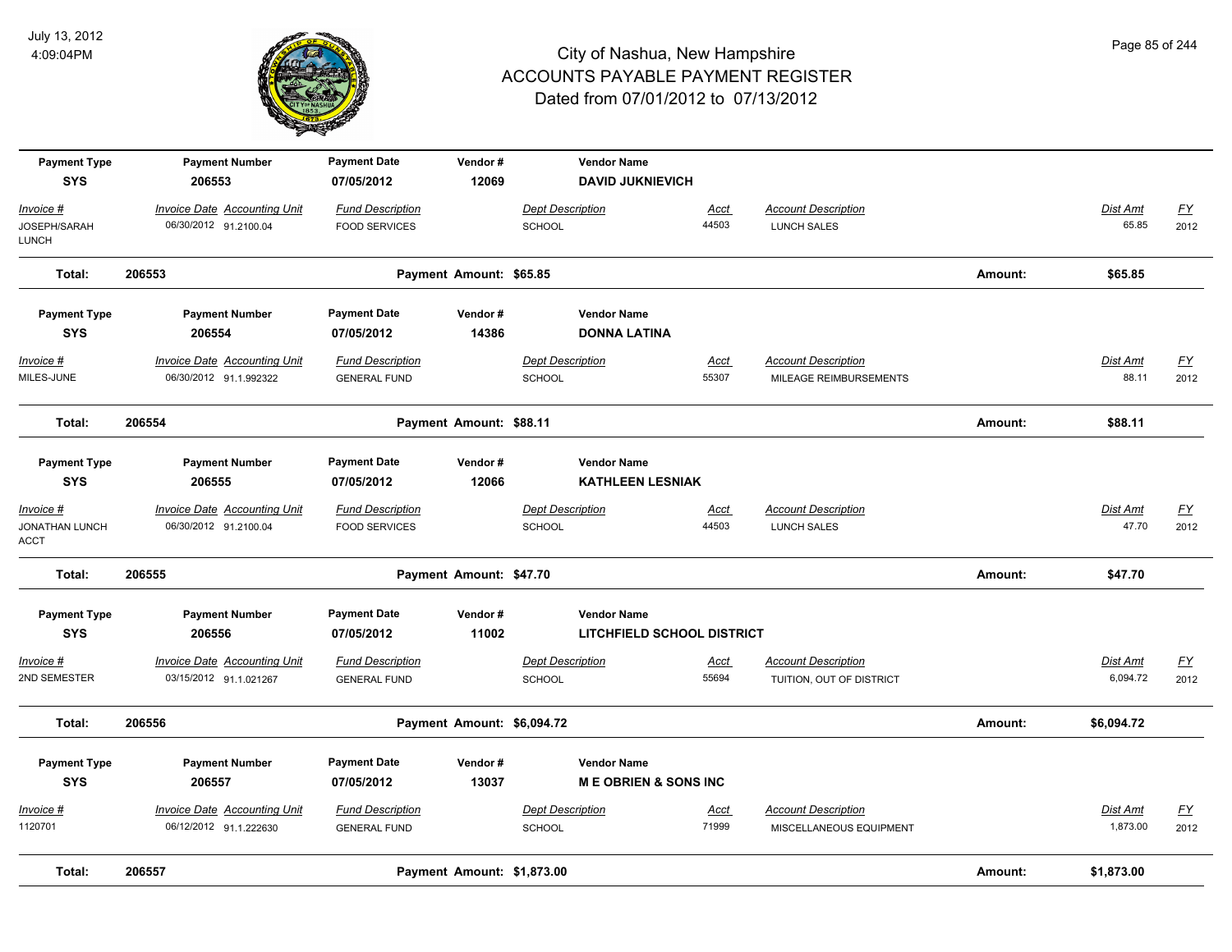# City of Nashua, New Hampshire
## ACCOUNTS PAYABLE PAYMENT REGISTER
### Dated from 07/01/2012 to 07/13/2012

July 13, 2012
4:09:04PM

| Payment Type | Payment Number | Payment Date | Vendor # | Vendor Name | | | | |
|---|---|---|---|---|---|---|---|---|
| SYS | 206553 | 07/05/2012 | 12069 | DAVID JUKNIEVICH | | | | |
| *Invoice #* | *Invoice Date Accounting Unit* | *Fund Description* | *Dept Description* | *Acct* | *Account Description* | | *Dist Amt* | *FY* |
| JOSEPH/SARAH LUNCH | 06/30/2012 91.2100.04 | FOOD SERVICES | SCHOOL | 44503 | LUNCH SALES | | 65.85 | 2012 |
| **Total:** | **206553** | **Payment Amount: $65.85** | | | | **Amount:** | **$65.85** | |

| Payment Type | Payment Number | Payment Date | Vendor # | Vendor Name | | | | |
|---|---|---|---|---|---|---|---|---|
| SYS | 206554 | 07/05/2012 | 14386 | DONNA LATINA | | | | |
| *Invoice #* | *Invoice Date Accounting Unit* | *Fund Description* | *Dept Description* | *Acct* | *Account Description* | | *Dist Amt* | *FY* |
| MILES-JUNE | 06/30/2012 91.1.992322 | GENERAL FUND | SCHOOL | 55307 | MILEAGE REIMBURSEMENTS | | 88.11 | 2012 |
| **Total:** | **206554** | **Payment Amount: $88.11** | | | | **Amount:** | **$88.11** | |

| Payment Type | Payment Number | Payment Date | Vendor # | Vendor Name | | | | |
|---|---|---|---|---|---|---|---|---|
| SYS | 206555 | 07/05/2012 | 12066 | KATHLEEN LESNIAK | | | | |
| *Invoice #* | *Invoice Date Accounting Unit* | *Fund Description* | *Dept Description* | *Acct* | *Account Description* | | *Dist Amt* | *FY* |
| JONATHAN LUNCH ACCT | 06/30/2012 91.2100.04 | FOOD SERVICES | SCHOOL | 44503 | LUNCH SALES | | 47.70 | 2012 |
| **Total:** | **206555** | **Payment Amount: $47.70** | | | | **Amount:** | **$47.70** | |

| Payment Type | Payment Number | Payment Date | Vendor # | Vendor Name | | | | |
|---|---|---|---|---|---|---|---|---|
| SYS | 206556 | 07/05/2012 | 11002 | LITCHFIELD SCHOOL DISTRICT | | | | |
| *Invoice #* | *Invoice Date Accounting Unit* | *Fund Description* | *Dept Description* | *Acct* | *Account Description* | | *Dist Amt* | *FY* |
| 2ND SEMESTER | 03/15/2012 91.1.021267 | GENERAL FUND | SCHOOL | 55694 | TUITION, OUT OF DISTRICT | | 6,094.72 | 2012 |
| **Total:** | **206556** | **Payment Amount: $6,094.72** | | | | **Amount:** | **$6,094.72** | |

| Payment Type | Payment Number | Payment Date | Vendor # | Vendor Name | | | | |
|---|---|---|---|---|---|---|---|---|
| SYS | 206557 | 07/05/2012 | 13037 | M E OBRIEN & SONS INC | | | | |
| *Invoice #* | *Invoice Date Accounting Unit* | *Fund Description* | *Dept Description* | *Acct* | *Account Description* | | *Dist Amt* | *FY* |
| 1120701 | 06/12/2012 91.1.222630 | GENERAL FUND | SCHOOL | 71999 | MISCELLANEOUS EQUIPMENT | | 1,873.00 | 2012 |
| **Total:** | **206557** | **Payment Amount: $1,873.00** | | | | **Amount:** | **$1,873.00** | |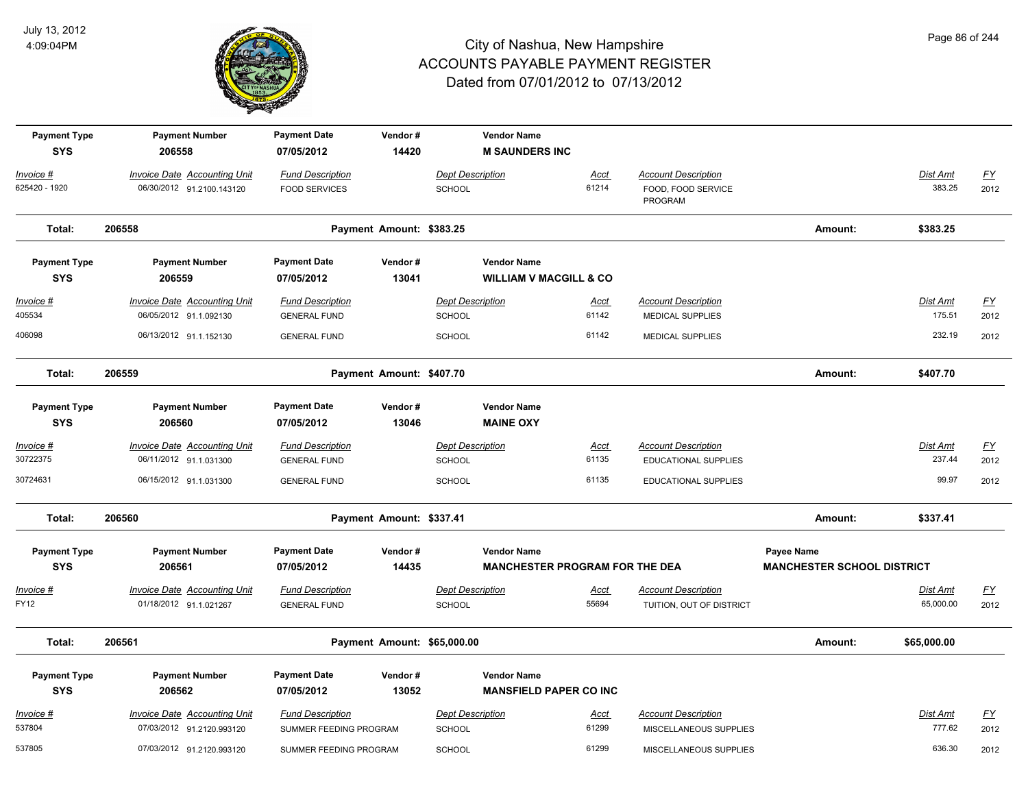# City of Nashua, New Hampshire
## ACCOUNTS PAYABLE PAYMENT REGISTER
### Dated from 07/01/2012 to 07/13/2012

July 13, 2012
4:09:04PM

| Payment Type | Payment Number | Payment Date | Vendor # | Vendor Name |
|---|---|---|---|---|
| SYS | 206558 | 07/05/2012 | 14420 | M SAUNDERS INC |

| Invoice # | Invoice Date | Accounting Unit | Fund Description | Dept Description | Acct | Account Description | Dist Amt | FY |
|---|---|---|---|---|---|---|---|---|
| 625420 - 1920 | 06/30/2012 | 91.2100.143120 | FOOD SERVICES | SCHOOL | 61214 | FOOD, FOOD SERVICE PROGRAM | 383.25 | 2012 |

**Total: 206558** Payment Amount: $383.25 Amount: **$383.25**

| Payment Type | Payment Number | Payment Date | Vendor # | Vendor Name |
|---|---|---|---|---|
| SYS | 206559 | 07/05/2012 | 13041 | WILLIAM V MACGILL & CO |

| Invoice # | Invoice Date | Accounting Unit | Fund Description | Dept Description | Acct | Account Description | Dist Amt | FY |
|---|---|---|---|---|---|---|---|---|
| 405534 | 06/05/2012 | 91.1.092130 | GENERAL FUND | SCHOOL | 61142 | MEDICAL SUPPLIES | 175.51 | 2012 |
| 406098 | 06/13/2012 | 91.1.152130 | GENERAL FUND | SCHOOL | 61142 | MEDICAL SUPPLIES | 232.19 | 2012 |

**Total: 206559** Payment Amount: $407.70 Amount: **$407.70**

| Payment Type | Payment Number | Payment Date | Vendor # | Vendor Name |
|---|---|---|---|---|
| SYS | 206560 | 07/05/2012 | 13046 | MAINE OXY |

| Invoice # | Invoice Date | Accounting Unit | Fund Description | Dept Description | Acct | Account Description | Dist Amt | FY |
|---|---|---|---|---|---|---|---|---|
| 30722375 | 06/11/2012 | 91.1.031300 | GENERAL FUND | SCHOOL | 61135 | EDUCATIONAL SUPPLIES | 237.44 | 2012 |
| 30724631 | 06/15/2012 | 91.1.031300 | GENERAL FUND | SCHOOL | 61135 | EDUCATIONAL SUPPLIES | 99.97 | 2012 |

**Total: 206560** Payment Amount: $337.41 Amount: **$337.41**

| Payment Type | Payment Number | Payment Date | Vendor # | Vendor Name | Payee Name |
|---|---|---|---|---|---|
| SYS | 206561 | 07/05/2012 | 14435 | MANCHESTER PROGRAM FOR THE DEA | MANCHESTER SCHOOL DISTRICT |

| Invoice # | Invoice Date | Accounting Unit | Fund Description | Dept Description | Acct | Account Description | Dist Amt | FY |
|---|---|---|---|---|---|---|---|---|
| FY12 | 01/18/2012 | 91.1.021267 | GENERAL FUND | SCHOOL | 55694 | TUITION, OUT OF DISTRICT | 65,000.00 | 2012 |

**Total: 206561** Payment Amount: $65,000.00 Amount: **$65,000.00**

| Payment Type | Payment Number | Payment Date | Vendor # | Vendor Name |
|---|---|---|---|---|
| SYS | 206562 | 07/05/2012 | 13052 | MANSFIELD PAPER CO INC |

| Invoice # | Invoice Date | Accounting Unit | Fund Description | Dept Description | Acct | Account Description | Dist Amt | FY |
|---|---|---|---|---|---|---|---|---|
| 537804 | 07/03/2012 | 91.2120.993120 | SUMMER FEEDING PROGRAM | SCHOOL | 61299 | MISCELLANEOUS SUPPLIES | 777.62 | 2012 |
| 537805 | 07/03/2012 | 91.2120.993120 | SUMMER FEEDING PROGRAM | SCHOOL | 61299 | MISCELLANEOUS SUPPLIES | 636.30 | 2012 |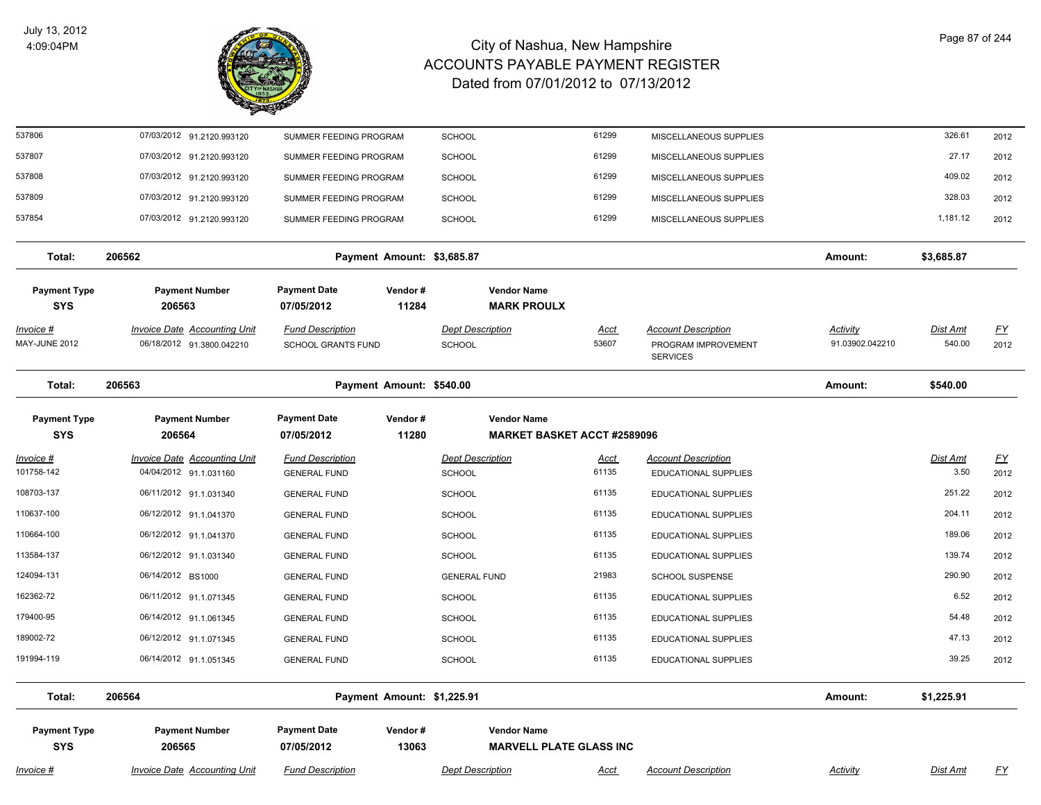# City of Nashua, New Hampshire
## ACCOUNTS PAYABLE PAYMENT REGISTER
### Dated from 07/01/2012 to 07/13/2012

July 13, 2012
4:09:04PM

| Invoice # | Invoice Date | Accounting Unit | Fund Description | Dept Description | Acct | Account Description | Activity | Dist Amt | FY |
|---|---|---|---|---|---|---|---|---|---|
| 537806 | 07/03/2012 | 91.2120.993120 | SUMMER FEEDING PROGRAM | SCHOOL | 61299 | MISCELLANEOUS SUPPLIES | | 326.61 | 2012 |
| 537807 | 07/03/2012 | 91.2120.993120 | SUMMER FEEDING PROGRAM | SCHOOL | 61299 | MISCELLANEOUS SUPPLIES | | 27.17 | 2012 |
| 537808 | 07/03/2012 | 91.2120.993120 | SUMMER FEEDING PROGRAM | SCHOOL | 61299 | MISCELLANEOUS SUPPLIES | | 409.02 | 2012 |
| 537809 | 07/03/2012 | 91.2120.993120 | SUMMER FEEDING PROGRAM | SCHOOL | 61299 | MISCELLANEOUS SUPPLIES | | 328.03 | 2012 |
| 537854 | 07/03/2012 | 91.2120.993120 | SUMMER FEEDING PROGRAM | SCHOOL | 61299 | MISCELLANEOUS SUPPLIES | | 1,181.12 | 2012 |

**Total: 206562 — Payment Amount: $3,685.87 — Amount: $3,685.87**

| Payment Type | Payment Number | Payment Date | Vendor # | Vendor Name |
|---|---|---|---|---|
| SYS | 206563 | 07/05/2012 | 11284 | MARK PROULX |

| Invoice # | Invoice Date | Accounting Unit | Fund Description | Dept Description | Acct | Account Description | Activity | Dist Amt | FY |
|---|---|---|---|---|---|---|---|---|---|
| MAY-JUNE 2012 | 06/18/2012 | 91.3800.042210 | SCHOOL GRANTS FUND | SCHOOL | 53607 | PROGRAM IMPROVEMENT SERVICES | 91.03902.042210 | 540.00 | 2012 |

**Total: 206563 — Payment Amount: $540.00 — Amount: $540.00**

| Payment Type | Payment Number | Payment Date | Vendor # | Vendor Name |
|---|---|---|---|---|
| SYS | 206564 | 07/05/2012 | 11280 | MARKET BASKET ACCT #2589096 |

| Invoice # | Invoice Date | Accounting Unit | Fund Description | Dept Description | Acct | Account Description | Dist Amt | FY |
|---|---|---|---|---|---|---|---|---|
| 101758-142 | 04/04/2012 | 91.1.031160 | GENERAL FUND | SCHOOL | 61135 | EDUCATIONAL SUPPLIES | 3.50 | 2012 |
| 108703-137 | 06/11/2012 | 91.1.031340 | GENERAL FUND | SCHOOL | 61135 | EDUCATIONAL SUPPLIES | 251.22 | 2012 |
| 110637-100 | 06/12/2012 | 91.1.041370 | GENERAL FUND | SCHOOL | 61135 | EDUCATIONAL SUPPLIES | 204.11 | 2012 |
| 110664-100 | 06/12/2012 | 91.1.041370 | GENERAL FUND | SCHOOL | 61135 | EDUCATIONAL SUPPLIES | 189.06 | 2012 |
| 113584-137 | 06/12/2012 | 91.1.031340 | GENERAL FUND | SCHOOL | 61135 | EDUCATIONAL SUPPLIES | 139.74 | 2012 |
| 124094-131 | 06/14/2012 | BS1000 | GENERAL FUND | GENERAL FUND | 21983 | SCHOOL SUSPENSE | 290.90 | 2012 |
| 162362-72 | 06/11/2012 | 91.1.071345 | GENERAL FUND | SCHOOL | 61135 | EDUCATIONAL SUPPLIES | 6.52 | 2012 |
| 179400-95 | 06/14/2012 | 91.1.061345 | GENERAL FUND | SCHOOL | 61135 | EDUCATIONAL SUPPLIES | 54.48 | 2012 |
| 189002-72 | 06/12/2012 | 91.1.071345 | GENERAL FUND | SCHOOL | 61135 | EDUCATIONAL SUPPLIES | 47.13 | 2012 |
| 191994-119 | 06/14/2012 | 91.1.051345 | GENERAL FUND | SCHOOL | 61135 | EDUCATIONAL SUPPLIES | 39.25 | 2012 |

**Total: 206564 — Payment Amount: $1,225.91 — Amount: $1,225.91**

| Payment Type | Payment Number | Payment Date | Vendor # | Vendor Name |
|---|---|---|---|---|
| SYS | 206565 | 07/05/2012 | 13063 | MARVELL PLATE GLASS INC |

| Invoice # | Invoice Date | Accounting Unit | Fund Description | Dept Description | Acct | Account Description | Activity | Dist Amt | FY |
|---|---|---|---|---|---|---|---|---|---|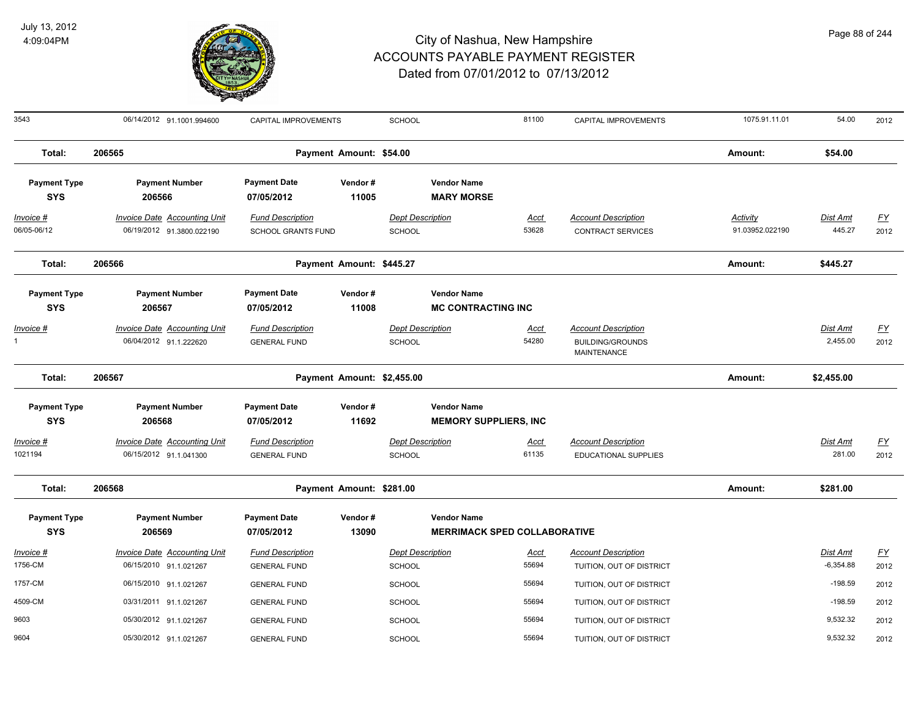# City of Nashua, New Hampshire
## ACCOUNTS PAYABLE PAYMENT REGISTER
### Dated from 07/01/2012 to 07/13/2012

| Invoice # | Invoice Date | Accounting Unit | Fund Description | Dept Description | Acct | Account Description | Activity | Dist Amt | FY |
|---|---|---|---|---|---|---|---|---|---|
| 3543 | 06/14/2012 | 91.1001.994600 | CAPITAL IMPROVEMENTS | SCHOOL | 81100 | CAPITAL IMPROVEMENTS | 1075.91.11.01 | 54.00 | 2012 |

**Total: 206565 — Payment Amount: $54.00 — Amount: $54.00**

| Payment Type | Payment Number | Payment Date | Vendor # | Vendor Name |
|---|---|---|---|---|
| SYS | 206566 | 07/05/2012 | 11005 | MARY MORSE |

| Invoice # | Invoice Date | Accounting Unit | Fund Description | Dept Description | Acct | Account Description | Activity | Dist Amt | FY |
|---|---|---|---|---|---|---|---|---|---|
| 06/05-06/12 | 06/19/2012 | 91.3800.022190 | SCHOOL GRANTS FUND | SCHOOL | 53628 | CONTRACT SERVICES | 91.03952.022190 | 445.27 | 2012 |

**Total: 206566 — Payment Amount: $445.27 — Amount: $445.27**

| Payment Type | Payment Number | Payment Date | Vendor # | Vendor Name |
|---|---|---|---|---|
| SYS | 206567 | 07/05/2012 | 11008 | MC CONTRACTING INC |

| Invoice # | Invoice Date | Accounting Unit | Fund Description | Dept Description | Acct | Account Description | Dist Amt | FY |
|---|---|---|---|---|---|---|---|---|
| 1 | 06/04/2012 | 91.1.222620 | GENERAL FUND | SCHOOL | 54280 | BUILDING/GROUNDS MAINTENANCE | 2,455.00 | 2012 |

**Total: 206567 — Payment Amount: $2,455.00 — Amount: $2,455.00**

| Payment Type | Payment Number | Payment Date | Vendor # | Vendor Name |
|---|---|---|---|---|
| SYS | 206568 | 07/05/2012 | 11692 | MEMORY SUPPLIERS, INC |

| Invoice # | Invoice Date | Accounting Unit | Fund Description | Dept Description | Acct | Account Description | Dist Amt | FY |
|---|---|---|---|---|---|---|---|---|
| 1021194 | 06/15/2012 | 91.1.041300 | GENERAL FUND | SCHOOL | 61135 | EDUCATIONAL SUPPLIES | 281.00 | 2012 |

**Total: 206568 — Payment Amount: $281.00 — Amount: $281.00**

| Payment Type | Payment Number | Payment Date | Vendor # | Vendor Name |
|---|---|---|---|---|
| SYS | 206569 | 07/05/2012 | 13090 | MERRIMACK SPED COLLABORATIVE |

| Invoice # | Invoice Date | Accounting Unit | Fund Description | Dept Description | Acct | Account Description | Dist Amt | FY |
|---|---|---|---|---|---|---|---|---|
| 1756-CM | 06/15/2010 | 91.1.021267 | GENERAL FUND | SCHOOL | 55694 | TUITION, OUT OF DISTRICT | -6,354.88 | 2012 |
| 1757-CM | 06/15/2010 | 91.1.021267 | GENERAL FUND | SCHOOL | 55694 | TUITION, OUT OF DISTRICT | -198.59 | 2012 |
| 4509-CM | 03/31/2011 | 91.1.021267 | GENERAL FUND | SCHOOL | 55694 | TUITION, OUT OF DISTRICT | -198.59 | 2012 |
| 9603 | 05/30/2012 | 91.1.021267 | GENERAL FUND | SCHOOL | 55694 | TUITION, OUT OF DISTRICT | 9,532.32 | 2012 |
| 9604 | 05/30/2012 | 91.1.021267 | GENERAL FUND | SCHOOL | 55694 | TUITION, OUT OF DISTRICT | 9,532.32 | 2012 |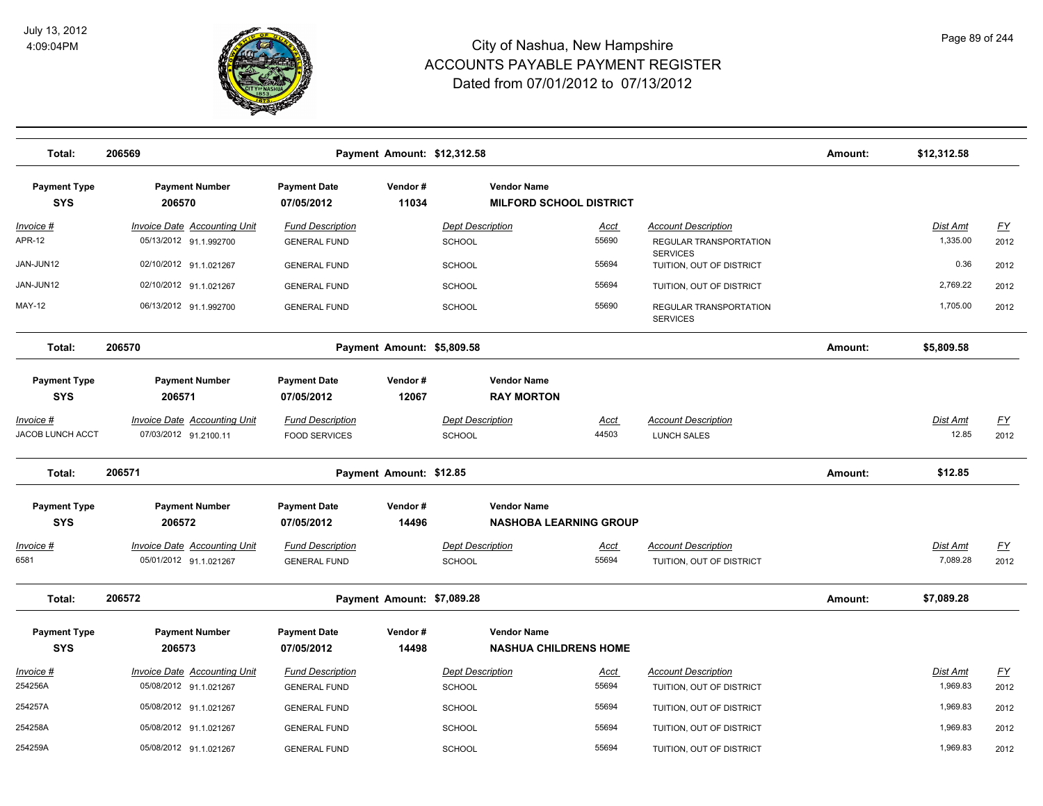# City of Nashua, New Hampshire
# ACCOUNTS PAYABLE PAYMENT REGISTER
## Dated from 07/01/2012 to 07/13/2012

July 13, 2012
4:09:04PM

| Total: | 206569 | | Payment Amount: $12,312.58 | | | | Amount: | $12,312.58 | |
|---|---|---|---|---|---|---|---|---|---|

| Payment Type | Payment Number | Payment Date | Vendor # | Vendor Name |
|---|---|---|---|---|
| SYS | 206570 | 07/05/2012 | 11034 | MILFORD SCHOOL DISTRICT |

| Invoice # | Invoice Date | Accounting Unit | Fund Description | Dept Description | Acct | Account Description | Dist Amt | FY |
|---|---|---|---|---|---|---|---|---|
| APR-12 | 05/13/2012 | 91.1.992700 | GENERAL FUND | SCHOOL | 55690 | REGULAR TRANSPORTATION SERVICES | 1,335.00 | 2012 |
| JAN-JUN12 | 02/10/2012 | 91.1.021267 | GENERAL FUND | SCHOOL | 55694 | TUITION, OUT OF DISTRICT | 0.36 | 2012 |
| JAN-JUN12 | 02/10/2012 | 91.1.021267 | GENERAL FUND | SCHOOL | 55694 | TUITION, OUT OF DISTRICT | 2,769.22 | 2012 |
| MAY-12 | 06/13/2012 | 91.1.992700 | GENERAL FUND | SCHOOL | 55690 | REGULAR TRANSPORTATION SERVICES | 1,705.00 | 2012 |

| Total: | 206570 | | Payment Amount: $5,809.58 | | | | Amount: | $5,809.58 | |
|---|---|---|---|---|---|---|---|---|---|

| Payment Type | Payment Number | Payment Date | Vendor # | Vendor Name |
|---|---|---|---|---|
| SYS | 206571 | 07/05/2012 | 12067 | RAY MORTON |

| Invoice # | Invoice Date | Accounting Unit | Fund Description | Dept Description | Acct | Account Description | Dist Amt | FY |
|---|---|---|---|---|---|---|---|---|
| JACOB LUNCH ACCT | 07/03/2012 | 91.2100.11 | FOOD SERVICES | SCHOOL | 44503 | LUNCH SALES | 12.85 | 2012 |

| Total: | 206571 | | Payment Amount: $12.85 | | | | Amount: | $12.85 | |
|---|---|---|---|---|---|---|---|---|---|

| Payment Type | Payment Number | Payment Date | Vendor # | Vendor Name |
|---|---|---|---|---|
| SYS | 206572 | 07/05/2012 | 14496 | NASHOBA LEARNING GROUP |

| Invoice # | Invoice Date | Accounting Unit | Fund Description | Dept Description | Acct | Account Description | Dist Amt | FY |
|---|---|---|---|---|---|---|---|---|
| 6581 | 05/01/2012 | 91.1.021267 | GENERAL FUND | SCHOOL | 55694 | TUITION, OUT OF DISTRICT | 7,089.28 | 2012 |

| Total: | 206572 | | Payment Amount: $7,089.28 | | | | Amount: | $7,089.28 | |
|---|---|---|---|---|---|---|---|---|---|

| Payment Type | Payment Number | Payment Date | Vendor # | Vendor Name |
|---|---|---|---|---|
| SYS | 206573 | 07/05/2012 | 14498 | NASHUA CHILDRENS HOME |

| Invoice # | Invoice Date | Accounting Unit | Fund Description | Dept Description | Acct | Account Description | Dist Amt | FY |
|---|---|---|---|---|---|---|---|---|
| 254256A | 05/08/2012 | 91.1.021267 | GENERAL FUND | SCHOOL | 55694 | TUITION, OUT OF DISTRICT | 1,969.83 | 2012 |
| 254257A | 05/08/2012 | 91.1.021267 | GENERAL FUND | SCHOOL | 55694 | TUITION, OUT OF DISTRICT | 1,969.83 | 2012 |
| 254258A | 05/08/2012 | 91.1.021267 | GENERAL FUND | SCHOOL | 55694 | TUITION, OUT OF DISTRICT | 1,969.83 | 2012 |
| 254259A | 05/08/2012 | 91.1.021267 | GENERAL FUND | SCHOOL | 55694 | TUITION, OUT OF DISTRICT | 1,969.83 | 2012 |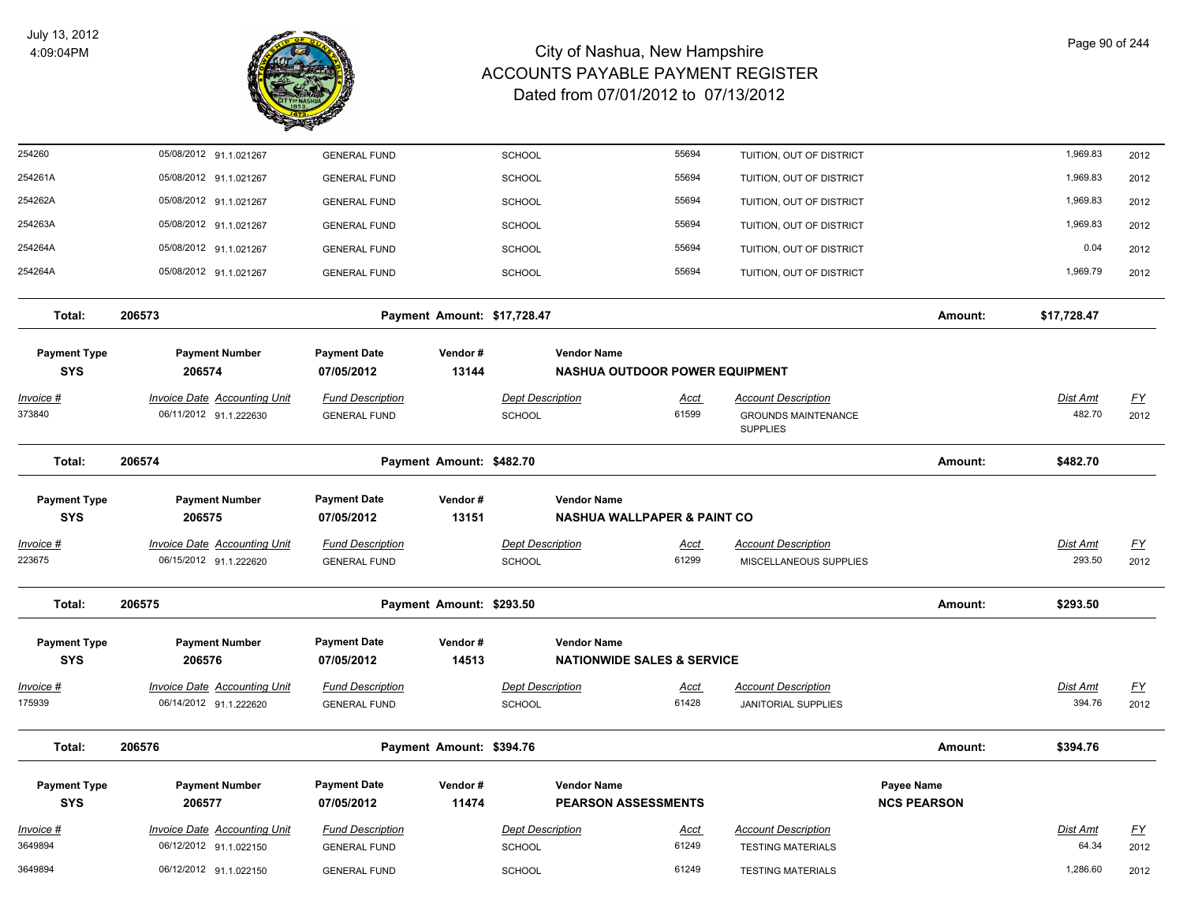| | | | | | | | |
|---|---|---|---|---|---|---|---|
| 254260 | 05/08/2012 91.1.021267 | GENERAL FUND | SCHOOL | 55694 | TUITION, OUT OF DISTRICT | 1,969.83 | 2012 |
| 254261A | 05/08/2012 91.1.021267 | GENERAL FUND | SCHOOL | 55694 | TUITION, OUT OF DISTRICT | 1,969.83 | 2012 |
| 254262A | 05/08/2012 91.1.021267 | GENERAL FUND | SCHOOL | 55694 | TUITION, OUT OF DISTRICT | 1,969.83 | 2012 |
| 254263A | 05/08/2012 91.1.021267 | GENERAL FUND | SCHOOL | 55694 | TUITION, OUT OF DISTRICT | 1,969.83 | 2012 |
| 254264A | 05/08/2012 91.1.021267 | GENERAL FUND | SCHOOL | 55694 | TUITION, OUT OF DISTRICT | 0.04 | 2012 |
| 254264A | 05/08/2012 91.1.021267 | GENERAL FUND | SCHOOL | 55694 | TUITION, OUT OF DISTRICT | 1,969.79 | 2012 |

**Total: 206573 Payment Amount: $17,728.47 Amount: $17,728.47**

| Payment Type | Payment Number | Payment Date | Vendor # | Vendor Name |
|---|---|---|---|---|
| SYS | 206574 | 07/05/2012 | 13144 | NASHUA OUTDOOR POWER EQUIPMENT |

| Invoice # | Invoice Date Accounting Unit | Fund Description | Dept Description | Acct | Account Description | Dist Amt | FY |
|---|---|---|---|---|---|---|---|
| 373840 | 06/11/2012 91.1.222630 | GENERAL FUND | SCHOOL | 61599 | GROUNDS MAINTENANCE SUPPLIES | 482.70 | 2012 |

**Total: 206574 Payment Amount: $482.70 Amount: $482.70**

| Payment Type | Payment Number | Payment Date | Vendor # | Vendor Name |
|---|---|---|---|---|
| SYS | 206575 | 07/05/2012 | 13151 | NASHUA WALLPAPER & PAINT CO |

| Invoice # | Invoice Date Accounting Unit | Fund Description | Dept Description | Acct | Account Description | Dist Amt | FY |
|---|---|---|---|---|---|---|---|
| 223675 | 06/15/2012 91.1.222620 | GENERAL FUND | SCHOOL | 61299 | MISCELLANEOUS SUPPLIES | 293.50 | 2012 |

**Total: 206575 Payment Amount: $293.50 Amount: $293.50**

| Payment Type | Payment Number | Payment Date | Vendor # | Vendor Name |
|---|---|---|---|---|
| SYS | 206576 | 07/05/2012 | 14513 | NATIONWIDE SALES & SERVICE |

| Invoice # | Invoice Date Accounting Unit | Fund Description | Dept Description | Acct | Account Description | Dist Amt | FY |
|---|---|---|---|---|---|---|---|
| 175939 | 06/14/2012 91.1.222620 | GENERAL FUND | SCHOOL | 61428 | JANITORIAL SUPPLIES | 394.76 | 2012 |

**Total: 206576 Payment Amount: $394.76 Amount: $394.76**

| Payment Type | Payment Number | Payment Date | Vendor # | Vendor Name | Payee Name |
|---|---|---|---|---|---|
| SYS | 206577 | 07/05/2012 | 11474 | PEARSON ASSESSMENTS | NCS PEARSON |

| Invoice # | Invoice Date Accounting Unit | Fund Description | Dept Description | Acct | Account Description | Dist Amt | FY |
|---|---|---|---|---|---|---|---|
| 3649894 | 06/12/2012 91.1.022150 | GENERAL FUND | SCHOOL | 61249 | TESTING MATERIALS | 64.34 | 2012 |
| 3649894 | 06/12/2012 91.1.022150 | GENERAL FUND | SCHOOL | 61249 | TESTING MATERIALS | 1,286.60 | 2012 |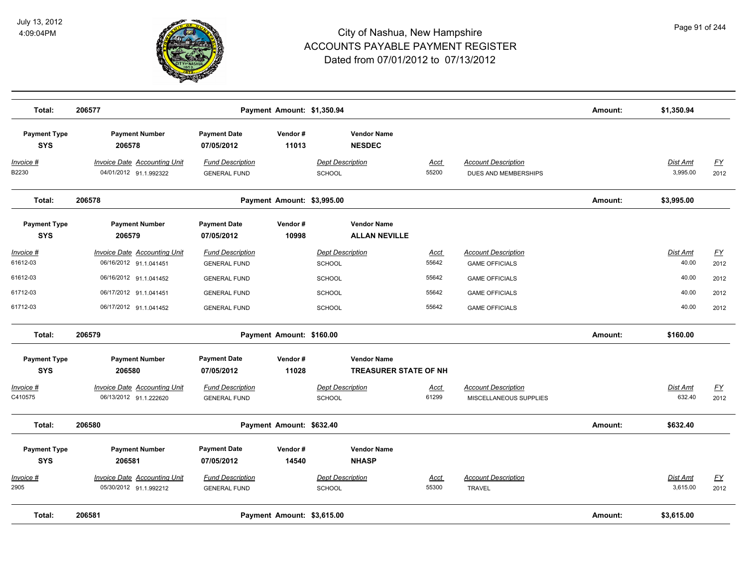# City of Nashua, New Hampshire
## ACCOUNTS PAYABLE PAYMENT REGISTER
### Dated from 07/01/2012 to 07/13/2012

July 13, 2012
4:09:04PM

| Total: | 206577 | Payment Amount: $1,350.94 | | | | | Amount: | $1,350.94 | |
|---|---|---|---|---|---|---|---|---|---|

| Payment Type | Payment Number | Payment Date | Vendor # | Vendor Name | | | | | |
|---|---|---|---|---|---|---|---|---|---|
| **SYS** | **206578** | **07/05/2012** | **11013** | **NESDEC** | | | | | |
| *Invoice #* | *Invoice Date* | *Accounting Unit* | *Fund Description* | *Dept Description* | *Acct* | *Account Description* | | *Dist Amt* | *FY* |
| B2230 | 04/01/2012 | 91.1.992322 | GENERAL FUND | SCHOOL | 55200 | DUES AND MEMBERSHIPS | | 3,995.00 | 2012 |

| Total: | 206578 | Payment Amount: $3,995.00 | | | | | Amount: | $3,995.00 | |
|---|---|---|---|---|---|---|---|---|---|

| Payment Type | Payment Number | Payment Date | Vendor # | Vendor Name | | | | | |
|---|---|---|---|---|---|---|---|---|---|
| **SYS** | **206579** | **07/05/2012** | **10998** | **ALLAN NEVILLE** | | | | | |
| *Invoice #* | *Invoice Date* | *Accounting Unit* | *Fund Description* | *Dept Description* | *Acct* | *Account Description* | | *Dist Amt* | *FY* |
| 61612-03 | 06/16/2012 | 91.1.041451 | GENERAL FUND | SCHOOL | 55642 | GAME OFFICIALS | | 40.00 | 2012 |
| 61612-03 | 06/16/2012 | 91.1.041452 | GENERAL FUND | SCHOOL | 55642 | GAME OFFICIALS | | 40.00 | 2012 |
| 61712-03 | 06/17/2012 | 91.1.041451 | GENERAL FUND | SCHOOL | 55642 | GAME OFFICIALS | | 40.00 | 2012 |
| 61712-03 | 06/17/2012 | 91.1.041452 | GENERAL FUND | SCHOOL | 55642 | GAME OFFICIALS | | 40.00 | 2012 |

| Total: | 206579 | Payment Amount: $160.00 | | | | | Amount: | $160.00 | |
|---|---|---|---|---|---|---|---|---|---|

| Payment Type | Payment Number | Payment Date | Vendor # | Vendor Name | | | | | |
|---|---|---|---|---|---|---|---|---|---|
| **SYS** | **206580** | **07/05/2012** | **11028** | **TREASURER STATE OF NH** | | | | | |
| *Invoice #* | *Invoice Date* | *Accounting Unit* | *Fund Description* | *Dept Description* | *Acct* | *Account Description* | | *Dist Amt* | *FY* |
| C410575 | 06/13/2012 | 91.1.222620 | GENERAL FUND | SCHOOL | 61299 | MISCELLANEOUS SUPPLIES | | 632.40 | 2012 |

| Total: | 206580 | Payment Amount: $632.40 | | | | | Amount: | $632.40 | |
|---|---|---|---|---|---|---|---|---|---|

| Payment Type | Payment Number | Payment Date | Vendor # | Vendor Name | | | | | |
|---|---|---|---|---|---|---|---|---|---|
| **SYS** | **206581** | **07/05/2012** | **14540** | **NHASP** | | | | | |
| *Invoice #* | *Invoice Date* | *Accounting Unit* | *Fund Description* | *Dept Description* | *Acct* | *Account Description* | | *Dist Amt* | *FY* |
| 2905 | 05/30/2012 | 91.1.992212 | GENERAL FUND | SCHOOL | 55300 | TRAVEL | | 3,615.00 | 2012 |

| Total: | 206581 | Payment Amount: $3,615.00 | | | | | Amount: | $3,615.00 | |
|---|---|---|---|---|---|---|---|---|---|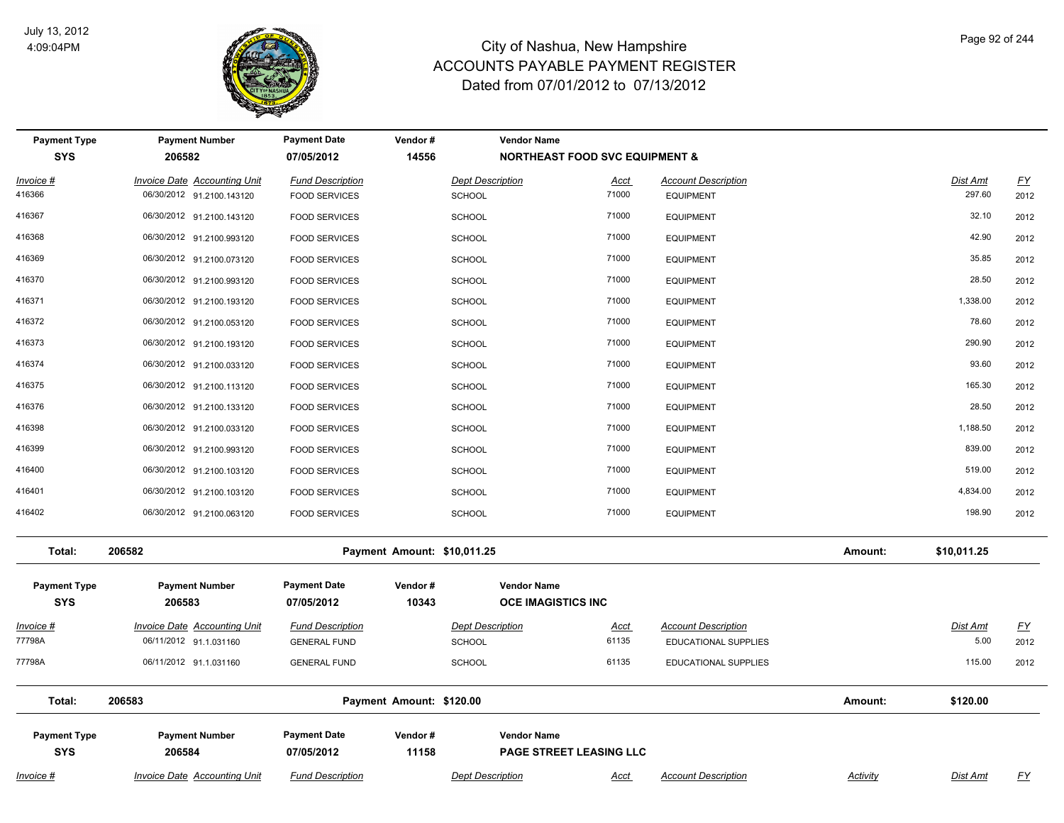# City of Nashua, New Hampshire
## ACCOUNTS PAYABLE PAYMENT REGISTER
### Dated from 07/01/2012 to 07/13/2012

July 13, 2012
4:09:04PM

| Payment Type | Payment Number | Payment Date | Vendor # | Vendor Name |
|---|---|---|---|---|
| SYS | 206582 | 07/05/2012 | 14556 | NORTHEAST FOOD SVC EQUIPMENT & |

| Invoice # | Invoice Date | Accounting Unit | Fund Description | Dept Description | Acct | Account Description | Dist Amt | FY |
|---|---|---|---|---|---|---|---|---|
| 416366 | 06/30/2012 | 91.2100.143120 | FOOD SERVICES | SCHOOL | 71000 | EQUIPMENT | 297.60 | 2012 |
| 416367 | 06/30/2012 | 91.2100.143120 | FOOD SERVICES | SCHOOL | 71000 | EQUIPMENT | 32.10 | 2012 |
| 416368 | 06/30/2012 | 91.2100.993120 | FOOD SERVICES | SCHOOL | 71000 | EQUIPMENT | 42.90 | 2012 |
| 416369 | 06/30/2012 | 91.2100.073120 | FOOD SERVICES | SCHOOL | 71000 | EQUIPMENT | 35.85 | 2012 |
| 416370 | 06/30/2012 | 91.2100.993120 | FOOD SERVICES | SCHOOL | 71000 | EQUIPMENT | 28.50 | 2012 |
| 416371 | 06/30/2012 | 91.2100.193120 | FOOD SERVICES | SCHOOL | 71000 | EQUIPMENT | 1,338.00 | 2012 |
| 416372 | 06/30/2012 | 91.2100.053120 | FOOD SERVICES | SCHOOL | 71000 | EQUIPMENT | 78.60 | 2012 |
| 416373 | 06/30/2012 | 91.2100.193120 | FOOD SERVICES | SCHOOL | 71000 | EQUIPMENT | 290.90 | 2012 |
| 416374 | 06/30/2012 | 91.2100.033120 | FOOD SERVICES | SCHOOL | 71000 | EQUIPMENT | 93.60 | 2012 |
| 416375 | 06/30/2012 | 91.2100.113120 | FOOD SERVICES | SCHOOL | 71000 | EQUIPMENT | 165.30 | 2012 |
| 416376 | 06/30/2012 | 91.2100.133120 | FOOD SERVICES | SCHOOL | 71000 | EQUIPMENT | 28.50 | 2012 |
| 416398 | 06/30/2012 | 91.2100.033120 | FOOD SERVICES | SCHOOL | 71000 | EQUIPMENT | 1,188.50 | 2012 |
| 416399 | 06/30/2012 | 91.2100.993120 | FOOD SERVICES | SCHOOL | 71000 | EQUIPMENT | 839.00 | 2012 |
| 416400 | 06/30/2012 | 91.2100.103120 | FOOD SERVICES | SCHOOL | 71000 | EQUIPMENT | 519.00 | 2012 |
| 416401 | 06/30/2012 | 91.2100.103120 | FOOD SERVICES | SCHOOL | 71000 | EQUIPMENT | 4,834.00 | 2012 |
| 416402 | 06/30/2012 | 91.2100.063120 | FOOD SERVICES | SCHOOL | 71000 | EQUIPMENT | 198.90 | 2012 |

**Total: 206582** — Payment Amount: $10,011.25 — Amount: $10,011.25

| Payment Type | Payment Number | Payment Date | Vendor # | Vendor Name |
|---|---|---|---|---|
| SYS | 206583 | 07/05/2012 | 10343 | OCE IMAGISTICS INC |

| Invoice # | Invoice Date | Accounting Unit | Fund Description | Dept Description | Acct | Account Description | Dist Amt | FY |
|---|---|---|---|---|---|---|---|---|
| 77798A | 06/11/2012 | 91.1.031160 | GENERAL FUND | SCHOOL | 61135 | EDUCATIONAL SUPPLIES | 5.00 | 2012 |
| 77798A | 06/11/2012 | 91.1.031160 | GENERAL FUND | SCHOOL | 61135 | EDUCATIONAL SUPPLIES | 115.00 | 2012 |

**Total: 206583** — Payment Amount: $120.00 — Amount: $120.00

| Payment Type | Payment Number | Payment Date | Vendor # | Vendor Name |
|---|---|---|---|---|
| SYS | 206584 | 07/05/2012 | 11158 | PAGE STREET LEASING LLC |

| Invoice # | Invoice Date | Accounting Unit | Fund Description | Dept Description | Acct | Account Description | Activity | Dist Amt | FY |
|---|---|---|---|---|---|---|---|---|---|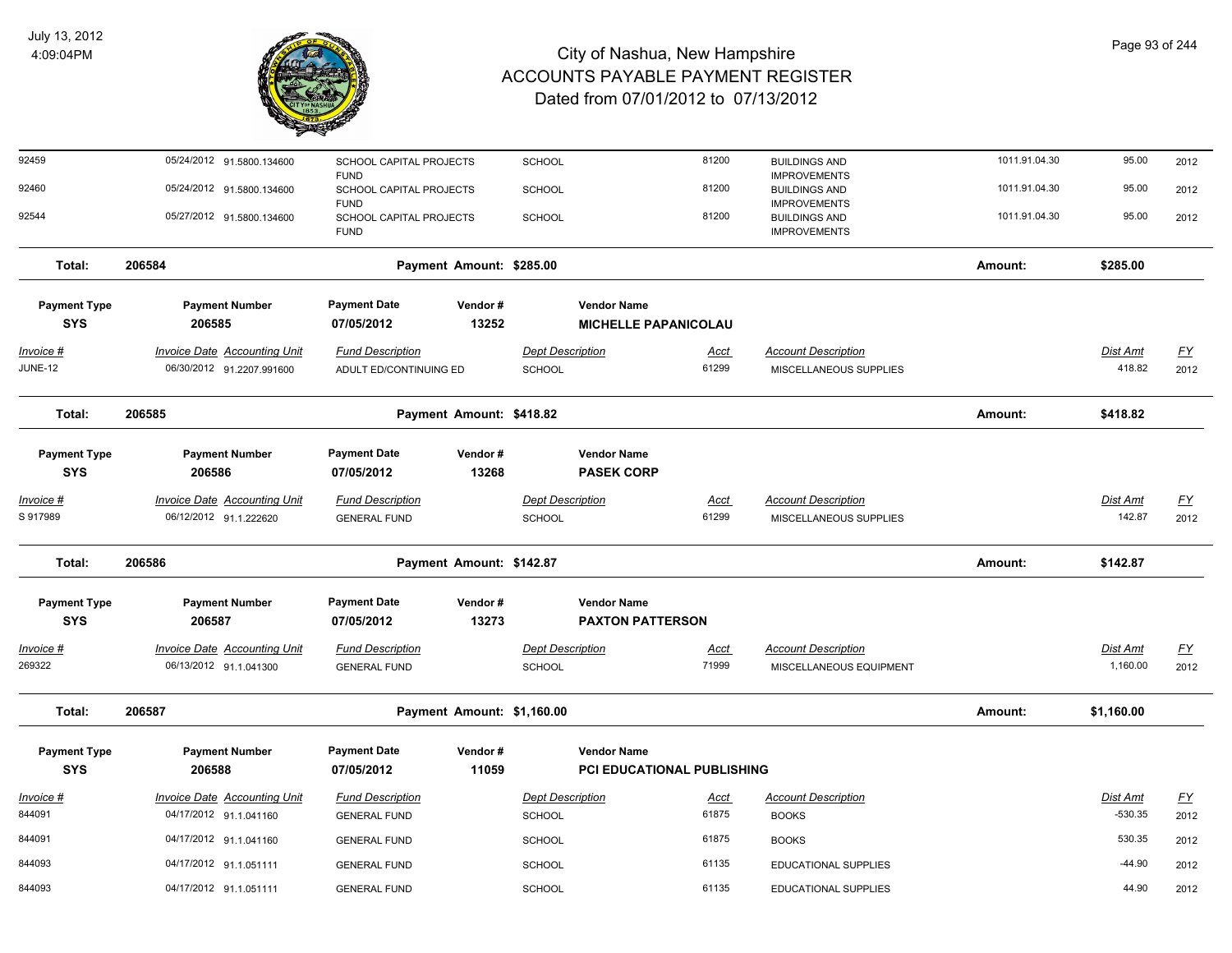# City of Nashua, New Hampshire
# ACCOUNTS PAYABLE PAYMENT REGISTER
## Dated from 07/01/2012 to 07/13/2012

July 13, 2012
4:09:04PM

| Invoice # | Invoice Date | Accounting Unit | Fund Description | Dept Description | Acct | Account Description | | Dist Amt | FY |
|---|---|---|---|---|---|---|---|---|---|
| 92459 | 05/24/2012 | 91.5800.134600 | SCHOOL CAPITAL PROJECTS FUND | SCHOOL | 81200 | BUILDINGS AND IMPROVEMENTS | 1011.91.04.30 | 95.00 | 2012 |
| 92460 | 05/24/2012 | 91.5800.134600 | SCHOOL CAPITAL PROJECTS FUND | SCHOOL | 81200 | BUILDINGS AND IMPROVEMENTS | 1011.91.04.30 | 95.00 | 2012 |
| 92544 | 05/27/2012 | 91.5800.134600 | SCHOOL CAPITAL PROJECTS FUND | SCHOOL | 81200 | BUILDINGS AND IMPROVEMENTS | 1011.91.04.30 | 95.00 | 2012 |

**Total: 206584** Payment Amount: $285.00 Amount: $285.00

| Payment Type | Payment Number | Payment Date | Vendor # | Vendor Name |
|---|---|---|---|---|
| SYS | 206585 | 07/05/2012 | 13252 | MICHELLE PAPANICOLAU |

| Invoice # | Invoice Date | Accounting Unit | Fund Description | Dept Description | Acct | Account Description | Dist Amt | FY |
|---|---|---|---|---|---|---|---|---|
| JUNE-12 | 06/30/2012 | 91.2207.991600 | ADULT ED/CONTINUING ED | SCHOOL | 61299 | MISCELLANEOUS SUPPLIES | 418.82 | 2012 |

**Total: 206585** Payment Amount: $418.82 Amount: $418.82

| Payment Type | Payment Number | Payment Date | Vendor # | Vendor Name |
|---|---|---|---|---|
| SYS | 206586 | 07/05/2012 | 13268 | PASEK CORP |

| Invoice # | Invoice Date | Accounting Unit | Fund Description | Dept Description | Acct | Account Description | Dist Amt | FY |
|---|---|---|---|---|---|---|---|---|
| S 917989 | 06/12/2012 | 91.1.222620 | GENERAL FUND | SCHOOL | 61299 | MISCELLANEOUS SUPPLIES | 142.87 | 2012 |

**Total: 206586** Payment Amount: $142.87 Amount: $142.87

| Payment Type | Payment Number | Payment Date | Vendor # | Vendor Name |
|---|---|---|---|---|
| SYS | 206587 | 07/05/2012 | 13273 | PAXTON PATTERSON |

| Invoice # | Invoice Date | Accounting Unit | Fund Description | Dept Description | Acct | Account Description | Dist Amt | FY |
|---|---|---|---|---|---|---|---|---|
| 269322 | 06/13/2012 | 91.1.041300 | GENERAL FUND | SCHOOL | 71999 | MISCELLANEOUS EQUIPMENT | 1,160.00 | 2012 |

**Total: 206587** Payment Amount: $1,160.00 Amount: $1,160.00

| Payment Type | Payment Number | Payment Date | Vendor # | Vendor Name |
|---|---|---|---|---|
| SYS | 206588 | 07/05/2012 | 11059 | PCI EDUCATIONAL PUBLISHING |

| Invoice # | Invoice Date | Accounting Unit | Fund Description | Dept Description | Acct | Account Description | Dist Amt | FY |
|---|---|---|---|---|---|---|---|---|
| 844091 | 04/17/2012 | 91.1.041160 | GENERAL FUND | SCHOOL | 61875 | BOOKS | -530.35 | 2012 |
| 844091 | 04/17/2012 | 91.1.041160 | GENERAL FUND | SCHOOL | 61875 | BOOKS | 530.35 | 2012 |
| 844093 | 04/17/2012 | 91.1.051111 | GENERAL FUND | SCHOOL | 61135 | EDUCATIONAL SUPPLIES | -44.90 | 2012 |
| 844093 | 04/17/2012 | 91.1.051111 | GENERAL FUND | SCHOOL | 61135 | EDUCATIONAL SUPPLIES | 44.90 | 2012 |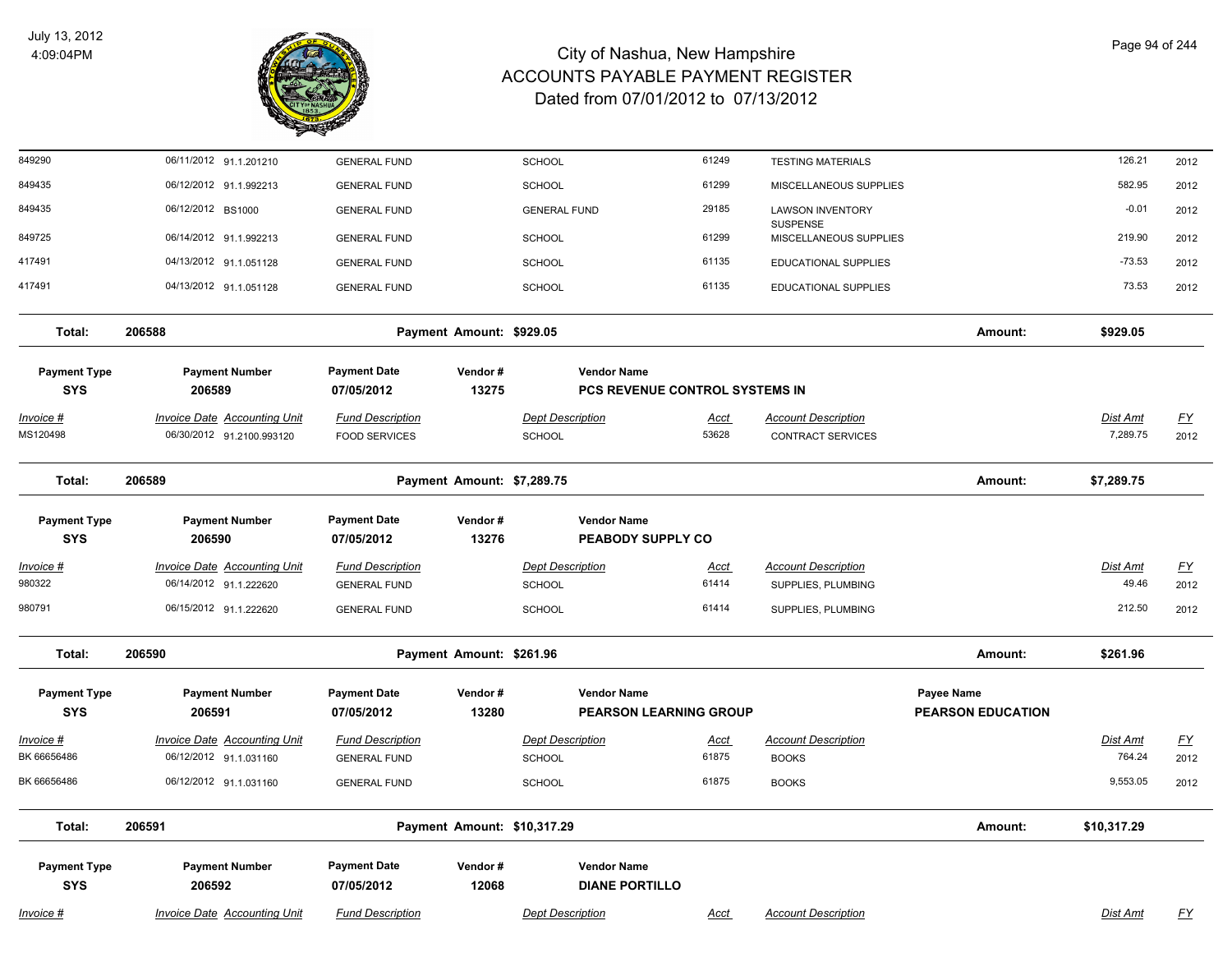| | | | | | | | | |
|---|---|---|---|---|---|---|---|---|
| 849290 | 06/11/2012 91.1.201210 | GENERAL FUND | SCHOOL | 61249 | TESTING MATERIALS | | 126.21 | 2012 |
| 849435 | 06/12/2012 91.1.992213 | GENERAL FUND | SCHOOL | 61299 | MISCELLANEOUS SUPPLIES | | 582.95 | 2012 |
| 849435 | 06/12/2012 BS1000 | GENERAL FUND | GENERAL FUND | 29185 | LAWSON INVENTORY SUSPENSE | | -0.01 | 2012 |
| 849725 | 06/14/2012 91.1.992213 | GENERAL FUND | SCHOOL | 61299 | MISCELLANEOUS SUPPLIES | | 219.90 | 2012 |
| 417491 | 04/13/2012 91.1.051128 | GENERAL FUND | SCHOOL | 61135 | EDUCATIONAL SUPPLIES | | -73.53 | 2012 |
| 417491 | 04/13/2012 91.1.051128 | GENERAL FUND | SCHOOL | 61135 | EDUCATIONAL SUPPLIES | | 73.53 | 2012 |

**Total:** 206588 **Payment Amount: $929.05** **Amount:** **$929.05**

| Payment Type | Payment Number | Payment Date | Vendor # | Vendor Name |
|---|---|---|---|---|
| **SYS** | **206589** | **07/05/2012** | **13275** | **PCS REVENUE CONTROL SYSTEMS IN** |

| *Invoice #* | *Invoice Date Accounting Unit* | *Fund Description* | *Dept Description* | *Acct* | *Account Description* | *Dist Amt* | *FY* |
|---|---|---|---|---|---|---|---|
| MS120498 | 06/30/2012 91.2100.993120 | FOOD SERVICES | SCHOOL | 53628 | CONTRACT SERVICES | 7,289.75 | 2012 |

**Total:** 206589 **Payment Amount: $7,289.75** **Amount:** **$7,289.75**

| Payment Type | Payment Number | Payment Date | Vendor # | Vendor Name |
|---|---|---|---|---|
| **SYS** | **206590** | **07/05/2012** | **13276** | **PEABODY SUPPLY CO** |

| *Invoice #* | *Invoice Date Accounting Unit* | *Fund Description* | *Dept Description* | *Acct* | *Account Description* | *Dist Amt* | *FY* |
|---|---|---|---|---|---|---|---|
| 980322 | 06/14/2012 91.1.222620 | GENERAL FUND | SCHOOL | 61414 | SUPPLIES, PLUMBING | 49.46 | 2012 |
| 980791 | 06/15/2012 91.1.222620 | GENERAL FUND | SCHOOL | 61414 | SUPPLIES, PLUMBING | 212.50 | 2012 |

**Total:** 206590 **Payment Amount: $261.96** **Amount:** **$261.96**

| Payment Type | Payment Number | Payment Date | Vendor # | Vendor Name | Payee Name |
|---|---|---|---|---|---|
| **SYS** | **206591** | **07/05/2012** | **13280** | **PEARSON LEARNING GROUP** | **PEARSON EDUCATION** |

| *Invoice #* | *Invoice Date Accounting Unit* | *Fund Description* | *Dept Description* | *Acct* | *Account Description* | *Dist Amt* | *FY* |
|---|---|---|---|---|---|---|---|
| BK 66656486 | 06/12/2012 91.1.031160 | GENERAL FUND | SCHOOL | 61875 | BOOKS | 764.24 | 2012 |
| BK 66656486 | 06/12/2012 91.1.031160 | GENERAL FUND | SCHOOL | 61875 | BOOKS | 9,553.05 | 2012 |

**Total:** 206591 **Payment Amount: $10,317.29** **Amount:** **$10,317.29**

| Payment Type | Payment Number | Payment Date | Vendor # | Vendor Name |
|---|---|---|---|---|
| **SYS** | **206592** | **07/05/2012** | **12068** | **DIANE PORTILLO** |

| *Invoice #* | *Invoice Date Accounting Unit* | *Fund Description* | *Dept Description* | *Acct* | *Account Description* | *Dist Amt* | *FY* |
|---|---|---|---|---|---|---|---|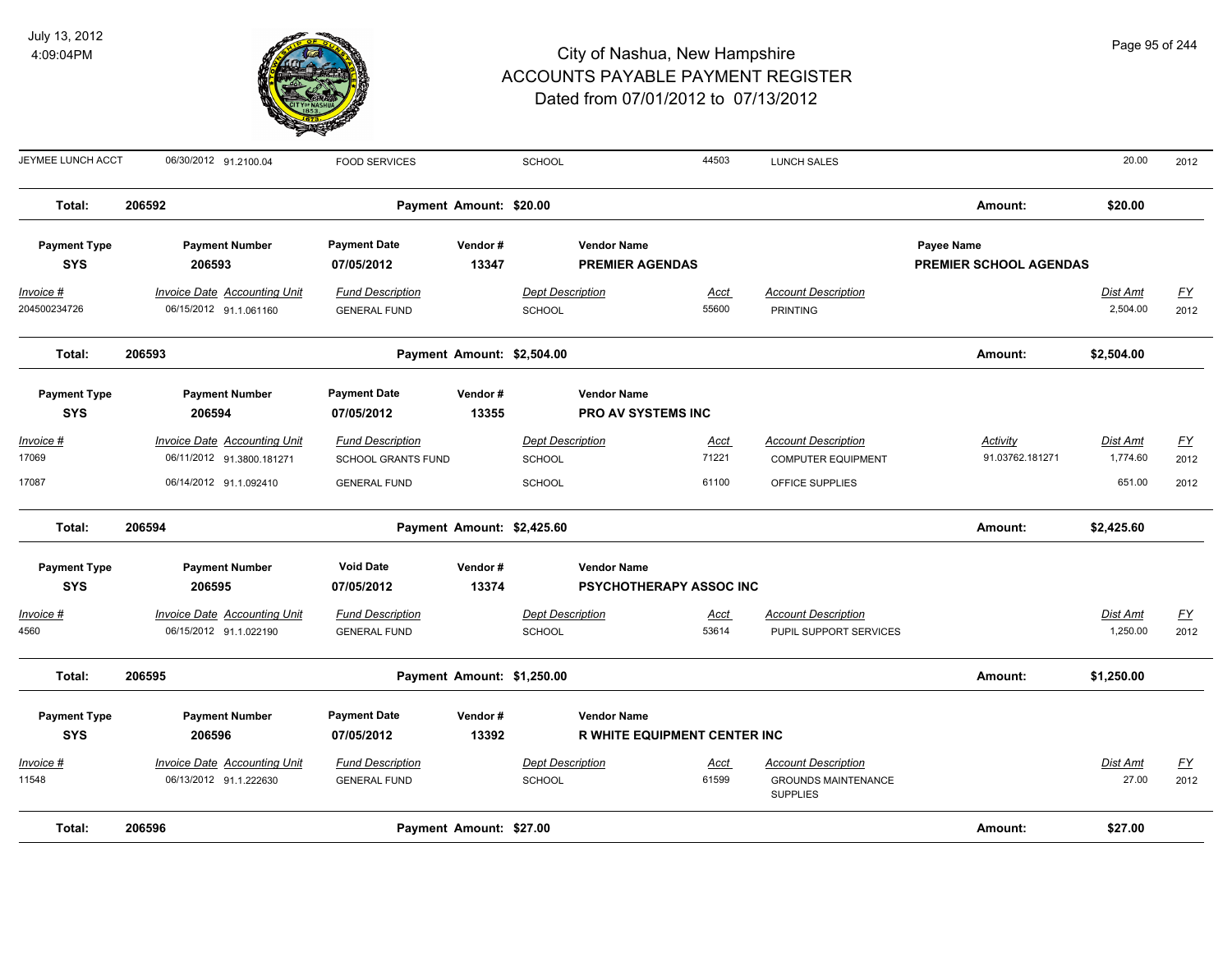# City of Nashua, New Hampshire
## ACCOUNTS PAYABLE PAYMENT REGISTER
### Dated from 07/01/2012 to 07/13/2012

| | | | | | | | | | |
|---|---|---|---|---|---|---|---|---|---|
| JEYMEE LUNCH ACCT | 06/30/2012 91.2100.04 | FOOD SERVICES | | SCHOOL | 44503 | LUNCH SALES | | 20.00 | 2012 |
| **Total:** | **206592** | | **Payment Amount: $20.00** | | | | **Amount:** | **$20.00** | |

| Payment Type | Payment Number | Payment Date | Vendor # | Vendor Name | | Payee Name | | | |
|---|---|---|---|---|---|---|---|---|---|
| **SYS** | **206593** | **07/05/2012** | **13347** | **PREMIER AGENDAS** | | **PREMIER SCHOOL AGENDAS** | | | |
| *Invoice #* | *Invoice Date Accounting Unit* | *Fund Description* | | *Dept Description* | *Acct* | *Account Description* | | *Dist Amt* | *FY* |
| 204500234726 | 06/15/2012 91.1.061160 | GENERAL FUND | | SCHOOL | 55600 | PRINTING | | 2,504.00 | 2012 |
| **Total:** | **206593** | | **Payment Amount: $2,504.00** | | | | **Amount:** | **$2,504.00** | |

| Payment Type | Payment Number | Payment Date | Vendor # | Vendor Name | | | | | |
|---|---|---|---|---|---|---|---|---|---|
| **SYS** | **206594** | **07/05/2012** | **13355** | **PRO AV SYSTEMS INC** | | | | | |
| *Invoice #* | *Invoice Date Accounting Unit* | *Fund Description* | | *Dept Description* | *Acct* | *Account Description* | *Activity* | *Dist Amt* | *FY* |
| 17069 | 06/11/2012 91.3800.181271 | SCHOOL GRANTS FUND | | SCHOOL | 71221 | COMPUTER EQUIPMENT | 91.03762.181271 | 1,774.60 | 2012 |
| 17087 | 06/14/2012 91.1.092410 | GENERAL FUND | | SCHOOL | 61100 | OFFICE SUPPLIES | | 651.00 | 2012 |
| **Total:** | **206594** | | **Payment Amount: $2,425.60** | | | | **Amount:** | **$2,425.60** | |

| Payment Type | Payment Number | Void Date | Vendor # | Vendor Name | | | | | |
|---|---|---|---|---|---|---|---|---|---|
| **SYS** | **206595** | **07/05/2012** | **13374** | **PSYCHOTHERAPY ASSOC INC** | | | | | |
| *Invoice #* | *Invoice Date Accounting Unit* | *Fund Description* | | *Dept Description* | *Acct* | *Account Description* | | *Dist Amt* | *FY* |
| 4560 | 06/15/2012 91.1.022190 | GENERAL FUND | | SCHOOL | 53614 | PUPIL SUPPORT SERVICES | | 1,250.00 | 2012 |
| **Total:** | **206595** | | **Payment Amount: $1,250.00** | | | | **Amount:** | **$1,250.00** | |

| Payment Type | Payment Number | Payment Date | Vendor # | Vendor Name | | | | | |
|---|---|---|---|---|---|---|---|---|---|
| **SYS** | **206596** | **07/05/2012** | **13392** | **R WHITE EQUIPMENT CENTER INC** | | | | | |
| *Invoice #* | *Invoice Date Accounting Unit* | *Fund Description* | | *Dept Description* | *Acct* | *Account Description* | | *Dist Amt* | *FY* |
| 11548 | 06/13/2012 91.1.222630 | GENERAL FUND | | SCHOOL | 61599 | GROUNDS MAINTENANCE SUPPLIES | | 27.00 | 2012 |
| **Total:** | **206596** | | **Payment Amount: $27.00** | | | | **Amount:** | **$27.00** | |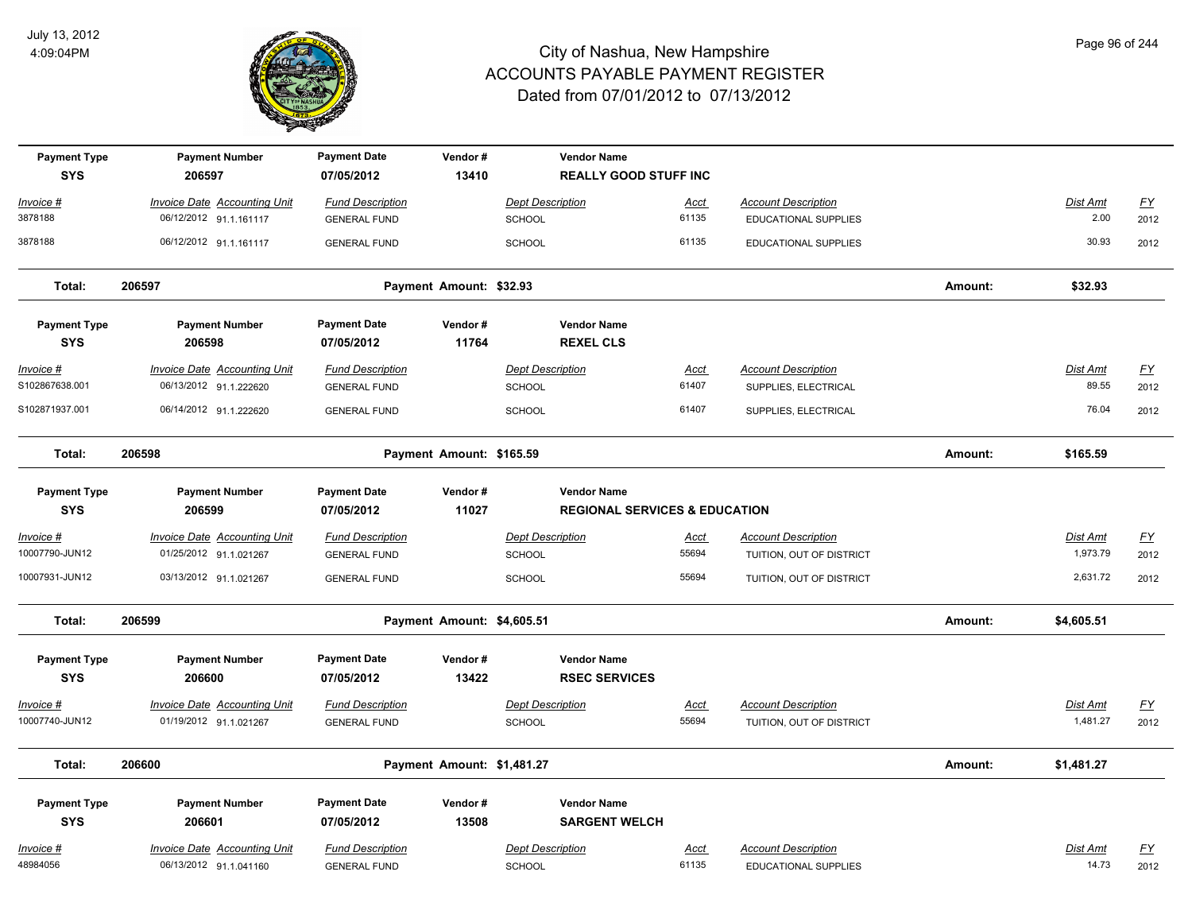# City of Nashua, New Hampshire
# ACCOUNTS PAYABLE PAYMENT REGISTER
## Dated from 07/01/2012 to 07/13/2012

July 13, 2012
4:09:04PM

| Payment Type | Payment Number | Payment Date | Vendor # | Vendor Name |
|---|---|---|---|---|
| SYS | 206597 | 07/05/2012 | 13410 | REALLY GOOD STUFF INC |

| Invoice # | Invoice Date | Accounting Unit | Fund Description | Dept Description | Acct | Account Description | Dist Amt | FY |
|---|---|---|---|---|---|---|---|---|
| 3878188 | 06/12/2012 | 91.1.161117 | GENERAL FUND | SCHOOL | 61135 | EDUCATIONAL SUPPLIES | 2.00 | 2012 |
| 3878188 | 06/12/2012 | 91.1.161117 | GENERAL FUND | SCHOOL | 61135 | EDUCATIONAL SUPPLIES | 30.93 | 2012 |

**Total: 206597** Payment Amount: $32.93 Amount: **$32.93**

| Payment Type | Payment Number | Payment Date | Vendor # | Vendor Name |
|---|---|---|---|---|
| SYS | 206598 | 07/05/2012 | 11764 | REXEL CLS |

| Invoice # | Invoice Date | Accounting Unit | Fund Description | Dept Description | Acct | Account Description | Dist Amt | FY |
|---|---|---|---|---|---|---|---|---|
| S102867638.001 | 06/13/2012 | 91.1.222620 | GENERAL FUND | SCHOOL | 61407 | SUPPLIES, ELECTRICAL | 89.55 | 2012 |
| S102871937.001 | 06/14/2012 | 91.1.222620 | GENERAL FUND | SCHOOL | 61407 | SUPPLIES, ELECTRICAL | 76.04 | 2012 |

**Total: 206598** Payment Amount: $165.59 Amount: **$165.59**

| Payment Type | Payment Number | Payment Date | Vendor # | Vendor Name |
|---|---|---|---|---|
| SYS | 206599 | 07/05/2012 | 11027 | REGIONAL SERVICES & EDUCATION |

| Invoice # | Invoice Date | Accounting Unit | Fund Description | Dept Description | Acct | Account Description | Dist Amt | FY |
|---|---|---|---|---|---|---|---|---|
| 10007790-JUN12 | 01/25/2012 | 91.1.021267 | GENERAL FUND | SCHOOL | 55694 | TUITION, OUT OF DISTRICT | 1,973.79 | 2012 |
| 10007931-JUN12 | 03/13/2012 | 91.1.021267 | GENERAL FUND | SCHOOL | 55694 | TUITION, OUT OF DISTRICT | 2,631.72 | 2012 |

**Total: 206599** Payment Amount: $4,605.51 Amount: **$4,605.51**

| Payment Type | Payment Number | Payment Date | Vendor # | Vendor Name |
|---|---|---|---|---|
| SYS | 206600 | 07/05/2012 | 13422 | RSEC SERVICES |

| Invoice # | Invoice Date | Accounting Unit | Fund Description | Dept Description | Acct | Account Description | Dist Amt | FY |
|---|---|---|---|---|---|---|---|---|
| 10007740-JUN12 | 01/19/2012 | 91.1.021267 | GENERAL FUND | SCHOOL | 55694 | TUITION, OUT OF DISTRICT | 1,481.27 | 2012 |

**Total: 206600** Payment Amount: $1,481.27 Amount: **$1,481.27**

| Payment Type | Payment Number | Payment Date | Vendor # | Vendor Name |
|---|---|---|---|---|
| SYS | 206601 | 07/05/2012 | 13508 | SARGENT WELCH |

| Invoice # | Invoice Date | Accounting Unit | Fund Description | Dept Description | Acct | Account Description | Dist Amt | FY |
|---|---|---|---|---|---|---|---|---|
| 48984056 | 06/13/2012 | 91.1.041160 | GENERAL FUND | SCHOOL | 61135 | EDUCATIONAL SUPPLIES | 14.73 | 2012 |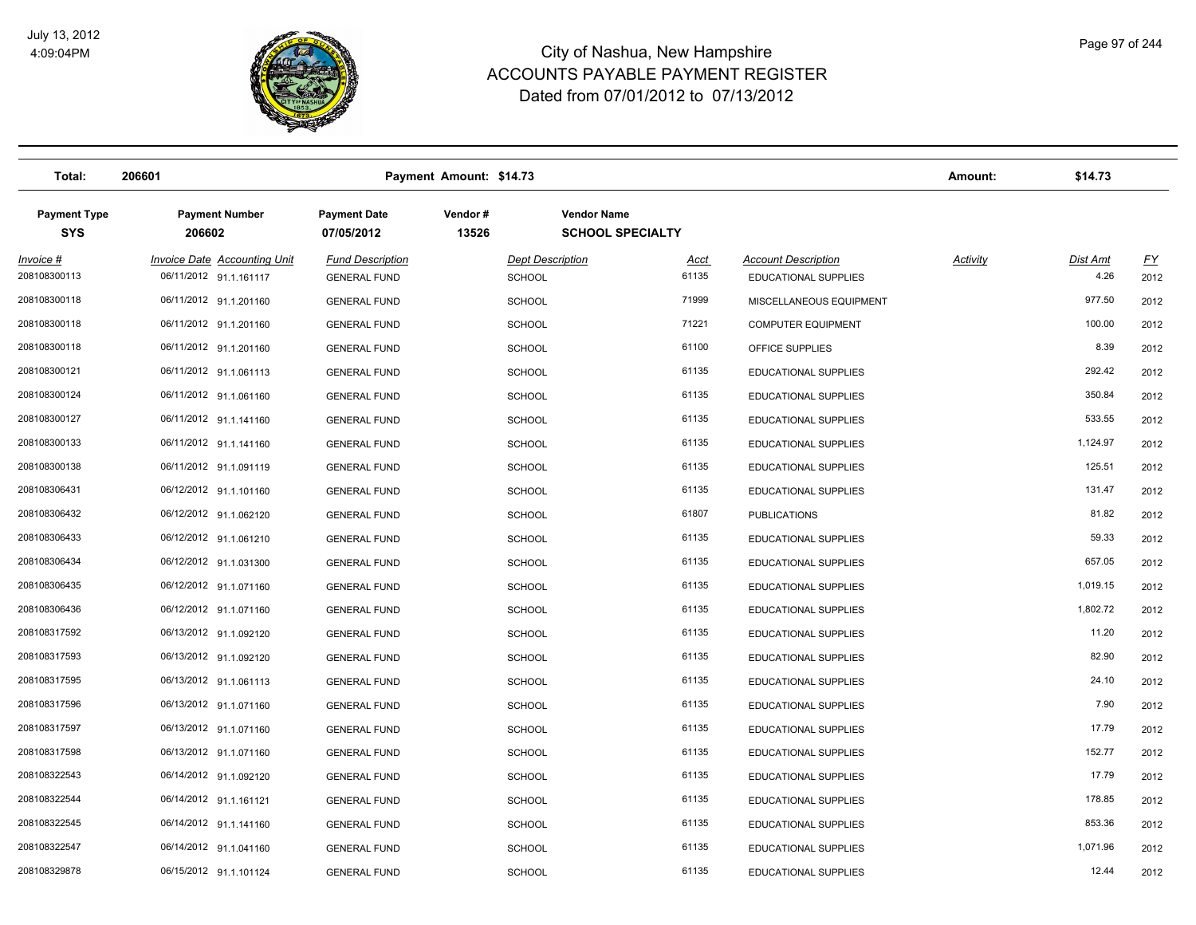# City of Nashua, New Hampshire
## ACCOUNTS PAYABLE PAYMENT REGISTER
### Dated from 07/01/2012 to 07/13/2012

July 13, 2012
4:09:04PM

| Total: | 206601 | | Payment Amount: $14.73 | | | | | Amount: | $14.73 | |
|---|---|---|---|---|---|---|---|---|---|---|

| Payment Type | Payment Number | Payment Date | Vendor # | Vendor Name |
|---|---|---|---|---|
| SYS | 206602 | 07/05/2012 | 13526 | SCHOOL SPECIALTY |

| Invoice # | Invoice Date | Accounting Unit | Fund Description | Dept Description | Acct | Account Description | Activity | Dist Amt | FY |
|---|---|---|---|---|---|---|---|---|---|
| 208108300113 | 06/11/2012 | 91.1.161117 | GENERAL FUND | SCHOOL | 61135 | EDUCATIONAL SUPPLIES | | 4.26 | 2012 |
| 208108300118 | 06/11/2012 | 91.1.201160 | GENERAL FUND | SCHOOL | 71999 | MISCELLANEOUS EQUIPMENT | | 977.50 | 2012 |
| 208108300118 | 06/11/2012 | 91.1.201160 | GENERAL FUND | SCHOOL | 71221 | COMPUTER EQUIPMENT | | 100.00 | 2012 |
| 208108300118 | 06/11/2012 | 91.1.201160 | GENERAL FUND | SCHOOL | 61100 | OFFICE SUPPLIES | | 8.39 | 2012 |
| 208108300121 | 06/11/2012 | 91.1.061113 | GENERAL FUND | SCHOOL | 61135 | EDUCATIONAL SUPPLIES | | 292.42 | 2012 |
| 208108300124 | 06/11/2012 | 91.1.061160 | GENERAL FUND | SCHOOL | 61135 | EDUCATIONAL SUPPLIES | | 350.84 | 2012 |
| 208108300127 | 06/11/2012 | 91.1.141160 | GENERAL FUND | SCHOOL | 61135 | EDUCATIONAL SUPPLIES | | 533.55 | 2012 |
| 208108300133 | 06/11/2012 | 91.1.141160 | GENERAL FUND | SCHOOL | 61135 | EDUCATIONAL SUPPLIES | | 1,124.97 | 2012 |
| 208108300138 | 06/11/2012 | 91.1.091119 | GENERAL FUND | SCHOOL | 61135 | EDUCATIONAL SUPPLIES | | 125.51 | 2012 |
| 208108306431 | 06/12/2012 | 91.1.101160 | GENERAL FUND | SCHOOL | 61135 | EDUCATIONAL SUPPLIES | | 131.47 | 2012 |
| 208108306432 | 06/12/2012 | 91.1.062120 | GENERAL FUND | SCHOOL | 61807 | PUBLICATIONS | | 81.82 | 2012 |
| 208108306433 | 06/12/2012 | 91.1.061210 | GENERAL FUND | SCHOOL | 61135 | EDUCATIONAL SUPPLIES | | 59.33 | 2012 |
| 208108306434 | 06/12/2012 | 91.1.031300 | GENERAL FUND | SCHOOL | 61135 | EDUCATIONAL SUPPLIES | | 657.05 | 2012 |
| 208108306435 | 06/12/2012 | 91.1.071160 | GENERAL FUND | SCHOOL | 61135 | EDUCATIONAL SUPPLIES | | 1,019.15 | 2012 |
| 208108306436 | 06/12/2012 | 91.1.071160 | GENERAL FUND | SCHOOL | 61135 | EDUCATIONAL SUPPLIES | | 1,802.72 | 2012 |
| 208108317592 | 06/13/2012 | 91.1.092120 | GENERAL FUND | SCHOOL | 61135 | EDUCATIONAL SUPPLIES | | 11.20 | 2012 |
| 208108317593 | 06/13/2012 | 91.1.092120 | GENERAL FUND | SCHOOL | 61135 | EDUCATIONAL SUPPLIES | | 82.90 | 2012 |
| 208108317595 | 06/13/2012 | 91.1.061113 | GENERAL FUND | SCHOOL | 61135 | EDUCATIONAL SUPPLIES | | 24.10 | 2012 |
| 208108317596 | 06/13/2012 | 91.1.071160 | GENERAL FUND | SCHOOL | 61135 | EDUCATIONAL SUPPLIES | | 7.90 | 2012 |
| 208108317597 | 06/13/2012 | 91.1.071160 | GENERAL FUND | SCHOOL | 61135 | EDUCATIONAL SUPPLIES | | 17.79 | 2012 |
| 208108317598 | 06/13/2012 | 91.1.071160 | GENERAL FUND | SCHOOL | 61135 | EDUCATIONAL SUPPLIES | | 152.77 | 2012 |
| 208108322543 | 06/14/2012 | 91.1.092120 | GENERAL FUND | SCHOOL | 61135 | EDUCATIONAL SUPPLIES | | 17.79 | 2012 |
| 208108322544 | 06/14/2012 | 91.1.161121 | GENERAL FUND | SCHOOL | 61135 | EDUCATIONAL SUPPLIES | | 178.85 | 2012 |
| 208108322545 | 06/14/2012 | 91.1.141160 | GENERAL FUND | SCHOOL | 61135 | EDUCATIONAL SUPPLIES | | 853.36 | 2012 |
| 208108322547 | 06/14/2012 | 91.1.041160 | GENERAL FUND | SCHOOL | 61135 | EDUCATIONAL SUPPLIES | | 1,071.96 | 2012 |
| 208108329878 | 06/15/2012 | 91.1.101124 | GENERAL FUND | SCHOOL | 61135 | EDUCATIONAL SUPPLIES | | 12.44 | 2012 |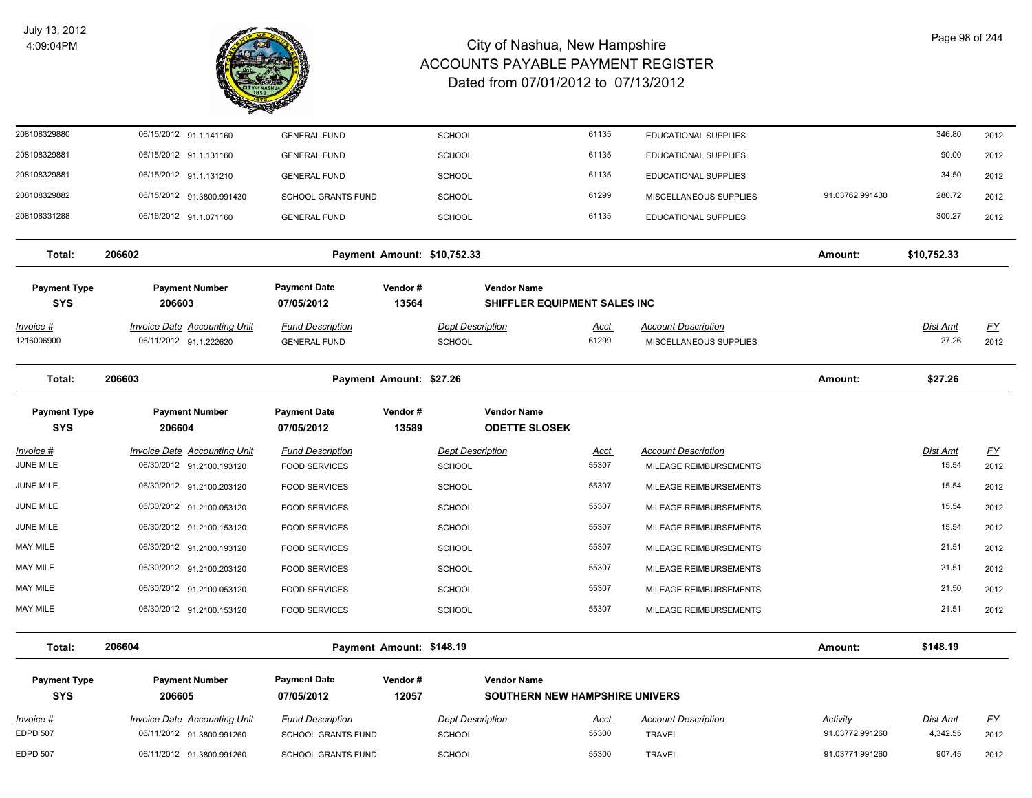# City of Nashua, New Hampshire
## ACCOUNTS PAYABLE PAYMENT REGISTER
### Dated from 07/01/2012 to 07/13/2012

July 13, 2012
4:09:04PM

| Invoice # | Invoice Date | Accounting Unit | Fund Description | Dept Description | Acct | Account Description | Activity | Dist Amt | FY |
|---|---|---|---|---|---|---|---|---|---|
| 208108329880 | 06/15/2012 | 91.1.141160 | GENERAL FUND | SCHOOL | 61135 | EDUCATIONAL SUPPLIES | | 346.80 | 2012 |
| 208108329881 | 06/15/2012 | 91.1.131160 | GENERAL FUND | SCHOOL | 61135 | EDUCATIONAL SUPPLIES | | 90.00 | 2012 |
| 208108329881 | 06/15/2012 | 91.1.131210 | GENERAL FUND | SCHOOL | 61135 | EDUCATIONAL SUPPLIES | | 34.50 | 2012 |
| 208108329882 | 06/15/2012 | 91.3800.991430 | SCHOOL GRANTS FUND | SCHOOL | 61299 | MISCELLANEOUS SUPPLIES | 91.03762.991430 | 280.72 | 2012 |
| 208108331288 | 06/16/2012 | 91.1.071160 | GENERAL FUND | SCHOOL | 61135 | EDUCATIONAL SUPPLIES | | 300.27 | 2012 |

**Total: 206602** — Payment Amount: $10,752.33 — Amount: $10,752.33

| Payment Type | Payment Number | Payment Date | Vendor # | Vendor Name |
|---|---|---|---|---|
| SYS | 206603 | 07/05/2012 | 13564 | SHIFFLER EQUIPMENT SALES INC |

| Invoice # | Invoice Date | Accounting Unit | Fund Description | Dept Description | Acct | Account Description | Dist Amt | FY |
|---|---|---|---|---|---|---|---|---|
| 1216006900 | 06/11/2012 | 91.1.222620 | GENERAL FUND | SCHOOL | 61299 | MISCELLANEOUS SUPPLIES | 27.26 | 2012 |

**Total: 206603** — Payment Amount: $27.26 — Amount: $27.26

| Payment Type | Payment Number | Payment Date | Vendor # | Vendor Name |
|---|---|---|---|---|
| SYS | 206604 | 07/05/2012 | 13589 | ODETTE SLOSEK |

| Invoice # | Invoice Date | Accounting Unit | Fund Description | Dept Description | Acct | Account Description | Dist Amt | FY |
|---|---|---|---|---|---|---|---|---|
| JUNE MILE | 06/30/2012 | 91.2100.193120 | FOOD SERVICES | SCHOOL | 55307 | MILEAGE REIMBURSEMENTS | 15.54 | 2012 |
| JUNE MILE | 06/30/2012 | 91.2100.203120 | FOOD SERVICES | SCHOOL | 55307 | MILEAGE REIMBURSEMENTS | 15.54 | 2012 |
| JUNE MILE | 06/30/2012 | 91.2100.053120 | FOOD SERVICES | SCHOOL | 55307 | MILEAGE REIMBURSEMENTS | 15.54 | 2012 |
| JUNE MILE | 06/30/2012 | 91.2100.153120 | FOOD SERVICES | SCHOOL | 55307 | MILEAGE REIMBURSEMENTS | 15.54 | 2012 |
| MAY MILE | 06/30/2012 | 91.2100.193120 | FOOD SERVICES | SCHOOL | 55307 | MILEAGE REIMBURSEMENTS | 21.51 | 2012 |
| MAY MILE | 06/30/2012 | 91.2100.203120 | FOOD SERVICES | SCHOOL | 55307 | MILEAGE REIMBURSEMENTS | 21.51 | 2012 |
| MAY MILE | 06/30/2012 | 91.2100.053120 | FOOD SERVICES | SCHOOL | 55307 | MILEAGE REIMBURSEMENTS | 21.50 | 2012 |
| MAY MILE | 06/30/2012 | 91.2100.153120 | FOOD SERVICES | SCHOOL | 55307 | MILEAGE REIMBURSEMENTS | 21.51 | 2012 |

**Total: 206604** — Payment Amount: $148.19 — Amount: $148.19

| Payment Type | Payment Number | Payment Date | Vendor # | Vendor Name |
|---|---|---|---|---|
| SYS | 206605 | 07/05/2012 | 12057 | SOUTHERN NEW HAMPSHIRE UNIVERS |

| Invoice # | Invoice Date | Accounting Unit | Fund Description | Dept Description | Acct | Account Description | Activity | Dist Amt | FY |
|---|---|---|---|---|---|---|---|---|---|
| EDPD 507 | 06/11/2012 | 91.3800.991260 | SCHOOL GRANTS FUND | SCHOOL | 55300 | TRAVEL | 91.03772.991260 | 4,342.55 | 2012 |
| EDPD 507 | 06/11/2012 | 91.3800.991260 | SCHOOL GRANTS FUND | SCHOOL | 55300 | TRAVEL | 91.03771.991260 | 907.45 | 2012 |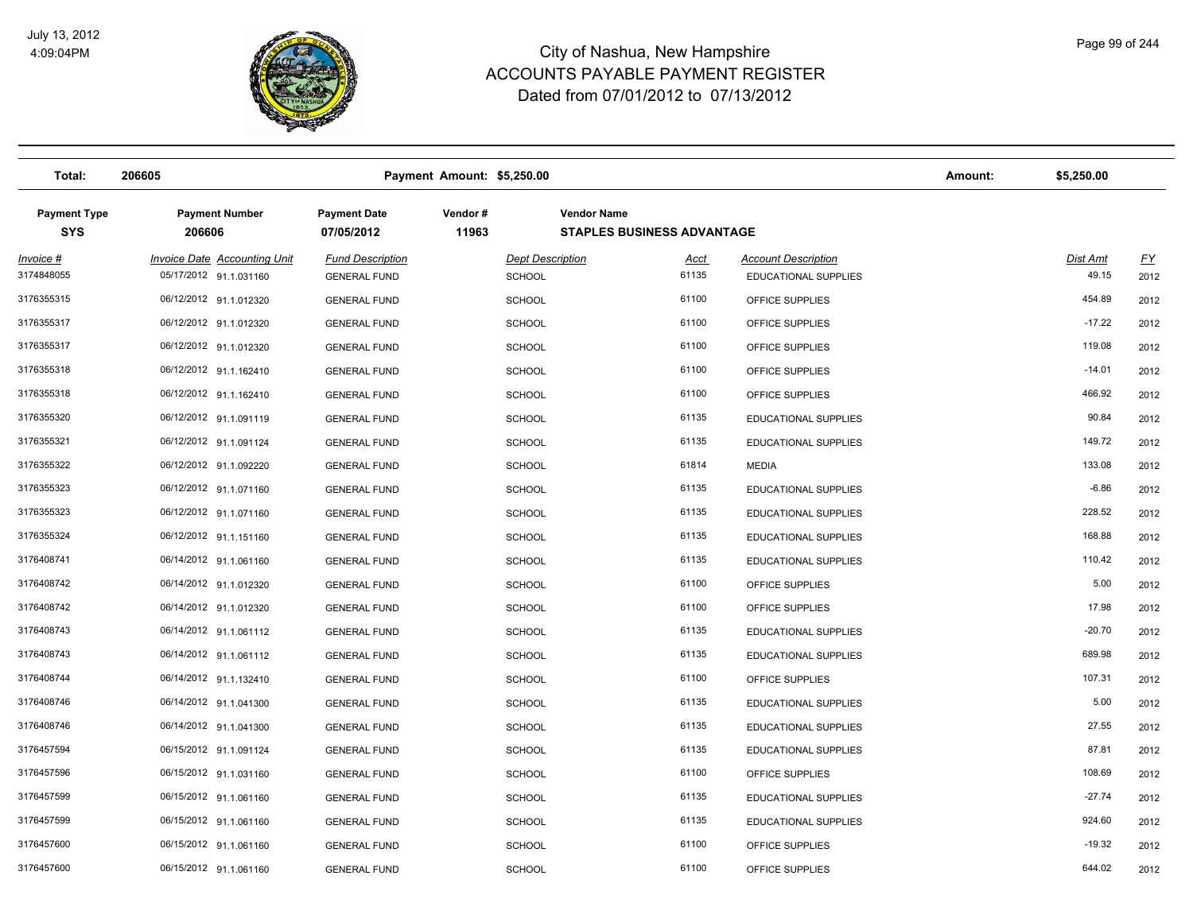# City of Nashua, New Hampshire
## ACCOUNTS PAYABLE PAYMENT REGISTER
### Dated from 07/01/2012 to 07/13/2012

| Total: | 206605 | | Payment Amount: $5,250.00 | | | Amount: | $5,250.00 |
|---|---|---|---|---|---|---|---|

| Payment Type | Payment Number | Payment Date | Vendor # | Vendor Name |
|---|---|---|---|---|
| SYS | 206606 | 07/05/2012 | 11963 | STAPLES BUSINESS ADVANTAGE |

| Invoice # | Invoice Date | Accounting Unit | Fund Description | Dept Description | Acct | Account Description | Dist Amt | FY |
|---|---|---|---|---|---|---|---|---|
| 3174848055 | 05/17/2012 | 91.1.031160 | GENERAL FUND | SCHOOL | 61135 | EDUCATIONAL SUPPLIES | 49.15 | 2012 |
| 3176355315 | 06/12/2012 | 91.1.012320 | GENERAL FUND | SCHOOL | 61100 | OFFICE SUPPLIES | 454.89 | 2012 |
| 3176355317 | 06/12/2012 | 91.1.012320 | GENERAL FUND | SCHOOL | 61100 | OFFICE SUPPLIES | -17.22 | 2012 |
| 3176355317 | 06/12/2012 | 91.1.012320 | GENERAL FUND | SCHOOL | 61100 | OFFICE SUPPLIES | 119.08 | 2012 |
| 3176355318 | 06/12/2012 | 91.1.162410 | GENERAL FUND | SCHOOL | 61100 | OFFICE SUPPLIES | -14.01 | 2012 |
| 3176355318 | 06/12/2012 | 91.1.162410 | GENERAL FUND | SCHOOL | 61100 | OFFICE SUPPLIES | 466.92 | 2012 |
| 3176355320 | 06/12/2012 | 91.1.091119 | GENERAL FUND | SCHOOL | 61135 | EDUCATIONAL SUPPLIES | 90.84 | 2012 |
| 3176355321 | 06/12/2012 | 91.1.091124 | GENERAL FUND | SCHOOL | 61135 | EDUCATIONAL SUPPLIES | 149.72 | 2012 |
| 3176355322 | 06/12/2012 | 91.1.092220 | GENERAL FUND | SCHOOL | 61814 | MEDIA | 133.08 | 2012 |
| 3176355323 | 06/12/2012 | 91.1.071160 | GENERAL FUND | SCHOOL | 61135 | EDUCATIONAL SUPPLIES | -6.86 | 2012 |
| 3176355323 | 06/12/2012 | 91.1.071160 | GENERAL FUND | SCHOOL | 61135 | EDUCATIONAL SUPPLIES | 228.52 | 2012 |
| 3176355324 | 06/12/2012 | 91.1.151160 | GENERAL FUND | SCHOOL | 61135 | EDUCATIONAL SUPPLIES | 168.88 | 2012 |
| 3176408741 | 06/14/2012 | 91.1.061160 | GENERAL FUND | SCHOOL | 61135 | EDUCATIONAL SUPPLIES | 110.42 | 2012 |
| 3176408742 | 06/14/2012 | 91.1.012320 | GENERAL FUND | SCHOOL | 61100 | OFFICE SUPPLIES | 5.00 | 2012 |
| 3176408742 | 06/14/2012 | 91.1.012320 | GENERAL FUND | SCHOOL | 61100 | OFFICE SUPPLIES | 17.98 | 2012 |
| 3176408743 | 06/14/2012 | 91.1.061112 | GENERAL FUND | SCHOOL | 61135 | EDUCATIONAL SUPPLIES | -20.70 | 2012 |
| 3176408743 | 06/14/2012 | 91.1.061112 | GENERAL FUND | SCHOOL | 61135 | EDUCATIONAL SUPPLIES | 689.98 | 2012 |
| 3176408744 | 06/14/2012 | 91.1.132410 | GENERAL FUND | SCHOOL | 61100 | OFFICE SUPPLIES | 107.31 | 2012 |
| 3176408746 | 06/14/2012 | 91.1.041300 | GENERAL FUND | SCHOOL | 61135 | EDUCATIONAL SUPPLIES | 5.00 | 2012 |
| 3176408746 | 06/14/2012 | 91.1.041300 | GENERAL FUND | SCHOOL | 61135 | EDUCATIONAL SUPPLIES | 27.55 | 2012 |
| 3176457594 | 06/15/2012 | 91.1.091124 | GENERAL FUND | SCHOOL | 61135 | EDUCATIONAL SUPPLIES | 87.81 | 2012 |
| 3176457596 | 06/15/2012 | 91.1.031160 | GENERAL FUND | SCHOOL | 61100 | OFFICE SUPPLIES | 108.69 | 2012 |
| 3176457599 | 06/15/2012 | 91.1.061160 | GENERAL FUND | SCHOOL | 61135 | EDUCATIONAL SUPPLIES | -27.74 | 2012 |
| 3176457599 | 06/15/2012 | 91.1.061160 | GENERAL FUND | SCHOOL | 61135 | EDUCATIONAL SUPPLIES | 924.60 | 2012 |
| 3176457600 | 06/15/2012 | 91.1.061160 | GENERAL FUND | SCHOOL | 61100 | OFFICE SUPPLIES | -19.32 | 2012 |
| 3176457600 | 06/15/2012 | 91.1.061160 | GENERAL FUND | SCHOOL | 61100 | OFFICE SUPPLIES | 644.02 | 2012 |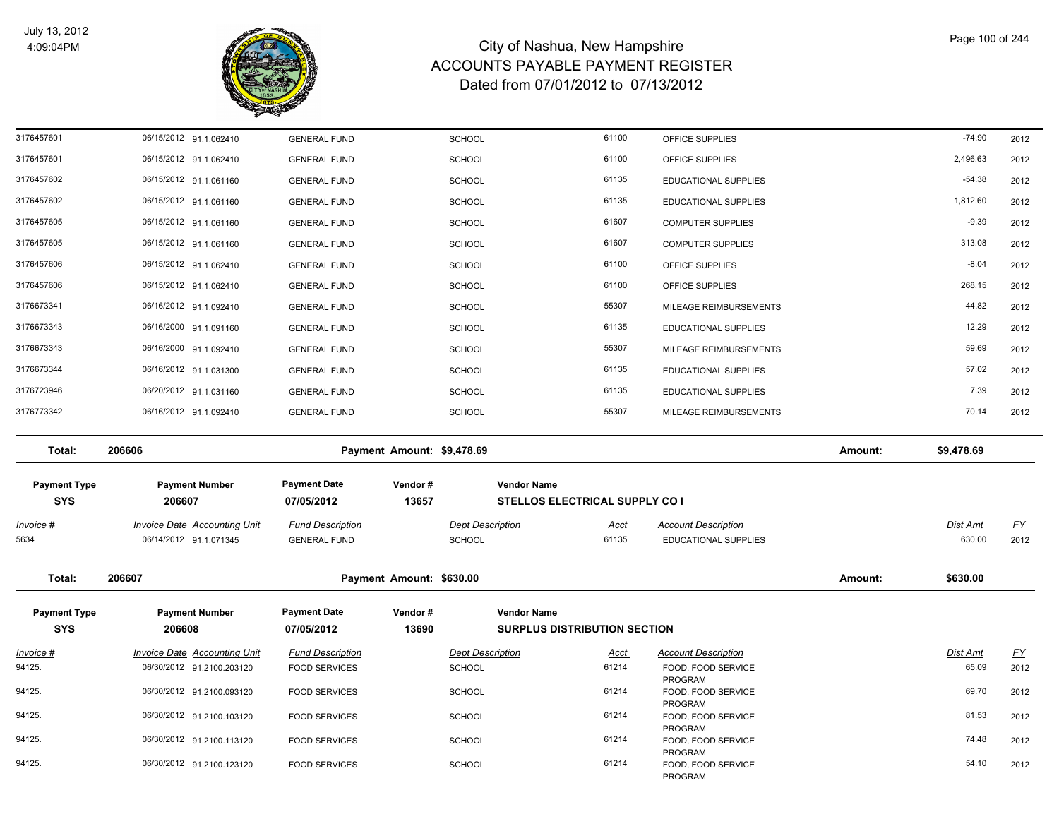# City of Nashua, New Hampshire
## ACCOUNTS PAYABLE PAYMENT REGISTER
### Dated from 07/01/2012 to 07/13/2012

July 13, 2012
4:09:04PM

| Invoice # | Invoice Date | Accounting Unit | Fund Description | Dept Description | Acct | Account Description | Dist Amt | FY |
|---|---|---|---|---|---|---|---|---|
| 3176457601 | 06/15/2012 | 91.1.062410 | GENERAL FUND | SCHOOL | 61100 | OFFICE SUPPLIES | -74.90 | 2012 |
| 3176457601 | 06/15/2012 | 91.1.062410 | GENERAL FUND | SCHOOL | 61100 | OFFICE SUPPLIES | 2,496.63 | 2012 |
| 3176457602 | 06/15/2012 | 91.1.061160 | GENERAL FUND | SCHOOL | 61135 | EDUCATIONAL SUPPLIES | -54.38 | 2012 |
| 3176457602 | 06/15/2012 | 91.1.061160 | GENERAL FUND | SCHOOL | 61135 | EDUCATIONAL SUPPLIES | 1,812.60 | 2012 |
| 3176457605 | 06/15/2012 | 91.1.061160 | GENERAL FUND | SCHOOL | 61607 | COMPUTER SUPPLIES | -9.39 | 2012 |
| 3176457605 | 06/15/2012 | 91.1.061160 | GENERAL FUND | SCHOOL | 61607 | COMPUTER SUPPLIES | 313.08 | 2012 |
| 3176457606 | 06/15/2012 | 91.1.062410 | GENERAL FUND | SCHOOL | 61100 | OFFICE SUPPLIES | -8.04 | 2012 |
| 3176457606 | 06/15/2012 | 91.1.062410 | GENERAL FUND | SCHOOL | 61100 | OFFICE SUPPLIES | 268.15 | 2012 |
| 3176673341 | 06/16/2012 | 91.1.092410 | GENERAL FUND | SCHOOL | 55307 | MILEAGE REIMBURSEMENTS | 44.82 | 2012 |
| 3176673343 | 06/16/2000 | 91.1.091160 | GENERAL FUND | SCHOOL | 61135 | EDUCATIONAL SUPPLIES | 12.29 | 2012 |
| 3176673343 | 06/16/2000 | 91.1.092410 | GENERAL FUND | SCHOOL | 55307 | MILEAGE REIMBURSEMENTS | 59.69 | 2012 |
| 3176673344 | 06/16/2012 | 91.1.031300 | GENERAL FUND | SCHOOL | 61135 | EDUCATIONAL SUPPLIES | 57.02 | 2012 |
| 3176723946 | 06/20/2012 | 91.1.031160 | GENERAL FUND | SCHOOL | 61135 | EDUCATIONAL SUPPLIES | 7.39 | 2012 |
| 3176773342 | 06/16/2012 | 91.1.092410 | GENERAL FUND | SCHOOL | 55307 | MILEAGE REIMBURSEMENTS | 70.14 | 2012 |

**Total: 206606 — Payment Amount: $9,478.69 — Amount: $9,478.69**

| Payment Type | Payment Number | Payment Date | Vendor # | Vendor Name |
|---|---|---|---|---|
| SYS | 206607 | 07/05/2012 | 13657 | STELLOS ELECTRICAL SUPPLY CO I |

| Invoice # | Invoice Date | Accounting Unit | Fund Description | Dept Description | Acct | Account Description | Dist Amt | FY |
|---|---|---|---|---|---|---|---|---|
| 5634 | 06/14/2012 | 91.1.071345 | GENERAL FUND | SCHOOL | 61135 | EDUCATIONAL SUPPLIES | 630.00 | 2012 |

**Total: 206607 — Payment Amount: $630.00 — Amount: $630.00**

| Payment Type | Payment Number | Payment Date | Vendor # | Vendor Name |
|---|---|---|---|---|
| SYS | 206608 | 07/05/2012 | 13690 | SURPLUS DISTRIBUTION SECTION |

| Invoice # | Invoice Date | Accounting Unit | Fund Description | Dept Description | Acct | Account Description | Dist Amt | FY |
|---|---|---|---|---|---|---|---|---|
| 94125. | 06/30/2012 | 91.2100.203120 | FOOD SERVICES | SCHOOL | 61214 | FOOD, FOOD SERVICE PROGRAM | 65.09 | 2012 |
| 94125. | 06/30/2012 | 91.2100.093120 | FOOD SERVICES | SCHOOL | 61214 | FOOD, FOOD SERVICE PROGRAM | 69.70 | 2012 |
| 94125. | 06/30/2012 | 91.2100.103120 | FOOD SERVICES | SCHOOL | 61214 | FOOD, FOOD SERVICE PROGRAM | 81.53 | 2012 |
| 94125. | 06/30/2012 | 91.2100.113120 | FOOD SERVICES | SCHOOL | 61214 | FOOD, FOOD SERVICE PROGRAM | 74.48 | 2012 |
| 94125. | 06/30/2012 | 91.2100.123120 | FOOD SERVICES | SCHOOL | 61214 | FOOD, FOOD SERVICE PROGRAM | 54.10 | 2012 |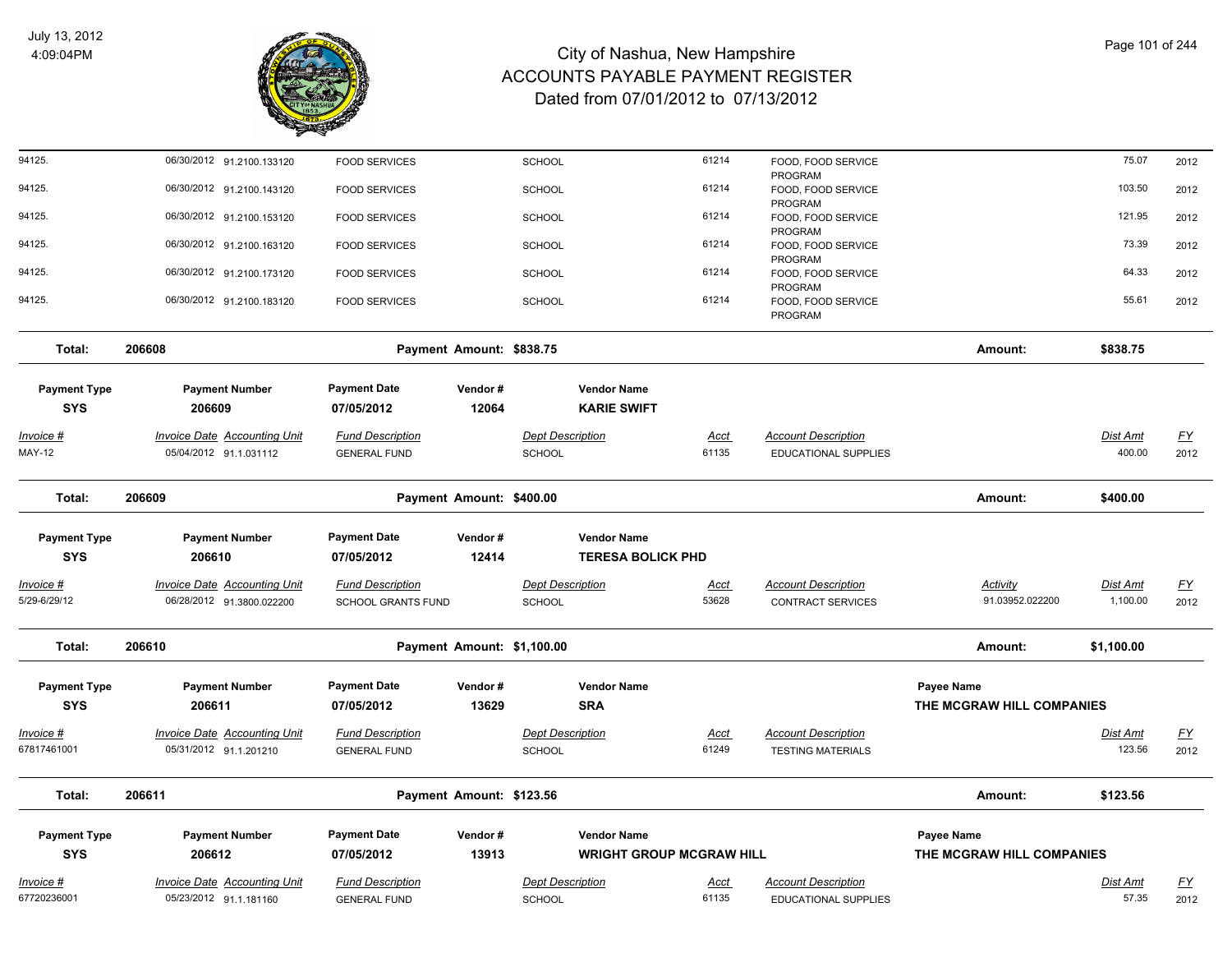# City of Nashua, New Hampshire
## ACCOUNTS PAYABLE PAYMENT REGISTER
### Dated from 07/01/2012 to 07/13/2012

| Invoice # | Invoice Date | Accounting Unit | Fund Description | Dept Description | Acct | Account Description | Dist Amt | FY |
|---|---|---|---|---|---|---|---|---|
| 94125. | 06/30/2012 | 91.2100.133120 | FOOD SERVICES | SCHOOL | 61214 | FOOD, FOOD SERVICE PROGRAM | 75.07 | 2012 |
| 94125. | 06/30/2012 | 91.2100.143120 | FOOD SERVICES | SCHOOL | 61214 | FOOD, FOOD SERVICE PROGRAM | 103.50 | 2012 |
| 94125. | 06/30/2012 | 91.2100.153120 | FOOD SERVICES | SCHOOL | 61214 | FOOD, FOOD SERVICE PROGRAM | 121.95 | 2012 |
| 94125. | 06/30/2012 | 91.2100.163120 | FOOD SERVICES | SCHOOL | 61214 | FOOD, FOOD SERVICE PROGRAM | 73.39 | 2012 |
| 94125. | 06/30/2012 | 91.2100.173120 | FOOD SERVICES | SCHOOL | 61214 | FOOD, FOOD SERVICE PROGRAM | 64.33 | 2012 |
| 94125. | 06/30/2012 | 91.2100.183120 | FOOD SERVICES | SCHOOL | 61214 | FOOD, FOOD SERVICE PROGRAM | 55.61 | 2012 |

**Total: 206608** — Payment Amount: $838.75 — Amount: $838.75

| Payment Type | Payment Number | Payment Date | Vendor # | Vendor Name |
|---|---|---|---|---|
| SYS | 206609 | 07/05/2012 | 12064 | KARIE SWIFT |

| Invoice # | Invoice Date | Accounting Unit | Fund Description | Dept Description | Acct | Account Description | Dist Amt | FY |
|---|---|---|---|---|---|---|---|---|
| MAY-12 | 05/04/2012 | 91.1.031112 | GENERAL FUND | SCHOOL | 61135 | EDUCATIONAL SUPPLIES | 400.00 | 2012 |

**Total: 206609** — Payment Amount: $400.00 — Amount: $400.00

| Payment Type | Payment Number | Payment Date | Vendor # | Vendor Name |
|---|---|---|---|---|
| SYS | 206610 | 07/05/2012 | 12414 | TERESA BOLICK PHD |

| Invoice # | Invoice Date | Accounting Unit | Fund Description | Dept Description | Acct | Account Description | Activity | Dist Amt | FY |
|---|---|---|---|---|---|---|---|---|---|
| 5/29-6/29/12 | 06/28/2012 | 91.3800.022200 | SCHOOL GRANTS FUND | SCHOOL | 53628 | CONTRACT SERVICES | 91.03952.022200 | 1,100.00 | 2012 |

**Total: 206610** — Payment Amount: $1,100.00 — Amount: $1,100.00

| Payment Type | Payment Number | Payment Date | Vendor # | Vendor Name | Payee Name |
|---|---|---|---|---|---|
| SYS | 206611 | 07/05/2012 | 13629 | SRA | THE MCGRAW HILL COMPANIES |

| Invoice # | Invoice Date | Accounting Unit | Fund Description | Dept Description | Acct | Account Description | Dist Amt | FY |
|---|---|---|---|---|---|---|---|---|
| 67817461001 | 05/31/2012 | 91.1.201210 | GENERAL FUND | SCHOOL | 61249 | TESTING MATERIALS | 123.56 | 2012 |

**Total: 206611** — Payment Amount: $123.56 — Amount: $123.56

| Payment Type | Payment Number | Payment Date | Vendor # | Vendor Name | Payee Name |
|---|---|---|---|---|---|
| SYS | 206612 | 07/05/2012 | 13913 | WRIGHT GROUP MCGRAW HILL | THE MCGRAW HILL COMPANIES |

| Invoice # | Invoice Date | Accounting Unit | Fund Description | Dept Description | Acct | Account Description | Dist Amt | FY |
|---|---|---|---|---|---|---|---|---|
| 67720236001 | 05/23/2012 | 91.1.181160 | GENERAL FUND | SCHOOL | 61135 | EDUCATIONAL SUPPLIES | 57.35 | 2012 |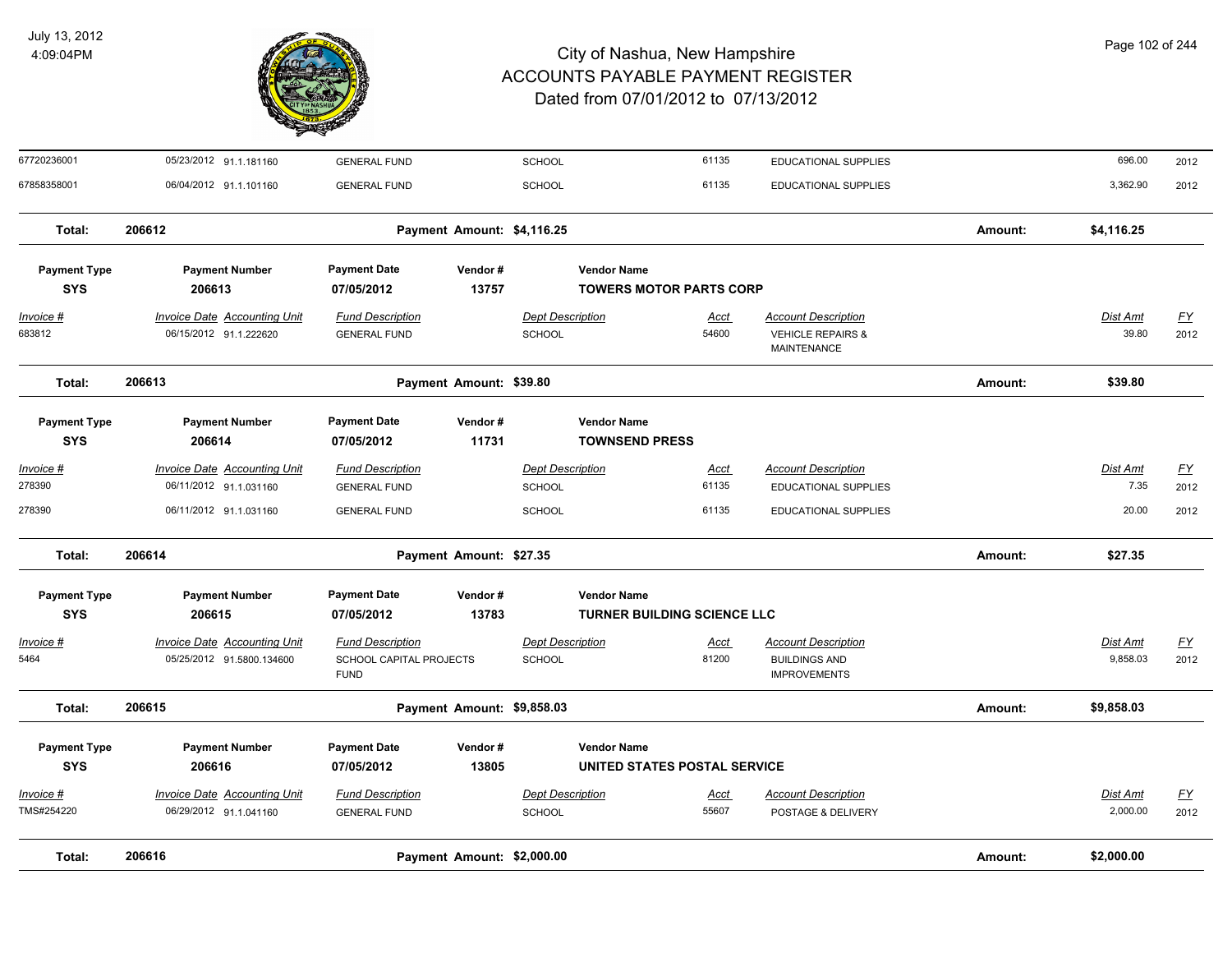# City of Nashua, New Hampshire
## ACCOUNTS PAYABLE PAYMENT REGISTER
### Dated from 07/01/2012 to 07/13/2012

July 13, 2012
4:09:04PM

| Invoice # | Invoice Date | Accounting Unit | Fund Description | Dept Description | Acct | Account Description | Dist Amt | FY |
|---|---|---|---|---|---|---|---|---|
| 67720236001 | 05/23/2012 | 91.1.181160 | GENERAL FUND | SCHOOL | 61135 | EDUCATIONAL SUPPLIES | 696.00 | 2012 |
| 67858358001 | 06/04/2012 | 91.1.101160 | GENERAL FUND | SCHOOL | 61135 | EDUCATIONAL SUPPLIES | 3,362.90 | 2012 |

**Total: 206612** — Payment Amount: $4,116.25 — Amount: $4,116.25

| Payment Type | Payment Number | Payment Date | Vendor # | Vendor Name |
|---|---|---|---|---|
| SYS | 206613 | 07/05/2012 | 13757 | TOWERS MOTOR PARTS CORP |

| Invoice # | Invoice Date | Accounting Unit | Fund Description | Dept Description | Acct | Account Description | Dist Amt | FY |
|---|---|---|---|---|---|---|---|---|
| 683812 | 06/15/2012 | 91.1.222620 | GENERAL FUND | SCHOOL | 54600 | VEHICLE REPAIRS & MAINTENANCE | 39.80 | 2012 |

**Total: 206613** — Payment Amount: $39.80 — Amount: $39.80

| Payment Type | Payment Number | Payment Date | Vendor # | Vendor Name |
|---|---|---|---|---|
| SYS | 206614 | 07/05/2012 | 11731 | TOWNSEND PRESS |

| Invoice # | Invoice Date | Accounting Unit | Fund Description | Dept Description | Acct | Account Description | Dist Amt | FY |
|---|---|---|---|---|---|---|---|---|
| 278390 | 06/11/2012 | 91.1.031160 | GENERAL FUND | SCHOOL | 61135 | EDUCATIONAL SUPPLIES | 7.35 | 2012 |
| 278390 | 06/11/2012 | 91.1.031160 | GENERAL FUND | SCHOOL | 61135 | EDUCATIONAL SUPPLIES | 20.00 | 2012 |

**Total: 206614** — Payment Amount: $27.35 — Amount: $27.35

| Payment Type | Payment Number | Payment Date | Vendor # | Vendor Name |
|---|---|---|---|---|
| SYS | 206615 | 07/05/2012 | 13783 | TURNER BUILDING SCIENCE LLC |

| Invoice # | Invoice Date | Accounting Unit | Fund Description | Dept Description | Acct | Account Description | Dist Amt | FY |
|---|---|---|---|---|---|---|---|---|
| 5464 | 05/25/2012 | 91.5800.134600 | SCHOOL CAPITAL PROJECTS FUND | SCHOOL | 81200 | BUILDINGS AND IMPROVEMENTS | 9,858.03 | 2012 |

**Total: 206615** — Payment Amount: $9,858.03 — Amount: $9,858.03

| Payment Type | Payment Number | Payment Date | Vendor # | Vendor Name |
|---|---|---|---|---|
| SYS | 206616 | 07/05/2012 | 13805 | UNITED STATES POSTAL SERVICE |

| Invoice # | Invoice Date | Accounting Unit | Fund Description | Dept Description | Acct | Account Description | Dist Amt | FY |
|---|---|---|---|---|---|---|---|---|
| TMS#254220 | 06/29/2012 | 91.1.041160 | GENERAL FUND | SCHOOL | 55607 | POSTAGE & DELIVERY | 2,000.00 | 2012 |

**Total: 206616** — Payment Amount: $2,000.00 — Amount: $2,000.00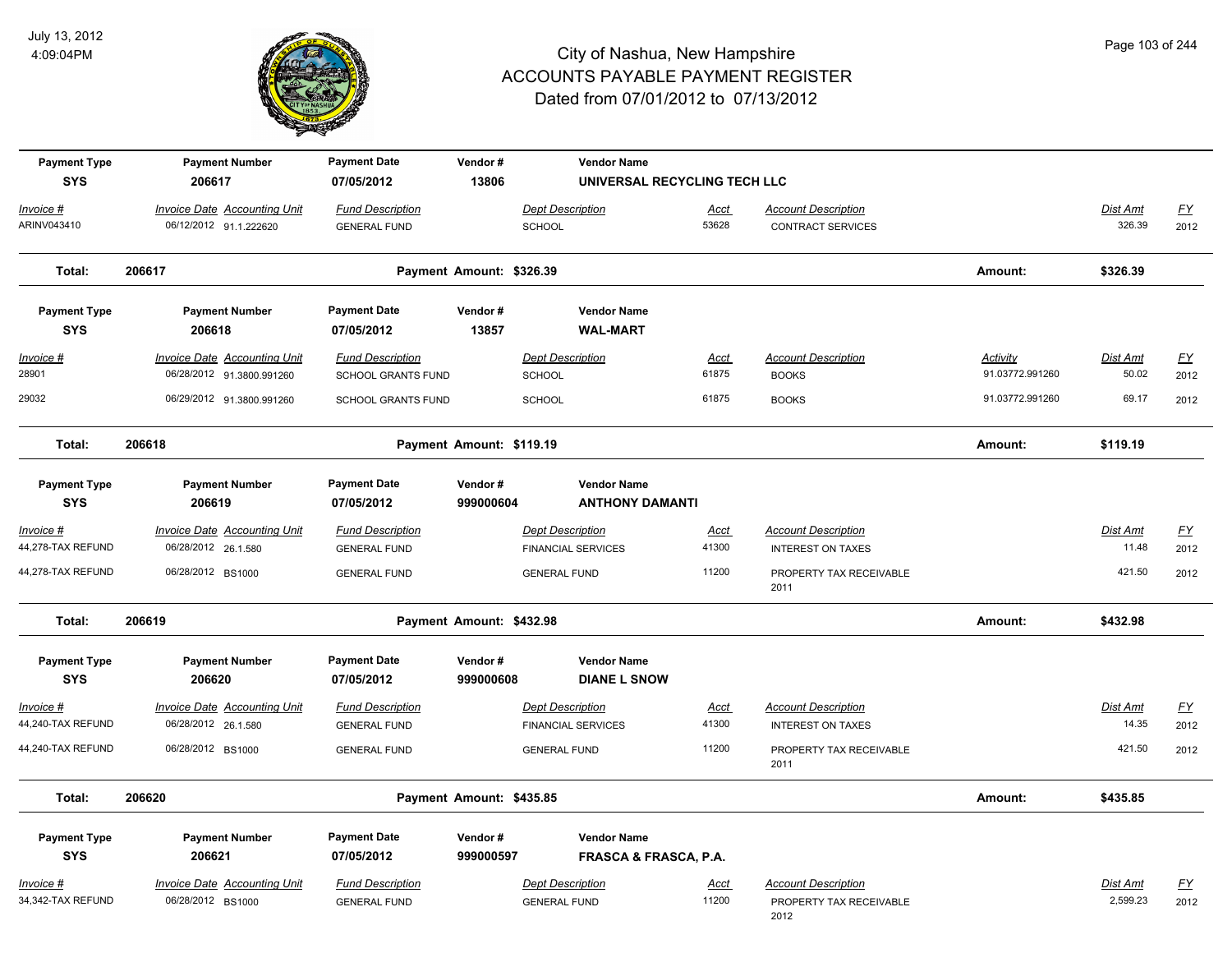# City of Nashua, New Hampshire
## ACCOUNTS PAYABLE PAYMENT REGISTER
### Dated from 07/01/2012 to 07/13/2012

| Payment Type | Payment Number | Payment Date | Vendor # | Vendor Name |
|---|---|---|---|---|
| SYS | 206617 | 07/05/2012 | 13806 | UNIVERSAL RECYCLING TECH LLC |

| Invoice # | Invoice Date | Accounting Unit | Fund Description | Dept Description | Acct | Account Description | Dist Amt | FY |
|---|---|---|---|---|---|---|---|---|
| ARINV043410 | 06/12/2012 | 91.1.222620 | GENERAL FUND | SCHOOL | 53628 | CONTRACT SERVICES | 326.39 | 2012 |

**Total: 206617 — Payment Amount: $326.39 — Amount: $326.39**

| Payment Type | Payment Number | Payment Date | Vendor # | Vendor Name |
|---|---|---|---|---|
| SYS | 206618 | 07/05/2012 | 13857 | WAL-MART |

| Invoice # | Invoice Date | Accounting Unit | Fund Description | Dept Description | Acct | Account Description | Activity | Dist Amt | FY |
|---|---|---|---|---|---|---|---|---|---|
| 28901 | 06/28/2012 | 91.3800.991260 | SCHOOL GRANTS FUND | SCHOOL | 61875 | BOOKS | 91.03772.991260 | 50.02 | 2012 |
| 29032 | 06/29/2012 | 91.3800.991260 | SCHOOL GRANTS FUND | SCHOOL | 61875 | BOOKS | 91.03772.991260 | 69.17 | 2012 |

**Total: 206618 — Payment Amount: $119.19 — Amount: $119.19**

| Payment Type | Payment Number | Payment Date | Vendor # | Vendor Name |
|---|---|---|---|---|
| SYS | 206619 | 07/05/2012 | 999000604 | ANTHONY DAMANTI |

| Invoice # | Invoice Date | Accounting Unit | Fund Description | Dept Description | Acct | Account Description | Dist Amt | FY |
|---|---|---|---|---|---|---|---|---|
| 44,278-TAX REFUND | 06/28/2012 | 26.1.580 | GENERAL FUND | FINANCIAL SERVICES | 41300 | INTEREST ON TAXES | 11.48 | 2012 |
| 44,278-TAX REFUND | 06/28/2012 | BS1000 | GENERAL FUND | GENERAL FUND | 11200 | PROPERTY TAX RECEIVABLE 2011 | 421.50 | 2012 |

**Total: 206619 — Payment Amount: $432.98 — Amount: $432.98**

| Payment Type | Payment Number | Payment Date | Vendor # | Vendor Name |
|---|---|---|---|---|
| SYS | 206620 | 07/05/2012 | 999000608 | DIANE L SNOW |

| Invoice # | Invoice Date | Accounting Unit | Fund Description | Dept Description | Acct | Account Description | Dist Amt | FY |
|---|---|---|---|---|---|---|---|---|
| 44,240-TAX REFUND | 06/28/2012 | 26.1.580 | GENERAL FUND | FINANCIAL SERVICES | 41300 | INTEREST ON TAXES | 14.35 | 2012 |
| 44,240-TAX REFUND | 06/28/2012 | BS1000 | GENERAL FUND | GENERAL FUND | 11200 | PROPERTY TAX RECEIVABLE 2011 | 421.50 | 2012 |

**Total: 206620 — Payment Amount: $435.85 — Amount: $435.85**

| Payment Type | Payment Number | Payment Date | Vendor # | Vendor Name |
|---|---|---|---|---|
| SYS | 206621 | 07/05/2012 | 999000597 | FRASCA & FRASCA, P.A. |

| Invoice # | Invoice Date | Accounting Unit | Fund Description | Dept Description | Acct | Account Description | Dist Amt | FY |
|---|---|---|---|---|---|---|---|---|
| 34,342-TAX REFUND | 06/28/2012 | BS1000 | GENERAL FUND | GENERAL FUND | 11200 | PROPERTY TAX RECEIVABLE 2012 | 2,599.23 | 2012 |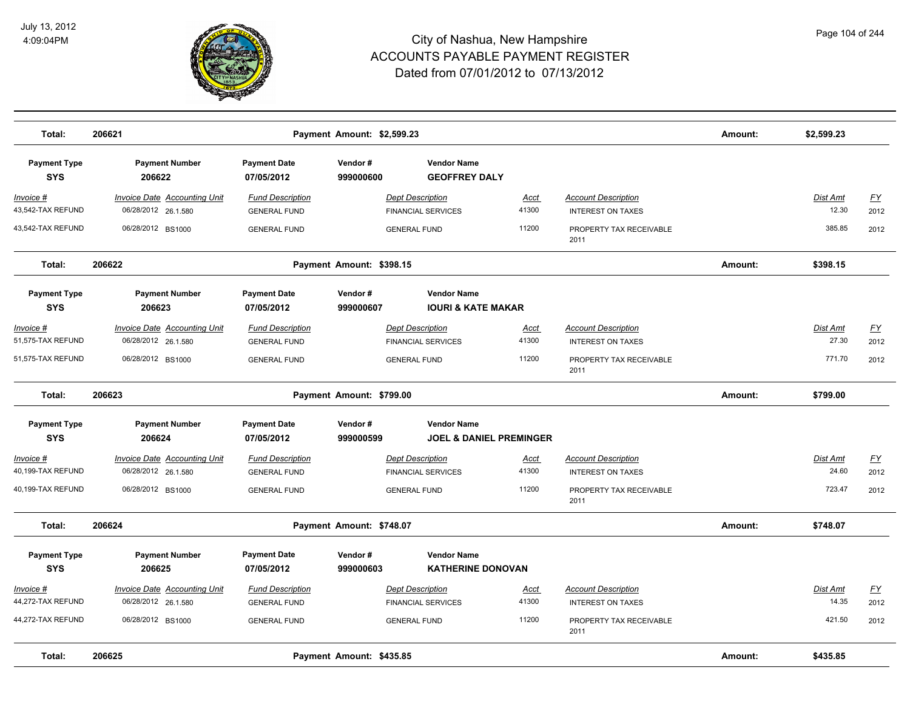# City of Nashua, New Hampshire
# ACCOUNTS PAYABLE PAYMENT REGISTER
## Dated from 07/01/2012 to 07/13/2012

| Total: | 206621 | Payment Amount: $2,599.23 | Amount: | $2,599.23 |
|---|---|---|---|---|

| Payment Type | Payment Number | Payment Date | Vendor # | Vendor Name |
|---|---|---|---|---|
| SYS | 206622 | 07/05/2012 | 999000600 | GEOFFREY DALY |

| Invoice # | Invoice Date | Accounting Unit | Fund Description | Dept Description | Acct | Account Description | Dist Amt | FY |
|---|---|---|---|---|---|---|---|---|
| 43,542-TAX REFUND | 06/28/2012 | 26.1.580 | GENERAL FUND | FINANCIAL SERVICES | 41300 | INTEREST ON TAXES | 12.30 | 2012 |
| 43,542-TAX REFUND | 06/28/2012 | BS1000 | GENERAL FUND | GENERAL FUND | 11200 | PROPERTY TAX RECEIVABLE 2011 | 385.85 | 2012 |

| Total: | 206622 | Payment Amount: $398.15 | Amount: | $398.15 |
|---|---|---|---|---|

| Payment Type | Payment Number | Payment Date | Vendor # | Vendor Name |
|---|---|---|---|---|
| SYS | 206623 | 07/05/2012 | 999000607 | IOURI & KATE MAKAR |

| Invoice # | Invoice Date | Accounting Unit | Fund Description | Dept Description | Acct | Account Description | Dist Amt | FY |
|---|---|---|---|---|---|---|---|---|
| 51,575-TAX REFUND | 06/28/2012 | 26.1.580 | GENERAL FUND | FINANCIAL SERVICES | 41300 | INTEREST ON TAXES | 27.30 | 2012 |
| 51,575-TAX REFUND | 06/28/2012 | BS1000 | GENERAL FUND | GENERAL FUND | 11200 | PROPERTY TAX RECEIVABLE 2011 | 771.70 | 2012 |

| Total: | 206623 | Payment Amount: $799.00 | Amount: | $799.00 |
|---|---|---|---|---|

| Payment Type | Payment Number | Payment Date | Vendor # | Vendor Name |
|---|---|---|---|---|
| SYS | 206624 | 07/05/2012 | 999000599 | JOEL & DANIEL PREMINGER |

| Invoice # | Invoice Date | Accounting Unit | Fund Description | Dept Description | Acct | Account Description | Dist Amt | FY |
|---|---|---|---|---|---|---|---|---|
| 40,199-TAX REFUND | 06/28/2012 | 26.1.580 | GENERAL FUND | FINANCIAL SERVICES | 41300 | INTEREST ON TAXES | 24.60 | 2012 |
| 40,199-TAX REFUND | 06/28/2012 | BS1000 | GENERAL FUND | GENERAL FUND | 11200 | PROPERTY TAX RECEIVABLE 2011 | 723.47 | 2012 |

| Total: | 206624 | Payment Amount: $748.07 | Amount: | $748.07 |
|---|---|---|---|---|

| Payment Type | Payment Number | Payment Date | Vendor # | Vendor Name |
|---|---|---|---|---|
| SYS | 206625 | 07/05/2012 | 999000603 | KATHERINE DONOVAN |

| Invoice # | Invoice Date | Accounting Unit | Fund Description | Dept Description | Acct | Account Description | Dist Amt | FY |
|---|---|---|---|---|---|---|---|---|
| 44,272-TAX REFUND | 06/28/2012 | 26.1.580 | GENERAL FUND | FINANCIAL SERVICES | 41300 | INTEREST ON TAXES | 14.35 | 2012 |
| 44,272-TAX REFUND | 06/28/2012 | BS1000 | GENERAL FUND | GENERAL FUND | 11200 | PROPERTY TAX RECEIVABLE 2011 | 421.50 | 2012 |

| Total: | 206625 | Payment Amount: $435.85 | Amount: | $435.85 |
|---|---|---|---|---|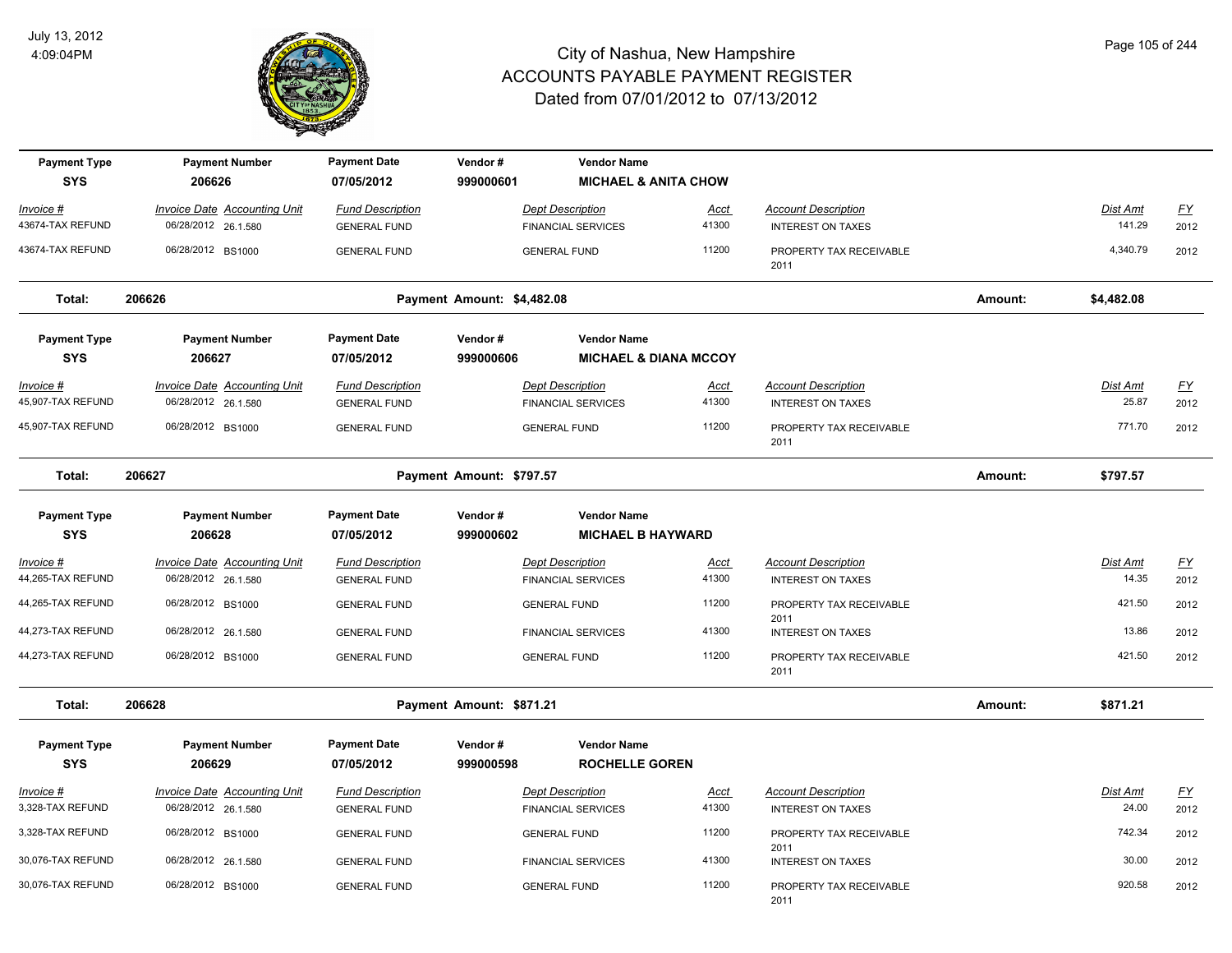# City of Nashua, New Hampshire
## ACCOUNTS PAYABLE PAYMENT REGISTER
### Dated from 07/01/2012 to 07/13/2012

July 13, 2012
4:09:04PM

| Payment Type | Payment Number | Payment Date | Vendor # | Vendor Name |
|---|---|---|---|---|
| SYS | 206626 | 07/05/2012 | 999000601 | MICHAEL & ANITA CHOW |

| Invoice # | Invoice Date | Accounting Unit | Fund Description | Dept Description | Acct | Account Description | Dist Amt | FY |
|---|---|---|---|---|---|---|---|---|
| 43674-TAX REFUND | 06/28/2012 | 26.1.580 | GENERAL FUND | FINANCIAL SERVICES | 41300 | INTEREST ON TAXES | 141.29 | 2012 |
| 43674-TAX REFUND | 06/28/2012 | BS1000 | GENERAL FUND | GENERAL FUND | 11200 | PROPERTY TAX RECEIVABLE 2011 | 4,340.79 | 2012 |

**Total: 206626 — Payment Amount: $4,482.08 — Amount: $4,482.08**

| Payment Type | Payment Number | Payment Date | Vendor # | Vendor Name |
|---|---|---|---|---|
| SYS | 206627 | 07/05/2012 | 999000606 | MICHAEL & DIANA MCCOY |

| Invoice # | Invoice Date | Accounting Unit | Fund Description | Dept Description | Acct | Account Description | Dist Amt | FY |
|---|---|---|---|---|---|---|---|---|
| 45,907-TAX REFUND | 06/28/2012 | 26.1.580 | GENERAL FUND | FINANCIAL SERVICES | 41300 | INTEREST ON TAXES | 25.87 | 2012 |
| 45,907-TAX REFUND | 06/28/2012 | BS1000 | GENERAL FUND | GENERAL FUND | 11200 | PROPERTY TAX RECEIVABLE 2011 | 771.70 | 2012 |

**Total: 206627 — Payment Amount: $797.57 — Amount: $797.57**

| Payment Type | Payment Number | Payment Date | Vendor # | Vendor Name |
|---|---|---|---|---|
| SYS | 206628 | 07/05/2012 | 999000602 | MICHAEL B HAYWARD |

| Invoice # | Invoice Date | Accounting Unit | Fund Description | Dept Description | Acct | Account Description | Dist Amt | FY |
|---|---|---|---|---|---|---|---|---|
| 44,265-TAX REFUND | 06/28/2012 | 26.1.580 | GENERAL FUND | FINANCIAL SERVICES | 41300 | INTEREST ON TAXES | 14.35 | 2012 |
| 44,265-TAX REFUND | 06/28/2012 | BS1000 | GENERAL FUND | GENERAL FUND | 11200 | PROPERTY TAX RECEIVABLE 2011 | 421.50 | 2012 |
| 44,273-TAX REFUND | 06/28/2012 | 26.1.580 | GENERAL FUND | FINANCIAL SERVICES | 41300 | INTEREST ON TAXES | 13.86 | 2012 |
| 44,273-TAX REFUND | 06/28/2012 | BS1000 | GENERAL FUND | GENERAL FUND | 11200 | PROPERTY TAX RECEIVABLE 2011 | 421.50 | 2012 |

**Total: 206628 — Payment Amount: $871.21 — Amount: $871.21**

| Payment Type | Payment Number | Payment Date | Vendor # | Vendor Name |
|---|---|---|---|---|
| SYS | 206629 | 07/05/2012 | 999000598 | ROCHELLE GOREN |

| Invoice # | Invoice Date | Accounting Unit | Fund Description | Dept Description | Acct | Account Description | Dist Amt | FY |
|---|---|---|---|---|---|---|---|---|
| 3,328-TAX REFUND | 06/28/2012 | 26.1.580 | GENERAL FUND | FINANCIAL SERVICES | 41300 | INTEREST ON TAXES | 24.00 | 2012 |
| 3,328-TAX REFUND | 06/28/2012 | BS1000 | GENERAL FUND | GENERAL FUND | 11200 | PROPERTY TAX RECEIVABLE 2011 | 742.34 | 2012 |
| 30,076-TAX REFUND | 06/28/2012 | 26.1.580 | GENERAL FUND | FINANCIAL SERVICES | 41300 | INTEREST ON TAXES | 30.00 | 2012 |
| 30,076-TAX REFUND | 06/28/2012 | BS1000 | GENERAL FUND | GENERAL FUND | 11200 | PROPERTY TAX RECEIVABLE 2011 | 920.58 | 2012 |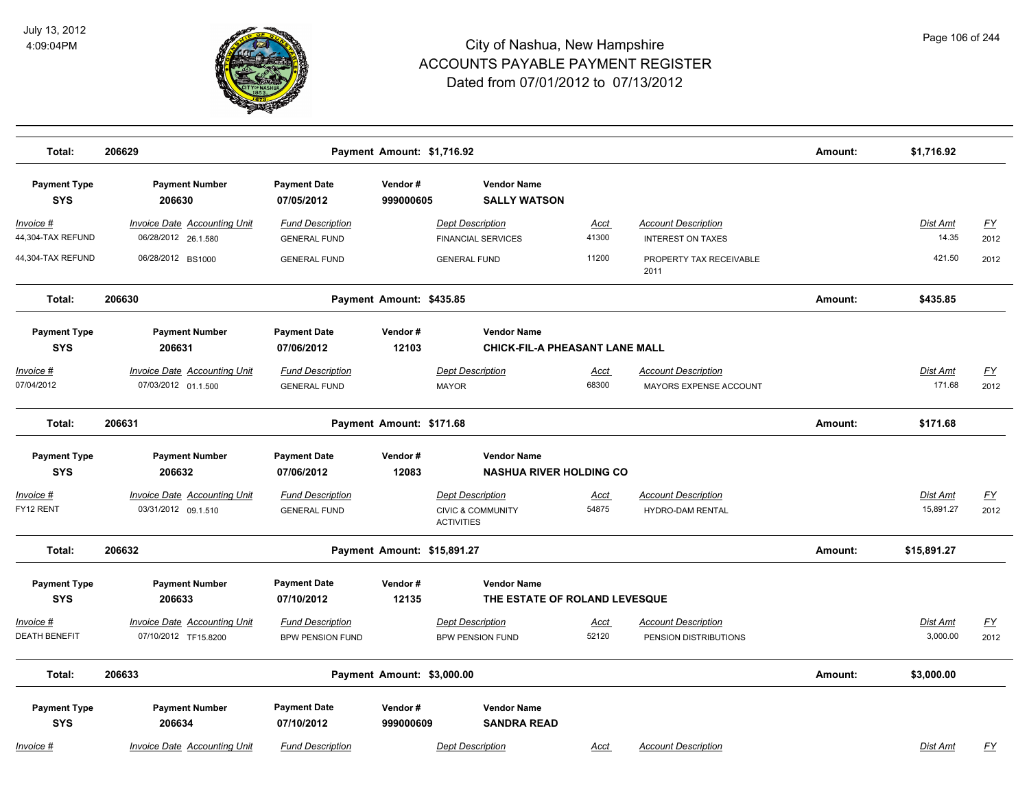# City of Nashua, New Hampshire
## ACCOUNTS PAYABLE PAYMENT REGISTER
### Dated from 07/01/2012 to 07/13/2012

| Total: | 206629 | Payment Amount: $1,716.92 | Amount: | $1,716.92 |
|---|---|---|---|---|

| Payment Type | Payment Number | Payment Date | Vendor # | Vendor Name |
|---|---|---|---|---|
| SYS | 206630 | 07/05/2012 | 999000605 | SALLY WATSON |

| Invoice # | Invoice Date | Accounting Unit | Fund Description | Dept Description | Acct | Account Description | Dist Amt | FY |
|---|---|---|---|---|---|---|---|---|
| 44,304-TAX REFUND | 06/28/2012 | 26.1.580 | GENERAL FUND | FINANCIAL SERVICES | 41300 | INTEREST ON TAXES | 14.35 | 2012 |
| 44,304-TAX REFUND | 06/28/2012 | BS1000 | GENERAL FUND | GENERAL FUND | 11200 | PROPERTY TAX RECEIVABLE 2011 | 421.50 | 2012 |

| Total: | 206630 | Payment Amount: $435.85 | Amount: | $435.85 |
|---|---|---|---|---|

| Payment Type | Payment Number | Payment Date | Vendor # | Vendor Name |
|---|---|---|---|---|
| SYS | 206631 | 07/06/2012 | 12103 | CHICK-FIL-A PHEASANT LANE MALL |

| Invoice # | Invoice Date | Accounting Unit | Fund Description | Dept Description | Acct | Account Description | Dist Amt | FY |
|---|---|---|---|---|---|---|---|---|
| 07/04/2012 | 07/03/2012 | 01.1.500 | GENERAL FUND | MAYOR | 68300 | MAYORS EXPENSE ACCOUNT | 171.68 | 2012 |

| Total: | 206631 | Payment Amount: $171.68 | Amount: | $171.68 |
|---|---|---|---|---|

| Payment Type | Payment Number | Payment Date | Vendor # | Vendor Name |
|---|---|---|---|---|
| SYS | 206632 | 07/06/2012 | 12083 | NASHUA RIVER HOLDING CO |

| Invoice # | Invoice Date | Accounting Unit | Fund Description | Dept Description | Acct | Account Description | Dist Amt | FY |
|---|---|---|---|---|---|---|---|---|
| FY12 RENT | 03/31/2012 | 09.1.510 | GENERAL FUND | CIVIC & COMMUNITY ACTIVITIES | 54875 | HYDRO-DAM RENTAL | 15,891.27 | 2012 |

| Total: | 206632 | Payment Amount: $15,891.27 | Amount: | $15,891.27 |
|---|---|---|---|---|

| Payment Type | Payment Number | Payment Date | Vendor # | Vendor Name |
|---|---|---|---|---|
| SYS | 206633 | 07/10/2012 | 12135 | THE ESTATE OF ROLAND LEVESQUE |

| Invoice # | Invoice Date | Accounting Unit | Fund Description | Dept Description | Acct | Account Description | Dist Amt | FY |
|---|---|---|---|---|---|---|---|---|
| DEATH BENEFIT | 07/10/2012 | TF15.8200 | BPW PENSION FUND | BPW PENSION FUND | 52120 | PENSION DISTRIBUTIONS | 3,000.00 | 2012 |

| Total: | 206633 | Payment Amount: $3,000.00 | Amount: | $3,000.00 |
|---|---|---|---|---|

| Payment Type | Payment Number | Payment Date | Vendor # | Vendor Name |
|---|---|---|---|---|
| SYS | 206634 | 07/10/2012 | 999000609 | SANDRA READ |

| Invoice # | Invoice Date | Accounting Unit | Fund Description | Dept Description | Acct | Account Description | Dist Amt | FY |
|---|---|---|---|---|---|---|---|---|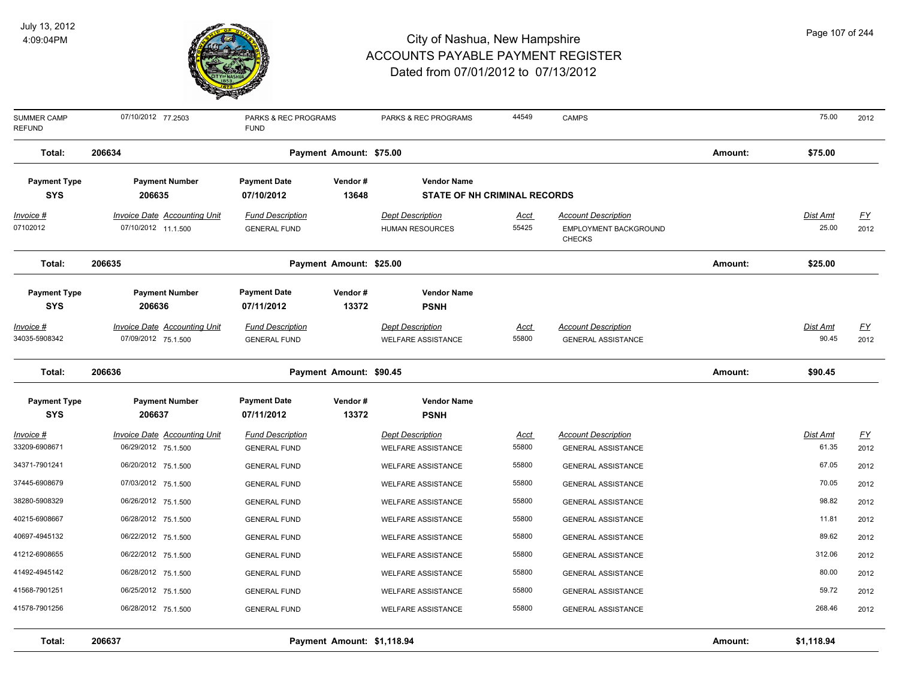# City of Nashua, New Hampshire
# ACCOUNTS PAYABLE PAYMENT REGISTER
## Dated from 07/01/2012 to 07/13/2012

July 13, 2012
4:09:04PM

| Invoice # | Invoice Date | Accounting Unit | Fund Description | Dept Description | Acct | Account Description | Dist Amt | FY |
|---|---|---|---|---|---|---|---|---|
| SUMMER CAMP REFUND | 07/10/2012 | 77.2503 | PARKS & REC PROGRAMS FUND | PARKS & REC PROGRAMS | 44549 | CAMPS | 75.00 | 2012 |

**Total: 206634 — Payment Amount: $75.00 — Amount: $75.00**

| Payment Type | Payment Number | Payment Date | Vendor # | Vendor Name |
|---|---|---|---|---|
| SYS | 206635 | 07/10/2012 | 13648 | STATE OF NH CRIMINAL RECORDS |

| Invoice # | Invoice Date | Accounting Unit | Fund Description | Dept Description | Acct | Account Description | Dist Amt | FY |
|---|---|---|---|---|---|---|---|---|
| 07102012 | 07/10/2012 | 11.1.500 | GENERAL FUND | HUMAN RESOURCES | 55425 | EMPLOYMENT BACKGROUND CHECKS | 25.00 | 2012 |

**Total: 206635 — Payment Amount: $25.00 — Amount: $25.00**

| Payment Type | Payment Number | Payment Date | Vendor # | Vendor Name |
|---|---|---|---|---|
| SYS | 206636 | 07/11/2012 | 13372 | PSNH |

| Invoice # | Invoice Date | Accounting Unit | Fund Description | Dept Description | Acct | Account Description | Dist Amt | FY |
|---|---|---|---|---|---|---|---|---|
| 34035-5908342 | 07/09/2012 | 75.1.500 | GENERAL FUND | WELFARE ASSISTANCE | 55800 | GENERAL ASSISTANCE | 90.45 | 2012 |

**Total: 206636 — Payment Amount: $90.45 — Amount: $90.45**

| Payment Type | Payment Number | Payment Date | Vendor # | Vendor Name |
|---|---|---|---|---|
| SYS | 206637 | 07/11/2012 | 13372 | PSNH |

| Invoice # | Invoice Date | Accounting Unit | Fund Description | Dept Description | Acct | Account Description | Dist Amt | FY |
|---|---|---|---|---|---|---|---|---|
| 33209-6908671 | 06/29/2012 | 75.1.500 | GENERAL FUND | WELFARE ASSISTANCE | 55800 | GENERAL ASSISTANCE | 61.35 | 2012 |
| 34371-7901241 | 06/20/2012 | 75.1.500 | GENERAL FUND | WELFARE ASSISTANCE | 55800 | GENERAL ASSISTANCE | 67.05 | 2012 |
| 37445-6908679 | 07/03/2012 | 75.1.500 | GENERAL FUND | WELFARE ASSISTANCE | 55800 | GENERAL ASSISTANCE | 70.05 | 2012 |
| 38280-5908329 | 06/26/2012 | 75.1.500 | GENERAL FUND | WELFARE ASSISTANCE | 55800 | GENERAL ASSISTANCE | 98.82 | 2012 |
| 40215-6908667 | 06/28/2012 | 75.1.500 | GENERAL FUND | WELFARE ASSISTANCE | 55800 | GENERAL ASSISTANCE | 11.81 | 2012 |
| 40697-4945132 | 06/22/2012 | 75.1.500 | GENERAL FUND | WELFARE ASSISTANCE | 55800 | GENERAL ASSISTANCE | 89.62 | 2012 |
| 41212-6908655 | 06/22/2012 | 75.1.500 | GENERAL FUND | WELFARE ASSISTANCE | 55800 | GENERAL ASSISTANCE | 312.06 | 2012 |
| 41492-4945142 | 06/28/2012 | 75.1.500 | GENERAL FUND | WELFARE ASSISTANCE | 55800 | GENERAL ASSISTANCE | 80.00 | 2012 |
| 41568-7901251 | 06/25/2012 | 75.1.500 | GENERAL FUND | WELFARE ASSISTANCE | 55800 | GENERAL ASSISTANCE | 59.72 | 2012 |
| 41578-7901256 | 06/28/2012 | 75.1.500 | GENERAL FUND | WELFARE ASSISTANCE | 55800 | GENERAL ASSISTANCE | 268.46 | 2012 |

**Total: 206637 — Payment Amount: $1,118.94 — Amount: $1,118.94**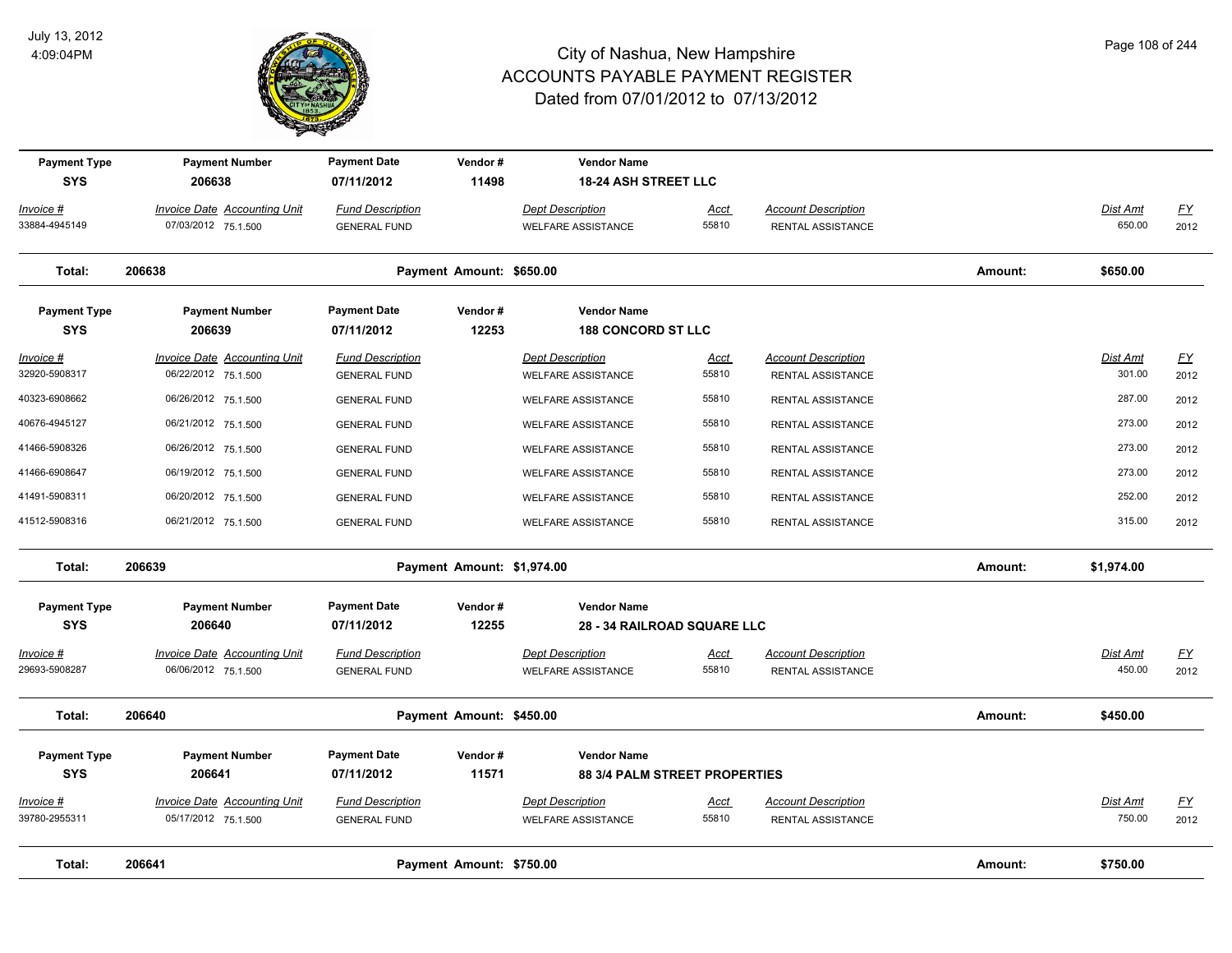# City of Nashua, New Hampshire
## ACCOUNTS PAYABLE PAYMENT REGISTER
### Dated from 07/01/2012 to 07/13/2012

July 13, 2012
4:09:04PM

| Payment Type | Payment Number | Payment Date | Vendor # | Vendor Name |
|---|---|---|---|---|
| SYS | 206638 | 07/11/2012 | 11498 | 18-24 ASH STREET LLC |

| Invoice # | Invoice Date | Accounting Unit | Fund Description | Dept Description | Acct | Account Description | Dist Amt | FY |
|---|---|---|---|---|---|---|---|---|
| 33884-4945149 | 07/03/2012 | 75.1.500 | GENERAL FUND | WELFARE ASSISTANCE | 55810 | RENTAL ASSISTANCE | 650.00 | 2012 |

**Total: 206638 — Payment Amount: $650.00 — Amount: $650.00**

| Payment Type | Payment Number | Payment Date | Vendor # | Vendor Name |
|---|---|---|---|---|
| SYS | 206639 | 07/11/2012 | 12253 | 188 CONCORD ST LLC |

| Invoice # | Invoice Date | Accounting Unit | Fund Description | Dept Description | Acct | Account Description | Dist Amt | FY |
|---|---|---|---|---|---|---|---|---|
| 32920-5908317 | 06/22/2012 | 75.1.500 | GENERAL FUND | WELFARE ASSISTANCE | 55810 | RENTAL ASSISTANCE | 301.00 | 2012 |
| 40323-6908662 | 06/26/2012 | 75.1.500 | GENERAL FUND | WELFARE ASSISTANCE | 55810 | RENTAL ASSISTANCE | 287.00 | 2012 |
| 40676-4945127 | 06/21/2012 | 75.1.500 | GENERAL FUND | WELFARE ASSISTANCE | 55810 | RENTAL ASSISTANCE | 273.00 | 2012 |
| 41466-5908326 | 06/26/2012 | 75.1.500 | GENERAL FUND | WELFARE ASSISTANCE | 55810 | RENTAL ASSISTANCE | 273.00 | 2012 |
| 41466-6908647 | 06/19/2012 | 75.1.500 | GENERAL FUND | WELFARE ASSISTANCE | 55810 | RENTAL ASSISTANCE | 273.00 | 2012 |
| 41491-5908311 | 06/20/2012 | 75.1.500 | GENERAL FUND | WELFARE ASSISTANCE | 55810 | RENTAL ASSISTANCE | 252.00 | 2012 |
| 41512-5908316 | 06/21/2012 | 75.1.500 | GENERAL FUND | WELFARE ASSISTANCE | 55810 | RENTAL ASSISTANCE | 315.00 | 2012 |

**Total: 206639 — Payment Amount: $1,974.00 — Amount: $1,974.00**

| Payment Type | Payment Number | Payment Date | Vendor # | Vendor Name |
|---|---|---|---|---|
| SYS | 206640 | 07/11/2012 | 12255 | 28 - 34 RAILROAD SQUARE LLC |

| Invoice # | Invoice Date | Accounting Unit | Fund Description | Dept Description | Acct | Account Description | Dist Amt | FY |
|---|---|---|---|---|---|---|---|---|
| 29693-5908287 | 06/06/2012 | 75.1.500 | GENERAL FUND | WELFARE ASSISTANCE | 55810 | RENTAL ASSISTANCE | 450.00 | 2012 |

**Total: 206640 — Payment Amount: $450.00 — Amount: $450.00**

| Payment Type | Payment Number | Payment Date | Vendor # | Vendor Name |
|---|---|---|---|---|
| SYS | 206641 | 07/11/2012 | 11571 | 88 3/4 PALM STREET PROPERTIES |

| Invoice # | Invoice Date | Accounting Unit | Fund Description | Dept Description | Acct | Account Description | Dist Amt | FY |
|---|---|---|---|---|---|---|---|---|
| 39780-2955311 | 05/17/2012 | 75.1.500 | GENERAL FUND | WELFARE ASSISTANCE | 55810 | RENTAL ASSISTANCE | 750.00 | 2012 |

**Total: 206641 — Payment Amount: $750.00 — Amount: $750.00**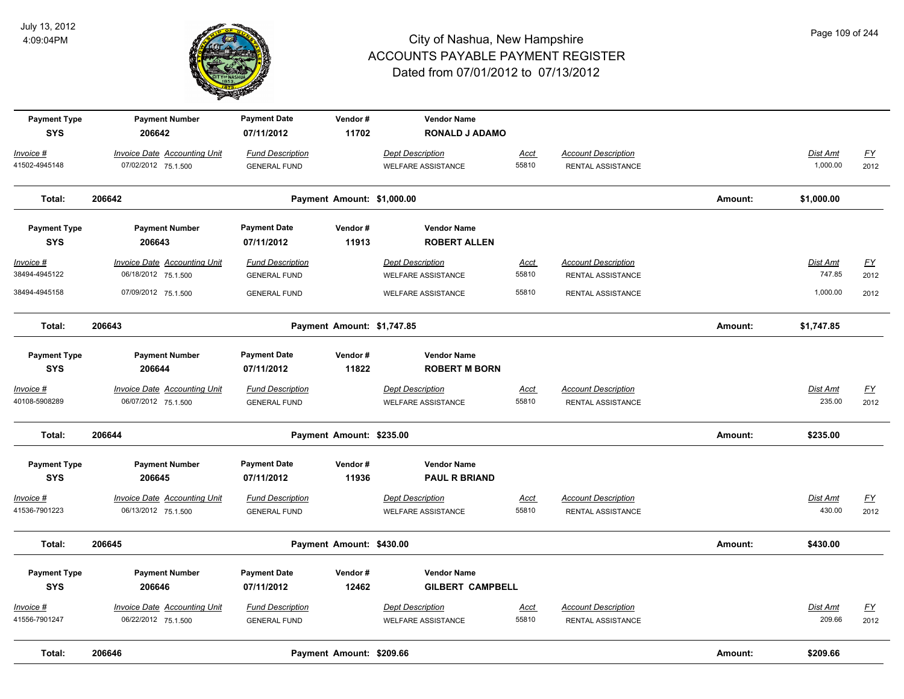# City of Nashua, New Hampshire
## ACCOUNTS PAYABLE PAYMENT REGISTER
### Dated from 07/01/2012 to 07/13/2012

July 13, 2012
4:09:04PM

| Payment Type | Payment Number | Payment Date | Vendor # | Vendor Name |
|---|---|---|---|---|
| SYS | 206642 | 07/11/2012 | 11702 | RONALD J ADAMO |

| Invoice # | Invoice Date | Accounting Unit | Fund Description | Dept Description | Acct | Account Description | Dist Amt | FY |
|---|---|---|---|---|---|---|---|---|
| 41502-4945148 | 07/02/2012 | 75.1.500 | GENERAL FUND | WELFARE ASSISTANCE | 55810 | RENTAL ASSISTANCE | 1,000.00 | 2012 |

**Total: 206642 — Payment Amount: $1,000.00 — Amount: $1,000.00**

| Payment Type | Payment Number | Payment Date | Vendor # | Vendor Name |
|---|---|---|---|---|
| SYS | 206643 | 07/11/2012 | 11913 | ROBERT ALLEN |

| Invoice # | Invoice Date | Accounting Unit | Fund Description | Dept Description | Acct | Account Description | Dist Amt | FY |
|---|---|---|---|---|---|---|---|---|
| 38494-4945122 | 06/18/2012 | 75.1.500 | GENERAL FUND | WELFARE ASSISTANCE | 55810 | RENTAL ASSISTANCE | 747.85 | 2012 |
| 38494-4945158 | 07/09/2012 | 75.1.500 | GENERAL FUND | WELFARE ASSISTANCE | 55810 | RENTAL ASSISTANCE | 1,000.00 | 2012 |

**Total: 206643 — Payment Amount: $1,747.85 — Amount: $1,747.85**

| Payment Type | Payment Number | Payment Date | Vendor # | Vendor Name |
|---|---|---|---|---|
| SYS | 206644 | 07/11/2012 | 11822 | ROBERT M BORN |

| Invoice # | Invoice Date | Accounting Unit | Fund Description | Dept Description | Acct | Account Description | Dist Amt | FY |
|---|---|---|---|---|---|---|---|---|
| 40108-5908289 | 06/07/2012 | 75.1.500 | GENERAL FUND | WELFARE ASSISTANCE | 55810 | RENTAL ASSISTANCE | 235.00 | 2012 |

**Total: 206644 — Payment Amount: $235.00 — Amount: $235.00**

| Payment Type | Payment Number | Payment Date | Vendor # | Vendor Name |
|---|---|---|---|---|
| SYS | 206645 | 07/11/2012 | 11936 | PAUL R BRIAND |

| Invoice # | Invoice Date | Accounting Unit | Fund Description | Dept Description | Acct | Account Description | Dist Amt | FY |
|---|---|---|---|---|---|---|---|---|
| 41536-7901223 | 06/13/2012 | 75.1.500 | GENERAL FUND | WELFARE ASSISTANCE | 55810 | RENTAL ASSISTANCE | 430.00 | 2012 |

**Total: 206645 — Payment Amount: $430.00 — Amount: $430.00**

| Payment Type | Payment Number | Payment Date | Vendor # | Vendor Name |
|---|---|---|---|---|
| SYS | 206646 | 07/11/2012 | 12462 | GILBERT CAMPBELL |

| Invoice # | Invoice Date | Accounting Unit | Fund Description | Dept Description | Acct | Account Description | Dist Amt | FY |
|---|---|---|---|---|---|---|---|---|
| 41556-7901247 | 06/22/2012 | 75.1.500 | GENERAL FUND | WELFARE ASSISTANCE | 55810 | RENTAL ASSISTANCE | 209.66 | 2012 |

**Total: 206646 — Payment Amount: $209.66 — Amount: $209.66**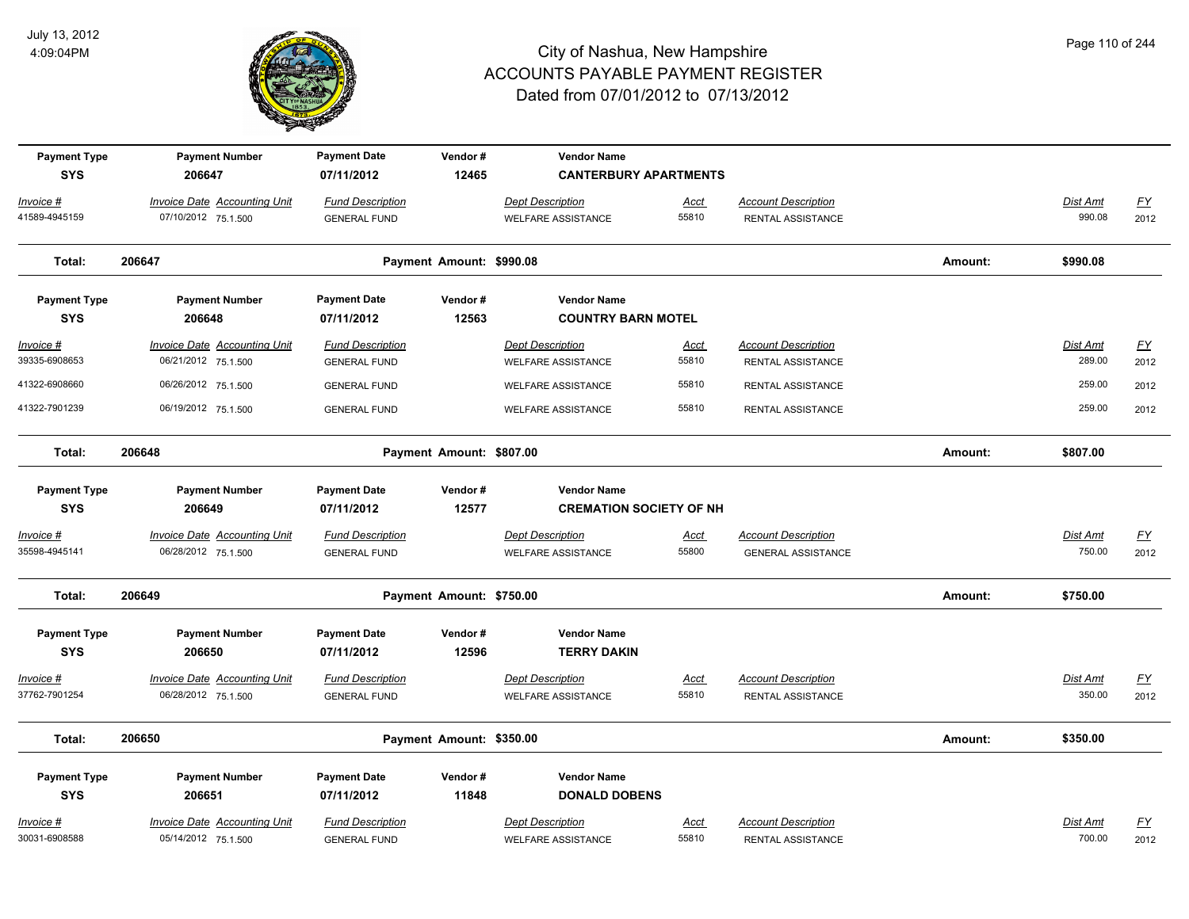# City of Nashua, New Hampshire
## ACCOUNTS PAYABLE PAYMENT REGISTER
### Dated from 07/01/2012 to 07/13/2012

July 13, 2012
4:09:04PM

| Payment Type | Payment Number | Payment Date | Vendor # | Vendor Name |
|---|---|---|---|---|
| SYS | 206647 | 07/11/2012 | 12465 | CANTERBURY APARTMENTS |

| Invoice # | Invoice Date | Accounting Unit | Fund Description | Dept Description | Acct | Account Description | Dist Amt | FY |
|---|---|---|---|---|---|---|---|---|
| 41589-4945159 | 07/10/2012 | 75.1.500 | GENERAL FUND | WELFARE ASSISTANCE | 55810 | RENTAL ASSISTANCE | 990.08 | 2012 |

**Total: 206647** Payment Amount: $990.08 Amount: **$990.08**

| Payment Type | Payment Number | Payment Date | Vendor # | Vendor Name |
|---|---|---|---|---|
| SYS | 206648 | 07/11/2012 | 12563 | COUNTRY BARN MOTEL |

| Invoice # | Invoice Date | Accounting Unit | Fund Description | Dept Description | Acct | Account Description | Dist Amt | FY |
|---|---|---|---|---|---|---|---|---|
| 39335-6908653 | 06/21/2012 | 75.1.500 | GENERAL FUND | WELFARE ASSISTANCE | 55810 | RENTAL ASSISTANCE | 289.00 | 2012 |
| 41322-6908660 | 06/26/2012 | 75.1.500 | GENERAL FUND | WELFARE ASSISTANCE | 55810 | RENTAL ASSISTANCE | 259.00 | 2012 |
| 41322-7901239 | 06/19/2012 | 75.1.500 | GENERAL FUND | WELFARE ASSISTANCE | 55810 | RENTAL ASSISTANCE | 259.00 | 2012 |

**Total: 206648** Payment Amount: $807.00 Amount: **$807.00**

| Payment Type | Payment Number | Payment Date | Vendor # | Vendor Name |
|---|---|---|---|---|
| SYS | 206649 | 07/11/2012 | 12577 | CREMATION SOCIETY OF NH |

| Invoice # | Invoice Date | Accounting Unit | Fund Description | Dept Description | Acct | Account Description | Dist Amt | FY |
|---|---|---|---|---|---|---|---|---|
| 35598-4945141 | 06/28/2012 | 75.1.500 | GENERAL FUND | WELFARE ASSISTANCE | 55800 | GENERAL ASSISTANCE | 750.00 | 2012 |

**Total: 206649** Payment Amount: $750.00 Amount: **$750.00**

| Payment Type | Payment Number | Payment Date | Vendor # | Vendor Name |
|---|---|---|---|---|
| SYS | 206650 | 07/11/2012 | 12596 | TERRY DAKIN |

| Invoice # | Invoice Date | Accounting Unit | Fund Description | Dept Description | Acct | Account Description | Dist Amt | FY |
|---|---|---|---|---|---|---|---|---|
| 37762-7901254 | 06/28/2012 | 75.1.500 | GENERAL FUND | WELFARE ASSISTANCE | 55810 | RENTAL ASSISTANCE | 350.00 | 2012 |

**Total: 206650** Payment Amount: $350.00 Amount: **$350.00**

| Payment Type | Payment Number | Payment Date | Vendor # | Vendor Name |
|---|---|---|---|---|
| SYS | 206651 | 07/11/2012 | 11848 | DONALD DOBENS |

| Invoice # | Invoice Date | Accounting Unit | Fund Description | Dept Description | Acct | Account Description | Dist Amt | FY |
|---|---|---|---|---|---|---|---|---|
| 30031-6908588 | 05/14/2012 | 75.1.500 | GENERAL FUND | WELFARE ASSISTANCE | 55810 | RENTAL ASSISTANCE | 700.00 | 2012 |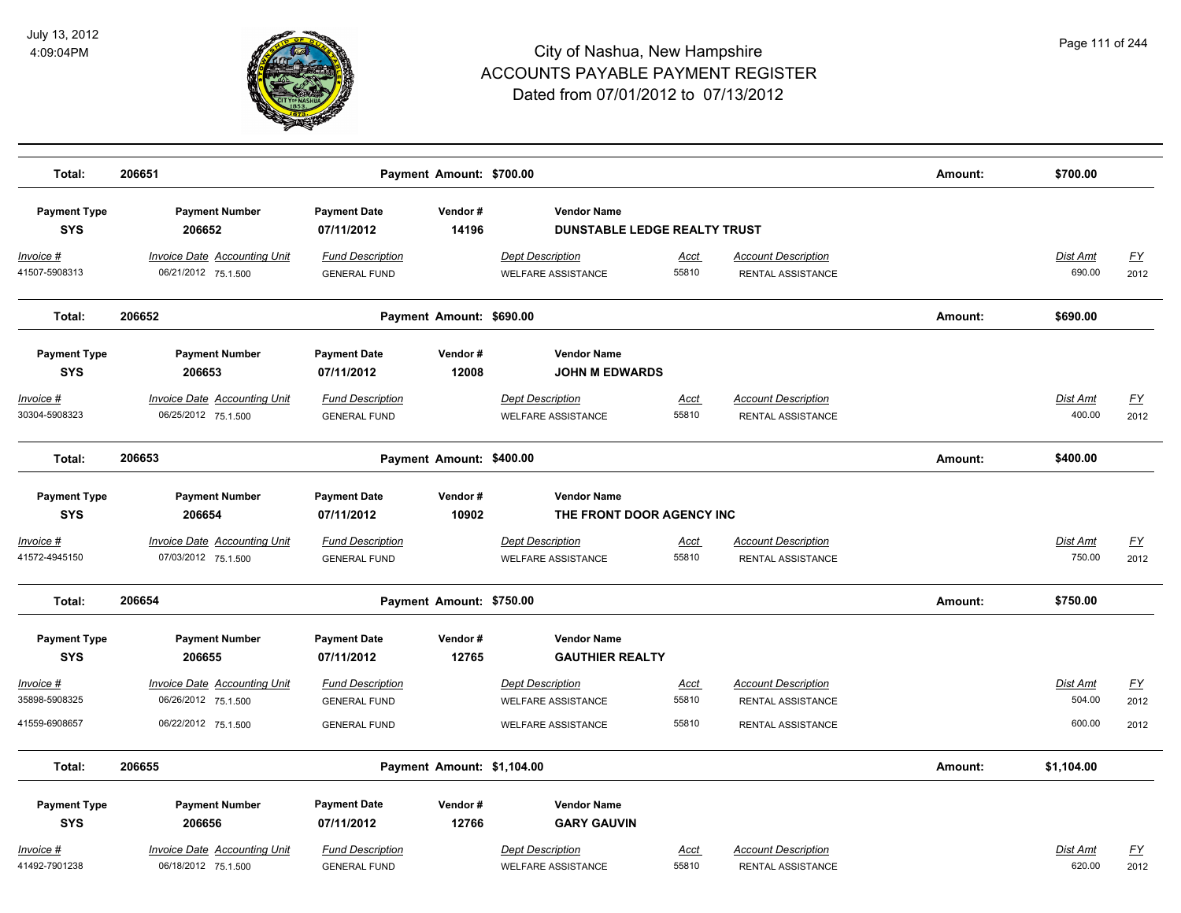# City of Nashua, New Hampshire
## ACCOUNTS PAYABLE PAYMENT REGISTER
### Dated from 07/01/2012 to 07/13/2012

July 13, 2012
4:09:04PM

**Total: 206651** — **Payment Amount: $700.00** — **Amount: $700.00**

| Payment Type | Payment Number | Payment Date | Vendor # | Vendor Name |
|---|---|---|---|---|
| **SYS** | **206652** | **07/11/2012** | **14196** | **DUNSTABLE LEDGE REALTY TRUST** |

| Invoice # | Invoice Date | Accounting Unit | Fund Description | Dept Description | Acct | Account Description | Dist Amt | FY |
|---|---|---|---|---|---|---|---|---|
| 41507-5908313 | 06/21/2012 | 75.1.500 | GENERAL FUND | WELFARE ASSISTANCE | 55810 | RENTAL ASSISTANCE | 690.00 | 2012 |

**Total: 206652** — **Payment Amount: $690.00** — **Amount: $690.00**

| Payment Type | Payment Number | Payment Date | Vendor # | Vendor Name |
|---|---|---|---|---|
| **SYS** | **206653** | **07/11/2012** | **12008** | **JOHN M EDWARDS** |

| Invoice # | Invoice Date | Accounting Unit | Fund Description | Dept Description | Acct | Account Description | Dist Amt | FY |
|---|---|---|---|---|---|---|---|---|
| 30304-5908323 | 06/25/2012 | 75.1.500 | GENERAL FUND | WELFARE ASSISTANCE | 55810 | RENTAL ASSISTANCE | 400.00 | 2012 |

**Total: 206653** — **Payment Amount: $400.00** — **Amount: $400.00**

| Payment Type | Payment Number | Payment Date | Vendor # | Vendor Name |
|---|---|---|---|---|
| **SYS** | **206654** | **07/11/2012** | **10902** | **THE FRONT DOOR AGENCY INC** |

| Invoice # | Invoice Date | Accounting Unit | Fund Description | Dept Description | Acct | Account Description | Dist Amt | FY |
|---|---|---|---|---|---|---|---|---|
| 41572-4945150 | 07/03/2012 | 75.1.500 | GENERAL FUND | WELFARE ASSISTANCE | 55810 | RENTAL ASSISTANCE | 750.00 | 2012 |

**Total: 206654** — **Payment Amount: $750.00** — **Amount: $750.00**

| Payment Type | Payment Number | Payment Date | Vendor # | Vendor Name |
|---|---|---|---|---|
| **SYS** | **206655** | **07/11/2012** | **12765** | **GAUTHIER REALTY** |

| Invoice # | Invoice Date | Accounting Unit | Fund Description | Dept Description | Acct | Account Description | Dist Amt | FY |
|---|---|---|---|---|---|---|---|---|
| 35898-5908325 | 06/26/2012 | 75.1.500 | GENERAL FUND | WELFARE ASSISTANCE | 55810 | RENTAL ASSISTANCE | 504.00 | 2012 |
| 41559-6908657 | 06/22/2012 | 75.1.500 | GENERAL FUND | WELFARE ASSISTANCE | 55810 | RENTAL ASSISTANCE | 600.00 | 2012 |

**Total: 206655** — **Payment Amount: $1,104.00** — **Amount: $1,104.00**

| Payment Type | Payment Number | Payment Date | Vendor # | Vendor Name |
|---|---|---|---|---|
| **SYS** | **206656** | **07/11/2012** | **12766** | **GARY GAUVIN** |

| Invoice # | Invoice Date | Accounting Unit | Fund Description | Dept Description | Acct | Account Description | Dist Amt | FY |
|---|---|---|---|---|---|---|---|---|
| 41492-7901238 | 06/18/2012 | 75.1.500 | GENERAL FUND | WELFARE ASSISTANCE | 55810 | RENTAL ASSISTANCE | 620.00 | 2012 |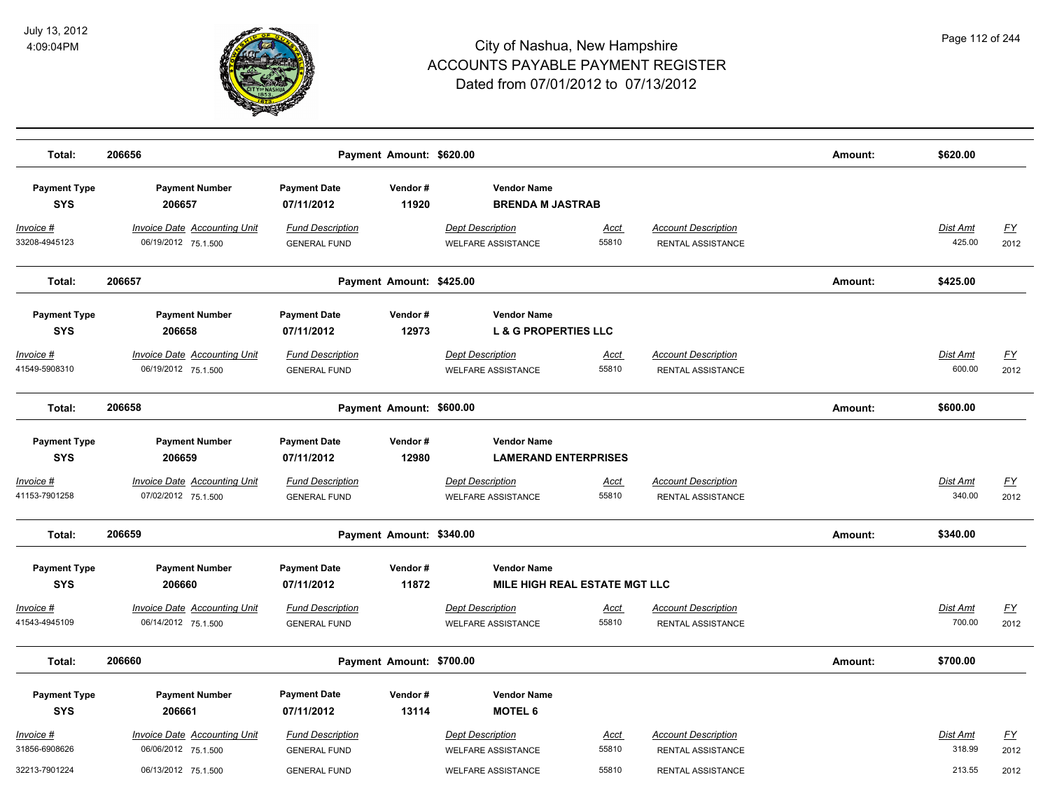# City of Nashua, New Hampshire
# ACCOUNTS PAYABLE PAYMENT REGISTER
## Dated from 07/01/2012 to 07/13/2012

July 13, 2012
4:09:04PM

| Total: | 206656 | | Payment Amount: $620.00 | | | | Amount: | $620.00 | |
|---|---|---|---|---|---|---|---|---|---|

| Payment Type | Payment Number | Payment Date | Vendor # | Vendor Name | | | | | |
|---|---|---|---|---|---|---|---|---|---|
| SYS | 206657 | 07/11/2012 | 11920 | BRENDA M JASTRAB | | | | | |
| Invoice # | Invoice Date Accounting Unit | Fund Description | | Dept Description | Acct | Account Description | | Dist Amt | FY |
| 33208-4945123 | 06/19/2012 75.1.500 | GENERAL FUND | | WELFARE ASSISTANCE | 55810 | RENTAL ASSISTANCE | | 425.00 | 2012 |
| Total: | 206657 | | Payment Amount: $425.00 | | | | Amount: | $425.00 | |

| Payment Type | Payment Number | Payment Date | Vendor # | Vendor Name | | | | | |
|---|---|---|---|---|---|---|---|---|---|
| SYS | 206658 | 07/11/2012 | 12973 | L & G PROPERTIES LLC | | | | | |
| Invoice # | Invoice Date Accounting Unit | Fund Description | | Dept Description | Acct | Account Description | | Dist Amt | FY |
| 41549-5908310 | 06/19/2012 75.1.500 | GENERAL FUND | | WELFARE ASSISTANCE | 55810 | RENTAL ASSISTANCE | | 600.00 | 2012 |
| Total: | 206658 | | Payment Amount: $600.00 | | | | Amount: | $600.00 | |

| Payment Type | Payment Number | Payment Date | Vendor # | Vendor Name | | | | | |
|---|---|---|---|---|---|---|---|---|---|
| SYS | 206659 | 07/11/2012 | 12980 | LAMERAND ENTERPRISES | | | | | |
| Invoice # | Invoice Date Accounting Unit | Fund Description | | Dept Description | Acct | Account Description | | Dist Amt | FY |
| 41153-7901258 | 07/02/2012 75.1.500 | GENERAL FUND | | WELFARE ASSISTANCE | 55810 | RENTAL ASSISTANCE | | 340.00 | 2012 |
| Total: | 206659 | | Payment Amount: $340.00 | | | | Amount: | $340.00 | |

| Payment Type | Payment Number | Payment Date | Vendor # | Vendor Name | | | | | |
|---|---|---|---|---|---|---|---|---|---|
| SYS | 206660 | 07/11/2012 | 11872 | MILE HIGH REAL ESTATE MGT LLC | | | | | |
| Invoice # | Invoice Date Accounting Unit | Fund Description | | Dept Description | Acct | Account Description | | Dist Amt | FY |
| 41543-4945109 | 06/14/2012 75.1.500 | GENERAL FUND | | WELFARE ASSISTANCE | 55810 | RENTAL ASSISTANCE | | 700.00 | 2012 |
| Total: | 206660 | | Payment Amount: $700.00 | | | | Amount: | $700.00 | |

| Payment Type | Payment Number | Payment Date | Vendor # | Vendor Name | | | | | |
|---|---|---|---|---|---|---|---|---|---|
| SYS | 206661 | 07/11/2012 | 13114 | MOTEL 6 | | | | | |
| Invoice # | Invoice Date Accounting Unit | Fund Description | | Dept Description | Acct | Account Description | | Dist Amt | FY |
| 31856-6908626 | 06/06/2012 75.1.500 | GENERAL FUND | | WELFARE ASSISTANCE | 55810 | RENTAL ASSISTANCE | | 318.99 | 2012 |
| 32213-7901224 | 06/13/2012 75.1.500 | GENERAL FUND | | WELFARE ASSISTANCE | 55810 | RENTAL ASSISTANCE | | 213.55 | 2012 |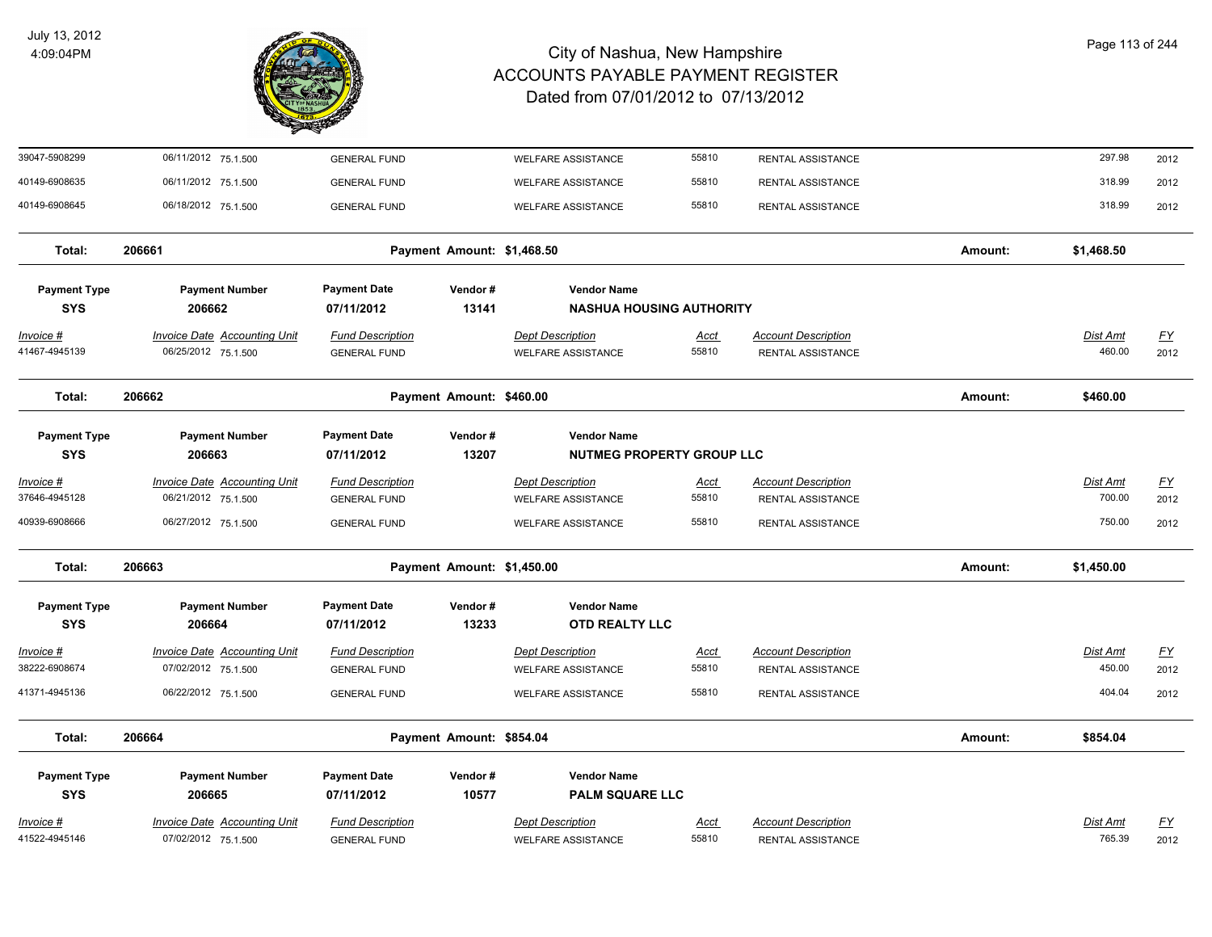# City of Nashua, New Hampshire
# ACCOUNTS PAYABLE PAYMENT REGISTER
## Dated from 07/01/2012 to 07/13/2012

| Invoice # | Invoice Date | Accounting Unit | Fund Description | Dept Description | Acct | Account Description | Dist Amt | FY |
|---|---|---|---|---|---|---|---|---|
| 39047-5908299 | 06/11/2012 | 75.1.500 | GENERAL FUND | WELFARE ASSISTANCE | 55810 | RENTAL ASSISTANCE | 297.98 | 2012 |
| 40149-6908635 | 06/11/2012 | 75.1.500 | GENERAL FUND | WELFARE ASSISTANCE | 55810 | RENTAL ASSISTANCE | 318.99 | 2012 |
| 40149-6908645 | 06/18/2012 | 75.1.500 | GENERAL FUND | WELFARE ASSISTANCE | 55810 | RENTAL ASSISTANCE | 318.99 | 2012 |

**Total: 206661** — Payment Amount: $1,468.50 — Amount: $1,468.50

| Payment Type | Payment Number | Payment Date | Vendor # | Vendor Name |
|---|---|---|---|---|
| SYS | 206662 | 07/11/2012 | 13141 | NASHUA HOUSING AUTHORITY |

| Invoice # | Invoice Date | Accounting Unit | Fund Description | Dept Description | Acct | Account Description | Dist Amt | FY |
|---|---|---|---|---|---|---|---|---|
| 41467-4945139 | 06/25/2012 | 75.1.500 | GENERAL FUND | WELFARE ASSISTANCE | 55810 | RENTAL ASSISTANCE | 460.00 | 2012 |

**Total: 206662** — Payment Amount: $460.00 — Amount: $460.00

| Payment Type | Payment Number | Payment Date | Vendor # | Vendor Name |
|---|---|---|---|---|
| SYS | 206663 | 07/11/2012 | 13207 | NUTMEG PROPERTY GROUP LLC |

| Invoice # | Invoice Date | Accounting Unit | Fund Description | Dept Description | Acct | Account Description | Dist Amt | FY |
|---|---|---|---|---|---|---|---|---|
| 37646-4945128 | 06/21/2012 | 75.1.500 | GENERAL FUND | WELFARE ASSISTANCE | 55810 | RENTAL ASSISTANCE | 700.00 | 2012 |
| 40939-6908666 | 06/27/2012 | 75.1.500 | GENERAL FUND | WELFARE ASSISTANCE | 55810 | RENTAL ASSISTANCE | 750.00 | 2012 |

**Total: 206663** — Payment Amount: $1,450.00 — Amount: $1,450.00

| Payment Type | Payment Number | Payment Date | Vendor # | Vendor Name |
|---|---|---|---|---|
| SYS | 206664 | 07/11/2012 | 13233 | OTD REALTY LLC |

| Invoice # | Invoice Date | Accounting Unit | Fund Description | Dept Description | Acct | Account Description | Dist Amt | FY |
|---|---|---|---|---|---|---|---|---|
| 38222-6908674 | 07/02/2012 | 75.1.500 | GENERAL FUND | WELFARE ASSISTANCE | 55810 | RENTAL ASSISTANCE | 450.00 | 2012 |
| 41371-4945136 | 06/22/2012 | 75.1.500 | GENERAL FUND | WELFARE ASSISTANCE | 55810 | RENTAL ASSISTANCE | 404.04 | 2012 |

**Total: 206664** — Payment Amount: $854.04 — Amount: $854.04

| Payment Type | Payment Number | Payment Date | Vendor # | Vendor Name |
|---|---|---|---|---|
| SYS | 206665 | 07/11/2012 | 10577 | PALM SQUARE LLC |

| Invoice # | Invoice Date | Accounting Unit | Fund Description | Dept Description | Acct | Account Description | Dist Amt | FY |
|---|---|---|---|---|---|---|---|---|
| 41522-4945146 | 07/02/2012 | 75.1.500 | GENERAL FUND | WELFARE ASSISTANCE | 55810 | RENTAL ASSISTANCE | 765.39 | 2012 |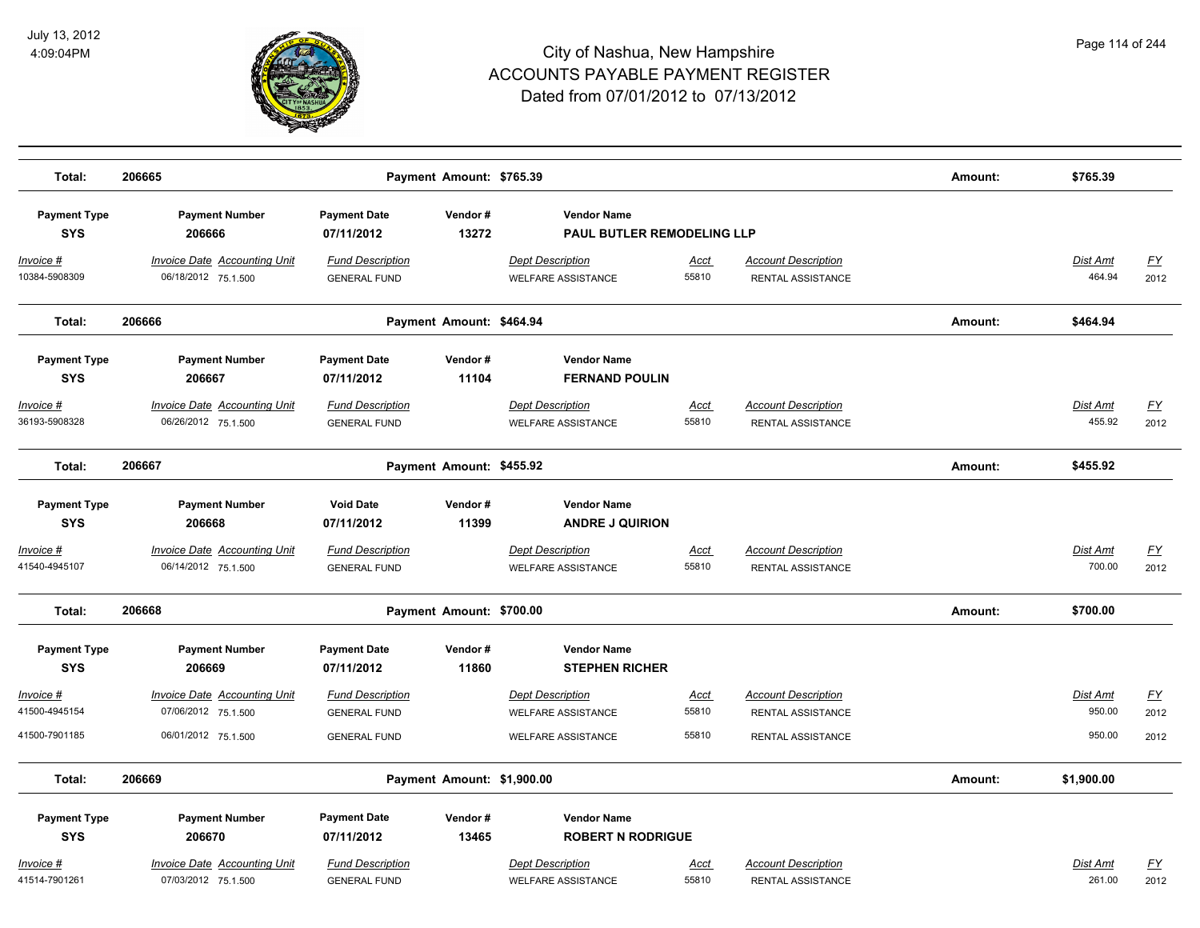# City of Nashua, New Hampshire
# ACCOUNTS PAYABLE PAYMENT REGISTER
## Dated from 07/01/2012 to 07/13/2012

July 13, 2012
4:09:04PM

**Total: 206665 — Payment Amount: $765.39 — Amount: $765.39**

| Payment Type | Payment Number | Payment Date | Vendor # | Vendor Name |
|---|---|---|---|---|
| SYS | 206666 | 07/11/2012 | 13272 | PAUL BUTLER REMODELING LLP |

| Invoice # | Invoice Date | Accounting Unit | Fund Description | Dept Description | Acct | Account Description | Dist Amt | FY |
|---|---|---|---|---|---|---|---|---|
| 10384-5908309 | 06/18/2012 | 75.1.500 | GENERAL FUND | WELFARE ASSISTANCE | 55810 | RENTAL ASSISTANCE | 464.94 | 2012 |

**Total: 206666 — Payment Amount: $464.94 — Amount: $464.94**

| Payment Type | Payment Number | Payment Date | Vendor # | Vendor Name |
|---|---|---|---|---|
| SYS | 206667 | 07/11/2012 | 11104 | FERNAND POULIN |

| Invoice # | Invoice Date | Accounting Unit | Fund Description | Dept Description | Acct | Account Description | Dist Amt | FY |
|---|---|---|---|---|---|---|---|---|
| 36193-5908328 | 06/26/2012 | 75.1.500 | GENERAL FUND | WELFARE ASSISTANCE | 55810 | RENTAL ASSISTANCE | 455.92 | 2012 |

**Total: 206667 — Payment Amount: $455.92 — Amount: $455.92**

| Payment Type | Payment Number | Void Date | Vendor # | Vendor Name |
|---|---|---|---|---|
| SYS | 206668 | 07/11/2012 | 11399 | ANDRE J QUIRION |

| Invoice # | Invoice Date | Accounting Unit | Fund Description | Dept Description | Acct | Account Description | Dist Amt | FY |
|---|---|---|---|---|---|---|---|---|
| 41540-4945107 | 06/14/2012 | 75.1.500 | GENERAL FUND | WELFARE ASSISTANCE | 55810 | RENTAL ASSISTANCE | 700.00 | 2012 |

**Total: 206668 — Payment Amount: $700.00 — Amount: $700.00**

| Payment Type | Payment Number | Payment Date | Vendor # | Vendor Name |
|---|---|---|---|---|
| SYS | 206669 | 07/11/2012 | 11860 | STEPHEN RICHER |

| Invoice # | Invoice Date | Accounting Unit | Fund Description | Dept Description | Acct | Account Description | Dist Amt | FY |
|---|---|---|---|---|---|---|---|---|
| 41500-4945154 | 07/06/2012 | 75.1.500 | GENERAL FUND | WELFARE ASSISTANCE | 55810 | RENTAL ASSISTANCE | 950.00 | 2012 |
| 41500-7901185 | 06/01/2012 | 75.1.500 | GENERAL FUND | WELFARE ASSISTANCE | 55810 | RENTAL ASSISTANCE | 950.00 | 2012 |

**Total: 206669 — Payment Amount: $1,900.00 — Amount: $1,900.00**

| Payment Type | Payment Number | Payment Date | Vendor # | Vendor Name |
|---|---|---|---|---|
| SYS | 206670 | 07/11/2012 | 13465 | ROBERT N RODRIGUE |

| Invoice # | Invoice Date | Accounting Unit | Fund Description | Dept Description | Acct | Account Description | Dist Amt | FY |
|---|---|---|---|---|---|---|---|---|
| 41514-7901261 | 07/03/2012 | 75.1.500 | GENERAL FUND | WELFARE ASSISTANCE | 55810 | RENTAL ASSISTANCE | 261.00 | 2012 |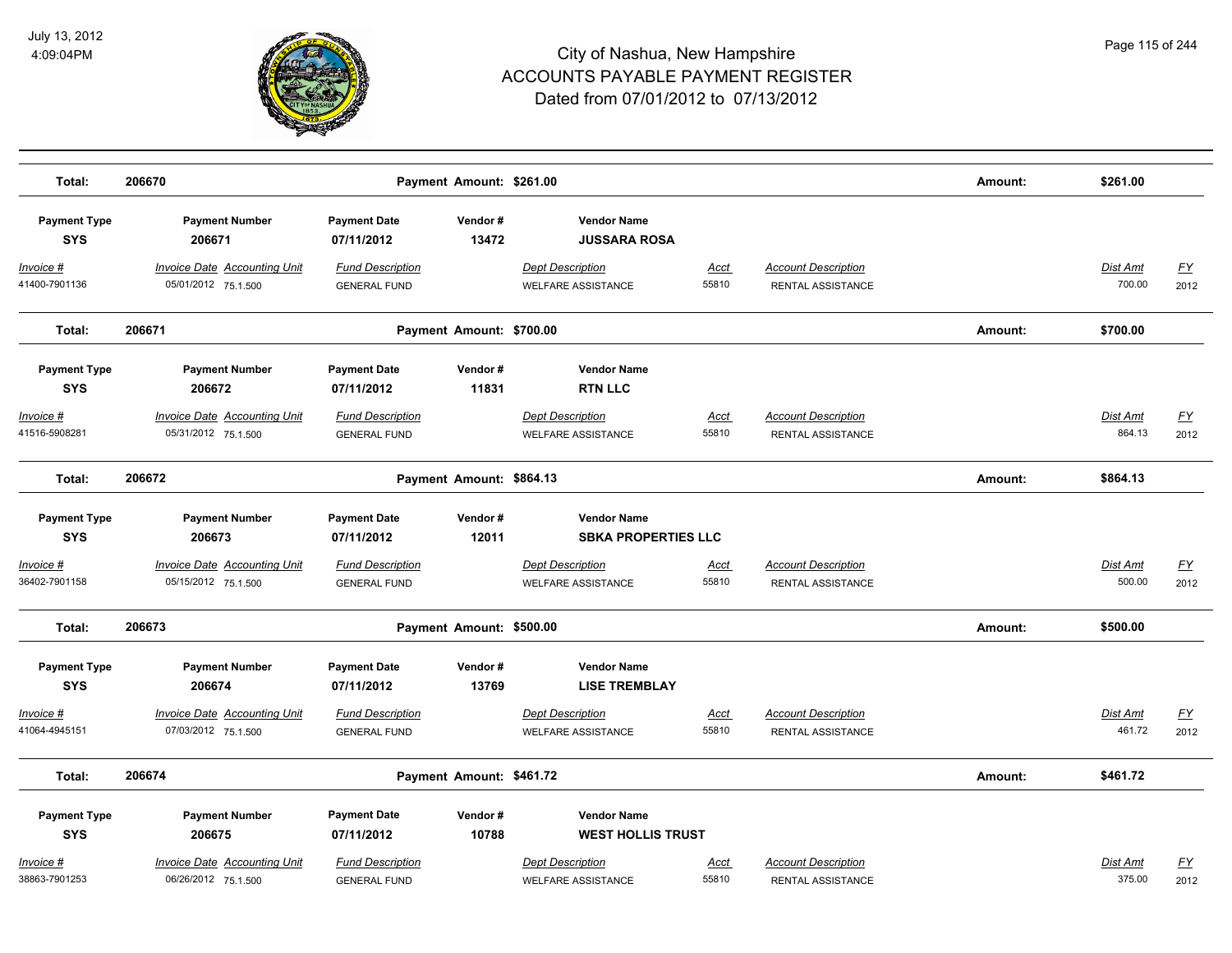# City of Nashua, New Hampshire
# ACCOUNTS PAYABLE PAYMENT REGISTER
## Dated from 07/01/2012 to 07/13/2012

July 13, 2012
4:09:04PM

**Total: 206670** — **Payment Amount: $261.00** — **Amount: $261.00**

| Payment Type | Payment Number | Payment Date | Vendor # | Vendor Name |
|---|---|---|---|---|
| **SYS** | **206671** | **07/11/2012** | **13472** | **JUSSARA ROSA** |

| Invoice # | Invoice Date | Accounting Unit | Fund Description | Dept Description | Acct | Account Description | Dist Amt | FY |
|---|---|---|---|---|---|---|---|---|
| 41400-7901136 | 05/01/2012 | 75.1.500 | GENERAL FUND | WELFARE ASSISTANCE | 55810 | RENTAL ASSISTANCE | 700.00 | 2012 |

**Total: 206671** — **Payment Amount: $700.00** — **Amount: $700.00**

| Payment Type | Payment Number | Payment Date | Vendor # | Vendor Name |
|---|---|---|---|---|
| **SYS** | **206672** | **07/11/2012** | **11831** | **RTN LLC** |

| Invoice # | Invoice Date | Accounting Unit | Fund Description | Dept Description | Acct | Account Description | Dist Amt | FY |
|---|---|---|---|---|---|---|---|---|
| 41516-5908281 | 05/31/2012 | 75.1.500 | GENERAL FUND | WELFARE ASSISTANCE | 55810 | RENTAL ASSISTANCE | 864.13 | 2012 |

**Total: 206672** — **Payment Amount: $864.13** — **Amount: $864.13**

| Payment Type | Payment Number | Payment Date | Vendor # | Vendor Name |
|---|---|---|---|---|
| **SYS** | **206673** | **07/11/2012** | **12011** | **SBKA PROPERTIES LLC** |

| Invoice # | Invoice Date | Accounting Unit | Fund Description | Dept Description | Acct | Account Description | Dist Amt | FY |
|---|---|---|---|---|---|---|---|---|
| 36402-7901158 | 05/15/2012 | 75.1.500 | GENERAL FUND | WELFARE ASSISTANCE | 55810 | RENTAL ASSISTANCE | 500.00 | 2012 |

**Total: 206673** — **Payment Amount: $500.00** — **Amount: $500.00**

| Payment Type | Payment Number | Payment Date | Vendor # | Vendor Name |
|---|---|---|---|---|
| **SYS** | **206674** | **07/11/2012** | **13769** | **LISE TREMBLAY** |

| Invoice # | Invoice Date | Accounting Unit | Fund Description | Dept Description | Acct | Account Description | Dist Amt | FY |
|---|---|---|---|---|---|---|---|---|
| 41064-4945151 | 07/03/2012 | 75.1.500 | GENERAL FUND | WELFARE ASSISTANCE | 55810 | RENTAL ASSISTANCE | 461.72 | 2012 |

**Total: 206674** — **Payment Amount: $461.72** — **Amount: $461.72**

| Payment Type | Payment Number | Payment Date | Vendor # | Vendor Name |
|---|---|---|---|---|
| **SYS** | **206675** | **07/11/2012** | **10788** | **WEST HOLLIS TRUST** |

| Invoice # | Invoice Date | Accounting Unit | Fund Description | Dept Description | Acct | Account Description | Dist Amt | FY |
|---|---|---|---|---|---|---|---|---|
| 38863-7901253 | 06/26/2012 | 75.1.500 | GENERAL FUND | WELFARE ASSISTANCE | 55810 | RENTAL ASSISTANCE | 375.00 | 2012 |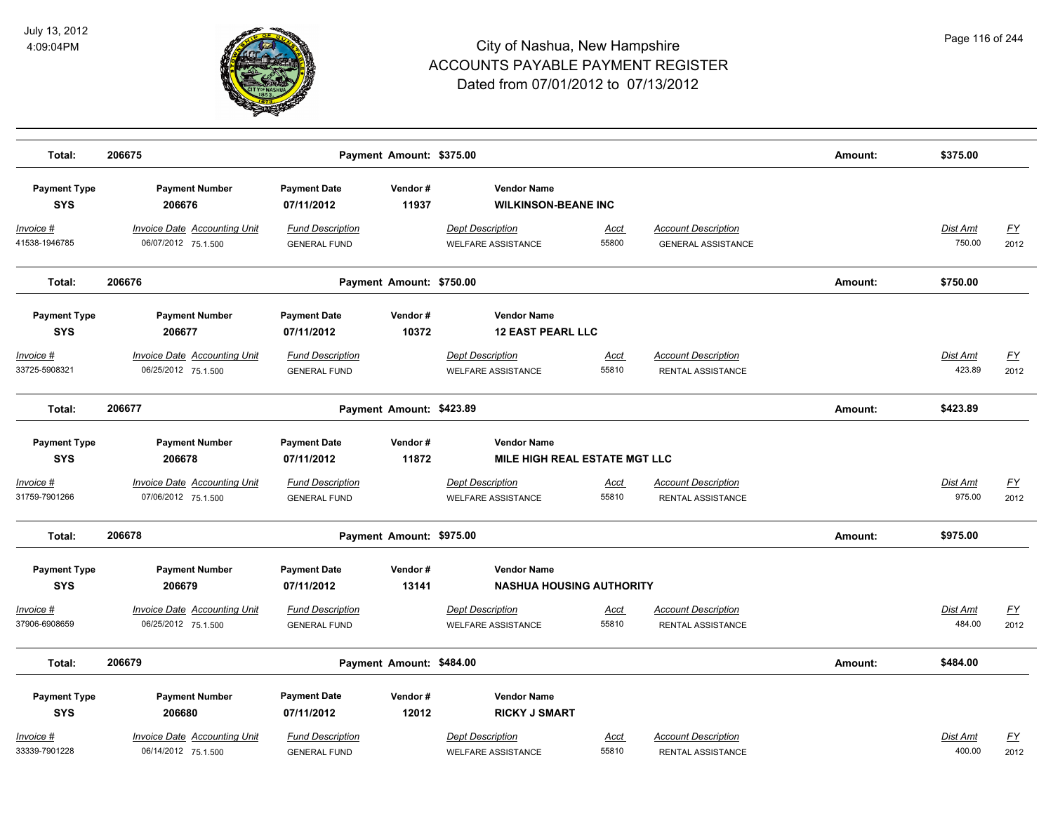| Total: | 206675 | | Payment Amount: $375.00 | | | | Amount: | $375.00 | |
|---|---|---|---|---|---|---|---|---|---|

| Payment Type | Payment Number | Payment Date | Vendor # | Vendor Name | | | | |
|---|---|---|---|---|---|---|---|---|
| SYS | 206676 | 07/11/2012 | 11937 | WILKINSON-BEANE INC | | | | |
| *Invoice #* | *Invoice Date Accounting Unit* | *Fund Description* | *Dept Description* | *Acct* | *Account Description* | | *Dist Amt* | *FY* |
| 41538-1946785 | 06/07/2012 75.1.500 | GENERAL FUND | WELFARE ASSISTANCE | 55800 | GENERAL ASSISTANCE | | 750.00 | 2012 |

| Total: | 206676 | | Payment Amount: $750.00 | | | | Amount: | $750.00 | |
|---|---|---|---|---|---|---|---|---|---|

| Payment Type | Payment Number | Payment Date | Vendor # | Vendor Name | | | | |
|---|---|---|---|---|---|---|---|---|
| SYS | 206677 | 07/11/2012 | 10372 | 12 EAST PEARL LLC | | | | |
| *Invoice #* | *Invoice Date Accounting Unit* | *Fund Description* | *Dept Description* | *Acct* | *Account Description* | | *Dist Amt* | *FY* |
| 33725-5908321 | 06/25/2012 75.1.500 | GENERAL FUND | WELFARE ASSISTANCE | 55810 | RENTAL ASSISTANCE | | 423.89 | 2012 |

| Total: | 206677 | | Payment Amount: $423.89 | | | | Amount: | $423.89 | |
|---|---|---|---|---|---|---|---|---|---|

| Payment Type | Payment Number | Payment Date | Vendor # | Vendor Name | | | | |
|---|---|---|---|---|---|---|---|---|
| SYS | 206678 | 07/11/2012 | 11872 | MILE HIGH REAL ESTATE MGT LLC | | | | |
| *Invoice #* | *Invoice Date Accounting Unit* | *Fund Description* | *Dept Description* | *Acct* | *Account Description* | | *Dist Amt* | *FY* |
| 31759-7901266 | 07/06/2012 75.1.500 | GENERAL FUND | WELFARE ASSISTANCE | 55810 | RENTAL ASSISTANCE | | 975.00 | 2012 |

| Total: | 206678 | | Payment Amount: $975.00 | | | | Amount: | $975.00 | |
|---|---|---|---|---|---|---|---|---|---|

| Payment Type | Payment Number | Payment Date | Vendor # | Vendor Name | | | | |
|---|---|---|---|---|---|---|---|---|
| SYS | 206679 | 07/11/2012 | 13141 | NASHUA HOUSING AUTHORITY | | | | |
| *Invoice #* | *Invoice Date Accounting Unit* | *Fund Description* | *Dept Description* | *Acct* | *Account Description* | | *Dist Amt* | *FY* |
| 37906-6908659 | 06/25/2012 75.1.500 | GENERAL FUND | WELFARE ASSISTANCE | 55810 | RENTAL ASSISTANCE | | 484.00 | 2012 |

| Total: | 206679 | | Payment Amount: $484.00 | | | | Amount: | $484.00 | |
|---|---|---|---|---|---|---|---|---|---|

| Payment Type | Payment Number | Payment Date | Vendor # | Vendor Name | | | | |
|---|---|---|---|---|---|---|---|---|
| SYS | 206680 | 07/11/2012 | 12012 | RICKY J SMART | | | | |
| *Invoice #* | *Invoice Date Accounting Unit* | *Fund Description* | *Dept Description* | *Acct* | *Account Description* | | *Dist Amt* | *FY* |
| 33339-7901228 | 06/14/2012 75.1.500 | GENERAL FUND | WELFARE ASSISTANCE | 55810 | RENTAL ASSISTANCE | | 400.00 | 2012 |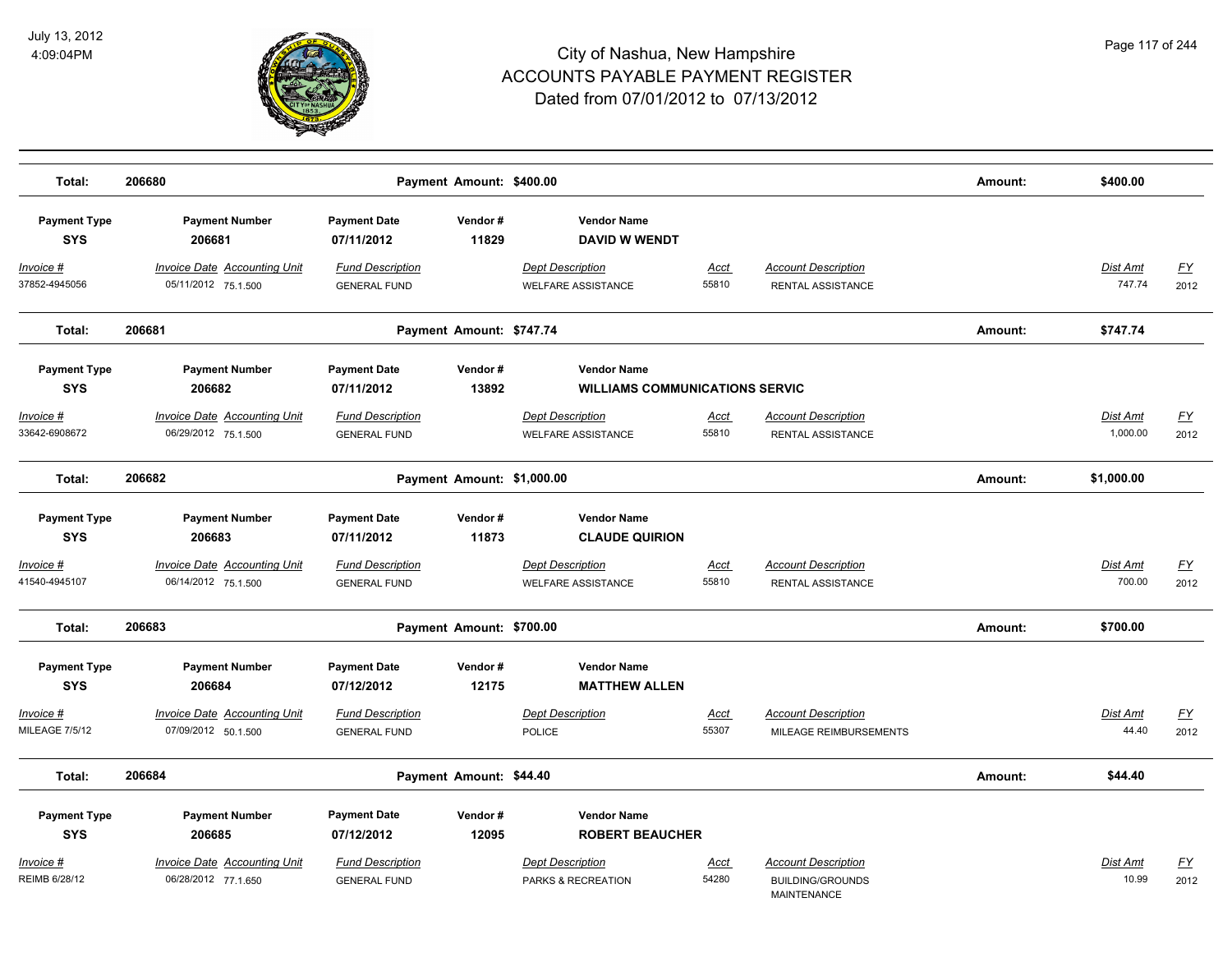# City of Nashua, New Hampshire
## ACCOUNTS PAYABLE PAYMENT REGISTER
### Dated from 07/01/2012 to 07/13/2012

July 13, 2012
4:09:04PM

| Total: | 206680 | Payment Amount: $400.00 | | | | Amount: | $400.00 | |
|---|---|---|---|---|---|---|---|---|

| Payment Type | Payment Number | Payment Date | Vendor # | Vendor Name | | | | |
|---|---|---|---|---|---|---|---|---|
| **SYS** | **206681** | **07/11/2012** | **11829** | **DAVID W WENDT** | | | | |
| *Invoice #* | *Invoice Date Accounting Unit* | *Fund Description* | | *Dept Description* | *Acct* | *Account Description* | *Dist Amt* | *FY* |
| 37852-4945056 | 05/11/2012 75.1.500 | GENERAL FUND | | WELFARE ASSISTANCE | 55810 | RENTAL ASSISTANCE | 747.74 | 2012 |
| **Total:** | **206681** | **Payment Amount: $747.74** | | | | **Amount:** | **$747.74** | |

| Payment Type | Payment Number | Payment Date | Vendor # | Vendor Name | | | | |
|---|---|---|---|---|---|---|---|---|
| **SYS** | **206682** | **07/11/2012** | **13892** | **WILLIAMS COMMUNICATIONS SERVIC** | | | | |
| *Invoice #* | *Invoice Date Accounting Unit* | *Fund Description* | | *Dept Description* | *Acct* | *Account Description* | *Dist Amt* | *FY* |
| 33642-6908672 | 06/29/2012 75.1.500 | GENERAL FUND | | WELFARE ASSISTANCE | 55810 | RENTAL ASSISTANCE | 1,000.00 | 2012 |
| **Total:** | **206682** | **Payment Amount: $1,000.00** | | | | **Amount:** | **$1,000.00** | |

| Payment Type | Payment Number | Payment Date | Vendor # | Vendor Name | | | | |
|---|---|---|---|---|---|---|---|---|
| **SYS** | **206683** | **07/11/2012** | **11873** | **CLAUDE QUIRION** | | | | |
| *Invoice #* | *Invoice Date Accounting Unit* | *Fund Description* | | *Dept Description* | *Acct* | *Account Description* | *Dist Amt* | *FY* |
| 41540-4945107 | 06/14/2012 75.1.500 | GENERAL FUND | | WELFARE ASSISTANCE | 55810 | RENTAL ASSISTANCE | 700.00 | 2012 |
| **Total:** | **206683** | **Payment Amount: $700.00** | | | | **Amount:** | **$700.00** | |

| Payment Type | Payment Number | Payment Date | Vendor # | Vendor Name | | | | |
|---|---|---|---|---|---|---|---|---|
| **SYS** | **206684** | **07/12/2012** | **12175** | **MATTHEW ALLEN** | | | | |
| *Invoice #* | *Invoice Date Accounting Unit* | *Fund Description* | | *Dept Description* | *Acct* | *Account Description* | *Dist Amt* | *FY* |
| MILEAGE 7/5/12 | 07/09/2012 50.1.500 | GENERAL FUND | | POLICE | 55307 | MILEAGE REIMBURSEMENTS | 44.40 | 2012 |
| **Total:** | **206684** | **Payment Amount: $44.40** | | | | **Amount:** | **$44.40** | |

| Payment Type | Payment Number | Payment Date | Vendor # | Vendor Name | | | | |
|---|---|---|---|---|---|---|---|---|
| **SYS** | **206685** | **07/12/2012** | **12095** | **ROBERT BEAUCHER** | | | | |
| *Invoice #* | *Invoice Date Accounting Unit* | *Fund Description* | | *Dept Description* | *Acct* | *Account Description* | *Dist Amt* | *FY* |
| REIMB 6/28/12 | 06/28/2012 77.1.650 | GENERAL FUND | | PARKS & RECREATION | 54280 | BUILDING/GROUNDS MAINTENANCE | 10.99 | 2012 |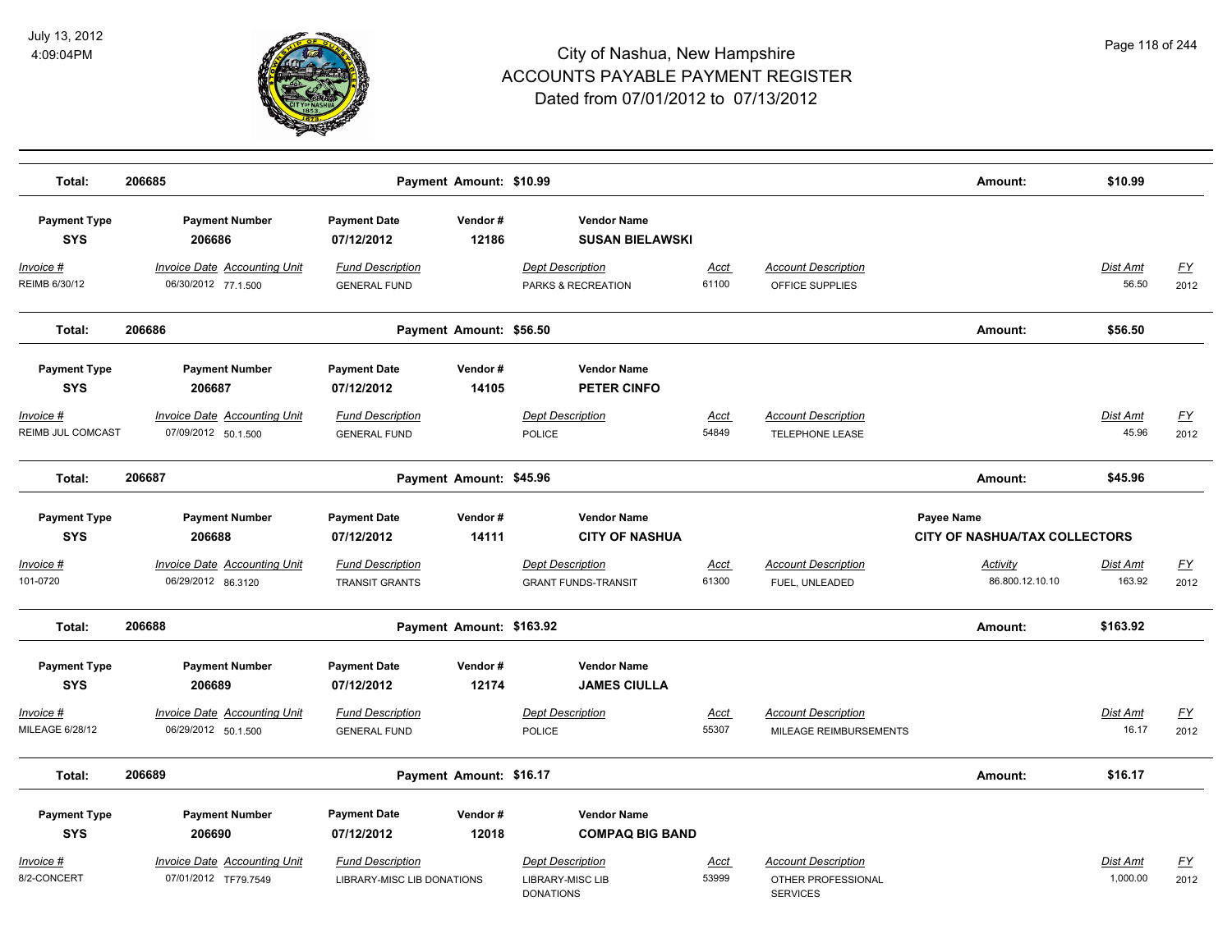# City of Nashua, New Hampshire
# ACCOUNTS PAYABLE PAYMENT REGISTER
## Dated from 07/01/2012 to 07/13/2012

**Total: 206685** — Payment Amount: $10.99 — Amount: $10.99

| Payment Type | Payment Number | Payment Date | Vendor # | Vendor Name | | | | | |
|---|---|---|---|---|---|---|---|---|---|
| SYS | 206686 | 07/12/2012 | 12186 | SUSAN BIELAWSKI | | | | | |
| *Invoice #* | *Invoice Date* | *Accounting Unit* | *Fund Description* | *Dept Description* | *Acct* | *Account Description* | | *Dist Amt* | *FY* |
| REIMB 6/30/12 | 06/30/2012 | 77.1.500 | GENERAL FUND | PARKS & RECREATION | 61100 | OFFICE SUPPLIES | | 56.50 | 2012 |

**Total: 206686** — Payment Amount: $56.50 — Amount: $56.50

| Payment Type | Payment Number | Payment Date | Vendor # | Vendor Name | | | | | |
|---|---|---|---|---|---|---|---|---|---|
| SYS | 206687 | 07/12/2012 | 14105 | PETER CINFO | | | | | |
| *Invoice #* | *Invoice Date* | *Accounting Unit* | *Fund Description* | *Dept Description* | *Acct* | *Account Description* | | *Dist Amt* | *FY* |
| REIMB JUL COMCAST | 07/09/2012 | 50.1.500 | GENERAL FUND | POLICE | 54849 | TELEPHONE LEASE | | 45.96 | 2012 |

**Total: 206687** — Payment Amount: $45.96 — Amount: $45.96

| Payment Type | Payment Number | Payment Date | Vendor # | Vendor Name | | | Payee Name | | |
|---|---|---|---|---|---|---|---|---|---|
| SYS | 206688 | 07/12/2012 | 14111 | CITY OF NASHUA | | | CITY OF NASHUA/TAX COLLECTORS | | |
| *Invoice #* | *Invoice Date* | *Accounting Unit* | *Fund Description* | *Dept Description* | *Acct* | *Account Description* | *Activity* | *Dist Amt* | *FY* |
| 101-0720 | 06/29/2012 | 86.3120 | TRANSIT GRANTS | GRANT FUNDS-TRANSIT | 61300 | FUEL, UNLEADED | 86.800.12.10.10 | 163.92 | 2012 |

**Total: 206688** — Payment Amount: $163.92 — Amount: $163.92

| Payment Type | Payment Number | Payment Date | Vendor # | Vendor Name | | | | | |
|---|---|---|---|---|---|---|---|---|---|
| SYS | 206689 | 07/12/2012 | 12174 | JAMES CIULLA | | | | | |
| *Invoice #* | *Invoice Date* | *Accounting Unit* | *Fund Description* | *Dept Description* | *Acct* | *Account Description* | | *Dist Amt* | *FY* |
| MILEAGE 6/28/12 | 06/29/2012 | 50.1.500 | GENERAL FUND | POLICE | 55307 | MILEAGE REIMBURSEMENTS | | 16.17 | 2012 |

**Total: 206689** — Payment Amount: $16.17 — Amount: $16.17

| Payment Type | Payment Number | Payment Date | Vendor # | Vendor Name | | | | | |
|---|---|---|---|---|---|---|---|---|---|
| SYS | 206690 | 07/12/2012 | 12018 | COMPAQ BIG BAND | | | | | |
| *Invoice #* | *Invoice Date* | *Accounting Unit* | *Fund Description* | *Dept Description* | *Acct* | *Account Description* | | *Dist Amt* | *FY* |
| 8/2-CONCERT | 07/01/2012 | TF79.7549 | LIBRARY-MISC LIB DONATIONS | LIBRARY-MISC LIB DONATIONS | 53999 | OTHER PROFESSIONAL SERVICES | | 1,000.00 | 2012 |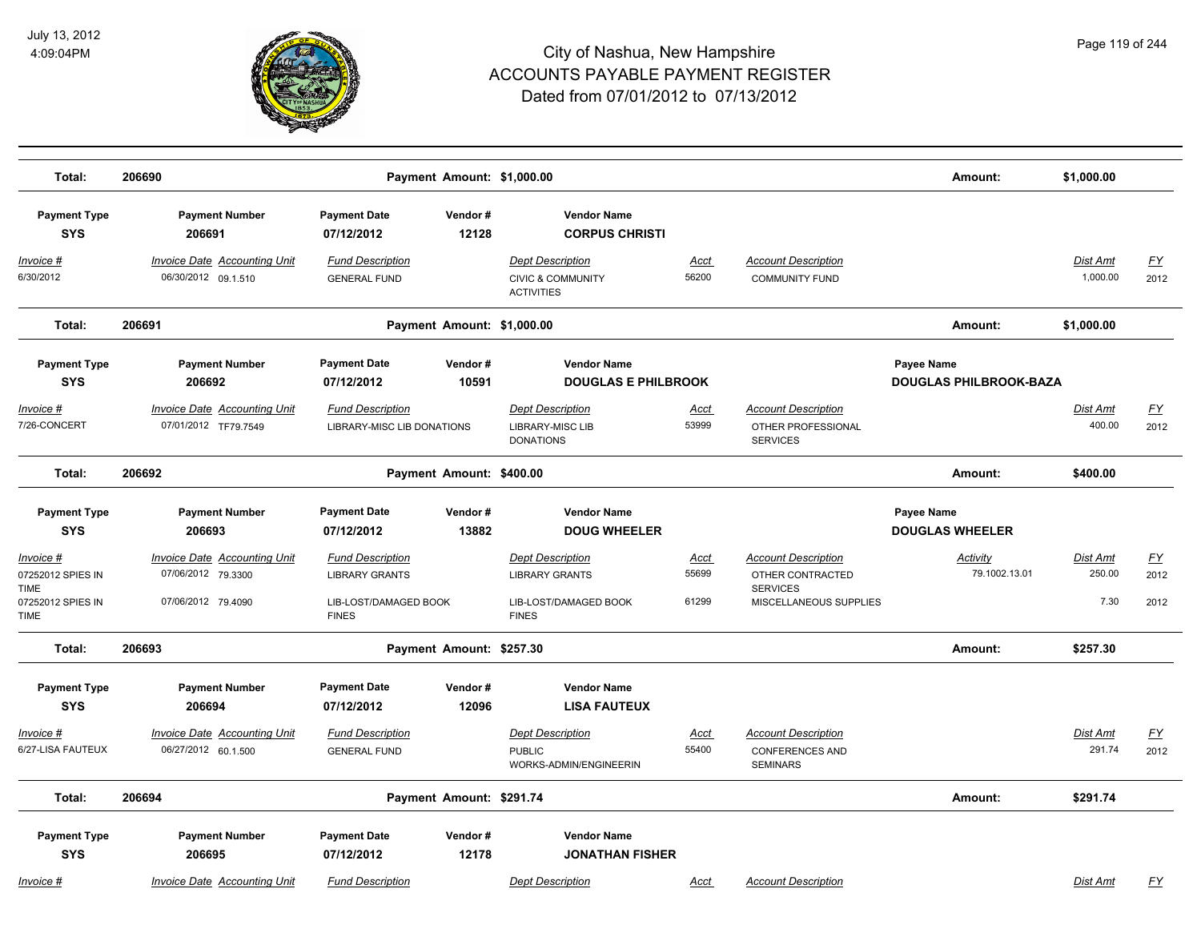# City of Nashua, New Hampshire
## ACCOUNTS PAYABLE PAYMENT REGISTER
### Dated from 07/01/2012 to 07/13/2012

July 13, 2012
4:09:04PM

**Total: 206690** — Payment Amount: $1,000.00 — Amount: $1,000.00

---

| Payment Type | Payment Number | Payment Date | Vendor # | Vendor Name |
|---|---|---|---|---|
| SYS | 206691 | 07/12/2012 | 12128 | CORPUS CHRISTI |

| Invoice # | Invoice Date | Accounting Unit | Fund Description | Dept Description | Acct | Account Description | Dist Amt | FY |
|---|---|---|---|---|---|---|---|---|
| 6/30/2012 | 06/30/2012 | 09.1.510 | GENERAL FUND | CIVIC & COMMUNITY ACTIVITIES | 56200 | COMMUNITY FUND | 1,000.00 | 2012 |

**Total: 206691** — Payment Amount: $1,000.00 — Amount: $1,000.00

---

| Payment Type | Payment Number | Payment Date | Vendor # | Vendor Name | Payee Name |
|---|---|---|---|---|---|
| SYS | 206692 | 07/12/2012 | 10591 | DOUGLAS E PHILBROOK | DOUGLAS PHILBROOK-BAZA |

| Invoice # | Invoice Date | Accounting Unit | Fund Description | Dept Description | Acct | Account Description | Dist Amt | FY |
|---|---|---|---|---|---|---|---|---|
| 7/26-CONCERT | 07/01/2012 | TF79.7549 | LIBRARY-MISC LIB DONATIONS | LIBRARY-MISC LIB DONATIONS | 53999 | OTHER PROFESSIONAL SERVICES | 400.00 | 2012 |

**Total: 206692** — Payment Amount: $400.00 — Amount: $400.00

---

| Payment Type | Payment Number | Payment Date | Vendor # | Vendor Name | Payee Name |
|---|---|---|---|---|---|
| SYS | 206693 | 07/12/2012 | 13882 | DOUG WHEELER | DOUGLAS WHEELER |

| Invoice # | Invoice Date | Accounting Unit | Fund Description | Dept Description | Acct | Account Description | Activity | Dist Amt | FY |
|---|---|---|---|---|---|---|---|---|---|
| 07252012 SPIES IN TIME | 07/06/2012 | 79.3300 | LIBRARY GRANTS | LIBRARY GRANTS | 55699 | OTHER CONTRACTED SERVICES | 79.1002.13.01 | 250.00 | 2012 |
| 07252012 SPIES IN TIME | 07/06/2012 | 79.4090 | LIB-LOST/DAMAGED BOOK FINES | LIB-LOST/DAMAGED BOOK FINES | 61299 | MISCELLANEOUS SUPPLIES | | 7.30 | 2012 |

**Total: 206693** — Payment Amount: $257.30 — Amount: $257.30

---

| Payment Type | Payment Number | Payment Date | Vendor # | Vendor Name |
|---|---|---|---|---|
| SYS | 206694 | 07/12/2012 | 12096 | LISA FAUTEUX |

| Invoice # | Invoice Date | Accounting Unit | Fund Description | Dept Description | Acct | Account Description | Dist Amt | FY |
|---|---|---|---|---|---|---|---|---|
| 6/27-LISA FAUTEUX | 06/27/2012 | 60.1.500 | GENERAL FUND | PUBLIC WORKS-ADMIN/ENGINEERIN | 55400 | CONFERENCES AND SEMINARS | 291.74 | 2012 |

**Total: 206694** — Payment Amount: $291.74 — Amount: $291.74

---

| Payment Type | Payment Number | Payment Date | Vendor # | Vendor Name |
|---|---|---|---|---|
| SYS | 206695 | 07/12/2012 | 12178 | JONATHAN FISHER |

| Invoice # | Invoice Date | Accounting Unit | Fund Description | Dept Description | Acct | Account Description | Dist Amt | FY |
|---|---|---|---|---|---|---|---|---|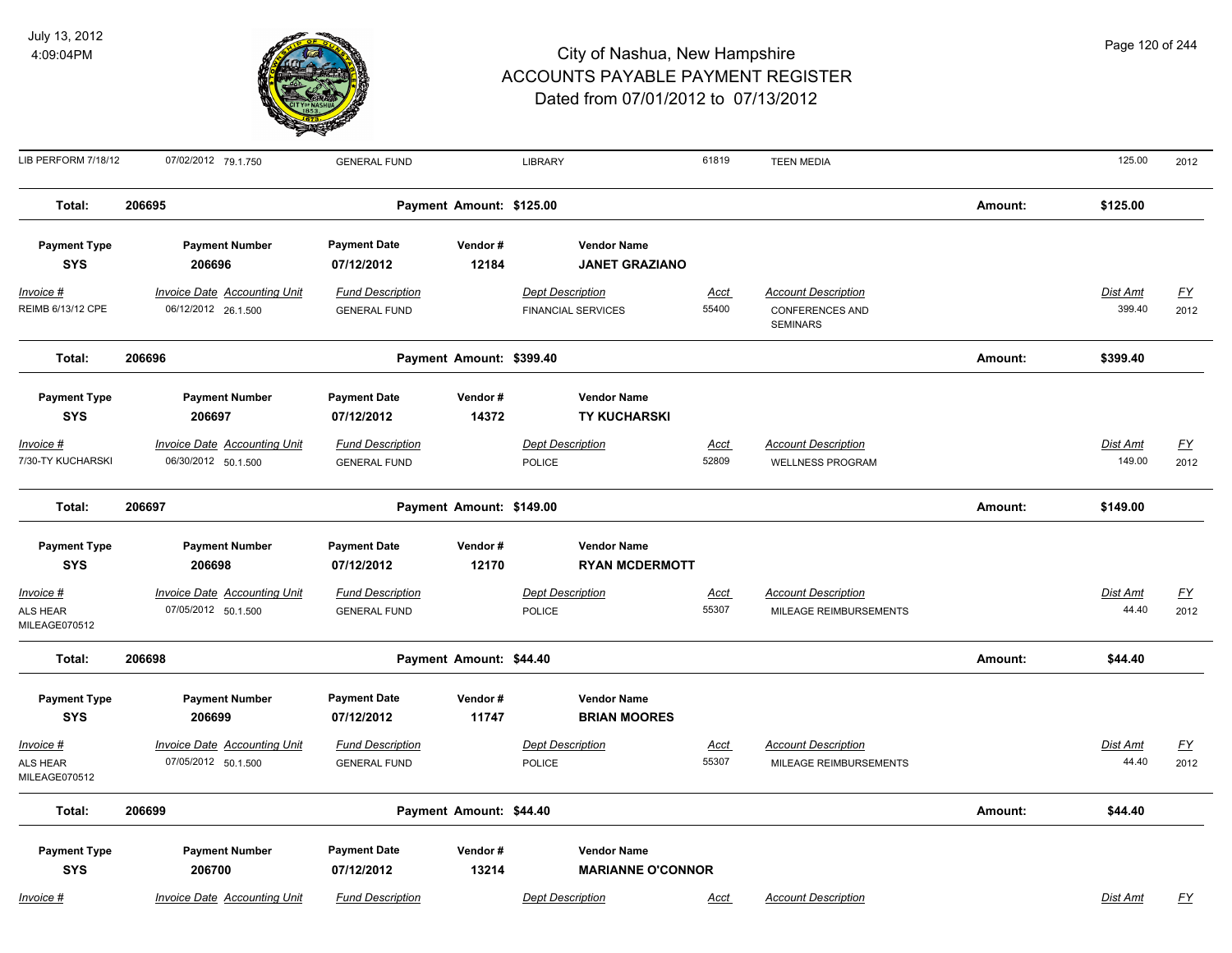# City of Nashua, New Hampshire
# ACCOUNTS PAYABLE PAYMENT REGISTER
## Dated from 07/01/2012 to 07/13/2012

July 13, 2012
4:09:04PM

| Invoice # | Invoice Date | Accounting Unit | Fund Description | Dept Description | Acct | Account Description | Dist Amt | FY |
|---|---|---|---|---|---|---|---|---|
| LIB PERFORM 7/18/12 | 07/02/2012 | 79.1.750 | GENERAL FUND | LIBRARY | 61819 | TEEN MEDIA | 125.00 | 2012 |

**Total: 206695 — Payment Amount: $125.00 — Amount: $125.00**

| Payment Type | Payment Number | Payment Date | Vendor # | Vendor Name |
|---|---|---|---|---|
| SYS | 206696 | 07/12/2012 | 12184 | JANET GRAZIANO |

| Invoice # | Invoice Date | Accounting Unit | Fund Description | Dept Description | Acct | Account Description | Dist Amt | FY |
|---|---|---|---|---|---|---|---|---|
| REIMB 6/13/12 CPE | 06/12/2012 | 26.1.500 | GENERAL FUND | FINANCIAL SERVICES | 55400 | CONFERENCES AND SEMINARS | 399.40 | 2012 |

**Total: 206696 — Payment Amount: $399.40 — Amount: $399.40**

| Payment Type | Payment Number | Payment Date | Vendor # | Vendor Name |
|---|---|---|---|---|
| SYS | 206697 | 07/12/2012 | 14372 | TY KUCHARSKI |

| Invoice # | Invoice Date | Accounting Unit | Fund Description | Dept Description | Acct | Account Description | Dist Amt | FY |
|---|---|---|---|---|---|---|---|---|
| 7/30-TY KUCHARSKI | 06/30/2012 | 50.1.500 | GENERAL FUND | POLICE | 52809 | WELLNESS PROGRAM | 149.00 | 2012 |

**Total: 206697 — Payment Amount: $149.00 — Amount: $149.00**

| Payment Type | Payment Number | Payment Date | Vendor # | Vendor Name |
|---|---|---|---|---|
| SYS | 206698 | 07/12/2012 | 12170 | RYAN MCDERMOTT |

| Invoice # | Invoice Date | Accounting Unit | Fund Description | Dept Description | Acct | Account Description | Dist Amt | FY |
|---|---|---|---|---|---|---|---|---|
| ALS HEAR MILEAGE070512 | 07/05/2012 | 50.1.500 | GENERAL FUND | POLICE | 55307 | MILEAGE REIMBURSEMENTS | 44.40 | 2012 |

**Total: 206698 — Payment Amount: $44.40 — Amount: $44.40**

| Payment Type | Payment Number | Payment Date | Vendor # | Vendor Name |
|---|---|---|---|---|
| SYS | 206699 | 07/12/2012 | 11747 | BRIAN MOORES |

| Invoice # | Invoice Date | Accounting Unit | Fund Description | Dept Description | Acct | Account Description | Dist Amt | FY |
|---|---|---|---|---|---|---|---|---|
| ALS HEAR MILEAGE070512 | 07/05/2012 | 50.1.500 | GENERAL FUND | POLICE | 55307 | MILEAGE REIMBURSEMENTS | 44.40 | 2012 |

**Total: 206699 — Payment Amount: $44.40 — Amount: $44.40**

| Payment Type | Payment Number | Payment Date | Vendor # | Vendor Name |
|---|---|---|---|---|
| SYS | 206700 | 07/12/2012 | 13214 | MARIANNE O'CONNOR |

| Invoice # | Invoice Date | Accounting Unit | Fund Description | Dept Description | Acct | Account Description | Dist Amt | FY |
|---|---|---|---|---|---|---|---|---|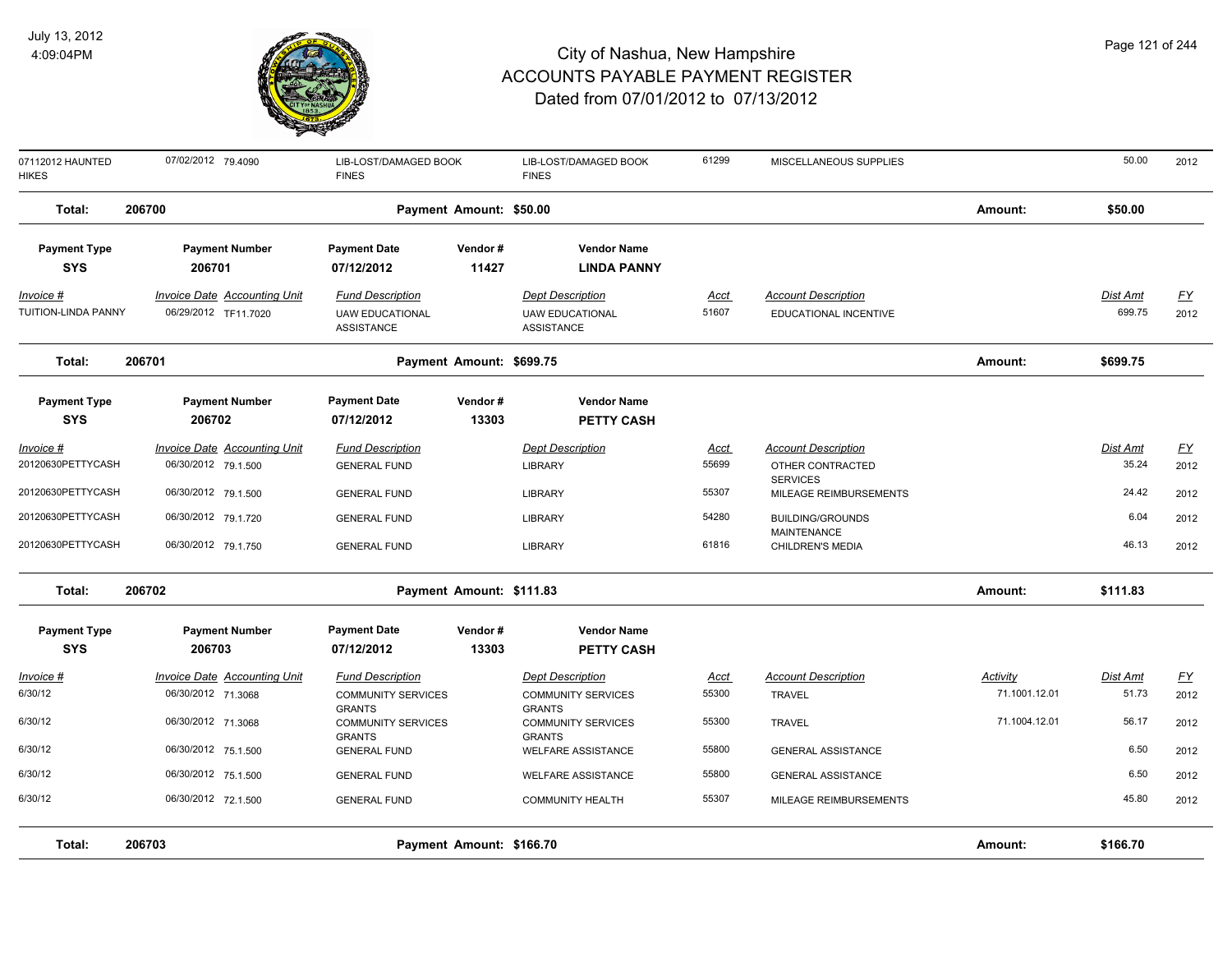# City of Nashua, New Hampshire
## ACCOUNTS PAYABLE PAYMENT REGISTER
### Dated from 07/01/2012 to 07/13/2012

July 13, 2012
4:09:04PM

| Invoice # | Invoice Date | Accounting Unit | Fund Description | Dept Description | Acct | Account Description | Activity | Dist Amt | FY |
|---|---|---|---|---|---|---|---|---|---|
| 07112012 HAUNTED HIKES | 07/02/2012 | 79.4090 | LIB-LOST/DAMAGED BOOK FINES | LIB-LOST/DAMAGED BOOK FINES | 61299 | MISCELLANEOUS SUPPLIES | | 50.00 | 2012 |

**Total: 206700 — Payment Amount: $50.00 — Amount: $50.00**

| Payment Type | Payment Number | Payment Date | Vendor # | Vendor Name |
|---|---|---|---|---|
| SYS | 206701 | 07/12/2012 | 11427 | LINDA PANNY |

| Invoice # | Invoice Date | Accounting Unit | Fund Description | Dept Description | Acct | Account Description | Dist Amt | FY |
|---|---|---|---|---|---|---|---|---|
| TUITION-LINDA PANNY | 06/29/2012 | TF11.7020 | UAW EDUCATIONAL ASSISTANCE | UAW EDUCATIONAL ASSISTANCE | 51607 | EDUCATIONAL INCENTIVE | 699.75 | 2012 |

**Total: 206701 — Payment Amount: $699.75 — Amount: $699.75**

| Payment Type | Payment Number | Payment Date | Vendor # | Vendor Name |
|---|---|---|---|---|
| SYS | 206702 | 07/12/2012 | 13303 | PETTY CASH |

| Invoice # | Invoice Date | Accounting Unit | Fund Description | Dept Description | Acct | Account Description | Dist Amt | FY |
|---|---|---|---|---|---|---|---|---|
| 20120630PETTYCASH | 06/30/2012 | 79.1.500 | GENERAL FUND | LIBRARY | 55699 | OTHER CONTRACTED SERVICES | 35.24 | 2012 |
| 20120630PETTYCASH | 06/30/2012 | 79.1.500 | GENERAL FUND | LIBRARY | 55307 | MILEAGE REIMBURSEMENTS | 24.42 | 2012 |
| 20120630PETTYCASH | 06/30/2012 | 79.1.720 | GENERAL FUND | LIBRARY | 54280 | BUILDING/GROUNDS MAINTENANCE | 6.04 | 2012 |
| 20120630PETTYCASH | 06/30/2012 | 79.1.750 | GENERAL FUND | LIBRARY | 61816 | CHILDREN'S MEDIA | 46.13 | 2012 |

**Total: 206702 — Payment Amount: $111.83 — Amount: $111.83**

| Payment Type | Payment Number | Payment Date | Vendor # | Vendor Name |
|---|---|---|---|---|
| SYS | 206703 | 07/12/2012 | 13303 | PETTY CASH |

| Invoice # | Invoice Date | Accounting Unit | Fund Description | Dept Description | Acct | Account Description | Activity | Dist Amt | FY |
|---|---|---|---|---|---|---|---|---|---|
| 6/30/12 | 06/30/2012 | 71.3068 | COMMUNITY SERVICES GRANTS | COMMUNITY SERVICES GRANTS | 55300 | TRAVEL | 71.1001.12.01 | 51.73 | 2012 |
| 6/30/12 | 06/30/2012 | 71.3068 | COMMUNITY SERVICES GRANTS | COMMUNITY SERVICES GRANTS | 55300 | TRAVEL | 71.1004.12.01 | 56.17 | 2012 |
| 6/30/12 | 06/30/2012 | 75.1.500 | GENERAL FUND | WELFARE ASSISTANCE | 55800 | GENERAL ASSISTANCE | | 6.50 | 2012 |
| 6/30/12 | 06/30/2012 | 75.1.500 | GENERAL FUND | WELFARE ASSISTANCE | 55800 | GENERAL ASSISTANCE | | 6.50 | 2012 |
| 6/30/12 | 06/30/2012 | 72.1.500 | GENERAL FUND | COMMUNITY HEALTH | 55307 | MILEAGE REIMBURSEMENTS | | 45.80 | 2012 |

**Total: 206703 — Payment Amount: $166.70 — Amount: $166.70**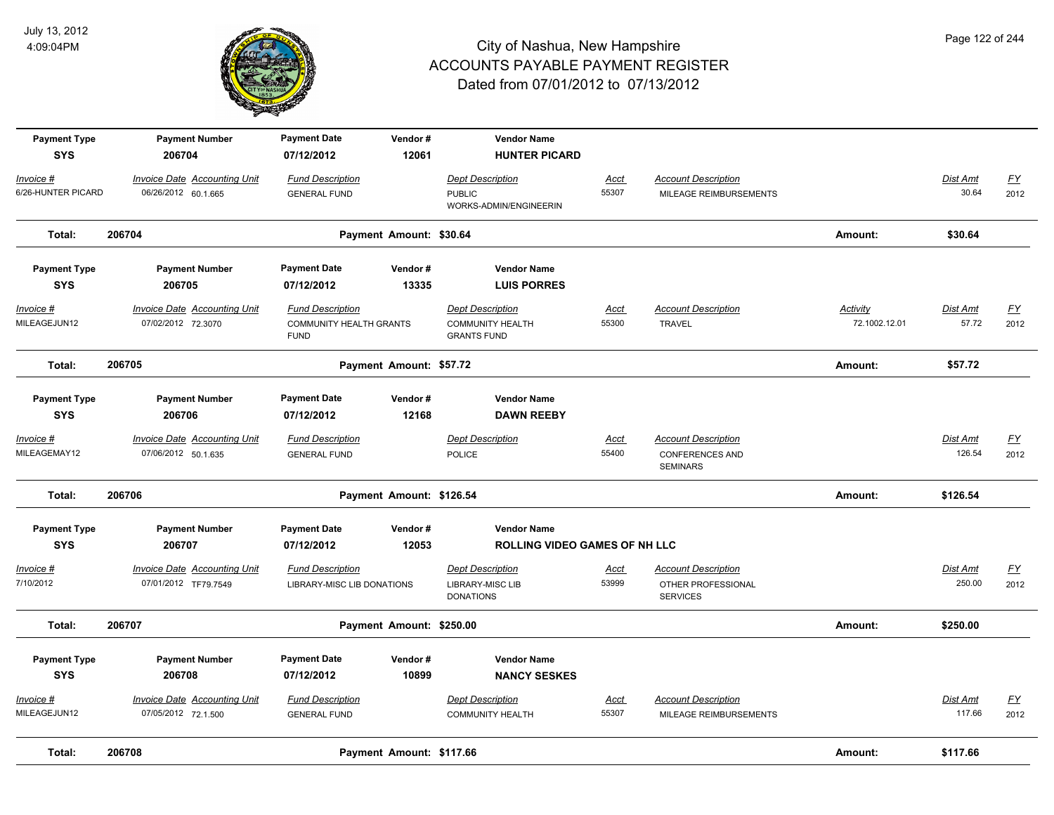# City of Nashua, New Hampshire
## ACCOUNTS PAYABLE PAYMENT REGISTER
### Dated from 07/01/2012 to 07/13/2012

| Payment Type | Payment Number | Payment Date | Vendor # | Vendor Name |
|---|---|---|---|---|
| SYS | 206704 | 07/12/2012 | 12061 | HUNTER PICARD |

| Invoice # | Invoice Date | Accounting Unit | Fund Description | Dept Description | Acct | Account Description | Dist Amt | FY |
|---|---|---|---|---|---|---|---|---|
| 6/26-HUNTER PICARD | 06/26/2012 | 60.1.665 | GENERAL FUND | PUBLIC WORKS-ADMIN/ENGINEERIN | 55307 | MILEAGE REIMBURSEMENTS | 30.64 | 2012 |

**Total: 206704 — Payment Amount: $30.64 — Amount: $30.64**

| Payment Type | Payment Number | Payment Date | Vendor # | Vendor Name |
|---|---|---|---|---|
| SYS | 206705 | 07/12/2012 | 13335 | LUIS PORRES |

| Invoice # | Invoice Date | Accounting Unit | Fund Description | Dept Description | Acct | Account Description | Activity | Dist Amt | FY |
|---|---|---|---|---|---|---|---|---|---|
| MILEAGEJUN12 | 07/02/2012 | 72.3070 | COMMUNITY HEALTH GRANTS FUND | COMMUNITY HEALTH GRANTS FUND | 55300 | TRAVEL | 72.1002.12.01 | 57.72 | 2012 |

**Total: 206705 — Payment Amount: $57.72 — Amount: $57.72**

| Payment Type | Payment Number | Payment Date | Vendor # | Vendor Name |
|---|---|---|---|---|
| SYS | 206706 | 07/12/2012 | 12168 | DAWN REEBY |

| Invoice # | Invoice Date | Accounting Unit | Fund Description | Dept Description | Acct | Account Description | Dist Amt | FY |
|---|---|---|---|---|---|---|---|---|
| MILEAGEMAY12 | 07/06/2012 | 50.1.635 | GENERAL FUND | POLICE | 55400 | CONFERENCES AND SEMINARS | 126.54 | 2012 |

**Total: 206706 — Payment Amount: $126.54 — Amount: $126.54**

| Payment Type | Payment Number | Payment Date | Vendor # | Vendor Name |
|---|---|---|---|---|
| SYS | 206707 | 07/12/2012 | 12053 | ROLLING VIDEO GAMES OF NH LLC |

| Invoice # | Invoice Date | Accounting Unit | Fund Description | Dept Description | Acct | Account Description | Dist Amt | FY |
|---|---|---|---|---|---|---|---|---|
| 7/10/2012 | 07/01/2012 | TF79.7549 | LIBRARY-MISC LIB DONATIONS | LIBRARY-MISC LIB DONATIONS | 53999 | OTHER PROFESSIONAL SERVICES | 250.00 | 2012 |

**Total: 206707 — Payment Amount: $250.00 — Amount: $250.00**

| Payment Type | Payment Number | Payment Date | Vendor # | Vendor Name |
|---|---|---|---|---|
| SYS | 206708 | 07/12/2012 | 10899 | NANCY SESKES |

| Invoice # | Invoice Date | Accounting Unit | Fund Description | Dept Description | Acct | Account Description | Dist Amt | FY |
|---|---|---|---|---|---|---|---|---|
| MILEAGEJUN12 | 07/05/2012 | 72.1.500 | GENERAL FUND | COMMUNITY HEALTH | 55307 | MILEAGE REIMBURSEMENTS | 117.66 | 2012 |

**Total: 206708 — Payment Amount: $117.66 — Amount: $117.66**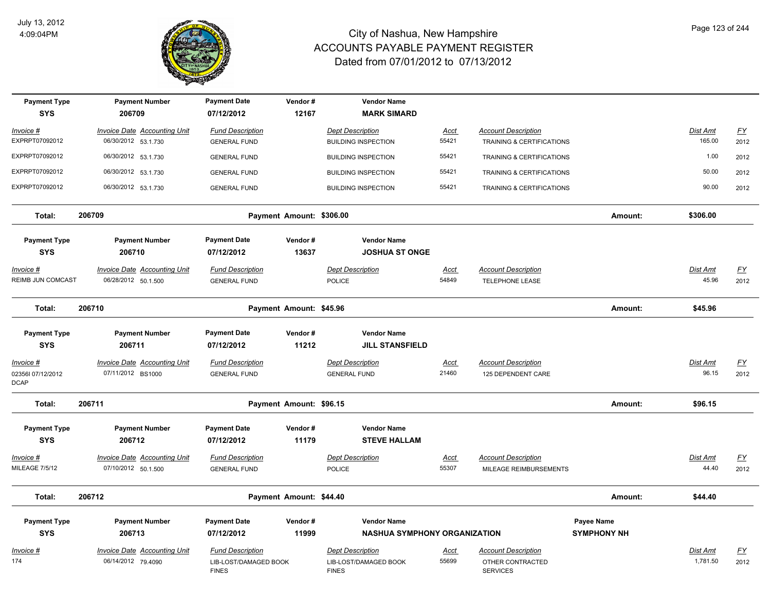# City of Nashua, New Hampshire
## ACCOUNTS PAYABLE PAYMENT REGISTER
### Dated from 07/01/2012 to 07/13/2012

July 13, 2012
4:09:04PM

| Payment Type | Payment Number | Payment Date | Vendor # | Vendor Name | | |
|---|---|---|---|---|---|---|
| SYS | 206709 | 07/12/2012 | 12167 | MARK SIMARD | | |

| Invoice # | Invoice Date | Accounting Unit | Fund Description | Dept Description | Acct | Account Description | Dist Amt | FY |
|---|---|---|---|---|---|---|---|---|
| EXPRPT07092012 | 06/30/2012 | 53.1.730 | GENERAL FUND | BUILDING INSPECTION | 55421 | TRAINING & CERTIFICATIONS | 165.00 | 2012 |
| EXPRPT07092012 | 06/30/2012 | 53.1.730 | GENERAL FUND | BUILDING INSPECTION | 55421 | TRAINING & CERTIFICATIONS | 1.00 | 2012 |
| EXPRPT07092012 | 06/30/2012 | 53.1.730 | GENERAL FUND | BUILDING INSPECTION | 55421 | TRAINING & CERTIFICATIONS | 50.00 | 2012 |
| EXPRPT07092012 | 06/30/2012 | 53.1.730 | GENERAL FUND | BUILDING INSPECTION | 55421 | TRAINING & CERTIFICATIONS | 90.00 | 2012 |

**Total: 206709** — Payment Amount: $306.00 — Amount: **$306.00**

| Payment Type | Payment Number | Payment Date | Vendor # | Vendor Name |
|---|---|---|---|---|
| SYS | 206710 | 07/12/2012 | 13637 | JOSHUA ST ONGE |

| Invoice # | Invoice Date | Accounting Unit | Fund Description | Dept Description | Acct | Account Description | Dist Amt | FY |
|---|---|---|---|---|---|---|---|---|
| REIMB JUN COMCAST | 06/28/2012 | 50.1.500 | GENERAL FUND | POLICE | 54849 | TELEPHONE LEASE | 45.96 | 2012 |

**Total: 206710** — Payment Amount: $45.96 — Amount: **$45.96**

| Payment Type | Payment Number | Payment Date | Vendor # | Vendor Name |
|---|---|---|---|---|
| SYS | 206711 | 07/12/2012 | 11212 | JILL STANSFIELD |

| Invoice # | Invoice Date | Accounting Unit | Fund Description | Dept Description | Acct | Account Description | Dist Amt | FY |
|---|---|---|---|---|---|---|---|---|
| 02356I 07/12/2012 DCAP | 07/11/2012 | BS1000 | GENERAL FUND | GENERAL FUND | 21460 | 125 DEPENDENT CARE | 96.15 | 2012 |

**Total: 206711** — Payment Amount: $96.15 — Amount: **$96.15**

| Payment Type | Payment Number | Payment Date | Vendor # | Vendor Name |
|---|---|---|---|---|
| SYS | 206712 | 07/12/2012 | 11179 | STEVE HALLAM |

| Invoice # | Invoice Date | Accounting Unit | Fund Description | Dept Description | Acct | Account Description | Dist Amt | FY |
|---|---|---|---|---|---|---|---|---|
| MILEAGE 7/5/12 | 07/10/2012 | 50.1.500 | GENERAL FUND | POLICE | 55307 | MILEAGE REIMBURSEMENTS | 44.40 | 2012 |

**Total: 206712** — Payment Amount: $44.40 — Amount: **$44.40**

| Payment Type | Payment Number | Payment Date | Vendor # | Vendor Name | Payee Name |
|---|---|---|---|---|---|
| SYS | 206713 | 07/12/2012 | 11999 | NASHUA SYMPHONY ORGANIZATION | SYMPHONY NH |

| Invoice # | Invoice Date | Accounting Unit | Fund Description | Dept Description | Acct | Account Description | Dist Amt | FY |
|---|---|---|---|---|---|---|---|---|
| 174 | 06/14/2012 | 79.4090 | LIB-LOST/DAMAGED BOOK FINES | LIB-LOST/DAMAGED BOOK FINES | 55699 | OTHER CONTRACTED SERVICES | 1,781.50 | 2012 |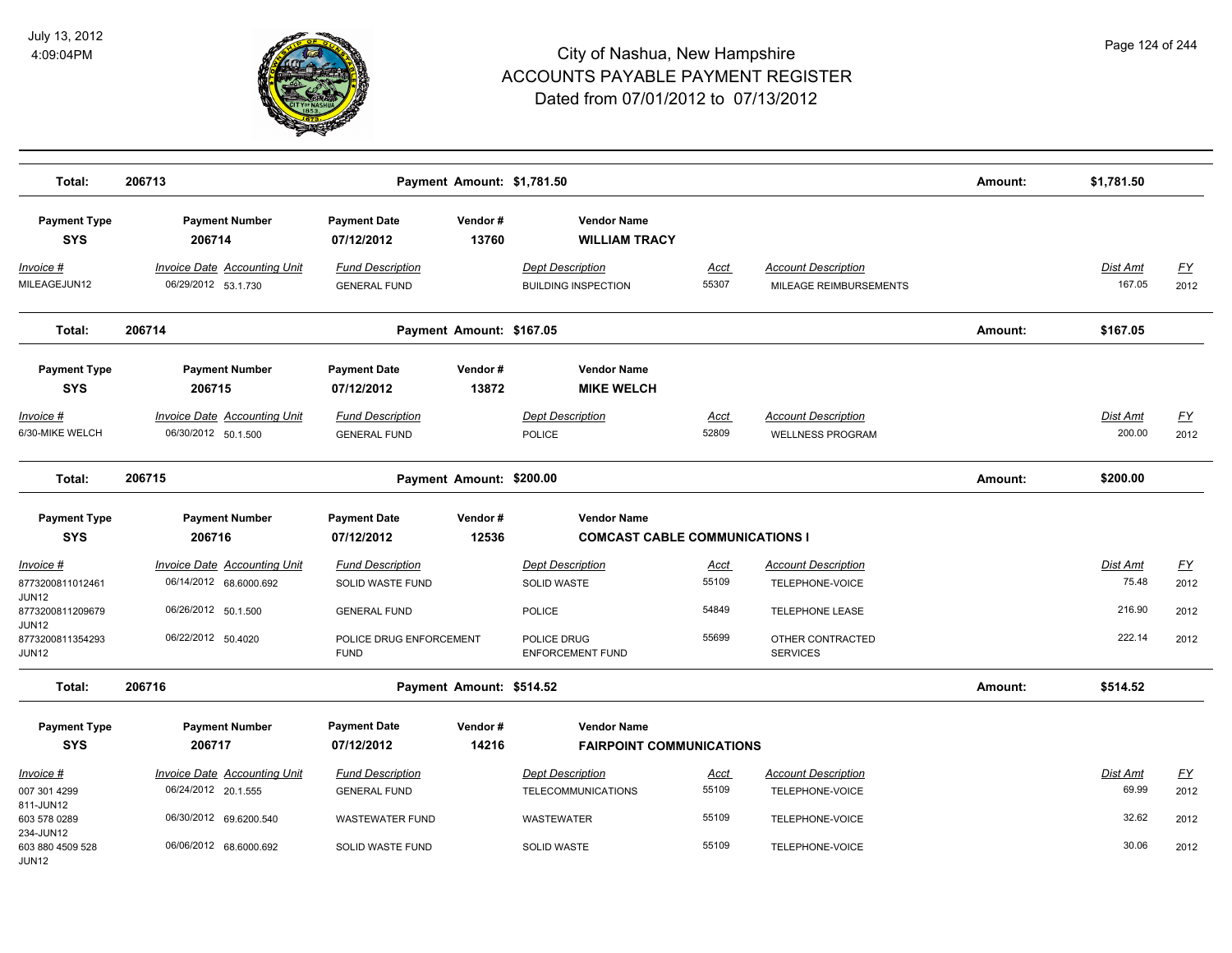# City of Nashua, New Hampshire
# ACCOUNTS PAYABLE PAYMENT REGISTER
## Dated from 07/01/2012 to 07/13/2012

July 13, 2012
4:09:04PM

| | | | | | | | | | | |
|---|---|---|---|---|---|---|---|---|---|---|
| **Total:** | **206713** | | **Payment Amount: $1,781.50** | | | | | **Amount:** | **$1,781.50** | |

| Payment Type | Payment Number | Payment Date | Vendor # | Vendor Name |
|---|---|---|---|---|
| **SYS** | **206714** | **07/12/2012** | **13760** | **WILLIAM TRACY** |

| Invoice # | Invoice Date | Accounting Unit | Fund Description | Dept Description | Acct | Account Description | Dist Amt | FY |
|---|---|---|---|---|---|---|---|---|
| MILEAGEJUN12 | 06/29/2012 | 53.1.730 | GENERAL FUND | BUILDING INSPECTION | 55307 | MILEAGE REIMBURSEMENTS | 167.05 | 2012 |

| | | | | |
|---|---|---|---|---|
| **Total:** | **206714** | **Payment Amount: $167.05** | **Amount:** | **$167.05** |

| Payment Type | Payment Number | Payment Date | Vendor # | Vendor Name |
|---|---|---|---|---|
| **SYS** | **206715** | **07/12/2012** | **13872** | **MIKE WELCH** |

| Invoice # | Invoice Date | Accounting Unit | Fund Description | Dept Description | Acct | Account Description | Dist Amt | FY |
|---|---|---|---|---|---|---|---|---|
| 6/30-MIKE WELCH | 06/30/2012 | 50.1.500 | GENERAL FUND | POLICE | 52809 | WELLNESS PROGRAM | 200.00 | 2012 |

| | | | | |
|---|---|---|---|---|
| **Total:** | **206715** | **Payment Amount: $200.00** | **Amount:** | **$200.00** |

| Payment Type | Payment Number | Payment Date | Vendor # | Vendor Name |
|---|---|---|---|---|
| **SYS** | **206716** | **07/12/2012** | **12536** | **COMCAST CABLE COMMUNICATIONS I** |

| Invoice # | Invoice Date | Accounting Unit | Fund Description | Dept Description | Acct | Account Description | Dist Amt | FY |
|---|---|---|---|---|---|---|---|---|
| 8773200811012461 JUN12 | 06/14/2012 | 68.6000.692 | SOLID WASTE FUND | SOLID WASTE | 55109 | TELEPHONE-VOICE | 75.48 | 2012 |
| 8773200811209679 JUN12 | 06/26/2012 | 50.1.500 | GENERAL FUND | POLICE | 54849 | TELEPHONE LEASE | 216.90 | 2012 |
| 8773200811354293 JUN12 | 06/22/2012 | 50.4020 | POLICE DRUG ENFORCEMENT FUND | POLICE DRUG ENFORCEMENT FUND | 55699 | OTHER CONTRACTED SERVICES | 222.14 | 2012 |

| | | | | |
|---|---|---|---|---|
| **Total:** | **206716** | **Payment Amount: $514.52** | **Amount:** | **$514.52** |

| Payment Type | Payment Number | Payment Date | Vendor # | Vendor Name |
|---|---|---|---|---|
| **SYS** | **206717** | **07/12/2012** | **14216** | **FAIRPOINT COMMUNICATIONS** |

| Invoice # | Invoice Date | Accounting Unit | Fund Description | Dept Description | Acct | Account Description | Dist Amt | FY |
|---|---|---|---|---|---|---|---|---|
| 007 301 4299 811-JUN12 | 06/24/2012 | 20.1.555 | GENERAL FUND | TELECOMMUNICATIONS | 55109 | TELEPHONE-VOICE | 69.99 | 2012 |
| 603 578 0289 234-JUN12 | 06/30/2012 | 69.6200.540 | WASTEWATER FUND | WASTEWATER | 55109 | TELEPHONE-VOICE | 32.62 | 2012 |
| 603 880 4509 528 JUN12 | 06/06/2012 | 68.6000.692 | SOLID WASTE FUND | SOLID WASTE | 55109 | TELEPHONE-VOICE | 30.06 | 2012 |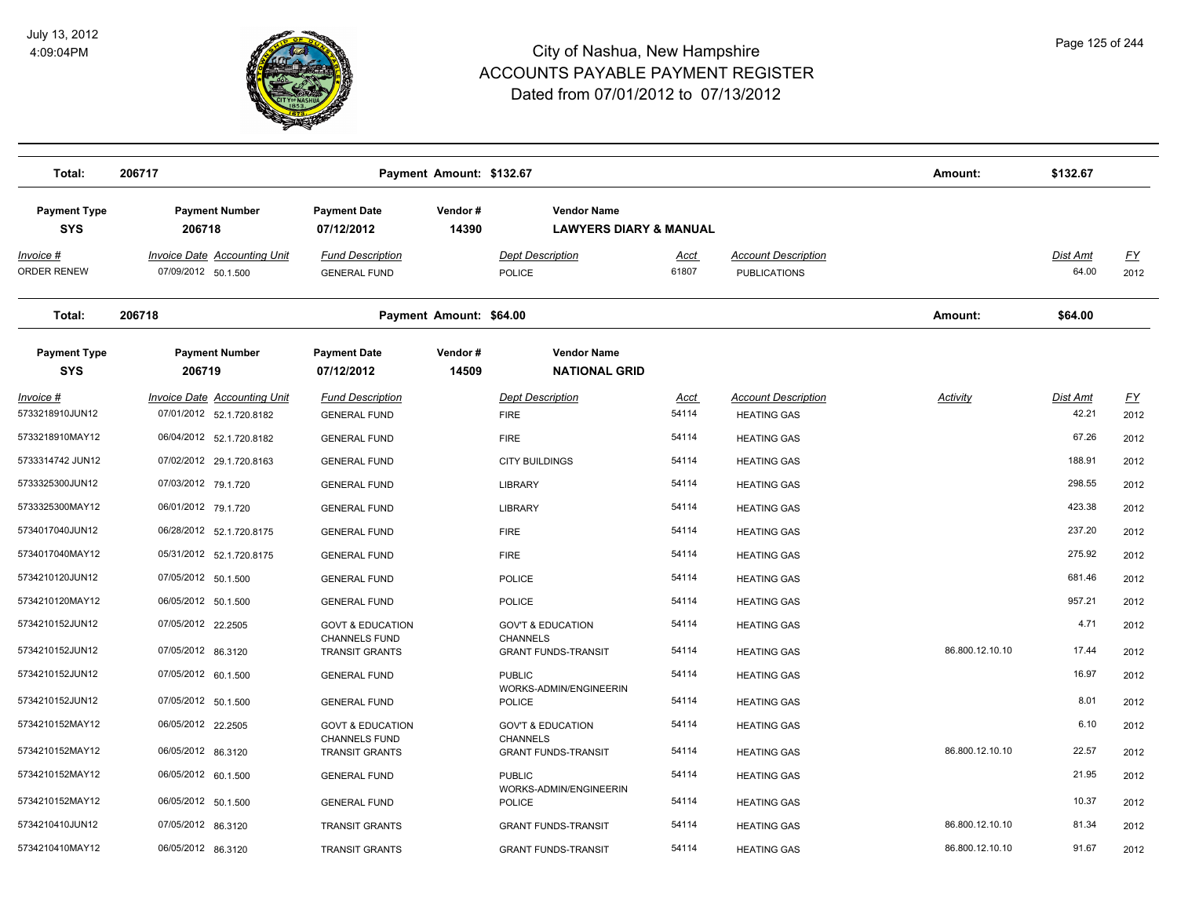# City of Nashua, New Hampshire
# ACCOUNTS PAYABLE PAYMENT REGISTER
# Dated from 07/01/2012 to 07/13/2012

July 13, 2012
4:09:04PM

| Total: | 206717 | | Payment Amount: $132.67 | | | | Amount: | $132.67 | |
|---|---|---|---|---|---|---|---|---|---|

| Payment Type | Payment Number | Payment Date | Vendor # | Vendor Name |
|---|---|---|---|---|
| SYS | 206718 | 07/12/2012 | 14390 | LAWYERS DIARY & MANUAL |

| Invoice # | Invoice Date | Accounting Unit | Fund Description | Dept Description | Acct | Account Description | Dist Amt | FY |
|---|---|---|---|---|---|---|---|---|
| ORDER RENEW | 07/09/2012 | 50.1.500 | GENERAL FUND | POLICE | 61807 | PUBLICATIONS | 64.00 | 2012 |

| Total: | 206718 | | Payment Amount: $64.00 | | | | Amount: | $64.00 | |
|---|---|---|---|---|---|---|---|---|---|

| Payment Type | Payment Number | Payment Date | Vendor # | Vendor Name |
|---|---|---|---|---|
| SYS | 206719 | 07/12/2012 | 14509 | NATIONAL GRID |

| Invoice # | Invoice Date | Accounting Unit | Fund Description | Dept Description | Acct | Account Description | Activity | Dist Amt | FY |
|---|---|---|---|---|---|---|---|---|---|
| 5733218910JUN12 | 07/01/2012 | 52.1.720.8182 | GENERAL FUND | FIRE | 54114 | HEATING GAS | | 42.21 | 2012 |
| 5733218910MAY12 | 06/04/2012 | 52.1.720.8182 | GENERAL FUND | FIRE | 54114 | HEATING GAS | | 67.26 | 2012 |
| 5733314742 JUN12 | 07/02/2012 | 29.1.720.8163 | GENERAL FUND | CITY BUILDINGS | 54114 | HEATING GAS | | 188.91 | 2012 |
| 5733325300JUN12 | 07/03/2012 | 79.1.720 | GENERAL FUND | LIBRARY | 54114 | HEATING GAS | | 298.55 | 2012 |
| 5733325300MAY12 | 06/01/2012 | 79.1.720 | GENERAL FUND | LIBRARY | 54114 | HEATING GAS | | 423.38 | 2012 |
| 5734017040JUN12 | 06/28/2012 | 52.1.720.8175 | GENERAL FUND | FIRE | 54114 | HEATING GAS | | 237.20 | 2012 |
| 5734017040MAY12 | 05/31/2012 | 52.1.720.8175 | GENERAL FUND | FIRE | 54114 | HEATING GAS | | 275.92 | 2012 |
| 5734210120JUN12 | 07/05/2012 | 50.1.500 | GENERAL FUND | POLICE | 54114 | HEATING GAS | | 681.46 | 2012 |
| 5734210120MAY12 | 06/05/2012 | 50.1.500 | GENERAL FUND | POLICE | 54114 | HEATING GAS | | 957.21 | 2012 |
| 5734210152JUN12 | 07/05/2012 | 22.2505 | GOVT & EDUCATION CHANNELS FUND | GOV'T & EDUCATION CHANNELS | 54114 | HEATING GAS | | 4.71 | 2012 |
| 5734210152JUN12 | 07/05/2012 | 86.3120 | TRANSIT GRANTS | GRANT FUNDS-TRANSIT | 54114 | HEATING GAS | 86.800.12.10.10 | 17.44 | 2012 |
| 5734210152JUN12 | 07/05/2012 | 60.1.500 | GENERAL FUND | PUBLIC WORKS-ADMIN/ENGINEERIN | 54114 | HEATING GAS | | 16.97 | 2012 |
| 5734210152JUN12 | 07/05/2012 | 50.1.500 | GENERAL FUND | POLICE | 54114 | HEATING GAS | | 8.01 | 2012 |
| 5734210152MAY12 | 06/05/2012 | 22.2505 | GOVT & EDUCATION CHANNELS FUND | GOV'T & EDUCATION CHANNELS | 54114 | HEATING GAS | | 6.10 | 2012 |
| 5734210152MAY12 | 06/05/2012 | 86.3120 | TRANSIT GRANTS | GRANT FUNDS-TRANSIT | 54114 | HEATING GAS | 86.800.12.10.10 | 22.57 | 2012 |
| 5734210152MAY12 | 06/05/2012 | 60.1.500 | GENERAL FUND | PUBLIC WORKS-ADMIN/ENGINEERIN | 54114 | HEATING GAS | | 21.95 | 2012 |
| 5734210152MAY12 | 06/05/2012 | 50.1.500 | GENERAL FUND | POLICE | 54114 | HEATING GAS | | 10.37 | 2012 |
| 5734210410JUN12 | 07/05/2012 | 86.3120 | TRANSIT GRANTS | GRANT FUNDS-TRANSIT | 54114 | HEATING GAS | 86.800.12.10.10 | 81.34 | 2012 |
| 5734210410MAY12 | 06/05/2012 | 86.3120 | TRANSIT GRANTS | GRANT FUNDS-TRANSIT | 54114 | HEATING GAS | 86.800.12.10.10 | 91.67 | 2012 |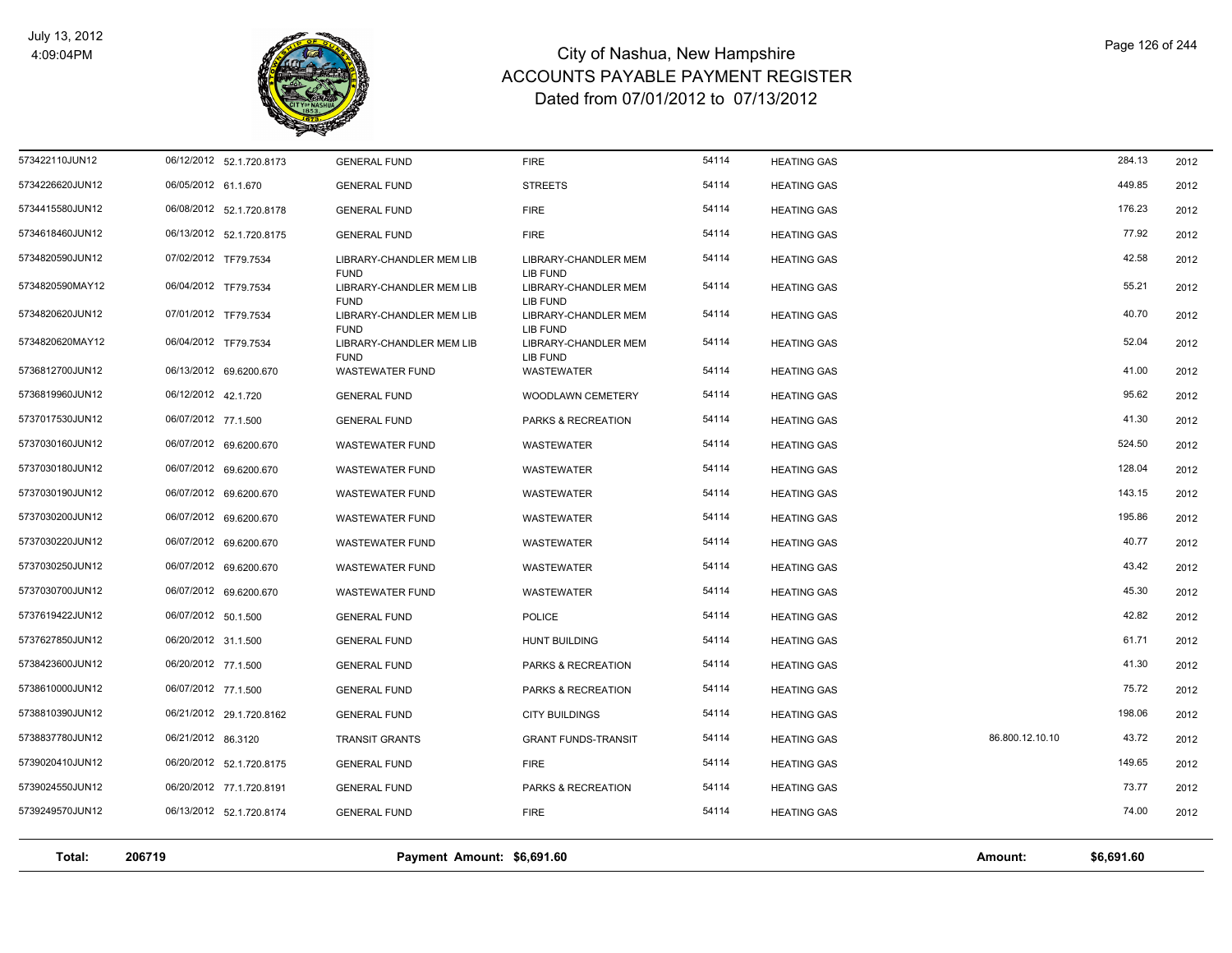# City of Nashua, New Hampshire
## ACCOUNTS PAYABLE PAYMENT REGISTER
### Dated from 07/01/2012 to 07/13/2012

July 13, 2012
4:09:04PM

| | | | | | | | | | |
|---|---|---|---|---|---|---|---|---|---|
| 573422110JUN12 | 06/12/2012 | 52.1.720.8173 | GENERAL FUND | FIRE | 54114 | HEATING GAS | | 284.13 | 2012 |
| 5734226620JUN12 | 06/05/2012 | 61.1.670 | GENERAL FUND | STREETS | 54114 | HEATING GAS | | 449.85 | 2012 |
| 5734415580JUN12 | 06/08/2012 | 52.1.720.8178 | GENERAL FUND | FIRE | 54114 | HEATING GAS | | 176.23 | 2012 |
| 5734618460JUN12 | 06/13/2012 | 52.1.720.8175 | GENERAL FUND | FIRE | 54114 | HEATING GAS | | 77.92 | 2012 |
| 5734820590JUN12 | 07/02/2012 | TF79.7534 | LIBRARY-CHANDLER MEM LIB FUND | LIBRARY-CHANDLER MEM LIB FUND | 54114 | HEATING GAS | | 42.58 | 2012 |
| 5734820590MAY12 | 06/04/2012 | TF79.7534 | LIBRARY-CHANDLER MEM LIB FUND | LIBRARY-CHANDLER MEM LIB FUND | 54114 | HEATING GAS | | 55.21 | 2012 |
| 5734820620JUN12 | 07/01/2012 | TF79.7534 | LIBRARY-CHANDLER MEM LIB FUND | LIBRARY-CHANDLER MEM LIB FUND | 54114 | HEATING GAS | | 40.70 | 2012 |
| 5734820620MAY12 | 06/04/2012 | TF79.7534 | LIBRARY-CHANDLER MEM LIB FUND | LIBRARY-CHANDLER MEM LIB FUND | 54114 | HEATING GAS | | 52.04 | 2012 |
| 5736812700JUN12 | 06/13/2012 | 69.6200.670 | WASTEWATER FUND | WASTEWATER | 54114 | HEATING GAS | | 41.00 | 2012 |
| 5736819960JUN12 | 06/12/2012 | 42.1.720 | GENERAL FUND | WOODLAWN CEMETERY | 54114 | HEATING GAS | | 95.62 | 2012 |
| 5737017530JUN12 | 06/07/2012 | 77.1.500 | GENERAL FUND | PARKS & RECREATION | 54114 | HEATING GAS | | 41.30 | 2012 |
| 5737030160JUN12 | 06/07/2012 | 69.6200.670 | WASTEWATER FUND | WASTEWATER | 54114 | HEATING GAS | | 524.50 | 2012 |
| 5737030180JUN12 | 06/07/2012 | 69.6200.670 | WASTEWATER FUND | WASTEWATER | 54114 | HEATING GAS | | 128.04 | 2012 |
| 5737030190JUN12 | 06/07/2012 | 69.6200.670 | WASTEWATER FUND | WASTEWATER | 54114 | HEATING GAS | | 143.15 | 2012 |
| 5737030200JUN12 | 06/07/2012 | 69.6200.670 | WASTEWATER FUND | WASTEWATER | 54114 | HEATING GAS | | 195.86 | 2012 |
| 5737030220JUN12 | 06/07/2012 | 69.6200.670 | WASTEWATER FUND | WASTEWATER | 54114 | HEATING GAS | | 40.77 | 2012 |
| 5737030250JUN12 | 06/07/2012 | 69.6200.670 | WASTEWATER FUND | WASTEWATER | 54114 | HEATING GAS | | 43.42 | 2012 |
| 5737030700JUN12 | 06/07/2012 | 69.6200.670 | WASTEWATER FUND | WASTEWATER | 54114 | HEATING GAS | | 45.30 | 2012 |
| 5737619422JUN12 | 06/07/2012 | 50.1.500 | GENERAL FUND | POLICE | 54114 | HEATING GAS | | 42.82 | 2012 |
| 5737627850JUN12 | 06/20/2012 | 31.1.500 | GENERAL FUND | HUNT BUILDING | 54114 | HEATING GAS | | 61.71 | 2012 |
| 5738423600JUN12 | 06/20/2012 | 77.1.500 | GENERAL FUND | PARKS & RECREATION | 54114 | HEATING GAS | | 41.30 | 2012 |
| 5738610000JUN12 | 06/07/2012 | 77.1.500 | GENERAL FUND | PARKS & RECREATION | 54114 | HEATING GAS | | 75.72 | 2012 |
| 5738810390JUN12 | 06/21/2012 | 29.1.720.8162 | GENERAL FUND | CITY BUILDINGS | 54114 | HEATING GAS | | 198.06 | 2012 |
| 5738837780JUN12 | 06/21/2012 | 86.3120 | TRANSIT GRANTS | GRANT FUNDS-TRANSIT | 54114 | HEATING GAS | 86.800.12.10.10 | 43.72 | 2012 |
| 5739020410JUN12 | 06/20/2012 | 52.1.720.8175 | GENERAL FUND | FIRE | 54114 | HEATING GAS | | 149.65 | 2012 |
| 5739024550JUN12 | 06/20/2012 | 77.1.720.8191 | GENERAL FUND | PARKS & RECREATION | 54114 | HEATING GAS | | 73.77 | 2012 |
| 5739249570JUN12 | 06/13/2012 | 52.1.720.8174 | GENERAL FUND | FIRE | 54114 | HEATING GAS | | 74.00 | 2012 |

| Total: | 206719 | Payment Amount: $6,691.60 | Amount: | $6,691.60 |
|---|---|---|---|---|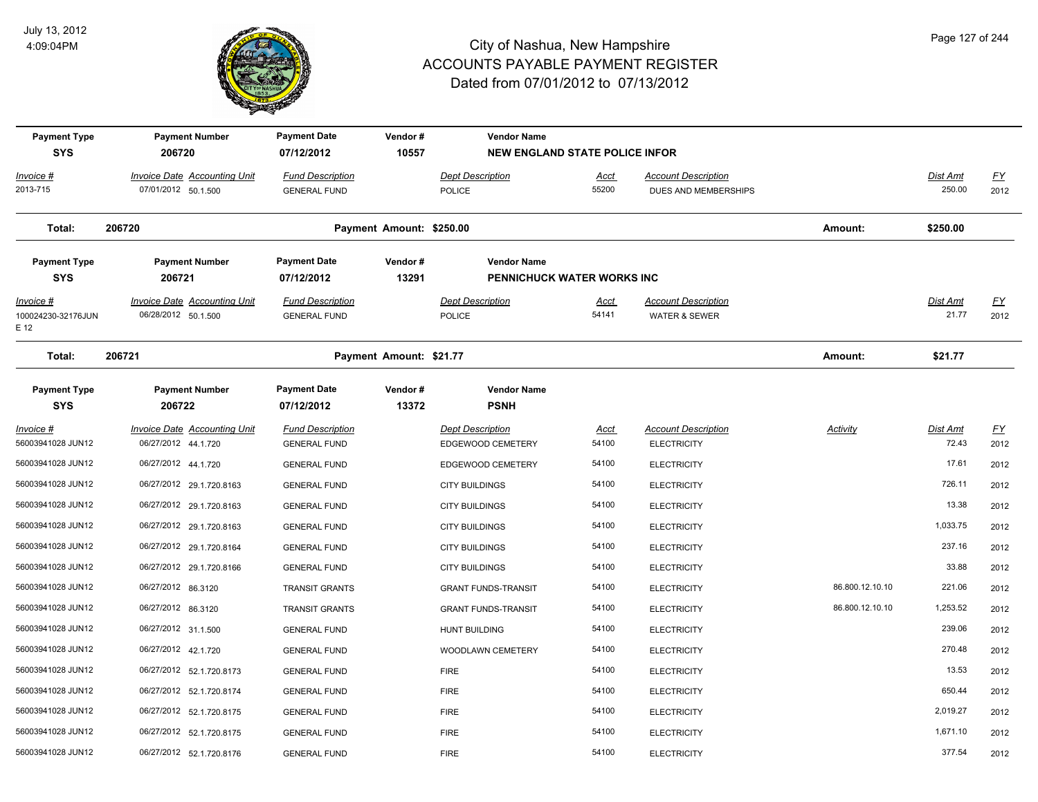# City of Nashua, New Hampshire
## ACCOUNTS PAYABLE PAYMENT REGISTER
### Dated from 07/01/2012 to 07/13/2012

July 13, 2012
4:09:04PM

| Payment Type | Payment Number | Payment Date | Vendor # | Vendor Name |
|---|---|---|---|---|
| SYS | 206720 | 07/12/2012 | 10557 | NEW ENGLAND STATE POLICE INFOR |

| Invoice # | Invoice Date | Accounting Unit | Fund Description | Dept Description | Acct | Account Description | Dist Amt | FY |
|---|---|---|---|---|---|---|---|---|
| 2013-715 | 07/01/2012 | 50.1.500 | GENERAL FUND | POLICE | 55200 | DUES AND MEMBERSHIPS | 250.00 | 2012 |

**Total: 206720** Payment Amount: $250.00 Amount: $250.00

| Payment Type | Payment Number | Payment Date | Vendor # | Vendor Name |
|---|---|---|---|---|
| SYS | 206721 | 07/12/2012 | 13291 | PENNICHUCK WATER WORKS INC |

| Invoice # | Invoice Date | Accounting Unit | Fund Description | Dept Description | Acct | Account Description | Dist Amt | FY |
|---|---|---|---|---|---|---|---|---|
| 100024230-32176JUNE 12 | 06/28/2012 | 50.1.500 | GENERAL FUND | POLICE | 54141 | WATER & SEWER | 21.77 | 2012 |

**Total: 206721** Payment Amount: $21.77 Amount: $21.77

| Payment Type | Payment Number | Payment Date | Vendor # | Vendor Name |
|---|---|---|---|---|
| SYS | 206722 | 07/12/2012 | 13372 | PSNH |

| Invoice # | Invoice Date | Accounting Unit | Fund Description | Dept Description | Acct | Account Description | Activity | Dist Amt | FY |
|---|---|---|---|---|---|---|---|---|---|
| 56003941028 JUN12 | 06/27/2012 | 44.1.720 | GENERAL FUND | EDGEWOOD CEMETERY | 54100 | ELECTRICITY | | 72.43 | 2012 |
| 56003941028 JUN12 | 06/27/2012 | 44.1.720 | GENERAL FUND | EDGEWOOD CEMETERY | 54100 | ELECTRICITY | | 17.61 | 2012 |
| 56003941028 JUN12 | 06/27/2012 | 29.1.720.8163 | GENERAL FUND | CITY BUILDINGS | 54100 | ELECTRICITY | | 726.11 | 2012 |
| 56003941028 JUN12 | 06/27/2012 | 29.1.720.8163 | GENERAL FUND | CITY BUILDINGS | 54100 | ELECTRICITY | | 13.38 | 2012 |
| 56003941028 JUN12 | 06/27/2012 | 29.1.720.8163 | GENERAL FUND | CITY BUILDINGS | 54100 | ELECTRICITY | | 1,033.75 | 2012 |
| 56003941028 JUN12 | 06/27/2012 | 29.1.720.8164 | GENERAL FUND | CITY BUILDINGS | 54100 | ELECTRICITY | | 237.16 | 2012 |
| 56003941028 JUN12 | 06/27/2012 | 29.1.720.8166 | GENERAL FUND | CITY BUILDINGS | 54100 | ELECTRICITY | | 33.88 | 2012 |
| 56003941028 JUN12 | 06/27/2012 | 86.3120 | TRANSIT GRANTS | GRANT FUNDS-TRANSIT | 54100 | ELECTRICITY | 86.800.12.10.10 | 221.06 | 2012 |
| 56003941028 JUN12 | 06/27/2012 | 86.3120 | TRANSIT GRANTS | GRANT FUNDS-TRANSIT | 54100 | ELECTRICITY | 86.800.12.10.10 | 1,253.52 | 2012 |
| 56003941028 JUN12 | 06/27/2012 | 31.1.500 | GENERAL FUND | HUNT BUILDING | 54100 | ELECTRICITY | | 239.06 | 2012 |
| 56003941028 JUN12 | 06/27/2012 | 42.1.720 | GENERAL FUND | WOODLAWN CEMETERY | 54100 | ELECTRICITY | | 270.48 | 2012 |
| 56003941028 JUN12 | 06/27/2012 | 52.1.720.8173 | GENERAL FUND | FIRE | 54100 | ELECTRICITY | | 13.53 | 2012 |
| 56003941028 JUN12 | 06/27/2012 | 52.1.720.8174 | GENERAL FUND | FIRE | 54100 | ELECTRICITY | | 650.44 | 2012 |
| 56003941028 JUN12 | 06/27/2012 | 52.1.720.8175 | GENERAL FUND | FIRE | 54100 | ELECTRICITY | | 2,019.27 | 2012 |
| 56003941028 JUN12 | 06/27/2012 | 52.1.720.8175 | GENERAL FUND | FIRE | 54100 | ELECTRICITY | | 1,671.10 | 2012 |
| 56003941028 JUN12 | 06/27/2012 | 52.1.720.8176 | GENERAL FUND | FIRE | 54100 | ELECTRICITY | | 377.54 | 2012 |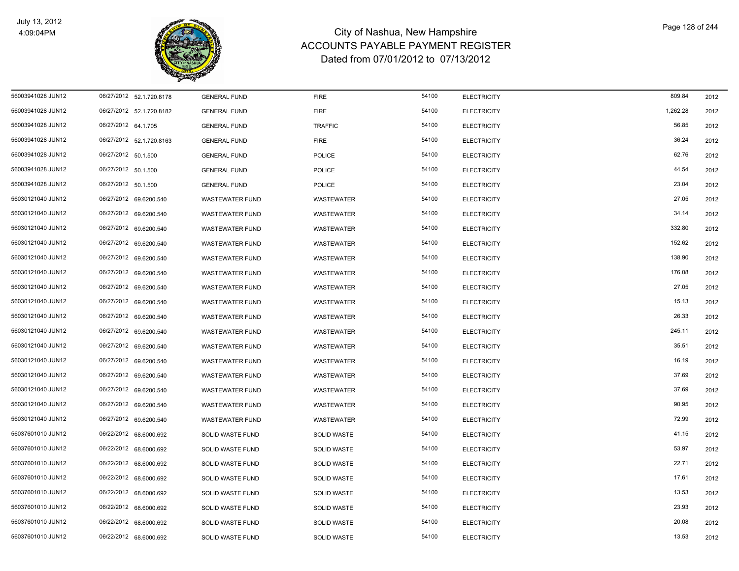# City of Nashua, New Hampshire
## ACCOUNTS PAYABLE PAYMENT REGISTER
### Dated from 07/01/2012 to 07/13/2012

July 13, 2012
4:09:04PM

| | | | | | | | | |
|---|---|---|---|---|---|---|---|---|
| 56003941028 JUN12 | 06/27/2012 | 52.1.720.8178 | GENERAL FUND | FIRE | 54100 | ELECTRICITY | 809.84 | 2012 |
| 56003941028 JUN12 | 06/27/2012 | 52.1.720.8182 | GENERAL FUND | FIRE | 54100 | ELECTRICITY | 1,262.28 | 2012 |
| 56003941028 JUN12 | 06/27/2012 | 64.1.705 | GENERAL FUND | TRAFFIC | 54100 | ELECTRICITY | 56.85 | 2012 |
| 56003941028 JUN12 | 06/27/2012 | 52.1.720.8163 | GENERAL FUND | FIRE | 54100 | ELECTRICITY | 36.24 | 2012 |
| 56003941028 JUN12 | 06/27/2012 | 50.1.500 | GENERAL FUND | POLICE | 54100 | ELECTRICITY | 62.76 | 2012 |
| 56003941028 JUN12 | 06/27/2012 | 50.1.500 | GENERAL FUND | POLICE | 54100 | ELECTRICITY | 44.54 | 2012 |
| 56003941028 JUN12 | 06/27/2012 | 50.1.500 | GENERAL FUND | POLICE | 54100 | ELECTRICITY | 23.04 | 2012 |
| 56030121040 JUN12 | 06/27/2012 | 69.6200.540 | WASTEWATER FUND | WASTEWATER | 54100 | ELECTRICITY | 27.05 | 2012 |
| 56030121040 JUN12 | 06/27/2012 | 69.6200.540 | WASTEWATER FUND | WASTEWATER | 54100 | ELECTRICITY | 34.14 | 2012 |
| 56030121040 JUN12 | 06/27/2012 | 69.6200.540 | WASTEWATER FUND | WASTEWATER | 54100 | ELECTRICITY | 332.80 | 2012 |
| 56030121040 JUN12 | 06/27/2012 | 69.6200.540 | WASTEWATER FUND | WASTEWATER | 54100 | ELECTRICITY | 152.62 | 2012 |
| 56030121040 JUN12 | 06/27/2012 | 69.6200.540 | WASTEWATER FUND | WASTEWATER | 54100 | ELECTRICITY | 138.90 | 2012 |
| 56030121040 JUN12 | 06/27/2012 | 69.6200.540 | WASTEWATER FUND | WASTEWATER | 54100 | ELECTRICITY | 176.08 | 2012 |
| 56030121040 JUN12 | 06/27/2012 | 69.6200.540 | WASTEWATER FUND | WASTEWATER | 54100 | ELECTRICITY | 27.05 | 2012 |
| 56030121040 JUN12 | 06/27/2012 | 69.6200.540 | WASTEWATER FUND | WASTEWATER | 54100 | ELECTRICITY | 15.13 | 2012 |
| 56030121040 JUN12 | 06/27/2012 | 69.6200.540 | WASTEWATER FUND | WASTEWATER | 54100 | ELECTRICITY | 26.33 | 2012 |
| 56030121040 JUN12 | 06/27/2012 | 69.6200.540 | WASTEWATER FUND | WASTEWATER | 54100 | ELECTRICITY | 245.11 | 2012 |
| 56030121040 JUN12 | 06/27/2012 | 69.6200.540 | WASTEWATER FUND | WASTEWATER | 54100 | ELECTRICITY | 35.51 | 2012 |
| 56030121040 JUN12 | 06/27/2012 | 69.6200.540 | WASTEWATER FUND | WASTEWATER | 54100 | ELECTRICITY | 16.19 | 2012 |
| 56030121040 JUN12 | 06/27/2012 | 69.6200.540 | WASTEWATER FUND | WASTEWATER | 54100 | ELECTRICITY | 37.69 | 2012 |
| 56030121040 JUN12 | 06/27/2012 | 69.6200.540 | WASTEWATER FUND | WASTEWATER | 54100 | ELECTRICITY | 37.69 | 2012 |
| 56030121040 JUN12 | 06/27/2012 | 69.6200.540 | WASTEWATER FUND | WASTEWATER | 54100 | ELECTRICITY | 90.95 | 2012 |
| 56030121040 JUN12 | 06/27/2012 | 69.6200.540 | WASTEWATER FUND | WASTEWATER | 54100 | ELECTRICITY | 72.99 | 2012 |
| 56037601010 JUN12 | 06/22/2012 | 68.6000.692 | SOLID WASTE FUND | SOLID WASTE | 54100 | ELECTRICITY | 41.15 | 2012 |
| 56037601010 JUN12 | 06/22/2012 | 68.6000.692 | SOLID WASTE FUND | SOLID WASTE | 54100 | ELECTRICITY | 53.97 | 2012 |
| 56037601010 JUN12 | 06/22/2012 | 68.6000.692 | SOLID WASTE FUND | SOLID WASTE | 54100 | ELECTRICITY | 22.71 | 2012 |
| 56037601010 JUN12 | 06/22/2012 | 68.6000.692 | SOLID WASTE FUND | SOLID WASTE | 54100 | ELECTRICITY | 17.61 | 2012 |
| 56037601010 JUN12 | 06/22/2012 | 68.6000.692 | SOLID WASTE FUND | SOLID WASTE | 54100 | ELECTRICITY | 13.53 | 2012 |
| 56037601010 JUN12 | 06/22/2012 | 68.6000.692 | SOLID WASTE FUND | SOLID WASTE | 54100 | ELECTRICITY | 23.93 | 2012 |
| 56037601010 JUN12 | 06/22/2012 | 68.6000.692 | SOLID WASTE FUND | SOLID WASTE | 54100 | ELECTRICITY | 20.08 | 2012 |
| 56037601010 JUN12 | 06/22/2012 | 68.6000.692 | SOLID WASTE FUND | SOLID WASTE | 54100 | ELECTRICITY | 13.53 | 2012 |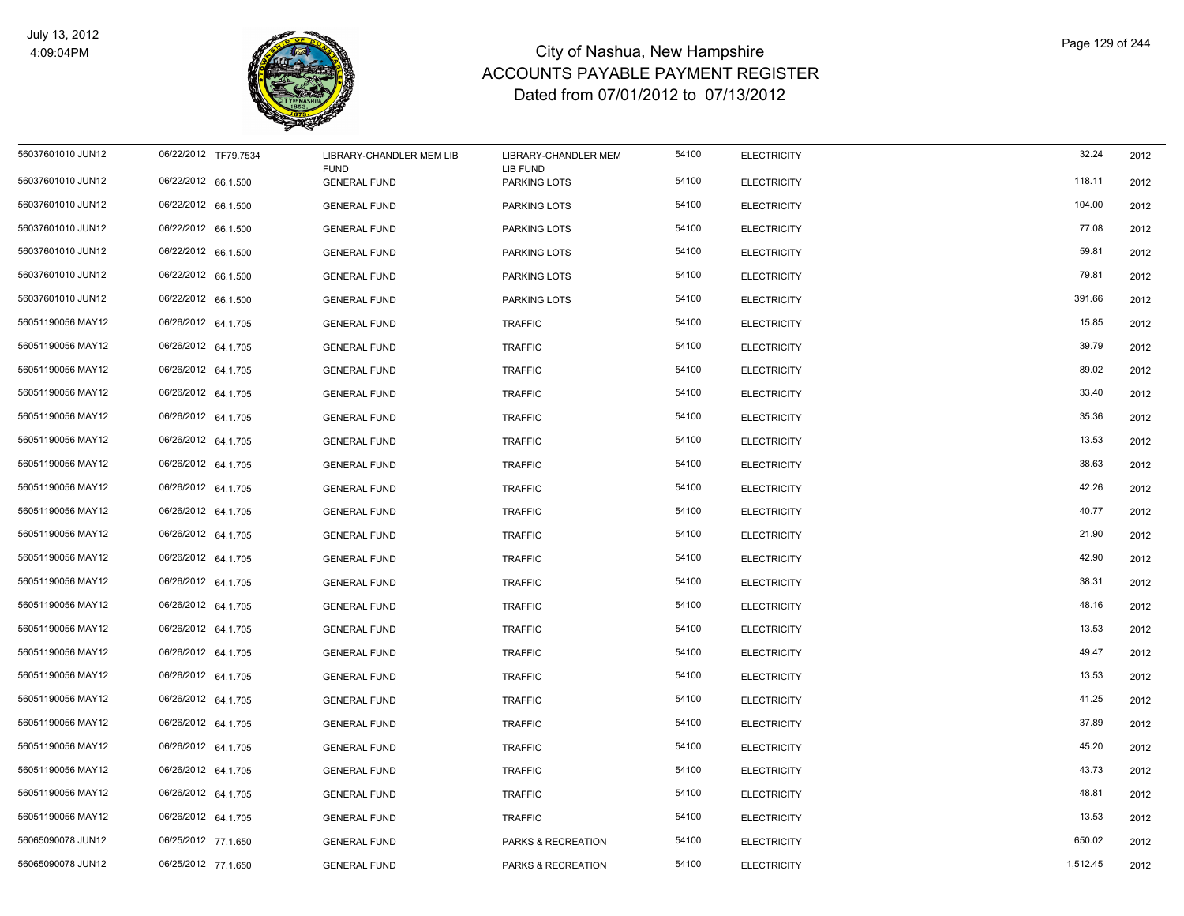# City of Nashua, New Hampshire
## ACCOUNTS PAYABLE PAYMENT REGISTER
### Dated from 07/01/2012 to 07/13/2012

July 13, 2012
4:09:04PM

| | | | | | | | | |
|---|---|---|---|---|---|---|---|---|
| 56037601010 JUN12 | 06/22/2012 | TF79.7534 | LIBRARY-CHANDLER MEM LIB FUND | LIBRARY-CHANDLER MEM LIB FUND | 54100 | ELECTRICITY | 32.24 | 2012 |
| 56037601010 JUN12 | 06/22/2012 | 66.1.500 | GENERAL FUND | PARKING LOTS | 54100 | ELECTRICITY | 118.11 | 2012 |
| 56037601010 JUN12 | 06/22/2012 | 66.1.500 | GENERAL FUND | PARKING LOTS | 54100 | ELECTRICITY | 104.00 | 2012 |
| 56037601010 JUN12 | 06/22/2012 | 66.1.500 | GENERAL FUND | PARKING LOTS | 54100 | ELECTRICITY | 77.08 | 2012 |
| 56037601010 JUN12 | 06/22/2012 | 66.1.500 | GENERAL FUND | PARKING LOTS | 54100 | ELECTRICITY | 59.81 | 2012 |
| 56037601010 JUN12 | 06/22/2012 | 66.1.500 | GENERAL FUND | PARKING LOTS | 54100 | ELECTRICITY | 79.81 | 2012 |
| 56037601010 JUN12 | 06/22/2012 | 66.1.500 | GENERAL FUND | PARKING LOTS | 54100 | ELECTRICITY | 391.66 | 2012 |
| 56051190056 MAY12 | 06/26/2012 | 64.1.705 | GENERAL FUND | TRAFFIC | 54100 | ELECTRICITY | 15.85 | 2012 |
| 56051190056 MAY12 | 06/26/2012 | 64.1.705 | GENERAL FUND | TRAFFIC | 54100 | ELECTRICITY | 39.79 | 2012 |
| 56051190056 MAY12 | 06/26/2012 | 64.1.705 | GENERAL FUND | TRAFFIC | 54100 | ELECTRICITY | 89.02 | 2012 |
| 56051190056 MAY12 | 06/26/2012 | 64.1.705 | GENERAL FUND | TRAFFIC | 54100 | ELECTRICITY | 33.40 | 2012 |
| 56051190056 MAY12 | 06/26/2012 | 64.1.705 | GENERAL FUND | TRAFFIC | 54100 | ELECTRICITY | 35.36 | 2012 |
| 56051190056 MAY12 | 06/26/2012 | 64.1.705 | GENERAL FUND | TRAFFIC | 54100 | ELECTRICITY | 13.53 | 2012 |
| 56051190056 MAY12 | 06/26/2012 | 64.1.705 | GENERAL FUND | TRAFFIC | 54100 | ELECTRICITY | 38.63 | 2012 |
| 56051190056 MAY12 | 06/26/2012 | 64.1.705 | GENERAL FUND | TRAFFIC | 54100 | ELECTRICITY | 42.26 | 2012 |
| 56051190056 MAY12 | 06/26/2012 | 64.1.705 | GENERAL FUND | TRAFFIC | 54100 | ELECTRICITY | 40.77 | 2012 |
| 56051190056 MAY12 | 06/26/2012 | 64.1.705 | GENERAL FUND | TRAFFIC | 54100 | ELECTRICITY | 21.90 | 2012 |
| 56051190056 MAY12 | 06/26/2012 | 64.1.705 | GENERAL FUND | TRAFFIC | 54100 | ELECTRICITY | 42.90 | 2012 |
| 56051190056 MAY12 | 06/26/2012 | 64.1.705 | GENERAL FUND | TRAFFIC | 54100 | ELECTRICITY | 38.31 | 2012 |
| 56051190056 MAY12 | 06/26/2012 | 64.1.705 | GENERAL FUND | TRAFFIC | 54100 | ELECTRICITY | 48.16 | 2012 |
| 56051190056 MAY12 | 06/26/2012 | 64.1.705 | GENERAL FUND | TRAFFIC | 54100 | ELECTRICITY | 13.53 | 2012 |
| 56051190056 MAY12 | 06/26/2012 | 64.1.705 | GENERAL FUND | TRAFFIC | 54100 | ELECTRICITY | 49.47 | 2012 |
| 56051190056 MAY12 | 06/26/2012 | 64.1.705 | GENERAL FUND | TRAFFIC | 54100 | ELECTRICITY | 13.53 | 2012 |
| 56051190056 MAY12 | 06/26/2012 | 64.1.705 | GENERAL FUND | TRAFFIC | 54100 | ELECTRICITY | 41.25 | 2012 |
| 56051190056 MAY12 | 06/26/2012 | 64.1.705 | GENERAL FUND | TRAFFIC | 54100 | ELECTRICITY | 37.89 | 2012 |
| 56051190056 MAY12 | 06/26/2012 | 64.1.705 | GENERAL FUND | TRAFFIC | 54100 | ELECTRICITY | 45.20 | 2012 |
| 56051190056 MAY12 | 06/26/2012 | 64.1.705 | GENERAL FUND | TRAFFIC | 54100 | ELECTRICITY | 43.73 | 2012 |
| 56051190056 MAY12 | 06/26/2012 | 64.1.705 | GENERAL FUND | TRAFFIC | 54100 | ELECTRICITY | 48.81 | 2012 |
| 56051190056 MAY12 | 06/26/2012 | 64.1.705 | GENERAL FUND | TRAFFIC | 54100 | ELECTRICITY | 13.53 | 2012 |
| 56065090078 JUN12 | 06/25/2012 | 77.1.650 | GENERAL FUND | PARKS & RECREATION | 54100 | ELECTRICITY | 650.02 | 2012 |
| 56065090078 JUN12 | 06/25/2012 | 77.1.650 | GENERAL FUND | PARKS & RECREATION | 54100 | ELECTRICITY | 1,512.45 | 2012 |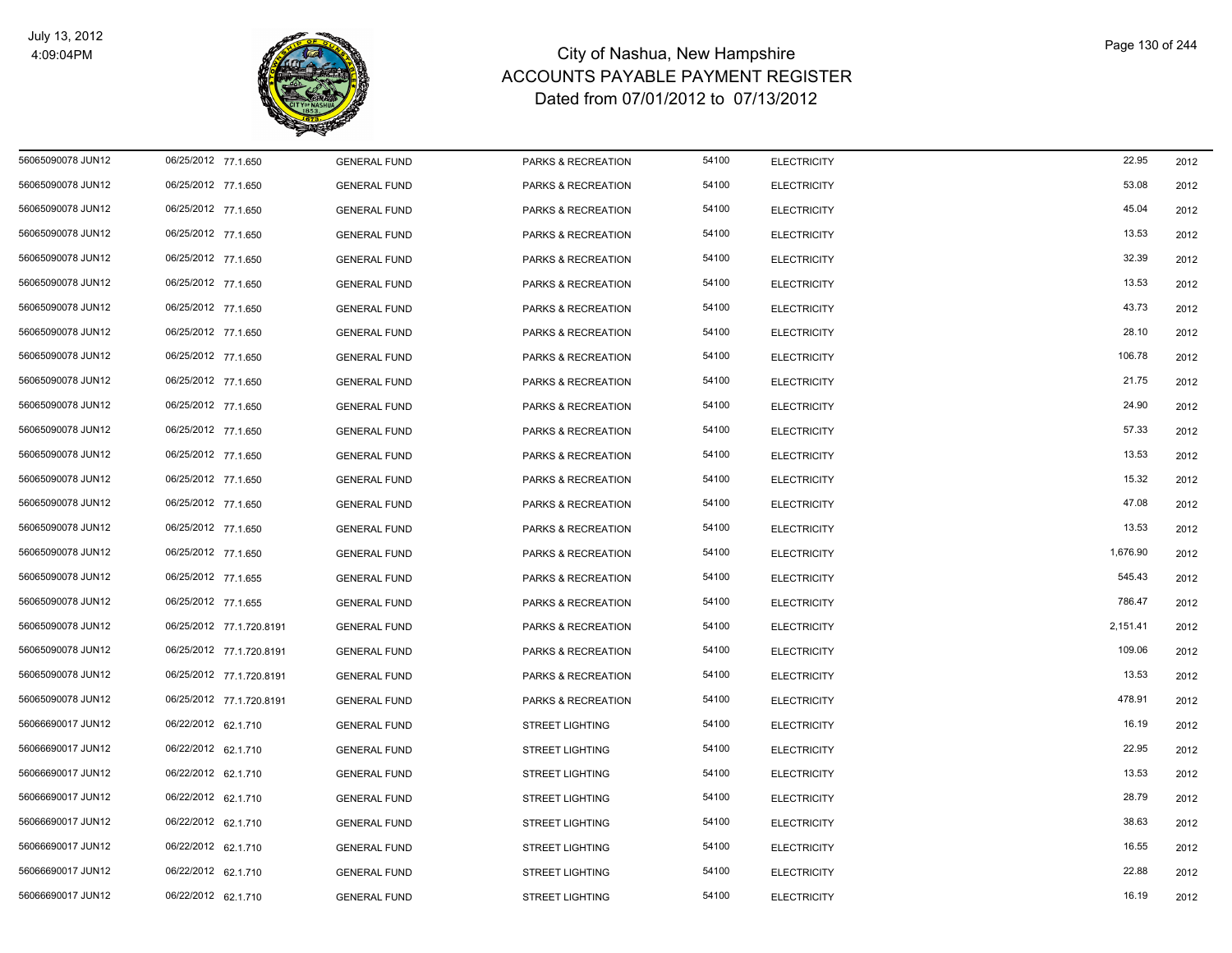# City of Nashua, New Hampshire
## ACCOUNTS PAYABLE PAYMENT REGISTER
### Dated from 07/01/2012 to 07/13/2012

July 13, 2012
4:09:04PM

| | | | | | | | | |
|---|---|---|---|---|---|---|---|---|
| 56065090078 JUN12 | 06/25/2012 | 77.1.650 | GENERAL FUND | PARKS & RECREATION | 54100 | ELECTRICITY | 22.95 | 2012 |
| 56065090078 JUN12 | 06/25/2012 | 77.1.650 | GENERAL FUND | PARKS & RECREATION | 54100 | ELECTRICITY | 53.08 | 2012 |
| 56065090078 JUN12 | 06/25/2012 | 77.1.650 | GENERAL FUND | PARKS & RECREATION | 54100 | ELECTRICITY | 45.04 | 2012 |
| 56065090078 JUN12 | 06/25/2012 | 77.1.650 | GENERAL FUND | PARKS & RECREATION | 54100 | ELECTRICITY | 13.53 | 2012 |
| 56065090078 JUN12 | 06/25/2012 | 77.1.650 | GENERAL FUND | PARKS & RECREATION | 54100 | ELECTRICITY | 32.39 | 2012 |
| 56065090078 JUN12 | 06/25/2012 | 77.1.650 | GENERAL FUND | PARKS & RECREATION | 54100 | ELECTRICITY | 13.53 | 2012 |
| 56065090078 JUN12 | 06/25/2012 | 77.1.650 | GENERAL FUND | PARKS & RECREATION | 54100 | ELECTRICITY | 43.73 | 2012 |
| 56065090078 JUN12 | 06/25/2012 | 77.1.650 | GENERAL FUND | PARKS & RECREATION | 54100 | ELECTRICITY | 28.10 | 2012 |
| 56065090078 JUN12 | 06/25/2012 | 77.1.650 | GENERAL FUND | PARKS & RECREATION | 54100 | ELECTRICITY | 106.78 | 2012 |
| 56065090078 JUN12 | 06/25/2012 | 77.1.650 | GENERAL FUND | PARKS & RECREATION | 54100 | ELECTRICITY | 21.75 | 2012 |
| 56065090078 JUN12 | 06/25/2012 | 77.1.650 | GENERAL FUND | PARKS & RECREATION | 54100 | ELECTRICITY | 24.90 | 2012 |
| 56065090078 JUN12 | 06/25/2012 | 77.1.650 | GENERAL FUND | PARKS & RECREATION | 54100 | ELECTRICITY | 57.33 | 2012 |
| 56065090078 JUN12 | 06/25/2012 | 77.1.650 | GENERAL FUND | PARKS & RECREATION | 54100 | ELECTRICITY | 13.53 | 2012 |
| 56065090078 JUN12 | 06/25/2012 | 77.1.650 | GENERAL FUND | PARKS & RECREATION | 54100 | ELECTRICITY | 15.32 | 2012 |
| 56065090078 JUN12 | 06/25/2012 | 77.1.650 | GENERAL FUND | PARKS & RECREATION | 54100 | ELECTRICITY | 47.08 | 2012 |
| 56065090078 JUN12 | 06/25/2012 | 77.1.650 | GENERAL FUND | PARKS & RECREATION | 54100 | ELECTRICITY | 13.53 | 2012 |
| 56065090078 JUN12 | 06/25/2012 | 77.1.650 | GENERAL FUND | PARKS & RECREATION | 54100 | ELECTRICITY | 1,676.90 | 2012 |
| 56065090078 JUN12 | 06/25/2012 | 77.1.655 | GENERAL FUND | PARKS & RECREATION | 54100 | ELECTRICITY | 545.43 | 2012 |
| 56065090078 JUN12 | 06/25/2012 | 77.1.655 | GENERAL FUND | PARKS & RECREATION | 54100 | ELECTRICITY | 786.47 | 2012 |
| 56065090078 JUN12 | 06/25/2012 | 77.1.720.8191 | GENERAL FUND | PARKS & RECREATION | 54100 | ELECTRICITY | 2,151.41 | 2012 |
| 56065090078 JUN12 | 06/25/2012 | 77.1.720.8191 | GENERAL FUND | PARKS & RECREATION | 54100 | ELECTRICITY | 109.06 | 2012 |
| 56065090078 JUN12 | 06/25/2012 | 77.1.720.8191 | GENERAL FUND | PARKS & RECREATION | 54100 | ELECTRICITY | 13.53 | 2012 |
| 56065090078 JUN12 | 06/25/2012 | 77.1.720.8191 | GENERAL FUND | PARKS & RECREATION | 54100 | ELECTRICITY | 478.91 | 2012 |
| 56066690017 JUN12 | 06/22/2012 | 62.1.710 | GENERAL FUND | STREET LIGHTING | 54100 | ELECTRICITY | 16.19 | 2012 |
| 56066690017 JUN12 | 06/22/2012 | 62.1.710 | GENERAL FUND | STREET LIGHTING | 54100 | ELECTRICITY | 22.95 | 2012 |
| 56066690017 JUN12 | 06/22/2012 | 62.1.710 | GENERAL FUND | STREET LIGHTING | 54100 | ELECTRICITY | 13.53 | 2012 |
| 56066690017 JUN12 | 06/22/2012 | 62.1.710 | GENERAL FUND | STREET LIGHTING | 54100 | ELECTRICITY | 28.79 | 2012 |
| 56066690017 JUN12 | 06/22/2012 | 62.1.710 | GENERAL FUND | STREET LIGHTING | 54100 | ELECTRICITY | 38.63 | 2012 |
| 56066690017 JUN12 | 06/22/2012 | 62.1.710 | GENERAL FUND | STREET LIGHTING | 54100 | ELECTRICITY | 16.55 | 2012 |
| 56066690017 JUN12 | 06/22/2012 | 62.1.710 | GENERAL FUND | STREET LIGHTING | 54100 | ELECTRICITY | 22.88 | 2012 |
| 56066690017 JUN12 | 06/22/2012 | 62.1.710 | GENERAL FUND | STREET LIGHTING | 54100 | ELECTRICITY | 16.19 | 2012 |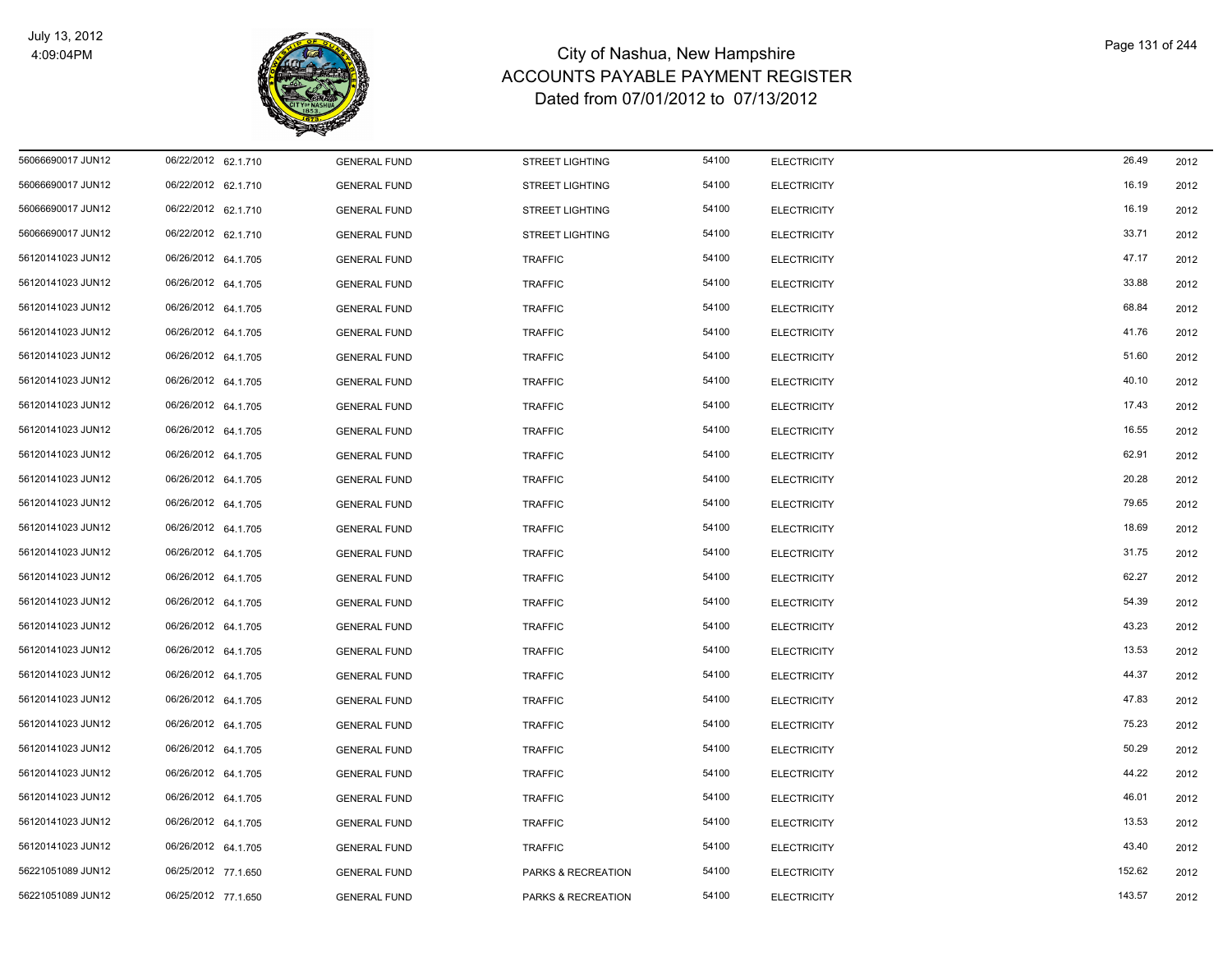# City of Nashua, New Hampshire
## ACCOUNTS PAYABLE PAYMENT REGISTER
### Dated from 07/01/2012 to 07/13/2012

| | | | | | | | | |
|---|---|---|---|---|---|---|---|---|
| 56066690017 JUN12 | 06/22/2012 | 62.1.710 | GENERAL FUND | STREET LIGHTING | 54100 | ELECTRICITY | 26.49 | 2012 |
| 56066690017 JUN12 | 06/22/2012 | 62.1.710 | GENERAL FUND | STREET LIGHTING | 54100 | ELECTRICITY | 16.19 | 2012 |
| 56066690017 JUN12 | 06/22/2012 | 62.1.710 | GENERAL FUND | STREET LIGHTING | 54100 | ELECTRICITY | 16.19 | 2012 |
| 56066690017 JUN12 | 06/22/2012 | 62.1.710 | GENERAL FUND | STREET LIGHTING | 54100 | ELECTRICITY | 33.71 | 2012 |
| 56120141023 JUN12 | 06/26/2012 | 64.1.705 | GENERAL FUND | TRAFFIC | 54100 | ELECTRICITY | 47.17 | 2012 |
| 56120141023 JUN12 | 06/26/2012 | 64.1.705 | GENERAL FUND | TRAFFIC | 54100 | ELECTRICITY | 33.88 | 2012 |
| 56120141023 JUN12 | 06/26/2012 | 64.1.705 | GENERAL FUND | TRAFFIC | 54100 | ELECTRICITY | 68.84 | 2012 |
| 56120141023 JUN12 | 06/26/2012 | 64.1.705 | GENERAL FUND | TRAFFIC | 54100 | ELECTRICITY | 41.76 | 2012 |
| 56120141023 JUN12 | 06/26/2012 | 64.1.705 | GENERAL FUND | TRAFFIC | 54100 | ELECTRICITY | 51.60 | 2012 |
| 56120141023 JUN12 | 06/26/2012 | 64.1.705 | GENERAL FUND | TRAFFIC | 54100 | ELECTRICITY | 40.10 | 2012 |
| 56120141023 JUN12 | 06/26/2012 | 64.1.705 | GENERAL FUND | TRAFFIC | 54100 | ELECTRICITY | 17.43 | 2012 |
| 56120141023 JUN12 | 06/26/2012 | 64.1.705 | GENERAL FUND | TRAFFIC | 54100 | ELECTRICITY | 16.55 | 2012 |
| 56120141023 JUN12 | 06/26/2012 | 64.1.705 | GENERAL FUND | TRAFFIC | 54100 | ELECTRICITY | 62.91 | 2012 |
| 56120141023 JUN12 | 06/26/2012 | 64.1.705 | GENERAL FUND | TRAFFIC | 54100 | ELECTRICITY | 20.28 | 2012 |
| 56120141023 JUN12 | 06/26/2012 | 64.1.705 | GENERAL FUND | TRAFFIC | 54100 | ELECTRICITY | 79.65 | 2012 |
| 56120141023 JUN12 | 06/26/2012 | 64.1.705 | GENERAL FUND | TRAFFIC | 54100 | ELECTRICITY | 18.69 | 2012 |
| 56120141023 JUN12 | 06/26/2012 | 64.1.705 | GENERAL FUND | TRAFFIC | 54100 | ELECTRICITY | 31.75 | 2012 |
| 56120141023 JUN12 | 06/26/2012 | 64.1.705 | GENERAL FUND | TRAFFIC | 54100 | ELECTRICITY | 62.27 | 2012 |
| 56120141023 JUN12 | 06/26/2012 | 64.1.705 | GENERAL FUND | TRAFFIC | 54100 | ELECTRICITY | 54.39 | 2012 |
| 56120141023 JUN12 | 06/26/2012 | 64.1.705 | GENERAL FUND | TRAFFIC | 54100 | ELECTRICITY | 43.23 | 2012 |
| 56120141023 JUN12 | 06/26/2012 | 64.1.705 | GENERAL FUND | TRAFFIC | 54100 | ELECTRICITY | 13.53 | 2012 |
| 56120141023 JUN12 | 06/26/2012 | 64.1.705 | GENERAL FUND | TRAFFIC | 54100 | ELECTRICITY | 44.37 | 2012 |
| 56120141023 JUN12 | 06/26/2012 | 64.1.705 | GENERAL FUND | TRAFFIC | 54100 | ELECTRICITY | 47.83 | 2012 |
| 56120141023 JUN12 | 06/26/2012 | 64.1.705 | GENERAL FUND | TRAFFIC | 54100 | ELECTRICITY | 75.23 | 2012 |
| 56120141023 JUN12 | 06/26/2012 | 64.1.705 | GENERAL FUND | TRAFFIC | 54100 | ELECTRICITY | 50.29 | 2012 |
| 56120141023 JUN12 | 06/26/2012 | 64.1.705 | GENERAL FUND | TRAFFIC | 54100 | ELECTRICITY | 44.22 | 2012 |
| 56120141023 JUN12 | 06/26/2012 | 64.1.705 | GENERAL FUND | TRAFFIC | 54100 | ELECTRICITY | 46.01 | 2012 |
| 56120141023 JUN12 | 06/26/2012 | 64.1.705 | GENERAL FUND | TRAFFIC | 54100 | ELECTRICITY | 13.53 | 2012 |
| 56120141023 JUN12 | 06/26/2012 | 64.1.705 | GENERAL FUND | TRAFFIC | 54100 | ELECTRICITY | 43.40 | 2012 |
| 56221051089 JUN12 | 06/25/2012 | 77.1.650 | GENERAL FUND | PARKS & RECREATION | 54100 | ELECTRICITY | 152.62 | 2012 |
| 56221051089 JUN12 | 06/25/2012 | 77.1.650 | GENERAL FUND | PARKS & RECREATION | 54100 | ELECTRICITY | 143.57 | 2012 |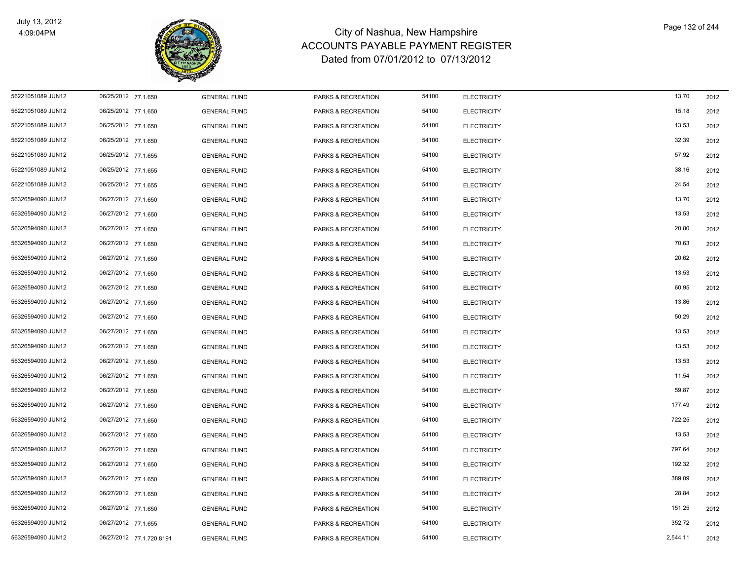# City of Nashua, New Hampshire
# ACCOUNTS PAYABLE PAYMENT REGISTER
## Dated from 07/01/2012 to 07/13/2012

July 13, 2012
4:09:04PM

| | | | | | | | | |
|---|---|---|---|---|---|---|---|---|
| 56221051089 JUN12 | 06/25/2012 | 77.1.650 | GENERAL FUND | PARKS & RECREATION | 54100 | ELECTRICITY | 13.70 | 2012 |
| 56221051089 JUN12 | 06/25/2012 | 77.1.650 | GENERAL FUND | PARKS & RECREATION | 54100 | ELECTRICITY | 15.18 | 2012 |
| 56221051089 JUN12 | 06/25/2012 | 77.1.650 | GENERAL FUND | PARKS & RECREATION | 54100 | ELECTRICITY | 13.53 | 2012 |
| 56221051089 JUN12 | 06/25/2012 | 77.1.650 | GENERAL FUND | PARKS & RECREATION | 54100 | ELECTRICITY | 32.39 | 2012 |
| 56221051089 JUN12 | 06/25/2012 | 77.1.655 | GENERAL FUND | PARKS & RECREATION | 54100 | ELECTRICITY | 57.92 | 2012 |
| 56221051089 JUN12 | 06/25/2012 | 77.1.655 | GENERAL FUND | PARKS & RECREATION | 54100 | ELECTRICITY | 38.16 | 2012 |
| 56221051089 JUN12 | 06/25/2012 | 77.1.655 | GENERAL FUND | PARKS & RECREATION | 54100 | ELECTRICITY | 24.54 | 2012 |
| 56326594090 JUN12 | 06/27/2012 | 77.1.650 | GENERAL FUND | PARKS & RECREATION | 54100 | ELECTRICITY | 13.70 | 2012 |
| 56326594090 JUN12 | 06/27/2012 | 77.1.650 | GENERAL FUND | PARKS & RECREATION | 54100 | ELECTRICITY | 13.53 | 2012 |
| 56326594090 JUN12 | 06/27/2012 | 77.1.650 | GENERAL FUND | PARKS & RECREATION | 54100 | ELECTRICITY | 20.80 | 2012 |
| 56326594090 JUN12 | 06/27/2012 | 77.1.650 | GENERAL FUND | PARKS & RECREATION | 54100 | ELECTRICITY | 70.63 | 2012 |
| 56326594090 JUN12 | 06/27/2012 | 77.1.650 | GENERAL FUND | PARKS & RECREATION | 54100 | ELECTRICITY | 20.62 | 2012 |
| 56326594090 JUN12 | 06/27/2012 | 77.1.650 | GENERAL FUND | PARKS & RECREATION | 54100 | ELECTRICITY | 13.53 | 2012 |
| 56326594090 JUN12 | 06/27/2012 | 77.1.650 | GENERAL FUND | PARKS & RECREATION | 54100 | ELECTRICITY | 60.95 | 2012 |
| 56326594090 JUN12 | 06/27/2012 | 77.1.650 | GENERAL FUND | PARKS & RECREATION | 54100 | ELECTRICITY | 13.86 | 2012 |
| 56326594090 JUN12 | 06/27/2012 | 77.1.650 | GENERAL FUND | PARKS & RECREATION | 54100 | ELECTRICITY | 50.29 | 2012 |
| 56326594090 JUN12 | 06/27/2012 | 77.1.650 | GENERAL FUND | PARKS & RECREATION | 54100 | ELECTRICITY | 13.53 | 2012 |
| 56326594090 JUN12 | 06/27/2012 | 77.1.650 | GENERAL FUND | PARKS & RECREATION | 54100 | ELECTRICITY | 13.53 | 2012 |
| 56326594090 JUN12 | 06/27/2012 | 77.1.650 | GENERAL FUND | PARKS & RECREATION | 54100 | ELECTRICITY | 13.53 | 2012 |
| 56326594090 JUN12 | 06/27/2012 | 77.1.650 | GENERAL FUND | PARKS & RECREATION | 54100 | ELECTRICITY | 11.54 | 2012 |
| 56326594090 JUN12 | 06/27/2012 | 77.1.650 | GENERAL FUND | PARKS & RECREATION | 54100 | ELECTRICITY | 59.87 | 2012 |
| 56326594090 JUN12 | 06/27/2012 | 77.1.650 | GENERAL FUND | PARKS & RECREATION | 54100 | ELECTRICITY | 177.49 | 2012 |
| 56326594090 JUN12 | 06/27/2012 | 77.1.650 | GENERAL FUND | PARKS & RECREATION | 54100 | ELECTRICITY | 722.25 | 2012 |
| 56326594090 JUN12 | 06/27/2012 | 77.1.650 | GENERAL FUND | PARKS & RECREATION | 54100 | ELECTRICITY | 13.53 | 2012 |
| 56326594090 JUN12 | 06/27/2012 | 77.1.650 | GENERAL FUND | PARKS & RECREATION | 54100 | ELECTRICITY | 797.64 | 2012 |
| 56326594090 JUN12 | 06/27/2012 | 77.1.650 | GENERAL FUND | PARKS & RECREATION | 54100 | ELECTRICITY | 192.32 | 2012 |
| 56326594090 JUN12 | 06/27/2012 | 77.1.650 | GENERAL FUND | PARKS & RECREATION | 54100 | ELECTRICITY | 389.09 | 2012 |
| 56326594090 JUN12 | 06/27/2012 | 77.1.650 | GENERAL FUND | PARKS & RECREATION | 54100 | ELECTRICITY | 28.84 | 2012 |
| 56326594090 JUN12 | 06/27/2012 | 77.1.650 | GENERAL FUND | PARKS & RECREATION | 54100 | ELECTRICITY | 151.25 | 2012 |
| 56326594090 JUN12 | 06/27/2012 | 77.1.655 | GENERAL FUND | PARKS & RECREATION | 54100 | ELECTRICITY | 352.72 | 2012 |
| 56326594090 JUN12 | 06/27/2012 | 77.1.720.8191 | GENERAL FUND | PARKS & RECREATION | 54100 | ELECTRICITY | 2,544.11 | 2012 |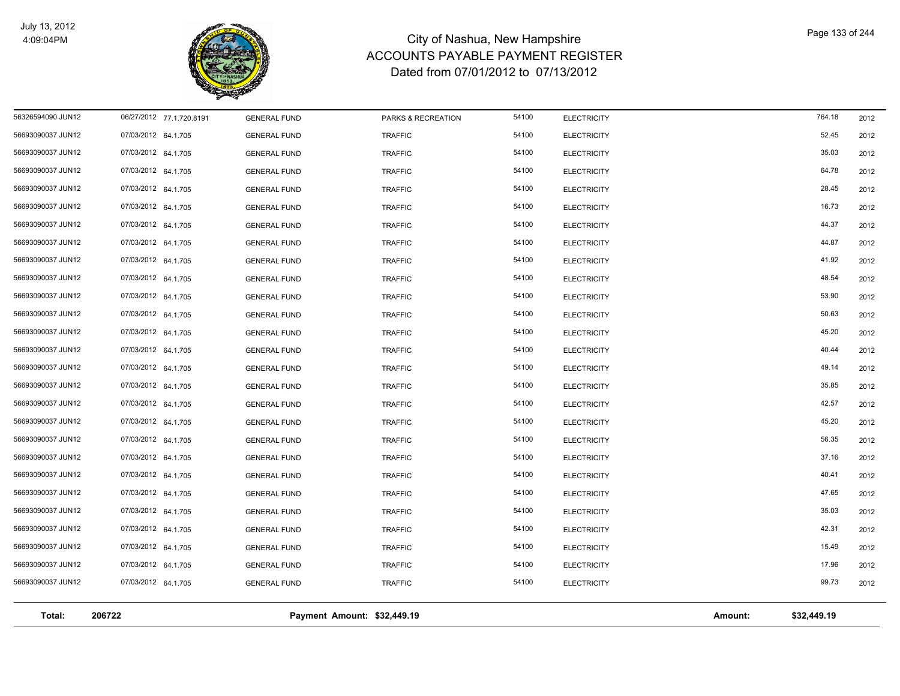# City of Nashua, New Hampshire
## ACCOUNTS PAYABLE PAYMENT REGISTER
### Dated from 07/01/2012 to 07/13/2012

| | | | | | | | | |
|---|---|---|---|---|---|---|---|---|
| 56326594090 JUN12 | 06/27/2012 | 77.1.720.8191 | GENERAL FUND | PARKS & RECREATION | 54100 | ELECTRICITY | 764.18 | 2012 |
| 56693090037 JUN12 | 07/03/2012 | 64.1.705 | GENERAL FUND | TRAFFIC | 54100 | ELECTRICITY | 52.45 | 2012 |
| 56693090037 JUN12 | 07/03/2012 | 64.1.705 | GENERAL FUND | TRAFFIC | 54100 | ELECTRICITY | 35.03 | 2012 |
| 56693090037 JUN12 | 07/03/2012 | 64.1.705 | GENERAL FUND | TRAFFIC | 54100 | ELECTRICITY | 64.78 | 2012 |
| 56693090037 JUN12 | 07/03/2012 | 64.1.705 | GENERAL FUND | TRAFFIC | 54100 | ELECTRICITY | 28.45 | 2012 |
| 56693090037 JUN12 | 07/03/2012 | 64.1.705 | GENERAL FUND | TRAFFIC | 54100 | ELECTRICITY | 16.73 | 2012 |
| 56693090037 JUN12 | 07/03/2012 | 64.1.705 | GENERAL FUND | TRAFFIC | 54100 | ELECTRICITY | 44.37 | 2012 |
| 56693090037 JUN12 | 07/03/2012 | 64.1.705 | GENERAL FUND | TRAFFIC | 54100 | ELECTRICITY | 44.87 | 2012 |
| 56693090037 JUN12 | 07/03/2012 | 64.1.705 | GENERAL FUND | TRAFFIC | 54100 | ELECTRICITY | 41.92 | 2012 |
| 56693090037 JUN12 | 07/03/2012 | 64.1.705 | GENERAL FUND | TRAFFIC | 54100 | ELECTRICITY | 48.54 | 2012 |
| 56693090037 JUN12 | 07/03/2012 | 64.1.705 | GENERAL FUND | TRAFFIC | 54100 | ELECTRICITY | 53.90 | 2012 |
| 56693090037 JUN12 | 07/03/2012 | 64.1.705 | GENERAL FUND | TRAFFIC | 54100 | ELECTRICITY | 50.63 | 2012 |
| 56693090037 JUN12 | 07/03/2012 | 64.1.705 | GENERAL FUND | TRAFFIC | 54100 | ELECTRICITY | 45.20 | 2012 |
| 56693090037 JUN12 | 07/03/2012 | 64.1.705 | GENERAL FUND | TRAFFIC | 54100 | ELECTRICITY | 40.44 | 2012 |
| 56693090037 JUN12 | 07/03/2012 | 64.1.705 | GENERAL FUND | TRAFFIC | 54100 | ELECTRICITY | 49.14 | 2012 |
| 56693090037 JUN12 | 07/03/2012 | 64.1.705 | GENERAL FUND | TRAFFIC | 54100 | ELECTRICITY | 35.85 | 2012 |
| 56693090037 JUN12 | 07/03/2012 | 64.1.705 | GENERAL FUND | TRAFFIC | 54100 | ELECTRICITY | 42.57 | 2012 |
| 56693090037 JUN12 | 07/03/2012 | 64.1.705 | GENERAL FUND | TRAFFIC | 54100 | ELECTRICITY | 45.20 | 2012 |
| 56693090037 JUN12 | 07/03/2012 | 64.1.705 | GENERAL FUND | TRAFFIC | 54100 | ELECTRICITY | 56.35 | 2012 |
| 56693090037 JUN12 | 07/03/2012 | 64.1.705 | GENERAL FUND | TRAFFIC | 54100 | ELECTRICITY | 37.16 | 2012 |
| 56693090037 JUN12 | 07/03/2012 | 64.1.705 | GENERAL FUND | TRAFFIC | 54100 | ELECTRICITY | 40.41 | 2012 |
| 56693090037 JUN12 | 07/03/2012 | 64.1.705 | GENERAL FUND | TRAFFIC | 54100 | ELECTRICITY | 47.65 | 2012 |
| 56693090037 JUN12 | 07/03/2012 | 64.1.705 | GENERAL FUND | TRAFFIC | 54100 | ELECTRICITY | 35.03 | 2012 |
| 56693090037 JUN12 | 07/03/2012 | 64.1.705 | GENERAL FUND | TRAFFIC | 54100 | ELECTRICITY | 42.31 | 2012 |
| 56693090037 JUN12 | 07/03/2012 | 64.1.705 | GENERAL FUND | TRAFFIC | 54100 | ELECTRICITY | 15.49 | 2012 |
| 56693090037 JUN12 | 07/03/2012 | 64.1.705 | GENERAL FUND | TRAFFIC | 54100 | ELECTRICITY | 17.96 | 2012 |
| 56693090037 JUN12 | 07/03/2012 | 64.1.705 | GENERAL FUND | TRAFFIC | 54100 | ELECTRICITY | 99.73 | 2012 |

**Total: 206722** | **Payment Amount: $32,449.19** | **Amount: $32,449.19**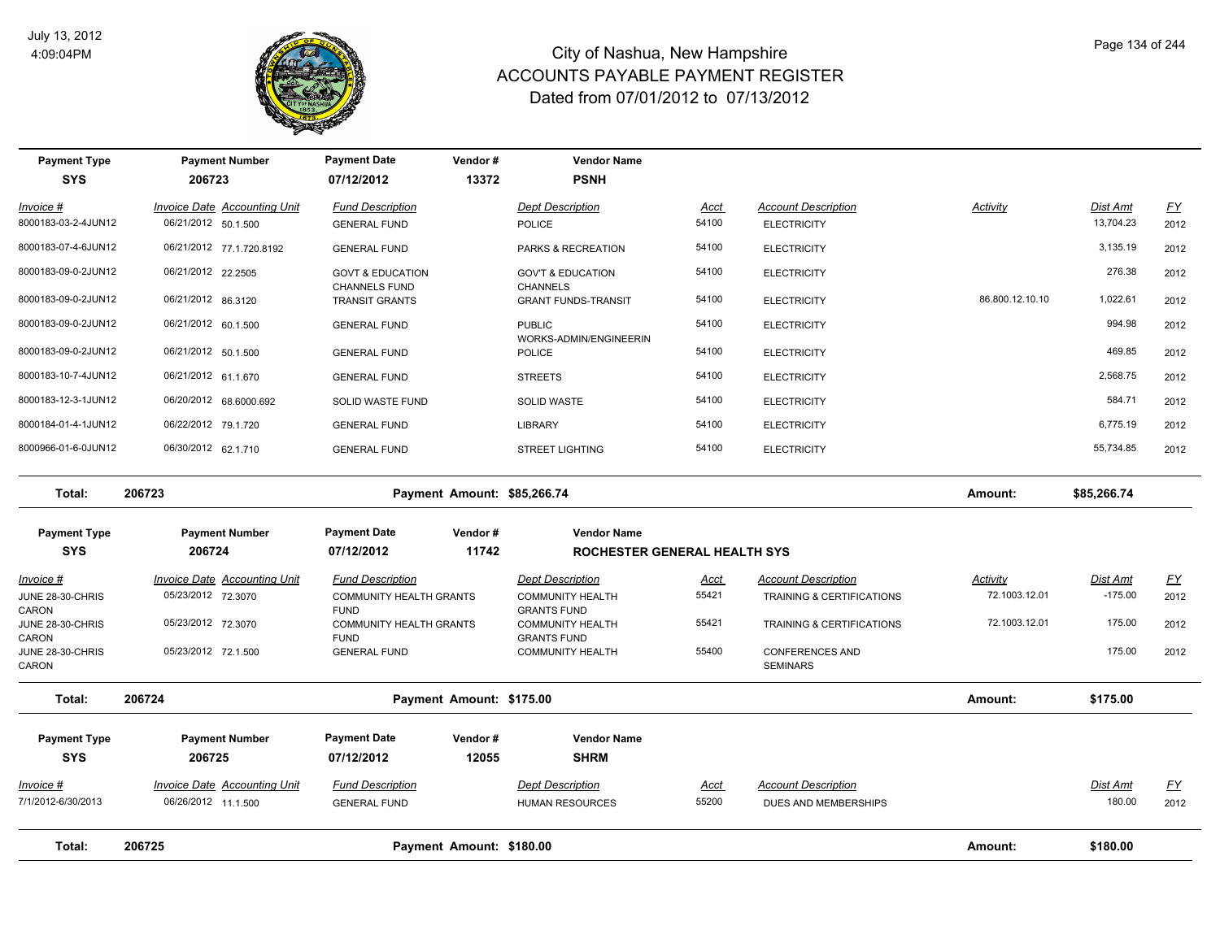# City of Nashua, New Hampshire
## ACCOUNTS PAYABLE PAYMENT REGISTER
### Dated from 07/01/2012 to 07/13/2012

July 13, 2012
4:09:04PM

| Payment Type | Payment Number | Payment Date | Vendor # | Vendor Name |
|---|---|---|---|---|
| SYS | 206723 | 07/12/2012 | 13372 | PSNH |

| Invoice # | Invoice Date | Accounting Unit | Fund Description | Dept Description | Acct | Account Description | Activity | Dist Amt | FY |
|---|---|---|---|---|---|---|---|---|---|
| 8000183-03-2-4JUN12 | 06/21/2012 | 50.1.500 | GENERAL FUND | POLICE | 54100 | ELECTRICITY | | 13,704.23 | 2012 |
| 8000183-07-4-6JUN12 | 06/21/2012 | 77.1.720.8192 | GENERAL FUND | PARKS & RECREATION | 54100 | ELECTRICITY | | 3,135.19 | 2012 |
| 8000183-09-0-2JUN12 | 06/21/2012 | 22.2505 | GOVT & EDUCATION CHANNELS FUND | GOV'T & EDUCATION CHANNELS | 54100 | ELECTRICITY | | 276.38 | 2012 |
| 8000183-09-0-2JUN12 | 06/21/2012 | 86.3120 | TRANSIT GRANTS | GRANT FUNDS-TRANSIT | 54100 | ELECTRICITY | 86.800.12.10.10 | 1,022.61 | 2012 |
| 8000183-09-0-2JUN12 | 06/21/2012 | 60.1.500 | GENERAL FUND | PUBLIC WORKS-ADMIN/ENGINEERIN | 54100 | ELECTRICITY | | 994.98 | 2012 |
| 8000183-09-0-2JUN12 | 06/21/2012 | 50.1.500 | GENERAL FUND | POLICE | 54100 | ELECTRICITY | | 469.85 | 2012 |
| 8000183-10-7-4JUN12 | 06/21/2012 | 61.1.670 | GENERAL FUND | STREETS | 54100 | ELECTRICITY | | 2,568.75 | 2012 |
| 8000183-12-3-1JUN12 | 06/20/2012 | 68.6000.692 | SOLID WASTE FUND | SOLID WASTE | 54100 | ELECTRICITY | | 584.71 | 2012 |
| 8000184-01-4-1JUN12 | 06/22/2012 | 79.1.720 | GENERAL FUND | LIBRARY | 54100 | ELECTRICITY | | 6,775.19 | 2012 |
| 8000966-01-6-0JUN12 | 06/30/2012 | 62.1.710 | GENERAL FUND | STREET LIGHTING | 54100 | ELECTRICITY | | 55,734.85 | 2012 |

**Total: 206723** — Payment Amount: $85,266.74 — Amount: $85,266.74

| Payment Type | Payment Number | Payment Date | Vendor # | Vendor Name |
|---|---|---|---|---|
| SYS | 206724 | 07/12/2012 | 11742 | ROCHESTER GENERAL HEALTH SYS |

| Invoice # | Invoice Date | Accounting Unit | Fund Description | Dept Description | Acct | Account Description | Activity | Dist Amt | FY |
|---|---|---|---|---|---|---|---|---|---|
| JUNE 28-30-CHRIS CARON | 05/23/2012 | 72.3070 | COMMUNITY HEALTH GRANTS FUND | COMMUNITY HEALTH GRANTS FUND | 55421 | TRAINING & CERTIFICATIONS | 72.1003.12.01 | -175.00 | 2012 |
| JUNE 28-30-CHRIS CARON | 05/23/2012 | 72.3070 | COMMUNITY HEALTH GRANTS FUND | COMMUNITY HEALTH GRANTS FUND | 55421 | TRAINING & CERTIFICATIONS | 72.1003.12.01 | 175.00 | 2012 |
| JUNE 28-30-CHRIS CARON | 05/23/2012 | 72.1.500 | GENERAL FUND | COMMUNITY HEALTH | 55400 | CONFERENCES AND SEMINARS | | 175.00 | 2012 |

**Total: 206724** — Payment Amount: $175.00 — Amount: $175.00

| Payment Type | Payment Number | Payment Date | Vendor # | Vendor Name |
|---|---|---|---|---|
| SYS | 206725 | 07/12/2012 | 12055 | SHRM |

| Invoice # | Invoice Date | Accounting Unit | Fund Description | Dept Description | Acct | Account Description | Dist Amt | FY |
|---|---|---|---|---|---|---|---|---|
| 7/1/2012-6/30/2013 | 06/26/2012 | 11.1.500 | GENERAL FUND | HUMAN RESOURCES | 55200 | DUES AND MEMBERSHIPS | 180.00 | 2012 |

**Total: 206725** — Payment Amount: $180.00 — Amount: $180.00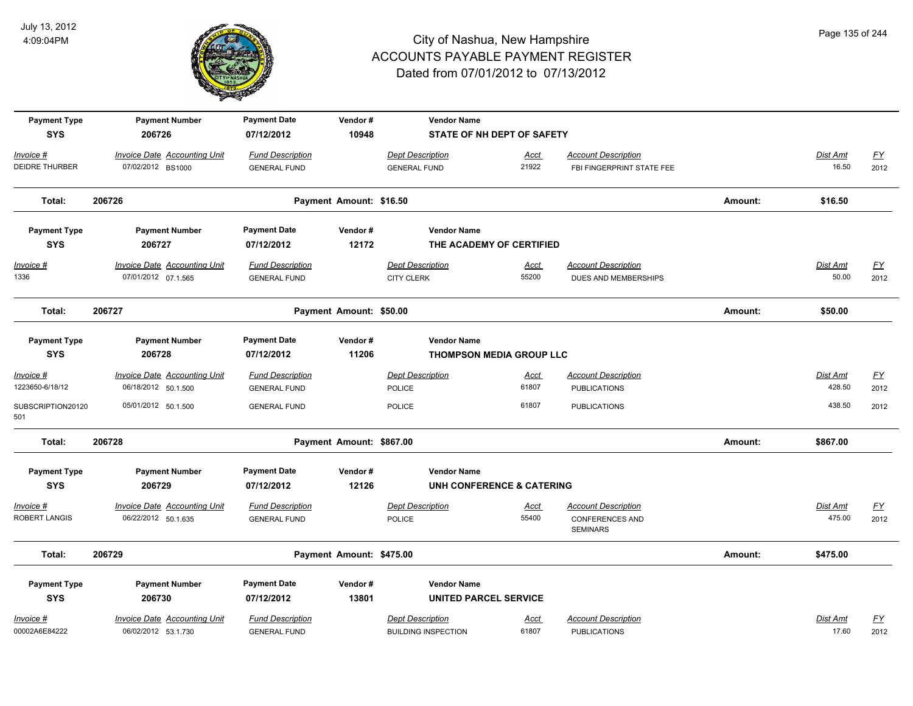# City of Nashua, New Hampshire
# ACCOUNTS PAYABLE PAYMENT REGISTER
## Dated from 07/01/2012 to 07/13/2012

July 13, 2012
4:09:04PM

| Payment Type | Payment Number | Payment Date | Vendor # | Vendor Name |
|---|---|---|---|---|
| SYS | 206726 | 07/12/2012 | 10948 | STATE OF NH DEPT OF SAFETY |

| Invoice # | Invoice Date | Accounting Unit | Fund Description | Dept Description | Acct | Account Description | Dist Amt | FY |
|---|---|---|---|---|---|---|---|---|
| DEIDRE THURBER | 07/02/2012 | BS1000 | GENERAL FUND | GENERAL FUND | 21922 | FBI FINGERPRINT STATE FEE | 16.50 | 2012 |

**Total: 206726 — Payment Amount: $16.50 — Amount: $16.50**

| Payment Type | Payment Number | Payment Date | Vendor # | Vendor Name |
|---|---|---|---|---|
| SYS | 206727 | 07/12/2012 | 12172 | THE ACADEMY OF CERTIFIED |

| Invoice # | Invoice Date | Accounting Unit | Fund Description | Dept Description | Acct | Account Description | Dist Amt | FY |
|---|---|---|---|---|---|---|---|---|
| 1336 | 07/01/2012 | 07.1.565 | GENERAL FUND | CITY CLERK | 55200 | DUES AND MEMBERSHIPS | 50.00 | 2012 |

**Total: 206727 — Payment Amount: $50.00 — Amount: $50.00**

| Payment Type | Payment Number | Payment Date | Vendor # | Vendor Name |
|---|---|---|---|---|
| SYS | 206728 | 07/12/2012 | 11206 | THOMPSON MEDIA GROUP LLC |

| Invoice # | Invoice Date | Accounting Unit | Fund Description | Dept Description | Acct | Account Description | Dist Amt | FY |
|---|---|---|---|---|---|---|---|---|
| 1223650-6/18/12 | 06/18/2012 | 50.1.500 | GENERAL FUND | POLICE | 61807 | PUBLICATIONS | 428.50 | 2012 |
| SUBSCRIPTION20120501 | 05/01/2012 | 50.1.500 | GENERAL FUND | POLICE | 61807 | PUBLICATIONS | 438.50 | 2012 |

**Total: 206728 — Payment Amount: $867.00 — Amount: $867.00**

| Payment Type | Payment Number | Payment Date | Vendor # | Vendor Name |
|---|---|---|---|---|
| SYS | 206729 | 07/12/2012 | 12126 | UNH CONFERENCE & CATERING |

| Invoice # | Invoice Date | Accounting Unit | Fund Description | Dept Description | Acct | Account Description | Dist Amt | FY |
|---|---|---|---|---|---|---|---|---|
| ROBERT LANGIS | 06/22/2012 | 50.1.635 | GENERAL FUND | POLICE | 55400 | CONFERENCES AND SEMINARS | 475.00 | 2012 |

**Total: 206729 — Payment Amount: $475.00 — Amount: $475.00**

| Payment Type | Payment Number | Payment Date | Vendor # | Vendor Name |
|---|---|---|---|---|
| SYS | 206730 | 07/12/2012 | 13801 | UNITED PARCEL SERVICE |

| Invoice # | Invoice Date | Accounting Unit | Fund Description | Dept Description | Acct | Account Description | Dist Amt | FY |
|---|---|---|---|---|---|---|---|---|
| 00002A6E84222 | 06/02/2012 | 53.1.730 | GENERAL FUND | BUILDING INSPECTION | 61807 | PUBLICATIONS | 17.60 | 2012 |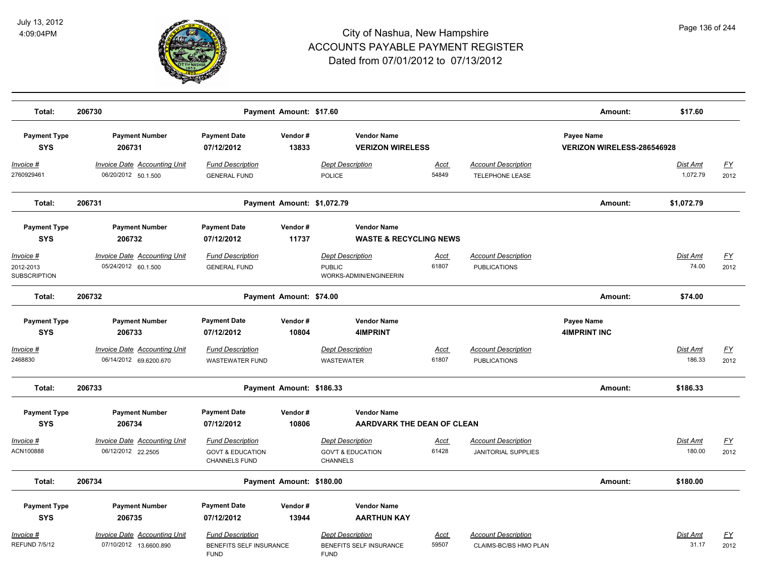# City of Nashua, New Hampshire
## ACCOUNTS PAYABLE PAYMENT REGISTER
### Dated from 07/01/2012 to 07/13/2012

July 13, 2012
4:09:04PM

**Total: 206730 — Payment Amount: $17.60 — Amount: $17.60**

| Payment Type | Payment Number | Payment Date | Vendor # | Vendor Name | | | Payee Name | | |
|---|---|---|---|---|---|---|---|---|---|
| SYS | 206731 | 07/12/2012 | 13833 | VERIZON WIRELESS | | | VERIZON WIRELESS-286546928 | | |
| **Invoice #** | **Invoice Date** | **Accounting Unit** | **Fund Description** | **Dept Description** | **Acct** | **Account Description** | | **Dist Amt** | **FY** |
| 2760929461 | 06/20/2012 | 50.1.500 | GENERAL FUND | POLICE | 54849 | TELEPHONE LEASE | | 1,072.79 | 2012 |

**Total: 206731 — Payment Amount: $1,072.79 — Amount: $1,072.79**

| Payment Type | Payment Number | Payment Date | Vendor # | Vendor Name | | | Payee Name | | |
|---|---|---|---|---|---|---|---|---|---|
| SYS | 206732 | 07/12/2012 | 11737 | WASTE & RECYCLING NEWS | | | | | |
| **Invoice #** | **Invoice Date** | **Accounting Unit** | **Fund Description** | **Dept Description** | **Acct** | **Account Description** | | **Dist Amt** | **FY** |
| 2012-2013 SUBSCRIPTION | 05/24/2012 | 60.1.500 | GENERAL FUND | PUBLIC WORKS-ADMIN/ENGINEERIN | 61807 | PUBLICATIONS | | 74.00 | 2012 |

**Total: 206732 — Payment Amount: $74.00 — Amount: $74.00**

| Payment Type | Payment Number | Payment Date | Vendor # | Vendor Name | | | Payee Name | | |
|---|---|---|---|---|---|---|---|---|---|
| SYS | 206733 | 07/12/2012 | 10804 | 4IMPRINT | | | 4IMPRINT INC | | |
| **Invoice #** | **Invoice Date** | **Accounting Unit** | **Fund Description** | **Dept Description** | **Acct** | **Account Description** | | **Dist Amt** | **FY** |
| 2468830 | 06/14/2012 | 69.6200.670 | WASTEWATER FUND | WASTEWATER | 61807 | PUBLICATIONS | | 186.33 | 2012 |

**Total: 206733 — Payment Amount: $186.33 — Amount: $186.33**

| Payment Type | Payment Number | Payment Date | Vendor # | Vendor Name | | | Payee Name | | |
|---|---|---|---|---|---|---|---|---|---|
| SYS | 206734 | 07/12/2012 | 10806 | AARDVARK THE DEAN OF CLEAN | | | | | |
| **Invoice #** | **Invoice Date** | **Accounting Unit** | **Fund Description** | **Dept Description** | **Acct** | **Account Description** | | **Dist Amt** | **FY** |
| ACN100888 | 06/12/2012 | 22.2505 | GOVT & EDUCATION CHANNELS FUND | GOV'T & EDUCATION CHANNELS | 61428 | JANITORIAL SUPPLIES | | 180.00 | 2012 |

**Total: 206734 — Payment Amount: $180.00 — Amount: $180.00**

| Payment Type | Payment Number | Payment Date | Vendor # | Vendor Name | | | Payee Name | | |
|---|---|---|---|---|---|---|---|---|---|
| SYS | 206735 | 07/12/2012 | 13944 | AARTHUN KAY | | | | | |
| **Invoice #** | **Invoice Date** | **Accounting Unit** | **Fund Description** | **Dept Description** | **Acct** | **Account Description** | | **Dist Amt** | **FY** |
| REFUND 7/5/12 | 07/10/2012 | 13.6600.890 | BENEFITS SELF INSURANCE FUND | BENEFITS SELF INSURANCE FUND | 59507 | CLAIMS-BC/BS HMO PLAN | | 31.17 | 2012 |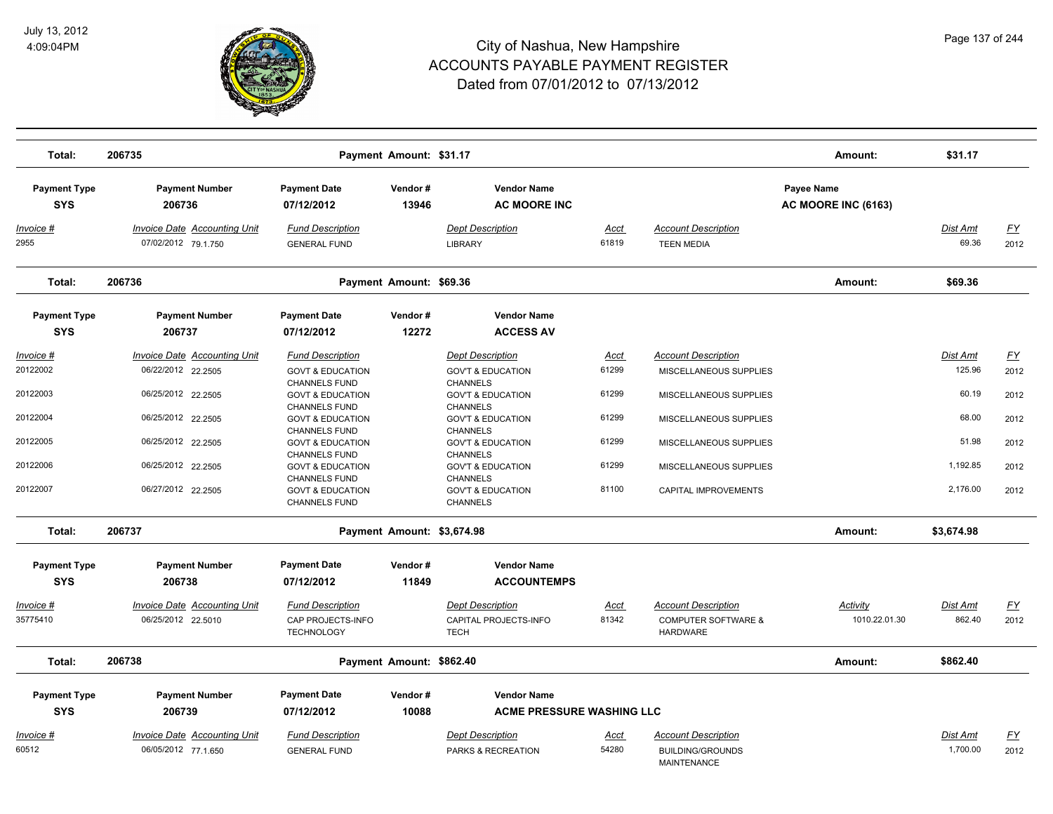# City of Nashua, New Hampshire
## ACCOUNTS PAYABLE PAYMENT REGISTER
### Dated from 07/01/2012 to 07/13/2012

July 13, 2012
4:09:04PM

**Total: 206735** — Payment Amount: $31.17 — Amount: $31.17

| Payment Type | Payment Number | Payment Date | Vendor # | Vendor Name | | | Payee Name | | |
|---|---|---|---|---|---|---|---|---|---|
| SYS | 206736 | 07/12/2012 | 13946 | AC MOORE INC | | | AC MOORE INC (6163) | | |

| Invoice # | Invoice Date | Accounting Unit | Fund Description | Dept Description | Acct | Account Description | Activity | Dist Amt | FY |
|---|---|---|---|---|---|---|---|---|---|
| 2955 | 07/02/2012 | 79.1.750 | GENERAL FUND | LIBRARY | 61819 | TEEN MEDIA | | 69.36 | 2012 |

**Total: 206736** — Payment Amount: $69.36 — Amount: $69.36

| Payment Type | Payment Number | Payment Date | Vendor # | Vendor Name |
|---|---|---|---|---|
| SYS | 206737 | 07/12/2012 | 12272 | ACCESS AV |

| Invoice # | Invoice Date | Accounting Unit | Fund Description | Dept Description | Acct | Account Description | Activity | Dist Amt | FY |
|---|---|---|---|---|---|---|---|---|---|
| 20122002 | 06/22/2012 | 22.2505 | GOVT & EDUCATION CHANNELS FUND | GOV'T & EDUCATION CHANNELS | 61299 | MISCELLANEOUS SUPPLIES | | 125.96 | 2012 |
| 20122003 | 06/25/2012 | 22.2505 | GOVT & EDUCATION CHANNELS FUND | GOV'T & EDUCATION CHANNELS | 61299 | MISCELLANEOUS SUPPLIES | | 60.19 | 2012 |
| 20122004 | 06/25/2012 | 22.2505 | GOVT & EDUCATION CHANNELS FUND | GOV'T & EDUCATION CHANNELS | 61299 | MISCELLANEOUS SUPPLIES | | 68.00 | 2012 |
| 20122005 | 06/25/2012 | 22.2505 | GOVT & EDUCATION CHANNELS FUND | GOV'T & EDUCATION CHANNELS | 61299 | MISCELLANEOUS SUPPLIES | | 51.98 | 2012 |
| 20122006 | 06/25/2012 | 22.2505 | GOVT & EDUCATION CHANNELS FUND | GOV'T & EDUCATION CHANNELS | 61299 | MISCELLANEOUS SUPPLIES | | 1,192.85 | 2012 |
| 20122007 | 06/27/2012 | 22.2505 | GOVT & EDUCATION CHANNELS FUND | GOV'T & EDUCATION CHANNELS | 81100 | CAPITAL IMPROVEMENTS | | 2,176.00 | 2012 |

**Total: 206737** — Payment Amount: $3,674.98 — Amount: $3,674.98

| Payment Type | Payment Number | Payment Date | Vendor # | Vendor Name |
|---|---|---|---|---|
| SYS | 206738 | 07/12/2012 | 11849 | ACCOUNTEMPS |

| Invoice # | Invoice Date | Accounting Unit | Fund Description | Dept Description | Acct | Account Description | Activity | Dist Amt | FY |
|---|---|---|---|---|---|---|---|---|---|
| 35775410 | 06/25/2012 | 22.5010 | CAP PROJECTS-INFO TECHNOLOGY | CAPITAL PROJECTS-INFO TECH | 81342 | COMPUTER SOFTWARE & HARDWARE | 1010.22.01.30 | 862.40 | 2012 |

**Total: 206738** — Payment Amount: $862.40 — Amount: $862.40

| Payment Type | Payment Number | Payment Date | Vendor # | Vendor Name |
|---|---|---|---|---|
| SYS | 206739 | 07/12/2012 | 10088 | ACME PRESSURE WASHING LLC |

| Invoice # | Invoice Date | Accounting Unit | Fund Description | Dept Description | Acct | Account Description | Activity | Dist Amt | FY |
|---|---|---|---|---|---|---|---|---|---|
| 60512 | 06/05/2012 | 77.1.650 | GENERAL FUND | PARKS & RECREATION | 54280 | BUILDING/GROUNDS MAINTENANCE | | 1,700.00 | 2012 |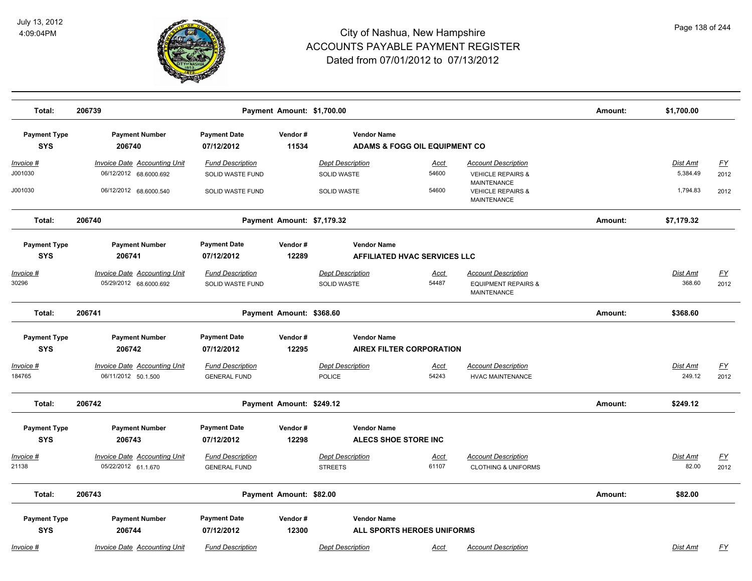| Total: | 206739 | Payment Amount: $1,700.00 | Amount: | $1,700.00 |
|---|---|---|---|---|

| Payment Type | Payment Number | Payment Date | Vendor # | Vendor Name |
|---|---|---|---|---|
| SYS | 206740 | 07/12/2012 | 11534 | ADAMS & FOGG OIL EQUIPMENT CO |

| Invoice # | Invoice Date | Accounting Unit | Fund Description | Dept Description | Acct | Account Description | Dist Amt | FY |
|---|---|---|---|---|---|---|---|---|
| J001030 | 06/12/2012 | 68.6000.692 | SOLID WASTE FUND | SOLID WASTE | 54600 | VEHICLE REPAIRS & MAINTENANCE | 5,384.49 | 2012 |
| J001030 | 06/12/2012 | 68.6000.540 | SOLID WASTE FUND | SOLID WASTE | 54600 | VEHICLE REPAIRS & MAINTENANCE | 1,794.83 | 2012 |

| Total: | 206740 | Payment Amount: $7,179.32 | Amount: | $7,179.32 |
|---|---|---|---|---|

| Payment Type | Payment Number | Payment Date | Vendor # | Vendor Name |
|---|---|---|---|---|
| SYS | 206741 | 07/12/2012 | 12289 | AFFILIATED HVAC SERVICES LLC |

| Invoice # | Invoice Date | Accounting Unit | Fund Description | Dept Description | Acct | Account Description | Dist Amt | FY |
|---|---|---|---|---|---|---|---|---|
| 30296 | 05/29/2012 | 68.6000.692 | SOLID WASTE FUND | SOLID WASTE | 54487 | EQUIPMENT REPAIRS & MAINTENANCE | 368.60 | 2012 |

| Total: | 206741 | Payment Amount: $368.60 | Amount: | $368.60 |
|---|---|---|---|---|

| Payment Type | Payment Number | Payment Date | Vendor # | Vendor Name |
|---|---|---|---|---|
| SYS | 206742 | 07/12/2012 | 12295 | AIREX FILTER CORPORATION |

| Invoice # | Invoice Date | Accounting Unit | Fund Description | Dept Description | Acct | Account Description | Dist Amt | FY |
|---|---|---|---|---|---|---|---|---|
| 184765 | 06/11/2012 | 50.1.500 | GENERAL FUND | POLICE | 54243 | HVAC MAINTENANCE | 249.12 | 2012 |

| Total: | 206742 | Payment Amount: $249.12 | Amount: | $249.12 |
|---|---|---|---|---|

| Payment Type | Payment Number | Payment Date | Vendor # | Vendor Name |
|---|---|---|---|---|
| SYS | 206743 | 07/12/2012 | 12298 | ALECS SHOE STORE INC |

| Invoice # | Invoice Date | Accounting Unit | Fund Description | Dept Description | Acct | Account Description | Dist Amt | FY |
|---|---|---|---|---|---|---|---|---|
| 21138 | 05/22/2012 | 61.1.670 | GENERAL FUND | STREETS | 61107 | CLOTHING & UNIFORMS | 82.00 | 2012 |

| Total: | 206743 | Payment Amount: $82.00 | Amount: | $82.00 |
|---|---|---|---|---|

| Payment Type | Payment Number | Payment Date | Vendor # | Vendor Name |
|---|---|---|---|---|
| SYS | 206744 | 07/12/2012 | 12300 | ALL SPORTS HEROES UNIFORMS |

| Invoice # | Invoice Date | Accounting Unit | Fund Description | Dept Description | Acct | Account Description | Dist Amt | FY |
|---|---|---|---|---|---|---|---|---|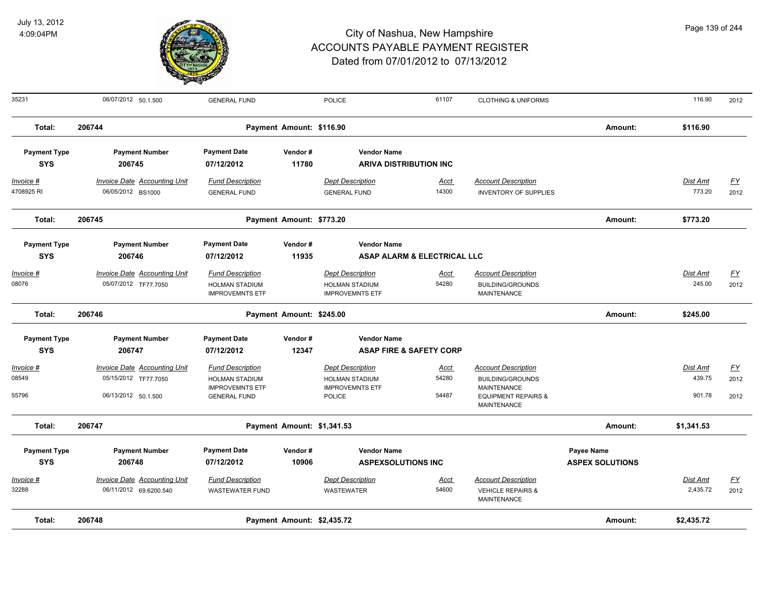# City of Nashua, New Hampshire
## ACCOUNTS PAYABLE PAYMENT REGISTER
### Dated from 07/01/2012 to 07/13/2012

July 13, 2012
4:09:04PM

| Invoice # | Invoice Date | Accounting Unit | Fund Description | Dept Description | Acct | Account Description | Dist Amt | FY |
|---|---|---|---|---|---|---|---|---|
| 35231 | 06/07/2012 | 50.1.500 | GENERAL FUND | POLICE | 61107 | CLOTHING & UNIFORMS | 116.90 | 2012 |

**Total: 206744 — Payment Amount: $116.90 — Amount: $116.90**

| Payment Type | Payment Number | Payment Date | Vendor # | Vendor Name |
|---|---|---|---|---|
| SYS | 206745 | 07/12/2012 | 11780 | ARIVA DISTRIBUTION INC |

| Invoice # | Invoice Date | Accounting Unit | Fund Description | Dept Description | Acct | Account Description | Dist Amt | FY |
|---|---|---|---|---|---|---|---|---|
| 4708925 RI | 06/05/2012 | BS1000 | GENERAL FUND | GENERAL FUND | 14300 | INVENTORY OF SUPPLIES | 773.20 | 2012 |

**Total: 206745 — Payment Amount: $773.20 — Amount: $773.20**

| Payment Type | Payment Number | Payment Date | Vendor # | Vendor Name |
|---|---|---|---|---|
| SYS | 206746 | 07/12/2012 | 11935 | ASAP ALARM & ELECTRICAL LLC |

| Invoice # | Invoice Date | Accounting Unit | Fund Description | Dept Description | Acct | Account Description | Dist Amt | FY |
|---|---|---|---|---|---|---|---|---|
| 08076 | 05/07/2012 | TF77.7050 | HOLMAN STADIUM IMPROVEMNTS ETF | HOLMAN STADIUM IMPROVEMNTS ETF | 54280 | BUILDING/GROUNDS MAINTENANCE | 245.00 | 2012 |

**Total: 206746 — Payment Amount: $245.00 — Amount: $245.00**

| Payment Type | Payment Number | Payment Date | Vendor # | Vendor Name |
|---|---|---|---|---|
| SYS | 206747 | 07/12/2012 | 12347 | ASAP FIRE & SAFETY CORP |

| Invoice # | Invoice Date | Accounting Unit | Fund Description | Dept Description | Acct | Account Description | Dist Amt | FY |
|---|---|---|---|---|---|---|---|---|
| 08549 | 05/15/2012 | TF77.7050 | HOLMAN STADIUM IMPROVEMNTS ETF | HOLMAN STADIUM IMPROVEMNTS ETF | 54280 | BUILDING/GROUNDS MAINTENANCE | 439.75 | 2012 |
| 55796 | 06/13/2012 | 50.1.500 | GENERAL FUND | POLICE | 54487 | EQUIPMENT REPAIRS & MAINTENANCE | 901.78 | 2012 |

**Total: 206747 — Payment Amount: $1,341.53 — Amount: $1,341.53**

| Payment Type | Payment Number | Payment Date | Vendor # | Vendor Name | Payee Name |
|---|---|---|---|---|---|
| SYS | 206748 | 07/12/2012 | 10906 | ASPEXSOLUTIONS INC | ASPEX SOLUTIONS |

| Invoice # | Invoice Date | Accounting Unit | Fund Description | Dept Description | Acct | Account Description | Dist Amt | FY |
|---|---|---|---|---|---|---|---|---|
| 32288 | 06/11/2012 | 69.6200.540 | WASTEWATER FUND | WASTEWATER | 54600 | VEHICLE REPAIRS & MAINTENANCE | 2,435.72 | 2012 |

**Total: 206748 — Payment Amount: $2,435.72 — Amount: $2,435.72**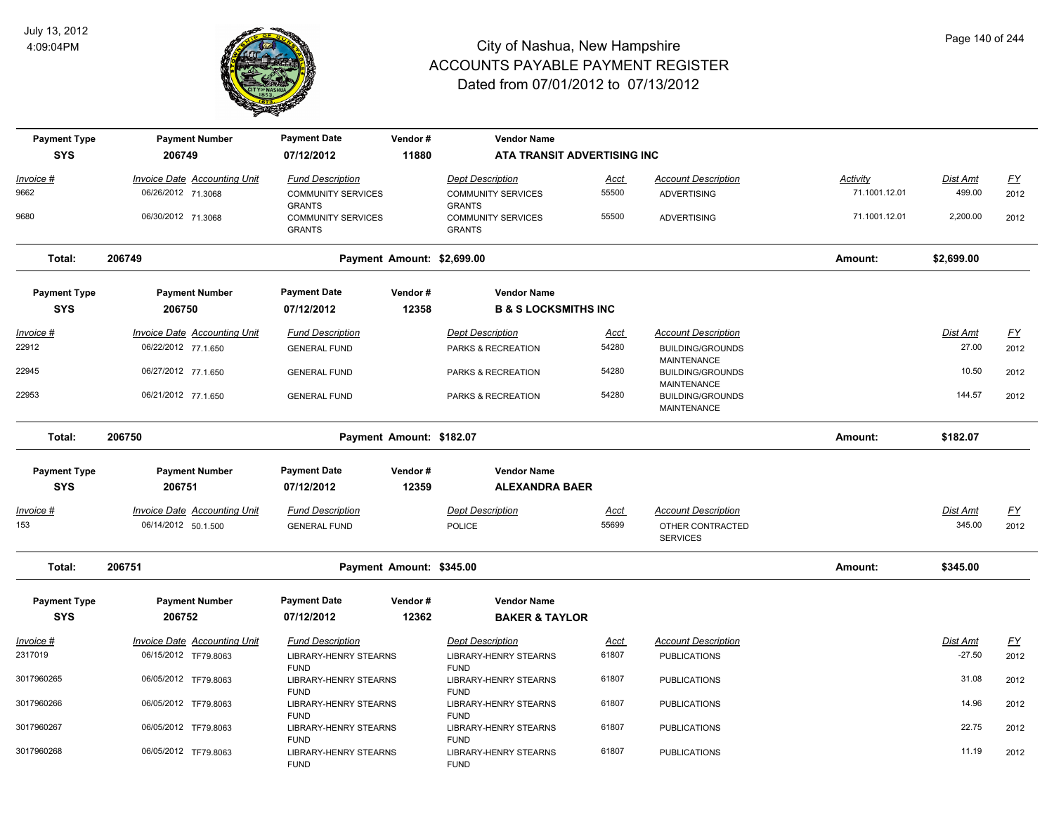# City of Nashua, New Hampshire
## ACCOUNTS PAYABLE PAYMENT REGISTER
### Dated from 07/01/2012 to 07/13/2012

| Payment Type | Payment Number | Payment Date | Vendor # | Vendor Name |
|---|---|---|---|---|
| SYS | 206749 | 07/12/2012 | 11880 | ATA TRANSIT ADVERTISING INC |

| Invoice # | Invoice Date | Accounting Unit | Fund Description | Dept Description | Acct | Account Description | Activity | Dist Amt | FY |
|---|---|---|---|---|---|---|---|---|---|
| 9662 | 06/26/2012 | 71.3068 | COMMUNITY SERVICES GRANTS | COMMUNITY SERVICES GRANTS | 55500 | ADVERTISING | 71.1001.12.01 | 499.00 | 2012 |
| 9680 | 06/30/2012 | 71.3068 | COMMUNITY SERVICES GRANTS | COMMUNITY SERVICES GRANTS | 55500 | ADVERTISING | 71.1001.12.01 | 2,200.00 | 2012 |

**Total: 206749 — Payment Amount: $2,699.00 — Amount: $2,699.00**

| Payment Type | Payment Number | Payment Date | Vendor # | Vendor Name |
|---|---|---|---|---|
| SYS | 206750 | 07/12/2012 | 12358 | B & S LOCKSMITHS INC |

| Invoice # | Invoice Date | Accounting Unit | Fund Description | Dept Description | Acct | Account Description | Dist Amt | FY |
|---|---|---|---|---|---|---|---|---|
| 22912 | 06/22/2012 | 77.1.650 | GENERAL FUND | PARKS & RECREATION | 54280 | BUILDING/GROUNDS MAINTENANCE | 27.00 | 2012 |
| 22945 | 06/27/2012 | 77.1.650 | GENERAL FUND | PARKS & RECREATION | 54280 | BUILDING/GROUNDS MAINTENANCE | 10.50 | 2012 |
| 22953 | 06/21/2012 | 77.1.650 | GENERAL FUND | PARKS & RECREATION | 54280 | BUILDING/GROUNDS MAINTENANCE | 144.57 | 2012 |

**Total: 206750 — Payment Amount: $182.07 — Amount: $182.07**

| Payment Type | Payment Number | Payment Date | Vendor # | Vendor Name |
|---|---|---|---|---|
| SYS | 206751 | 07/12/2012 | 12359 | ALEXANDRA BAER |

| Invoice # | Invoice Date | Accounting Unit | Fund Description | Dept Description | Acct | Account Description | Dist Amt | FY |
|---|---|---|---|---|---|---|---|---|
| 153 | 06/14/2012 | 50.1.500 | GENERAL FUND | POLICE | 55699 | OTHER CONTRACTED SERVICES | 345.00 | 2012 |

**Total: 206751 — Payment Amount: $345.00 — Amount: $345.00**

| Payment Type | Payment Number | Payment Date | Vendor # | Vendor Name |
|---|---|---|---|---|
| SYS | 206752 | 07/12/2012 | 12362 | BAKER & TAYLOR |

| Invoice # | Invoice Date | Accounting Unit | Fund Description | Dept Description | Acct | Account Description | Dist Amt | FY |
|---|---|---|---|---|---|---|---|---|
| 2317019 | 06/15/2012 | TF79.8063 | LIBRARY-HENRY STEARNS FUND | LIBRARY-HENRY STEARNS FUND | 61807 | PUBLICATIONS | -27.50 | 2012 |
| 3017960265 | 06/05/2012 | TF79.8063 | LIBRARY-HENRY STEARNS FUND | LIBRARY-HENRY STEARNS FUND | 61807 | PUBLICATIONS | 31.08 | 2012 |
| 3017960266 | 06/05/2012 | TF79.8063 | LIBRARY-HENRY STEARNS FUND | LIBRARY-HENRY STEARNS FUND | 61807 | PUBLICATIONS | 14.96 | 2012 |
| 3017960267 | 06/05/2012 | TF79.8063 | LIBRARY-HENRY STEARNS FUND | LIBRARY-HENRY STEARNS FUND | 61807 | PUBLICATIONS | 22.75 | 2012 |
| 3017960268 | 06/05/2012 | TF79.8063 | LIBRARY-HENRY STEARNS FUND | LIBRARY-HENRY STEARNS FUND | 61807 | PUBLICATIONS | 11.19 | 2012 |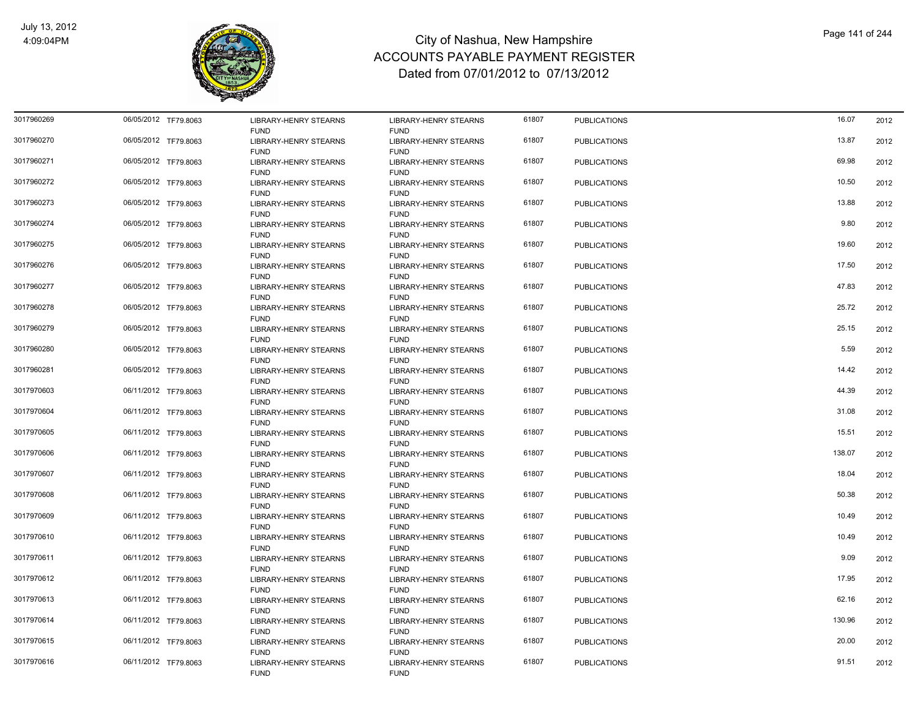# City of Nashua, New Hampshire
## ACCOUNTS PAYABLE PAYMENT REGISTER
### Dated from 07/01/2012 to 07/13/2012

July 13, 2012
4:09:04PM

| | | | | | | | | |
|---|---|---|---|---|---|---|---|---|
| 3017960269 | 06/05/2012 | TF79.8063 | LIBRARY-HENRY STEARNS FUND | LIBRARY-HENRY STEARNS FUND | 61807 | PUBLICATIONS | 16.07 | 2012 |
| 3017960270 | 06/05/2012 | TF79.8063 | LIBRARY-HENRY STEARNS FUND | LIBRARY-HENRY STEARNS FUND | 61807 | PUBLICATIONS | 13.87 | 2012 |
| 3017960271 | 06/05/2012 | TF79.8063 | LIBRARY-HENRY STEARNS FUND | LIBRARY-HENRY STEARNS FUND | 61807 | PUBLICATIONS | 69.98 | 2012 |
| 3017960272 | 06/05/2012 | TF79.8063 | LIBRARY-HENRY STEARNS FUND | LIBRARY-HENRY STEARNS FUND | 61807 | PUBLICATIONS | 10.50 | 2012 |
| 3017960273 | 06/05/2012 | TF79.8063 | LIBRARY-HENRY STEARNS FUND | LIBRARY-HENRY STEARNS FUND | 61807 | PUBLICATIONS | 13.88 | 2012 |
| 3017960274 | 06/05/2012 | TF79.8063 | LIBRARY-HENRY STEARNS FUND | LIBRARY-HENRY STEARNS FUND | 61807 | PUBLICATIONS | 9.80 | 2012 |
| 3017960275 | 06/05/2012 | TF79.8063 | LIBRARY-HENRY STEARNS FUND | LIBRARY-HENRY STEARNS FUND | 61807 | PUBLICATIONS | 19.60 | 2012 |
| 3017960276 | 06/05/2012 | TF79.8063 | LIBRARY-HENRY STEARNS FUND | LIBRARY-HENRY STEARNS FUND | 61807 | PUBLICATIONS | 17.50 | 2012 |
| 3017960277 | 06/05/2012 | TF79.8063 | LIBRARY-HENRY STEARNS FUND | LIBRARY-HENRY STEARNS FUND | 61807 | PUBLICATIONS | 47.83 | 2012 |
| 3017960278 | 06/05/2012 | TF79.8063 | LIBRARY-HENRY STEARNS FUND | LIBRARY-HENRY STEARNS FUND | 61807 | PUBLICATIONS | 25.72 | 2012 |
| 3017960279 | 06/05/2012 | TF79.8063 | LIBRARY-HENRY STEARNS FUND | LIBRARY-HENRY STEARNS FUND | 61807 | PUBLICATIONS | 25.15 | 2012 |
| 3017960280 | 06/05/2012 | TF79.8063 | LIBRARY-HENRY STEARNS FUND | LIBRARY-HENRY STEARNS FUND | 61807 | PUBLICATIONS | 5.59 | 2012 |
| 3017960281 | 06/05/2012 | TF79.8063 | LIBRARY-HENRY STEARNS FUND | LIBRARY-HENRY STEARNS FUND | 61807 | PUBLICATIONS | 14.42 | 2012 |
| 3017970603 | 06/11/2012 | TF79.8063 | LIBRARY-HENRY STEARNS FUND | LIBRARY-HENRY STEARNS FUND | 61807 | PUBLICATIONS | 44.39 | 2012 |
| 3017970604 | 06/11/2012 | TF79.8063 | LIBRARY-HENRY STEARNS FUND | LIBRARY-HENRY STEARNS FUND | 61807 | PUBLICATIONS | 31.08 | 2012 |
| 3017970605 | 06/11/2012 | TF79.8063 | LIBRARY-HENRY STEARNS FUND | LIBRARY-HENRY STEARNS FUND | 61807 | PUBLICATIONS | 15.51 | 2012 |
| 3017970606 | 06/11/2012 | TF79.8063 | LIBRARY-HENRY STEARNS FUND | LIBRARY-HENRY STEARNS FUND | 61807 | PUBLICATIONS | 138.07 | 2012 |
| 3017970607 | 06/11/2012 | TF79.8063 | LIBRARY-HENRY STEARNS FUND | LIBRARY-HENRY STEARNS FUND | 61807 | PUBLICATIONS | 18.04 | 2012 |
| 3017970608 | 06/11/2012 | TF79.8063 | LIBRARY-HENRY STEARNS FUND | LIBRARY-HENRY STEARNS FUND | 61807 | PUBLICATIONS | 50.38 | 2012 |
| 3017970609 | 06/11/2012 | TF79.8063 | LIBRARY-HENRY STEARNS FUND | LIBRARY-HENRY STEARNS FUND | 61807 | PUBLICATIONS | 10.49 | 2012 |
| 3017970610 | 06/11/2012 | TF79.8063 | LIBRARY-HENRY STEARNS FUND | LIBRARY-HENRY STEARNS FUND | 61807 | PUBLICATIONS | 10.49 | 2012 |
| 3017970611 | 06/11/2012 | TF79.8063 | LIBRARY-HENRY STEARNS FUND | LIBRARY-HENRY STEARNS FUND | 61807 | PUBLICATIONS | 9.09 | 2012 |
| 3017970612 | 06/11/2012 | TF79.8063 | LIBRARY-HENRY STEARNS FUND | LIBRARY-HENRY STEARNS FUND | 61807 | PUBLICATIONS | 17.95 | 2012 |
| 3017970613 | 06/11/2012 | TF79.8063 | LIBRARY-HENRY STEARNS FUND | LIBRARY-HENRY STEARNS FUND | 61807 | PUBLICATIONS | 62.16 | 2012 |
| 3017970614 | 06/11/2012 | TF79.8063 | LIBRARY-HENRY STEARNS FUND | LIBRARY-HENRY STEARNS FUND | 61807 | PUBLICATIONS | 130.96 | 2012 |
| 3017970615 | 06/11/2012 | TF79.8063 | LIBRARY-HENRY STEARNS FUND | LIBRARY-HENRY STEARNS FUND | 61807 | PUBLICATIONS | 20.00 | 2012 |
| 3017970616 | 06/11/2012 | TF79.8063 | LIBRARY-HENRY STEARNS FUND | LIBRARY-HENRY STEARNS FUND | 61807 | PUBLICATIONS | 91.51 | 2012 |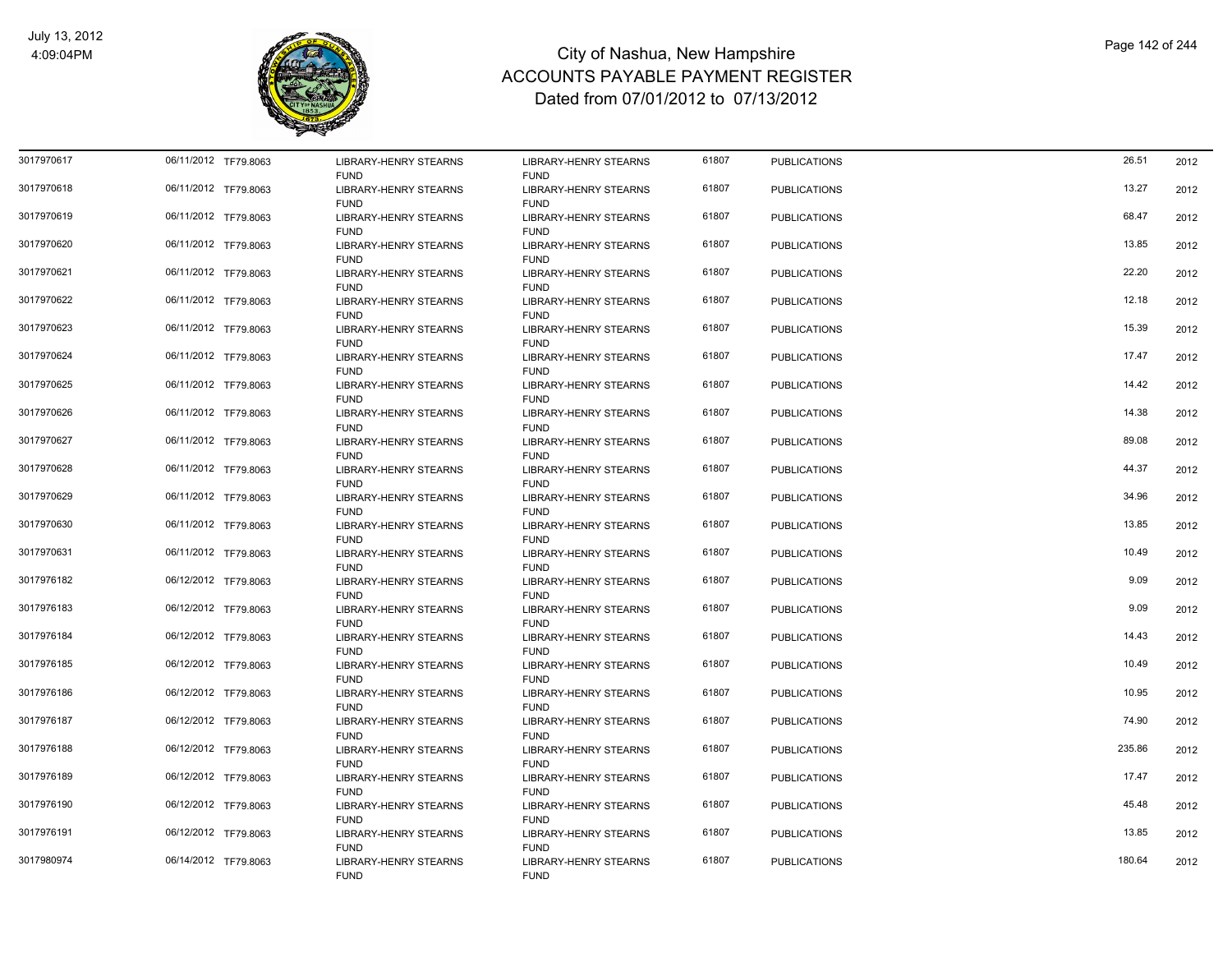# City of Nashua, New Hampshire
## ACCOUNTS PAYABLE PAYMENT REGISTER
### Dated from 07/01/2012 to 07/13/2012

| | | | | | | | | |
|---|---|---|---|---|---|---|---|---|
| 3017970617 | 06/11/2012 | TF79.8063 | LIBRARY-HENRY STEARNS FUND | LIBRARY-HENRY STEARNS FUND | 61807 | PUBLICATIONS | 26.51 | 2012 |
| 3017970618 | 06/11/2012 | TF79.8063 | LIBRARY-HENRY STEARNS FUND | LIBRARY-HENRY STEARNS FUND | 61807 | PUBLICATIONS | 13.27 | 2012 |
| 3017970619 | 06/11/2012 | TF79.8063 | LIBRARY-HENRY STEARNS FUND | LIBRARY-HENRY STEARNS FUND | 61807 | PUBLICATIONS | 68.47 | 2012 |
| 3017970620 | 06/11/2012 | TF79.8063 | LIBRARY-HENRY STEARNS FUND | LIBRARY-HENRY STEARNS FUND | 61807 | PUBLICATIONS | 13.85 | 2012 |
| 3017970621 | 06/11/2012 | TF79.8063 | LIBRARY-HENRY STEARNS FUND | LIBRARY-HENRY STEARNS FUND | 61807 | PUBLICATIONS | 22.20 | 2012 |
| 3017970622 | 06/11/2012 | TF79.8063 | LIBRARY-HENRY STEARNS FUND | LIBRARY-HENRY STEARNS FUND | 61807 | PUBLICATIONS | 12.18 | 2012 |
| 3017970623 | 06/11/2012 | TF79.8063 | LIBRARY-HENRY STEARNS FUND | LIBRARY-HENRY STEARNS FUND | 61807 | PUBLICATIONS | 15.39 | 2012 |
| 3017970624 | 06/11/2012 | TF79.8063 | LIBRARY-HENRY STEARNS FUND | LIBRARY-HENRY STEARNS FUND | 61807 | PUBLICATIONS | 17.47 | 2012 |
| 3017970625 | 06/11/2012 | TF79.8063 | LIBRARY-HENRY STEARNS FUND | LIBRARY-HENRY STEARNS FUND | 61807 | PUBLICATIONS | 14.42 | 2012 |
| 3017970626 | 06/11/2012 | TF79.8063 | LIBRARY-HENRY STEARNS FUND | LIBRARY-HENRY STEARNS FUND | 61807 | PUBLICATIONS | 14.38 | 2012 |
| 3017970627 | 06/11/2012 | TF79.8063 | LIBRARY-HENRY STEARNS FUND | LIBRARY-HENRY STEARNS FUND | 61807 | PUBLICATIONS | 89.08 | 2012 |
| 3017970628 | 06/11/2012 | TF79.8063 | LIBRARY-HENRY STEARNS FUND | LIBRARY-HENRY STEARNS FUND | 61807 | PUBLICATIONS | 44.37 | 2012 |
| 3017970629 | 06/11/2012 | TF79.8063 | LIBRARY-HENRY STEARNS FUND | LIBRARY-HENRY STEARNS FUND | 61807 | PUBLICATIONS | 34.96 | 2012 |
| 3017970630 | 06/11/2012 | TF79.8063 | LIBRARY-HENRY STEARNS FUND | LIBRARY-HENRY STEARNS FUND | 61807 | PUBLICATIONS | 13.85 | 2012 |
| 3017970631 | 06/11/2012 | TF79.8063 | LIBRARY-HENRY STEARNS FUND | LIBRARY-HENRY STEARNS FUND | 61807 | PUBLICATIONS | 10.49 | 2012 |
| 3017976182 | 06/12/2012 | TF79.8063 | LIBRARY-HENRY STEARNS FUND | LIBRARY-HENRY STEARNS FUND | 61807 | PUBLICATIONS | 9.09 | 2012 |
| 3017976183 | 06/12/2012 | TF79.8063 | LIBRARY-HENRY STEARNS FUND | LIBRARY-HENRY STEARNS FUND | 61807 | PUBLICATIONS | 9.09 | 2012 |
| 3017976184 | 06/12/2012 | TF79.8063 | LIBRARY-HENRY STEARNS FUND | LIBRARY-HENRY STEARNS FUND | 61807 | PUBLICATIONS | 14.43 | 2012 |
| 3017976185 | 06/12/2012 | TF79.8063 | LIBRARY-HENRY STEARNS FUND | LIBRARY-HENRY STEARNS FUND | 61807 | PUBLICATIONS | 10.49 | 2012 |
| 3017976186 | 06/12/2012 | TF79.8063 | LIBRARY-HENRY STEARNS FUND | LIBRARY-HENRY STEARNS FUND | 61807 | PUBLICATIONS | 10.95 | 2012 |
| 3017976187 | 06/12/2012 | TF79.8063 | LIBRARY-HENRY STEARNS FUND | LIBRARY-HENRY STEARNS FUND | 61807 | PUBLICATIONS | 74.90 | 2012 |
| 3017976188 | 06/12/2012 | TF79.8063 | LIBRARY-HENRY STEARNS FUND | LIBRARY-HENRY STEARNS FUND | 61807 | PUBLICATIONS | 235.86 | 2012 |
| 3017976189 | 06/12/2012 | TF79.8063 | LIBRARY-HENRY STEARNS FUND | LIBRARY-HENRY STEARNS FUND | 61807 | PUBLICATIONS | 17.47 | 2012 |
| 3017976190 | 06/12/2012 | TF79.8063 | LIBRARY-HENRY STEARNS FUND | LIBRARY-HENRY STEARNS FUND | 61807 | PUBLICATIONS | 45.48 | 2012 |
| 3017976191 | 06/12/2012 | TF79.8063 | LIBRARY-HENRY STEARNS FUND | LIBRARY-HENRY STEARNS FUND | 61807 | PUBLICATIONS | 13.85 | 2012 |
| 3017980974 | 06/14/2012 | TF79.8063 | LIBRARY-HENRY STEARNS FUND | LIBRARY-HENRY STEARNS FUND | 61807 | PUBLICATIONS | 180.64 | 2012 |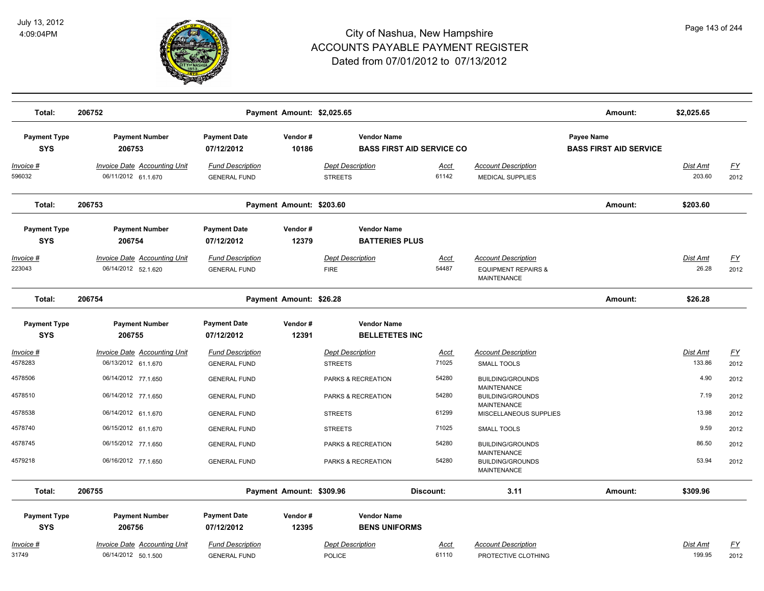# City of Nashua, New Hampshire
## ACCOUNTS PAYABLE PAYMENT REGISTER
### Dated from 07/01/2012 to 07/13/2012

| Total: | 206752 | | Payment Amount: $2,025.65 | | | | Amount: | $2,025.65 | |
|---|---|---|---|---|---|---|---|---|---|

| Payment Type | Payment Number | Payment Date | Vendor # | Vendor Name | | | Payee Name | | |
|---|---|---|---|---|---|---|---|---|---|
| SYS | 206753 | 07/12/2012 | 10186 | BASS FIRST AID SERVICE CO | | | BASS FIRST AID SERVICE | | |
| Invoice # | Invoice Date | Accounting Unit | Fund Description | Dept Description | Acct | Account Description | | Dist Amt | FY |
| 596032 | 06/11/2012 | 61.1.670 | GENERAL FUND | STREETS | 61142 | MEDICAL SUPPLIES | | 203.60 | 2012 |

| Total: | 206753 | | Payment Amount: $203.60 | | | | Amount: | $203.60 | |
|---|---|---|---|---|---|---|---|---|---|

| Payment Type | Payment Number | Payment Date | Vendor # | Vendor Name | | | | | |
|---|---|---|---|---|---|---|---|---|---|
| SYS | 206754 | 07/12/2012 | 12379 | BATTERIES PLUS | | | | | |
| Invoice # | Invoice Date | Accounting Unit | Fund Description | Dept Description | Acct | Account Description | | Dist Amt | FY |
| 223043 | 06/14/2012 | 52.1.620 | GENERAL FUND | FIRE | 54487 | EQUIPMENT REPAIRS & MAINTENANCE | | 26.28 | 2012 |

| Total: | 206754 | | Payment Amount: $26.28 | | | | Amount: | $26.28 | |
|---|---|---|---|---|---|---|---|---|---|

| Payment Type | Payment Number | Payment Date | Vendor # | Vendor Name | | | | | |
|---|---|---|---|---|---|---|---|---|---|
| SYS | 206755 | 07/12/2012 | 12391 | BELLETETES INC | | | | | |
| Invoice # | Invoice Date | Accounting Unit | Fund Description | Dept Description | Acct | Account Description | | Dist Amt | FY |
| 4578283 | 06/13/2012 | 61.1.670 | GENERAL FUND | STREETS | 71025 | SMALL TOOLS | | 133.86 | 2012 |
| 4578506 | 06/14/2012 | 77.1.650 | GENERAL FUND | PARKS & RECREATION | 54280 | BUILDING/GROUNDS MAINTENANCE | | 4.90 | 2012 |
| 4578510 | 06/14/2012 | 77.1.650 | GENERAL FUND | PARKS & RECREATION | 54280 | BUILDING/GROUNDS MAINTENANCE | | 7.19 | 2012 |
| 4578538 | 06/14/2012 | 61.1.670 | GENERAL FUND | STREETS | 61299 | MISCELLANEOUS SUPPLIES | | 13.98 | 2012 |
| 4578740 | 06/15/2012 | 61.1.670 | GENERAL FUND | STREETS | 71025 | SMALL TOOLS | | 9.59 | 2012 |
| 4578745 | 06/15/2012 | 77.1.650 | GENERAL FUND | PARKS & RECREATION | 54280 | BUILDING/GROUNDS MAINTENANCE | | 86.50 | 2012 |
| 4579218 | 06/16/2012 | 77.1.650 | GENERAL FUND | PARKS & RECREATION | 54280 | BUILDING/GROUNDS MAINTENANCE | | 53.94 | 2012 |

| Total: | 206755 | | Payment Amount: $309.96 | Discount: | | 3.11 | Amount: | $309.96 | |
|---|---|---|---|---|---|---|---|---|---|

| Payment Type | Payment Number | Payment Date | Vendor # | Vendor Name | | | | | |
|---|---|---|---|---|---|---|---|---|---|
| SYS | 206756 | 07/12/2012 | 12395 | BENS UNIFORMS | | | | | |
| Invoice # | Invoice Date | Accounting Unit | Fund Description | Dept Description | Acct | Account Description | | Dist Amt | FY |
| 31749 | 06/14/2012 | 50.1.500 | GENERAL FUND | POLICE | 61110 | PROTECTIVE CLOTHING | | 199.95 | 2012 |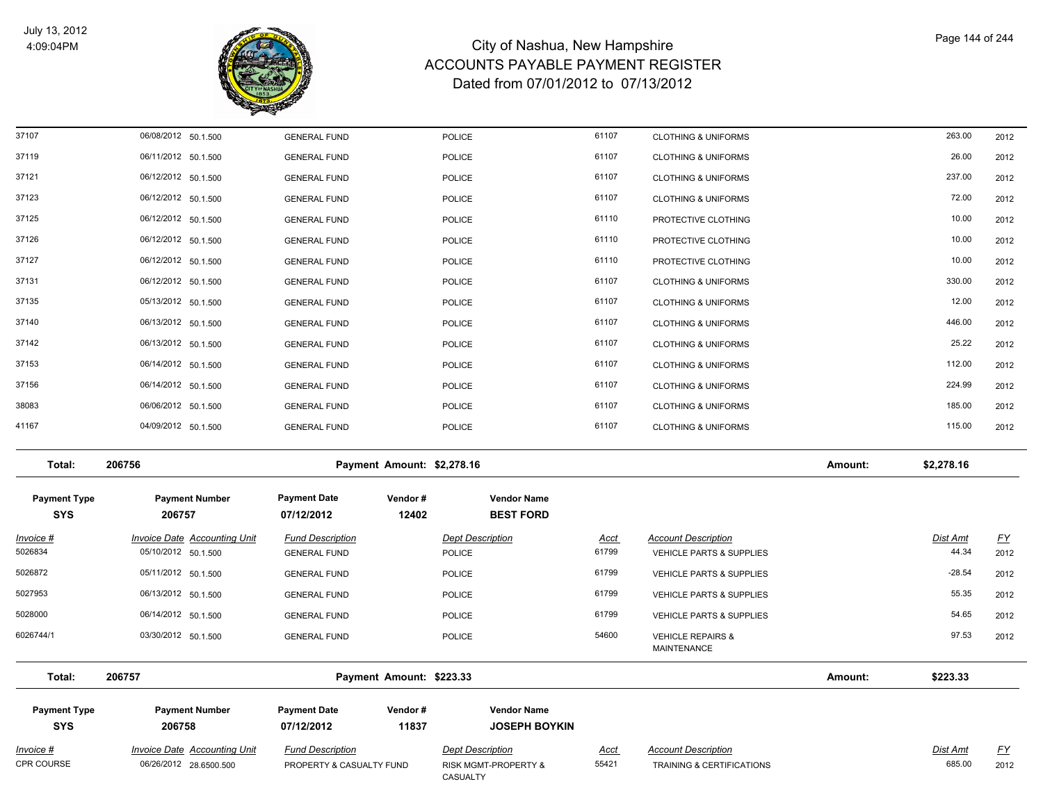# City of Nashua, New Hampshire
# ACCOUNTS PAYABLE PAYMENT REGISTER
## Dated from 07/01/2012 to 07/13/2012

July 13, 2012
4:09:04PM

| Invoice # | Invoice Date | Accounting Unit | Fund Description | Dept Description | Acct | Account Description | Dist Amt | FY |
|---|---|---|---|---|---|---|---|---|
| 37107 | 06/08/2012 | 50.1.500 | GENERAL FUND | POLICE | 61107 | CLOTHING & UNIFORMS | 263.00 | 2012 |
| 37119 | 06/11/2012 | 50.1.500 | GENERAL FUND | POLICE | 61107 | CLOTHING & UNIFORMS | 26.00 | 2012 |
| 37121 | 06/12/2012 | 50.1.500 | GENERAL FUND | POLICE | 61107 | CLOTHING & UNIFORMS | 237.00 | 2012 |
| 37123 | 06/12/2012 | 50.1.500 | GENERAL FUND | POLICE | 61107 | CLOTHING & UNIFORMS | 72.00 | 2012 |
| 37125 | 06/12/2012 | 50.1.500 | GENERAL FUND | POLICE | 61110 | PROTECTIVE CLOTHING | 10.00 | 2012 |
| 37126 | 06/12/2012 | 50.1.500 | GENERAL FUND | POLICE | 61110 | PROTECTIVE CLOTHING | 10.00 | 2012 |
| 37127 | 06/12/2012 | 50.1.500 | GENERAL FUND | POLICE | 61110 | PROTECTIVE CLOTHING | 10.00 | 2012 |
| 37131 | 06/12/2012 | 50.1.500 | GENERAL FUND | POLICE | 61107 | CLOTHING & UNIFORMS | 330.00 | 2012 |
| 37135 | 05/13/2012 | 50.1.500 | GENERAL FUND | POLICE | 61107 | CLOTHING & UNIFORMS | 12.00 | 2012 |
| 37140 | 06/13/2012 | 50.1.500 | GENERAL FUND | POLICE | 61107 | CLOTHING & UNIFORMS | 446.00 | 2012 |
| 37142 | 06/13/2012 | 50.1.500 | GENERAL FUND | POLICE | 61107 | CLOTHING & UNIFORMS | 25.22 | 2012 |
| 37153 | 06/14/2012 | 50.1.500 | GENERAL FUND | POLICE | 61107 | CLOTHING & UNIFORMS | 112.00 | 2012 |
| 37156 | 06/14/2012 | 50.1.500 | GENERAL FUND | POLICE | 61107 | CLOTHING & UNIFORMS | 224.99 | 2012 |
| 38083 | 06/06/2012 | 50.1.500 | GENERAL FUND | POLICE | 61107 | CLOTHING & UNIFORMS | 185.00 | 2012 |
| 41167 | 04/09/2012 | 50.1.500 | GENERAL FUND | POLICE | 61107 | CLOTHING & UNIFORMS | 115.00 | 2012 |

**Total: 206756 — Payment Amount: $2,278.16 — Amount: $2,278.16**

| Payment Type | Payment Number | Payment Date | Vendor # | Vendor Name |
|---|---|---|---|---|
| SYS | 206757 | 07/12/2012 | 12402 | BEST FORD |

| Invoice # | Invoice Date | Accounting Unit | Fund Description | Dept Description | Acct | Account Description | Dist Amt | FY |
|---|---|---|---|---|---|---|---|---|
| 5026834 | 05/10/2012 | 50.1.500 | GENERAL FUND | POLICE | 61799 | VEHICLE PARTS & SUPPLIES | 44.34 | 2012 |
| 5026872 | 05/11/2012 | 50.1.500 | GENERAL FUND | POLICE | 61799 | VEHICLE PARTS & SUPPLIES | -28.54 | 2012 |
| 5027953 | 06/13/2012 | 50.1.500 | GENERAL FUND | POLICE | 61799 | VEHICLE PARTS & SUPPLIES | 55.35 | 2012 |
| 5028000 | 06/14/2012 | 50.1.500 | GENERAL FUND | POLICE | 61799 | VEHICLE PARTS & SUPPLIES | 54.65 | 2012 |
| 6026744/1 | 03/30/2012 | 50.1.500 | GENERAL FUND | POLICE | 54600 | VEHICLE REPAIRS & MAINTENANCE | 97.53 | 2012 |

**Total: 206757 — Payment Amount: $223.33 — Amount: $223.33**

| Payment Type | Payment Number | Payment Date | Vendor # | Vendor Name |
|---|---|---|---|---|
| SYS | 206758 | 07/12/2012 | 11837 | JOSEPH BOYKIN |

| Invoice # | Invoice Date | Accounting Unit | Fund Description | Dept Description | Acct | Account Description | Dist Amt | FY |
|---|---|---|---|---|---|---|---|---|
| CPR COURSE | 06/26/2012 | 28.6500.500 | PROPERTY & CASUALTY FUND | RISK MGMT-PROPERTY & CASUALTY | 55421 | TRAINING & CERTIFICATIONS | 685.00 | 2012 |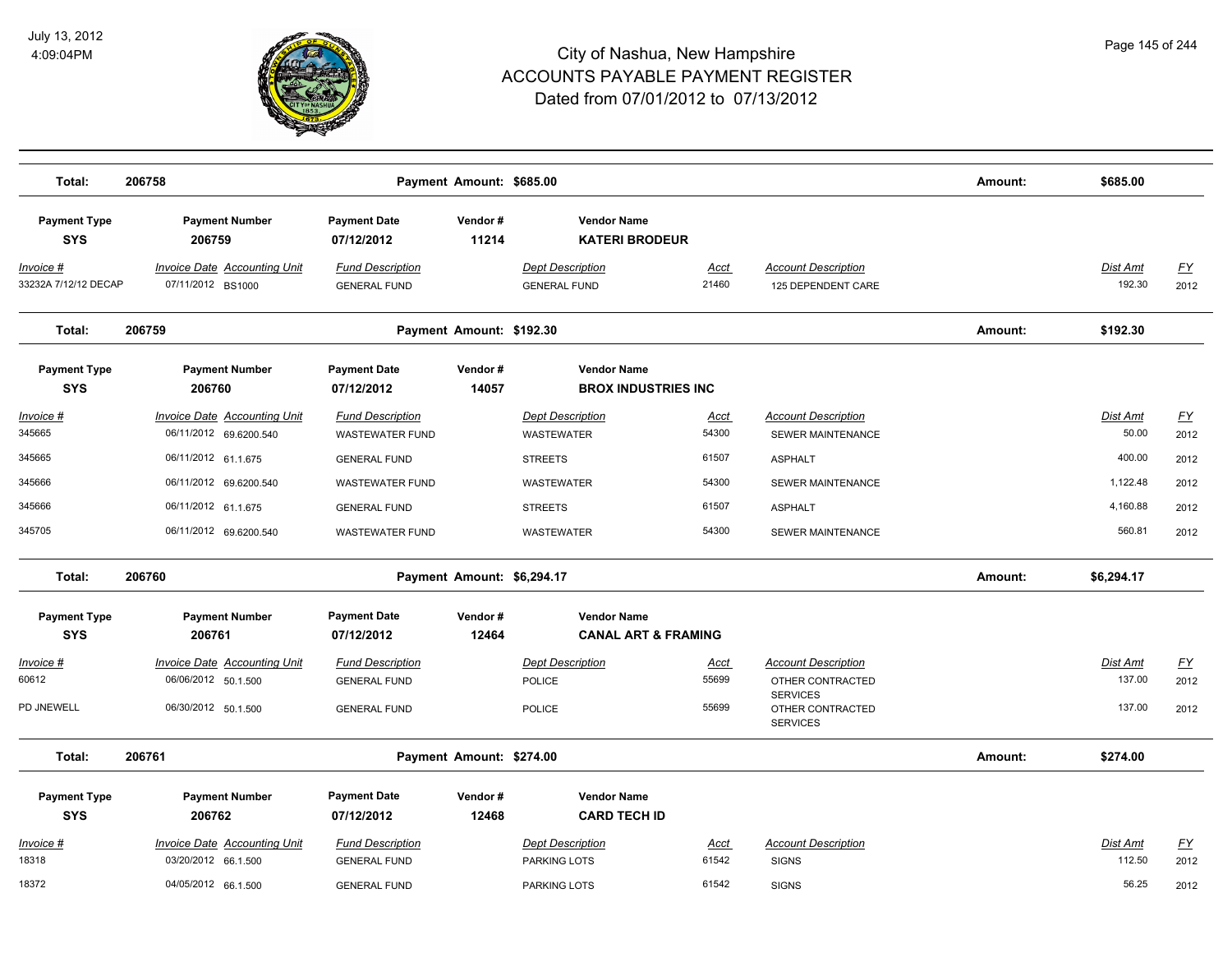# City of Nashua, New Hampshire
## ACCOUNTS PAYABLE PAYMENT REGISTER
### Dated from 07/01/2012 to 07/13/2012

July 13, 2012
4:09:04PM

**Total: 206758** — Payment Amount: $685.00 — Amount: $685.00

| Payment Type | Payment Number | Payment Date | Vendor # | Vendor Name |
|---|---|---|---|---|
| SYS | 206759 | 07/12/2012 | 11214 | KATERI BRODEUR |

| Invoice # | Invoice Date | Accounting Unit | Fund Description | Dept Description | Acct | Account Description | Dist Amt | FY |
|---|---|---|---|---|---|---|---|---|
| 33232A 7/12/12 DECAP | 07/11/2012 | BS1000 | GENERAL FUND | GENERAL FUND | 21460 | 125 DEPENDENT CARE | 192.30 | 2012 |

**Total: 206759** — Payment Amount: $192.30 — Amount: $192.30

| Payment Type | Payment Number | Payment Date | Vendor # | Vendor Name |
|---|---|---|---|---|
| SYS | 206760 | 07/12/2012 | 14057 | BROX INDUSTRIES INC |

| Invoice # | Invoice Date | Accounting Unit | Fund Description | Dept Description | Acct | Account Description | Dist Amt | FY |
|---|---|---|---|---|---|---|---|---|
| 345665 | 06/11/2012 | 69.6200.540 | WASTEWATER FUND | WASTEWATER | 54300 | SEWER MAINTENANCE | 50.00 | 2012 |
| 345665 | 06/11/2012 | 61.1.675 | GENERAL FUND | STREETS | 61507 | ASPHALT | 400.00 | 2012 |
| 345666 | 06/11/2012 | 69.6200.540 | WASTEWATER FUND | WASTEWATER | 54300 | SEWER MAINTENANCE | 1,122.48 | 2012 |
| 345666 | 06/11/2012 | 61.1.675 | GENERAL FUND | STREETS | 61507 | ASPHALT | 4,160.88 | 2012 |
| 345705 | 06/11/2012 | 69.6200.540 | WASTEWATER FUND | WASTEWATER | 54300 | SEWER MAINTENANCE | 560.81 | 2012 |

**Total: 206760** — Payment Amount: $6,294.17 — Amount: $6,294.17

| Payment Type | Payment Number | Payment Date | Vendor # | Vendor Name |
|---|---|---|---|---|
| SYS | 206761 | 07/12/2012 | 12464 | CANAL ART & FRAMING |

| Invoice # | Invoice Date | Accounting Unit | Fund Description | Dept Description | Acct | Account Description | Dist Amt | FY |
|---|---|---|---|---|---|---|---|---|
| 60612 | 06/06/2012 | 50.1.500 | GENERAL FUND | POLICE | 55699 | OTHER CONTRACTED SERVICES | 137.00 | 2012 |
| PD JNEWELL | 06/30/2012 | 50.1.500 | GENERAL FUND | POLICE | 55699 | OTHER CONTRACTED SERVICES | 137.00 | 2012 |

**Total: 206761** — Payment Amount: $274.00 — Amount: $274.00

| Payment Type | Payment Number | Payment Date | Vendor # | Vendor Name |
|---|---|---|---|---|
| SYS | 206762 | 07/12/2012 | 12468 | CARD TECH ID |

| Invoice # | Invoice Date | Accounting Unit | Fund Description | Dept Description | Acct | Account Description | Dist Amt | FY |
|---|---|---|---|---|---|---|---|---|
| 18318 | 03/20/2012 | 66.1.500 | GENERAL FUND | PARKING LOTS | 61542 | SIGNS | 112.50 | 2012 |
| 18372 | 04/05/2012 | 66.1.500 | GENERAL FUND | PARKING LOTS | 61542 | SIGNS | 56.25 | 2012 |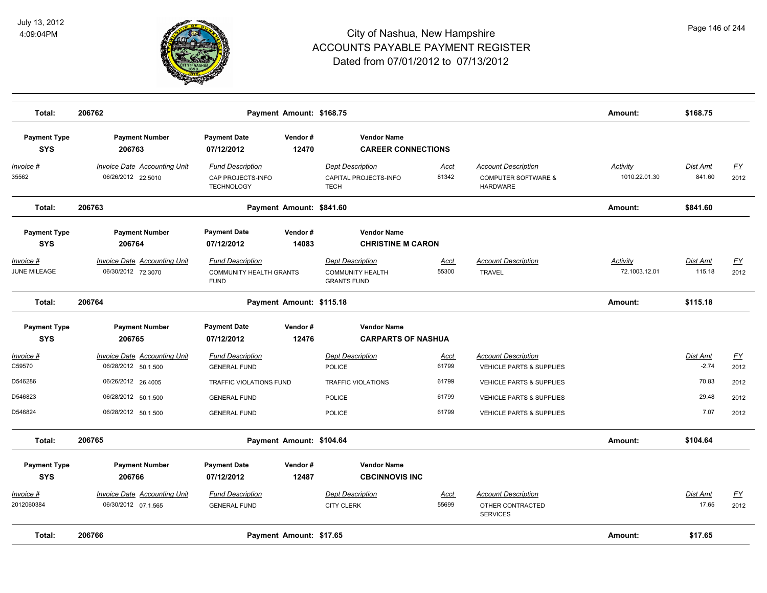# City of Nashua, New Hampshire
# ACCOUNTS PAYABLE PAYMENT REGISTER
# Dated from 07/01/2012 to 07/13/2012

| Total: | 206762 | Payment Amount: $168.75 | Amount: | $168.75 |
|---|---|---|---|---|

| Payment Type | Payment Number | Payment Date | Vendor # | Vendor Name |
|---|---|---|---|---|
| SYS | 206763 | 07/12/2012 | 12470 | CAREER CONNECTIONS |

| Invoice # | Invoice Date | Accounting Unit | Fund Description | Dept Description | Acct | Account Description | Activity | Dist Amt | FY |
|---|---|---|---|---|---|---|---|---|---|
| 35562 | 06/26/2012 | 22.5010 | CAP PROJECTS-INFO TECHNOLOGY | CAPITAL PROJECTS-INFO TECH | 81342 | COMPUTER SOFTWARE & HARDWARE | 1010.22.01.30 | 841.60 | 2012 |

| Total: | 206763 | Payment Amount: $841.60 | Amount: | $841.60 |
|---|---|---|---|---|

| Payment Type | Payment Number | Payment Date | Vendor # | Vendor Name |
|---|---|---|---|---|
| SYS | 206764 | 07/12/2012 | 14083 | CHRISTINE M CARON |

| Invoice # | Invoice Date | Accounting Unit | Fund Description | Dept Description | Acct | Account Description | Activity | Dist Amt | FY |
|---|---|---|---|---|---|---|---|---|---|
| JUNE MILEAGE | 06/30/2012 | 72.3070 | COMMUNITY HEALTH GRANTS FUND | COMMUNITY HEALTH GRANTS FUND | 55300 | TRAVEL | 72.1003.12.01 | 115.18 | 2012 |

| Total: | 206764 | Payment Amount: $115.18 | Amount: | $115.18 |
|---|---|---|---|---|

| Payment Type | Payment Number | Payment Date | Vendor # | Vendor Name |
|---|---|---|---|---|
| SYS | 206765 | 07/12/2012 | 12476 | CARPARTS OF NASHUA |

| Invoice # | Invoice Date | Accounting Unit | Fund Description | Dept Description | Acct | Account Description | Dist Amt | FY |
|---|---|---|---|---|---|---|---|---|
| C59570 | 06/28/2012 | 50.1.500 | GENERAL FUND | POLICE | 61799 | VEHICLE PARTS & SUPPLIES | -2.74 | 2012 |
| D546286 | 06/26/2012 | 26.4005 | TRAFFIC VIOLATIONS FUND | TRAFFIC VIOLATIONS | 61799 | VEHICLE PARTS & SUPPLIES | 70.83 | 2012 |
| D546823 | 06/28/2012 | 50.1.500 | GENERAL FUND | POLICE | 61799 | VEHICLE PARTS & SUPPLIES | 29.48 | 2012 |
| D546824 | 06/28/2012 | 50.1.500 | GENERAL FUND | POLICE | 61799 | VEHICLE PARTS & SUPPLIES | 7.07 | 2012 |

| Total: | 206765 | Payment Amount: $104.64 | Amount: | $104.64 |
|---|---|---|---|---|

| Payment Type | Payment Number | Payment Date | Vendor # | Vendor Name |
|---|---|---|---|---|
| SYS | 206766 | 07/12/2012 | 12487 | CBCINNOVIS INC |

| Invoice # | Invoice Date | Accounting Unit | Fund Description | Dept Description | Acct | Account Description | Dist Amt | FY |
|---|---|---|---|---|---|---|---|---|
| 2012060384 | 06/30/2012 | 07.1.565 | GENERAL FUND | CITY CLERK | 55699 | OTHER CONTRACTED SERVICES | 17.65 | 2012 |

| Total: | 206766 | Payment Amount: $17.65 | Amount: | $17.65 |
|---|---|---|---|---|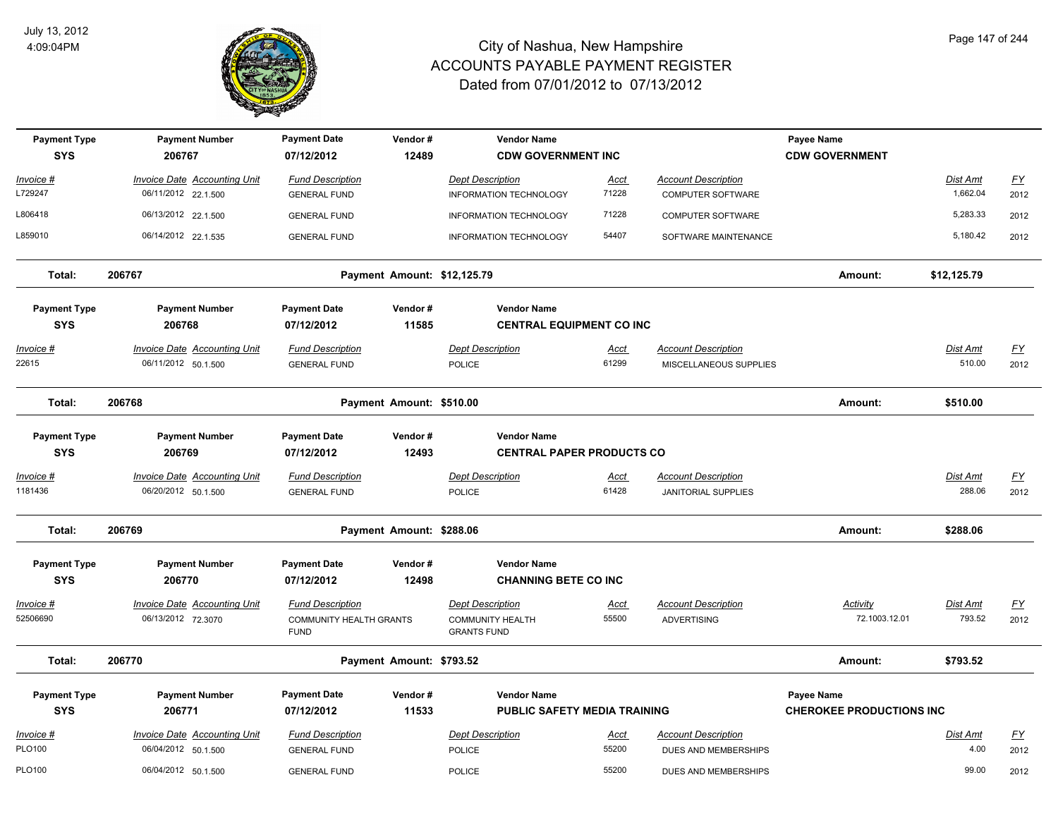# City of Nashua, New Hampshire
## ACCOUNTS PAYABLE PAYMENT REGISTER
### Dated from 07/01/2012 to 07/13/2012

July 13, 2012
4:09:04PM

| Payment Type | Payment Number | Payment Date | Vendor # | Vendor Name | Payee Name |
|---|---|---|---|---|---|
| SYS | 206767 | 07/12/2012 | 12489 | CDW GOVERNMENT INC | CDW GOVERNMENT |

| Invoice # | Invoice Date | Accounting Unit | Fund Description | Dept Description | Acct | Account Description | Dist Amt | FY |
|---|---|---|---|---|---|---|---|---|
| L729247 | 06/11/2012 | 22.1.500 | GENERAL FUND | INFORMATION TECHNOLOGY | 71228 | COMPUTER SOFTWARE | 1,662.04 | 2012 |
| L806418 | 06/13/2012 | 22.1.500 | GENERAL FUND | INFORMATION TECHNOLOGY | 71228 | COMPUTER SOFTWARE | 5,283.33 | 2012 |
| L859010 | 06/14/2012 | 22.1.535 | GENERAL FUND | INFORMATION TECHNOLOGY | 54407 | SOFTWARE MAINTENANCE | 5,180.42 | 2012 |

**Total: 206767** — Payment Amount: $12,125.79 — Amount: $12,125.79

| Payment Type | Payment Number | Payment Date | Vendor # | Vendor Name |
|---|---|---|---|---|
| SYS | 206768 | 07/12/2012 | 11585 | CENTRAL EQUIPMENT CO INC |

| Invoice # | Invoice Date | Accounting Unit | Fund Description | Dept Description | Acct | Account Description | Dist Amt | FY |
|---|---|---|---|---|---|---|---|---|
| 22615 | 06/11/2012 | 50.1.500 | GENERAL FUND | POLICE | 61299 | MISCELLANEOUS SUPPLIES | 510.00 | 2012 |

**Total: 206768** — Payment Amount: $510.00 — Amount: $510.00

| Payment Type | Payment Number | Payment Date | Vendor # | Vendor Name |
|---|---|---|---|---|
| SYS | 206769 | 07/12/2012 | 12493 | CENTRAL PAPER PRODUCTS CO |

| Invoice # | Invoice Date | Accounting Unit | Fund Description | Dept Description | Acct | Account Description | Dist Amt | FY |
|---|---|---|---|---|---|---|---|---|
| 1181436 | 06/20/2012 | 50.1.500 | GENERAL FUND | POLICE | 61428 | JANITORIAL SUPPLIES | 288.06 | 2012 |

**Total: 206769** — Payment Amount: $288.06 — Amount: $288.06

| Payment Type | Payment Number | Payment Date | Vendor # | Vendor Name |
|---|---|---|---|---|
| SYS | 206770 | 07/12/2012 | 12498 | CHANNING BETE CO INC |

| Invoice # | Invoice Date | Accounting Unit | Fund Description | Dept Description | Acct | Account Description | Activity | Dist Amt | FY |
|---|---|---|---|---|---|---|---|---|---|
| 52506690 | 06/13/2012 | 72.3070 | COMMUNITY HEALTH GRANTS FUND | COMMUNITY HEALTH GRANTS FUND | 55500 | ADVERTISING | 72.1003.12.01 | 793.52 | 2012 |

**Total: 206770** — Payment Amount: $793.52 — Amount: $793.52

| Payment Type | Payment Number | Payment Date | Vendor # | Vendor Name | Payee Name |
|---|---|---|---|---|---|
| SYS | 206771 | 07/12/2012 | 11533 | PUBLIC SAFETY MEDIA TRAINING | CHEROKEE PRODUCTIONS INC |

| Invoice # | Invoice Date | Accounting Unit | Fund Description | Dept Description | Acct | Account Description | Dist Amt | FY |
|---|---|---|---|---|---|---|---|---|
| PLO100 | 06/04/2012 | 50.1.500 | GENERAL FUND | POLICE | 55200 | DUES AND MEMBERSHIPS | 4.00 | 2012 |
| PLO100 | 06/04/2012 | 50.1.500 | GENERAL FUND | POLICE | 55200 | DUES AND MEMBERSHIPS | 99.00 | 2012 |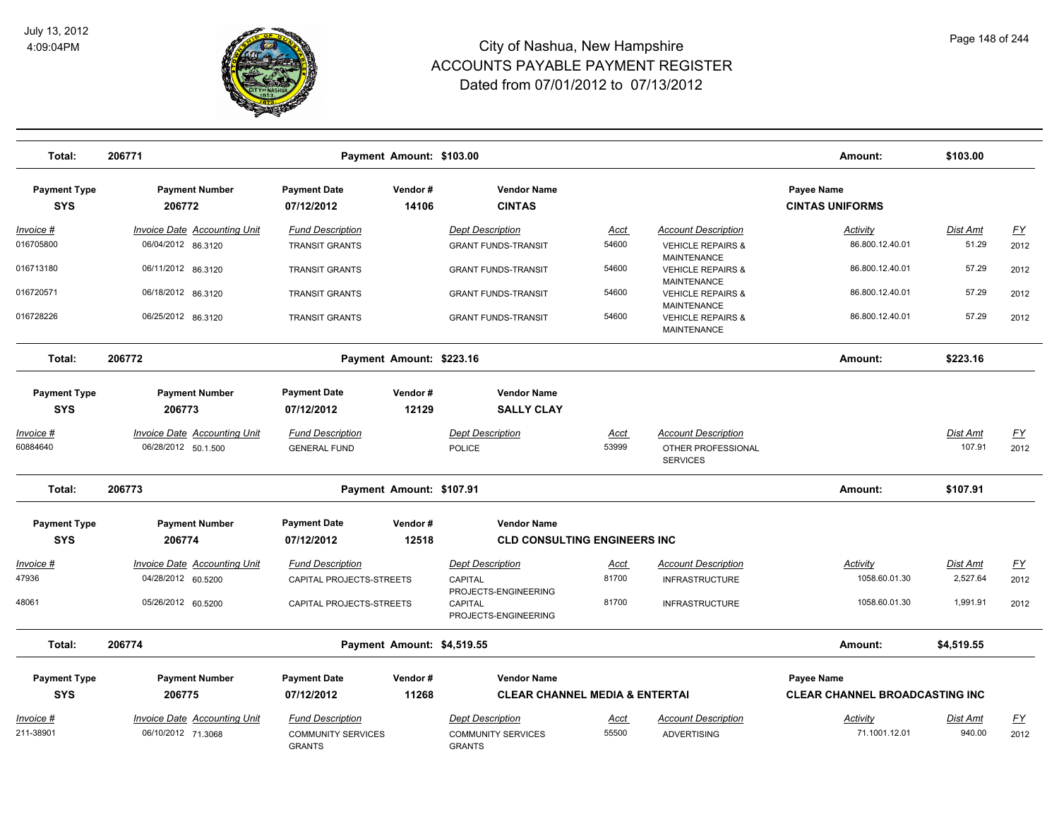# City of Nashua, New Hampshire
## ACCOUNTS PAYABLE PAYMENT REGISTER
### Dated from 07/01/2012 to 07/13/2012

July 13, 2012
4:09:04PM

**Total: 206771 — Payment Amount: $103.00 — Amount: $103.00**

| Payment Type | Payment Number | Payment Date | Vendor # | Vendor Name | Payee Name |
|---|---|---|---|---|---|
| SYS | 206772 | 07/12/2012 | 14106 | CINTAS | CINTAS UNIFORMS |

| Invoice # | Invoice Date | Accounting Unit | Fund Description | Dept Description | Acct | Account Description | Activity | Dist Amt | FY |
|---|---|---|---|---|---|---|---|---|---|
| 016705800 | 06/04/2012 | 86.3120 | TRANSIT GRANTS | GRANT FUNDS-TRANSIT | 54600 | VEHICLE REPAIRS & MAINTENANCE | 86.800.12.40.01 | 51.29 | 2012 |
| 016713180 | 06/11/2012 | 86.3120 | TRANSIT GRANTS | GRANT FUNDS-TRANSIT | 54600 | VEHICLE REPAIRS & MAINTENANCE | 86.800.12.40.01 | 57.29 | 2012 |
| 016720571 | 06/18/2012 | 86.3120 | TRANSIT GRANTS | GRANT FUNDS-TRANSIT | 54600 | VEHICLE REPAIRS & MAINTENANCE | 86.800.12.40.01 | 57.29 | 2012 |
| 016728226 | 06/25/2012 | 86.3120 | TRANSIT GRANTS | GRANT FUNDS-TRANSIT | 54600 | VEHICLE REPAIRS & MAINTENANCE | 86.800.12.40.01 | 57.29 | 2012 |

**Total: 206772 — Payment Amount: $223.16 — Amount: $223.16**

| Payment Type | Payment Number | Payment Date | Vendor # | Vendor Name |
|---|---|---|---|---|
| SYS | 206773 | 07/12/2012 | 12129 | SALLY CLAY |

| Invoice # | Invoice Date | Accounting Unit | Fund Description | Dept Description | Acct | Account Description | Dist Amt | FY |
|---|---|---|---|---|---|---|---|---|
| 60884640 | 06/28/2012 | 50.1.500 | GENERAL FUND | POLICE | 53999 | OTHER PROFESSIONAL SERVICES | 107.91 | 2012 |

**Total: 206773 — Payment Amount: $107.91 — Amount: $107.91**

| Payment Type | Payment Number | Payment Date | Vendor # | Vendor Name |
|---|---|---|---|---|
| SYS | 206774 | 07/12/2012 | 12518 | CLD CONSULTING ENGINEERS INC |

| Invoice # | Invoice Date | Accounting Unit | Fund Description | Dept Description | Acct | Account Description | Activity | Dist Amt | FY |
|---|---|---|---|---|---|---|---|---|---|
| 47936 | 04/28/2012 | 60.5200 | CAPITAL PROJECTS-STREETS | CAPITAL PROJECTS-ENGINEERING | 81700 | INFRASTRUCTURE | 1058.60.01.30 | 2,527.64 | 2012 |
| 48061 | 05/26/2012 | 60.5200 | CAPITAL PROJECTS-STREETS | CAPITAL PROJECTS-ENGINEERING | 81700 | INFRASTRUCTURE | 1058.60.01.30 | 1,991.91 | 2012 |

**Total: 206774 — Payment Amount: $4,519.55 — Amount: $4,519.55**

| Payment Type | Payment Number | Payment Date | Vendor # | Vendor Name | Payee Name |
|---|---|---|---|---|---|
| SYS | 206775 | 07/12/2012 | 11268 | CLEAR CHANNEL MEDIA & ENTERTAI | CLEAR CHANNEL BROADCASTING INC |

| Invoice # | Invoice Date | Accounting Unit | Fund Description | Dept Description | Acct | Account Description | Activity | Dist Amt | FY |
|---|---|---|---|---|---|---|---|---|---|
| 211-38901 | 06/10/2012 | 71.3068 | COMMUNITY SERVICES GRANTS | COMMUNITY SERVICES GRANTS | 55500 | ADVERTISING | 71.1001.12.01 | 940.00 | 2012 |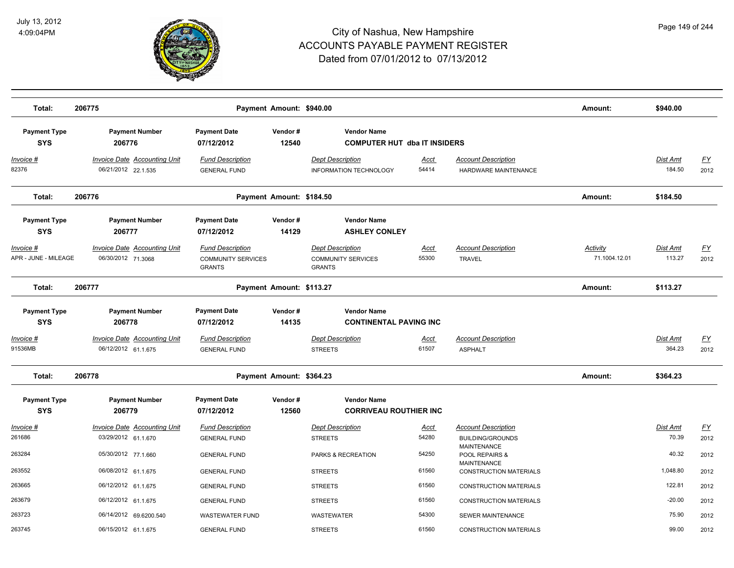# City of Nashua, New Hampshire
## ACCOUNTS PAYABLE PAYMENT REGISTER
### Dated from 07/01/2012 to 07/13/2012

July 13, 2012
4:09:04PM

**Total: 206775** — Payment Amount: $940.00 — Amount: $940.00

| Payment Type | Payment Number | Payment Date | Vendor # | Vendor Name |
|---|---|---|---|---|
| SYS | 206776 | 07/12/2012 | 12540 | COMPUTER HUT dba IT INSIDERS |

| Invoice # | Invoice Date | Accounting Unit | Fund Description | Dept Description | Acct | Account Description | Dist Amt | FY |
|---|---|---|---|---|---|---|---|---|
| 82376 | 06/21/2012 | 22.1.535 | GENERAL FUND | INFORMATION TECHNOLOGY | 54414 | HARDWARE MAINTENANCE | 184.50 | 2012 |

**Total: 206776** — Payment Amount: $184.50 — Amount: $184.50

| Payment Type | Payment Number | Payment Date | Vendor # | Vendor Name |
|---|---|---|---|---|
| SYS | 206777 | 07/12/2012 | 14129 | ASHLEY CONLEY |

| Invoice # | Invoice Date | Accounting Unit | Fund Description | Dept Description | Acct | Account Description | Activity | Dist Amt | FY |
|---|---|---|---|---|---|---|---|---|---|
| APR - JUNE - MILEAGE | 06/30/2012 | 71.3068 | COMMUNITY SERVICES GRANTS | COMMUNITY SERVICES GRANTS | 55300 | TRAVEL | 71.1004.12.01 | 113.27 | 2012 |

**Total: 206777** — Payment Amount: $113.27 — Amount: $113.27

| Payment Type | Payment Number | Payment Date | Vendor # | Vendor Name |
|---|---|---|---|---|
| SYS | 206778 | 07/12/2012 | 14135 | CONTINENTAL PAVING INC |

| Invoice # | Invoice Date | Accounting Unit | Fund Description | Dept Description | Acct | Account Description | Dist Amt | FY |
|---|---|---|---|---|---|---|---|---|
| 91536MB | 06/12/2012 | 61.1.675 | GENERAL FUND | STREETS | 61507 | ASPHALT | 364.23 | 2012 |

**Total: 206778** — Payment Amount: $364.23 — Amount: $364.23

| Payment Type | Payment Number | Payment Date | Vendor # | Vendor Name |
|---|---|---|---|---|
| SYS | 206779 | 07/12/2012 | 12560 | CORRIVEAU ROUTHIER INC |

| Invoice # | Invoice Date | Accounting Unit | Fund Description | Dept Description | Acct | Account Description | Dist Amt | FY |
|---|---|---|---|---|---|---|---|---|
| 261686 | 03/29/2012 | 61.1.670 | GENERAL FUND | STREETS | 54280 | BUILDING/GROUNDS MAINTENANCE | 70.39 | 2012 |
| 263284 | 05/30/2012 | 77.1.660 | GENERAL FUND | PARKS & RECREATION | 54250 | POOL REPAIRS & MAINTENANCE | 40.32 | 2012 |
| 263552 | 06/08/2012 | 61.1.675 | GENERAL FUND | STREETS | 61560 | CONSTRUCTION MATERIALS | 1,048.80 | 2012 |
| 263665 | 06/12/2012 | 61.1.675 | GENERAL FUND | STREETS | 61560 | CONSTRUCTION MATERIALS | 122.81 | 2012 |
| 263679 | 06/12/2012 | 61.1.675 | GENERAL FUND | STREETS | 61560 | CONSTRUCTION MATERIALS | -20.00 | 2012 |
| 263723 | 06/14/2012 | 69.6200.540 | WASTEWATER FUND | WASTEWATER | 54300 | SEWER MAINTENANCE | 75.90 | 2012 |
| 263745 | 06/15/2012 | 61.1.675 | GENERAL FUND | STREETS | 61560 | CONSTRUCTION MATERIALS | 99.00 | 2012 |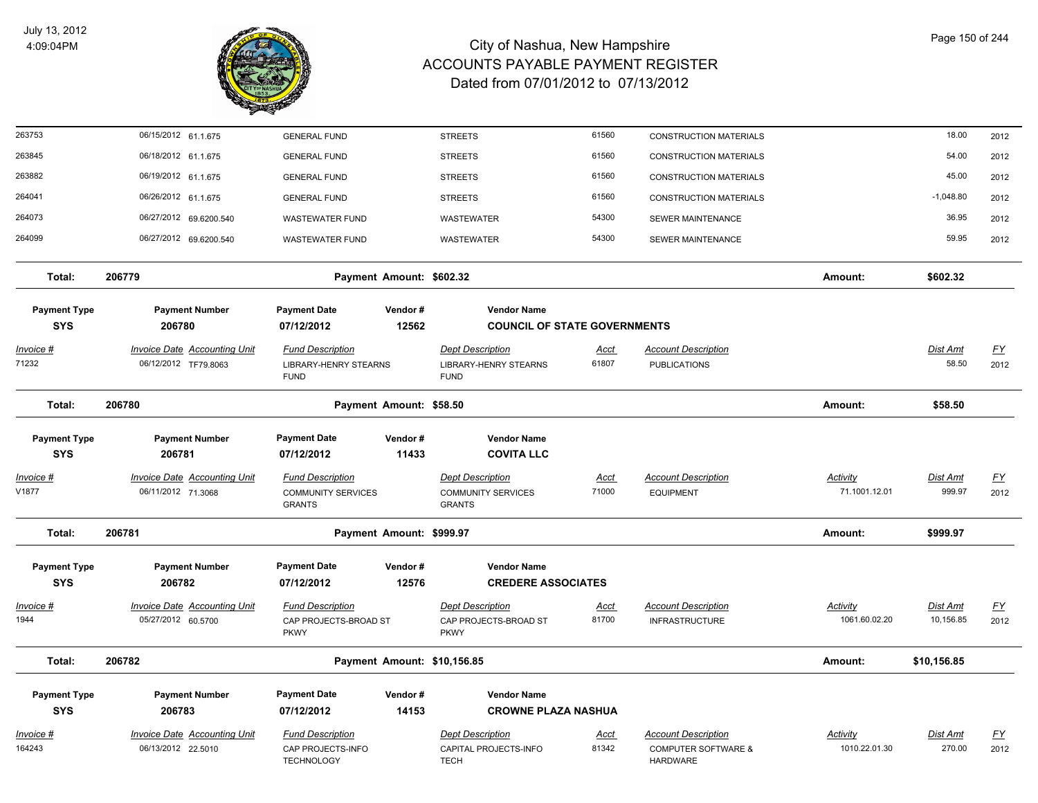City of Nashua, New Hampshire
ACCOUNTS PAYABLE PAYMENT REGISTER
Dated from 07/01/2012 to 07/13/2012

| | | | | | | | | |
|---|---|---|---|---|---|---|---|---|
| 263753 | 06/15/2012 61.1.675 | GENERAL FUND | STREETS | 61560 | CONSTRUCTION MATERIALS | | 18.00 | 2012 |
| 263845 | 06/18/2012 61.1.675 | GENERAL FUND | STREETS | 61560 | CONSTRUCTION MATERIALS | | 54.00 | 2012 |
| 263882 | 06/19/2012 61.1.675 | GENERAL FUND | STREETS | 61560 | CONSTRUCTION MATERIALS | | 45.00 | 2012 |
| 264041 | 06/26/2012 61.1.675 | GENERAL FUND | STREETS | 61560 | CONSTRUCTION MATERIALS | | -1,048.80 | 2012 |
| 264073 | 06/27/2012 69.6200.540 | WASTEWATER FUND | WASTEWATER | 54300 | SEWER MAINTENANCE | | 36.95 | 2012 |
| 264099 | 06/27/2012 69.6200.540 | WASTEWATER FUND | WASTEWATER | 54300 | SEWER MAINTENANCE | | 59.95 | 2012 |

**Total: 206779 — Payment Amount: $602.32 — Amount: $602.32**

| Payment Type | Payment Number | Payment Date | Vendor # | Vendor Name |
|---|---|---|---|---|
| SYS | 206780 | 07/12/2012 | 12562 | COUNCIL OF STATE GOVERNMENTS |

| Invoice # | Invoice Date | Accounting Unit | Fund Description | Dept Description | Acct | Account Description | Activity | Dist Amt | FY |
|---|---|---|---|---|---|---|---|---|---|
| 71232 | 06/12/2012 | TF79.8063 | LIBRARY-HENRY STEARNS FUND | LIBRARY-HENRY STEARNS FUND | 61807 | PUBLICATIONS | | 58.50 | 2012 |

**Total: 206780 — Payment Amount: $58.50 — Amount: $58.50**

| Payment Type | Payment Number | Payment Date | Vendor # | Vendor Name |
|---|---|---|---|---|
| SYS | 206781 | 07/12/2012 | 11433 | COVITA LLC |

| Invoice # | Invoice Date | Accounting Unit | Fund Description | Dept Description | Acct | Account Description | Activity | Dist Amt | FY |
|---|---|---|---|---|---|---|---|---|---|
| V1877 | 06/11/2012 | 71.3068 | COMMUNITY SERVICES GRANTS | COMMUNITY SERVICES GRANTS | 71000 | EQUIPMENT | 71.1001.12.01 | 999.97 | 2012 |

**Total: 206781 — Payment Amount: $999.97 — Amount: $999.97**

| Payment Type | Payment Number | Payment Date | Vendor # | Vendor Name |
|---|---|---|---|---|
| SYS | 206782 | 07/12/2012 | 12576 | CREDERE ASSOCIATES |

| Invoice # | Invoice Date | Accounting Unit | Fund Description | Dept Description | Acct | Account Description | Activity | Dist Amt | FY |
|---|---|---|---|---|---|---|---|---|---|
| 1944 | 05/27/2012 | 60.5700 | CAP PROJECTS-BROAD ST PKWY | CAP PROJECTS-BROAD ST PKWY | 81700 | INFRASTRUCTURE | 1061.60.02.20 | 10,156.85 | 2012 |

**Total: 206782 — Payment Amount: $10,156.85 — Amount: $10,156.85**

| Payment Type | Payment Number | Payment Date | Vendor # | Vendor Name |
|---|---|---|---|---|
| SYS | 206783 | 07/12/2012 | 14153 | CROWNE PLAZA NASHUA |

| Invoice # | Invoice Date | Accounting Unit | Fund Description | Dept Description | Acct | Account Description | Activity | Dist Amt | FY |
|---|---|---|---|---|---|---|---|---|---|
| 164243 | 06/13/2012 | 22.5010 | CAP PROJECTS-INFO TECHNOLOGY | CAPITAL PROJECTS-INFO TECH | 81342 | COMPUTER SOFTWARE & HARDWARE | 1010.22.01.30 | 270.00 | 2012 |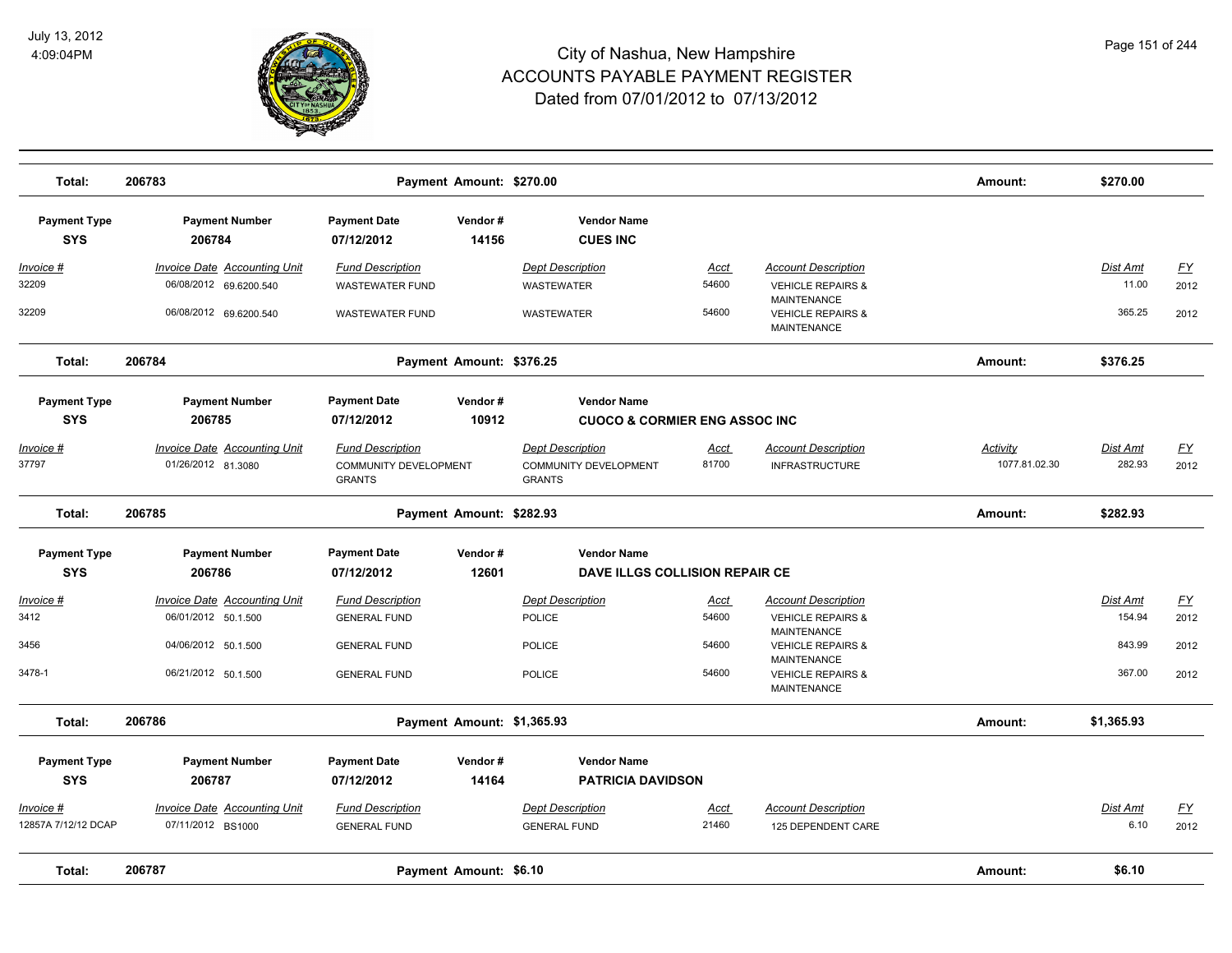# City of Nashua, New Hampshire
## ACCOUNTS PAYABLE PAYMENT REGISTER
### Dated from 07/01/2012 to 07/13/2012

| Total: | 206783 | Payment Amount: $270.00 | Amount: | $270.00 |
|---|---|---|---|---|

| Payment Type | Payment Number | Payment Date | Vendor # | Vendor Name |
|---|---|---|---|---|
| SYS | 206784 | 07/12/2012 | 14156 | CUES INC |

| Invoice # | Invoice Date | Accounting Unit | Fund Description | Dept Description | Acct | Account Description | Activity | Dist Amt | FY |
|---|---|---|---|---|---|---|---|---|---|
| 32209 | 06/08/2012 | 69.6200.540 | WASTEWATER FUND | WASTEWATER | 54600 | VEHICLE REPAIRS & MAINTENANCE | | 11.00 | 2012 |
| 32209 | 06/08/2012 | 69.6200.540 | WASTEWATER FUND | WASTEWATER | 54600 | VEHICLE REPAIRS & MAINTENANCE | | 365.25 | 2012 |

| Total: | 206784 | Payment Amount: $376.25 | Amount: | $376.25 |
|---|---|---|---|---|

| Payment Type | Payment Number | Payment Date | Vendor # | Vendor Name |
|---|---|---|---|---|
| SYS | 206785 | 07/12/2012 | 10912 | CUOCO & CORMIER ENG ASSOC INC |

| Invoice # | Invoice Date | Accounting Unit | Fund Description | Dept Description | Acct | Account Description | Activity | Dist Amt | FY |
|---|---|---|---|---|---|---|---|---|---|
| 37797 | 01/26/2012 | 81.3080 | COMMUNITY DEVELOPMENT GRANTS | COMMUNITY DEVELOPMENT GRANTS | 81700 | INFRASTRUCTURE | 1077.81.02.30 | 282.93 | 2012 |

| Total: | 206785 | Payment Amount: $282.93 | Amount: | $282.93 |
|---|---|---|---|---|

| Payment Type | Payment Number | Payment Date | Vendor # | Vendor Name |
|---|---|---|---|---|
| SYS | 206786 | 07/12/2012 | 12601 | DAVE ILLGS COLLISION REPAIR CE |

| Invoice # | Invoice Date | Accounting Unit | Fund Description | Dept Description | Acct | Account Description | Activity | Dist Amt | FY |
|---|---|---|---|---|---|---|---|---|---|
| 3412 | 06/01/2012 | 50.1.500 | GENERAL FUND | POLICE | 54600 | VEHICLE REPAIRS & MAINTENANCE | | 154.94 | 2012 |
| 3456 | 04/06/2012 | 50.1.500 | GENERAL FUND | POLICE | 54600 | VEHICLE REPAIRS & MAINTENANCE | | 843.99 | 2012 |
| 3478-1 | 06/21/2012 | 50.1.500 | GENERAL FUND | POLICE | 54600 | VEHICLE REPAIRS & MAINTENANCE | | 367.00 | 2012 |

| Total: | 206786 | Payment Amount: $1,365.93 | Amount: | $1,365.93 |
|---|---|---|---|---|

| Payment Type | Payment Number | Payment Date | Vendor # | Vendor Name |
|---|---|---|---|---|
| SYS | 206787 | 07/12/2012 | 14164 | PATRICIA DAVIDSON |

| Invoice # | Invoice Date | Accounting Unit | Fund Description | Dept Description | Acct | Account Description | Activity | Dist Amt | FY |
|---|---|---|---|---|---|---|---|---|---|
| 12857A 7/12/12 DCAP | 07/11/2012 | BS1000 | GENERAL FUND | GENERAL FUND | 21460 | 125 DEPENDENT CARE | | 6.10 | 2012 |

| Total: | 206787 | Payment Amount: $6.10 | Amount: | $6.10 |
|---|---|---|---|---|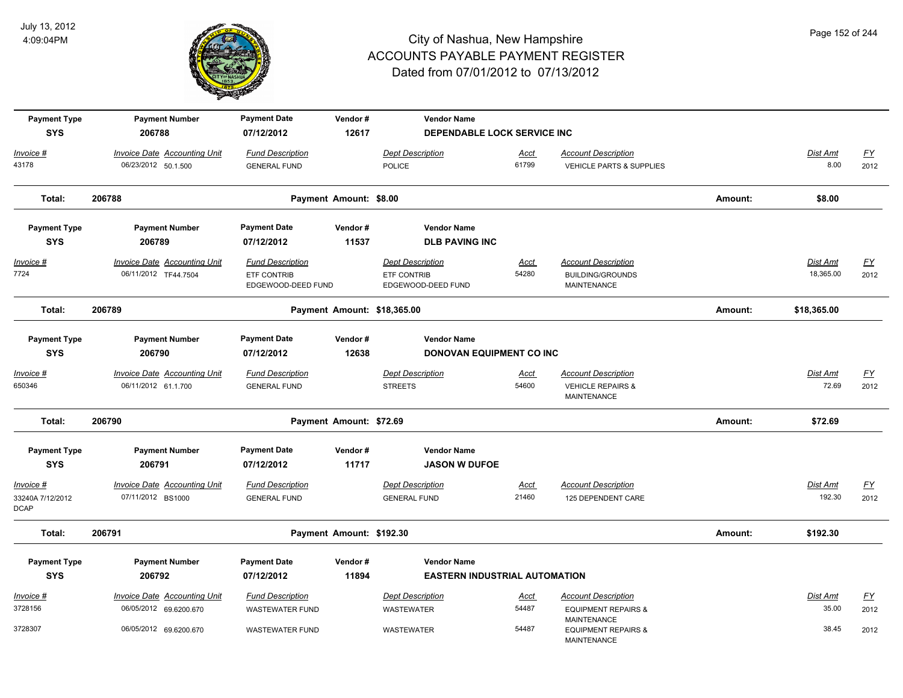# City of Nashua, New Hampshire
## ACCOUNTS PAYABLE PAYMENT REGISTER
### Dated from 07/01/2012 to 07/13/2012

July 13, 2012
4:09:04PM

| Payment Type | Payment Number | Payment Date | Vendor # | Vendor Name |
|---|---|---|---|---|
| **SYS** | **206788** | **07/12/2012** | **12617** | **DEPENDABLE LOCK SERVICE INC** |

| Invoice # | Invoice Date | Accounting Unit | Fund Description | Dept Description | Acct | Account Description | Dist Amt | FY |
|---|---|---|---|---|---|---|---|---|
| 43178 | 06/23/2012 | 50.1.500 | GENERAL FUND | POLICE | 61799 | VEHICLE PARTS & SUPPLIES | 8.00 | 2012 |

**Total: 206788** Payment Amount: $8.00 Amount: **$8.00**

| Payment Type | Payment Number | Payment Date | Vendor # | Vendor Name |
|---|---|---|---|---|
| **SYS** | **206789** | **07/12/2012** | **11537** | **DLB PAVING INC** |

| Invoice # | Invoice Date | Accounting Unit | Fund Description | Dept Description | Acct | Account Description | Dist Amt | FY |
|---|---|---|---|---|---|---|---|---|
| 7724 | 06/11/2012 | TF44.7504 | ETF CONTRIB EDGEWOOD-DEED FUND | ETF CONTRIB EDGEWOOD-DEED FUND | 54280 | BUILDING/GROUNDS MAINTENANCE | 18,365.00 | 2012 |

**Total: 206789** Payment Amount: $18,365.00 Amount: **$18,365.00**

| Payment Type | Payment Number | Payment Date | Vendor # | Vendor Name |
|---|---|---|---|---|
| **SYS** | **206790** | **07/12/2012** | **12638** | **DONOVAN EQUIPMENT CO INC** |

| Invoice # | Invoice Date | Accounting Unit | Fund Description | Dept Description | Acct | Account Description | Dist Amt | FY |
|---|---|---|---|---|---|---|---|---|
| 650346 | 06/11/2012 | 61.1.700 | GENERAL FUND | STREETS | 54600 | VEHICLE REPAIRS & MAINTENANCE | 72.69 | 2012 |

**Total: 206790** Payment Amount: $72.69 Amount: **$72.69**

| Payment Type | Payment Number | Payment Date | Vendor # | Vendor Name |
|---|---|---|---|---|
| **SYS** | **206791** | **07/12/2012** | **11717** | **JASON W DUFOE** |

| Invoice # | Invoice Date | Accounting Unit | Fund Description | Dept Description | Acct | Account Description | Dist Amt | FY |
|---|---|---|---|---|---|---|---|---|
| 33240A 7/12/2012 DCAP | 07/11/2012 | BS1000 | GENERAL FUND | GENERAL FUND | 21460 | 125 DEPENDENT CARE | 192.30 | 2012 |

**Total: 206791** Payment Amount: $192.30 Amount: **$192.30**

| Payment Type | Payment Number | Payment Date | Vendor # | Vendor Name |
|---|---|---|---|---|
| **SYS** | **206792** | **07/12/2012** | **11894** | **EASTERN INDUSTRIAL AUTOMATION** |

| Invoice # | Invoice Date | Accounting Unit | Fund Description | Dept Description | Acct | Account Description | Dist Amt | FY |
|---|---|---|---|---|---|---|---|---|
| 3728156 | 06/05/2012 | 69.6200.670 | WASTEWATER FUND | WASTEWATER | 54487 | EQUIPMENT REPAIRS & MAINTENANCE | 35.00 | 2012 |
| 3728307 | 06/05/2012 | 69.6200.670 | WASTEWATER FUND | WASTEWATER | 54487 | EQUIPMENT REPAIRS & MAINTENANCE | 38.45 | 2012 |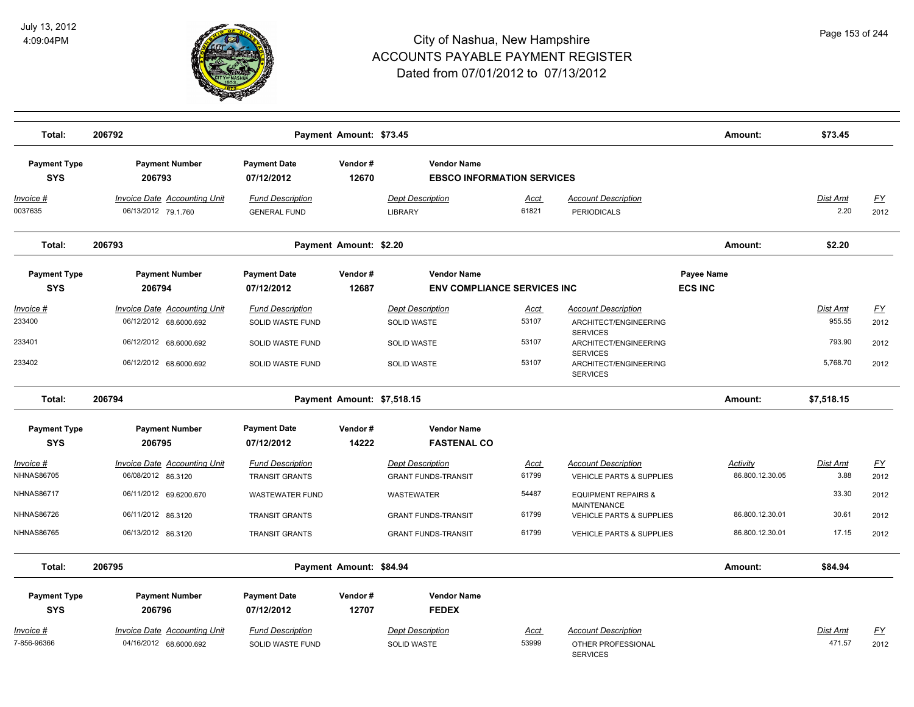# City of Nashua, New Hampshire
## ACCOUNTS PAYABLE PAYMENT REGISTER
### Dated from 07/01/2012 to 07/13/2012

July 13, 2012
4:09:04PM

**Total: 206792 — Payment Amount: $73.45 — Amount: $73.45**

| Payment Type | Payment Number | Payment Date | Vendor # | Vendor Name |
|---|---|---|---|---|
| SYS | 206793 | 07/12/2012 | 12670 | EBSCO INFORMATION SERVICES |

| Invoice # | Invoice Date | Accounting Unit | Fund Description | Dept Description | Acct | Account Description | Dist Amt | FY |
|---|---|---|---|---|---|---|---|---|
| 0037635 | 06/13/2012 | 79.1.760 | GENERAL FUND | LIBRARY | 61821 | PERIODICALS | 2.20 | 2012 |

**Total: 206793 — Payment Amount: $2.20 — Amount: $2.20**

| Payment Type | Payment Number | Payment Date | Vendor # | Vendor Name | Payee Name |
|---|---|---|---|---|---|
| SYS | 206794 | 07/12/2012 | 12687 | ENV COMPLIANCE SERVICES INC | ECS INC |

| Invoice # | Invoice Date | Accounting Unit | Fund Description | Dept Description | Acct | Account Description | Dist Amt | FY |
|---|---|---|---|---|---|---|---|---|
| 233400 | 06/12/2012 | 68.6000.692 | SOLID WASTE FUND | SOLID WASTE | 53107 | ARCHITECT/ENGINEERING SERVICES | 955.55 | 2012 |
| 233401 | 06/12/2012 | 68.6000.692 | SOLID WASTE FUND | SOLID WASTE | 53107 | ARCHITECT/ENGINEERING SERVICES | 793.90 | 2012 |
| 233402 | 06/12/2012 | 68.6000.692 | SOLID WASTE FUND | SOLID WASTE | 53107 | ARCHITECT/ENGINEERING SERVICES | 5,768.70 | 2012 |

**Total: 206794 — Payment Amount: $7,518.15 — Amount: $7,518.15**

| Payment Type | Payment Number | Payment Date | Vendor # | Vendor Name |
|---|---|---|---|---|
| SYS | 206795 | 07/12/2012 | 14222 | FASTENAL CO |

| Invoice # | Invoice Date | Accounting Unit | Fund Description | Dept Description | Acct | Account Description | Activity | Dist Amt | FY |
|---|---|---|---|---|---|---|---|---|---|
| NHNAS86705 | 06/08/2012 | 86.3120 | TRANSIT GRANTS | GRANT FUNDS-TRANSIT | 61799 | VEHICLE PARTS & SUPPLIES | 86.800.12.30.05 | 3.88 | 2012 |
| NHNAS86717 | 06/11/2012 | 69.6200.670 | WASTEWATER FUND | WASTEWATER | 54487 | EQUIPMENT REPAIRS & MAINTENANCE | | 33.30 | 2012 |
| NHNAS86726 | 06/11/2012 | 86.3120 | TRANSIT GRANTS | GRANT FUNDS-TRANSIT | 61799 | VEHICLE PARTS & SUPPLIES | 86.800.12.30.01 | 30.61 | 2012 |
| NHNAS86765 | 06/13/2012 | 86.3120 | TRANSIT GRANTS | GRANT FUNDS-TRANSIT | 61799 | VEHICLE PARTS & SUPPLIES | 86.800.12.30.01 | 17.15 | 2012 |

**Total: 206795 — Payment Amount: $84.94 — Amount: $84.94**

| Payment Type | Payment Number | Payment Date | Vendor # | Vendor Name |
|---|---|---|---|---|
| SYS | 206796 | 07/12/2012 | 12707 | FEDEX |

| Invoice # | Invoice Date | Accounting Unit | Fund Description | Dept Description | Acct | Account Description | Dist Amt | FY |
|---|---|---|---|---|---|---|---|---|
| 7-856-96366 | 04/16/2012 | 68.6000.692 | SOLID WASTE FUND | SOLID WASTE | 53999 | OTHER PROFESSIONAL SERVICES | 471.57 | 2012 |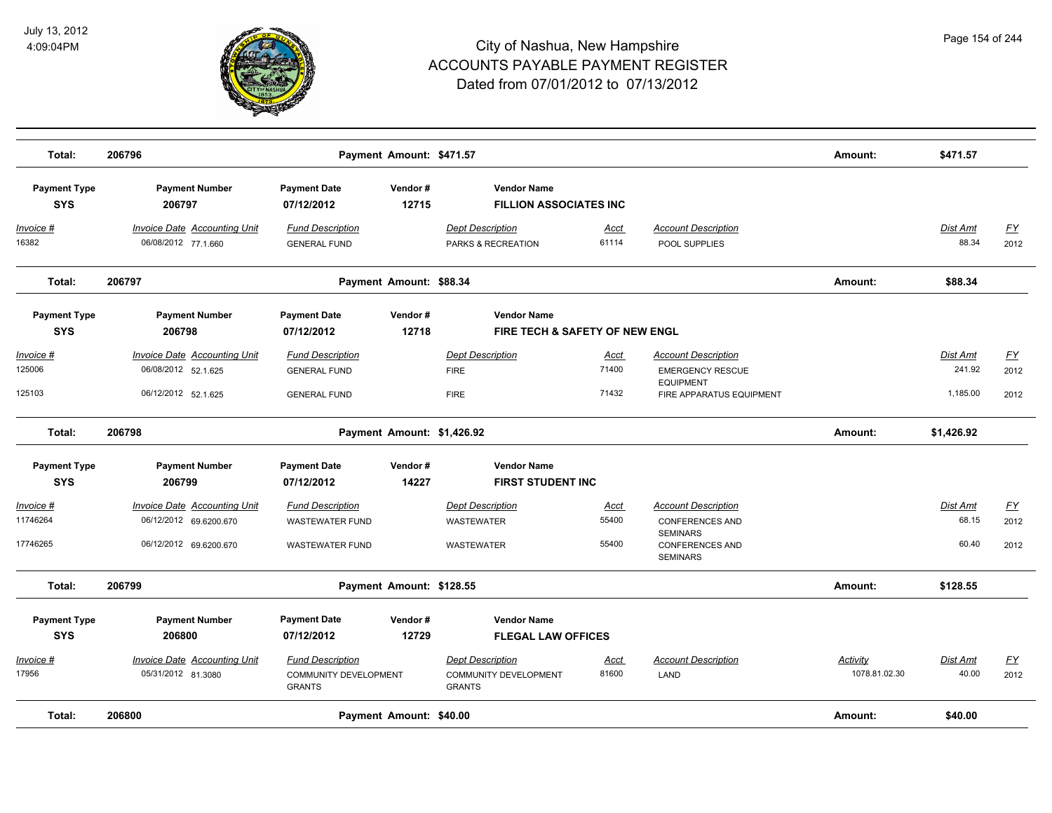# City of Nashua, New Hampshire
# ACCOUNTS PAYABLE PAYMENT REGISTER
## Dated from 07/01/2012 to 07/13/2012

July 13, 2012
4:09:04PM

| Total: | 206796 | Payment Amount: $471.57 | Amount: | $471.57 |
|---|---|---|---|---|

| Payment Type | Payment Number | Payment Date | Vendor # | Vendor Name |
|---|---|---|---|---|
| SYS | 206797 | 07/12/2012 | 12715 | FILLION ASSOCIATES INC |

| Invoice # | Invoice Date | Accounting Unit | Fund Description | Dept Description | Acct | Account Description | Activity | Dist Amt | FY |
|---|---|---|---|---|---|---|---|---|---|
| 16382 | 06/08/2012 | 77.1.660 | GENERAL FUND | PARKS & RECREATION | 61114 | POOL SUPPLIES | | 88.34 | 2012 |

| Total: | 206797 | Payment Amount: $88.34 | Amount: | $88.34 |
|---|---|---|---|---|

| Payment Type | Payment Number | Payment Date | Vendor # | Vendor Name |
|---|---|---|---|---|
| SYS | 206798 | 07/12/2012 | 12718 | FIRE TECH & SAFETY OF NEW ENGL |

| Invoice # | Invoice Date | Accounting Unit | Fund Description | Dept Description | Acct | Account Description | Activity | Dist Amt | FY |
|---|---|---|---|---|---|---|---|---|---|
| 125006 | 06/08/2012 | 52.1.625 | GENERAL FUND | FIRE | 71400 | EMERGENCY RESCUE EQUIPMENT | | 241.92 | 2012 |
| 125103 | 06/12/2012 | 52.1.625 | GENERAL FUND | FIRE | 71432 | FIRE APPARATUS EQUIPMENT | | 1,185.00 | 2012 |

| Total: | 206798 | Payment Amount: $1,426.92 | Amount: | $1,426.92 |
|---|---|---|---|---|

| Payment Type | Payment Number | Payment Date | Vendor # | Vendor Name |
|---|---|---|---|---|
| SYS | 206799 | 07/12/2012 | 14227 | FIRST STUDENT INC |

| Invoice # | Invoice Date | Accounting Unit | Fund Description | Dept Description | Acct | Account Description | Activity | Dist Amt | FY |
|---|---|---|---|---|---|---|---|---|---|
| 11746264 | 06/12/2012 | 69.6200.670 | WASTEWATER FUND | WASTEWATER | 55400 | CONFERENCES AND SEMINARS | | 68.15 | 2012 |
| 17746265 | 06/12/2012 | 69.6200.670 | WASTEWATER FUND | WASTEWATER | 55400 | CONFERENCES AND SEMINARS | | 60.40 | 2012 |

| Total: | 206799 | Payment Amount: $128.55 | Amount: | $128.55 |
|---|---|---|---|---|

| Payment Type | Payment Number | Payment Date | Vendor # | Vendor Name |
|---|---|---|---|---|
| SYS | 206800 | 07/12/2012 | 12729 | FLEGAL LAW OFFICES |

| Invoice # | Invoice Date | Accounting Unit | Fund Description | Dept Description | Acct | Account Description | Activity | Dist Amt | FY |
|---|---|---|---|---|---|---|---|---|---|
| 17956 | 05/31/2012 | 81.3080 | COMMUNITY DEVELOPMENT GRANTS | COMMUNITY DEVELOPMENT GRANTS | 81600 | LAND | 1078.81.02.30 | 40.00 | 2012 |

| Total: | 206800 | Payment Amount: $40.00 | Amount: | $40.00 |
|---|---|---|---|---|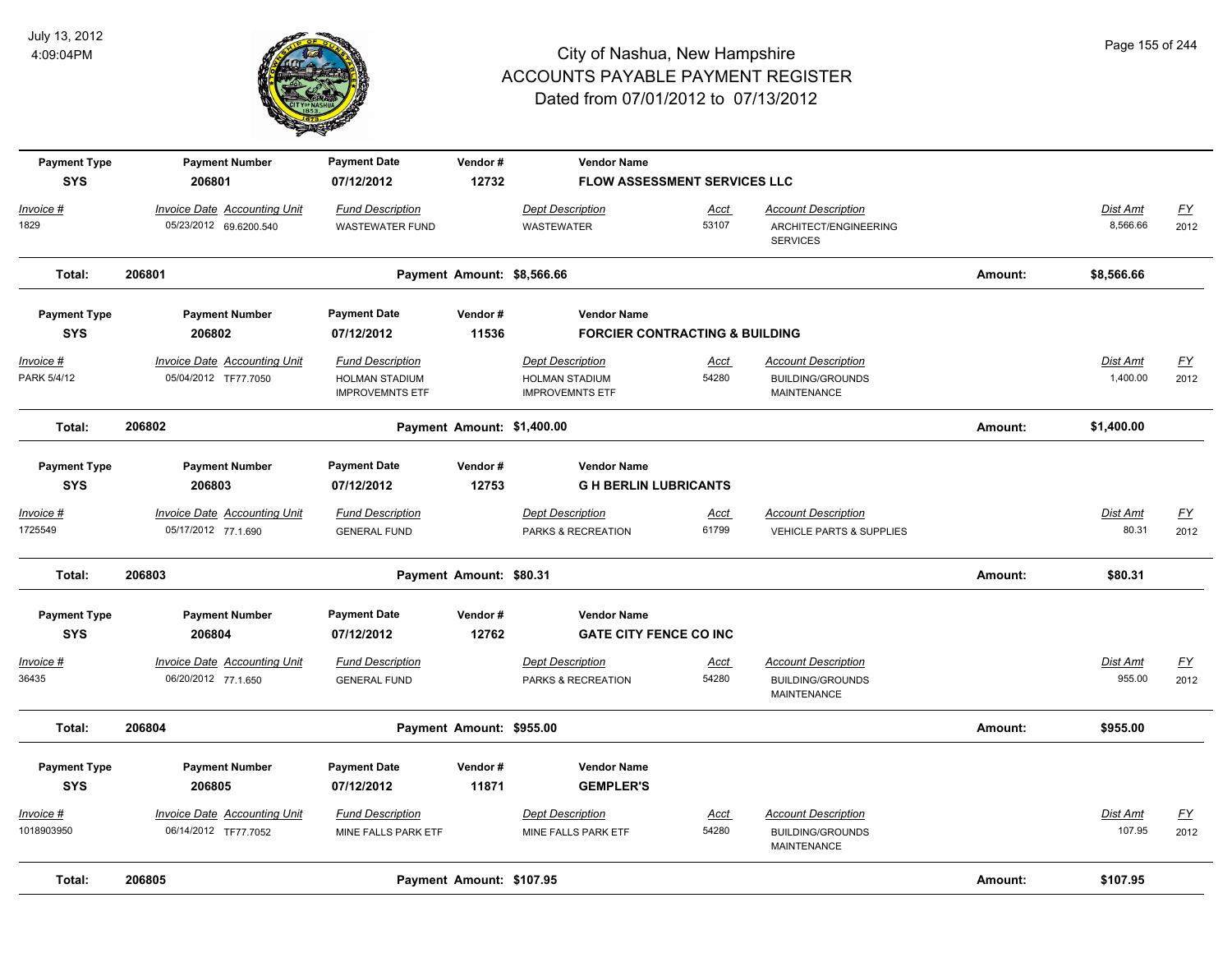# City of Nashua, New Hampshire
# ACCOUNTS PAYABLE PAYMENT REGISTER
## Dated from 07/01/2012 to 07/13/2012

| Payment Type | Payment Number | Payment Date | Vendor # | Vendor Name |
|---|---|---|---|---|
| SYS | 206801 | 07/12/2012 | 12732 | FLOW ASSESSMENT SERVICES LLC |

| Invoice # | Invoice Date | Accounting Unit | Fund Description | Dept Description | Acct | Account Description | Dist Amt | FY |
|---|---|---|---|---|---|---|---|---|
| 1829 | 05/23/2012 | 69.6200.540 | WASTEWATER FUND | WASTEWATER | 53107 | ARCHITECT/ENGINEERING SERVICES | 8,566.66 | 2012 |

**Total: 206801 — Payment Amount: $8,566.66 — Amount: $8,566.66**

| Payment Type | Payment Number | Payment Date | Vendor # | Vendor Name |
|---|---|---|---|---|
| SYS | 206802 | 07/12/2012 | 11536 | FORCIER CONTRACTING & BUILDING |

| Invoice # | Invoice Date | Accounting Unit | Fund Description | Dept Description | Acct | Account Description | Dist Amt | FY |
|---|---|---|---|---|---|---|---|---|
| PARK 5/4/12 | 05/04/2012 | TF77.7050 | HOLMAN STADIUM IMPROVEMNTS ETF | HOLMAN STADIUM IMPROVEMNTS ETF | 54280 | BUILDING/GROUNDS MAINTENANCE | 1,400.00 | 2012 |

**Total: 206802 — Payment Amount: $1,400.00 — Amount: $1,400.00**

| Payment Type | Payment Number | Payment Date | Vendor # | Vendor Name |
|---|---|---|---|---|
| SYS | 206803 | 07/12/2012 | 12753 | G H BERLIN LUBRICANTS |

| Invoice # | Invoice Date | Accounting Unit | Fund Description | Dept Description | Acct | Account Description | Dist Amt | FY |
|---|---|---|---|---|---|---|---|---|
| 1725549 | 05/17/2012 | 77.1.690 | GENERAL FUND | PARKS & RECREATION | 61799 | VEHICLE PARTS & SUPPLIES | 80.31 | 2012 |

**Total: 206803 — Payment Amount: $80.31 — Amount: $80.31**

| Payment Type | Payment Number | Payment Date | Vendor # | Vendor Name |
|---|---|---|---|---|
| SYS | 206804 | 07/12/2012 | 12762 | GATE CITY FENCE CO INC |

| Invoice # | Invoice Date | Accounting Unit | Fund Description | Dept Description | Acct | Account Description | Dist Amt | FY |
|---|---|---|---|---|---|---|---|---|
| 36435 | 06/20/2012 | 77.1.650 | GENERAL FUND | PARKS & RECREATION | 54280 | BUILDING/GROUNDS MAINTENANCE | 955.00 | 2012 |

**Total: 206804 — Payment Amount: $955.00 — Amount: $955.00**

| Payment Type | Payment Number | Payment Date | Vendor # | Vendor Name |
|---|---|---|---|---|
| SYS | 206805 | 07/12/2012 | 11871 | GEMPLER'S |

| Invoice # | Invoice Date | Accounting Unit | Fund Description | Dept Description | Acct | Account Description | Dist Amt | FY |
|---|---|---|---|---|---|---|---|---|
| 1018903950 | 06/14/2012 | TF77.7052 | MINE FALLS PARK ETF | MINE FALLS PARK ETF | 54280 | BUILDING/GROUNDS MAINTENANCE | 107.95 | 2012 |

**Total: 206805 — Payment Amount: $107.95 — Amount: $107.95**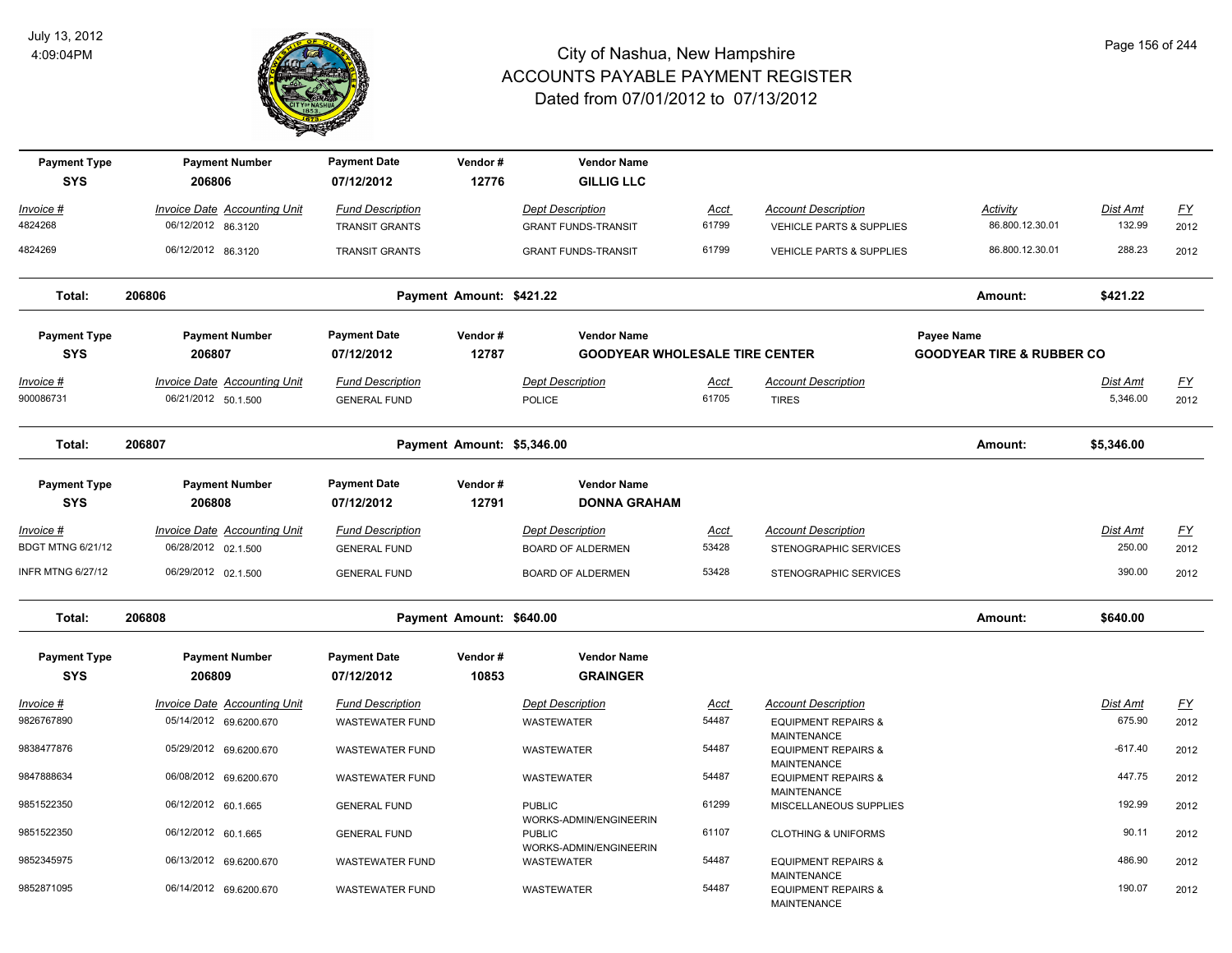# City of Nashua, New Hampshire
## ACCOUNTS PAYABLE PAYMENT REGISTER
### Dated from 07/01/2012 to 07/13/2012

July 13, 2012
4:09:04PM

| Payment Type | Payment Number | Payment Date | Vendor # | Vendor Name |
|---|---|---|---|---|
| SYS | 206806 | 07/12/2012 | 12776 | GILLIG LLC |

| Invoice # | Invoice Date | Accounting Unit | Fund Description | Dept Description | Acct | Account Description | Activity | Dist Amt | FY |
|---|---|---|---|---|---|---|---|---|---|
| 4824268 | 06/12/2012 | 86.3120 | TRANSIT GRANTS | GRANT FUNDS-TRANSIT | 61799 | VEHICLE PARTS & SUPPLIES | 86.800.12.30.01 | 132.99 | 2012 |
| 4824269 | 06/12/2012 | 86.3120 | TRANSIT GRANTS | GRANT FUNDS-TRANSIT | 61799 | VEHICLE PARTS & SUPPLIES | 86.800.12.30.01 | 288.23 | 2012 |

**Total: 206806** Payment Amount: $421.22 Amount: **$421.22**

| Payment Type | Payment Number | Payment Date | Vendor # | Vendor Name | Payee Name |
|---|---|---|---|---|---|
| SYS | 206807 | 07/12/2012 | 12787 | GOODYEAR WHOLESALE TIRE CENTER | GOODYEAR TIRE & RUBBER CO |

| Invoice # | Invoice Date | Accounting Unit | Fund Description | Dept Description | Acct | Account Description | Dist Amt | FY |
|---|---|---|---|---|---|---|---|---|
| 900086731 | 06/21/2012 | 50.1.500 | GENERAL FUND | POLICE | 61705 | TIRES | 5,346.00 | 2012 |

**Total: 206807** Payment Amount: $5,346.00 Amount: **$5,346.00**

| Payment Type | Payment Number | Payment Date | Vendor # | Vendor Name |
|---|---|---|---|---|
| SYS | 206808 | 07/12/2012 | 12791 | DONNA GRAHAM |

| Invoice # | Invoice Date | Accounting Unit | Fund Description | Dept Description | Acct | Account Description | Dist Amt | FY |
|---|---|---|---|---|---|---|---|---|
| BDGT MTNG 6/21/12 | 06/28/2012 | 02.1.500 | GENERAL FUND | BOARD OF ALDERMEN | 53428 | STENOGRAPHIC SERVICES | 250.00 | 2012 |
| INFR MTNG 6/27/12 | 06/29/2012 | 02.1.500 | GENERAL FUND | BOARD OF ALDERMEN | 53428 | STENOGRAPHIC SERVICES | 390.00 | 2012 |

**Total: 206808** Payment Amount: $640.00 Amount: **$640.00**

| Payment Type | Payment Number | Payment Date | Vendor # | Vendor Name |
|---|---|---|---|---|
| SYS | 206809 | 07/12/2012 | 10853 | GRAINGER |

| Invoice # | Invoice Date | Accounting Unit | Fund Description | Dept Description | Acct | Account Description | Dist Amt | FY |
|---|---|---|---|---|---|---|---|---|
| 9826767890 | 05/14/2012 | 69.6200.670 | WASTEWATER FUND | WASTEWATER | 54487 | EQUIPMENT REPAIRS & MAINTENANCE | 675.90 | 2012 |
| 9838477876 | 05/29/2012 | 69.6200.670 | WASTEWATER FUND | WASTEWATER | 54487 | EQUIPMENT REPAIRS & MAINTENANCE | -617.40 | 2012 |
| 9847888634 | 06/08/2012 | 69.6200.670 | WASTEWATER FUND | WASTEWATER | 54487 | EQUIPMENT REPAIRS & MAINTENANCE | 447.75 | 2012 |
| 9851522350 | 06/12/2012 | 60.1.665 | GENERAL FUND | PUBLIC WORKS-ADMIN/ENGINEERIN | 61299 | MISCELLANEOUS SUPPLIES | 192.99 | 2012 |
| 9851522350 | 06/12/2012 | 60.1.665 | GENERAL FUND | PUBLIC WORKS-ADMIN/ENGINEERIN | 61107 | CLOTHING & UNIFORMS | 90.11 | 2012 |
| 9852345975 | 06/13/2012 | 69.6200.670 | WASTEWATER FUND | WASTEWATER | 54487 | EQUIPMENT REPAIRS & MAINTENANCE | 486.90 | 2012 |
| 9852871095 | 06/14/2012 | 69.6200.670 | WASTEWATER FUND | WASTEWATER | 54487 | EQUIPMENT REPAIRS & MAINTENANCE | 190.07 | 2012 |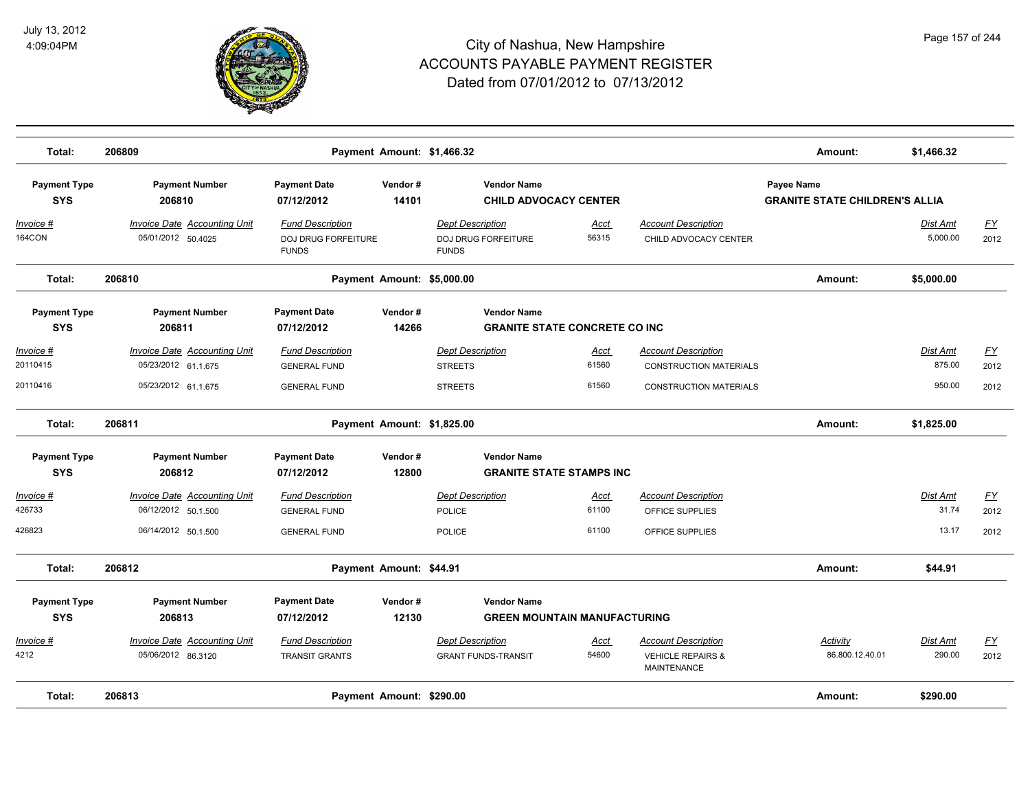# City of Nashua, New Hampshire
## ACCOUNTS PAYABLE PAYMENT REGISTER
### Dated from 07/01/2012 to 07/13/2012

July 13, 2012
4:09:04PM

| Total: | 206809 | | Payment Amount: $1,466.32 | | | | Amount: | $1,466.32 | |
|---|---|---|---|---|---|---|---|---|---|

| Payment Type | Payment Number | Payment Date | Vendor # | Vendor Name | | | Payee Name | | |
|---|---|---|---|---|---|---|---|---|---|
| SYS | 206810 | 07/12/2012 | 14101 | CHILD ADVOCACY CENTER | | | GRANITE STATE CHILDREN'S ALLIA | | |
| Invoice # | Invoice Date / Accounting Unit | Fund Description | | Dept Description | Acct | Account Description | Activity | Dist Amt | FY |
| 164CON | 05/01/2012 50.4025 | DOJ DRUG FORFEITURE FUNDS | | DOJ DRUG FORFEITURE FUNDS | 56315 | CHILD ADVOCACY CENTER | | 5,000.00 | 2012 |
| Total: | 206810 | | Payment Amount: $5,000.00 | | | | Amount: | $5,000.00 | |

| Payment Type | Payment Number | Payment Date | Vendor # | Vendor Name | | | | | |
|---|---|---|---|---|---|---|---|---|---|
| SYS | 206811 | 07/12/2012 | 14266 | GRANITE STATE CONCRETE CO INC | | | | | |
| Invoice # | Invoice Date / Accounting Unit | Fund Description | | Dept Description | Acct | Account Description | Activity | Dist Amt | FY |
| 20110415 | 05/23/2012 61.1.675 | GENERAL FUND | | STREETS | 61560 | CONSTRUCTION MATERIALS | | 875.00 | 2012 |
| 20110416 | 05/23/2012 61.1.675 | GENERAL FUND | | STREETS | 61560 | CONSTRUCTION MATERIALS | | 950.00 | 2012 |
| Total: | 206811 | | Payment Amount: $1,825.00 | | | | Amount: | $1,825.00 | |

| Payment Type | Payment Number | Payment Date | Vendor # | Vendor Name | | | | | |
|---|---|---|---|---|---|---|---|---|---|
| SYS | 206812 | 07/12/2012 | 12800 | GRANITE STATE STAMPS INC | | | | | |
| Invoice # | Invoice Date / Accounting Unit | Fund Description | | Dept Description | Acct | Account Description | Activity | Dist Amt | FY |
| 426733 | 06/12/2012 50.1.500 | GENERAL FUND | | POLICE | 61100 | OFFICE SUPPLIES | | 31.74 | 2012 |
| 426823 | 06/14/2012 50.1.500 | GENERAL FUND | | POLICE | 61100 | OFFICE SUPPLIES | | 13.17 | 2012 |
| Total: | 206812 | | Payment Amount: $44.91 | | | | Amount: | $44.91 | |

| Payment Type | Payment Number | Payment Date | Vendor # | Vendor Name | | | | | |
|---|---|---|---|---|---|---|---|---|---|
| SYS | 206813 | 07/12/2012 | 12130 | GREEN MOUNTAIN MANUFACTURING | | | | | |
| Invoice # | Invoice Date / Accounting Unit | Fund Description | | Dept Description | Acct | Account Description | Activity | Dist Amt | FY |
| 4212 | 05/06/2012 86.3120 | TRANSIT GRANTS | | GRANT FUNDS-TRANSIT | 54600 | VEHICLE REPAIRS & MAINTENANCE | 86.800.12.40.01 | 290.00 | 2012 |
| Total: | 206813 | | Payment Amount: $290.00 | | | | Amount: | $290.00 | |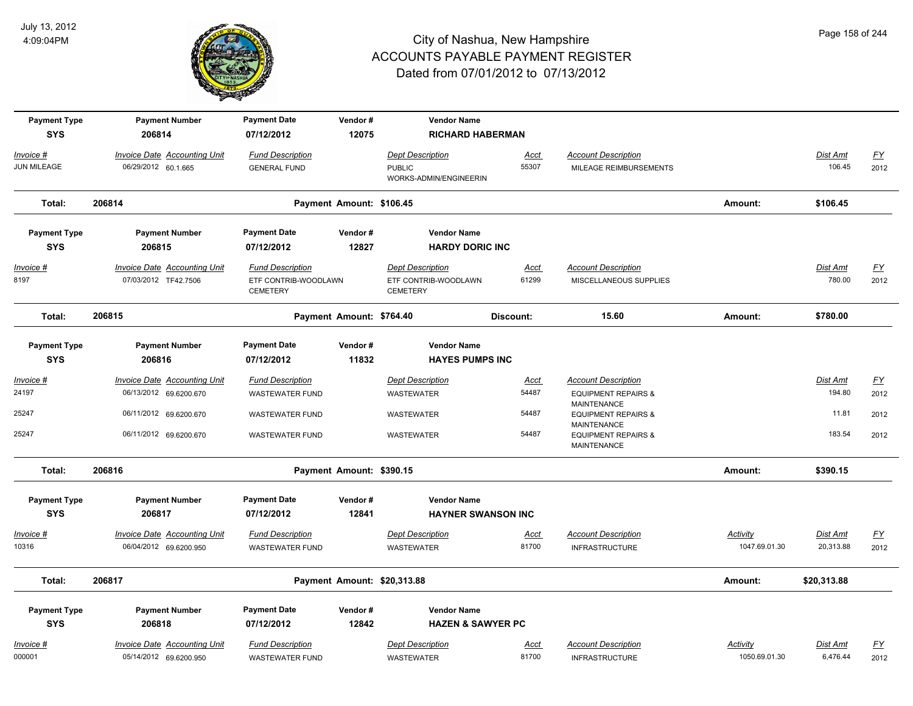# City of Nashua, New Hampshire
# ACCOUNTS PAYABLE PAYMENT REGISTER
## Dated from 07/01/2012 to 07/13/2012

July 13, 2012
4:09:04PM

| Payment Type | Payment Number | Payment Date | Vendor # | Vendor Name | | | | |
|---|---|---|---|---|---|---|---|---|
| SYS | 206814 | 07/12/2012 | 12075 | RICHARD HABERMAN | | | | |

| Invoice # | Invoice Date | Accounting Unit | Fund Description | Dept Description | Acct | Account Description | Activity | Dist Amt | FY |
|---|---|---|---|---|---|---|---|---|---|
| JUN MILEAGE | 06/29/2012 | 60.1.665 | GENERAL FUND | PUBLIC WORKS-ADMIN/ENGINEERIN | 55307 | MILEAGE REIMBURSEMENTS | | 106.45 | 2012 |

**Total: 206814** — Payment Amount: $106.45 — Amount: $106.45

| Payment Type | Payment Number | Payment Date | Vendor # | Vendor Name | | | | |
|---|---|---|---|---|---|---|---|---|
| SYS | 206815 | 07/12/2012 | 12827 | HARDY DORIC INC | | | | |

| Invoice # | Invoice Date | Accounting Unit | Fund Description | Dept Description | Acct | Account Description | Activity | Dist Amt | FY |
|---|---|---|---|---|---|---|---|---|---|
| 8197 | 07/03/2012 | TF42.7506 | ETF CONTRIB-WOODLAWN CEMETERY | ETF CONTRIB-WOODLAWN CEMETERY | 61299 | MISCELLANEOUS SUPPLIES | | 780.00 | 2012 |

**Total: 206815** — Payment Amount: $764.40 — Discount: 15.60 — Amount: $780.00

| Payment Type | Payment Number | Payment Date | Vendor # | Vendor Name | | | | |
|---|---|---|---|---|---|---|---|---|
| SYS | 206816 | 07/12/2012 | 11832 | HAYES PUMPS INC | | | | |

| Invoice # | Invoice Date | Accounting Unit | Fund Description | Dept Description | Acct | Account Description | Activity | Dist Amt | FY |
|---|---|---|---|---|---|---|---|---|---|
| 24197 | 06/13/2012 | 69.6200.670 | WASTEWATER FUND | WASTEWATER | 54487 | EQUIPMENT REPAIRS & MAINTENANCE | | 194.80 | 2012 |
| 25247 | 06/11/2012 | 69.6200.670 | WASTEWATER FUND | WASTEWATER | 54487 | EQUIPMENT REPAIRS & MAINTENANCE | | 11.81 | 2012 |
| 25247 | 06/11/2012 | 69.6200.670 | WASTEWATER FUND | WASTEWATER | 54487 | EQUIPMENT REPAIRS & MAINTENANCE | | 183.54 | 2012 |

**Total: 206816** — Payment Amount: $390.15 — Amount: $390.15

| Payment Type | Payment Number | Payment Date | Vendor # | Vendor Name | | | | |
|---|---|---|---|---|---|---|---|---|
| SYS | 206817 | 07/12/2012 | 12841 | HAYNER SWANSON INC | | | | |

| Invoice # | Invoice Date | Accounting Unit | Fund Description | Dept Description | Acct | Account Description | Activity | Dist Amt | FY |
|---|---|---|---|---|---|---|---|---|---|
| 10316 | 06/04/2012 | 69.6200.950 | WASTEWATER FUND | WASTEWATER | 81700 | INFRASTRUCTURE | 1047.69.01.30 | 20,313.88 | 2012 |

**Total: 206817** — Payment Amount: $20,313.88 — Amount: $20,313.88

| Payment Type | Payment Number | Payment Date | Vendor # | Vendor Name | | | | |
|---|---|---|---|---|---|---|---|---|
| SYS | 206818 | 07/12/2012 | 12842 | HAZEN & SAWYER PC | | | | |

| Invoice # | Invoice Date | Accounting Unit | Fund Description | Dept Description | Acct | Account Description | Activity | Dist Amt | FY |
|---|---|---|---|---|---|---|---|---|---|
| 000001 | 05/14/2012 | 69.6200.950 | WASTEWATER FUND | WASTEWATER | 81700 | INFRASTRUCTURE | 1050.69.01.30 | 6,476.44 | 2012 |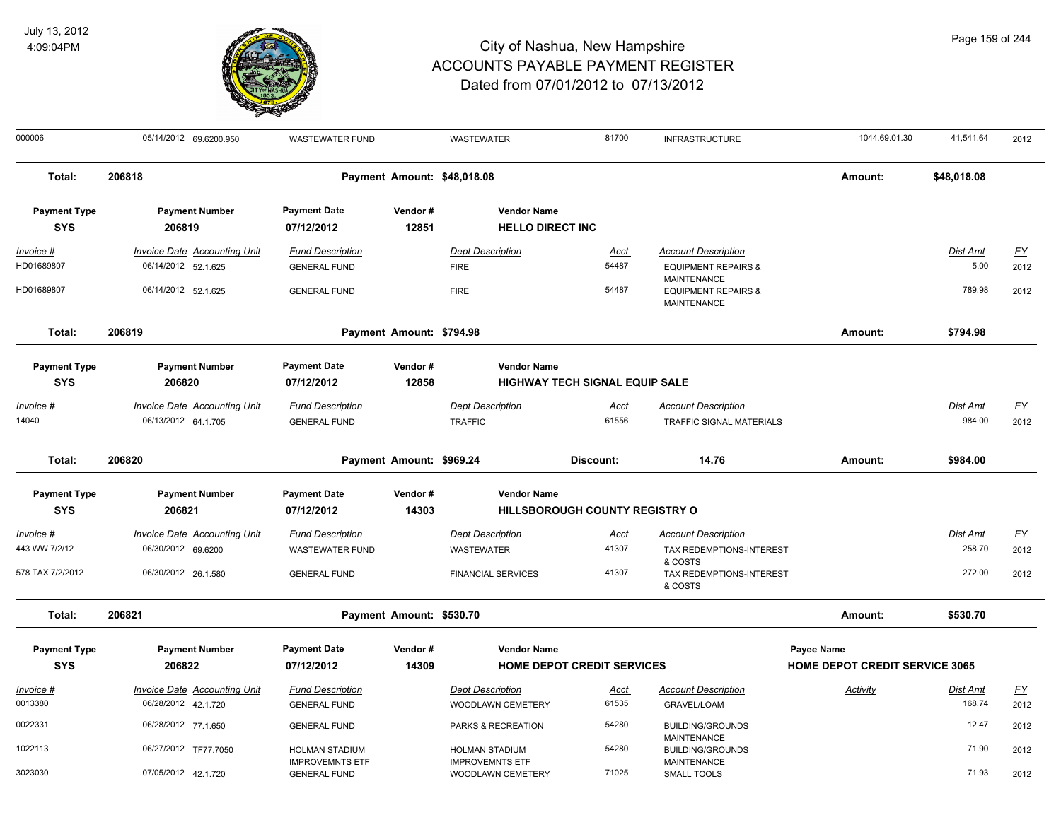# City of Nashua, New Hampshire
# ACCOUNTS PAYABLE PAYMENT REGISTER
# Dated from 07/01/2012 to 07/13/2012

July 13, 2012
4:09:04PM

| 000006 | 05/14/2012 69.6200.950 | WASTEWATER FUND | WASTEWATER | 81700 | INFRASTRUCTURE | 1044.69.01.30 | 41,541.64 | 2012 |
|---|---|---|---|---|---|---|---|---|

**Total: 206818** — Payment Amount: $48,018.08 — Amount: $48,018.08

| Payment Type | Payment Number | Payment Date | Vendor # | Vendor Name |
|---|---|---|---|---|
| SYS | 206819 | 07/12/2012 | 12851 | HELLO DIRECT INC |

| Invoice # | Invoice Date | Accounting Unit | Fund Description | Dept Description | Acct | Account Description | Dist Amt | FY |
|---|---|---|---|---|---|---|---|---|
| HD01689807 | 06/14/2012 | 52.1.625 | GENERAL FUND | FIRE | 54487 | EQUIPMENT REPAIRS & MAINTENANCE | 5.00 | 2012 |
| HD01689807 | 06/14/2012 | 52.1.625 | GENERAL FUND | FIRE | 54487 | EQUIPMENT REPAIRS & MAINTENANCE | 789.98 | 2012 |

**Total: 206819** — Payment Amount: $794.98 — Amount: $794.98

| Payment Type | Payment Number | Payment Date | Vendor # | Vendor Name |
|---|---|---|---|---|
| SYS | 206820 | 07/12/2012 | 12858 | HIGHWAY TECH SIGNAL EQUIP SALE |

| Invoice # | Invoice Date | Accounting Unit | Fund Description | Dept Description | Acct | Account Description | Dist Amt | FY |
|---|---|---|---|---|---|---|---|---|
| 14040 | 06/13/2012 | 64.1.705 | GENERAL FUND | TRAFFIC | 61556 | TRAFFIC SIGNAL MATERIALS | 984.00 | 2012 |

**Total: 206820** — Payment Amount: $969.24 — Discount: 14.76 — Amount: $984.00

| Payment Type | Payment Number | Payment Date | Vendor # | Vendor Name |
|---|---|---|---|---|
| SYS | 206821 | 07/12/2012 | 14303 | HILLSBOROUGH COUNTY REGISTRY O |

| Invoice # | Invoice Date | Accounting Unit | Fund Description | Dept Description | Acct | Account Description | Dist Amt | FY |
|---|---|---|---|---|---|---|---|---|
| 443 WW 7/2/12 | 06/30/2012 | 69.6200 | WASTEWATER FUND | WASTEWATER | 41307 | TAX REDEMPTIONS-INTEREST & COSTS | 258.70 | 2012 |
| 578 TAX 7/2/2012 | 06/30/2012 | 26.1.580 | GENERAL FUND | FINANCIAL SERVICES | 41307 | TAX REDEMPTIONS-INTEREST & COSTS | 272.00 | 2012 |

**Total: 206821** — Payment Amount: $530.70 — Amount: $530.70

| Payment Type | Payment Number | Payment Date | Vendor # | Vendor Name | Payee Name |
|---|---|---|---|---|---|
| SYS | 206822 | 07/12/2012 | 14309 | HOME DEPOT CREDIT SERVICES | HOME DEPOT CREDIT SERVICE 3065 |

| Invoice # | Invoice Date | Accounting Unit | Fund Description | Dept Description | Acct | Account Description | Activity | Dist Amt | FY |
|---|---|---|---|---|---|---|---|---|---|
| 0013380 | 06/28/2012 | 42.1.720 | GENERAL FUND | WOODLAWN CEMETERY | 61535 | GRAVEL/LOAM | | 168.74 | 2012 |
| 0022331 | 06/28/2012 | 77.1.650 | GENERAL FUND | PARKS & RECREATION | 54280 | BUILDING/GROUNDS MAINTENANCE | | 12.47 | 2012 |
| 1022113 | 06/27/2012 | TF77.7050 | HOLMAN STADIUM IMPROVEMNTS ETF | HOLMAN STADIUM IMPROVEMNTS ETF | 54280 | BUILDING/GROUNDS MAINTENANCE | | 71.90 | 2012 |
| 3023030 | 07/05/2012 | 42.1.720 | GENERAL FUND | WOODLAWN CEMETERY | 71025 | SMALL TOOLS | | 71.93 | 2012 |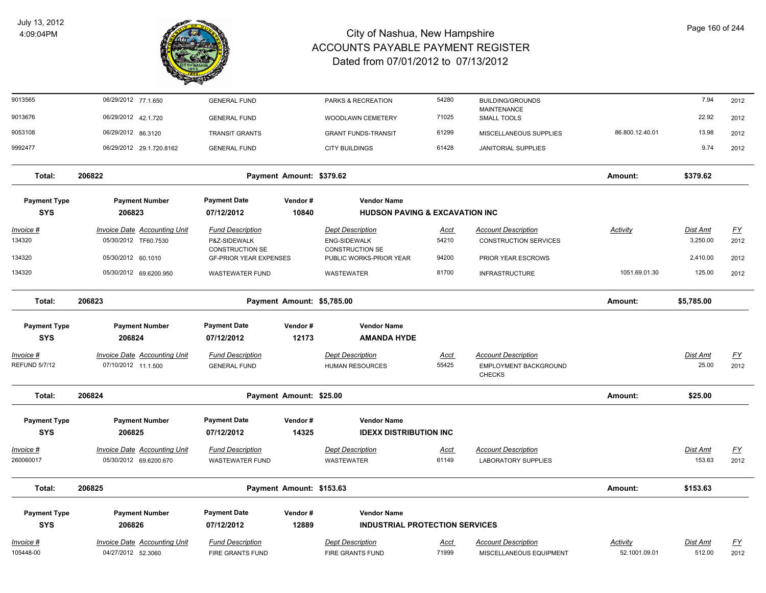# City of Nashua, New Hampshire
# ACCOUNTS PAYABLE PAYMENT REGISTER
## Dated from 07/01/2012 to 07/13/2012

July 13, 2012
4:09:04PM

| Invoice # | Invoice Date | Accounting Unit | Fund Description | Dept Description | Acct | Account Description | Activity | Dist Amt | FY |
|---|---|---|---|---|---|---|---|---|---|
| 9013565 | 06/29/2012 | 77.1.650 | GENERAL FUND | PARKS & RECREATION | 54280 | BUILDING/GROUNDS MAINTENANCE | | 7.94 | 2012 |
| 9013676 | 06/29/2012 | 42.1.720 | GENERAL FUND | WOODLAWN CEMETERY | 71025 | SMALL TOOLS | | 22.92 | 2012 |
| 9053108 | 06/29/2012 | 86.3120 | TRANSIT GRANTS | GRANT FUNDS-TRANSIT | 61299 | MISCELLANEOUS SUPPLIES | 86.800.12.40.01 | 13.98 | 2012 |
| 9992477 | 06/29/2012 | 29.1.720.8162 | GENERAL FUND | CITY BUILDINGS | 61428 | JANITORIAL SUPPLIES | | 9.74 | 2012 |

**Total: 206822** — Payment Amount: $379.62 — Amount: $379.62

| Payment Type | Payment Number | Payment Date | Vendor # | Vendor Name |
|---|---|---|---|---|
| SYS | 206823 | 07/12/2012 | 10840 | HUDSON PAVING & EXCAVATION INC |

| Invoice # | Invoice Date | Accounting Unit | Fund Description | Dept Description | Acct | Account Description | Activity | Dist Amt | FY |
|---|---|---|---|---|---|---|---|---|---|
| 134320 | 05/30/2012 | TF60.7530 | P&Z-SIDEWALK CONSTRUCTION SE | ENG-SIDEWALK CONSTRUCTION SE | 54210 | CONSTRUCTION SERVICES | | 3,250.00 | 2012 |
| 134320 | 05/30/2012 | 60.1010 | GF-PRIOR YEAR EXPENSES | PUBLIC WORKS-PRIOR YEAR | 94200 | PRIOR YEAR ESCROWS | | 2,410.00 | 2012 |
| 134320 | 05/30/2012 | 69.6200.950 | WASTEWATER FUND | WASTEWATER | 81700 | INFRASTRUCTURE | 1051.69.01.30 | 125.00 | 2012 |

**Total: 206823** — Payment Amount: $5,785.00 — Amount: $5,785.00

| Payment Type | Payment Number | Payment Date | Vendor # | Vendor Name |
|---|---|---|---|---|
| SYS | 206824 | 07/12/2012 | 12173 | AMANDA HYDE |

| Invoice # | Invoice Date | Accounting Unit | Fund Description | Dept Description | Acct | Account Description | Dist Amt | FY |
|---|---|---|---|---|---|---|---|---|
| REFUND 5/7/12 | 07/10/2012 | 11.1.500 | GENERAL FUND | HUMAN RESOURCES | 55425 | EMPLOYMENT BACKGROUND CHECKS | 25.00 | 2012 |

**Total: 206824** — Payment Amount: $25.00 — Amount: $25.00

| Payment Type | Payment Number | Payment Date | Vendor # | Vendor Name |
|---|---|---|---|---|
| SYS | 206825 | 07/12/2012 | 14325 | IDEXX DISTRIBUTION INC |

| Invoice # | Invoice Date | Accounting Unit | Fund Description | Dept Description | Acct | Account Description | Dist Amt | FY |
|---|---|---|---|---|---|---|---|---|
| 260060017 | 05/30/2012 | 69.6200.670 | WASTEWATER FUND | WASTEWATER | 61149 | LABORATORY SUPPLIES | 153.63 | 2012 |

**Total: 206825** — Payment Amount: $153.63 — Amount: $153.63

| Payment Type | Payment Number | Payment Date | Vendor # | Vendor Name |
|---|---|---|---|---|
| SYS | 206826 | 07/12/2012 | 12889 | INDUSTRIAL PROTECTION SERVICES |

| Invoice # | Invoice Date | Accounting Unit | Fund Description | Dept Description | Acct | Account Description | Activity | Dist Amt | FY |
|---|---|---|---|---|---|---|---|---|---|
| 105448-00 | 04/27/2012 | 52.3060 | FIRE GRANTS FUND | FIRE GRANTS FUND | 71999 | MISCELLANEOUS EQUIPMENT | 52.1001.09.01 | 512.00 | 2012 |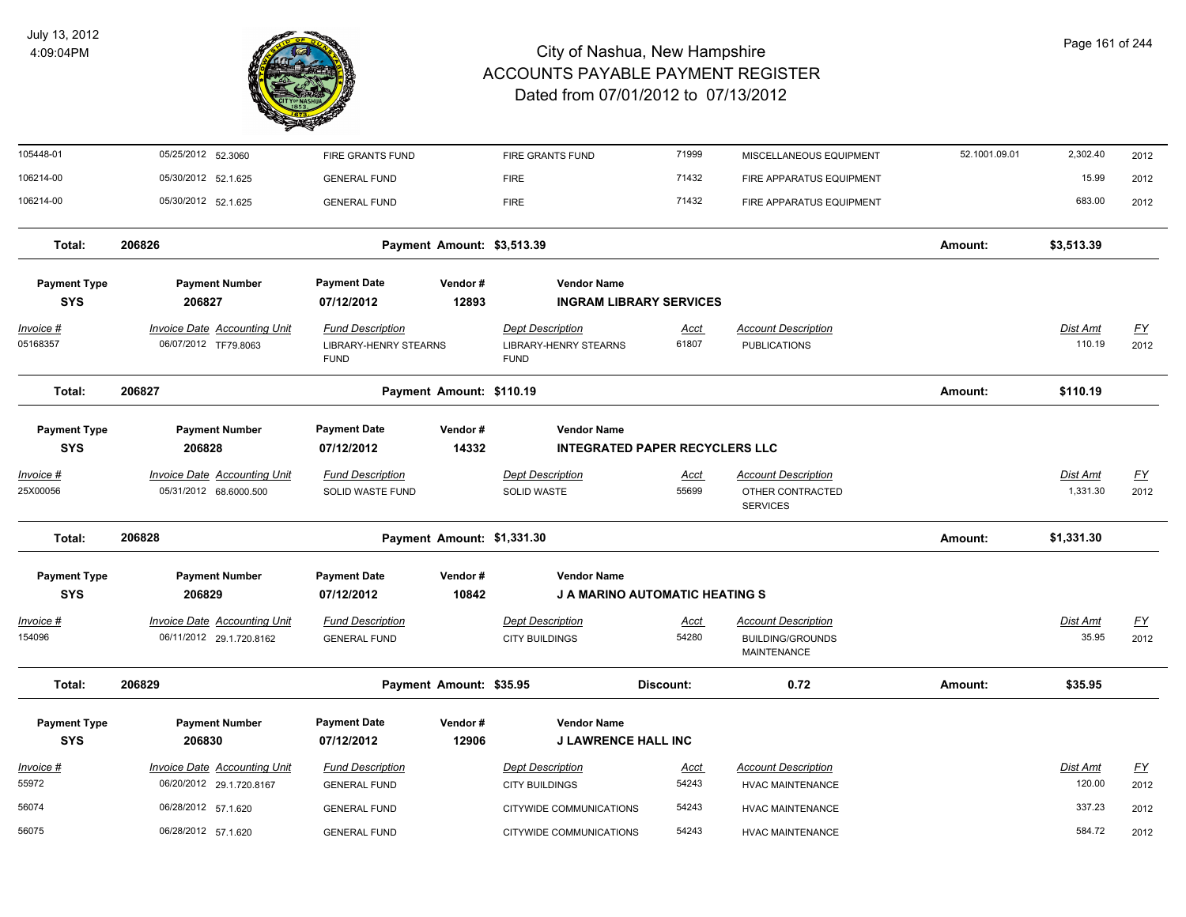| Invoice # | Invoice Date | Accounting Unit | Fund Description | Dept Description | Acct | Account Description | | Dist Amt | FY |
|---|---|---|---|---|---|---|---|---|---|
| 105448-01 | 05/25/2012 | 52.3060 | FIRE GRANTS FUND | FIRE GRANTS FUND | 71999 | MISCELLANEOUS EQUIPMENT | 52.1001.09.01 | 2,302.40 | 2012 |
| 106214-00 | 05/30/2012 | 52.1.625 | GENERAL FUND | FIRE | 71432 | FIRE APPARATUS EQUIPMENT | | 15.99 | 2012 |
| 106214-00 | 05/30/2012 | 52.1.625 | GENERAL FUND | FIRE | 71432 | FIRE APPARATUS EQUIPMENT | | 683.00 | 2012 |

**Total: 206826** Payment Amount: $3,513.39 Amount: $3,513.39

| Payment Type | Payment Number | Payment Date | Vendor # | Vendor Name |
|---|---|---|---|---|
| SYS | 206827 | 07/12/2012 | 12893 | INGRAM LIBRARY SERVICES |

| Invoice # | Invoice Date | Accounting Unit | Fund Description | Dept Description | Acct | Account Description | Dist Amt | FY |
|---|---|---|---|---|---|---|---|---|
| 05168357 | 06/07/2012 | TF79.8063 | LIBRARY-HENRY STEARNS FUND | LIBRARY-HENRY STEARNS FUND | 61807 | PUBLICATIONS | 110.19 | 2012 |

**Total: 206827** Payment Amount: $110.19 Amount: $110.19

| Payment Type | Payment Number | Payment Date | Vendor # | Vendor Name |
|---|---|---|---|---|
| SYS | 206828 | 07/12/2012 | 14332 | INTEGRATED PAPER RECYCLERS LLC |

| Invoice # | Invoice Date | Accounting Unit | Fund Description | Dept Description | Acct | Account Description | Dist Amt | FY |
|---|---|---|---|---|---|---|---|---|
| 25X00056 | 05/31/2012 | 68.6000.500 | SOLID WASTE FUND | SOLID WASTE | 55699 | OTHER CONTRACTED SERVICES | 1,331.30 | 2012 |

**Total: 206828** Payment Amount: $1,331.30 Amount: $1,331.30

| Payment Type | Payment Number | Payment Date | Vendor # | Vendor Name |
|---|---|---|---|---|
| SYS | 206829 | 07/12/2012 | 10842 | J A MARINO AUTOMATIC HEATING S |

| Invoice # | Invoice Date | Accounting Unit | Fund Description | Dept Description | Acct | Account Description | Dist Amt | FY |
|---|---|---|---|---|---|---|---|---|
| 154096 | 06/11/2012 | 29.1.720.8162 | GENERAL FUND | CITY BUILDINGS | 54280 | BUILDING/GROUNDS MAINTENANCE | 35.95 | 2012 |

**Total: 206829** Payment Amount: $35.95 Discount: 0.72 Amount: $35.95

| Payment Type | Payment Number | Payment Date | Vendor # | Vendor Name |
|---|---|---|---|---|
| SYS | 206830 | 07/12/2012 | 12906 | J LAWRENCE HALL INC |

| Invoice # | Invoice Date | Accounting Unit | Fund Description | Dept Description | Acct | Account Description | Dist Amt | FY |
|---|---|---|---|---|---|---|---|---|
| 55972 | 06/20/2012 | 29.1.720.8167 | GENERAL FUND | CITY BUILDINGS | 54243 | HVAC MAINTENANCE | 120.00 | 2012 |
| 56074 | 06/28/2012 | 57.1.620 | GENERAL FUND | CITYWIDE COMMUNICATIONS | 54243 | HVAC MAINTENANCE | 337.23 | 2012 |
| 56075 | 06/28/2012 | 57.1.620 | GENERAL FUND | CITYWIDE COMMUNICATIONS | 54243 | HVAC MAINTENANCE | 584.72 | 2012 |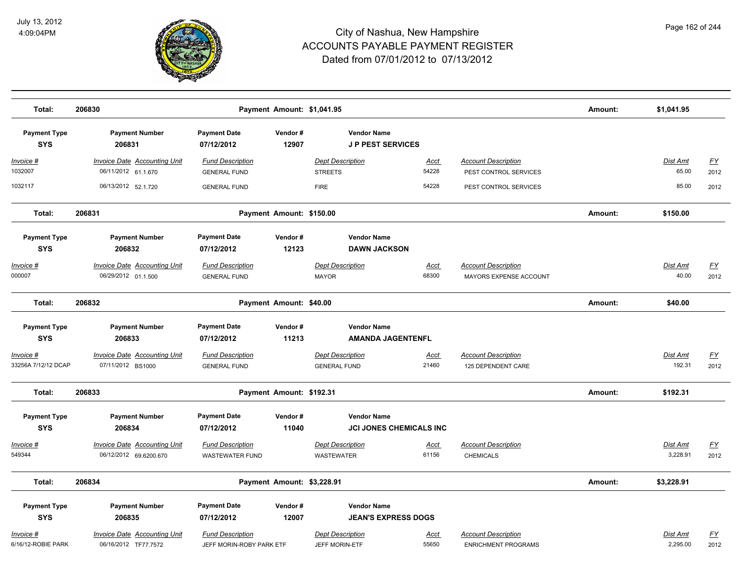# City of Nashua, New Hampshire
# ACCOUNTS PAYABLE PAYMENT REGISTER
## Dated from 07/01/2012 to 07/13/2012

July 13, 2012
4:09:04PM

| Total: | 206830 | Payment Amount: $1,041.95 | Amount: | $1,041.95 |
|---|---|---|---|---|

| Payment Type | Payment Number | Payment Date | Vendor # | Vendor Name |
|---|---|---|---|---|
| SYS | 206831 | 07/12/2012 | 12907 | J P PEST SERVICES |

| Invoice # | Invoice Date | Accounting Unit | Fund Description | Dept Description | Acct | Account Description | Dist Amt | FY |
|---|---|---|---|---|---|---|---|---|
| 1032007 | 06/11/2012 | 61.1.670 | GENERAL FUND | STREETS | 54228 | PEST CONTROL SERVICES | 65.00 | 2012 |
| 1032117 | 06/13/2012 | 52.1.720 | GENERAL FUND | FIRE | 54228 | PEST CONTROL SERVICES | 85.00 | 2012 |

| Total: | 206831 | Payment Amount: $150.00 | Amount: | $150.00 |
|---|---|---|---|---|

| Payment Type | Payment Number | Payment Date | Vendor # | Vendor Name |
|---|---|---|---|---|
| SYS | 206832 | 07/12/2012 | 12123 | DAWN JACKSON |

| Invoice # | Invoice Date | Accounting Unit | Fund Description | Dept Description | Acct | Account Description | Dist Amt | FY |
|---|---|---|---|---|---|---|---|---|
| 000007 | 06/29/2012 | 01.1.500 | GENERAL FUND | MAYOR | 68300 | MAYORS EXPENSE ACCOUNT | 40.00 | 2012 |

| Total: | 206832 | Payment Amount: $40.00 | Amount: | $40.00 |
|---|---|---|---|---|

| Payment Type | Payment Number | Payment Date | Vendor # | Vendor Name |
|---|---|---|---|---|
| SYS | 206833 | 07/12/2012 | 11213 | AMANDA JAGENTENFL |

| Invoice # | Invoice Date | Accounting Unit | Fund Description | Dept Description | Acct | Account Description | Dist Amt | FY |
|---|---|---|---|---|---|---|---|---|
| 33256A 7/12/12 DCAP | 07/11/2012 | BS1000 | GENERAL FUND | GENERAL FUND | 21460 | 125 DEPENDENT CARE | 192.31 | 2012 |

| Total: | 206833 | Payment Amount: $192.31 | Amount: | $192.31 |
|---|---|---|---|---|

| Payment Type | Payment Number | Payment Date | Vendor # | Vendor Name |
|---|---|---|---|---|
| SYS | 206834 | 07/12/2012 | 11040 | JCI JONES CHEMICALS INC |

| Invoice # | Invoice Date | Accounting Unit | Fund Description | Dept Description | Acct | Account Description | Dist Amt | FY |
|---|---|---|---|---|---|---|---|---|
| 549344 | 06/12/2012 | 69.6200.670 | WASTEWATER FUND | WASTEWATER | 61156 | CHEMICALS | 3,228.91 | 2012 |

| Total: | 206834 | Payment Amount: $3,228.91 | Amount: | $3,228.91 |
|---|---|---|---|---|

| Payment Type | Payment Number | Payment Date | Vendor # | Vendor Name |
|---|---|---|---|---|
| SYS | 206835 | 07/12/2012 | 12007 | JEAN'S EXPRESS DOGS |

| Invoice # | Invoice Date | Accounting Unit | Fund Description | Dept Description | Acct | Account Description | Dist Amt | FY |
|---|---|---|---|---|---|---|---|---|
| 6/16/12-ROBIE PARK | 06/16/2012 | TF77.7572 | JEFF MORIN-ROBY PARK ETF | JEFF MORIN-ETF | 55650 | ENRICHMENT PROGRAMS | 2,295.00 | 2012 |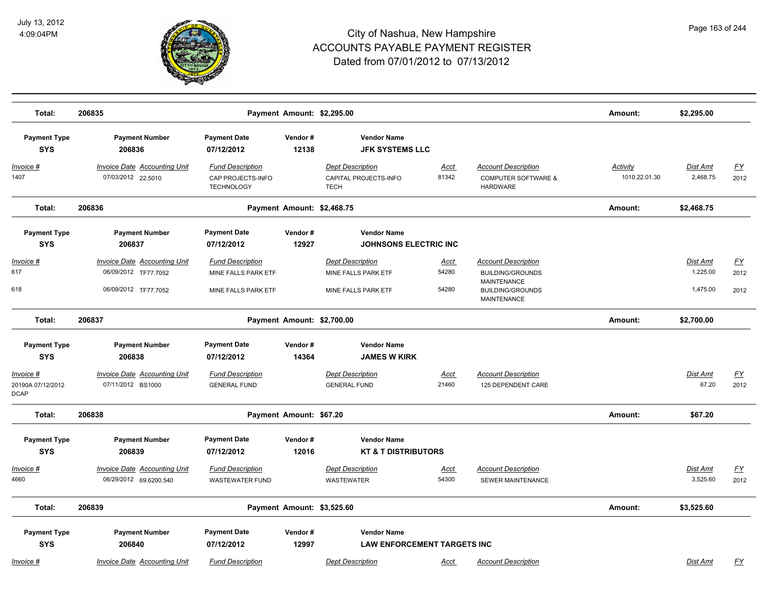| Total: | 206835 | Payment Amount: $2,295.00 | Amount: | $2,295.00 |
|---|---|---|---|---|

| Payment Type | Payment Number | Payment Date | Vendor # | Vendor Name |
|---|---|---|---|---|
| SYS | 206836 | 07/12/2012 | 12138 | JFK SYSTEMS LLC |

| Invoice # | Invoice Date | Accounting Unit | Fund Description | Dept Description | Acct | Account Description | Activity | Dist Amt | FY |
|---|---|---|---|---|---|---|---|---|---|
| 1407 | 07/03/2012 | 22.5010 | CAP PROJECTS-INFO TECHNOLOGY | CAPITAL PROJECTS-INFO TECH | 81342 | COMPUTER SOFTWARE & HARDWARE | 1010.22.01.30 | 2,468.75 | 2012 |

| Total: | 206836 | Payment Amount: $2,468.75 | Amount: | $2,468.75 |
|---|---|---|---|---|

| Payment Type | Payment Number | Payment Date | Vendor # | Vendor Name |
|---|---|---|---|---|
| SYS | 206837 | 07/12/2012 | 12927 | JOHNSONS ELECTRIC INC |

| Invoice # | Invoice Date | Accounting Unit | Fund Description | Dept Description | Acct | Account Description | Dist Amt | FY |
|---|---|---|---|---|---|---|---|---|
| 617 | 06/09/2012 | TF77.7052 | MINE FALLS PARK ETF | MINE FALLS PARK ETF | 54280 | BUILDING/GROUNDS MAINTENANCE | 1,225.00 | 2012 |
| 618 | 06/09/2012 | TF77.7052 | MINE FALLS PARK ETF | MINE FALLS PARK ETF | 54280 | BUILDING/GROUNDS MAINTENANCE | 1,475.00 | 2012 |

| Total: | 206837 | Payment Amount: $2,700.00 | Amount: | $2,700.00 |
|---|---|---|---|---|

| Payment Type | Payment Number | Payment Date | Vendor # | Vendor Name |
|---|---|---|---|---|
| SYS | 206838 | 07/12/2012 | 14364 | JAMES W KIRK |

| Invoice # | Invoice Date | Accounting Unit | Fund Description | Dept Description | Acct | Account Description | Dist Amt | FY |
|---|---|---|---|---|---|---|---|---|
| 20190A 07/12/2012 DCAP | 07/11/2012 | BS1000 | GENERAL FUND | GENERAL FUND | 21460 | 125 DEPENDENT CARE | 67.20 | 2012 |

| Total: | 206838 | Payment Amount: $67.20 | Amount: | $67.20 |
|---|---|---|---|---|

| Payment Type | Payment Number | Payment Date | Vendor # | Vendor Name |
|---|---|---|---|---|
| SYS | 206839 | 07/12/2012 | 12016 | KT & T DISTRIBUTORS |

| Invoice # | Invoice Date | Accounting Unit | Fund Description | Dept Description | Acct | Account Description | Dist Amt | FY |
|---|---|---|---|---|---|---|---|---|
| 4660 | 06/29/2012 | 69.6200.540 | WASTEWATER FUND | WASTEWATER | 54300 | SEWER MAINTENANCE | 3,525.60 | 2012 |

| Total: | 206839 | Payment Amount: $3,525.60 | Amount: | $3,525.60 |
|---|---|---|---|---|

| Payment Type | Payment Number | Payment Date | Vendor # | Vendor Name |
|---|---|---|---|---|
| SYS | 206840 | 07/12/2012 | 12997 | LAW ENFORCEMENT TARGETS INC |

| Invoice # | Invoice Date | Accounting Unit | Fund Description | Dept Description | Acct | Account Description | Dist Amt | FY |
|---|---|---|---|---|---|---|---|---|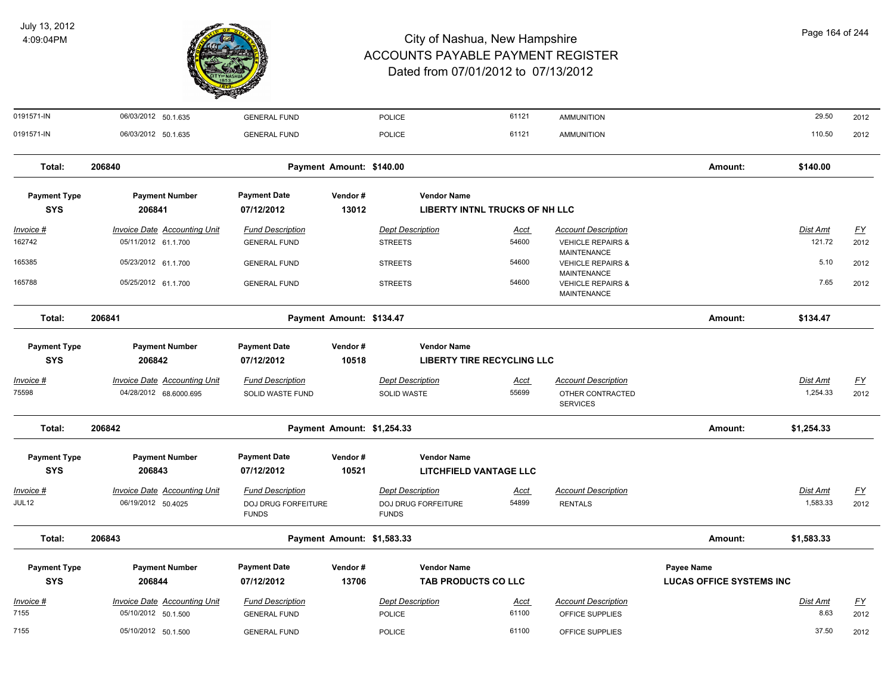# City of Nashua, New Hampshire
# ACCOUNTS PAYABLE PAYMENT REGISTER
## Dated from 07/01/2012 to 07/13/2012

July 13, 2012
4:09:04PM

| Invoice # | Invoice Date | Accounting Unit | Fund Description | Dept Description | Acct | Account Description | Dist Amt | FY |
|---|---|---|---|---|---|---|---|---|
| 0191571-IN | 06/03/2012 | 50.1.635 | GENERAL FUND | POLICE | 61121 | AMMUNITION | 29.50 | 2012 |
| 0191571-IN | 06/03/2012 | 50.1.635 | GENERAL FUND | POLICE | 61121 | AMMUNITION | 110.50 | 2012 |

**Total: 206840** — Payment Amount: $140.00 — Amount: $140.00

| Payment Type | Payment Number | Payment Date | Vendor # | Vendor Name |
|---|---|---|---|---|
| SYS | 206841 | 07/12/2012 | 13012 | LIBERTY INTNL TRUCKS OF NH LLC |

| Invoice # | Invoice Date | Accounting Unit | Fund Description | Dept Description | Acct | Account Description | Dist Amt | FY |
|---|---|---|---|---|---|---|---|---|
| 162742 | 05/11/2012 | 61.1.700 | GENERAL FUND | STREETS | 54600 | VEHICLE REPAIRS & MAINTENANCE | 121.72 | 2012 |
| 165385 | 05/23/2012 | 61.1.700 | GENERAL FUND | STREETS | 54600 | VEHICLE REPAIRS & MAINTENANCE | 5.10 | 2012 |
| 165788 | 05/25/2012 | 61.1.700 | GENERAL FUND | STREETS | 54600 | VEHICLE REPAIRS & MAINTENANCE | 7.65 | 2012 |

**Total: 206841** — Payment Amount: $134.47 — Amount: $134.47

| Payment Type | Payment Number | Payment Date | Vendor # | Vendor Name |
|---|---|---|---|---|
| SYS | 206842 | 07/12/2012 | 10518 | LIBERTY TIRE RECYCLING LLC |

| Invoice # | Invoice Date | Accounting Unit | Fund Description | Dept Description | Acct | Account Description | Dist Amt | FY |
|---|---|---|---|---|---|---|---|---|
| 75598 | 04/28/2012 | 68.6000.695 | SOLID WASTE FUND | SOLID WASTE | 55699 | OTHER CONTRACTED SERVICES | 1,254.33 | 2012 |

**Total: 206842** — Payment Amount: $1,254.33 — Amount: $1,254.33

| Payment Type | Payment Number | Payment Date | Vendor # | Vendor Name |
|---|---|---|---|---|
| SYS | 206843 | 07/12/2012 | 10521 | LITCHFIELD VANTAGE LLC |

| Invoice # | Invoice Date | Accounting Unit | Fund Description | Dept Description | Acct | Account Description | Dist Amt | FY |
|---|---|---|---|---|---|---|---|---|
| JUL12 | 06/19/2012 | 50.4025 | DOJ DRUG FORFEITURE FUNDS | DOJ DRUG FORFEITURE FUNDS | 54899 | RENTALS | 1,583.33 | 2012 |

**Total: 206843** — Payment Amount: $1,583.33 — Amount: $1,583.33

| Payment Type | Payment Number | Payment Date | Vendor # | Vendor Name | Payee Name |
|---|---|---|---|---|---|
| SYS | 206844 | 07/12/2012 | 13706 | TAB PRODUCTS CO LLC | LUCAS OFFICE SYSTEMS INC |

| Invoice # | Invoice Date | Accounting Unit | Fund Description | Dept Description | Acct | Account Description | Dist Amt | FY |
|---|---|---|---|---|---|---|---|---|
| 7155 | 05/10/2012 | 50.1.500 | GENERAL FUND | POLICE | 61100 | OFFICE SUPPLIES | 8.63 | 2012 |
| 7155 | 05/10/2012 | 50.1.500 | GENERAL FUND | POLICE | 61100 | OFFICE SUPPLIES | 37.50 | 2012 |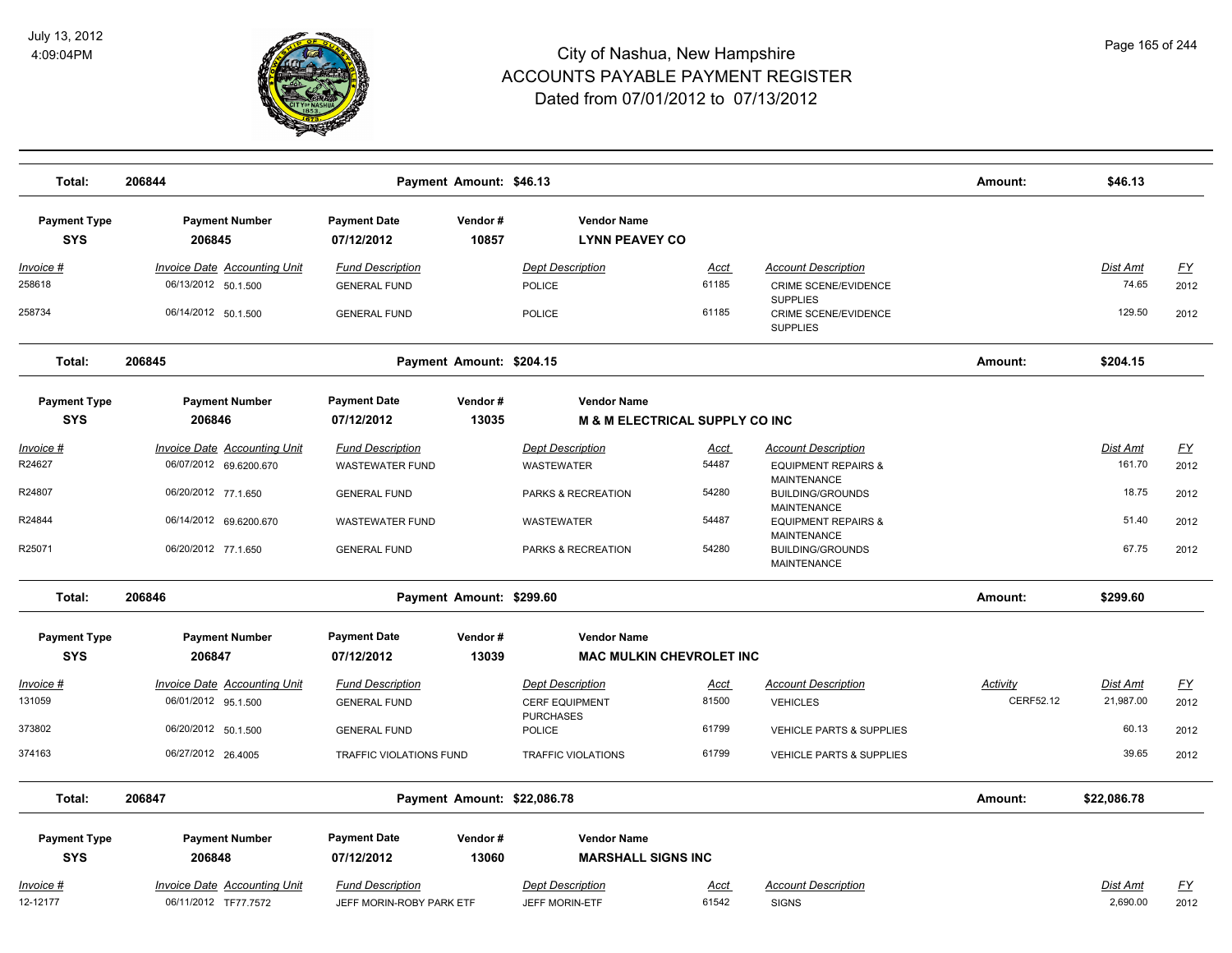# City of Nashua, New Hampshire
# ACCOUNTS PAYABLE PAYMENT REGISTER
# Dated from 07/01/2012 to 07/13/2012

July 13, 2012
4:09:04PM

| Total: | 206844 | Payment Amount: $46.13 | Amount: | $46.13 |
|---|---|---|---|---|

| Payment Type | Payment Number | Payment Date | Vendor # | Vendor Name |
|---|---|---|---|---|
| SYS | 206845 | 07/12/2012 | 10857 | LYNN PEAVEY CO |

| Invoice # | Invoice Date | Accounting Unit | Fund Description | Dept Description | Acct | Account Description | Dist Amt | FY |
|---|---|---|---|---|---|---|---|---|
| 258618 | 06/13/2012 | 50.1.500 | GENERAL FUND | POLICE | 61185 | CRIME SCENE/EVIDENCE SUPPLIES | 74.65 | 2012 |
| 258734 | 06/14/2012 | 50.1.500 | GENERAL FUND | POLICE | 61185 | CRIME SCENE/EVIDENCE SUPPLIES | 129.50 | 2012 |

| Total: | 206845 | Payment Amount: $204.15 | Amount: | $204.15 |
|---|---|---|---|---|

| Payment Type | Payment Number | Payment Date | Vendor # | Vendor Name |
|---|---|---|---|---|
| SYS | 206846 | 07/12/2012 | 13035 | M & M ELECTRICAL SUPPLY CO INC |

| Invoice # | Invoice Date | Accounting Unit | Fund Description | Dept Description | Acct | Account Description | Dist Amt | FY |
|---|---|---|---|---|---|---|---|---|
| R24627 | 06/07/2012 | 69.6200.670 | WASTEWATER FUND | WASTEWATER | 54487 | EQUIPMENT REPAIRS & MAINTENANCE | 161.70 | 2012 |
| R24807 | 06/20/2012 | 77.1.650 | GENERAL FUND | PARKS & RECREATION | 54280 | BUILDING/GROUNDS MAINTENANCE | 18.75 | 2012 |
| R24844 | 06/14/2012 | 69.6200.670 | WASTEWATER FUND | WASTEWATER | 54487 | EQUIPMENT REPAIRS & MAINTENANCE | 51.40 | 2012 |
| R25071 | 06/20/2012 | 77.1.650 | GENERAL FUND | PARKS & RECREATION | 54280 | BUILDING/GROUNDS MAINTENANCE | 67.75 | 2012 |

| Total: | 206846 | Payment Amount: $299.60 | Amount: | $299.60 |
|---|---|---|---|---|

| Payment Type | Payment Number | Payment Date | Vendor # | Vendor Name |
|---|---|---|---|---|
| SYS | 206847 | 07/12/2012 | 13039 | MAC MULKIN CHEVROLET INC |

| Invoice # | Invoice Date | Accounting Unit | Fund Description | Dept Description | Acct | Account Description | Activity | Dist Amt | FY |
|---|---|---|---|---|---|---|---|---|---|
| 131059 | 06/01/2012 | 95.1.500 | GENERAL FUND | CERF EQUIPMENT PURCHASES | 81500 | VEHICLES | CERF52.12 | 21,987.00 | 2012 |
| 373802 | 06/20/2012 | 50.1.500 | GENERAL FUND | POLICE | 61799 | VEHICLE PARTS & SUPPLIES | | 60.13 | 2012 |
| 374163 | 06/27/2012 | 26.4005 | TRAFFIC VIOLATIONS FUND | TRAFFIC VIOLATIONS | 61799 | VEHICLE PARTS & SUPPLIES | | 39.65 | 2012 |

| Total: | 206847 | Payment Amount: $22,086.78 | Amount: | $22,086.78 |
|---|---|---|---|---|

| Payment Type | Payment Number | Payment Date | Vendor # | Vendor Name |
|---|---|---|---|---|
| SYS | 206848 | 07/12/2012 | 13060 | MARSHALL SIGNS INC |

| Invoice # | Invoice Date | Accounting Unit | Fund Description | Dept Description | Acct | Account Description | Dist Amt | FY |
|---|---|---|---|---|---|---|---|---|
| 12-12177 | 06/11/2012 | TF77.7572 | JEFF MORIN-ROBY PARK ETF | JEFF MORIN-ETF | 61542 | SIGNS | 2,690.00 | 2012 |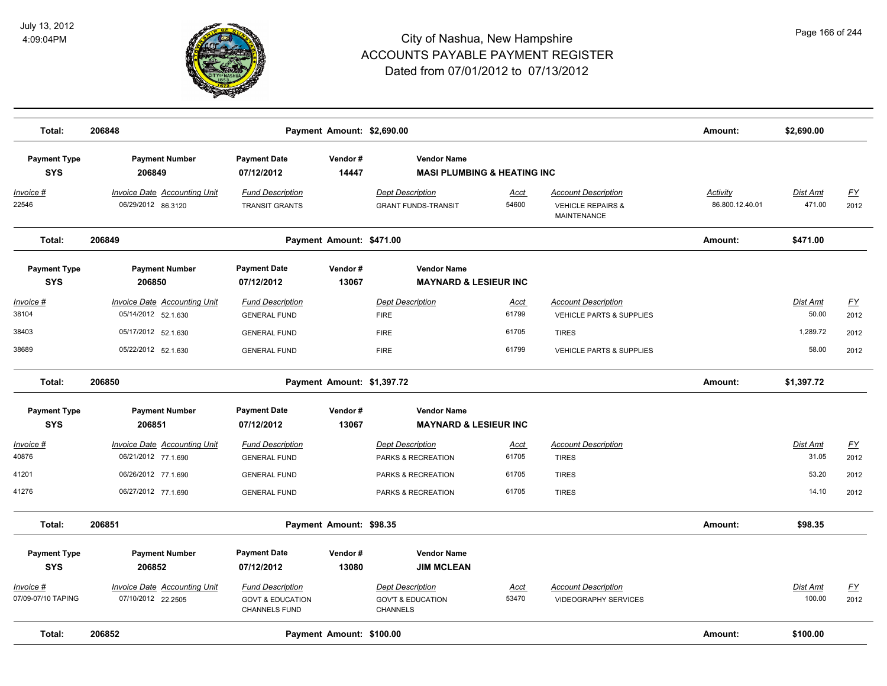# City of Nashua, New Hampshire
## ACCOUNTS PAYABLE PAYMENT REGISTER
### Dated from 07/01/2012 to 07/13/2012

| Total: | 206848 | Payment Amount: $2,690.00 | Amount: | $2,690.00 |
|---|---|---|---|---|

| Payment Type | Payment Number | Payment Date | Vendor # | Vendor Name |
|---|---|---|---|---|
| SYS | 206849 | 07/12/2012 | 14447 | MASI PLUMBING & HEATING INC |

| Invoice # | Invoice Date | Accounting Unit | Fund Description | Dept Description | Acct | Account Description | Activity | Dist Amt | FY |
|---|---|---|---|---|---|---|---|---|---|
| 22546 | 06/29/2012 | 86.3120 | TRANSIT GRANTS | GRANT FUNDS-TRANSIT | 54600 | VEHICLE REPAIRS & MAINTENANCE | 86.800.12.40.01 | 471.00 | 2012 |

| Total: | 206849 | Payment Amount: $471.00 | Amount: | $471.00 |
|---|---|---|---|---|

| Payment Type | Payment Number | Payment Date | Vendor # | Vendor Name |
|---|---|---|---|---|
| SYS | 206850 | 07/12/2012 | 13067 | MAYNARD & LESIEUR INC |

| Invoice # | Invoice Date | Accounting Unit | Fund Description | Dept Description | Acct | Account Description | Dist Amt | FY |
|---|---|---|---|---|---|---|---|---|
| 38104 | 05/14/2012 | 52.1.630 | GENERAL FUND | FIRE | 61799 | VEHICLE PARTS & SUPPLIES | 50.00 | 2012 |
| 38403 | 05/17/2012 | 52.1.630 | GENERAL FUND | FIRE | 61705 | TIRES | 1,289.72 | 2012 |
| 38689 | 05/22/2012 | 52.1.630 | GENERAL FUND | FIRE | 61799 | VEHICLE PARTS & SUPPLIES | 58.00 | 2012 |

| Total: | 206850 | Payment Amount: $1,397.72 | Amount: | $1,397.72 |
|---|---|---|---|---|

| Payment Type | Payment Number | Payment Date | Vendor # | Vendor Name |
|---|---|---|---|---|
| SYS | 206851 | 07/12/2012 | 13067 | MAYNARD & LESIEUR INC |

| Invoice # | Invoice Date | Accounting Unit | Fund Description | Dept Description | Acct | Account Description | Dist Amt | FY |
|---|---|---|---|---|---|---|---|---|
| 40876 | 06/21/2012 | 77.1.690 | GENERAL FUND | PARKS & RECREATION | 61705 | TIRES | 31.05 | 2012 |
| 41201 | 06/26/2012 | 77.1.690 | GENERAL FUND | PARKS & RECREATION | 61705 | TIRES | 53.20 | 2012 |
| 41276 | 06/27/2012 | 77.1.690 | GENERAL FUND | PARKS & RECREATION | 61705 | TIRES | 14.10 | 2012 |

| Total: | 206851 | Payment Amount: $98.35 | Amount: | $98.35 |
|---|---|---|---|---|

| Payment Type | Payment Number | Payment Date | Vendor # | Vendor Name |
|---|---|---|---|---|
| SYS | 206852 | 07/12/2012 | 13080 | JIM MCLEAN |

| Invoice # | Invoice Date | Accounting Unit | Fund Description | Dept Description | Acct | Account Description | Dist Amt | FY |
|---|---|---|---|---|---|---|---|---|
| 07/09-07/10 TAPING | 07/10/2012 | 22.2505 | GOVT & EDUCATION CHANNELS FUND | GOV'T & EDUCATION CHANNELS | 53470 | VIDEOGRAPHY SERVICES | 100.00 | 2012 |

| Total: | 206852 | Payment Amount: $100.00 | Amount: | $100.00 |
|---|---|---|---|---|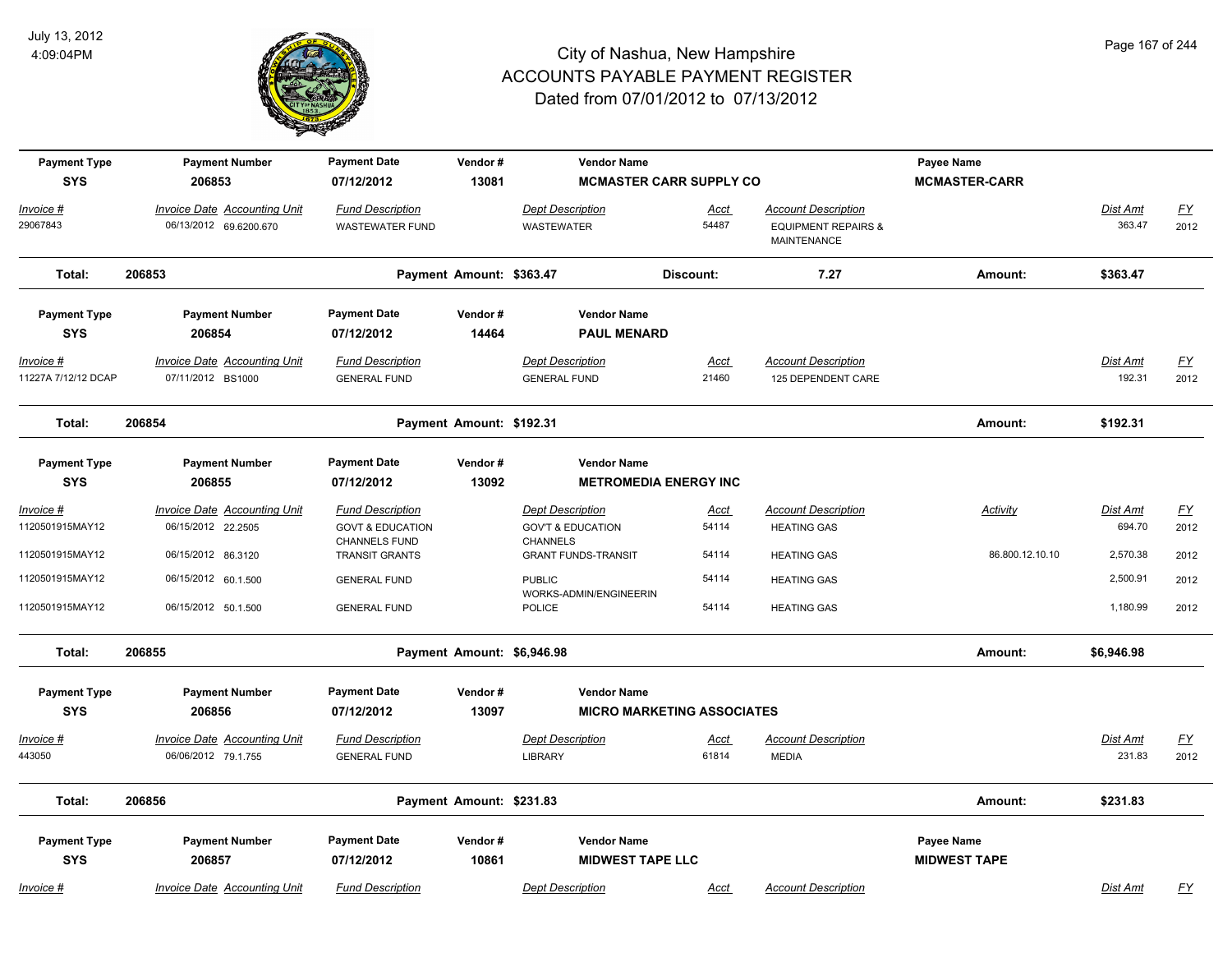# City of Nashua, New Hampshire
## ACCOUNTS PAYABLE PAYMENT REGISTER
### Dated from 07/01/2012 to 07/13/2012

July 13, 2012
4:09:04PM

| Payment Type | Payment Number | Payment Date | Vendor # | Vendor Name | | | Payee Name | | |
|---|---|---|---|---|---|---|---|---|---|
| SYS | 206853 | 07/12/2012 | 13081 | MCMASTER CARR SUPPLY CO | | | MCMASTER-CARR | | |
| **Invoice #** | **Invoice Date Accounting Unit** | **Fund Description** | | **Dept Description** | **Acct** | **Account Description** | | **Dist Amt** | **FY** |
| 29067843 | 06/13/2012 69.6200.670 | WASTEWATER FUND | | WASTEWATER | 54487 | EQUIPMENT REPAIRS & MAINTENANCE | | 363.47 | 2012 |
| **Total:** | **206853** | **Payment Amount: $363.47** | | | **Discount:** | **7.27** | **Amount:** | **$363.47** | |

| Payment Type | Payment Number | Payment Date | Vendor # | Vendor Name | | | | | |
|---|---|---|---|---|---|---|---|---|---|
| SYS | 206854 | 07/12/2012 | 14464 | PAUL MENARD | | | | | |
| **Invoice #** | **Invoice Date Accounting Unit** | **Fund Description** | | **Dept Description** | **Acct** | **Account Description** | | **Dist Amt** | **FY** |
| 11227A 7/12/12 DCAP | 07/11/2012 BS1000 | GENERAL FUND | | GENERAL FUND | 21460 | 125 DEPENDENT CARE | | 192.31 | 2012 |
| **Total:** | **206854** | **Payment Amount: $192.31** | | | | | **Amount:** | **$192.31** | |

| Payment Type | Payment Number | Payment Date | Vendor # | Vendor Name | | | | | |
|---|---|---|---|---|---|---|---|---|---|
| SYS | 206855 | 07/12/2012 | 13092 | METROMEDIA ENERGY INC | | | | | |
| **Invoice #** | **Invoice Date Accounting Unit** | **Fund Description** | | **Dept Description** | **Acct** | **Account Description** | **Activity** | **Dist Amt** | **FY** |
| 1120501915MAY12 | 06/15/2012 22.2505 | GOVT & EDUCATION CHANNELS FUND | | GOV'T & EDUCATION CHANNELS | 54114 | HEATING GAS | | 694.70 | 2012 |
| 1120501915MAY12 | 06/15/2012 86.3120 | TRANSIT GRANTS | | GRANT FUNDS-TRANSIT | 54114 | HEATING GAS | 86.800.12.10.10 | 2,570.38 | 2012 |
| 1120501915MAY12 | 06/15/2012 60.1.500 | GENERAL FUND | | PUBLIC WORKS-ADMIN/ENGINEERIN | 54114 | HEATING GAS | | 2,500.91 | 2012 |
| 1120501915MAY12 | 06/15/2012 50.1.500 | GENERAL FUND | | POLICE | 54114 | HEATING GAS | | 1,180.99 | 2012 |
| **Total:** | **206855** | **Payment Amount: $6,946.98** | | | | | **Amount:** | **$6,946.98** | |

| Payment Type | Payment Number | Payment Date | Vendor # | Vendor Name | | | | | |
|---|---|---|---|---|---|---|---|---|---|
| SYS | 206856 | 07/12/2012 | 13097 | MICRO MARKETING ASSOCIATES | | | | | |
| **Invoice #** | **Invoice Date Accounting Unit** | **Fund Description** | | **Dept Description** | **Acct** | **Account Description** | | **Dist Amt** | **FY** |
| 443050 | 06/06/2012 79.1.755 | GENERAL FUND | | LIBRARY | 61814 | MEDIA | | 231.83 | 2012 |
| **Total:** | **206856** | **Payment Amount: $231.83** | | | | | **Amount:** | **$231.83** | |

| Payment Type | Payment Number | Payment Date | Vendor # | Vendor Name | | | Payee Name | | |
|---|---|---|---|---|---|---|---|---|---|
| SYS | 206857 | 07/12/2012 | 10861 | MIDWEST TAPE LLC | | | MIDWEST TAPE | | |
| **Invoice #** | **Invoice Date Accounting Unit** | **Fund Description** | | **Dept Description** | **Acct** | **Account Description** | | **Dist Amt** | **FY** |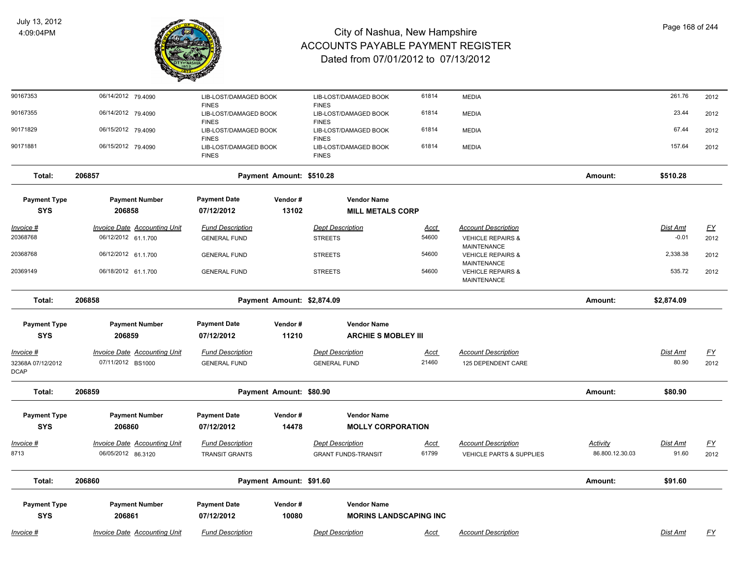# City of Nashua, New Hampshire
# ACCOUNTS PAYABLE PAYMENT REGISTER
## Dated from 07/01/2012 to 07/13/2012

July 13, 2012
4:09:04PM

| Invoice # | Invoice Date | Accounting Unit | Fund Description | Dept Description | Acct | Account Description | Activity | Dist Amt | FY |
|---|---|---|---|---|---|---|---|---|---|
| 90167353 | 06/14/2012 | 79.4090 | LIB-LOST/DAMAGED BOOK FINES | LIB-LOST/DAMAGED BOOK FINES | 61814 | MEDIA | | 261.76 | 2012 |
| 90167355 | 06/14/2012 | 79.4090 | LIB-LOST/DAMAGED BOOK FINES | LIB-LOST/DAMAGED BOOK FINES | 61814 | MEDIA | | 23.44 | 2012 |
| 90171829 | 06/15/2012 | 79.4090 | LIB-LOST/DAMAGED BOOK FINES | LIB-LOST/DAMAGED BOOK FINES | 61814 | MEDIA | | 67.44 | 2012 |
| 90171881 | 06/15/2012 | 79.4090 | LIB-LOST/DAMAGED BOOK FINES | LIB-LOST/DAMAGED BOOK FINES | 61814 | MEDIA | | 157.64 | 2012 |

**Total: 206857 — Payment Amount: $510.28 — Amount: $510.28**

| Payment Type | Payment Number | Payment Date | Vendor # | Vendor Name |
|---|---|---|---|---|
| SYS | 206858 | 07/12/2012 | 13102 | MILL METALS CORP |

| Invoice # | Invoice Date | Accounting Unit | Fund Description | Dept Description | Acct | Account Description | Dist Amt | FY |
|---|---|---|---|---|---|---|---|---|
| 20368768 | 06/12/2012 | 61.1.700 | GENERAL FUND | STREETS | 54600 | VEHICLE REPAIRS & MAINTENANCE | -0.01 | 2012 |
| 20368768 | 06/12/2012 | 61.1.700 | GENERAL FUND | STREETS | 54600 | VEHICLE REPAIRS & MAINTENANCE | 2,338.38 | 2012 |
| 20369149 | 06/18/2012 | 61.1.700 | GENERAL FUND | STREETS | 54600 | VEHICLE REPAIRS & MAINTENANCE | 535.72 | 2012 |

**Total: 206858 — Payment Amount: $2,874.09 — Amount: $2,874.09**

| Payment Type | Payment Number | Payment Date | Vendor # | Vendor Name |
|---|---|---|---|---|
| SYS | 206859 | 07/12/2012 | 11210 | ARCHIE S MOBLEY III |

| Invoice # | Invoice Date | Accounting Unit | Fund Description | Dept Description | Acct | Account Description | Dist Amt | FY |
|---|---|---|---|---|---|---|---|---|
| 32368A 07/12/2012 DCAP | 07/11/2012 | BS1000 | GENERAL FUND | GENERAL FUND | 21460 | 125 DEPENDENT CARE | 80.90 | 2012 |

**Total: 206859 — Payment Amount: $80.90 — Amount: $80.90**

| Payment Type | Payment Number | Payment Date | Vendor # | Vendor Name |
|---|---|---|---|---|
| SYS | 206860 | 07/12/2012 | 14478 | MOLLY CORPORATION |

| Invoice # | Invoice Date | Accounting Unit | Fund Description | Dept Description | Acct | Account Description | Activity | Dist Amt | FY |
|---|---|---|---|---|---|---|---|---|---|
| 8713 | 06/05/2012 | 86.3120 | TRANSIT GRANTS | GRANT FUNDS-TRANSIT | 61799 | VEHICLE PARTS & SUPPLIES | 86.800.12.30.03 | 91.60 | 2012 |

**Total: 206860 — Payment Amount: $91.60 — Amount: $91.60**

| Payment Type | Payment Number | Payment Date | Vendor # | Vendor Name |
|---|---|---|---|---|
| SYS | 206861 | 07/12/2012 | 10080 | MORINS LANDSCAPING INC |

| Invoice # | Invoice Date | Accounting Unit | Fund Description | Dept Description | Acct | Account Description | Dist Amt | FY |
|---|---|---|---|---|---|---|---|---|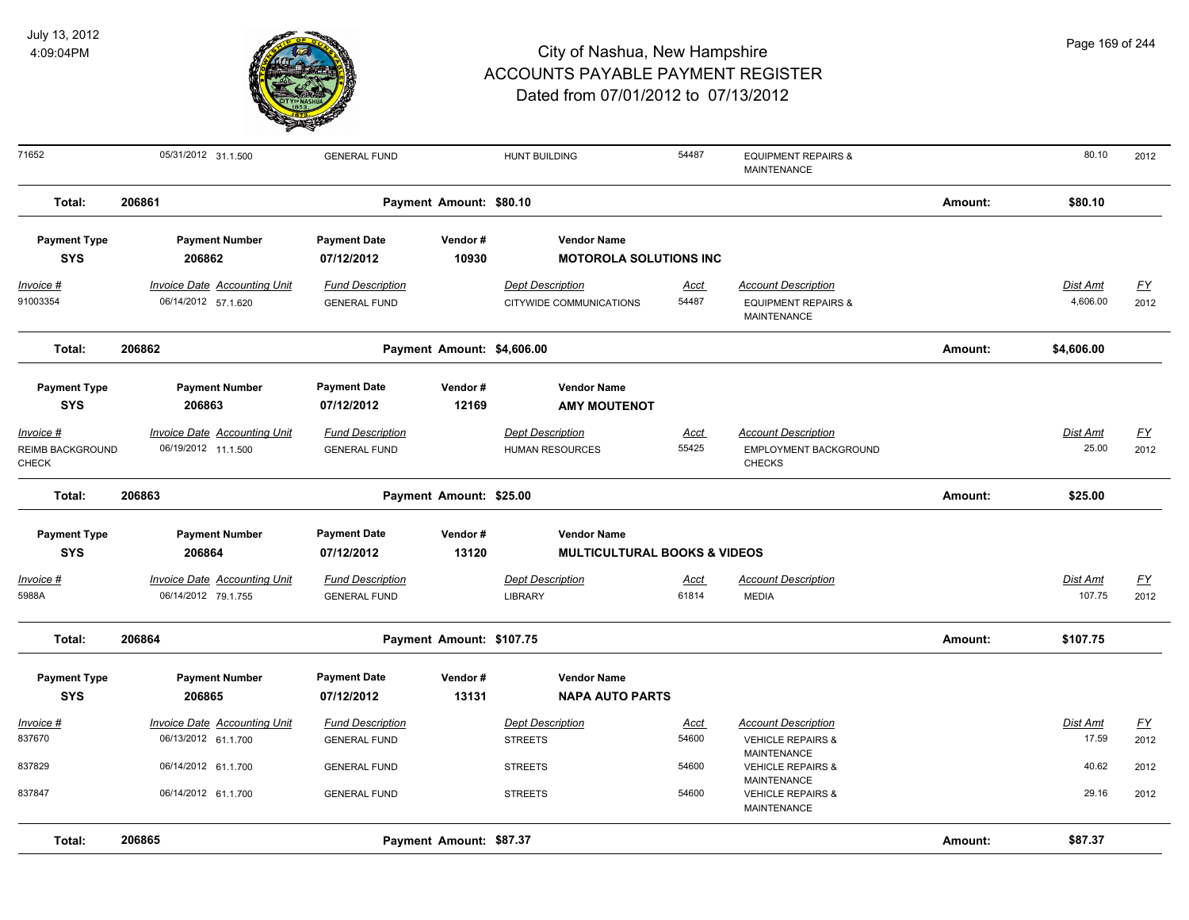| Invoice # | Invoice Date | Accounting Unit | Fund Description | Dept Description | Acct | Account Description | Dist Amt | FY |
|---|---|---|---|---|---|---|---|---|
| 71652 | 05/31/2012 | 31.1.500 | GENERAL FUND | HUNT BUILDING | 54487 | EQUIPMENT REPAIRS & MAINTENANCE | 80.10 | 2012 |

**Total: 206861 — Payment Amount: $80.10 — Amount: $80.10**

| Payment Type | Payment Number | Payment Date | Vendor # | Vendor Name |
|---|---|---|---|---|
| SYS | 206862 | 07/12/2012 | 10930 | MOTOROLA SOLUTIONS INC |

| Invoice # | Invoice Date | Accounting Unit | Fund Description | Dept Description | Acct | Account Description | Dist Amt | FY |
|---|---|---|---|---|---|---|---|---|
| 91003354 | 06/14/2012 | 57.1.620 | GENERAL FUND | CITYWIDE COMMUNICATIONS | 54487 | EQUIPMENT REPAIRS & MAINTENANCE | 4,606.00 | 2012 |

**Total: 206862 — Payment Amount: $4,606.00 — Amount: $4,606.00**

| Payment Type | Payment Number | Payment Date | Vendor # | Vendor Name |
|---|---|---|---|---|
| SYS | 206863 | 07/12/2012 | 12169 | AMY MOUTENOT |

| Invoice # | Invoice Date | Accounting Unit | Fund Description | Dept Description | Acct | Account Description | Dist Amt | FY |
|---|---|---|---|---|---|---|---|---|
| REIMB BACKGROUND CHECK | 06/19/2012 | 11.1.500 | GENERAL FUND | HUMAN RESOURCES | 55425 | EMPLOYMENT BACKGROUND CHECKS | 25.00 | 2012 |

**Total: 206863 — Payment Amount: $25.00 — Amount: $25.00**

| Payment Type | Payment Number | Payment Date | Vendor # | Vendor Name |
|---|---|---|---|---|
| SYS | 206864 | 07/12/2012 | 13120 | MULTICULTURAL BOOKS & VIDEOS |

| Invoice # | Invoice Date | Accounting Unit | Fund Description | Dept Description | Acct | Account Description | Dist Amt | FY |
|---|---|---|---|---|---|---|---|---|
| 5988A | 06/14/2012 | 79.1.755 | GENERAL FUND | LIBRARY | 61814 | MEDIA | 107.75 | 2012 |

**Total: 206864 — Payment Amount: $107.75 — Amount: $107.75**

| Payment Type | Payment Number | Payment Date | Vendor # | Vendor Name |
|---|---|---|---|---|
| SYS | 206865 | 07/12/2012 | 13131 | NAPA AUTO PARTS |

| Invoice # | Invoice Date | Accounting Unit | Fund Description | Dept Description | Acct | Account Description | Dist Amt | FY |
|---|---|---|---|---|---|---|---|---|
| 837670 | 06/13/2012 | 61.1.700 | GENERAL FUND | STREETS | 54600 | VEHICLE REPAIRS & MAINTENANCE | 17.59 | 2012 |
| 837829 | 06/14/2012 | 61.1.700 | GENERAL FUND | STREETS | 54600 | VEHICLE REPAIRS & MAINTENANCE | 40.62 | 2012 |
| 837847 | 06/14/2012 | 61.1.700 | GENERAL FUND | STREETS | 54600 | VEHICLE REPAIRS & MAINTENANCE | 29.16 | 2012 |

**Total: 206865 — Payment Amount: $87.37 — Amount: $87.37**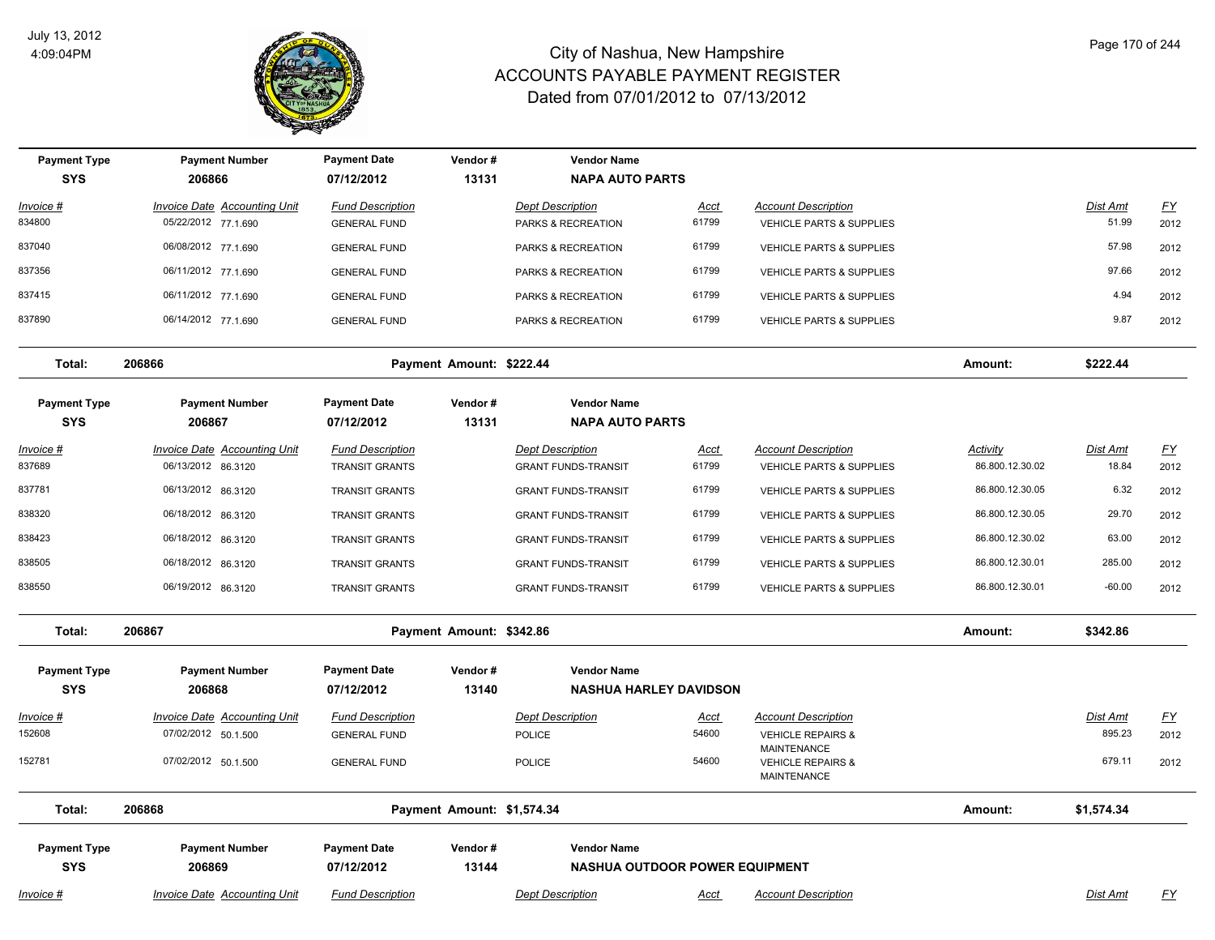# City of Nashua, New Hampshire
# ACCOUNTS PAYABLE PAYMENT REGISTER
## Dated from 07/01/2012 to 07/13/2012

July 13, 2012
4:09:04PM

| Payment Type | Payment Number | Payment Date | Vendor # | Vendor Name | | | | |
|---|---|---|---|---|---|---|---|---|
| **SYS** | **206866** | **07/12/2012** | **13131** | **NAPA AUTO PARTS** | | | | |

| Invoice # | Invoice Date | Accounting Unit | Fund Description | Dept Description | Acct | Account Description | Dist Amt | FY |
|---|---|---|---|---|---|---|---|---|
| 834800 | 05/22/2012 | 77.1.690 | GENERAL FUND | PARKS & RECREATION | 61799 | VEHICLE PARTS & SUPPLIES | 51.99 | 2012 |
| 837040 | 06/08/2012 | 77.1.690 | GENERAL FUND | PARKS & RECREATION | 61799 | VEHICLE PARTS & SUPPLIES | 57.98 | 2012 |
| 837356 | 06/11/2012 | 77.1.690 | GENERAL FUND | PARKS & RECREATION | 61799 | VEHICLE PARTS & SUPPLIES | 97.66 | 2012 |
| 837415 | 06/11/2012 | 77.1.690 | GENERAL FUND | PARKS & RECREATION | 61799 | VEHICLE PARTS & SUPPLIES | 4.94 | 2012 |
| 837890 | 06/14/2012 | 77.1.690 | GENERAL FUND | PARKS & RECREATION | 61799 | VEHICLE PARTS & SUPPLIES | 9.87 | 2012 |

**Total: 206866** — **Payment Amount: $222.44** — **Amount: $222.44**

| Payment Type | Payment Number | Payment Date | Vendor # | Vendor Name | | | | | |
|---|---|---|---|---|---|---|---|---|---|
| **SYS** | **206867** | **07/12/2012** | **13131** | **NAPA AUTO PARTS** | | | | | |

| Invoice # | Invoice Date | Accounting Unit | Fund Description | Dept Description | Acct | Account Description | Activity | Dist Amt | FY |
|---|---|---|---|---|---|---|---|---|---|
| 837689 | 06/13/2012 | 86.3120 | TRANSIT GRANTS | GRANT FUNDS-TRANSIT | 61799 | VEHICLE PARTS & SUPPLIES | 86.800.12.30.02 | 18.84 | 2012 |
| 837781 | 06/13/2012 | 86.3120 | TRANSIT GRANTS | GRANT FUNDS-TRANSIT | 61799 | VEHICLE PARTS & SUPPLIES | 86.800.12.30.05 | 6.32 | 2012 |
| 838320 | 06/18/2012 | 86.3120 | TRANSIT GRANTS | GRANT FUNDS-TRANSIT | 61799 | VEHICLE PARTS & SUPPLIES | 86.800.12.30.05 | 29.70 | 2012 |
| 838423 | 06/18/2012 | 86.3120 | TRANSIT GRANTS | GRANT FUNDS-TRANSIT | 61799 | VEHICLE PARTS & SUPPLIES | 86.800.12.30.02 | 63.00 | 2012 |
| 838505 | 06/18/2012 | 86.3120 | TRANSIT GRANTS | GRANT FUNDS-TRANSIT | 61799 | VEHICLE PARTS & SUPPLIES | 86.800.12.30.01 | 285.00 | 2012 |
| 838550 | 06/19/2012 | 86.3120 | TRANSIT GRANTS | GRANT FUNDS-TRANSIT | 61799 | VEHICLE PARTS & SUPPLIES | 86.800.12.30.01 | -60.00 | 2012 |

**Total: 206867** — **Payment Amount: $342.86** — **Amount: $342.86**

| Payment Type | Payment Number | Payment Date | Vendor # | Vendor Name | | | | |
|---|---|---|---|---|---|---|---|---|
| **SYS** | **206868** | **07/12/2012** | **13140** | **NASHUA HARLEY DAVIDSON** | | | | |

| Invoice # | Invoice Date | Accounting Unit | Fund Description | Dept Description | Acct | Account Description | Dist Amt | FY |
|---|---|---|---|---|---|---|---|---|
| 152608 | 07/02/2012 | 50.1.500 | GENERAL FUND | POLICE | 54600 | VEHICLE REPAIRS & MAINTENANCE | 895.23 | 2012 |
| 152781 | 07/02/2012 | 50.1.500 | GENERAL FUND | POLICE | 54600 | VEHICLE REPAIRS & MAINTENANCE | 679.11 | 2012 |

**Total: 206868** — **Payment Amount: $1,574.34** — **Amount: $1,574.34**

| Payment Type | Payment Number | Payment Date | Vendor # | Vendor Name | | | | |
|---|---|---|---|---|---|---|---|---|
| **SYS** | **206869** | **07/12/2012** | **13144** | **NASHUA OUTDOOR POWER EQUIPMENT** | | | | |

| Invoice # | Invoice Date | Accounting Unit | Fund Description | Dept Description | Acct | Account Description | Dist Amt | FY |
|---|---|---|---|---|---|---|---|---|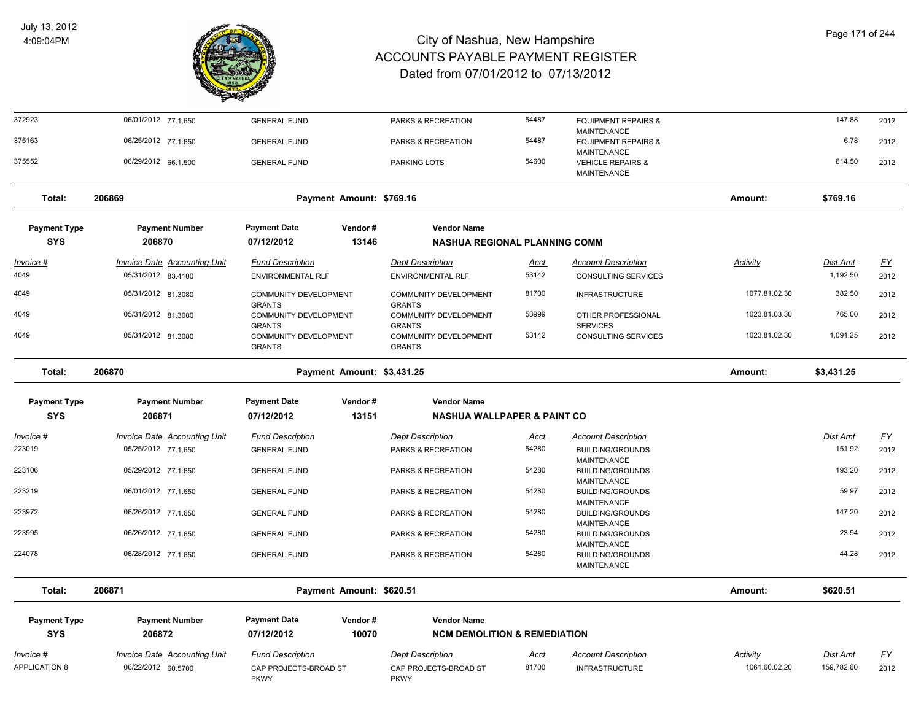# City of Nashua, New Hampshire
## ACCOUNTS PAYABLE PAYMENT REGISTER
### Dated from 07/01/2012 to 07/13/2012

July 13, 2012
4:09:04PM

| Invoice # | Invoice Date | Accounting Unit | Fund Description | Dept Description | Acct | Account Description | Activity | Dist Amt | FY |
|---|---|---|---|---|---|---|---|---|---|
| 372923 | 06/01/2012 | 77.1.650 | GENERAL FUND | PARKS & RECREATION | 54487 | EQUIPMENT REPAIRS & MAINTENANCE | | 147.88 | 2012 |
| 375163 | 06/25/2012 | 77.1.650 | GENERAL FUND | PARKS & RECREATION | 54487 | EQUIPMENT REPAIRS & MAINTENANCE | | 6.78 | 2012 |
| 375552 | 06/29/2012 | 66.1.500 | GENERAL FUND | PARKING LOTS | 54600 | VEHICLE REPAIRS & MAINTENANCE | | 614.50 | 2012 |

**Total: 206869** — Payment Amount: $769.16 — Amount: **$769.16**

| Payment Type | Payment Number | Payment Date | Vendor # | Vendor Name |
|---|---|---|---|---|
| SYS | 206870 | 07/12/2012 | 13146 | NASHUA REGIONAL PLANNING COMM |

| Invoice # | Invoice Date | Accounting Unit | Fund Description | Dept Description | Acct | Account Description | Activity | Dist Amt | FY |
|---|---|---|---|---|---|---|---|---|---|
| 4049 | 05/31/2012 | 83.4100 | ENVIRONMENTAL RLF | ENVIRONMENTAL RLF | 53142 | CONSULTING SERVICES | | 1,192.50 | 2012 |
| 4049 | 05/31/2012 | 81.3080 | COMMUNITY DEVELOPMENT GRANTS | COMMUNITY DEVELOPMENT GRANTS | 81700 | INFRASTRUCTURE | 1077.81.02.30 | 382.50 | 2012 |
| 4049 | 05/31/2012 | 81.3080 | COMMUNITY DEVELOPMENT GRANTS | COMMUNITY DEVELOPMENT GRANTS | 53999 | OTHER PROFESSIONAL SERVICES | 1023.81.03.30 | 765.00 | 2012 |
| 4049 | 05/31/2012 | 81.3080 | COMMUNITY DEVELOPMENT GRANTS | COMMUNITY DEVELOPMENT GRANTS | 53142 | CONSULTING SERVICES | 1023.81.02.30 | 1,091.25 | 2012 |

**Total: 206870** — Payment Amount: $3,431.25 — Amount: **$3,431.25**

| Payment Type | Payment Number | Payment Date | Vendor # | Vendor Name |
|---|---|---|---|---|
| SYS | 206871 | 07/12/2012 | 13151 | NASHUA WALLPAPER & PAINT CO |

| Invoice # | Invoice Date | Accounting Unit | Fund Description | Dept Description | Acct | Account Description | Dist Amt | FY |
|---|---|---|---|---|---|---|---|---|
| 223019 | 05/25/2012 | 77.1.650 | GENERAL FUND | PARKS & RECREATION | 54280 | BUILDING/GROUNDS MAINTENANCE | 151.92 | 2012 |
| 223106 | 05/29/2012 | 77.1.650 | GENERAL FUND | PARKS & RECREATION | 54280 | BUILDING/GROUNDS MAINTENANCE | 193.20 | 2012 |
| 223219 | 06/01/2012 | 77.1.650 | GENERAL FUND | PARKS & RECREATION | 54280 | BUILDING/GROUNDS MAINTENANCE | 59.97 | 2012 |
| 223972 | 06/26/2012 | 77.1.650 | GENERAL FUND | PARKS & RECREATION | 54280 | BUILDING/GROUNDS MAINTENANCE | 147.20 | 2012 |
| 223995 | 06/26/2012 | 77.1.650 | GENERAL FUND | PARKS & RECREATION | 54280 | BUILDING/GROUNDS MAINTENANCE | 23.94 | 2012 |
| 224078 | 06/28/2012 | 77.1.650 | GENERAL FUND | PARKS & RECREATION | 54280 | BUILDING/GROUNDS MAINTENANCE | 44.28 | 2012 |

**Total: 206871** — Payment Amount: $620.51 — Amount: **$620.51**

| Payment Type | Payment Number | Payment Date | Vendor # | Vendor Name |
|---|---|---|---|---|
| SYS | 206872 | 07/12/2012 | 10070 | NCM DEMOLITION & REMEDIATION |

| Invoice # | Invoice Date | Accounting Unit | Fund Description | Dept Description | Acct | Account Description | Activity | Dist Amt | FY |
|---|---|---|---|---|---|---|---|---|---|
| APPLICATION 8 | 06/22/2012 | 60.5700 | CAP PROJECTS-BROAD ST PKWY | CAP PROJECTS-BROAD ST PKWY | 81700 | INFRASTRUCTURE | 1061.60.02.20 | 159,782.60 | 2012 |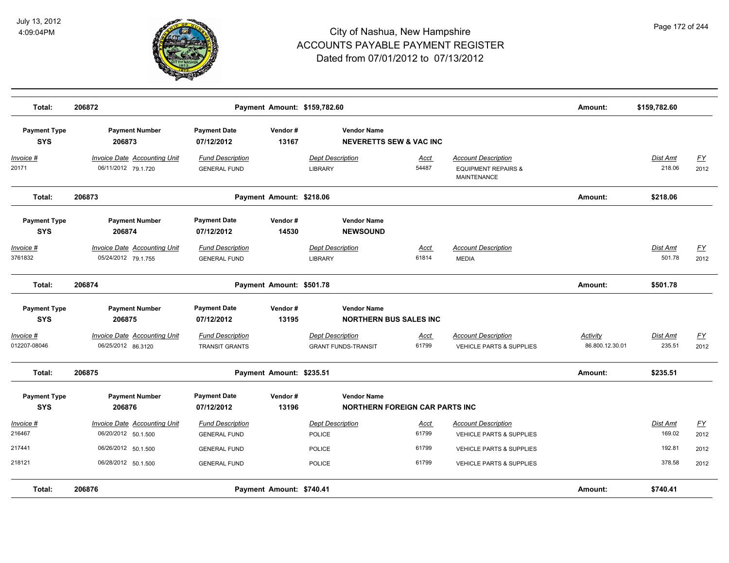# City of Nashua, New Hampshire
# ACCOUNTS PAYABLE PAYMENT REGISTER
## Dated from 07/01/2012 to 07/13/2012

July 13, 2012
4:09:04PM

| Total: | 206872 | | Payment Amount: $159,782.60 | | | | Amount: | $159,782.60 | |
|---|---|---|---|---|---|---|---|---|---|

| Payment Type | Payment Number | Payment Date | Vendor # | Vendor Name | | | | | |
|---|---|---|---|---|---|---|---|---|---|
| SYS | 206873 | 07/12/2012 | 13167 | NEVERETTS SEW & VAC INC | | | | | |
| Invoice # | Invoice Date Accounting Unit | Fund Description | | Dept Description | Acct | Account Description | | Dist Amt | FY |
| 20171 | 06/11/2012 79.1.720 | GENERAL FUND | | LIBRARY | 54487 | EQUIPMENT REPAIRS & MAINTENANCE | | 218.06 | 2012 |
| **Total:** | **206873** | | **Payment Amount: $218.06** | | | | **Amount:** | **$218.06** | |

| Payment Type | Payment Number | Payment Date | Vendor # | Vendor Name | | | | | |
|---|---|---|---|---|---|---|---|---|---|
| SYS | 206874 | 07/12/2012 | 14530 | NEWSOUND | | | | | |
| Invoice # | Invoice Date Accounting Unit | Fund Description | | Dept Description | Acct | Account Description | | Dist Amt | FY |
| 3761832 | 05/24/2012 79.1.755 | GENERAL FUND | | LIBRARY | 61814 | MEDIA | | 501.78 | 2012 |
| **Total:** | **206874** | | **Payment Amount: $501.78** | | | | **Amount:** | **$501.78** | |

| Payment Type | Payment Number | Payment Date | Vendor # | Vendor Name | | | | | |
|---|---|---|---|---|---|---|---|---|---|
| SYS | 206875 | 07/12/2012 | 13195 | NORTHERN BUS SALES INC | | | | | |
| Invoice # | Invoice Date Accounting Unit | Fund Description | | Dept Description | Acct | Account Description | Activity | Dist Amt | FY |
| 012207-08046 | 06/25/2012 86.3120 | TRANSIT GRANTS | | GRANT FUNDS-TRANSIT | 61799 | VEHICLE PARTS & SUPPLIES | 86.800.12.30.01 | 235.51 | 2012 |
| **Total:** | **206875** | | **Payment Amount: $235.51** | | | | **Amount:** | **$235.51** | |

| Payment Type | Payment Number | Payment Date | Vendor # | Vendor Name | | | | | |
|---|---|---|---|---|---|---|---|---|---|
| SYS | 206876 | 07/12/2012 | 13196 | NORTHERN FOREIGN CAR PARTS INC | | | | | |
| Invoice # | Invoice Date Accounting Unit | Fund Description | | Dept Description | Acct | Account Description | | Dist Amt | FY |
| 216467 | 06/20/2012 50.1.500 | GENERAL FUND | | POLICE | 61799 | VEHICLE PARTS & SUPPLIES | | 169.02 | 2012 |
| 217441 | 06/26/2012 50.1.500 | GENERAL FUND | | POLICE | 61799 | VEHICLE PARTS & SUPPLIES | | 192.81 | 2012 |
| 218121 | 06/28/2012 50.1.500 | GENERAL FUND | | POLICE | 61799 | VEHICLE PARTS & SUPPLIES | | 378.58 | 2012 |
| **Total:** | **206876** | | **Payment Amount: $740.41** | | | | **Amount:** | **$740.41** | |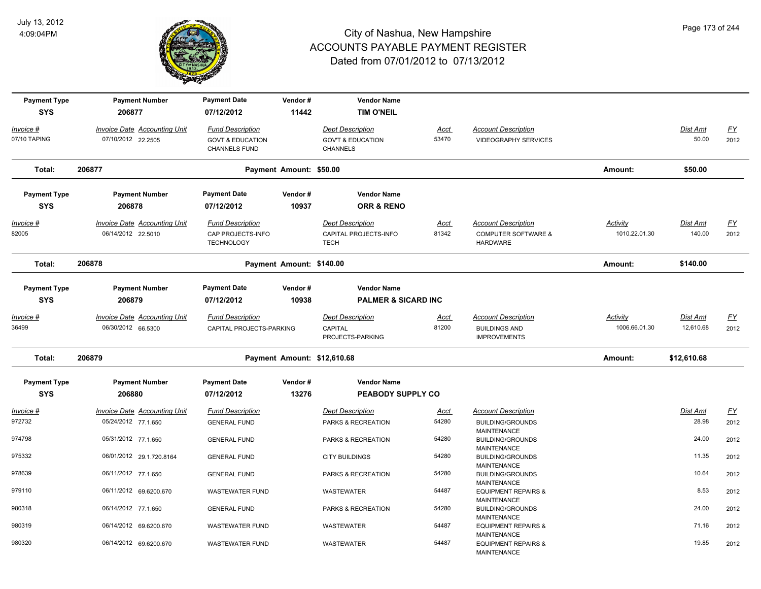# City of Nashua, New Hampshire
## ACCOUNTS PAYABLE PAYMENT REGISTER
### Dated from 07/01/2012 to 07/13/2012

July 13, 2012
4:09:04PM

| Payment Type | Payment Number | Payment Date | Vendor # | Vendor Name |
|---|---|---|---|---|
| SYS | 206877 | 07/12/2012 | 11442 | TIM O'NEIL |

| Invoice # | Invoice Date | Accounting Unit | Fund Description | Dept Description | Acct | Account Description | Activity | Dist Amt | FY |
|---|---|---|---|---|---|---|---|---|---|
| 07/10 TAPING | 07/10/2012 | 22.2505 | GOVT & EDUCATION CHANNELS FUND | GOV'T & EDUCATION CHANNELS | 53470 | VIDEOGRAPHY SERVICES | | 50.00 | 2012 |

**Total: 206877 — Payment Amount: $50.00 — Amount: $50.00**

| Payment Type | Payment Number | Payment Date | Vendor # | Vendor Name |
|---|---|---|---|---|
| SYS | 206878 | 07/12/2012 | 10937 | ORR & RENO |

| Invoice # | Invoice Date | Accounting Unit | Fund Description | Dept Description | Acct | Account Description | Activity | Dist Amt | FY |
|---|---|---|---|---|---|---|---|---|---|
| 82005 | 06/14/2012 | 22.5010 | CAP PROJECTS-INFO TECHNOLOGY | CAPITAL PROJECTS-INFO TECH | 81342 | COMPUTER SOFTWARE & HARDWARE | 1010.22.01.30 | 140.00 | 2012 |

**Total: 206878 — Payment Amount: $140.00 — Amount: $140.00**

| Payment Type | Payment Number | Payment Date | Vendor # | Vendor Name |
|---|---|---|---|---|
| SYS | 206879 | 07/12/2012 | 10938 | PALMER & SICARD INC |

| Invoice # | Invoice Date | Accounting Unit | Fund Description | Dept Description | Acct | Account Description | Activity | Dist Amt | FY |
|---|---|---|---|---|---|---|---|---|---|
| 36499 | 06/30/2012 | 66.5300 | CAPITAL PROJECTS-PARKING | CAPITAL PROJECTS-PARKING | 81200 | BUILDINGS AND IMPROVEMENTS | 1006.66.01.30 | 12,610.68 | 2012 |

**Total: 206879 — Payment Amount: $12,610.68 — Amount: $12,610.68**

| Payment Type | Payment Number | Payment Date | Vendor # | Vendor Name |
|---|---|---|---|---|
| SYS | 206880 | 07/12/2012 | 13276 | PEABODY SUPPLY CO |

| Invoice # | Invoice Date | Accounting Unit | Fund Description | Dept Description | Acct | Account Description | Dist Amt | FY |
|---|---|---|---|---|---|---|---|---|
| 972732 | 05/24/2012 | 77.1.650 | GENERAL FUND | PARKS & RECREATION | 54280 | BUILDING/GROUNDS MAINTENANCE | 28.98 | 2012 |
| 974798 | 05/31/2012 | 77.1.650 | GENERAL FUND | PARKS & RECREATION | 54280 | BUILDING/GROUNDS MAINTENANCE | 24.00 | 2012 |
| 975332 | 06/01/2012 | 29.1.720.8164 | GENERAL FUND | CITY BUILDINGS | 54280 | BUILDING/GROUNDS MAINTENANCE | 11.35 | 2012 |
| 978639 | 06/11/2012 | 77.1.650 | GENERAL FUND | PARKS & RECREATION | 54280 | BUILDING/GROUNDS MAINTENANCE | 10.64 | 2012 |
| 979110 | 06/11/2012 | 69.6200.670 | WASTEWATER FUND | WASTEWATER | 54487 | EQUIPMENT REPAIRS & MAINTENANCE | 8.53 | 2012 |
| 980318 | 06/14/2012 | 77.1.650 | GENERAL FUND | PARKS & RECREATION | 54280 | BUILDING/GROUNDS MAINTENANCE | 24.00 | 2012 |
| 980319 | 06/14/2012 | 69.6200.670 | WASTEWATER FUND | WASTEWATER | 54487 | EQUIPMENT REPAIRS & MAINTENANCE | 71.16 | 2012 |
| 980320 | 06/14/2012 | 69.6200.670 | WASTEWATER FUND | WASTEWATER | 54487 | EQUIPMENT REPAIRS & MAINTENANCE | 19.85 | 2012 |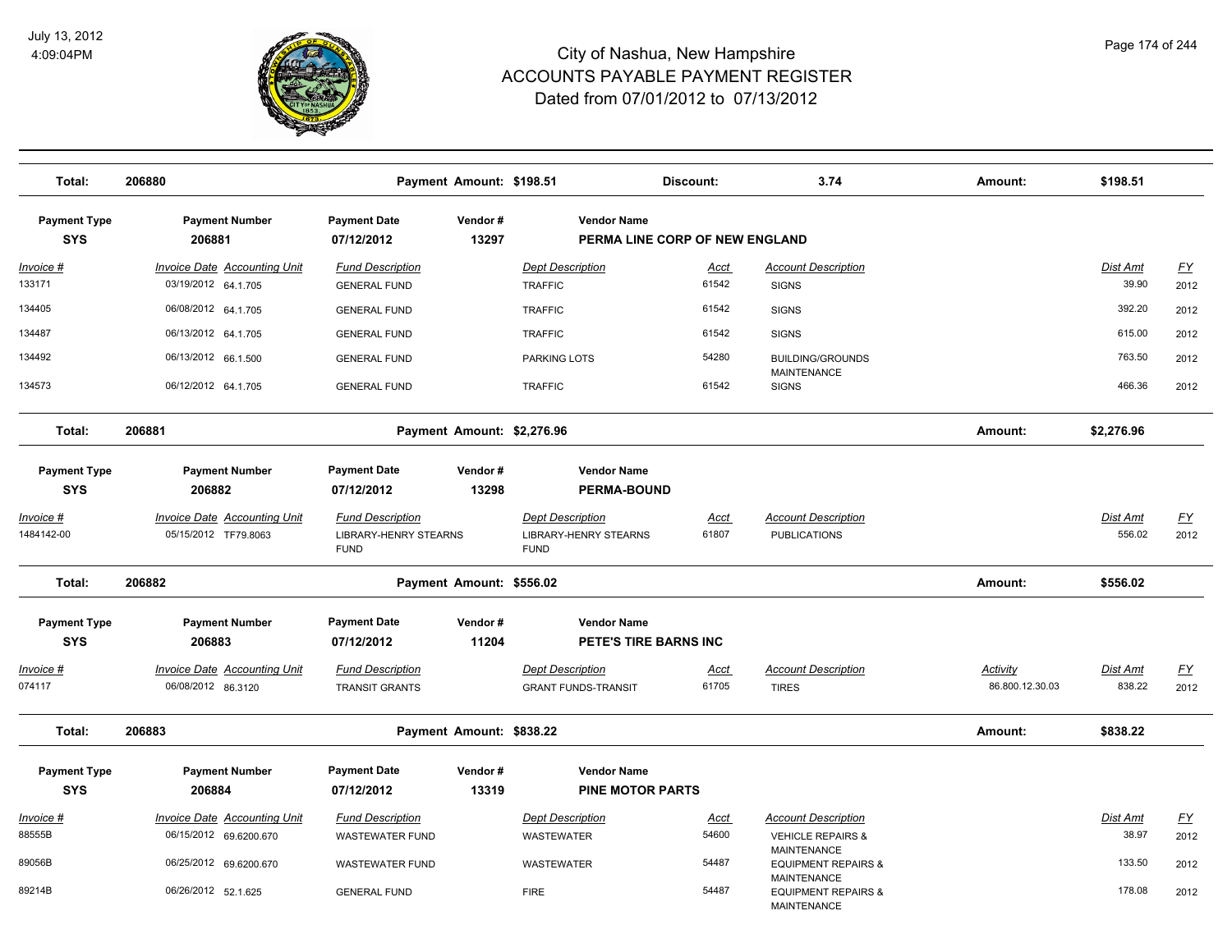# City of Nashua, New Hampshire
# ACCOUNTS PAYABLE PAYMENT REGISTER
# Dated from 07/01/2012 to 07/13/2012

July 13, 2012
4:09:04PM

| Total: | 206880 | Payment Amount: $198.51 | Discount: | 3.74 | Amount: | $198.51 |
|---|---|---|---|---|---|---|

| Payment Type | Payment Number | Payment Date | Vendor # | Vendor Name |
|---|---|---|---|---|
| SYS | 206881 | 07/12/2012 | 13297 | PERMA LINE CORP OF NEW ENGLAND |

| Invoice # | Invoice Date | Accounting Unit | Fund Description | Dept Description | Acct | Account Description | Dist Amt | FY |
|---|---|---|---|---|---|---|---|---|
| 133171 | 03/19/2012 | 64.1.705 | GENERAL FUND | TRAFFIC | 61542 | SIGNS | 39.90 | 2012 |
| 134405 | 06/08/2012 | 64.1.705 | GENERAL FUND | TRAFFIC | 61542 | SIGNS | 392.20 | 2012 |
| 134487 | 06/13/2012 | 64.1.705 | GENERAL FUND | TRAFFIC | 61542 | SIGNS | 615.00 | 2012 |
| 134492 | 06/13/2012 | 66.1.500 | GENERAL FUND | PARKING LOTS | 54280 | BUILDING/GROUNDS MAINTENANCE | 763.50 | 2012 |
| 134573 | 06/12/2012 | 64.1.705 | GENERAL FUND | TRAFFIC | 61542 | SIGNS | 466.36 | 2012 |

| Total: | 206881 | Payment Amount: $2,276.96 | Amount: | $2,276.96 |
|---|---|---|---|---|

| Payment Type | Payment Number | Payment Date | Vendor # | Vendor Name |
|---|---|---|---|---|
| SYS | 206882 | 07/12/2012 | 13298 | PERMA-BOUND |

| Invoice # | Invoice Date | Accounting Unit | Fund Description | Dept Description | Acct | Account Description | Dist Amt | FY |
|---|---|---|---|---|---|---|---|---|
| 1484142-00 | 05/15/2012 | TF79.8063 | LIBRARY-HENRY STEARNS FUND | LIBRARY-HENRY STEARNS FUND | 61807 | PUBLICATIONS | 556.02 | 2012 |

| Total: | 206882 | Payment Amount: $556.02 | Amount: | $556.02 |
|---|---|---|---|---|

| Payment Type | Payment Number | Payment Date | Vendor # | Vendor Name |
|---|---|---|---|---|
| SYS | 206883 | 07/12/2012 | 11204 | PETE'S TIRE BARNS INC |

| Invoice # | Invoice Date | Accounting Unit | Fund Description | Dept Description | Acct | Account Description | Activity | Dist Amt | FY |
|---|---|---|---|---|---|---|---|---|---|
| 074117 | 06/08/2012 | 86.3120 | TRANSIT GRANTS | GRANT FUNDS-TRANSIT | 61705 | TIRES | 86.800.12.30.03 | 838.22 | 2012 |

| Total: | 206883 | Payment Amount: $838.22 | Amount: | $838.22 |
|---|---|---|---|---|

| Payment Type | Payment Number | Payment Date | Vendor # | Vendor Name |
|---|---|---|---|---|
| SYS | 206884 | 07/12/2012 | 13319 | PINE MOTOR PARTS |

| Invoice # | Invoice Date | Accounting Unit | Fund Description | Dept Description | Acct | Account Description | Dist Amt | FY |
|---|---|---|---|---|---|---|---|---|
| 88555B | 06/15/2012 | 69.6200.670 | WASTEWATER FUND | WASTEWATER | 54600 | VEHICLE REPAIRS & MAINTENANCE | 38.97 | 2012 |
| 89056B | 06/25/2012 | 69.6200.670 | WASTEWATER FUND | WASTEWATER | 54487 | EQUIPMENT REPAIRS & MAINTENANCE | 133.50 | 2012 |
| 89214B | 06/26/2012 | 52.1.625 | GENERAL FUND | FIRE | 54487 | EQUIPMENT REPAIRS & MAINTENANCE | 178.08 | 2012 |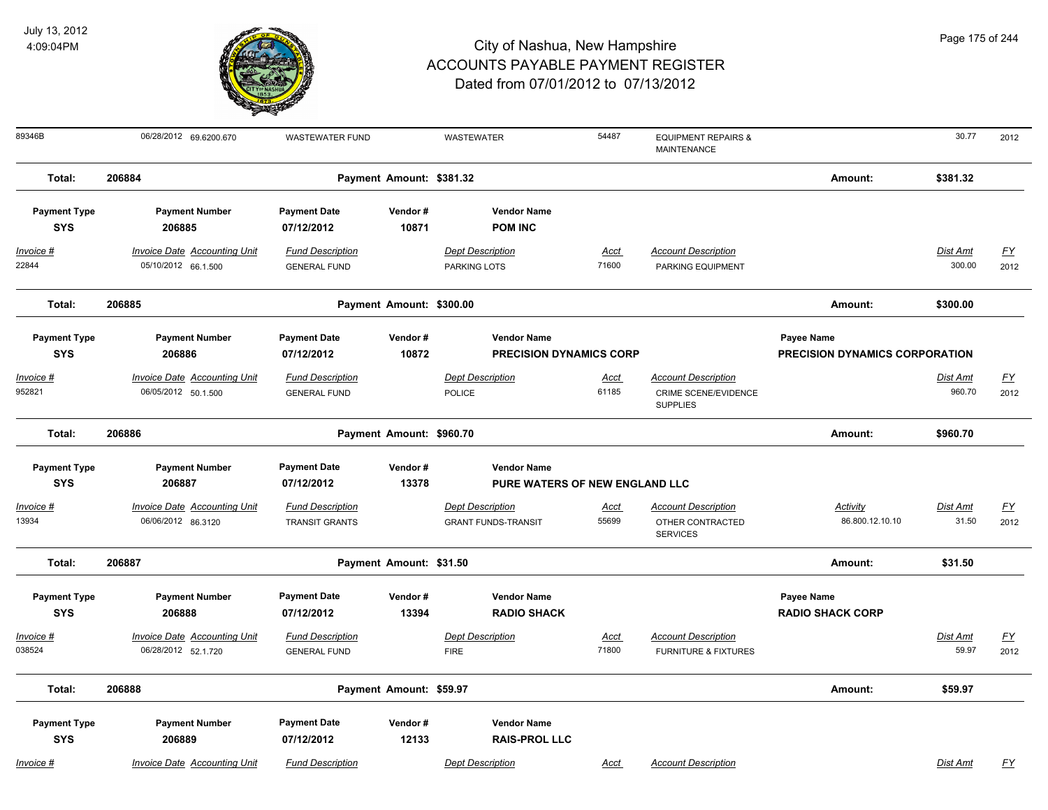# City of Nashua, New Hampshire
# ACCOUNTS PAYABLE PAYMENT REGISTER
## Dated from 07/01/2012 to 07/13/2012

July 13, 2012
4:09:04PM

| 89346B | 06/28/2012 69.6200.670 | WASTEWATER FUND | | WASTEWATER | 54487 | EQUIPMENT REPAIRS & MAINTENANCE | | 30.77 | 2012 |
|---|---|---|---|---|---|---|---|---|---|

**Total: 206884 — Payment Amount: $381.32 — Amount: $381.32**

| Payment Type | Payment Number | Payment Date | Vendor # | Vendor Name |
|---|---|---|---|---|
| SYS | 206885 | 07/12/2012 | 10871 | POM INC |

| Invoice # | Invoice Date | Accounting Unit | Fund Description | Dept Description | Acct | Account Description | Dist Amt | FY |
|---|---|---|---|---|---|---|---|---|
| 22844 | 05/10/2012 | 66.1.500 | GENERAL FUND | PARKING LOTS | 71600 | PARKING EQUIPMENT | 300.00 | 2012 |

**Total: 206885 — Payment Amount: $300.00 — Amount: $300.00**

| Payment Type | Payment Number | Payment Date | Vendor # | Vendor Name | Payee Name |
|---|---|---|---|---|---|
| SYS | 206886 | 07/12/2012 | 10872 | PRECISION DYNAMICS CORP | PRECISION DYNAMICS CORPORATION |

| Invoice # | Invoice Date | Accounting Unit | Fund Description | Dept Description | Acct | Account Description | Dist Amt | FY |
|---|---|---|---|---|---|---|---|---|
| 952821 | 06/05/2012 | 50.1.500 | GENERAL FUND | POLICE | 61185 | CRIME SCENE/EVIDENCE SUPPLIES | 960.70 | 2012 |

**Total: 206886 — Payment Amount: $960.70 — Amount: $960.70**

| Payment Type | Payment Number | Payment Date | Vendor # | Vendor Name |
|---|---|---|---|---|
| SYS | 206887 | 07/12/2012 | 13378 | PURE WATERS OF NEW ENGLAND LLC |

| Invoice # | Invoice Date | Accounting Unit | Fund Description | Dept Description | Acct | Account Description | Activity | Dist Amt | FY |
|---|---|---|---|---|---|---|---|---|---|
| 13934 | 06/06/2012 | 86.3120 | TRANSIT GRANTS | GRANT FUNDS-TRANSIT | 55699 | OTHER CONTRACTED SERVICES | 86.800.12.10.10 | 31.50 | 2012 |

**Total: 206887 — Payment Amount: $31.50 — Amount: $31.50**

| Payment Type | Payment Number | Payment Date | Vendor # | Vendor Name | Payee Name |
|---|---|---|---|---|---|
| SYS | 206888 | 07/12/2012 | 13394 | RADIO SHACK | RADIO SHACK CORP |

| Invoice # | Invoice Date | Accounting Unit | Fund Description | Dept Description | Acct | Account Description | Dist Amt | FY |
|---|---|---|---|---|---|---|---|---|
| 038524 | 06/28/2012 | 52.1.720 | GENERAL FUND | FIRE | 71800 | FURNITURE & FIXTURES | 59.97 | 2012 |

**Total: 206888 — Payment Amount: $59.97 — Amount: $59.97**

| Payment Type | Payment Number | Payment Date | Vendor # | Vendor Name |
|---|---|---|---|---|
| SYS | 206889 | 07/12/2012 | 12133 | RAIS-PROL LLC |

| Invoice # | Invoice Date | Accounting Unit | Fund Description | Dept Description | Acct | Account Description | Dist Amt | FY |
|---|---|---|---|---|---|---|---|---|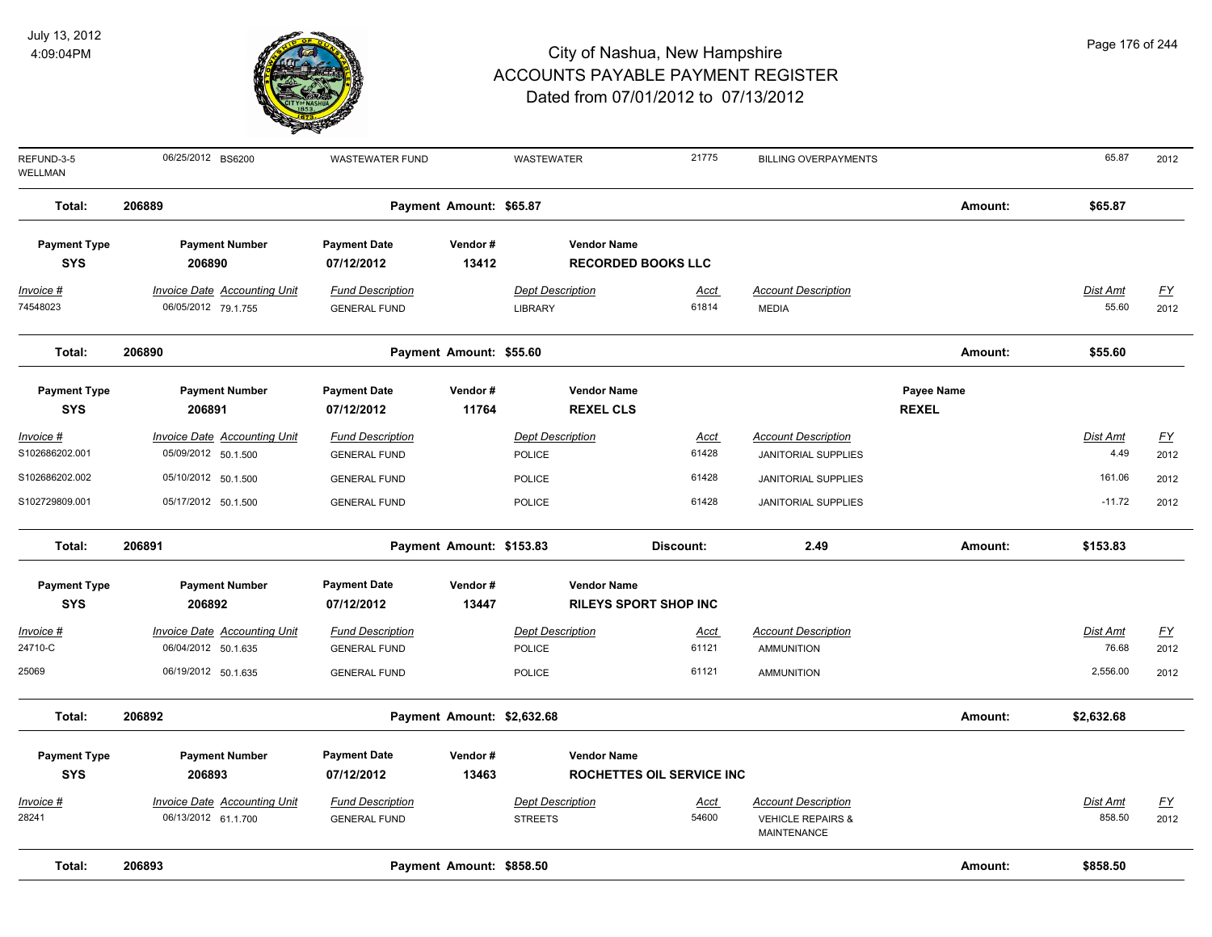| | | | | | | | | |
|---|---|---|---|---|---|---|---|---|
| REFUND-3-5 WELLMAN | 06/25/2012 BS6200 | WASTEWATER FUND | | WASTEWATER | 21775 | BILLING OVERPAYMENTS | 65.87 | 2012 |

**Total: 206889** Payment Amount: $65.87 Amount: $65.87

| Payment Type | Payment Number | Payment Date | Vendor # | Vendor Name |
|---|---|---|---|---|
| SYS | 206890 | 07/12/2012 | 13412 | RECORDED BOOKS LLC |

| Invoice # | Invoice Date | Accounting Unit | Fund Description | Dept Description | Acct | Account Description | Dist Amt | FY |
|---|---|---|---|---|---|---|---|---|
| 74548023 | 06/05/2012 | 79.1.755 | GENERAL FUND | LIBRARY | 61814 | MEDIA | 55.60 | 2012 |

**Total: 206890** Payment Amount: $55.60 Amount: $55.60

| Payment Type | Payment Number | Payment Date | Vendor # | Vendor Name | Payee Name |
|---|---|---|---|---|---|
| SYS | 206891 | 07/12/2012 | 11764 | REXEL CLS | REXEL |

| Invoice # | Invoice Date | Accounting Unit | Fund Description | Dept Description | Acct | Account Description | Dist Amt | FY |
|---|---|---|---|---|---|---|---|---|
| S102686202.001 | 05/09/2012 | 50.1.500 | GENERAL FUND | POLICE | 61428 | JANITORIAL SUPPLIES | 4.49 | 2012 |
| S102686202.002 | 05/10/2012 | 50.1.500 | GENERAL FUND | POLICE | 61428 | JANITORIAL SUPPLIES | 161.06 | 2012 |
| S102729809.001 | 05/17/2012 | 50.1.500 | GENERAL FUND | POLICE | 61428 | JANITORIAL SUPPLIES | -11.72 | 2012 |

**Total: 206891** Payment Amount: $153.83 Discount: 2.49 Amount: $153.83

| Payment Type | Payment Number | Payment Date | Vendor # | Vendor Name |
|---|---|---|---|---|
| SYS | 206892 | 07/12/2012 | 13447 | RILEYS SPORT SHOP INC |

| Invoice # | Invoice Date | Accounting Unit | Fund Description | Dept Description | Acct | Account Description | Dist Amt | FY |
|---|---|---|---|---|---|---|---|---|
| 24710-C | 06/04/2012 | 50.1.635 | GENERAL FUND | POLICE | 61121 | AMMUNITION | 76.68 | 2012 |
| 25069 | 06/19/2012 | 50.1.635 | GENERAL FUND | POLICE | 61121 | AMMUNITION | 2,556.00 | 2012 |

**Total: 206892** Payment Amount: $2,632.68 Amount: $2,632.68

| Payment Type | Payment Number | Payment Date | Vendor # | Vendor Name |
|---|---|---|---|---|
| SYS | 206893 | 07/12/2012 | 13463 | ROCHETTES OIL SERVICE INC |

| Invoice # | Invoice Date | Accounting Unit | Fund Description | Dept Description | Acct | Account Description | Dist Amt | FY |
|---|---|---|---|---|---|---|---|---|
| 28241 | 06/13/2012 | 61.1.700 | GENERAL FUND | STREETS | 54600 | VEHICLE REPAIRS & MAINTENANCE | 858.50 | 2012 |

**Total: 206893** Payment Amount: $858.50 Amount: $858.50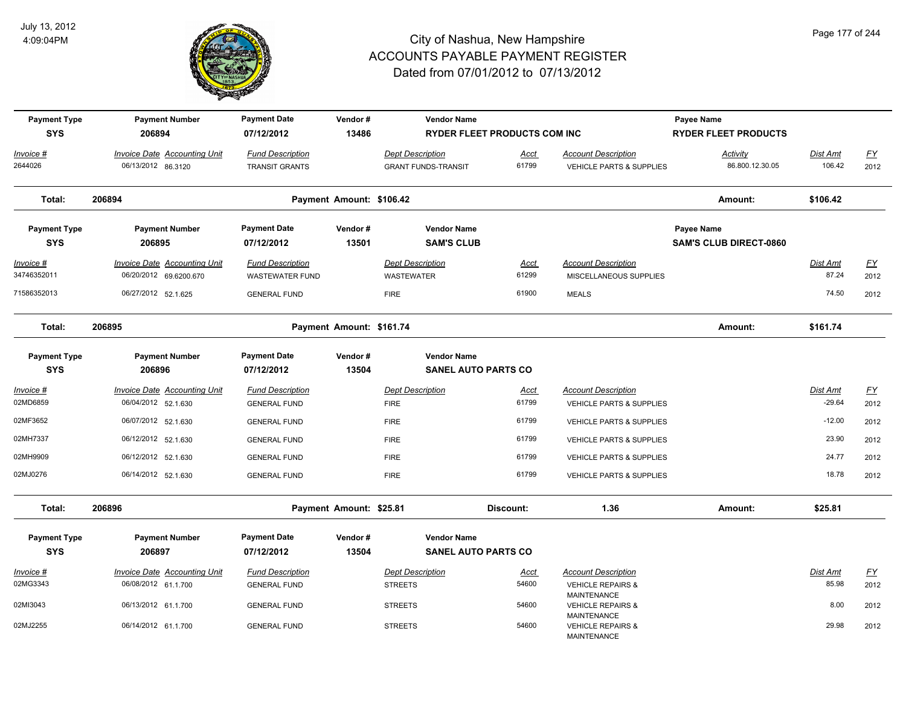# City of Nashua, New Hampshire
## ACCOUNTS PAYABLE PAYMENT REGISTER
### Dated from 07/01/2012 to 07/13/2012

July 13, 2012
4:09:04PM

| Payment Type | Payment Number | Payment Date | Vendor # | Vendor Name | | Payee Name | |
|---|---|---|---|---|---|---|---|
| SYS | 206894 | 07/12/2012 | 13486 | RYDER FLEET PRODUCTS COM INC | | RYDER FLEET PRODUCTS | |

| Invoice # | Invoice Date | Accounting Unit | Fund Description | Dept Description | Acct | Account Description | Activity | Dist Amt | FY |
|---|---|---|---|---|---|---|---|---|---|
| 2644026 | 06/13/2012 | 86.3120 | TRANSIT GRANTS | GRANT FUNDS-TRANSIT | 61799 | VEHICLE PARTS & SUPPLIES | 86.800.12.30.05 | 106.42 | 2012 |

**Total: 206894** — Payment Amount: $106.42 — Amount: $106.42

| Payment Type | Payment Number | Payment Date | Vendor # | Vendor Name | Payee Name |
|---|---|---|---|---|---|
| SYS | 206895 | 07/12/2012 | 13501 | SAM'S CLUB | SAM'S CLUB DIRECT-0860 |

| Invoice # | Invoice Date | Accounting Unit | Fund Description | Dept Description | Acct | Account Description | Dist Amt | FY |
|---|---|---|---|---|---|---|---|---|
| 34746352011 | 06/20/2012 | 69.6200.670 | WASTEWATER FUND | WASTEWATER | 61299 | MISCELLANEOUS SUPPLIES | 87.24 | 2012 |
| 71586352013 | 06/27/2012 | 52.1.625 | GENERAL FUND | FIRE | 61900 | MEALS | 74.50 | 2012 |

**Total: 206895** — Payment Amount: $161.74 — Amount: $161.74

| Payment Type | Payment Number | Payment Date | Vendor # | Vendor Name |
|---|---|---|---|---|
| SYS | 206896 | 07/12/2012 | 13504 | SANEL AUTO PARTS CO |

| Invoice # | Invoice Date | Accounting Unit | Fund Description | Dept Description | Acct | Account Description | Dist Amt | FY |
|---|---|---|---|---|---|---|---|---|
| 02MD6859 | 06/04/2012 | 52.1.630 | GENERAL FUND | FIRE | 61799 | VEHICLE PARTS & SUPPLIES | -29.64 | 2012 |
| 02MF3652 | 06/07/2012 | 52.1.630 | GENERAL FUND | FIRE | 61799 | VEHICLE PARTS & SUPPLIES | -12.00 | 2012 |
| 02MH7337 | 06/12/2012 | 52.1.630 | GENERAL FUND | FIRE | 61799 | VEHICLE PARTS & SUPPLIES | 23.90 | 2012 |
| 02MH9909 | 06/12/2012 | 52.1.630 | GENERAL FUND | FIRE | 61799 | VEHICLE PARTS & SUPPLIES | 24.77 | 2012 |
| 02MJ0276 | 06/14/2012 | 52.1.630 | GENERAL FUND | FIRE | 61799 | VEHICLE PARTS & SUPPLIES | 18.78 | 2012 |

**Total: 206896** — Payment Amount: $25.81 — Discount: 1.36 — Amount: $25.81

| Payment Type | Payment Number | Payment Date | Vendor # | Vendor Name |
|---|---|---|---|---|
| SYS | 206897 | 07/12/2012 | 13504 | SANEL AUTO PARTS CO |

| Invoice # | Invoice Date | Accounting Unit | Fund Description | Dept Description | Acct | Account Description | Dist Amt | FY |
|---|---|---|---|---|---|---|---|---|
| 02MG3343 | 06/08/2012 | 61.1.700 | GENERAL FUND | STREETS | 54600 | VEHICLE REPAIRS & MAINTENANCE | 85.98 | 2012 |
| 02MI3043 | 06/13/2012 | 61.1.700 | GENERAL FUND | STREETS | 54600 | VEHICLE REPAIRS & MAINTENANCE | 8.00 | 2012 |
| 02MJ2255 | 06/14/2012 | 61.1.700 | GENERAL FUND | STREETS | 54600 | VEHICLE REPAIRS & MAINTENANCE | 29.98 | 2012 |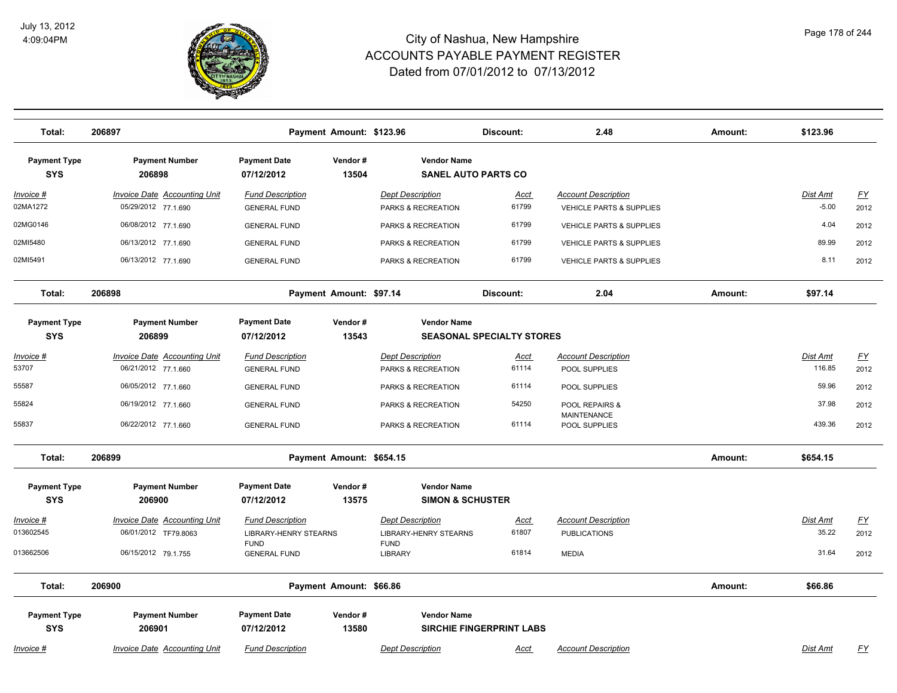# City of Nashua, New Hampshire
# ACCOUNTS PAYABLE PAYMENT REGISTER
## Dated from 07/01/2012 to 07/13/2012

| Total: | 206897 | Payment Amount: $123.96 | Discount: | 2.48 | Amount: | $123.96 |
|---|---|---|---|---|---|---|

| Payment Type | Payment Number | Payment Date | Vendor # | Vendor Name |
|---|---|---|---|---|
| SYS | 206898 | 07/12/2012 | 13504 | SANEL AUTO PARTS CO |

| Invoice # | Invoice Date | Accounting Unit | Fund Description | Dept Description | Acct | Account Description | Dist Amt | FY |
|---|---|---|---|---|---|---|---|---|
| 02MA1272 | 05/29/2012 | 77.1.690 | GENERAL FUND | PARKS & RECREATION | 61799 | VEHICLE PARTS & SUPPLIES | -5.00 | 2012 |
| 02MG0146 | 06/08/2012 | 77.1.690 | GENERAL FUND | PARKS & RECREATION | 61799 | VEHICLE PARTS & SUPPLIES | 4.04 | 2012 |
| 02MI5480 | 06/13/2012 | 77.1.690 | GENERAL FUND | PARKS & RECREATION | 61799 | VEHICLE PARTS & SUPPLIES | 89.99 | 2012 |
| 02MI5491 | 06/13/2012 | 77.1.690 | GENERAL FUND | PARKS & RECREATION | 61799 | VEHICLE PARTS & SUPPLIES | 8.11 | 2012 |

| Total: | 206898 | Payment Amount: $97.14 | Discount: | 2.04 | Amount: | $97.14 |
|---|---|---|---|---|---|---|

| Payment Type | Payment Number | Payment Date | Vendor # | Vendor Name |
|---|---|---|---|---|
| SYS | 206899 | 07/12/2012 | 13543 | SEASONAL SPECIALTY STORES |

| Invoice # | Invoice Date | Accounting Unit | Fund Description | Dept Description | Acct | Account Description | Dist Amt | FY |
|---|---|---|---|---|---|---|---|---|
| 53707 | 06/21/2012 | 77.1.660 | GENERAL FUND | PARKS & RECREATION | 61114 | POOL SUPPLIES | 116.85 | 2012 |
| 55587 | 06/05/2012 | 77.1.660 | GENERAL FUND | PARKS & RECREATION | 61114 | POOL SUPPLIES | 59.96 | 2012 |
| 55824 | 06/19/2012 | 77.1.660 | GENERAL FUND | PARKS & RECREATION | 54250 | POOL REPAIRS & MAINTENANCE | 37.98 | 2012 |
| 55837 | 06/22/2012 | 77.1.660 | GENERAL FUND | PARKS & RECREATION | 61114 | POOL SUPPLIES | 439.36 | 2012 |

| Total: | 206899 | Payment Amount: $654.15 | Amount: | $654.15 |
|---|---|---|---|---|

| Payment Type | Payment Number | Payment Date | Vendor # | Vendor Name |
|---|---|---|---|---|
| SYS | 206900 | 07/12/2012 | 13575 | SIMON & SCHUSTER |

| Invoice # | Invoice Date | Accounting Unit | Fund Description | Dept Description | Acct | Account Description | Dist Amt | FY |
|---|---|---|---|---|---|---|---|---|
| 013602545 | 06/01/2012 | TF79.8063 | LIBRARY-HENRY STEARNS FUND | LIBRARY-HENRY STEARNS FUND | 61807 | PUBLICATIONS | 35.22 | 2012 |
| 013662506 | 06/15/2012 | 79.1.755 | GENERAL FUND | LIBRARY | 61814 | MEDIA | 31.64 | 2012 |

| Total: | 206900 | Payment Amount: $66.86 | Amount: | $66.86 |
|---|---|---|---|---|

| Payment Type | Payment Number | Payment Date | Vendor # | Vendor Name |
|---|---|---|---|---|
| SYS | 206901 | 07/12/2012 | 13580 | SIRCHIE FINGERPRINT LABS |

| Invoice # | Invoice Date | Accounting Unit | Fund Description | Dept Description | Acct | Account Description | Dist Amt | FY |
|---|---|---|---|---|---|---|---|---|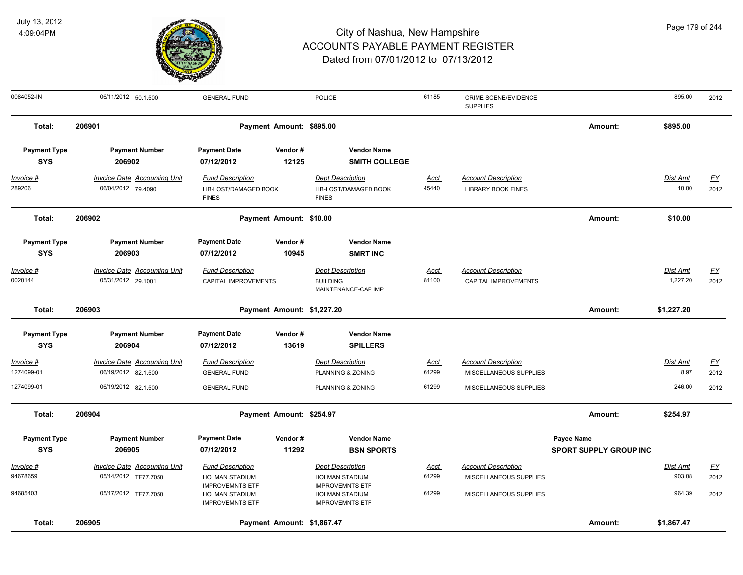| Invoice # | Invoice Date | Accounting Unit | Fund Description | Dept Description | Acct | Account Description | Dist Amt | FY |
|---|---|---|---|---|---|---|---|---|
| 0084052-IN | 06/11/2012 | 50.1.500 | GENERAL FUND | POLICE | 61185 | CRIME SCENE/EVIDENCE SUPPLIES | 895.00 | 2012 |

**Total: 206901** Payment Amount: $895.00 Amount: $895.00

| Payment Type | Payment Number | Payment Date | Vendor # | Vendor Name |
|---|---|---|---|---|
| SYS | 206902 | 07/12/2012 | 12125 | SMITH COLLEGE |

| Invoice # | Invoice Date | Accounting Unit | Fund Description | Dept Description | Acct | Account Description | Dist Amt | FY |
|---|---|---|---|---|---|---|---|---|
| 289206 | 06/04/2012 | 79.4090 | LIB-LOST/DAMAGED BOOK FINES | LIB-LOST/DAMAGED BOOK FINES | 45440 | LIBRARY BOOK FINES | 10.00 | 2012 |

**Total: 206902** Payment Amount: $10.00 Amount: $10.00

| Payment Type | Payment Number | Payment Date | Vendor # | Vendor Name |
|---|---|---|---|---|
| SYS | 206903 | 07/12/2012 | 10945 | SMRT INC |

| Invoice # | Invoice Date | Accounting Unit | Fund Description | Dept Description | Acct | Account Description | Dist Amt | FY |
|---|---|---|---|---|---|---|---|---|
| 0020144 | 05/31/2012 | 29.1001 | CAPITAL IMPROVEMENTS | BUILDING MAINTENANCE-CAP IMP | 81100 | CAPITAL IMPROVEMENTS | 1,227.20 | 2012 |

**Total: 206903** Payment Amount: $1,227.20 Amount: $1,227.20

| Payment Type | Payment Number | Payment Date | Vendor # | Vendor Name |
|---|---|---|---|---|
| SYS | 206904 | 07/12/2012 | 13619 | SPILLERS |

| Invoice # | Invoice Date | Accounting Unit | Fund Description | Dept Description | Acct | Account Description | Dist Amt | FY |
|---|---|---|---|---|---|---|---|---|
| 1274099-01 | 06/19/2012 | 82.1.500 | GENERAL FUND | PLANNING & ZONING | 61299 | MISCELLANEOUS SUPPLIES | 8.97 | 2012 |
| 1274099-01 | 06/19/2012 | 82.1.500 | GENERAL FUND | PLANNING & ZONING | 61299 | MISCELLANEOUS SUPPLIES | 246.00 | 2012 |

**Total: 206904** Payment Amount: $254.97 Amount: $254.97

| Payment Type | Payment Number | Payment Date | Vendor # | Vendor Name | Payee Name |
|---|---|---|---|---|---|
| SYS | 206905 | 07/12/2012 | 11292 | BSN SPORTS | SPORT SUPPLY GROUP INC |

| Invoice # | Invoice Date | Accounting Unit | Fund Description | Dept Description | Acct | Account Description | Dist Amt | FY |
|---|---|---|---|---|---|---|---|---|
| 94678659 | 05/14/2012 | TF77.7050 | HOLMAN STADIUM IMPROVEMNTS ETF | HOLMAN STADIUM IMPROVEMNTS ETF | 61299 | MISCELLANEOUS SUPPLIES | 903.08 | 2012 |
| 94685403 | 05/17/2012 | TF77.7050 | HOLMAN STADIUM IMPROVEMNTS ETF | HOLMAN STADIUM IMPROVEMNTS ETF | 61299 | MISCELLANEOUS SUPPLIES | 964.39 | 2012 |

**Total: 206905** Payment Amount: $1,867.47 Amount: $1,867.47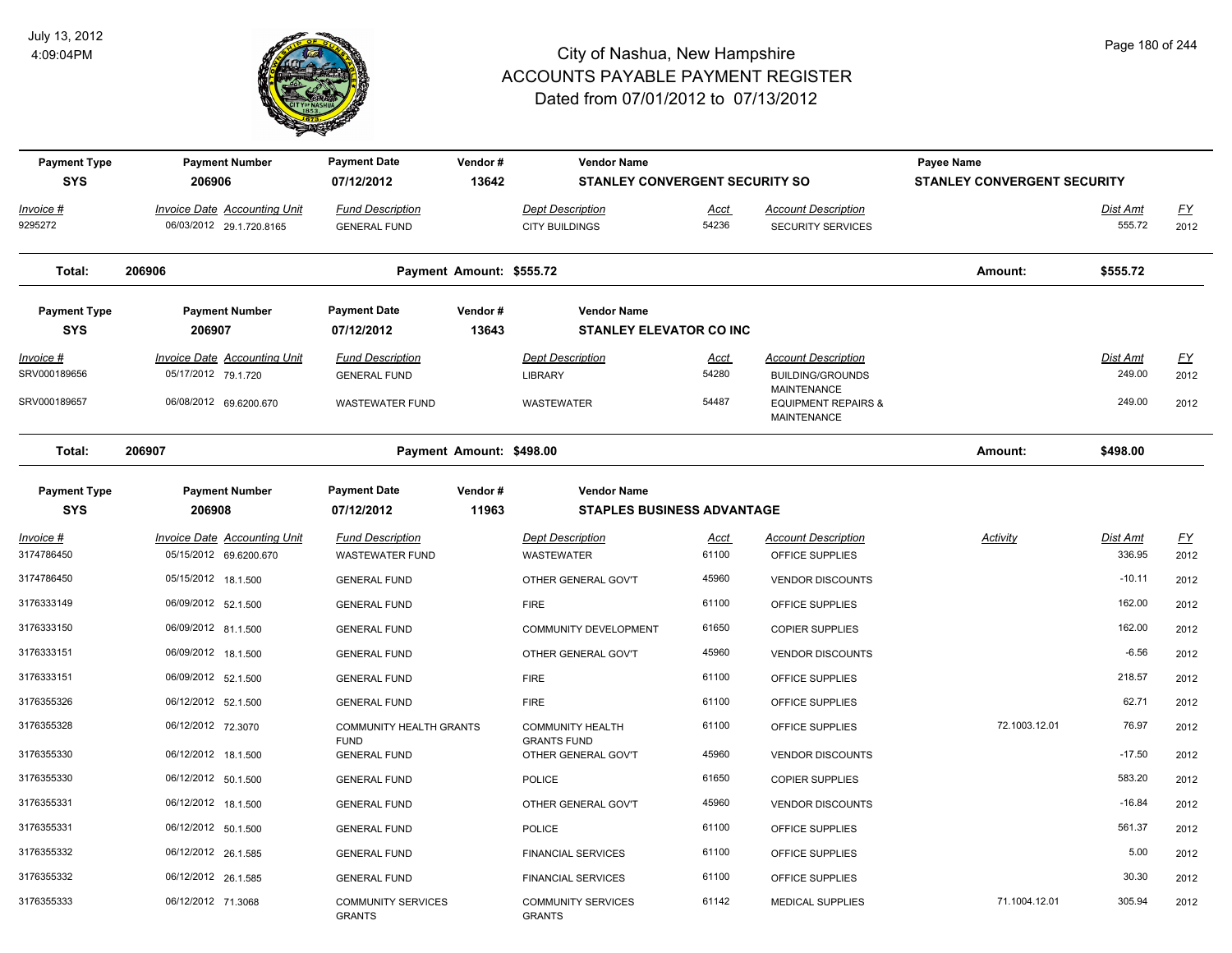# City of Nashua, New Hampshire
## ACCOUNTS PAYABLE PAYMENT REGISTER
### Dated from 07/01/2012 to 07/13/2012

July 13, 2012
4:09:04PM

| Payment Type | Payment Number | Payment Date | Vendor # | Vendor Name | Payee Name |
|---|---|---|---|---|---|
| SYS | 206906 | 07/12/2012 | 13642 | STANLEY CONVERGENT SECURITY SO | STANLEY CONVERGENT SECURITY |

| Invoice # | Invoice Date | Accounting Unit | Fund Description | Dept Description | Acct | Account Description | Dist Amt | FY |
|---|---|---|---|---|---|---|---|---|
| 9295272 | 06/03/2012 | 29.1.720.8165 | GENERAL FUND | CITY BUILDINGS | 54236 | SECURITY SERVICES | 555.72 | 2012 |

**Total: 206906 — Payment Amount: $555.72 — Amount: $555.72**

| Payment Type | Payment Number | Payment Date | Vendor # | Vendor Name |
|---|---|---|---|---|
| SYS | 206907 | 07/12/2012 | 13643 | STANLEY ELEVATOR CO INC |

| Invoice # | Invoice Date | Accounting Unit | Fund Description | Dept Description | Acct | Account Description | Dist Amt | FY |
|---|---|---|---|---|---|---|---|---|
| SRV000189656 | 05/17/2012 | 79.1.720 | GENERAL FUND | LIBRARY | 54280 | BUILDING/GROUNDS MAINTENANCE | 249.00 | 2012 |
| SRV000189657 | 06/08/2012 | 69.6200.670 | WASTEWATER FUND | WASTEWATER | 54487 | EQUIPMENT REPAIRS & MAINTENANCE | 249.00 | 2012 |

**Total: 206907 — Payment Amount: $498.00 — Amount: $498.00**

| Payment Type | Payment Number | Payment Date | Vendor # | Vendor Name |
|---|---|---|---|---|
| SYS | 206908 | 07/12/2012 | 11963 | STAPLES BUSINESS ADVANTAGE |

| Invoice # | Invoice Date | Accounting Unit | Fund Description | Dept Description | Acct | Account Description | Activity | Dist Amt | FY |
|---|---|---|---|---|---|---|---|---|---|
| 3174786450 | 05/15/2012 | 69.6200.670 | WASTEWATER FUND | WASTEWATER | 61100 | OFFICE SUPPLIES | | 336.95 | 2012 |
| 3174786450 | 05/15/2012 | 18.1.500 | GENERAL FUND | OTHER GENERAL GOV'T | 45960 | VENDOR DISCOUNTS | | -10.11 | 2012 |
| 3176333149 | 06/09/2012 | 52.1.500 | GENERAL FUND | FIRE | 61100 | OFFICE SUPPLIES | | 162.00 | 2012 |
| 3176333150 | 06/09/2012 | 81.1.500 | GENERAL FUND | COMMUNITY DEVELOPMENT | 61650 | COPIER SUPPLIES | | 162.00 | 2012 |
| 3176333151 | 06/09/2012 | 18.1.500 | GENERAL FUND | OTHER GENERAL GOV'T | 45960 | VENDOR DISCOUNTS | | -6.56 | 2012 |
| 3176333151 | 06/09/2012 | 52.1.500 | GENERAL FUND | FIRE | 61100 | OFFICE SUPPLIES | | 218.57 | 2012 |
| 3176355326 | 06/12/2012 | 52.1.500 | GENERAL FUND | FIRE | 61100 | OFFICE SUPPLIES | | 62.71 | 2012 |
| 3176355328 | 06/12/2012 | 72.3070 | COMMUNITY HEALTH GRANTS FUND | COMMUNITY HEALTH GRANTS FUND | 61100 | OFFICE SUPPLIES | 72.1003.12.01 | 76.97 | 2012 |
| 3176355330 | 06/12/2012 | 18.1.500 | GENERAL FUND | OTHER GENERAL GOV'T | 45960 | VENDOR DISCOUNTS | | -17.50 | 2012 |
| 3176355330 | 06/12/2012 | 50.1.500 | GENERAL FUND | POLICE | 61650 | COPIER SUPPLIES | | 583.20 | 2012 |
| 3176355331 | 06/12/2012 | 18.1.500 | GENERAL FUND | OTHER GENERAL GOV'T | 45960 | VENDOR DISCOUNTS | | -16.84 | 2012 |
| 3176355331 | 06/12/2012 | 50.1.500 | GENERAL FUND | POLICE | 61100 | OFFICE SUPPLIES | | 561.37 | 2012 |
| 3176355332 | 06/12/2012 | 26.1.585 | GENERAL FUND | FINANCIAL SERVICES | 61100 | OFFICE SUPPLIES | | 5.00 | 2012 |
| 3176355332 | 06/12/2012 | 26.1.585 | GENERAL FUND | FINANCIAL SERVICES | 61100 | OFFICE SUPPLIES | | 30.30 | 2012 |
| 3176355333 | 06/12/2012 | 71.3068 | COMMUNITY SERVICES GRANTS | COMMUNITY SERVICES GRANTS | 61142 | MEDICAL SUPPLIES | 71.1004.12.01 | 305.94 | 2012 |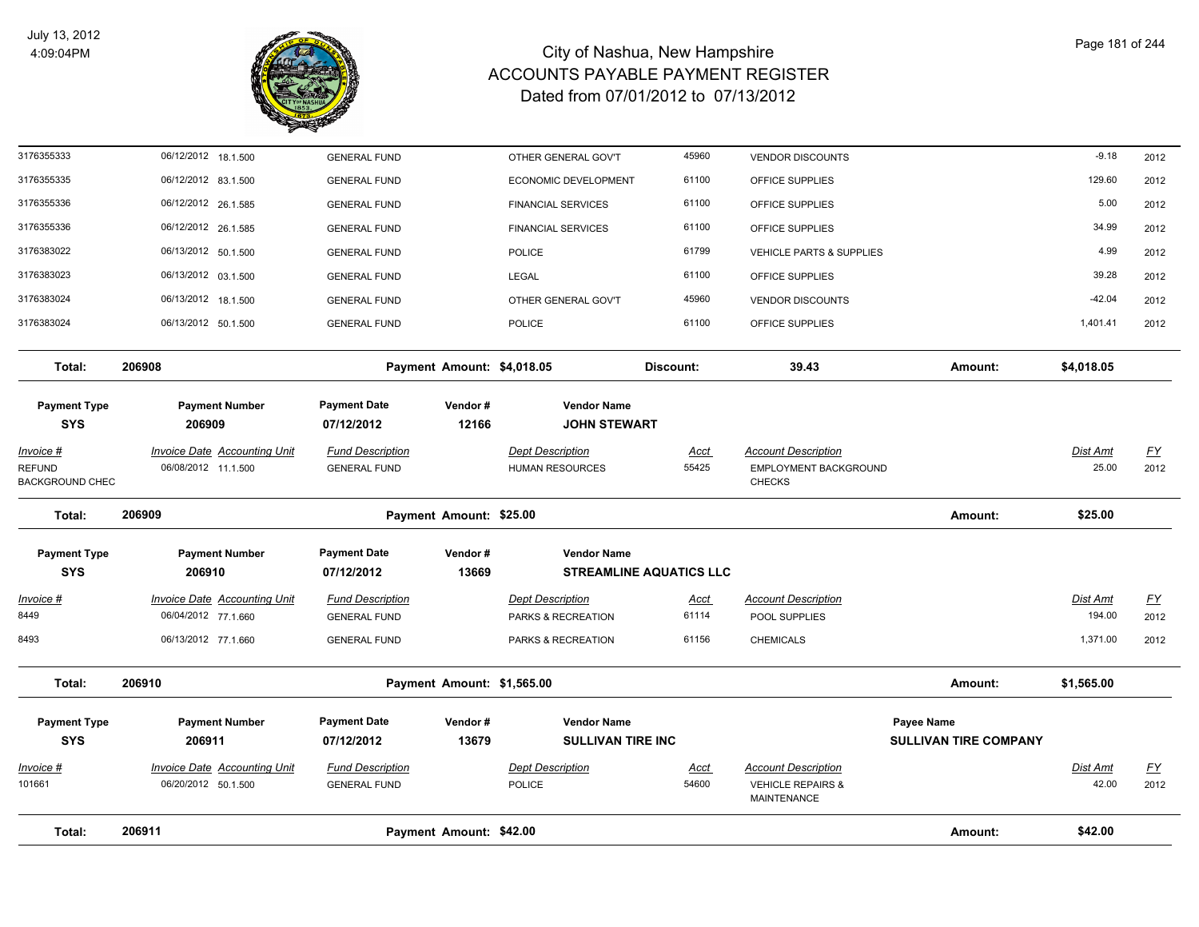# City of Nashua, New Hampshire
## ACCOUNTS PAYABLE PAYMENT REGISTER
### Dated from 07/01/2012 to 07/13/2012

July 13, 2012
4:09:04PM

| | | | | | | | | |
|---|---|---|---|---|---|---|---|---|
| 3176355333 | 06/12/2012 18.1.500 | GENERAL FUND | OTHER GENERAL GOV'T | 45960 | VENDOR DISCOUNTS | | -9.18 | 2012 |
| 3176355335 | 06/12/2012 83.1.500 | GENERAL FUND | ECONOMIC DEVELOPMENT | 61100 | OFFICE SUPPLIES | | 129.60 | 2012 |
| 3176355336 | 06/12/2012 26.1.585 | GENERAL FUND | FINANCIAL SERVICES | 61100 | OFFICE SUPPLIES | | 5.00 | 2012 |
| 3176355336 | 06/12/2012 26.1.585 | GENERAL FUND | FINANCIAL SERVICES | 61100 | OFFICE SUPPLIES | | 34.99 | 2012 |
| 3176383022 | 06/13/2012 50.1.500 | GENERAL FUND | POLICE | 61799 | VEHICLE PARTS & SUPPLIES | | 4.99 | 2012 |
| 3176383023 | 06/13/2012 03.1.500 | GENERAL FUND | LEGAL | 61100 | OFFICE SUPPLIES | | 39.28 | 2012 |
| 3176383024 | 06/13/2012 18.1.500 | GENERAL FUND | OTHER GENERAL GOV'T | 45960 | VENDOR DISCOUNTS | | -42.04 | 2012 |
| 3176383024 | 06/13/2012 50.1.500 | GENERAL FUND | POLICE | 61100 | OFFICE SUPPLIES | | 1,401.41 | 2012 |

**Total: 206908** — Payment Amount: $4,018.05 — Discount: 39.43 — Amount: $4,018.05

| Payment Type | Payment Number | Payment Date | Vendor # | Vendor Name |
|---|---|---|---|---|
| SYS | 206909 | 07/12/2012 | 12166 | JOHN STEWART |

| Invoice # | Invoice Date Accounting Unit | Fund Description | Dept Description | Acct | Account Description | Dist Amt | FY |
|---|---|---|---|---|---|---|---|
| REFUND BACKGROUND CHEC | 06/08/2012 11.1.500 | GENERAL FUND | HUMAN RESOURCES | 55425 | EMPLOYMENT BACKGROUND CHECKS | 25.00 | 2012 |

**Total: 206909** — Payment Amount: $25.00 — Amount: $25.00

| Payment Type | Payment Number | Payment Date | Vendor # | Vendor Name |
|---|---|---|---|---|
| SYS | 206910 | 07/12/2012 | 13669 | STREAMLINE AQUATICS LLC |

| Invoice # | Invoice Date Accounting Unit | Fund Description | Dept Description | Acct | Account Description | Dist Amt | FY |
|---|---|---|---|---|---|---|---|
| 8449 | 06/04/2012 77.1.660 | GENERAL FUND | PARKS & RECREATION | 61114 | POOL SUPPLIES | 194.00 | 2012 |
| 8493 | 06/13/2012 77.1.660 | GENERAL FUND | PARKS & RECREATION | 61156 | CHEMICALS | 1,371.00 | 2012 |

**Total: 206910** — Payment Amount: $1,565.00 — Amount: $1,565.00

| Payment Type | Payment Number | Payment Date | Vendor # | Vendor Name | Payee Name |
|---|---|---|---|---|---|
| SYS | 206911 | 07/12/2012 | 13679 | SULLIVAN TIRE INC | SULLIVAN TIRE COMPANY |

| Invoice # | Invoice Date Accounting Unit | Fund Description | Dept Description | Acct | Account Description | Dist Amt | FY |
|---|---|---|---|---|---|---|---|
| 101661 | 06/20/2012 50.1.500 | GENERAL FUND | POLICE | 54600 | VEHICLE REPAIRS & MAINTENANCE | 42.00 | 2012 |

**Total: 206911** — Payment Amount: $42.00 — Amount: $42.00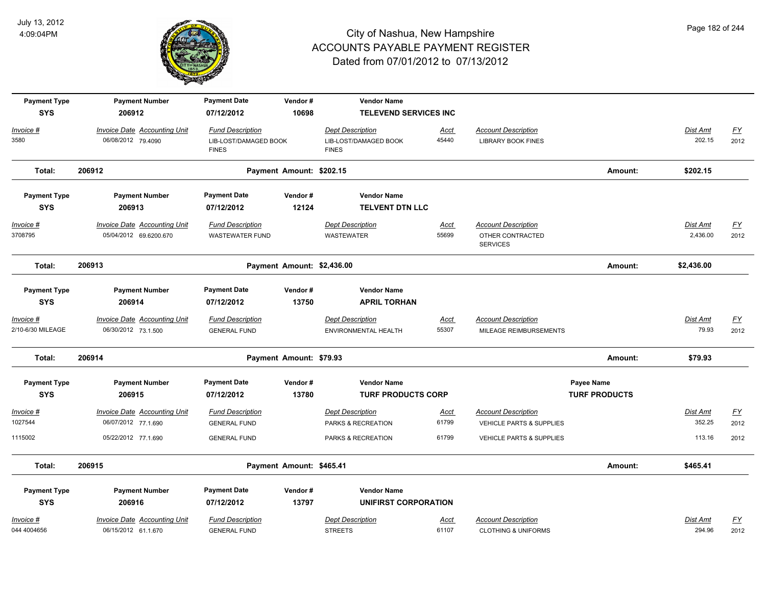# City of Nashua, New Hampshire
# ACCOUNTS PAYABLE PAYMENT REGISTER
## Dated from 07/01/2012 to 07/13/2012

July 13, 2012
4:09:04PM

| Payment Type | Payment Number | Payment Date | Vendor # | Vendor Name | | | | |
|---|---|---|---|---|---|---|---|---|
| **SYS** | **206912** | **07/12/2012** | **10698** | **TELEVEND SERVICES INC** | | | | |
| *Invoice #* | *Invoice Date Accounting Unit* | *Fund Description* | | *Dept Description* | *Acct* | *Account Description* | *Dist Amt* | *FY* |
| 3580 | 06/08/2012 79.4090 | LIB-LOST/DAMAGED BOOK FINES | | LIB-LOST/DAMAGED BOOK FINES | 45440 | LIBRARY BOOK FINES | 202.15 | 2012 |
| **Total:** | **206912** | **Payment Amount: $202.15** | | | | **Amount:** | **$202.15** | |

| Payment Type | Payment Number | Payment Date | Vendor # | Vendor Name | | | | |
|---|---|---|---|---|---|---|---|---|
| **SYS** | **206913** | **07/12/2012** | **12124** | **TELVENT DTN LLC** | | | | |
| *Invoice #* | *Invoice Date Accounting Unit* | *Fund Description* | | *Dept Description* | *Acct* | *Account Description* | *Dist Amt* | *FY* |
| 3708795 | 05/04/2012 69.6200.670 | WASTEWATER FUND | | WASTEWATER | 55699 | OTHER CONTRACTED SERVICES | 2,436.00 | 2012 |
| **Total:** | **206913** | **Payment Amount: $2,436.00** | | | | **Amount:** | **$2,436.00** | |

| Payment Type | Payment Number | Payment Date | Vendor # | Vendor Name | | | | |
|---|---|---|---|---|---|---|---|---|
| **SYS** | **206914** | **07/12/2012** | **13750** | **APRIL TORHAN** | | | | |
| *Invoice #* | *Invoice Date Accounting Unit* | *Fund Description* | | *Dept Description* | *Acct* | *Account Description* | *Dist Amt* | *FY* |
| 2/10-6/30 MILEAGE | 06/30/2012 73.1.500 | GENERAL FUND | | ENVIRONMENTAL HEALTH | 55307 | MILEAGE REIMBURSEMENTS | 79.93 | 2012 |
| **Total:** | **206914** | **Payment Amount: $79.93** | | | | **Amount:** | **$79.93** | |

| Payment Type | Payment Number | Payment Date | Vendor # | Vendor Name | | Payee Name | | |
|---|---|---|---|---|---|---|---|---|
| **SYS** | **206915** | **07/12/2012** | **13780** | **TURF PRODUCTS CORP** | | **TURF PRODUCTS** | | |
| *Invoice #* | *Invoice Date Accounting Unit* | *Fund Description* | | *Dept Description* | *Acct* | *Account Description* | *Dist Amt* | *FY* |
| 1027544 | 06/07/2012 77.1.690 | GENERAL FUND | | PARKS & RECREATION | 61799 | VEHICLE PARTS & SUPPLIES | 352.25 | 2012 |
| 1115002 | 05/22/2012 77.1.690 | GENERAL FUND | | PARKS & RECREATION | 61799 | VEHICLE PARTS & SUPPLIES | 113.16 | 2012 |
| **Total:** | **206915** | **Payment Amount: $465.41** | | | | **Amount:** | **$465.41** | |

| Payment Type | Payment Number | Payment Date | Vendor # | Vendor Name | | | | |
|---|---|---|---|---|---|---|---|---|
| **SYS** | **206916** | **07/12/2012** | **13797** | **UNIFIRST CORPORATION** | | | | |
| *Invoice #* | *Invoice Date Accounting Unit* | *Fund Description* | | *Dept Description* | *Acct* | *Account Description* | *Dist Amt* | *FY* |
| 044 4004656 | 06/15/2012 61.1.670 | GENERAL FUND | | STREETS | 61107 | CLOTHING & UNIFORMS | 294.96 | 2012 |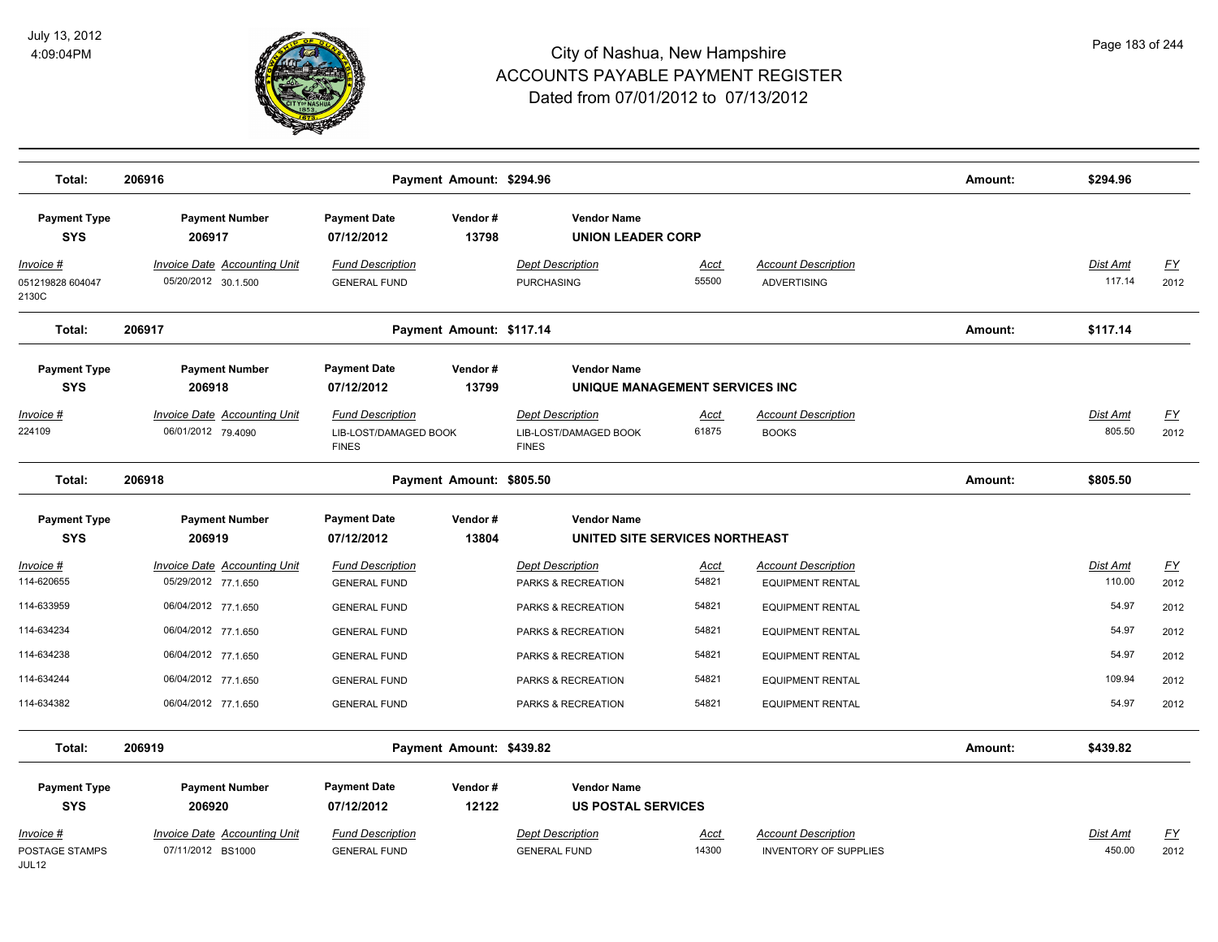# City of Nashua, New Hampshire
# ACCOUNTS PAYABLE PAYMENT REGISTER
## Dated from 07/01/2012 to 07/13/2012

July 13, 2012
4:09:04PM

| Total: | 206916 | Payment Amount: $294.96 | | | Amount: | $294.96 | |
|---|---|---|---|---|---|---|---|

| Payment Type | Payment Number | Payment Date | Vendor # | Vendor Name |
|---|---|---|---|---|
| SYS | 206917 | 07/12/2012 | 13798 | UNION LEADER CORP |

| Invoice # | Invoice Date | Accounting Unit | Fund Description | Dept Description | Acct | Account Description | Dist Amt | FY |
|---|---|---|---|---|---|---|---|---|
| 051219828 604047 2130C | 05/20/2012 | 30.1.500 | GENERAL FUND | PURCHASING | 55500 | ADVERTISING | 117.14 | 2012 |

| Total: | 206917 | Payment Amount: $117.14 | | | Amount: | $117.14 | |
|---|---|---|---|---|---|---|---|

| Payment Type | Payment Number | Payment Date | Vendor # | Vendor Name |
|---|---|---|---|---|
| SYS | 206918 | 07/12/2012 | 13799 | UNIQUE MANAGEMENT SERVICES INC |

| Invoice # | Invoice Date | Accounting Unit | Fund Description | Dept Description | Acct | Account Description | Dist Amt | FY |
|---|---|---|---|---|---|---|---|---|
| 224109 | 06/01/2012 | 79.4090 | LIB-LOST/DAMAGED BOOK FINES | LIB-LOST/DAMAGED BOOK FINES | 61875 | BOOKS | 805.50 | 2012 |

| Total: | 206918 | Payment Amount: $805.50 | | | Amount: | $805.50 | |
|---|---|---|---|---|---|---|---|

| Payment Type | Payment Number | Payment Date | Vendor # | Vendor Name |
|---|---|---|---|---|
| SYS | 206919 | 07/12/2012 | 13804 | UNITED SITE SERVICES NORTHEAST |

| Invoice # | Invoice Date | Accounting Unit | Fund Description | Dept Description | Acct | Account Description | Dist Amt | FY |
|---|---|---|---|---|---|---|---|---|
| 114-620655 | 05/29/2012 | 77.1.650 | GENERAL FUND | PARKS & RECREATION | 54821 | EQUIPMENT RENTAL | 110.00 | 2012 |
| 114-633959 | 06/04/2012 | 77.1.650 | GENERAL FUND | PARKS & RECREATION | 54821 | EQUIPMENT RENTAL | 54.97 | 2012 |
| 114-634234 | 06/04/2012 | 77.1.650 | GENERAL FUND | PARKS & RECREATION | 54821 | EQUIPMENT RENTAL | 54.97 | 2012 |
| 114-634238 | 06/04/2012 | 77.1.650 | GENERAL FUND | PARKS & RECREATION | 54821 | EQUIPMENT RENTAL | 54.97 | 2012 |
| 114-634244 | 06/04/2012 | 77.1.650 | GENERAL FUND | PARKS & RECREATION | 54821 | EQUIPMENT RENTAL | 109.94 | 2012 |
| 114-634382 | 06/04/2012 | 77.1.650 | GENERAL FUND | PARKS & RECREATION | 54821 | EQUIPMENT RENTAL | 54.97 | 2012 |

| Total: | 206919 | Payment Amount: $439.82 | | | Amount: | $439.82 | |
|---|---|---|---|---|---|---|---|

| Payment Type | Payment Number | Payment Date | Vendor # | Vendor Name |
|---|---|---|---|---|
| SYS | 206920 | 07/12/2012 | 12122 | US POSTAL SERVICES |

| Invoice # | Invoice Date | Accounting Unit | Fund Description | Dept Description | Acct | Account Description | Dist Amt | FY |
|---|---|---|---|---|---|---|---|---|
| POSTAGE STAMPS JUL12 | 07/11/2012 | BS1000 | GENERAL FUND | GENERAL FUND | 14300 | INVENTORY OF SUPPLIES | 450.00 | 2012 |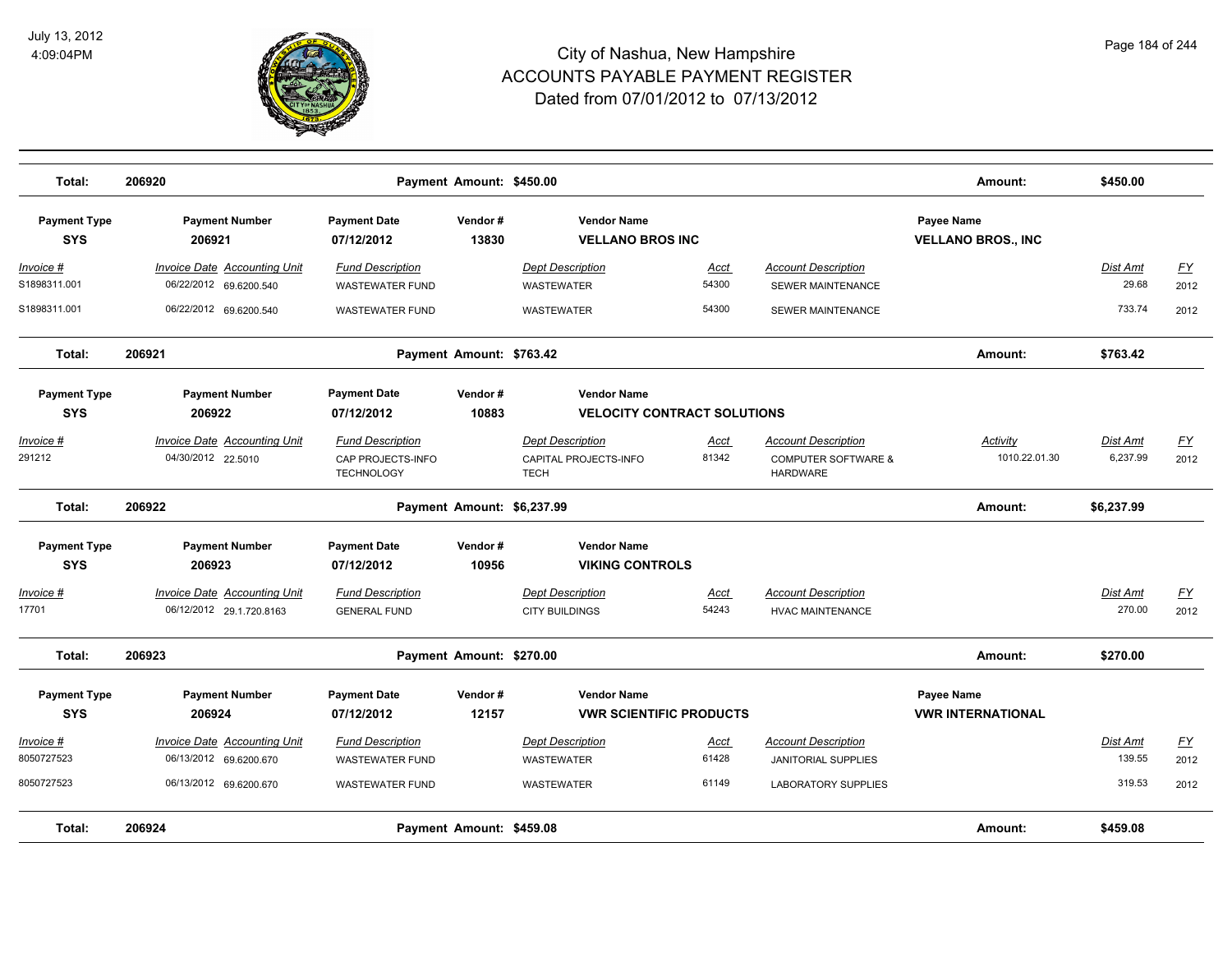# City of Nashua, New Hampshire
## ACCOUNTS PAYABLE PAYMENT REGISTER
### Dated from 07/01/2012 to 07/13/2012

| Total: | 206920 | | Payment Amount: $450.00 | | | | Amount: | $450.00 | |
|---|---|---|---|---|---|---|---|---|---|

| Payment Type | Payment Number | Payment Date | Vendor # | Vendor Name | | | Payee Name | | |
|---|---|---|---|---|---|---|---|---|---|
| **SYS** | **206921** | **07/12/2012** | **13830** | **VELLANO BROS INC** | | | **VELLANO BROS., INC** | | |
| *Invoice #* | *Invoice Date Accounting Unit* | *Fund Description* | | *Dept Description* | *Acct* | *Account Description* | | *Dist Amt* | *FY* |
| S1898311.001 | 06/22/2012 69.6200.540 | WASTEWATER FUND | | WASTEWATER | 54300 | SEWER MAINTENANCE | | 29.68 | 2012 |
| S1898311.001 | 06/22/2012 69.6200.540 | WASTEWATER FUND | | WASTEWATER | 54300 | SEWER MAINTENANCE | | 733.74 | 2012 |
| **Total:** | **206921** | | **Payment Amount: $763.42** | | | | **Amount:** | **$763.42** | |

| Payment Type | Payment Number | Payment Date | Vendor # | Vendor Name | | | | | |
|---|---|---|---|---|---|---|---|---|---|
| **SYS** | **206922** | **07/12/2012** | **10883** | **VELOCITY CONTRACT SOLUTIONS** | | | | | |
| *Invoice #* | *Invoice Date Accounting Unit* | *Fund Description* | | *Dept Description* | *Acct* | *Account Description* | *Activity* | *Dist Amt* | *FY* |
| 291212 | 04/30/2012 22.5010 | CAP PROJECTS-INFO TECHNOLOGY | | CAPITAL PROJECTS-INFO TECH | 81342 | COMPUTER SOFTWARE & HARDWARE | 1010.22.01.30 | 6,237.99 | 2012 |
| **Total:** | **206922** | | **Payment Amount: $6,237.99** | | | | **Amount:** | **$6,237.99** | |

| Payment Type | Payment Number | Payment Date | Vendor # | Vendor Name | | | | | |
|---|---|---|---|---|---|---|---|---|---|
| **SYS** | **206923** | **07/12/2012** | **10956** | **VIKING CONTROLS** | | | | | |
| *Invoice #* | *Invoice Date Accounting Unit* | *Fund Description* | | *Dept Description* | *Acct* | *Account Description* | | *Dist Amt* | *FY* |
| 17701 | 06/12/2012 29.1.720.8163 | GENERAL FUND | | CITY BUILDINGS | 54243 | HVAC MAINTENANCE | | 270.00 | 2012 |
| **Total:** | **206923** | | **Payment Amount: $270.00** | | | | **Amount:** | **$270.00** | |

| Payment Type | Payment Number | Payment Date | Vendor # | Vendor Name | | | Payee Name | | |
|---|---|---|---|---|---|---|---|---|---|
| **SYS** | **206924** | **07/12/2012** | **12157** | **VWR SCIENTIFIC PRODUCTS** | | | **VWR INTERNATIONAL** | | |
| *Invoice #* | *Invoice Date Accounting Unit* | *Fund Description* | | *Dept Description* | *Acct* | *Account Description* | | *Dist Amt* | *FY* |
| 8050727523 | 06/13/2012 69.6200.670 | WASTEWATER FUND | | WASTEWATER | 61428 | JANITORIAL SUPPLIES | | 139.55 | 2012 |
| 8050727523 | 06/13/2012 69.6200.670 | WASTEWATER FUND | | WASTEWATER | 61149 | LABORATORY SUPPLIES | | 319.53 | 2012 |
| **Total:** | **206924** | | **Payment Amount: $459.08** | | | | **Amount:** | **$459.08** | |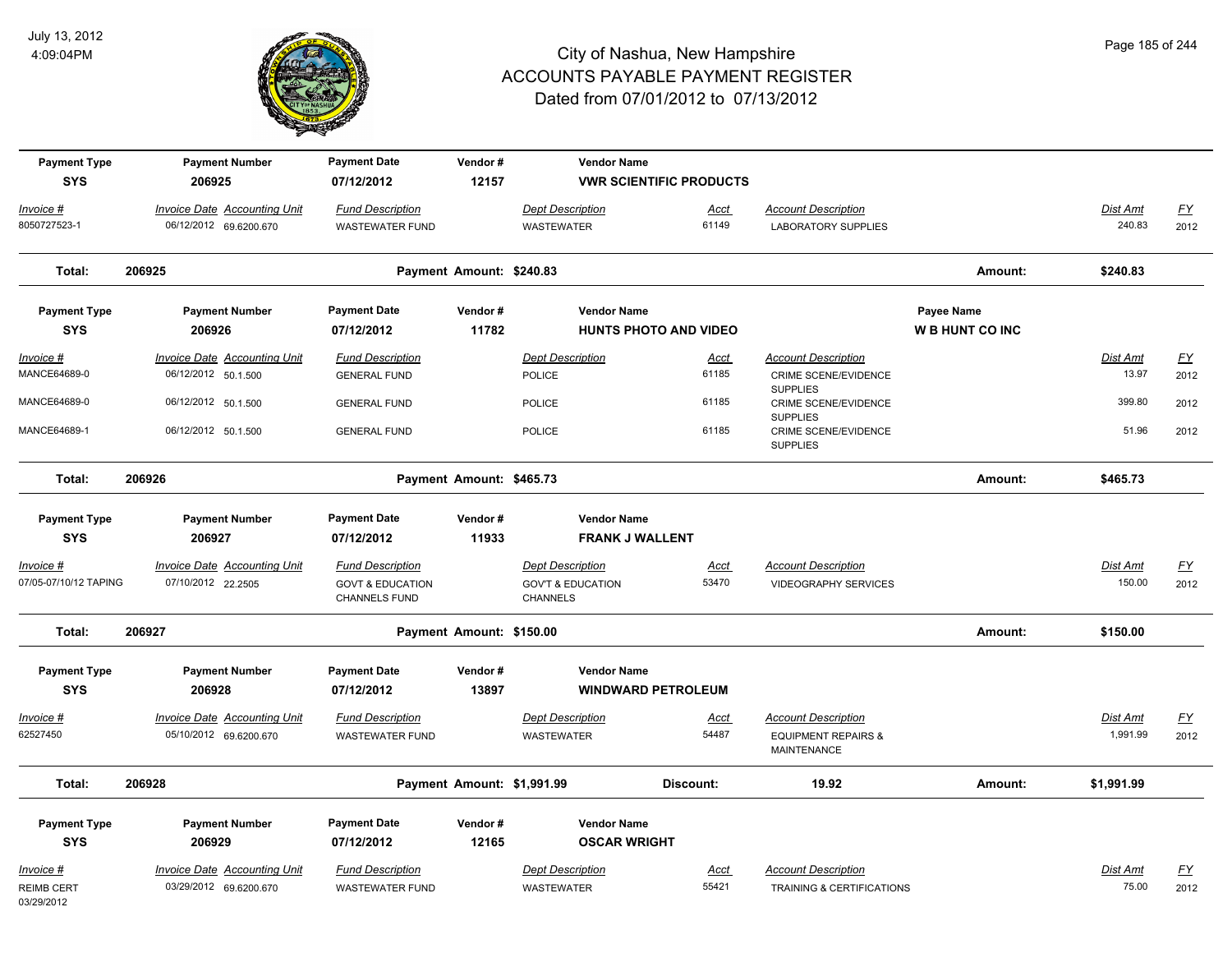# City of Nashua, New Hampshire
## ACCOUNTS PAYABLE PAYMENT REGISTER
### Dated from 07/01/2012 to 07/13/2012

July 13, 2012
4:09:04PM

| Payment Type | Payment Number | Payment Date | Vendor # | Vendor Name | | | | |
|---|---|---|---|---|---|---|---|---|
| SYS | 206925 | 07/12/2012 | 12157 | VWR SCIENTIFIC PRODUCTS | | | | |
| *Invoice #* | *Invoice Date* | *Accounting Unit* | *Fund Description* | *Dept Description* | *Acct* | *Account Description* | *Dist Amt* | *FY* |
| 8050727523-1 | 06/12/2012 | 69.6200.670 | WASTEWATER FUND | WASTEWATER | 61149 | LABORATORY SUPPLIES | 240.83 | 2012 |

**Total: 206925** — Payment Amount: $240.83 — Amount: **$240.83**

| Payment Type | Payment Number | Payment Date | Vendor # | Vendor Name | Payee Name | | | |
|---|---|---|---|---|---|---|---|---|
| SYS | 206926 | 07/12/2012 | 11782 | HUNTS PHOTO AND VIDEO | W B HUNT CO INC | | | |
| *Invoice #* | *Invoice Date* | *Accounting Unit* | *Fund Description* | *Dept Description* | *Acct* | *Account Description* | *Dist Amt* | *FY* |
| MANCE64689-0 | 06/12/2012 | 50.1.500 | GENERAL FUND | POLICE | 61185 | CRIME SCENE/EVIDENCE SUPPLIES | 13.97 | 2012 |
| MANCE64689-0 | 06/12/2012 | 50.1.500 | GENERAL FUND | POLICE | 61185 | CRIME SCENE/EVIDENCE SUPPLIES | 399.80 | 2012 |
| MANCE64689-1 | 06/12/2012 | 50.1.500 | GENERAL FUND | POLICE | 61185 | CRIME SCENE/EVIDENCE SUPPLIES | 51.96 | 2012 |

**Total: 206926** — Payment Amount: $465.73 — Amount: **$465.73**

| Payment Type | Payment Number | Payment Date | Vendor # | Vendor Name | | | | |
|---|---|---|---|---|---|---|---|---|
| SYS | 206927 | 07/12/2012 | 11933 | FRANK J WALLENT | | | | |
| *Invoice #* | *Invoice Date* | *Accounting Unit* | *Fund Description* | *Dept Description* | *Acct* | *Account Description* | *Dist Amt* | *FY* |
| 07/05-07/10/12 TAPING | 07/10/2012 | 22.2505 | GOVT & EDUCATION CHANNELS FUND | GOV'T & EDUCATION CHANNELS | 53470 | VIDEOGRAPHY SERVICES | 150.00 | 2012 |

**Total: 206927** — Payment Amount: $150.00 — Amount: **$150.00**

| Payment Type | Payment Number | Payment Date | Vendor # | Vendor Name | | | | |
|---|---|---|---|---|---|---|---|---|
| SYS | 206928 | 07/12/2012 | 13897 | WINDWARD PETROLEUM | | | | |
| *Invoice #* | *Invoice Date* | *Accounting Unit* | *Fund Description* | *Dept Description* | *Acct* | *Account Description* | *Dist Amt* | *FY* |
| 62527450 | 05/10/2012 | 69.6200.670 | WASTEWATER FUND | WASTEWATER | 54487 | EQUIPMENT REPAIRS & MAINTENANCE | 1,991.99 | 2012 |

**Total: 206928** — Payment Amount: $1,991.99 — Discount: 19.92 — Amount: **$1,991.99**

| Payment Type | Payment Number | Payment Date | Vendor # | Vendor Name | | | | |
|---|---|---|---|---|---|---|---|---|
| SYS | 206929 | 07/12/2012 | 12165 | OSCAR WRIGHT | | | | |
| *Invoice #* | *Invoice Date* | *Accounting Unit* | *Fund Description* | *Dept Description* | *Acct* | *Account Description* | *Dist Amt* | *FY* |
| REIMB CERT 03/29/2012 | 03/29/2012 | 69.6200.670 | WASTEWATER FUND | WASTEWATER | 55421 | TRAINING & CERTIFICATIONS | 75.00 | 2012 |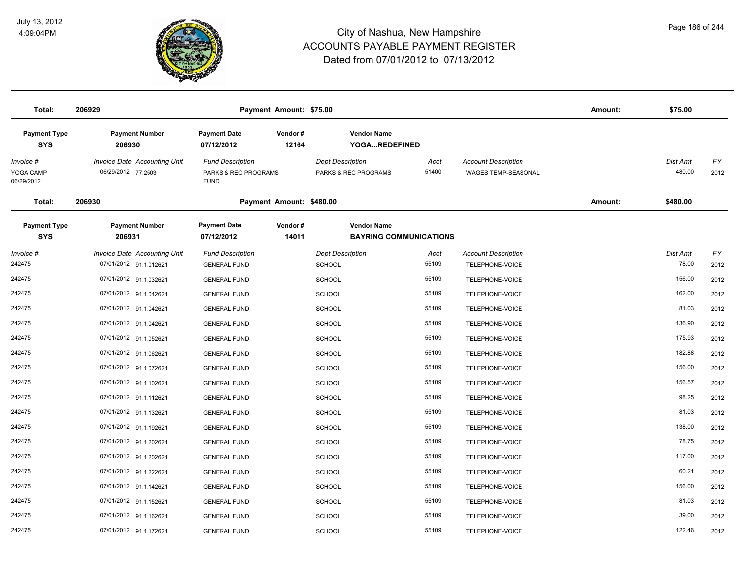# City of Nashua, New Hampshire
## ACCOUNTS PAYABLE PAYMENT REGISTER
### Dated from 07/01/2012 to 07/13/2012

July 13, 2012
4:09:04PM

**Total:** 206929 **Payment Amount: $75.00** **Amount:** **$75.00**

| Payment Type | Payment Number | Payment Date | Vendor # | Vendor Name |
|---|---|---|---|---|
| **SYS** | **206930** | **07/12/2012** | **12164** | **YOGA...REDEFINED** |

| Invoice # | Invoice Date | Accounting Unit | Fund Description | Dept Description | Acct | Account Description | Dist Amt | FY |
|---|---|---|---|---|---|---|---|---|
| YOGA CAMP 06/29/2012 | 06/29/2012 | 77.2503 | PARKS & REC PROGRAMS FUND | PARKS & REC PROGRAMS | 51400 | WAGES TEMP-SEASONAL | 480.00 | 2012 |

**Total:** 206930 **Payment Amount: $480.00** **Amount:** **$480.00**

| Payment Type | Payment Number | Payment Date | Vendor # | Vendor Name |
|---|---|---|---|---|
| **SYS** | **206931** | **07/12/2012** | **14011** | **BAYRING COMMUNICATIONS** |

| Invoice # | Invoice Date | Accounting Unit | Fund Description | Dept Description | Acct | Account Description | Dist Amt | FY |
|---|---|---|---|---|---|---|---|---|
| 242475 | 07/01/2012 | 91.1.012621 | GENERAL FUND | SCHOOL | 55109 | TELEPHONE-VOICE | 78.00 | 2012 |
| 242475 | 07/01/2012 | 91.1.032621 | GENERAL FUND | SCHOOL | 55109 | TELEPHONE-VOICE | 156.00 | 2012 |
| 242475 | 07/01/2012 | 91.1.042621 | GENERAL FUND | SCHOOL | 55109 | TELEPHONE-VOICE | 162.00 | 2012 |
| 242475 | 07/01/2012 | 91.1.042621 | GENERAL FUND | SCHOOL | 55109 | TELEPHONE-VOICE | 81.03 | 2012 |
| 242475 | 07/01/2012 | 91.1.042621 | GENERAL FUND | SCHOOL | 55109 | TELEPHONE-VOICE | 136.90 | 2012 |
| 242475 | 07/01/2012 | 91.1.052621 | GENERAL FUND | SCHOOL | 55109 | TELEPHONE-VOICE | 175.93 | 2012 |
| 242475 | 07/01/2012 | 91.1.062621 | GENERAL FUND | SCHOOL | 55109 | TELEPHONE-VOICE | 182.88 | 2012 |
| 242475 | 07/01/2012 | 91.1.072621 | GENERAL FUND | SCHOOL | 55109 | TELEPHONE-VOICE | 156.00 | 2012 |
| 242475 | 07/01/2012 | 91.1.102621 | GENERAL FUND | SCHOOL | 55109 | TELEPHONE-VOICE | 156.57 | 2012 |
| 242475 | 07/01/2012 | 91.1.112621 | GENERAL FUND | SCHOOL | 55109 | TELEPHONE-VOICE | 98.25 | 2012 |
| 242475 | 07/01/2012 | 91.1.132621 | GENERAL FUND | SCHOOL | 55109 | TELEPHONE-VOICE | 81.03 | 2012 |
| 242475 | 07/01/2012 | 91.1.192621 | GENERAL FUND | SCHOOL | 55109 | TELEPHONE-VOICE | 138.00 | 2012 |
| 242475 | 07/01/2012 | 91.1.202621 | GENERAL FUND | SCHOOL | 55109 | TELEPHONE-VOICE | 78.75 | 2012 |
| 242475 | 07/01/2012 | 91.1.202621 | GENERAL FUND | SCHOOL | 55109 | TELEPHONE-VOICE | 117.00 | 2012 |
| 242475 | 07/01/2012 | 91.1.222621 | GENERAL FUND | SCHOOL | 55109 | TELEPHONE-VOICE | 60.21 | 2012 |
| 242475 | 07/01/2012 | 91.1.142621 | GENERAL FUND | SCHOOL | 55109 | TELEPHONE-VOICE | 156.00 | 2012 |
| 242475 | 07/01/2012 | 91.1.152621 | GENERAL FUND | SCHOOL | 55109 | TELEPHONE-VOICE | 81.03 | 2012 |
| 242475 | 07/01/2012 | 91.1.162621 | GENERAL FUND | SCHOOL | 55109 | TELEPHONE-VOICE | 39.00 | 2012 |
| 242475 | 07/01/2012 | 91.1.172621 | GENERAL FUND | SCHOOL | 55109 | TELEPHONE-VOICE | 122.46 | 2012 |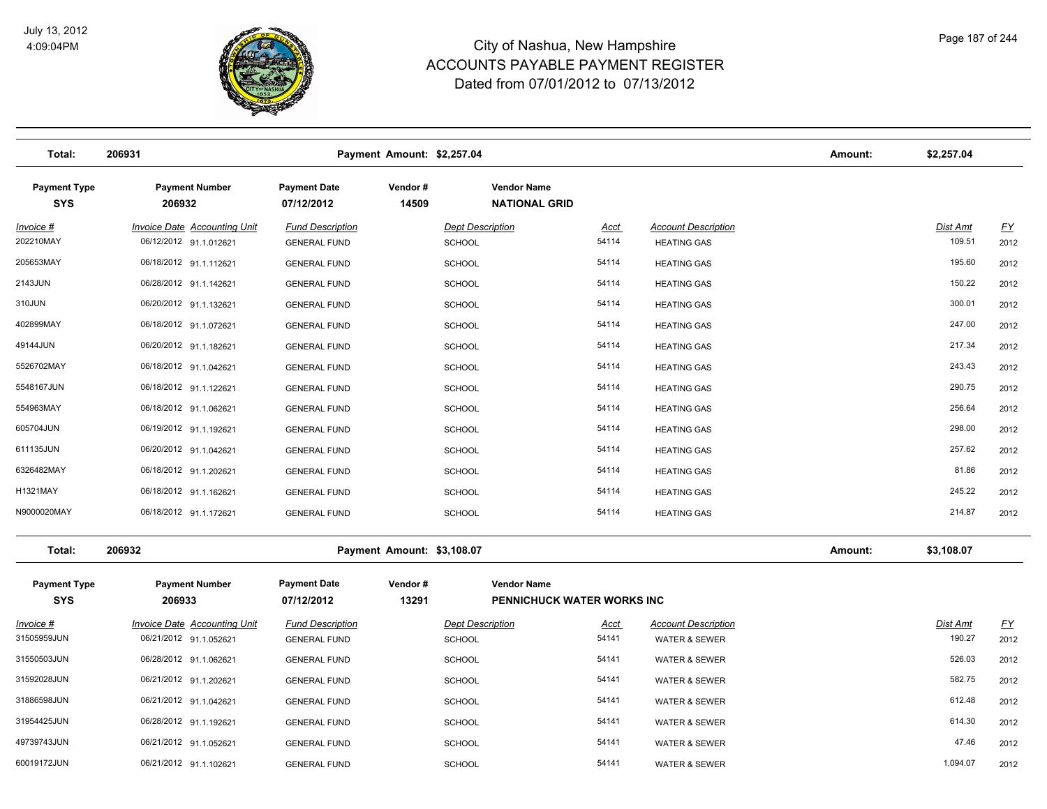# City of Nashua, New Hampshire
## ACCOUNTS PAYABLE PAYMENT REGISTER
### Dated from 07/01/2012 to 07/13/2012

July 13, 2012
4:09:04PM

| Total: | 206931 | Payment Amount: $2,257.04 | Amount: | $2,257.04 |
|---|---|---|---|---|

| Payment Type | Payment Number | Payment Date | Vendor # | Vendor Name |
|---|---|---|---|---|
| SYS | 206932 | 07/12/2012 | 14509 | NATIONAL GRID |

| Invoice # | Invoice Date | Accounting Unit | Fund Description | Dept Description | Acct | Account Description | Dist Amt | FY |
|---|---|---|---|---|---|---|---|---|
| 202210MAY | 06/12/2012 | 91.1.012621 | GENERAL FUND | SCHOOL | 54114 | HEATING GAS | 109.51 | 2012 |
| 205653MAY | 06/18/2012 | 91.1.112621 | GENERAL FUND | SCHOOL | 54114 | HEATING GAS | 195.60 | 2012 |
| 2143JUN | 06/28/2012 | 91.1.142621 | GENERAL FUND | SCHOOL | 54114 | HEATING GAS | 150.22 | 2012 |
| 310JUN | 06/20/2012 | 91.1.132621 | GENERAL FUND | SCHOOL | 54114 | HEATING GAS | 300.01 | 2012 |
| 402899MAY | 06/18/2012 | 91.1.072621 | GENERAL FUND | SCHOOL | 54114 | HEATING GAS | 247.00 | 2012 |
| 49144JUN | 06/20/2012 | 91.1.182621 | GENERAL FUND | SCHOOL | 54114 | HEATING GAS | 217.34 | 2012 |
| 5526702MAY | 06/18/2012 | 91.1.042621 | GENERAL FUND | SCHOOL | 54114 | HEATING GAS | 243.43 | 2012 |
| 5548167JUN | 06/18/2012 | 91.1.122621 | GENERAL FUND | SCHOOL | 54114 | HEATING GAS | 290.75 | 2012 |
| 554963MAY | 06/18/2012 | 91.1.062621 | GENERAL FUND | SCHOOL | 54114 | HEATING GAS | 256.64 | 2012 |
| 605704JUN | 06/19/2012 | 91.1.192621 | GENERAL FUND | SCHOOL | 54114 | HEATING GAS | 298.00 | 2012 |
| 611135JUN | 06/20/2012 | 91.1.042621 | GENERAL FUND | SCHOOL | 54114 | HEATING GAS | 257.62 | 2012 |
| 6326482MAY | 06/18/2012 | 91.1.202621 | GENERAL FUND | SCHOOL | 54114 | HEATING GAS | 81.86 | 2012 |
| H1321MAY | 06/18/2012 | 91.1.162621 | GENERAL FUND | SCHOOL | 54114 | HEATING GAS | 245.22 | 2012 |
| N9000020MAY | 06/18/2012 | 91.1.172621 | GENERAL FUND | SCHOOL | 54114 | HEATING GAS | 214.87 | 2012 |

| Total: | 206932 | Payment Amount: $3,108.07 | Amount: | $3,108.07 |
|---|---|---|---|---|

| Payment Type | Payment Number | Payment Date | Vendor # | Vendor Name |
|---|---|---|---|---|
| SYS | 206933 | 07/12/2012 | 13291 | PENNICHUCK WATER WORKS INC |

| Invoice # | Invoice Date | Accounting Unit | Fund Description | Dept Description | Acct | Account Description | Dist Amt | FY |
|---|---|---|---|---|---|---|---|---|
| 31505959JUN | 06/21/2012 | 91.1.052621 | GENERAL FUND | SCHOOL | 54141 | WATER & SEWER | 190.27 | 2012 |
| 31550503JUN | 06/28/2012 | 91.1.062621 | GENERAL FUND | SCHOOL | 54141 | WATER & SEWER | 526.03 | 2012 |
| 31592028JUN | 06/21/2012 | 91.1.202621 | GENERAL FUND | SCHOOL | 54141 | WATER & SEWER | 582.75 | 2012 |
| 31886598JUN | 06/21/2012 | 91.1.042621 | GENERAL FUND | SCHOOL | 54141 | WATER & SEWER | 612.48 | 2012 |
| 31954425JUN | 06/28/2012 | 91.1.192621 | GENERAL FUND | SCHOOL | 54141 | WATER & SEWER | 614.30 | 2012 |
| 49739743JUN | 06/21/2012 | 91.1.052621 | GENERAL FUND | SCHOOL | 54141 | WATER & SEWER | 47.46 | 2012 |
| 60019172JUN | 06/21/2012 | 91.1.102621 | GENERAL FUND | SCHOOL | 54141 | WATER & SEWER | 1,094.07 | 2012 |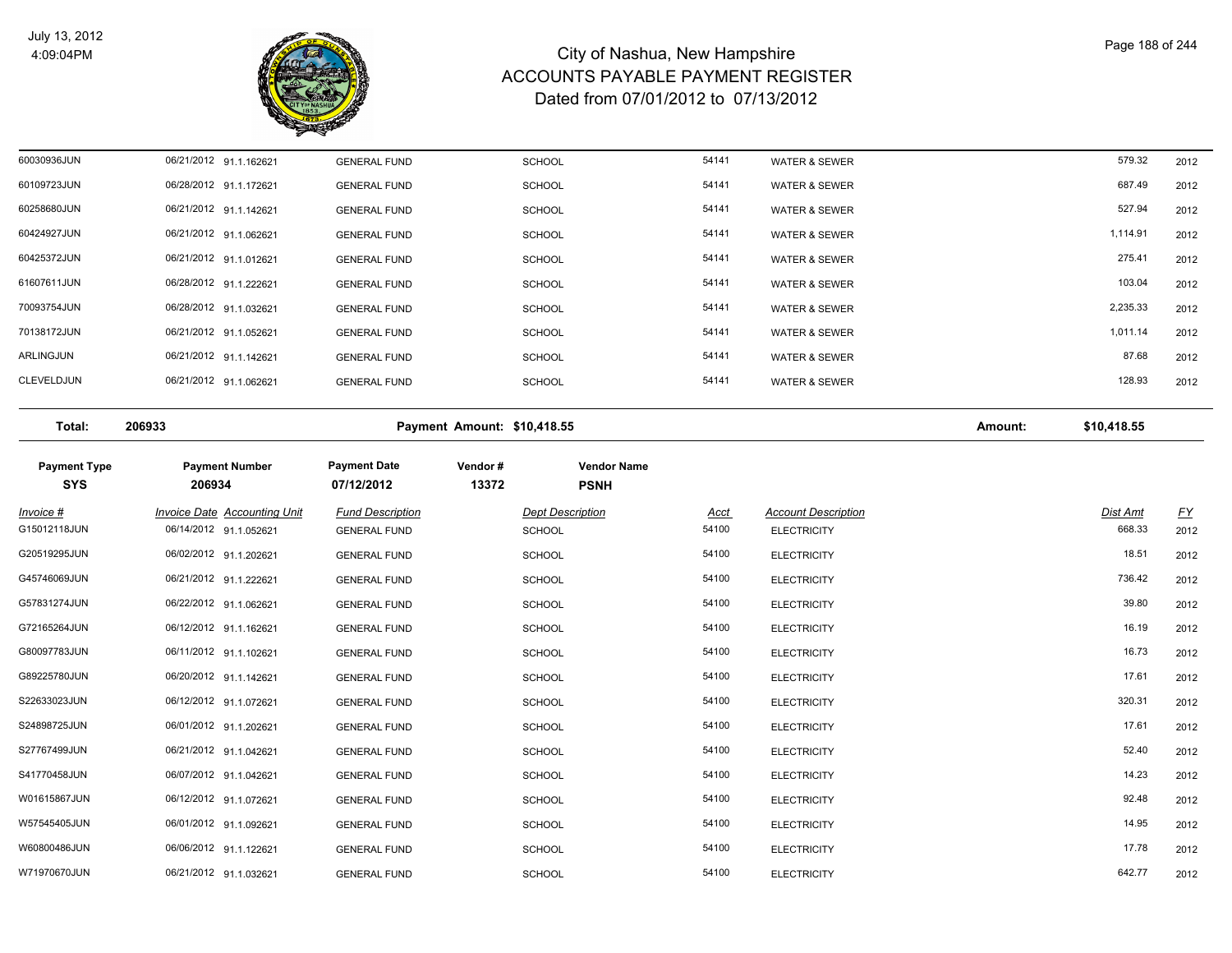# City of Nashua, New Hampshire
## ACCOUNTS PAYABLE PAYMENT REGISTER
### Dated from 07/01/2012 to 07/13/2012

July 13, 2012
4:09:04PM

| Invoice # | Invoice Date | Accounting Unit | Fund Description | Dept Description | Acct | Account Description | Dist Amt | FY |
|---|---|---|---|---|---|---|---|---|
| 60030936JUN | 06/21/2012 | 91.1.162621 | GENERAL FUND | SCHOOL | 54141 | WATER & SEWER | 579.32 | 2012 |
| 60109723JUN | 06/28/2012 | 91.1.172621 | GENERAL FUND | SCHOOL | 54141 | WATER & SEWER | 687.49 | 2012 |
| 60258680JUN | 06/21/2012 | 91.1.142621 | GENERAL FUND | SCHOOL | 54141 | WATER & SEWER | 527.94 | 2012 |
| 60424927JUN | 06/21/2012 | 91.1.062621 | GENERAL FUND | SCHOOL | 54141 | WATER & SEWER | 1,114.91 | 2012 |
| 60425372JUN | 06/21/2012 | 91.1.012621 | GENERAL FUND | SCHOOL | 54141 | WATER & SEWER | 275.41 | 2012 |
| 61607611JUN | 06/28/2012 | 91.1.222621 | GENERAL FUND | SCHOOL | 54141 | WATER & SEWER | 103.04 | 2012 |
| 70093754JUN | 06/28/2012 | 91.1.032621 | GENERAL FUND | SCHOOL | 54141 | WATER & SEWER | 2,235.33 | 2012 |
| 70138172JUN | 06/21/2012 | 91.1.052621 | GENERAL FUND | SCHOOL | 54141 | WATER & SEWER | 1,011.14 | 2012 |
| ARLINGJUN | 06/21/2012 | 91.1.142621 | GENERAL FUND | SCHOOL | 54141 | WATER & SEWER | 87.68 | 2012 |
| CLEVELDJUN | 06/21/2012 | 91.1.062621 | GENERAL FUND | SCHOOL | 54141 | WATER & SEWER | 128.93 | 2012 |

**Total:** 206933 **Payment Amount: $10,418.55** **Amount: $10,418.55**

| Payment Type | Payment Number | Payment Date | Vendor # | Vendor Name |
|---|---|---|---|---|
| SYS | 206934 | 07/12/2012 | 13372 | PSNH |

| Invoice # | Invoice Date | Accounting Unit | Fund Description | Dept Description | Acct | Account Description | Dist Amt | FY |
|---|---|---|---|---|---|---|---|---|
| G15012118JUN | 06/14/2012 | 91.1.052621 | GENERAL FUND | SCHOOL | 54100 | ELECTRICITY | 668.33 | 2012 |
| G20519295JUN | 06/02/2012 | 91.1.202621 | GENERAL FUND | SCHOOL | 54100 | ELECTRICITY | 18.51 | 2012 |
| G45746069JUN | 06/21/2012 | 91.1.222621 | GENERAL FUND | SCHOOL | 54100 | ELECTRICITY | 736.42 | 2012 |
| G57831274JUN | 06/22/2012 | 91.1.062621 | GENERAL FUND | SCHOOL | 54100 | ELECTRICITY | 39.80 | 2012 |
| G72165264JUN | 06/12/2012 | 91.1.162621 | GENERAL FUND | SCHOOL | 54100 | ELECTRICITY | 16.19 | 2012 |
| G80097783JUN | 06/11/2012 | 91.1.102621 | GENERAL FUND | SCHOOL | 54100 | ELECTRICITY | 16.73 | 2012 |
| G89225780JUN | 06/20/2012 | 91.1.142621 | GENERAL FUND | SCHOOL | 54100 | ELECTRICITY | 17.61 | 2012 |
| S22633023JUN | 06/12/2012 | 91.1.072621 | GENERAL FUND | SCHOOL | 54100 | ELECTRICITY | 320.31 | 2012 |
| S24898725JUN | 06/01/2012 | 91.1.202621 | GENERAL FUND | SCHOOL | 54100 | ELECTRICITY | 17.61 | 2012 |
| S27767499JUN | 06/21/2012 | 91.1.042621 | GENERAL FUND | SCHOOL | 54100 | ELECTRICITY | 52.40 | 2012 |
| S41770458JUN | 06/07/2012 | 91.1.042621 | GENERAL FUND | SCHOOL | 54100 | ELECTRICITY | 14.23 | 2012 |
| W01615867JUN | 06/12/2012 | 91.1.072621 | GENERAL FUND | SCHOOL | 54100 | ELECTRICITY | 92.48 | 2012 |
| W57545405JUN | 06/01/2012 | 91.1.092621 | GENERAL FUND | SCHOOL | 54100 | ELECTRICITY | 14.95 | 2012 |
| W60800486JUN | 06/06/2012 | 91.1.122621 | GENERAL FUND | SCHOOL | 54100 | ELECTRICITY | 17.78 | 2012 |
| W71970670JUN | 06/21/2012 | 91.1.032621 | GENERAL FUND | SCHOOL | 54100 | ELECTRICITY | 642.77 | 2012 |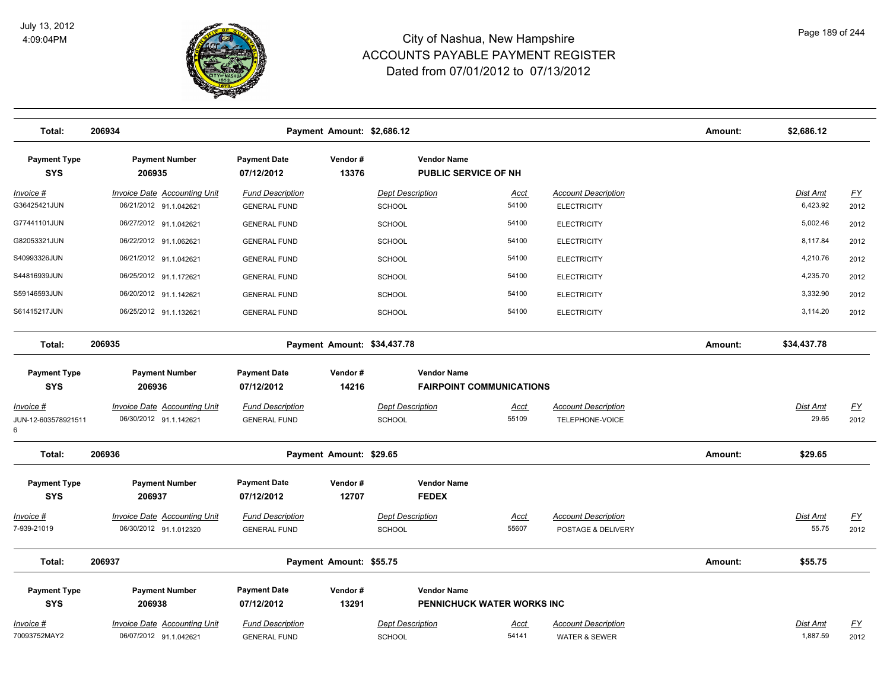## City of Nashua, New Hampshire
## ACCOUNTS PAYABLE PAYMENT REGISTER
## Dated from 07/01/2012 to 07/13/2012

| Total: | 206934 | Payment Amount: $2,686.12 | Amount: | $2,686.12 |
|---|---|---|---|---|

| Payment Type | Payment Number | Payment Date | Vendor # | Vendor Name |
|---|---|---|---|---|
| SYS | 206935 | 07/12/2012 | 13376 | PUBLIC SERVICE OF NH |

| Invoice # | Invoice Date | Accounting Unit | Fund Description | Dept Description | Acct | Account Description | Dist Amt | FY |
|---|---|---|---|---|---|---|---|---|
| G36425421JUN | 06/21/2012 | 91.1.042621 | GENERAL FUND | SCHOOL | 54100 | ELECTRICITY | 6,423.92 | 2012 |
| G77441101JUN | 06/27/2012 | 91.1.042621 | GENERAL FUND | SCHOOL | 54100 | ELECTRICITY | 5,002.46 | 2012 |
| G82053321JUN | 06/22/2012 | 91.1.062621 | GENERAL FUND | SCHOOL | 54100 | ELECTRICITY | 8,117.84 | 2012 |
| S40993326JUN | 06/21/2012 | 91.1.042621 | GENERAL FUND | SCHOOL | 54100 | ELECTRICITY | 4,210.76 | 2012 |
| S44816939JUN | 06/25/2012 | 91.1.172621 | GENERAL FUND | SCHOOL | 54100 | ELECTRICITY | 4,235.70 | 2012 |
| S59146593JUN | 06/20/2012 | 91.1.142621 | GENERAL FUND | SCHOOL | 54100 | ELECTRICITY | 3,332.90 | 2012 |
| S61415217JUN | 06/25/2012 | 91.1.132621 | GENERAL FUND | SCHOOL | 54100 | ELECTRICITY | 3,114.20 | 2012 |

| Total: | 206935 | Payment Amount: $34,437.78 | Amount: | $34,437.78 |
|---|---|---|---|---|

| Payment Type | Payment Number | Payment Date | Vendor # | Vendor Name |
|---|---|---|---|---|
| SYS | 206936 | 07/12/2012 | 14216 | FAIRPOINT COMMUNICATIONS |

| Invoice # | Invoice Date | Accounting Unit | Fund Description | Dept Description | Acct | Account Description | Dist Amt | FY |
|---|---|---|---|---|---|---|---|---|
| JUN-12-6035789215116 | 06/30/2012 | 91.1.142621 | GENERAL FUND | SCHOOL | 55109 | TELEPHONE-VOICE | 29.65 | 2012 |

| Total: | 206936 | Payment Amount: $29.65 | Amount: | $29.65 |
|---|---|---|---|---|

| Payment Type | Payment Number | Payment Date | Vendor # | Vendor Name |
|---|---|---|---|---|
| SYS | 206937 | 07/12/2012 | 12707 | FEDEX |

| Invoice # | Invoice Date | Accounting Unit | Fund Description | Dept Description | Acct | Account Description | Dist Amt | FY |
|---|---|---|---|---|---|---|---|---|
| 7-939-21019 | 06/30/2012 | 91.1.012320 | GENERAL FUND | SCHOOL | 55607 | POSTAGE & DELIVERY | 55.75 | 2012 |

| Total: | 206937 | Payment Amount: $55.75 | Amount: | $55.75 |
|---|---|---|---|---|

| Payment Type | Payment Number | Payment Date | Vendor # | Vendor Name |
|---|---|---|---|---|
| SYS | 206938 | 07/12/2012 | 13291 | PENNICHUCK WATER WORKS INC |

| Invoice # | Invoice Date | Accounting Unit | Fund Description | Dept Description | Acct | Account Description | Dist Amt | FY |
|---|---|---|---|---|---|---|---|---|
| 70093752MAY2 | 06/07/2012 | 91.1.042621 | GENERAL FUND | SCHOOL | 54141 | WATER & SEWER | 1,887.59 | 2012 |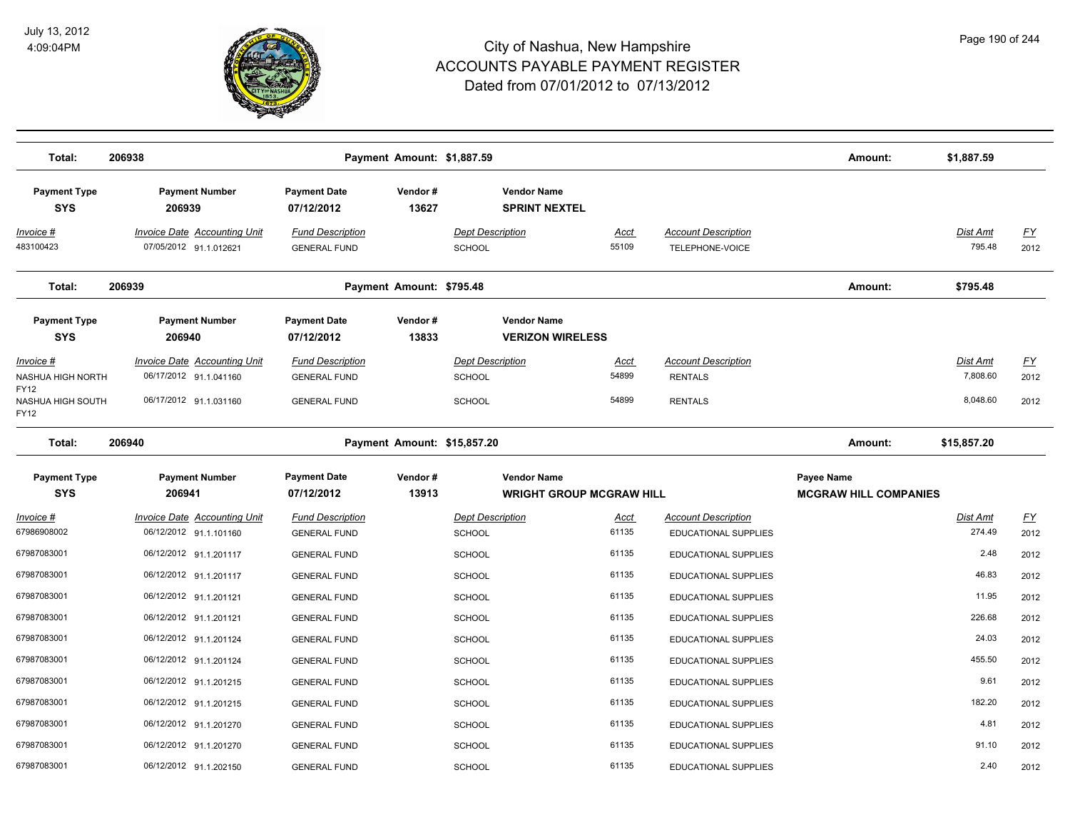# City of Nashua, New Hampshire
## ACCOUNTS PAYABLE PAYMENT REGISTER
### Dated from 07/01/2012 to 07/13/2012

July 13, 2012
4:09:04PM

**Total: 206938** — Payment Amount: $1,887.59 — Amount: $1,887.59

| Payment Type | Payment Number | Payment Date | Vendor # | Vendor Name |
|---|---|---|---|---|
| SYS | 206939 | 07/12/2012 | 13627 | SPRINT NEXTEL |

| Invoice # | Invoice Date | Accounting Unit | Fund Description | Dept Description | Acct | Account Description | Dist Amt | FY |
|---|---|---|---|---|---|---|---|---|
| 483100423 | 07/05/2012 | 91.1.012621 | GENERAL FUND | SCHOOL | 55109 | TELEPHONE-VOICE | 795.48 | 2012 |

**Total: 206939** — Payment Amount: $795.48 — Amount: $795.48

| Payment Type | Payment Number | Payment Date | Vendor # | Vendor Name |
|---|---|---|---|---|
| SYS | 206940 | 07/12/2012 | 13833 | VERIZON WIRELESS |

| Invoice # | Invoice Date | Accounting Unit | Fund Description | Dept Description | Acct | Account Description | Dist Amt | FY |
|---|---|---|---|---|---|---|---|---|
| NASHUA HIGH NORTH FY12 | 06/17/2012 | 91.1.041160 | GENERAL FUND | SCHOOL | 54899 | RENTALS | 7,808.60 | 2012 |
| NASHUA HIGH SOUTH FY12 | 06/17/2012 | 91.1.031160 | GENERAL FUND | SCHOOL | 54899 | RENTALS | 8,048.60 | 2012 |

**Total: 206940** — Payment Amount: $15,857.20 — Amount: $15,857.20

| Payment Type | Payment Number | Payment Date | Vendor # | Vendor Name | Payee Name |
|---|---|---|---|---|---|
| SYS | 206941 | 07/12/2012 | 13913 | WRIGHT GROUP MCGRAW HILL | MCGRAW HILL COMPANIES |

| Invoice # | Invoice Date | Accounting Unit | Fund Description | Dept Description | Acct | Account Description | Dist Amt | FY |
|---|---|---|---|---|---|---|---|---|
| 67986908002 | 06/12/2012 | 91.1.101160 | GENERAL FUND | SCHOOL | 61135 | EDUCATIONAL SUPPLIES | 274.49 | 2012 |
| 67987083001 | 06/12/2012 | 91.1.201117 | GENERAL FUND | SCHOOL | 61135 | EDUCATIONAL SUPPLIES | 2.48 | 2012 |
| 67987083001 | 06/12/2012 | 91.1.201117 | GENERAL FUND | SCHOOL | 61135 | EDUCATIONAL SUPPLIES | 46.83 | 2012 |
| 67987083001 | 06/12/2012 | 91.1.201121 | GENERAL FUND | SCHOOL | 61135 | EDUCATIONAL SUPPLIES | 11.95 | 2012 |
| 67987083001 | 06/12/2012 | 91.1.201121 | GENERAL FUND | SCHOOL | 61135 | EDUCATIONAL SUPPLIES | 226.68 | 2012 |
| 67987083001 | 06/12/2012 | 91.1.201124 | GENERAL FUND | SCHOOL | 61135 | EDUCATIONAL SUPPLIES | 24.03 | 2012 |
| 67987083001 | 06/12/2012 | 91.1.201124 | GENERAL FUND | SCHOOL | 61135 | EDUCATIONAL SUPPLIES | 455.50 | 2012 |
| 67987083001 | 06/12/2012 | 91.1.201215 | GENERAL FUND | SCHOOL | 61135 | EDUCATIONAL SUPPLIES | 9.61 | 2012 |
| 67987083001 | 06/12/2012 | 91.1.201215 | GENERAL FUND | SCHOOL | 61135 | EDUCATIONAL SUPPLIES | 182.20 | 2012 |
| 67987083001 | 06/12/2012 | 91.1.201270 | GENERAL FUND | SCHOOL | 61135 | EDUCATIONAL SUPPLIES | 4.81 | 2012 |
| 67987083001 | 06/12/2012 | 91.1.201270 | GENERAL FUND | SCHOOL | 61135 | EDUCATIONAL SUPPLIES | 91.10 | 2012 |
| 67987083001 | 06/12/2012 | 91.1.202150 | GENERAL FUND | SCHOOL | 61135 | EDUCATIONAL SUPPLIES | 2.40 | 2012 |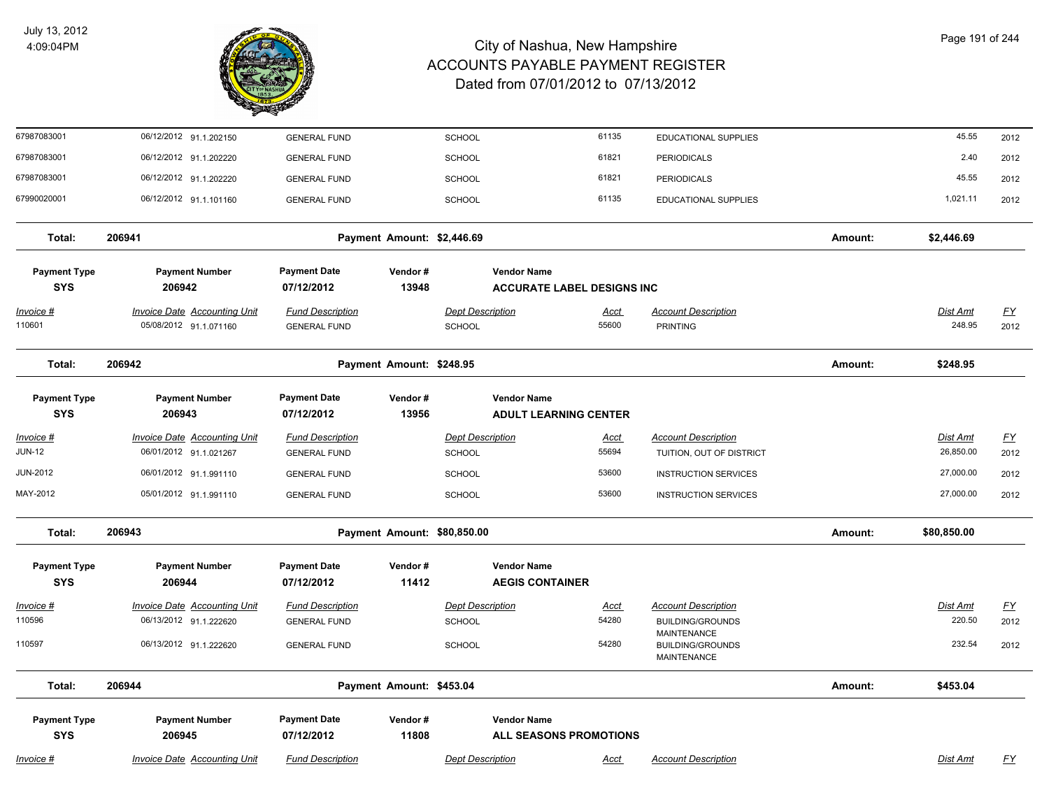# City of Nashua, New Hampshire
## ACCOUNTS PAYABLE PAYMENT REGISTER
### Dated from 07/01/2012 to 07/13/2012

July 13, 2012
4:09:04PM

| Invoice # | Invoice Date | Accounting Unit | Fund Description | Dept Description | Acct | Account Description | Dist Amt | FY |
|---|---|---|---|---|---|---|---|---|
| 67987083001 | 06/12/2012 | 91.1.202150 | GENERAL FUND | SCHOOL | 61135 | EDUCATIONAL SUPPLIES | 45.55 | 2012 |
| 67987083001 | 06/12/2012 | 91.1.202220 | GENERAL FUND | SCHOOL | 61821 | PERIODICALS | 2.40 | 2012 |
| 67987083001 | 06/12/2012 | 91.1.202220 | GENERAL FUND | SCHOOL | 61821 | PERIODICALS | 45.55 | 2012 |
| 67990020001 | 06/12/2012 | 91.1.101160 | GENERAL FUND | SCHOOL | 61135 | EDUCATIONAL SUPPLIES | 1,021.11 | 2012 |

**Total: 206941 — Payment Amount: $2,446.69 — Amount: $2,446.69**

| Payment Type | Payment Number | Payment Date | Vendor # | Vendor Name |
|---|---|---|---|---|
| SYS | 206942 | 07/12/2012 | 13948 | ACCURATE LABEL DESIGNS INC |

| Invoice # | Invoice Date | Accounting Unit | Fund Description | Dept Description | Acct | Account Description | Dist Amt | FY |
|---|---|---|---|---|---|---|---|---|
| 110601 | 05/08/2012 | 91.1.071160 | GENERAL FUND | SCHOOL | 55600 | PRINTING | 248.95 | 2012 |

**Total: 206942 — Payment Amount: $248.95 — Amount: $248.95**

| Payment Type | Payment Number | Payment Date | Vendor # | Vendor Name |
|---|---|---|---|---|
| SYS | 206943 | 07/12/2012 | 13956 | ADULT LEARNING CENTER |

| Invoice # | Invoice Date | Accounting Unit | Fund Description | Dept Description | Acct | Account Description | Dist Amt | FY |
|---|---|---|---|---|---|---|---|---|
| JUN-12 | 06/01/2012 | 91.1.021267 | GENERAL FUND | SCHOOL | 55694 | TUITION, OUT OF DISTRICT | 26,850.00 | 2012 |
| JUN-2012 | 06/01/2012 | 91.1.991110 | GENERAL FUND | SCHOOL | 53600 | INSTRUCTION SERVICES | 27,000.00 | 2012 |
| MAY-2012 | 05/01/2012 | 91.1.991110 | GENERAL FUND | SCHOOL | 53600 | INSTRUCTION SERVICES | 27,000.00 | 2012 |

**Total: 206943 — Payment Amount: $80,850.00 — Amount: $80,850.00**

| Payment Type | Payment Number | Payment Date | Vendor # | Vendor Name |
|---|---|---|---|---|
| SYS | 206944 | 07/12/2012 | 11412 | AEGIS CONTAINER |

| Invoice # | Invoice Date | Accounting Unit | Fund Description | Dept Description | Acct | Account Description | Dist Amt | FY |
|---|---|---|---|---|---|---|---|---|
| 110596 | 06/13/2012 | 91.1.222620 | GENERAL FUND | SCHOOL | 54280 | BUILDING/GROUNDS MAINTENANCE | 220.50 | 2012 |
| 110597 | 06/13/2012 | 91.1.222620 | GENERAL FUND | SCHOOL | 54280 | BUILDING/GROUNDS MAINTENANCE | 232.54 | 2012 |

**Total: 206944 — Payment Amount: $453.04 — Amount: $453.04**

| Payment Type | Payment Number | Payment Date | Vendor # | Vendor Name |
|---|---|---|---|---|
| SYS | 206945 | 07/12/2012 | 11808 | ALL SEASONS PROMOTIONS |

| Invoice # | Invoice Date | Accounting Unit | Fund Description | Dept Description | Acct | Account Description | Dist Amt | FY |
|---|---|---|---|---|---|---|---|---|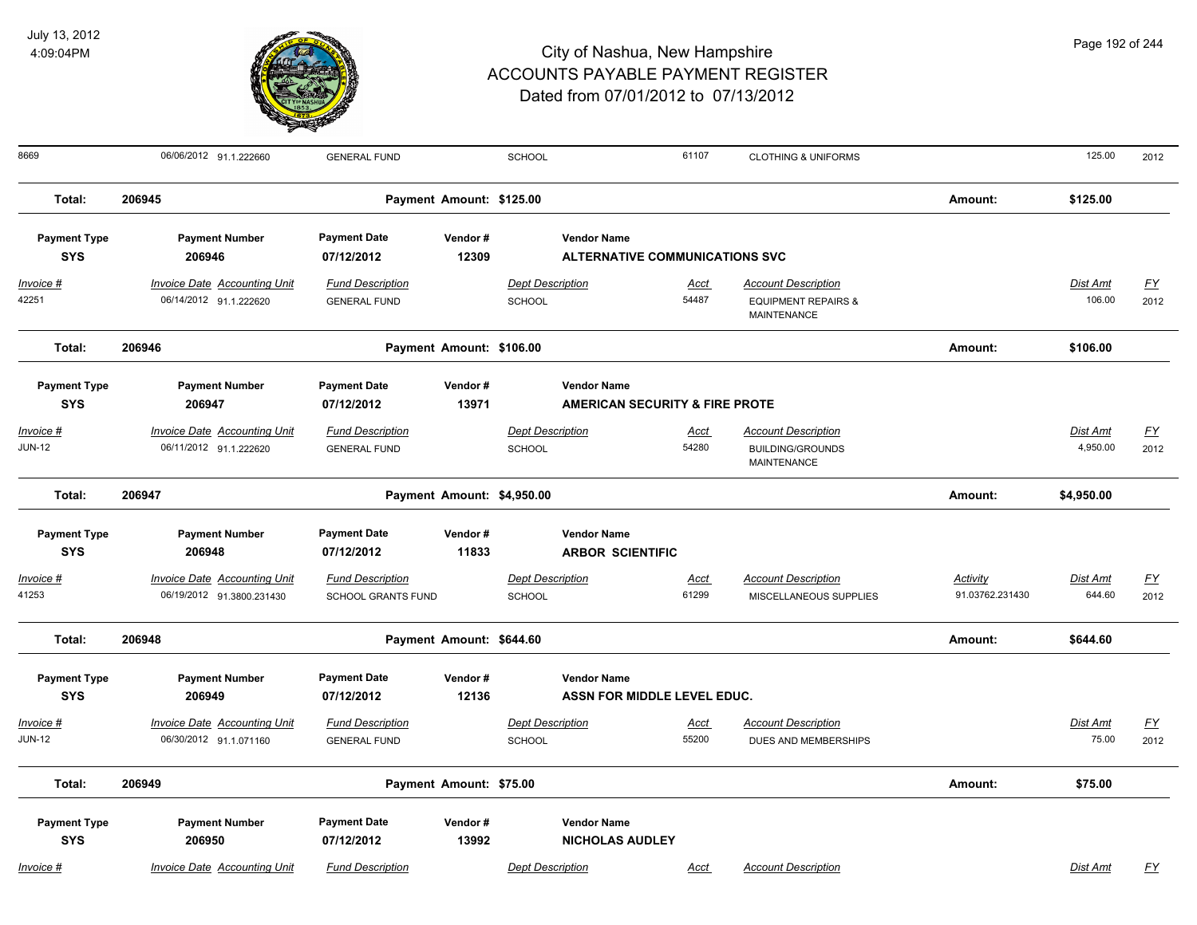| Invoice # | Invoice Date | Accounting Unit | Fund Description | Dept Description | Acct | Account Description | Activity | Dist Amt | FY |
|---|---|---|---|---|---|---|---|---|---|
| 8669 | 06/06/2012 | 91.1.222660 | GENERAL FUND | SCHOOL | 61107 | CLOTHING & UNIFORMS | | 125.00 | 2012 |

**Total: 206945** — Payment Amount: $125.00 — Amount: $125.00

| Payment Type | Payment Number | Payment Date | Vendor # | Vendor Name |
|---|---|---|---|---|
| SYS | 206946 | 07/12/2012 | 12309 | ALTERNATIVE COMMUNICATIONS SVC |

| Invoice # | Invoice Date | Accounting Unit | Fund Description | Dept Description | Acct | Account Description | Dist Amt | FY |
|---|---|---|---|---|---|---|---|---|
| 42251 | 06/14/2012 | 91.1.222620 | GENERAL FUND | SCHOOL | 54487 | EQUIPMENT REPAIRS & MAINTENANCE | 106.00 | 2012 |

**Total: 206946** — Payment Amount: $106.00 — Amount: $106.00

| Payment Type | Payment Number | Payment Date | Vendor # | Vendor Name |
|---|---|---|---|---|
| SYS | 206947 | 07/12/2012 | 13971 | AMERICAN SECURITY & FIRE PROTE |

| Invoice # | Invoice Date | Accounting Unit | Fund Description | Dept Description | Acct | Account Description | Dist Amt | FY |
|---|---|---|---|---|---|---|---|---|
| JUN-12 | 06/11/2012 | 91.1.222620 | GENERAL FUND | SCHOOL | 54280 | BUILDING/GROUNDS MAINTENANCE | 4,950.00 | 2012 |

**Total: 206947** — Payment Amount: $4,950.00 — Amount: $4,950.00

| Payment Type | Payment Number | Payment Date | Vendor # | Vendor Name |
|---|---|---|---|---|
| SYS | 206948 | 07/12/2012 | 11833 | ARBOR SCIENTIFIC |

| Invoice # | Invoice Date | Accounting Unit | Fund Description | Dept Description | Acct | Account Description | Activity | Dist Amt | FY |
|---|---|---|---|---|---|---|---|---|---|
| 41253 | 06/19/2012 | 91.3800.231430 | SCHOOL GRANTS FUND | SCHOOL | 61299 | MISCELLANEOUS SUPPLIES | 91.03762.231430 | 644.60 | 2012 |

**Total: 206948** — Payment Amount: $644.60 — Amount: $644.60

| Payment Type | Payment Number | Payment Date | Vendor # | Vendor Name |
|---|---|---|---|---|
| SYS | 206949 | 07/12/2012 | 12136 | ASSN FOR MIDDLE LEVEL EDUC. |

| Invoice # | Invoice Date | Accounting Unit | Fund Description | Dept Description | Acct | Account Description | Dist Amt | FY |
|---|---|---|---|---|---|---|---|---|
| JUN-12 | 06/30/2012 | 91.1.071160 | GENERAL FUND | SCHOOL | 55200 | DUES AND MEMBERSHIPS | 75.00 | 2012 |

**Total: 206949** — Payment Amount: $75.00 — Amount: $75.00

| Payment Type | Payment Number | Payment Date | Vendor # | Vendor Name |
|---|---|---|---|---|
| SYS | 206950 | 07/12/2012 | 13992 | NICHOLAS AUDLEY |

| Invoice # | Invoice Date | Accounting Unit | Fund Description | Dept Description | Acct | Account Description | Dist Amt | FY |
|---|---|---|---|---|---|---|---|---|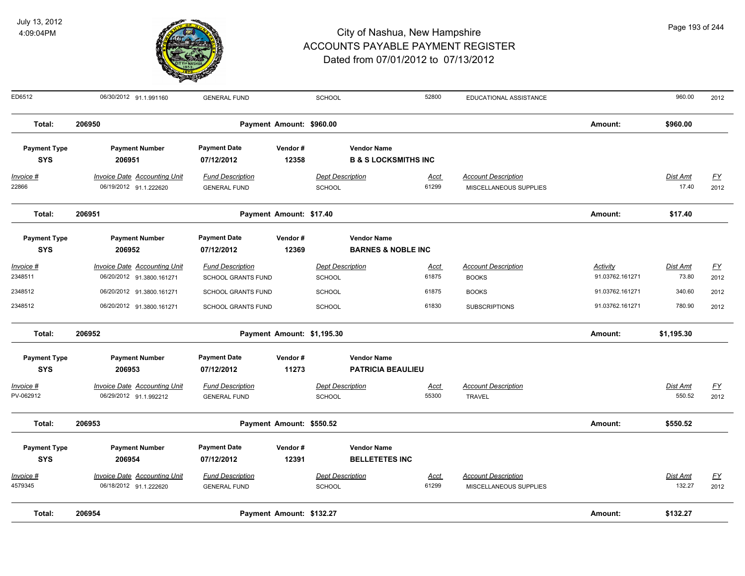# City of Nashua, New Hampshire
## ACCOUNTS PAYABLE PAYMENT REGISTER
### Dated from 07/01/2012 to 07/13/2012

July 13, 2012
4:09:04PM

| Invoice # | Invoice Date | Accounting Unit | Fund Description | Dept Description | Acct | Account Description | Activity | Dist Amt | FY |
|---|---|---|---|---|---|---|---|---|---|
| ED6512 | 06/30/2012 | 91.1.991160 | GENERAL FUND | SCHOOL | 52800 | EDUCATIONAL ASSISTANCE | | 960.00 | 2012 |

**Total: 206950** — Payment Amount: $960.00 — Amount: $960.00

| Payment Type | Payment Number | Payment Date | Vendor # | Vendor Name |
|---|---|---|---|---|
| SYS | 206951 | 07/12/2012 | 12358 | B & S LOCKSMITHS INC |

| Invoice # | Invoice Date | Accounting Unit | Fund Description | Dept Description | Acct | Account Description | Dist Amt | FY |
|---|---|---|---|---|---|---|---|---|
| 22866 | 06/19/2012 | 91.1.222620 | GENERAL FUND | SCHOOL | 61299 | MISCELLANEOUS SUPPLIES | 17.40 | 2012 |

**Total: 206951** — Payment Amount: $17.40 — Amount: $17.40

| Payment Type | Payment Number | Payment Date | Vendor # | Vendor Name |
|---|---|---|---|---|
| SYS | 206952 | 07/12/2012 | 12369 | BARNES & NOBLE INC |

| Invoice # | Invoice Date | Accounting Unit | Fund Description | Dept Description | Acct | Account Description | Activity | Dist Amt | FY |
|---|---|---|---|---|---|---|---|---|---|
| 2348511 | 06/20/2012 | 91.3800.161271 | SCHOOL GRANTS FUND | SCHOOL | 61875 | BOOKS | 91.03762.161271 | 73.80 | 2012 |
| 2348512 | 06/20/2012 | 91.3800.161271 | SCHOOL GRANTS FUND | SCHOOL | 61875 | BOOKS | 91.03762.161271 | 340.60 | 2012 |
| 2348512 | 06/20/2012 | 91.3800.161271 | SCHOOL GRANTS FUND | SCHOOL | 61830 | SUBSCRIPTIONS | 91.03762.161271 | 780.90 | 2012 |

**Total: 206952** — Payment Amount: $1,195.30 — Amount: $1,195.30

| Payment Type | Payment Number | Payment Date | Vendor # | Vendor Name |
|---|---|---|---|---|
| SYS | 206953 | 07/12/2012 | 11273 | PATRICIA BEAULIEU |

| Invoice # | Invoice Date | Accounting Unit | Fund Description | Dept Description | Acct | Account Description | Dist Amt | FY |
|---|---|---|---|---|---|---|---|---|
| PV-062912 | 06/29/2012 | 91.1.992212 | GENERAL FUND | SCHOOL | 55300 | TRAVEL | 550.52 | 2012 |

**Total: 206953** — Payment Amount: $550.52 — Amount: $550.52

| Payment Type | Payment Number | Payment Date | Vendor # | Vendor Name |
|---|---|---|---|---|
| SYS | 206954 | 07/12/2012 | 12391 | BELLETETES INC |

| Invoice # | Invoice Date | Accounting Unit | Fund Description | Dept Description | Acct | Account Description | Dist Amt | FY |
|---|---|---|---|---|---|---|---|---|
| 4579345 | 06/18/2012 | 91.1.222620 | GENERAL FUND | SCHOOL | 61299 | MISCELLANEOUS SUPPLIES | 132.27 | 2012 |

**Total: 206954** — Payment Amount: $132.27 — Amount: $132.27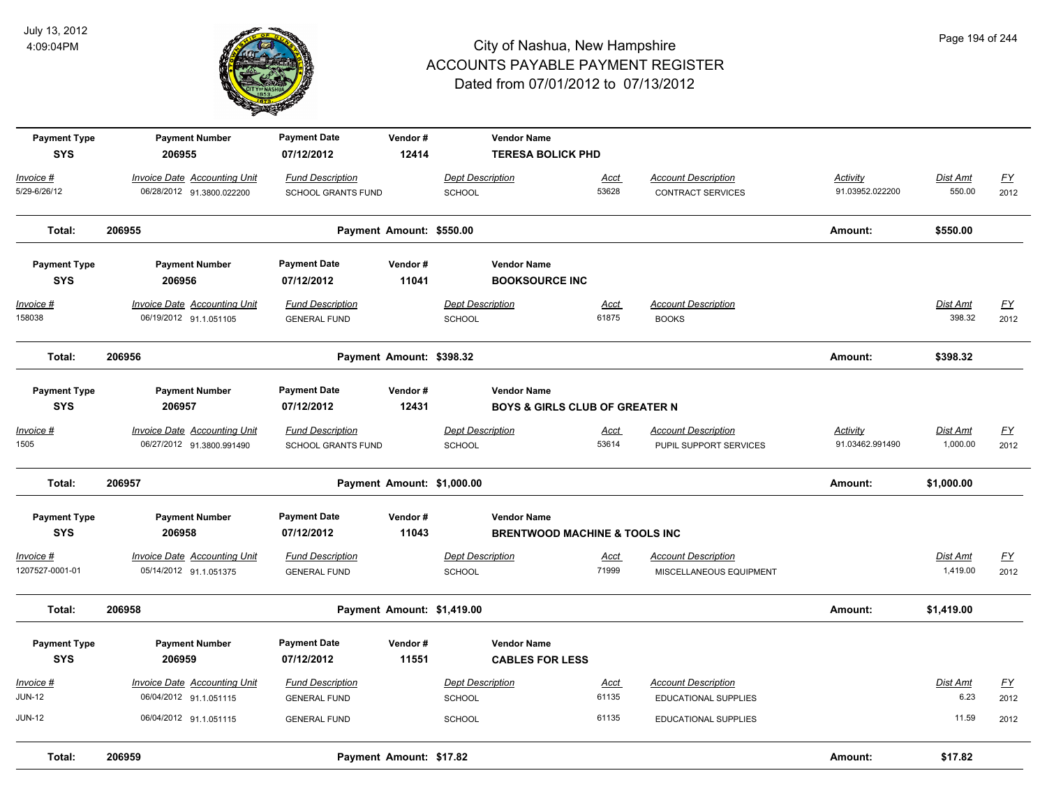# City of Nashua, New Hampshire
## ACCOUNTS PAYABLE PAYMENT REGISTER
### Dated from 07/01/2012 to 07/13/2012

July 13, 2012
4:09:04PM

| Payment Type | Payment Number | Payment Date | Vendor # | Vendor Name |
|---|---|---|---|---|
| SYS | 206955 | 07/12/2012 | 12414 | TERESA BOLICK PHD |

| Invoice # | Invoice Date | Accounting Unit | Fund Description | Dept Description | Acct | Account Description | Activity | Dist Amt | FY |
|---|---|---|---|---|---|---|---|---|---|
| 5/29-6/26/12 | 06/28/2012 | 91.3800.022200 | SCHOOL GRANTS FUND | SCHOOL | 53628 | CONTRACT SERVICES | 91.03952.022200 | 550.00 | 2012 |

**Total: 206955** — Payment Amount: $550.00 — Amount: $550.00

| Payment Type | Payment Number | Payment Date | Vendor # | Vendor Name |
|---|---|---|---|---|
| SYS | 206956 | 07/12/2012 | 11041 | BOOKSOURCE INC |

| Invoice # | Invoice Date | Accounting Unit | Fund Description | Dept Description | Acct | Account Description | Dist Amt | FY |
|---|---|---|---|---|---|---|---|---|
| 158038 | 06/19/2012 | 91.1.051105 | GENERAL FUND | SCHOOL | 61875 | BOOKS | 398.32 | 2012 |

**Total: 206956** — Payment Amount: $398.32 — Amount: $398.32

| Payment Type | Payment Number | Payment Date | Vendor # | Vendor Name |
|---|---|---|---|---|
| SYS | 206957 | 07/12/2012 | 12431 | BOYS & GIRLS CLUB OF GREATER N |

| Invoice # | Invoice Date | Accounting Unit | Fund Description | Dept Description | Acct | Account Description | Activity | Dist Amt | FY |
|---|---|---|---|---|---|---|---|---|---|
| 1505 | 06/27/2012 | 91.3800.991490 | SCHOOL GRANTS FUND | SCHOOL | 53614 | PUPIL SUPPORT SERVICES | 91.03462.991490 | 1,000.00 | 2012 |

**Total: 206957** — Payment Amount: $1,000.00 — Amount: $1,000.00

| Payment Type | Payment Number | Payment Date | Vendor # | Vendor Name |
|---|---|---|---|---|
| SYS | 206958 | 07/12/2012 | 11043 | BRENTWOOD MACHINE & TOOLS INC |

| Invoice # | Invoice Date | Accounting Unit | Fund Description | Dept Description | Acct | Account Description | Dist Amt | FY |
|---|---|---|---|---|---|---|---|---|
| 1207527-0001-01 | 05/14/2012 | 91.1.051375 | GENERAL FUND | SCHOOL | 71999 | MISCELLANEOUS EQUIPMENT | 1,419.00 | 2012 |

**Total: 206958** — Payment Amount: $1,419.00 — Amount: $1,419.00

| Payment Type | Payment Number | Payment Date | Vendor # | Vendor Name |
|---|---|---|---|---|
| SYS | 206959 | 07/12/2012 | 11551 | CABLES FOR LESS |

| Invoice # | Invoice Date | Accounting Unit | Fund Description | Dept Description | Acct | Account Description | Dist Amt | FY |
|---|---|---|---|---|---|---|---|---|
| JUN-12 | 06/04/2012 | 91.1.051115 | GENERAL FUND | SCHOOL | 61135 | EDUCATIONAL SUPPLIES | 6.23 | 2012 |
| JUN-12 | 06/04/2012 | 91.1.051115 | GENERAL FUND | SCHOOL | 61135 | EDUCATIONAL SUPPLIES | 11.59 | 2012 |

**Total: 206959** — Payment Amount: $17.82 — Amount: $17.82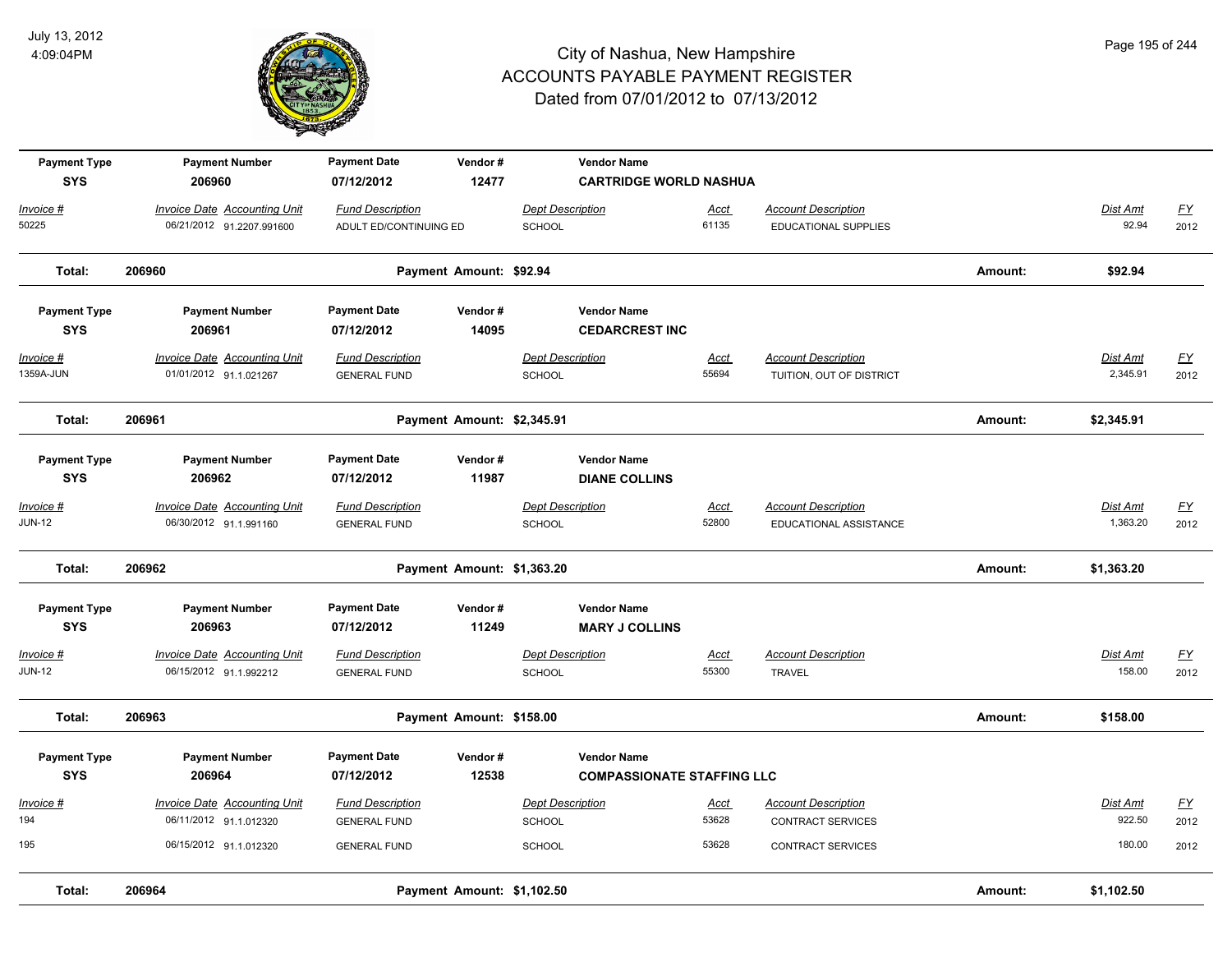# City of Nashua, New Hampshire
## ACCOUNTS PAYABLE PAYMENT REGISTER
### Dated from 07/01/2012 to 07/13/2012

July 13, 2012
4:09:04PM

| Payment Type | Payment Number | Payment Date | Vendor # | Vendor Name |
|---|---|---|---|---|
| SYS | 206960 | 07/12/2012 | 12477 | CARTRIDGE WORLD NASHUA |

| Invoice # | Invoice Date | Accounting Unit | Fund Description | Dept Description | Acct | Account Description | Dist Amt | FY |
|---|---|---|---|---|---|---|---|---|
| 50225 | 06/21/2012 | 91.2207.991600 | ADULT ED/CONTINUING ED | SCHOOL | 61135 | EDUCATIONAL SUPPLIES | 92.94 | 2012 |

**Total: 206960 — Payment Amount: $92.94 — Amount: $92.94**

| Payment Type | Payment Number | Payment Date | Vendor # | Vendor Name |
|---|---|---|---|---|
| SYS | 206961 | 07/12/2012 | 14095 | CEDARCREST INC |

| Invoice # | Invoice Date | Accounting Unit | Fund Description | Dept Description | Acct | Account Description | Dist Amt | FY |
|---|---|---|---|---|---|---|---|---|
| 1359A-JUN | 01/01/2012 | 91.1.021267 | GENERAL FUND | SCHOOL | 55694 | TUITION, OUT OF DISTRICT | 2,345.91 | 2012 |

**Total: 206961 — Payment Amount: $2,345.91 — Amount: $2,345.91**

| Payment Type | Payment Number | Payment Date | Vendor # | Vendor Name |
|---|---|---|---|---|
| SYS | 206962 | 07/12/2012 | 11987 | DIANE COLLINS |

| Invoice # | Invoice Date | Accounting Unit | Fund Description | Dept Description | Acct | Account Description | Dist Amt | FY |
|---|---|---|---|---|---|---|---|---|
| JUN-12 | 06/30/2012 | 91.1.991160 | GENERAL FUND | SCHOOL | 52800 | EDUCATIONAL ASSISTANCE | 1,363.20 | 2012 |

**Total: 206962 — Payment Amount: $1,363.20 — Amount: $1,363.20**

| Payment Type | Payment Number | Payment Date | Vendor # | Vendor Name |
|---|---|---|---|---|
| SYS | 206963 | 07/12/2012 | 11249 | MARY J COLLINS |

| Invoice # | Invoice Date | Accounting Unit | Fund Description | Dept Description | Acct | Account Description | Dist Amt | FY |
|---|---|---|---|---|---|---|---|---|
| JUN-12 | 06/15/2012 | 91.1.992212 | GENERAL FUND | SCHOOL | 55300 | TRAVEL | 158.00 | 2012 |

**Total: 206963 — Payment Amount: $158.00 — Amount: $158.00**

| Payment Type | Payment Number | Payment Date | Vendor # | Vendor Name |
|---|---|---|---|---|
| SYS | 206964 | 07/12/2012 | 12538 | COMPASSIONATE STAFFING LLC |

| Invoice # | Invoice Date | Accounting Unit | Fund Description | Dept Description | Acct | Account Description | Dist Amt | FY |
|---|---|---|---|---|---|---|---|---|
| 194 | 06/11/2012 | 91.1.012320 | GENERAL FUND | SCHOOL | 53628 | CONTRACT SERVICES | 922.50 | 2012 |
| 195 | 06/15/2012 | 91.1.012320 | GENERAL FUND | SCHOOL | 53628 | CONTRACT SERVICES | 180.00 | 2012 |

**Total: 206964 — Payment Amount: $1,102.50 — Amount: $1,102.50**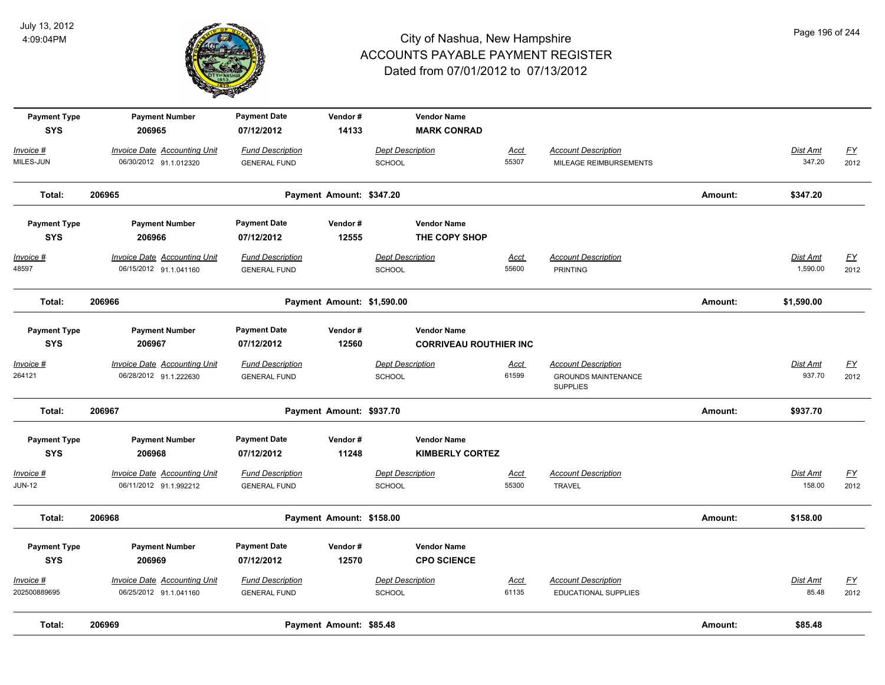# City of Nashua, New Hampshire
## ACCOUNTS PAYABLE PAYMENT REGISTER
### Dated from 07/01/2012 to 07/13/2012

July 13, 2012
4:09:04PM

| Payment Type | Payment Number | Payment Date | Vendor # | Vendor Name |
|---|---|---|---|---|
| SYS | 206965 | 07/12/2012 | 14133 | MARK CONRAD |

| Invoice # | Invoice Date | Accounting Unit | Fund Description | Dept Description | Acct | Account Description | Dist Amt | FY |
|---|---|---|---|---|---|---|---|---|
| MILES-JUN | 06/30/2012 | 91.1.012320 | GENERAL FUND | SCHOOL | 55307 | MILEAGE REIMBURSEMENTS | 347.20 | 2012 |

**Total: 206965** Payment Amount: $347.20 Amount: $347.20

| Payment Type | Payment Number | Payment Date | Vendor # | Vendor Name |
|---|---|---|---|---|
| SYS | 206966 | 07/12/2012 | 12555 | THE COPY SHOP |

| Invoice # | Invoice Date | Accounting Unit | Fund Description | Dept Description | Acct | Account Description | Dist Amt | FY |
|---|---|---|---|---|---|---|---|---|
| 48597 | 06/15/2012 | 91.1.041160 | GENERAL FUND | SCHOOL | 55600 | PRINTING | 1,590.00 | 2012 |

**Total: 206966** Payment Amount: $1,590.00 Amount: $1,590.00

| Payment Type | Payment Number | Payment Date | Vendor # | Vendor Name |
|---|---|---|---|---|
| SYS | 206967 | 07/12/2012 | 12560 | CORRIVEAU ROUTHIER INC |

| Invoice # | Invoice Date | Accounting Unit | Fund Description | Dept Description | Acct | Account Description | Dist Amt | FY |
|---|---|---|---|---|---|---|---|---|
| 264121 | 06/28/2012 | 91.1.222630 | GENERAL FUND | SCHOOL | 61599 | GROUNDS MAINTENANCE SUPPLIES | 937.70 | 2012 |

**Total: 206967** Payment Amount: $937.70 Amount: $937.70

| Payment Type | Payment Number | Payment Date | Vendor # | Vendor Name |
|---|---|---|---|---|
| SYS | 206968 | 07/12/2012 | 11248 | KIMBERLY CORTEZ |

| Invoice # | Invoice Date | Accounting Unit | Fund Description | Dept Description | Acct | Account Description | Dist Amt | FY |
|---|---|---|---|---|---|---|---|---|
| JUN-12 | 06/11/2012 | 91.1.992212 | GENERAL FUND | SCHOOL | 55300 | TRAVEL | 158.00 | 2012 |

**Total: 206968** Payment Amount: $158.00 Amount: $158.00

| Payment Type | Payment Number | Payment Date | Vendor # | Vendor Name |
|---|---|---|---|---|
| SYS | 206969 | 07/12/2012 | 12570 | CPO SCIENCE |

| Invoice # | Invoice Date | Accounting Unit | Fund Description | Dept Description | Acct | Account Description | Dist Amt | FY |
|---|---|---|---|---|---|---|---|---|
| 202500889695 | 06/25/2012 | 91.1.041160 | GENERAL FUND | SCHOOL | 61135 | EDUCATIONAL SUPPLIES | 85.48 | 2012 |

**Total: 206969** Payment Amount: $85.48 Amount: $85.48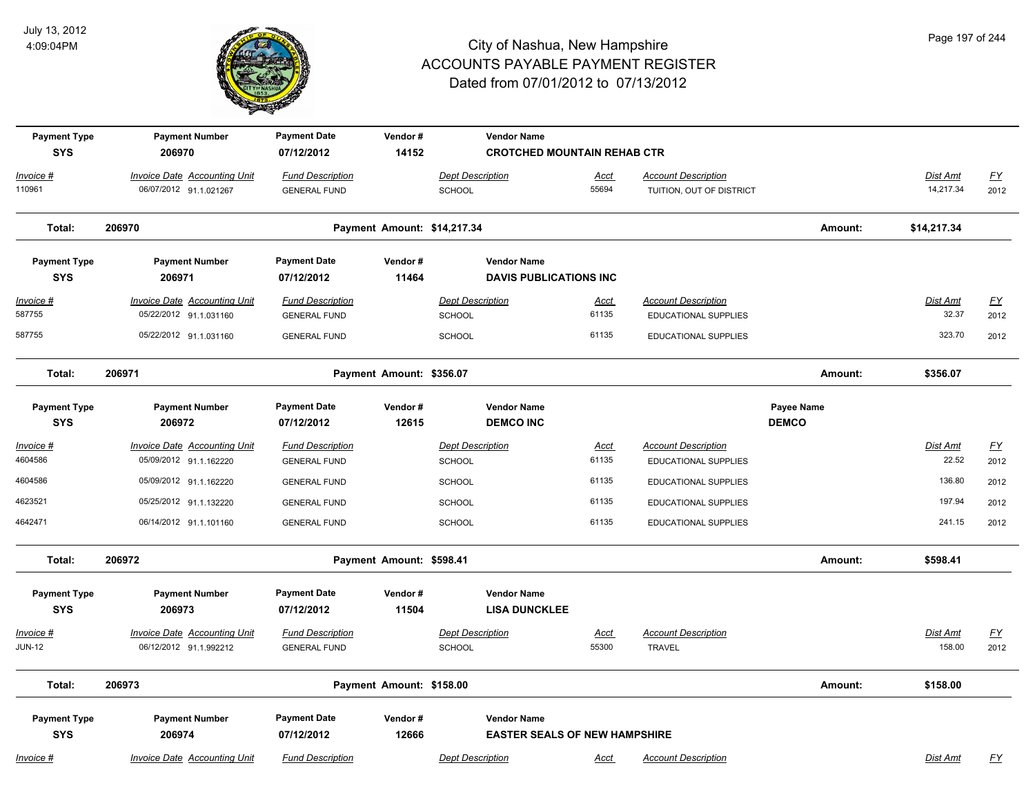# City of Nashua, New Hampshire
## ACCOUNTS PAYABLE PAYMENT REGISTER
### Dated from 07/01/2012 to 07/13/2012

July 13, 2012
4:09:04PM

| Payment Type | Payment Number | Payment Date | Vendor # | Vendor Name |
|---|---|---|---|---|
| SYS | 206970 | 07/12/2012 | 14152 | CROTCHED MOUNTAIN REHAB CTR |

| Invoice # | Invoice Date | Accounting Unit | Fund Description | Dept Description | Acct | Account Description | Dist Amt | FY |
|---|---|---|---|---|---|---|---|---|
| 110961 | 06/07/2012 | 91.1.021267 | GENERAL FUND | SCHOOL | 55694 | TUITION, OUT OF DISTRICT | 14,217.34 | 2012 |

**Total: 206970 — Payment Amount: $14,217.34 — Amount: $14,217.34**

| Payment Type | Payment Number | Payment Date | Vendor # | Vendor Name |
|---|---|---|---|---|
| SYS | 206971 | 07/12/2012 | 11464 | DAVIS PUBLICATIONS INC |

| Invoice # | Invoice Date | Accounting Unit | Fund Description | Dept Description | Acct | Account Description | Dist Amt | FY |
|---|---|---|---|---|---|---|---|---|
| 587755 | 05/22/2012 | 91.1.031160 | GENERAL FUND | SCHOOL | 61135 | EDUCATIONAL SUPPLIES | 32.37 | 2012 |
| 587755 | 05/22/2012 | 91.1.031160 | GENERAL FUND | SCHOOL | 61135 | EDUCATIONAL SUPPLIES | 323.70 | 2012 |

**Total: 206971 — Payment Amount: $356.07 — Amount: $356.07**

| Payment Type | Payment Number | Payment Date | Vendor # | Vendor Name | Payee Name |
|---|---|---|---|---|---|
| SYS | 206972 | 07/12/2012 | 12615 | DEMCO INC | DEMCO |

| Invoice # | Invoice Date | Accounting Unit | Fund Description | Dept Description | Acct | Account Description | Dist Amt | FY |
|---|---|---|---|---|---|---|---|---|
| 4604586 | 05/09/2012 | 91.1.162220 | GENERAL FUND | SCHOOL | 61135 | EDUCATIONAL SUPPLIES | 22.52 | 2012 |
| 4604586 | 05/09/2012 | 91.1.162220 | GENERAL FUND | SCHOOL | 61135 | EDUCATIONAL SUPPLIES | 136.80 | 2012 |
| 4623521 | 05/25/2012 | 91.1.132220 | GENERAL FUND | SCHOOL | 61135 | EDUCATIONAL SUPPLIES | 197.94 | 2012 |
| 4642471 | 06/14/2012 | 91.1.101160 | GENERAL FUND | SCHOOL | 61135 | EDUCATIONAL SUPPLIES | 241.15 | 2012 |

**Total: 206972 — Payment Amount: $598.41 — Amount: $598.41**

| Payment Type | Payment Number | Payment Date | Vendor # | Vendor Name |
|---|---|---|---|---|
| SYS | 206973 | 07/12/2012 | 11504 | LISA DUNCKLEE |

| Invoice # | Invoice Date | Accounting Unit | Fund Description | Dept Description | Acct | Account Description | Dist Amt | FY |
|---|---|---|---|---|---|---|---|---|
| JUN-12 | 06/12/2012 | 91.1.992212 | GENERAL FUND | SCHOOL | 55300 | TRAVEL | 158.00 | 2012 |

**Total: 206973 — Payment Amount: $158.00 — Amount: $158.00**

| Payment Type | Payment Number | Payment Date | Vendor # | Vendor Name |
|---|---|---|---|---|
| SYS | 206974 | 07/12/2012 | 12666 | EASTER SEALS OF NEW HAMPSHIRE |

| Invoice # | Invoice Date | Accounting Unit | Fund Description | Dept Description | Acct | Account Description | Dist Amt | FY |
|---|---|---|---|---|---|---|---|---|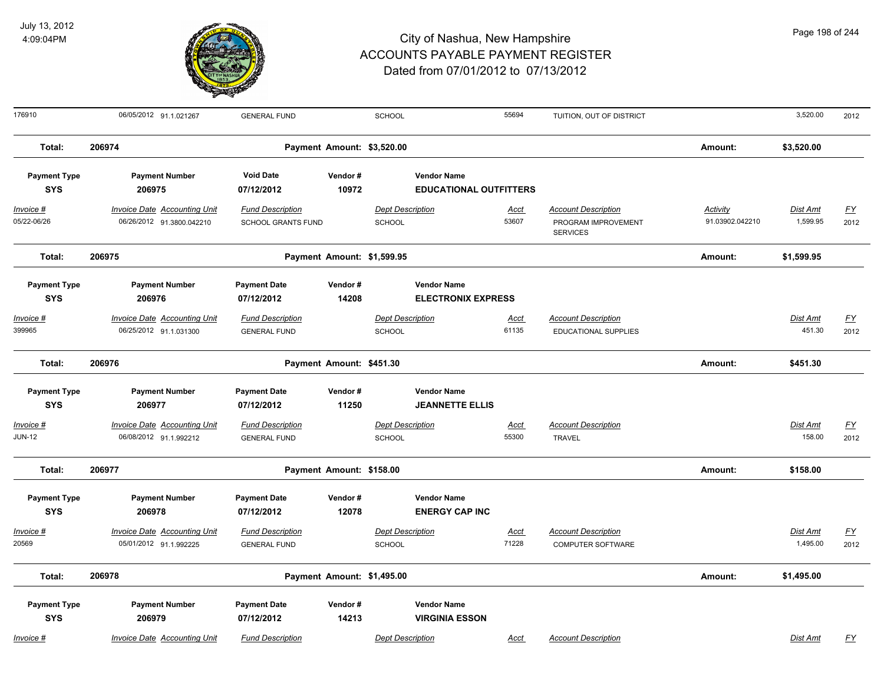| Invoice # | Invoice Date | Accounting Unit | Fund Description | Dept Description | Acct | Account Description | Activity | Dist Amt | FY |
|---|---|---|---|---|---|---|---|---|---|
| 176910 | 06/05/2012 | 91.1.021267 | GENERAL FUND | SCHOOL | 55694 | TUITION, OUT OF DISTRICT | | 3,520.00 | 2012 |

**Total:** 206974 **Payment Amount: $3,520.00** **Amount:** **$3,520.00**

| Payment Type | Payment Number | Void Date | Vendor # | Vendor Name |
|---|---|---|---|---|
| SYS | 206975 | 07/12/2012 | 10972 | EDUCATIONAL OUTFITTERS |

| Invoice # | Invoice Date | Accounting Unit | Fund Description | Dept Description | Acct | Account Description | Activity | Dist Amt | FY |
|---|---|---|---|---|---|---|---|---|---|
| 05/22-06/26 | 06/26/2012 | 91.3800.042210 | SCHOOL GRANTS FUND | SCHOOL | 53607 | PROGRAM IMPROVEMENT SERVICES | 91.03902.042210 | 1,599.95 | 2012 |

**Total:** 206975 **Payment Amount: $1,599.95** **Amount:** **$1,599.95**

| Payment Type | Payment Number | Payment Date | Vendor # | Vendor Name |
|---|---|---|---|---|
| SYS | 206976 | 07/12/2012 | 14208 | ELECTRONIX EXPRESS |

| Invoice # | Invoice Date | Accounting Unit | Fund Description | Dept Description | Acct | Account Description | Dist Amt | FY |
|---|---|---|---|---|---|---|---|---|
| 399965 | 06/25/2012 | 91.1.031300 | GENERAL FUND | SCHOOL | 61135 | EDUCATIONAL SUPPLIES | 451.30 | 2012 |

**Total:** 206976 **Payment Amount: $451.30** **Amount:** **$451.30**

| Payment Type | Payment Number | Payment Date | Vendor # | Vendor Name |
|---|---|---|---|---|
| SYS | 206977 | 07/12/2012 | 11250 | JEANNETTE ELLIS |

| Invoice # | Invoice Date | Accounting Unit | Fund Description | Dept Description | Acct | Account Description | Dist Amt | FY |
|---|---|---|---|---|---|---|---|---|
| JUN-12 | 06/08/2012 | 91.1.992212 | GENERAL FUND | SCHOOL | 55300 | TRAVEL | 158.00 | 2012 |

**Total:** 206977 **Payment Amount: $158.00** **Amount:** **$158.00**

| Payment Type | Payment Number | Payment Date | Vendor # | Vendor Name |
|---|---|---|---|---|
| SYS | 206978 | 07/12/2012 | 12078 | ENERGY CAP INC |

| Invoice # | Invoice Date | Accounting Unit | Fund Description | Dept Description | Acct | Account Description | Dist Amt | FY |
|---|---|---|---|---|---|---|---|---|
| 20569 | 05/01/2012 | 91.1.992225 | GENERAL FUND | SCHOOL | 71228 | COMPUTER SOFTWARE | 1,495.00 | 2012 |

**Total:** 206978 **Payment Amount: $1,495.00** **Amount:** **$1,495.00**

| Payment Type | Payment Number | Payment Date | Vendor # | Vendor Name |
|---|---|---|---|---|
| SYS | 206979 | 07/12/2012 | 14213 | VIRGINIA ESSON |

| Invoice # | Invoice Date | Accounting Unit | Fund Description | Dept Description | Acct | Account Description | Dist Amt | FY |
|---|---|---|---|---|---|---|---|---|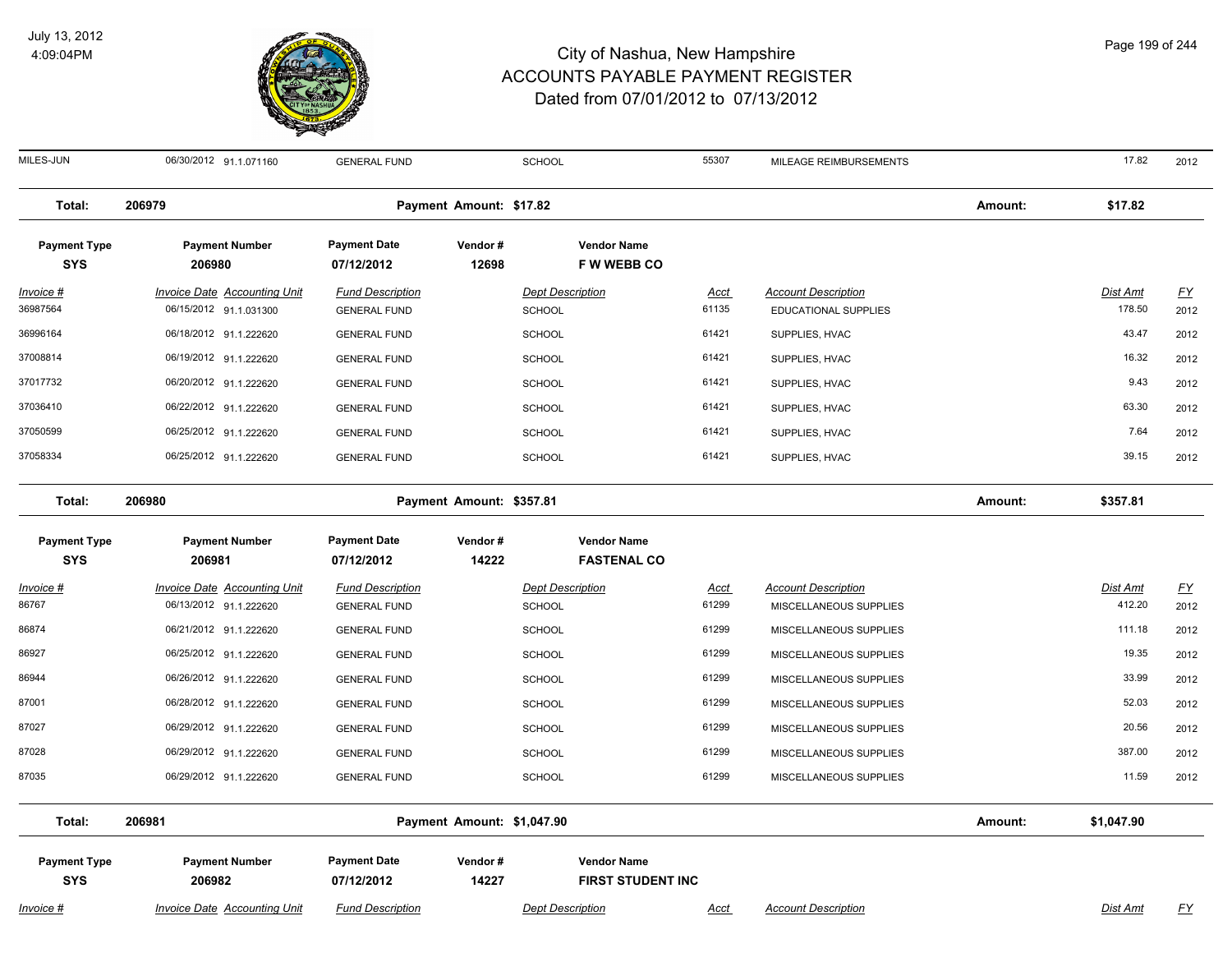# City of Nashua, New Hampshire
## ACCOUNTS PAYABLE PAYMENT REGISTER
### Dated from 07/01/2012 to 07/13/2012

| Invoice # | Invoice Date | Accounting Unit | Fund Description | Dept Description | Acct | Account Description | Dist Amt | FY |
|---|---|---|---|---|---|---|---|---|
| MILES-JUN | 06/30/2012 | 91.1.071160 | GENERAL FUND | SCHOOL | 55307 | MILEAGE REIMBURSEMENTS | 17.82 | 2012 |

**Total: 206979 — Payment Amount: $17.82 — Amount: $17.82**

| Payment Type | Payment Number | Payment Date | Vendor # | Vendor Name |
|---|---|---|---|---|
| SYS | 206980 | 07/12/2012 | 12698 | F W WEBB CO |

| Invoice # | Invoice Date | Accounting Unit | Fund Description | Dept Description | Acct | Account Description | Dist Amt | FY |
|---|---|---|---|---|---|---|---|---|
| 36987564 | 06/15/2012 | 91.1.031300 | GENERAL FUND | SCHOOL | 61135 | EDUCATIONAL SUPPLIES | 178.50 | 2012 |
| 36996164 | 06/18/2012 | 91.1.222620 | GENERAL FUND | SCHOOL | 61421 | SUPPLIES, HVAC | 43.47 | 2012 |
| 37008814 | 06/19/2012 | 91.1.222620 | GENERAL FUND | SCHOOL | 61421 | SUPPLIES, HVAC | 16.32 | 2012 |
| 37017732 | 06/20/2012 | 91.1.222620 | GENERAL FUND | SCHOOL | 61421 | SUPPLIES, HVAC | 9.43 | 2012 |
| 37036410 | 06/22/2012 | 91.1.222620 | GENERAL FUND | SCHOOL | 61421 | SUPPLIES, HVAC | 63.30 | 2012 |
| 37050599 | 06/25/2012 | 91.1.222620 | GENERAL FUND | SCHOOL | 61421 | SUPPLIES, HVAC | 7.64 | 2012 |
| 37058334 | 06/25/2012 | 91.1.222620 | GENERAL FUND | SCHOOL | 61421 | SUPPLIES, HVAC | 39.15 | 2012 |

**Total: 206980 — Payment Amount: $357.81 — Amount: $357.81**

| Payment Type | Payment Number | Payment Date | Vendor # | Vendor Name |
|---|---|---|---|---|
| SYS | 206981 | 07/12/2012 | 14222 | FASTENAL CO |

| Invoice # | Invoice Date | Accounting Unit | Fund Description | Dept Description | Acct | Account Description | Dist Amt | FY |
|---|---|---|---|---|---|---|---|---|
| 86767 | 06/13/2012 | 91.1.222620 | GENERAL FUND | SCHOOL | 61299 | MISCELLANEOUS SUPPLIES | 412.20 | 2012 |
| 86874 | 06/21/2012 | 91.1.222620 | GENERAL FUND | SCHOOL | 61299 | MISCELLANEOUS SUPPLIES | 111.18 | 2012 |
| 86927 | 06/25/2012 | 91.1.222620 | GENERAL FUND | SCHOOL | 61299 | MISCELLANEOUS SUPPLIES | 19.35 | 2012 |
| 86944 | 06/26/2012 | 91.1.222620 | GENERAL FUND | SCHOOL | 61299 | MISCELLANEOUS SUPPLIES | 33.99 | 2012 |
| 87001 | 06/28/2012 | 91.1.222620 | GENERAL FUND | SCHOOL | 61299 | MISCELLANEOUS SUPPLIES | 52.03 | 2012 |
| 87027 | 06/29/2012 | 91.1.222620 | GENERAL FUND | SCHOOL | 61299 | MISCELLANEOUS SUPPLIES | 20.56 | 2012 |
| 87028 | 06/29/2012 | 91.1.222620 | GENERAL FUND | SCHOOL | 61299 | MISCELLANEOUS SUPPLIES | 387.00 | 2012 |
| 87035 | 06/29/2012 | 91.1.222620 | GENERAL FUND | SCHOOL | 61299 | MISCELLANEOUS SUPPLIES | 11.59 | 2012 |

**Total: 206981 — Payment Amount: $1,047.90 — Amount: $1,047.90**

| Payment Type | Payment Number | Payment Date | Vendor # | Vendor Name |
|---|---|---|---|---|
| SYS | 206982 | 07/12/2012 | 14227 | FIRST STUDENT INC |

| Invoice # | Invoice Date | Accounting Unit | Fund Description | Dept Description | Acct | Account Description | Dist Amt | FY |
|---|---|---|---|---|---|---|---|---|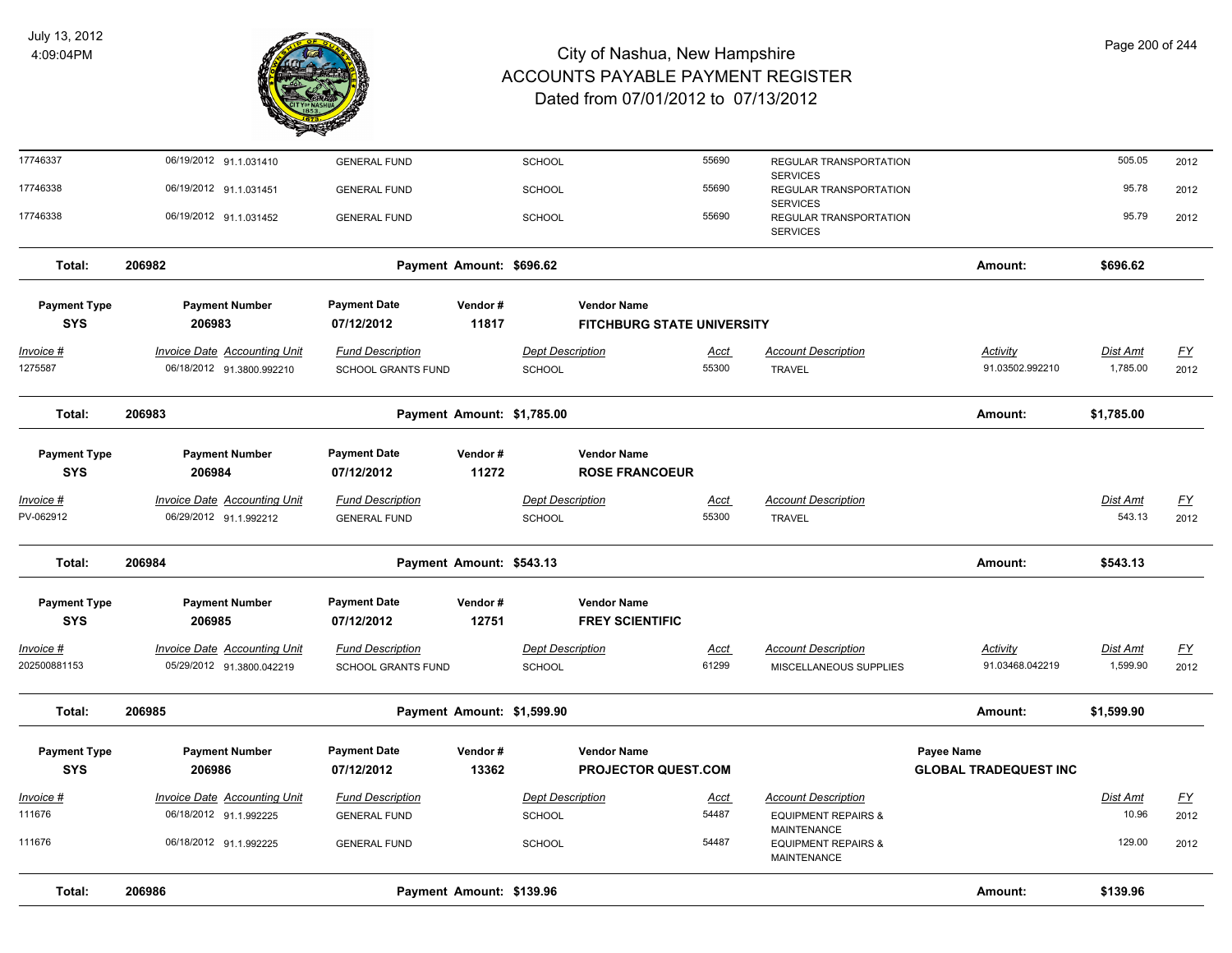# City of Nashua, New Hampshire
# ACCOUNTS PAYABLE PAYMENT REGISTER
## Dated from 07/01/2012 to 07/13/2012

July 13, 2012
4:09:04PM

| Invoice # | Invoice Date | Accounting Unit | Fund Description | Dept Description | Acct | Account Description | Activity | Dist Amt | FY |
|---|---|---|---|---|---|---|---|---|---|
| 17746337 | 06/19/2012 | 91.1.031410 | GENERAL FUND | SCHOOL | 55690 | REGULAR TRANSPORTATION SERVICES | | 505.05 | 2012 |
| 17746338 | 06/19/2012 | 91.1.031451 | GENERAL FUND | SCHOOL | 55690 | REGULAR TRANSPORTATION SERVICES | | 95.78 | 2012 |
| 17746338 | 06/19/2012 | 91.1.031452 | GENERAL FUND | SCHOOL | 55690 | REGULAR TRANSPORTATION SERVICES | | 95.79 | 2012 |

**Total: 206982 — Payment Amount: $696.62 — Amount: $696.62**

| Payment Type | Payment Number | Payment Date | Vendor # | Vendor Name |
|---|---|---|---|---|
| SYS | 206983 | 07/12/2012 | 11817 | FITCHBURG STATE UNIVERSITY |

| Invoice # | Invoice Date | Accounting Unit | Fund Description | Dept Description | Acct | Account Description | Activity | Dist Amt | FY |
|---|---|---|---|---|---|---|---|---|---|
| 1275587 | 06/18/2012 | 91.3800.992210 | SCHOOL GRANTS FUND | SCHOOL | 55300 | TRAVEL | 91.03502.992210 | 1,785.00 | 2012 |

**Total: 206983 — Payment Amount: $1,785.00 — Amount: $1,785.00**

| Payment Type | Payment Number | Payment Date | Vendor # | Vendor Name |
|---|---|---|---|---|
| SYS | 206984 | 07/12/2012 | 11272 | ROSE FRANCOEUR |

| Invoice # | Invoice Date | Accounting Unit | Fund Description | Dept Description | Acct | Account Description | Dist Amt | FY |
|---|---|---|---|---|---|---|---|---|
| PV-062912 | 06/29/2012 | 91.1.992212 | GENERAL FUND | SCHOOL | 55300 | TRAVEL | 543.13 | 2012 |

**Total: 206984 — Payment Amount: $543.13 — Amount: $543.13**

| Payment Type | Payment Number | Payment Date | Vendor # | Vendor Name |
|---|---|---|---|---|
| SYS | 206985 | 07/12/2012 | 12751 | FREY SCIENTIFIC |

| Invoice # | Invoice Date | Accounting Unit | Fund Description | Dept Description | Acct | Account Description | Activity | Dist Amt | FY |
|---|---|---|---|---|---|---|---|---|---|
| 202500881153 | 05/29/2012 | 91.3800.042219 | SCHOOL GRANTS FUND | SCHOOL | 61299 | MISCELLANEOUS SUPPLIES | 91.03468.042219 | 1,599.90 | 2012 |

**Total: 206985 — Payment Amount: $1,599.90 — Amount: $1,599.90**

| Payment Type | Payment Number | Payment Date | Vendor # | Vendor Name | Payee Name |
|---|---|---|---|---|---|
| SYS | 206986 | 07/12/2012 | 13362 | PROJECTOR QUEST.COM | GLOBAL TRADEQUEST INC |

| Invoice # | Invoice Date | Accounting Unit | Fund Description | Dept Description | Acct | Account Description | Dist Amt | FY |
|---|---|---|---|---|---|---|---|---|
| 111676 | 06/18/2012 | 91.1.992225 | GENERAL FUND | SCHOOL | 54487 | EQUIPMENT REPAIRS & MAINTENANCE | 10.96 | 2012 |
| 111676 | 06/18/2012 | 91.1.992225 | GENERAL FUND | SCHOOL | 54487 | EQUIPMENT REPAIRS & MAINTENANCE | 129.00 | 2012 |

**Total: 206986 — Payment Amount: $139.96 — Amount: $139.96**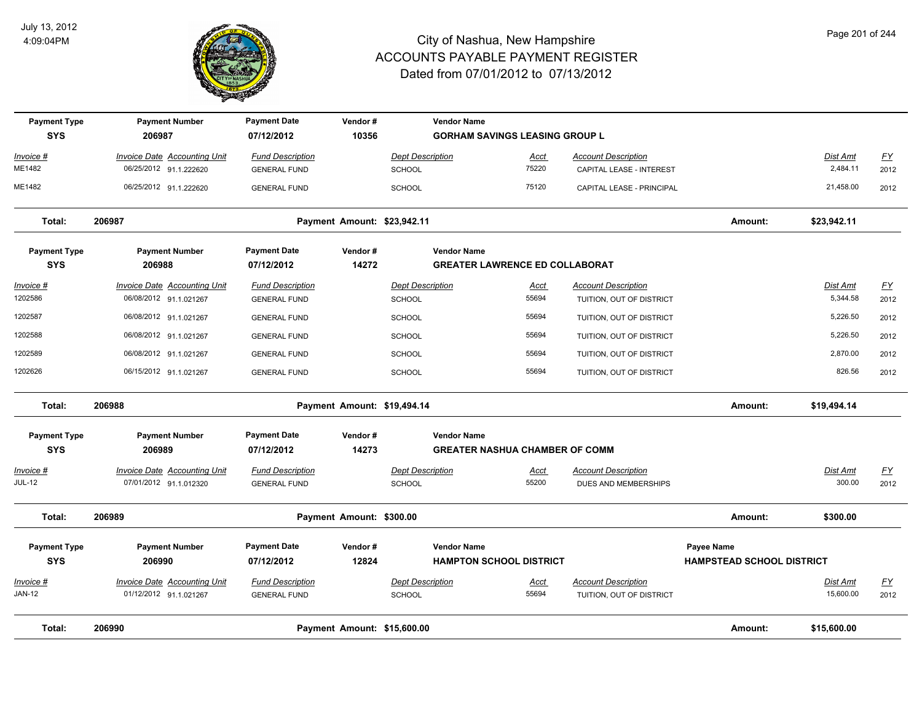# City of Nashua, New Hampshire
## ACCOUNTS PAYABLE PAYMENT REGISTER
### Dated from 07/01/2012 to 07/13/2012

July 13, 2012
4:09:04PM

| Payment Type | Payment Number | Payment Date | Vendor # | Vendor Name |
|---|---|---|---|---|
| SYS | 206987 | 07/12/2012 | 10356 | GORHAM SAVINGS LEASING GROUP L |

| Invoice # | Invoice Date | Accounting Unit | Fund Description | Dept Description | Acct | Account Description | Dist Amt | FY |
|---|---|---|---|---|---|---|---|---|
| ME1482 | 06/25/2012 | 91.1.222620 | GENERAL FUND | SCHOOL | 75220 | CAPITAL LEASE - INTEREST | 2,484.11 | 2012 |
| ME1482 | 06/25/2012 | 91.1.222620 | GENERAL FUND | SCHOOL | 75120 | CAPITAL LEASE - PRINCIPAL | 21,458.00 | 2012 |

**Total: 206987 — Payment Amount: $23,942.11 — Amount: $23,942.11**

| Payment Type | Payment Number | Payment Date | Vendor # | Vendor Name |
|---|---|---|---|---|
| SYS | 206988 | 07/12/2012 | 14272 | GREATER LAWRENCE ED COLLABORAT |

| Invoice # | Invoice Date | Accounting Unit | Fund Description | Dept Description | Acct | Account Description | Dist Amt | FY |
|---|---|---|---|---|---|---|---|---|
| 1202586 | 06/08/2012 | 91.1.021267 | GENERAL FUND | SCHOOL | 55694 | TUITION, OUT OF DISTRICT | 5,344.58 | 2012 |
| 1202587 | 06/08/2012 | 91.1.021267 | GENERAL FUND | SCHOOL | 55694 | TUITION, OUT OF DISTRICT | 5,226.50 | 2012 |
| 1202588 | 06/08/2012 | 91.1.021267 | GENERAL FUND | SCHOOL | 55694 | TUITION, OUT OF DISTRICT | 5,226.50 | 2012 |
| 1202589 | 06/08/2012 | 91.1.021267 | GENERAL FUND | SCHOOL | 55694 | TUITION, OUT OF DISTRICT | 2,870.00 | 2012 |
| 1202626 | 06/15/2012 | 91.1.021267 | GENERAL FUND | SCHOOL | 55694 | TUITION, OUT OF DISTRICT | 826.56 | 2012 |

**Total: 206988 — Payment Amount: $19,494.14 — Amount: $19,494.14**

| Payment Type | Payment Number | Payment Date | Vendor # | Vendor Name |
|---|---|---|---|---|
| SYS | 206989 | 07/12/2012 | 14273 | GREATER NASHUA CHAMBER OF COMM |

| Invoice # | Invoice Date | Accounting Unit | Fund Description | Dept Description | Acct | Account Description | Dist Amt | FY |
|---|---|---|---|---|---|---|---|---|
| JUL-12 | 07/01/2012 | 91.1.012320 | GENERAL FUND | SCHOOL | 55200 | DUES AND MEMBERSHIPS | 300.00 | 2012 |

**Total: 206989 — Payment Amount: $300.00 — Amount: $300.00**

| Payment Type | Payment Number | Payment Date | Vendor # | Vendor Name | Payee Name |
|---|---|---|---|---|---|
| SYS | 206990 | 07/12/2012 | 12824 | HAMPTON SCHOOL DISTRICT | HAMPSTEAD SCHOOL DISTRICT |

| Invoice # | Invoice Date | Accounting Unit | Fund Description | Dept Description | Acct | Account Description | Dist Amt | FY |
|---|---|---|---|---|---|---|---|---|
| JAN-12 | 01/12/2012 | 91.1.021267 | GENERAL FUND | SCHOOL | 55694 | TUITION, OUT OF DISTRICT | 15,600.00 | 2012 |

**Total: 206990 — Payment Amount: $15,600.00 — Amount: $15,600.00**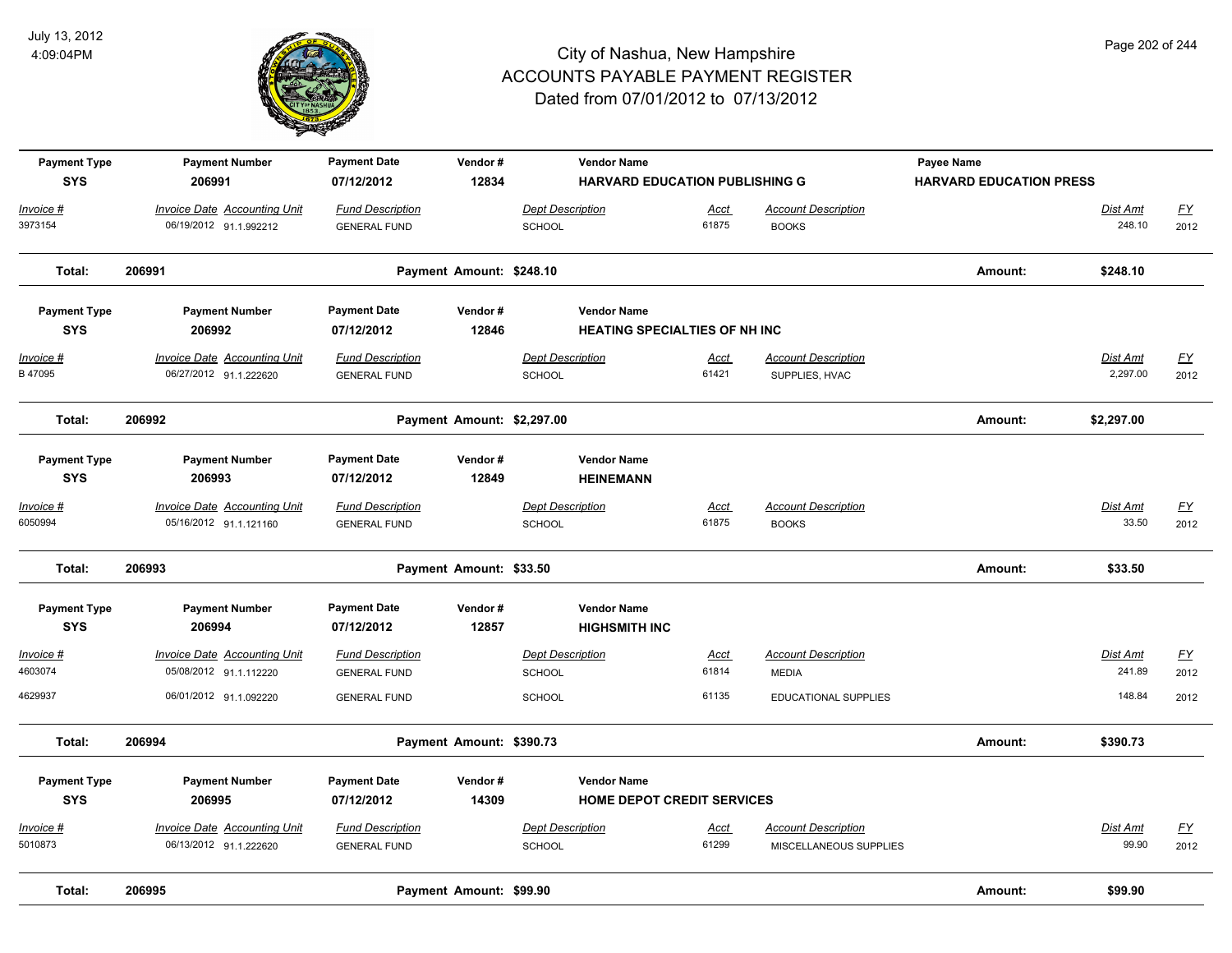# City of Nashua, New Hampshire
# ACCOUNTS PAYABLE PAYMENT REGISTER
## Dated from 07/01/2012 to 07/13/2012

July 13, 2012
4:09:04PM

| Payment Type | Payment Number | Payment Date | Vendor # | Vendor Name | | | Payee Name | | |
|---|---|---|---|---|---|---|---|---|---|
| SYS | 206991 | 07/12/2012 | 12834 | HARVARD EDUCATION PUBLISHING G | | | HARVARD EDUCATION PRESS | | |
| Invoice # | Invoice Date / Accounting Unit | Fund Description | | Dept Description | Acct | Account Description | | Dist Amt | FY |
| 3973154 | 06/19/2012 91.1.992212 | GENERAL FUND | | SCHOOL | 61875 | BOOKS | | 248.10 | 2012 |
| **Total:** | **206991** | **Payment Amount: $248.10** | | | | | **Amount:** | **$248.10** | |

| Payment Type | Payment Number | Payment Date | Vendor # | Vendor Name | | | | |
|---|---|---|---|---|---|---|---|---|
| SYS | 206992 | 07/12/2012 | 12846 | HEATING SPECIALTIES OF NH INC | | | | |
| Invoice # | Invoice Date / Accounting Unit | Fund Description | Dept Description | Acct | Account Description | | Dist Amt | FY |
| B 47095 | 06/27/2012 91.1.222620 | GENERAL FUND | SCHOOL | 61421 | SUPPLIES, HVAC | | 2,297.00 | 2012 |
| **Total:** | **206992** | **Payment Amount: $2,297.00** | | | | **Amount:** | **$2,297.00** | |

| Payment Type | Payment Number | Payment Date | Vendor # | Vendor Name | | | | |
|---|---|---|---|---|---|---|---|---|
| SYS | 206993 | 07/12/2012 | 12849 | HEINEMANN | | | | |
| Invoice # | Invoice Date / Accounting Unit | Fund Description | Dept Description | Acct | Account Description | | Dist Amt | FY |
| 6050994 | 05/16/2012 91.1.121160 | GENERAL FUND | SCHOOL | 61875 | BOOKS | | 33.50 | 2012 |
| **Total:** | **206993** | **Payment Amount: $33.50** | | | | **Amount:** | **$33.50** | |

| Payment Type | Payment Number | Payment Date | Vendor # | Vendor Name | | | | |
|---|---|---|---|---|---|---|---|---|
| SYS | 206994 | 07/12/2012 | 12857 | HIGHSMITH INC | | | | |
| Invoice # | Invoice Date / Accounting Unit | Fund Description | Dept Description | Acct | Account Description | | Dist Amt | FY |
| 4603074 | 05/08/2012 91.1.112220 | GENERAL FUND | SCHOOL | 61814 | MEDIA | | 241.89 | 2012 |
| 4629937 | 06/01/2012 91.1.092220 | GENERAL FUND | SCHOOL | 61135 | EDUCATIONAL SUPPLIES | | 148.84 | 2012 |
| **Total:** | **206994** | **Payment Amount: $390.73** | | | | **Amount:** | **$390.73** | |

| Payment Type | Payment Number | Payment Date | Vendor # | Vendor Name | | | | |
|---|---|---|---|---|---|---|---|---|
| SYS | 206995 | 07/12/2012 | 14309 | HOME DEPOT CREDIT SERVICES | | | | |
| Invoice # | Invoice Date / Accounting Unit | Fund Description | Dept Description | Acct | Account Description | | Dist Amt | FY |
| 5010873 | 06/13/2012 91.1.222620 | GENERAL FUND | SCHOOL | 61299 | MISCELLANEOUS SUPPLIES | | 99.90 | 2012 |
| **Total:** | **206995** | **Payment Amount: $99.90** | | | | **Amount:** | **$99.90** | |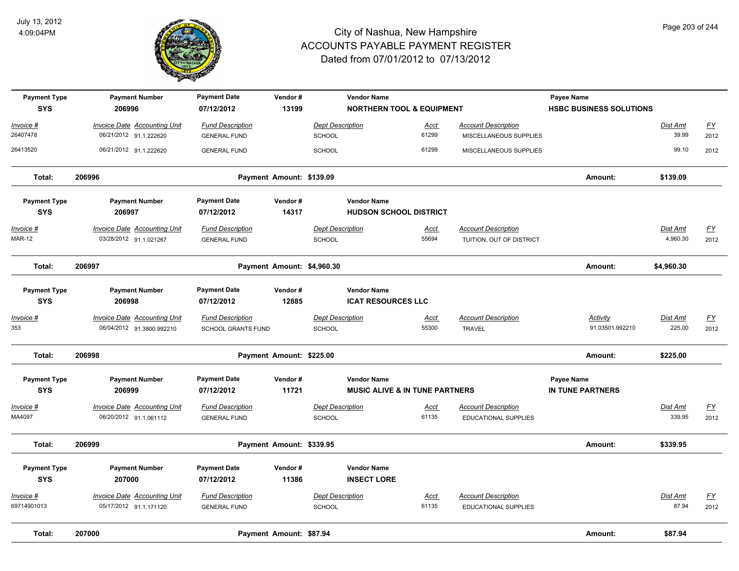# City of Nashua, New Hampshire
## ACCOUNTS PAYABLE PAYMENT REGISTER
### Dated from 07/01/2012 to 07/13/2012

July 13, 2012
4:09:04PM

| Payment Type | Payment Number | Payment Date | Vendor # | Vendor Name | Payee Name |
|---|---|---|---|---|---|
| SYS | 206996 | 07/12/2012 | 13199 | NORTHERN TOOL & EQUIPMENT | HSBC BUSINESS SOLUTIONS |

| Invoice # | Invoice Date | Accounting Unit | Fund Description | Dept Description | Acct | Account Description | Dist Amt | FY |
|---|---|---|---|---|---|---|---|---|
| 26407478 | 06/21/2012 | 91.1.222620 | GENERAL FUND | SCHOOL | 61299 | MISCELLANEOUS SUPPLIES | 39.99 | 2012 |
| 26413520 | 06/21/2012 | 91.1.222620 | GENERAL FUND | SCHOOL | 61299 | MISCELLANEOUS SUPPLIES | 99.10 | 2012 |

**Total: 206996 — Payment Amount: $139.09 — Amount: $139.09**

| Payment Type | Payment Number | Payment Date | Vendor # | Vendor Name |
|---|---|---|---|---|
| SYS | 206997 | 07/12/2012 | 14317 | HUDSON SCHOOL DISTRICT |

| Invoice # | Invoice Date | Accounting Unit | Fund Description | Dept Description | Acct | Account Description | Dist Amt | FY |
|---|---|---|---|---|---|---|---|---|
| MAR-12 | 03/28/2012 | 91.1.021267 | GENERAL FUND | SCHOOL | 55694 | TUITION, OUT OF DISTRICT | 4,960.30 | 2012 |

**Total: 206997 — Payment Amount: $4,960.30 — Amount: $4,960.30**

| Payment Type | Payment Number | Payment Date | Vendor # | Vendor Name |
|---|---|---|---|---|
| SYS | 206998 | 07/12/2012 | 12885 | ICAT RESOURCES LLC |

| Invoice # | Invoice Date | Accounting Unit | Fund Description | Dept Description | Acct | Account Description | Activity | Dist Amt | FY |
|---|---|---|---|---|---|---|---|---|---|
| 353 | 06/04/2012 | 91.3800.992210 | SCHOOL GRANTS FUND | SCHOOL | 55300 | TRAVEL | 91.03501.992210 | 225.00 | 2012 |

**Total: 206998 — Payment Amount: $225.00 — Amount: $225.00**

| Payment Type | Payment Number | Payment Date | Vendor # | Vendor Name | Payee Name |
|---|---|---|---|---|---|
| SYS | 206999 | 07/12/2012 | 11721 | MUSIC ALIVE & IN TUNE PARTNERS | IN TUNE PARTNERS |

| Invoice # | Invoice Date | Accounting Unit | Fund Description | Dept Description | Acct | Account Description | Dist Amt | FY |
|---|---|---|---|---|---|---|---|---|
| MA4097 | 06/20/2012 | 91.1.061112 | GENERAL FUND | SCHOOL | 61135 | EDUCATIONAL SUPPLIES | 339.95 | 2012 |

**Total: 206999 — Payment Amount: $339.95 — Amount: $339.95**

| Payment Type | Payment Number | Payment Date | Vendor # | Vendor Name |
|---|---|---|---|---|
| SYS | 207000 | 07/12/2012 | 11386 | INSECT LORE |

| Invoice # | Invoice Date | Accounting Unit | Fund Description | Dept Description | Acct | Account Description | Dist Amt | FY |
|---|---|---|---|---|---|---|---|---|
| 69714901013 | 05/17/2012 | 91.1.171120 | GENERAL FUND | SCHOOL | 61135 | EDUCATIONAL SUPPLIES | 87.94 | 2012 |

**Total: 207000 — Payment Amount: $87.94 — Amount: $87.94**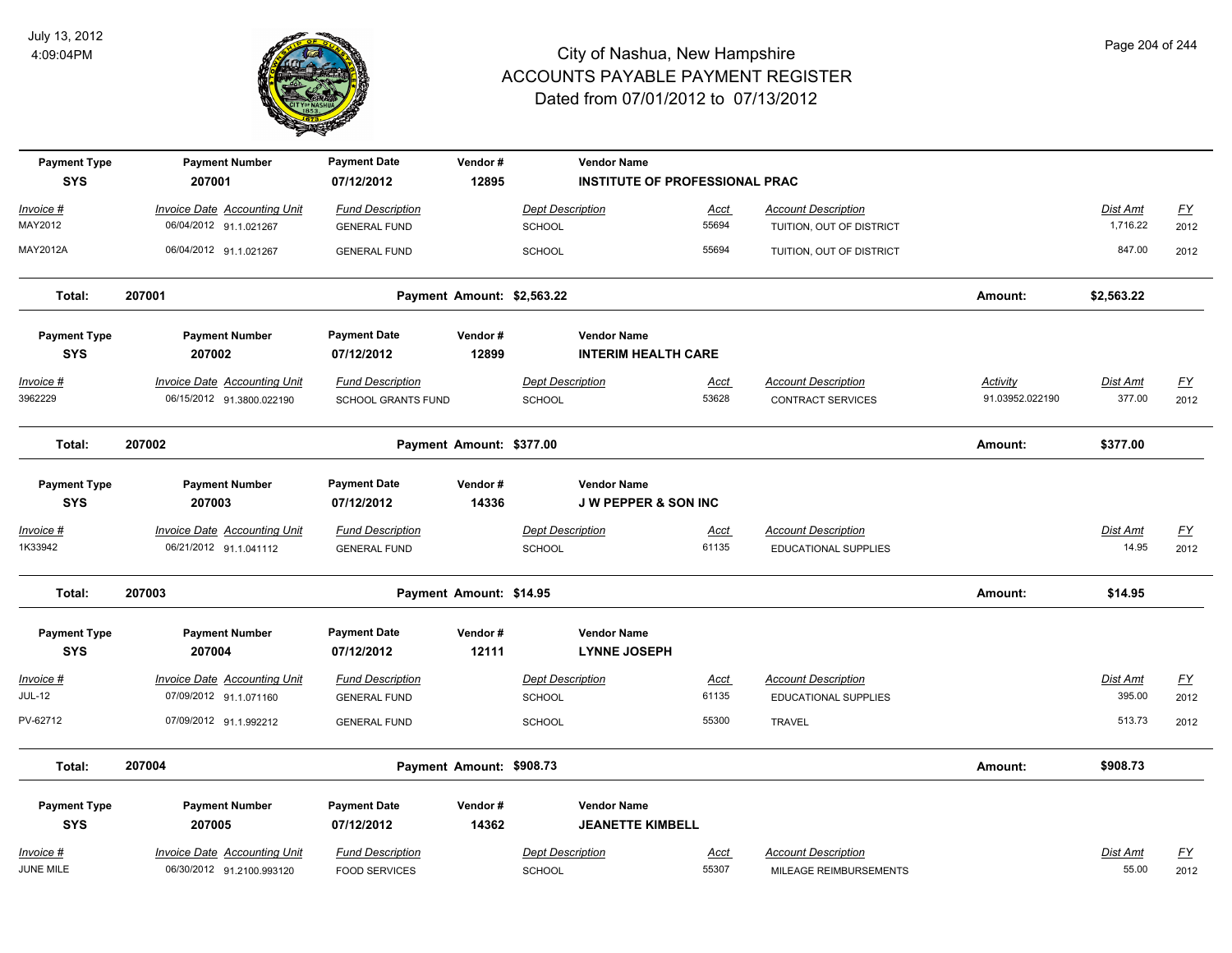# City of Nashua, New Hampshire
# ACCOUNTS PAYABLE PAYMENT REGISTER
## Dated from 07/01/2012 to 07/13/2012

July 13, 2012
4:09:04PM

| Payment Type | Payment Number | Payment Date | Vendor # | Vendor Name |
|---|---|---|---|---|
| SYS | 207001 | 07/12/2012 | 12895 | INSTITUTE OF PROFESSIONAL PRAC |

| Invoice # | Invoice Date | Accounting Unit | Fund Description | Dept Description | Acct | Account Description | Activity | Dist Amt | FY |
|---|---|---|---|---|---|---|---|---|---|
| MAY2012 | 06/04/2012 | 91.1.021267 | GENERAL FUND | SCHOOL | 55694 | TUITION, OUT OF DISTRICT | | 1,716.22 | 2012 |
| MAY2012A | 06/04/2012 | 91.1.021267 | GENERAL FUND | SCHOOL | 55694 | TUITION, OUT OF DISTRICT | | 847.00 | 2012 |

**Total: 207001 — Payment Amount: $2,563.22 — Amount: $2,563.22**

| Payment Type | Payment Number | Payment Date | Vendor # | Vendor Name |
|---|---|---|---|---|
| SYS | 207002 | 07/12/2012 | 12899 | INTERIM HEALTH CARE |

| Invoice # | Invoice Date | Accounting Unit | Fund Description | Dept Description | Acct | Account Description | Activity | Dist Amt | FY |
|---|---|---|---|---|---|---|---|---|---|
| 3962229 | 06/15/2012 | 91.3800.022190 | SCHOOL GRANTS FUND | SCHOOL | 53628 | CONTRACT SERVICES | 91.03952.022190 | 377.00 | 2012 |

**Total: 207002 — Payment Amount: $377.00 — Amount: $377.00**

| Payment Type | Payment Number | Payment Date | Vendor # | Vendor Name |
|---|---|---|---|---|
| SYS | 207003 | 07/12/2012 | 14336 | J W PEPPER & SON INC |

| Invoice # | Invoice Date | Accounting Unit | Fund Description | Dept Description | Acct | Account Description | Activity | Dist Amt | FY |
|---|---|---|---|---|---|---|---|---|---|
| 1K33942 | 06/21/2012 | 91.1.041112 | GENERAL FUND | SCHOOL | 61135 | EDUCATIONAL SUPPLIES | | 14.95 | 2012 |

**Total: 207003 — Payment Amount: $14.95 — Amount: $14.95**

| Payment Type | Payment Number | Payment Date | Vendor # | Vendor Name |
|---|---|---|---|---|
| SYS | 207004 | 07/12/2012 | 12111 | LYNNE JOSEPH |

| Invoice # | Invoice Date | Accounting Unit | Fund Description | Dept Description | Acct | Account Description | Activity | Dist Amt | FY |
|---|---|---|---|---|---|---|---|---|---|
| JUL-12 | 07/09/2012 | 91.1.071160 | GENERAL FUND | SCHOOL | 61135 | EDUCATIONAL SUPPLIES | | 395.00 | 2012 |
| PV-62712 | 07/09/2012 | 91.1.992212 | GENERAL FUND | SCHOOL | 55300 | TRAVEL | | 513.73 | 2012 |

**Total: 207004 — Payment Amount: $908.73 — Amount: $908.73**

| Payment Type | Payment Number | Payment Date | Vendor # | Vendor Name |
|---|---|---|---|---|
| SYS | 207005 | 07/12/2012 | 14362 | JEANETTE KIMBELL |

| Invoice # | Invoice Date | Accounting Unit | Fund Description | Dept Description | Acct | Account Description | Activity | Dist Amt | FY |
|---|---|---|---|---|---|---|---|---|---|
| JUNE MILE | 06/30/2012 | 91.2100.993120 | FOOD SERVICES | SCHOOL | 55307 | MILEAGE REIMBURSEMENTS | | 55.00 | 2012 |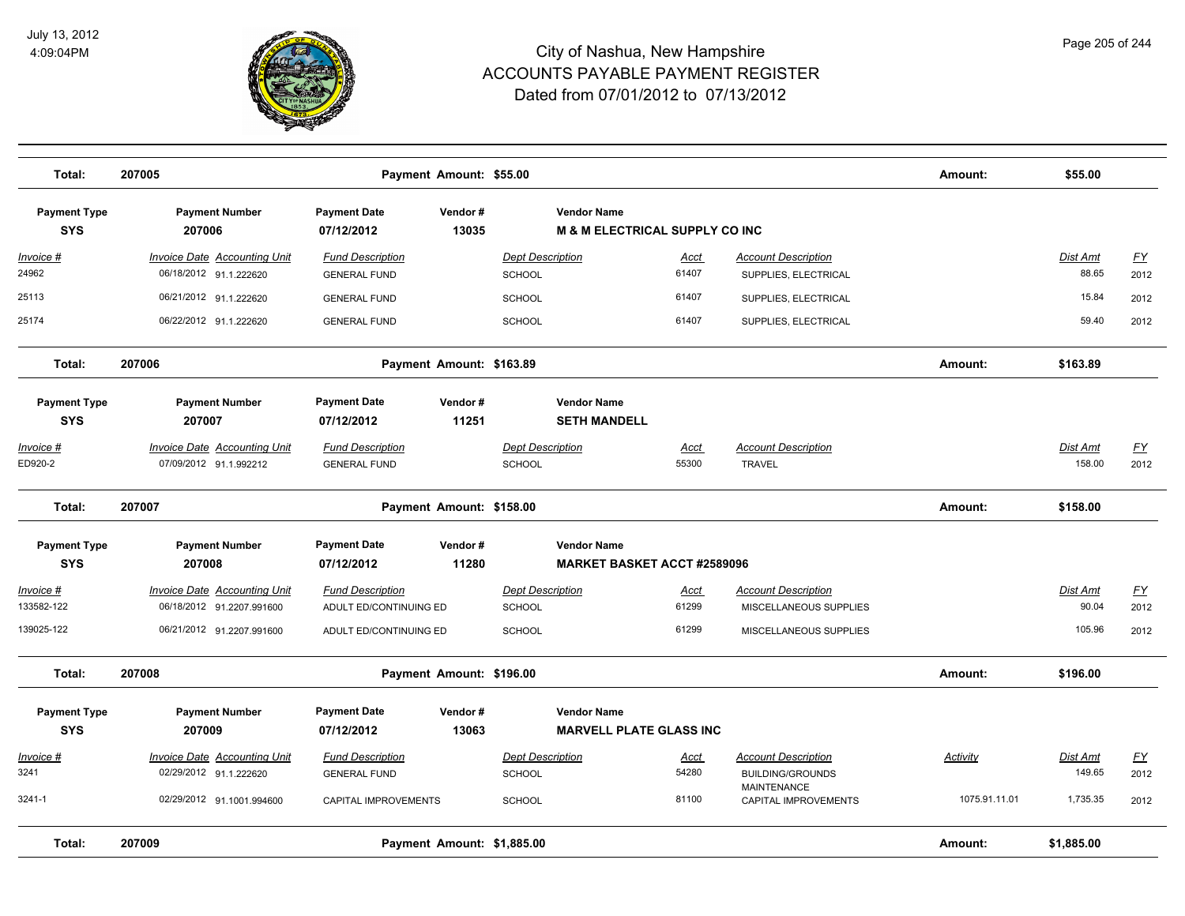| Total: | 207005 | Payment Amount: $55.00 | Amount: | $55.00 |
|---|---|---|---|---|

| Payment Type | Payment Number | Payment Date | Vendor # | Vendor Name |
|---|---|---|---|---|
| SYS | 207006 | 07/12/2012 | 13035 | M & M ELECTRICAL SUPPLY CO INC |

| Invoice # | Invoice Date | Accounting Unit | Fund Description | Dept Description | Acct | Account Description | Dist Amt | FY |
|---|---|---|---|---|---|---|---|---|
| 24962 | 06/18/2012 | 91.1.222620 | GENERAL FUND | SCHOOL | 61407 | SUPPLIES, ELECTRICAL | 88.65 | 2012 |
| 25113 | 06/21/2012 | 91.1.222620 | GENERAL FUND | SCHOOL | 61407 | SUPPLIES, ELECTRICAL | 15.84 | 2012 |
| 25174 | 06/22/2012 | 91.1.222620 | GENERAL FUND | SCHOOL | 61407 | SUPPLIES, ELECTRICAL | 59.40 | 2012 |

| Total: | 207006 | Payment Amount: $163.89 | Amount: | $163.89 |
|---|---|---|---|---|

| Payment Type | Payment Number | Payment Date | Vendor # | Vendor Name |
|---|---|---|---|---|
| SYS | 207007 | 07/12/2012 | 11251 | SETH MANDELL |

| Invoice # | Invoice Date | Accounting Unit | Fund Description | Dept Description | Acct | Account Description | Dist Amt | FY |
|---|---|---|---|---|---|---|---|---|
| ED920-2 | 07/09/2012 | 91.1.992212 | GENERAL FUND | SCHOOL | 55300 | TRAVEL | 158.00 | 2012 |

| Total: | 207007 | Payment Amount: $158.00 | Amount: | $158.00 |
|---|---|---|---|---|

| Payment Type | Payment Number | Payment Date | Vendor # | Vendor Name |
|---|---|---|---|---|
| SYS | 207008 | 07/12/2012 | 11280 | MARKET BASKET ACCT #2589096 |

| Invoice # | Invoice Date | Accounting Unit | Fund Description | Dept Description | Acct | Account Description | Dist Amt | FY |
|---|---|---|---|---|---|---|---|---|
| 133582-122 | 06/18/2012 | 91.2207.991600 | ADULT ED/CONTINUING ED | SCHOOL | 61299 | MISCELLANEOUS SUPPLIES | 90.04 | 2012 |
| 139025-122 | 06/21/2012 | 91.2207.991600 | ADULT ED/CONTINUING ED | SCHOOL | 61299 | MISCELLANEOUS SUPPLIES | 105.96 | 2012 |

| Total: | 207008 | Payment Amount: $196.00 | Amount: | $196.00 |
|---|---|---|---|---|

| Payment Type | Payment Number | Payment Date | Vendor # | Vendor Name |
|---|---|---|---|---|
| SYS | 207009 | 07/12/2012 | 13063 | MARVELL PLATE GLASS INC |

| Invoice # | Invoice Date | Accounting Unit | Fund Description | Dept Description | Acct | Account Description | Activity | Dist Amt | FY |
|---|---|---|---|---|---|---|---|---|---|
| 3241 | 02/29/2012 | 91.1.222620 | GENERAL FUND | SCHOOL | 54280 | BUILDING/GROUNDS MAINTENANCE | | 149.65 | 2012 |
| 3241-1 | 02/29/2012 | 91.1001.994600 | CAPITAL IMPROVEMENTS | SCHOOL | 81100 | CAPITAL IMPROVEMENTS | 1075.91.11.01 | 1,735.35 | 2012 |

| Total: | 207009 | Payment Amount: $1,885.00 | Amount: | $1,885.00 |
|---|---|---|---|---|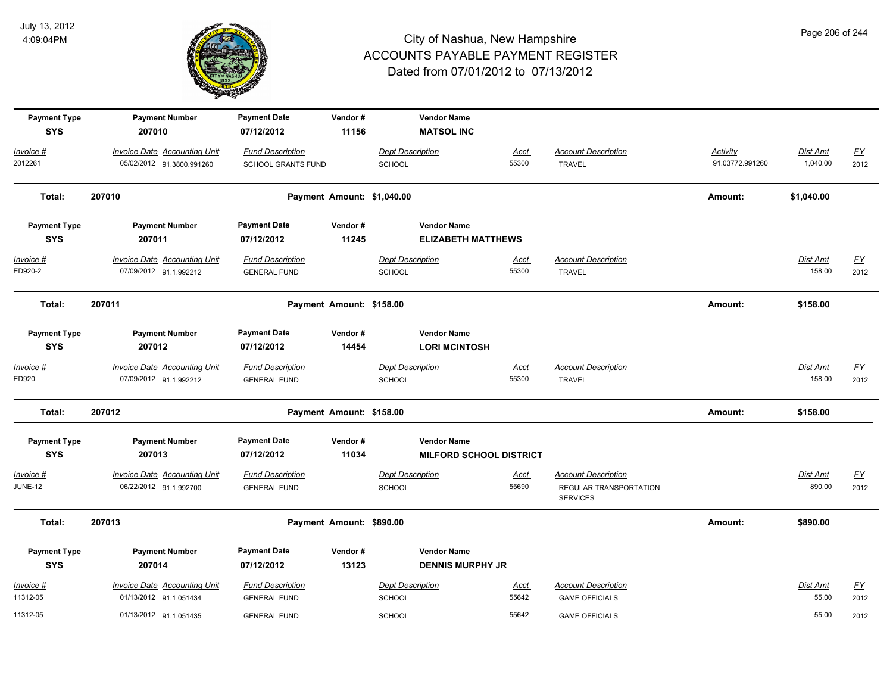# City of Nashua, New Hampshire
## ACCOUNTS PAYABLE PAYMENT REGISTER
### Dated from 07/01/2012 to 07/13/2012

July 13, 2012
4:09:04PM

| Payment Type | Payment Number | Payment Date | Vendor # | Vendor Name |
|---|---|---|---|---|
| SYS | 207010 | 07/12/2012 | 11156 | MATSOL INC |

| Invoice # | Invoice Date | Accounting Unit | Fund Description | Dept Description | Acct | Account Description | Activity | Dist Amt | FY |
|---|---|---|---|---|---|---|---|---|---|
| 2012261 | 05/02/2012 | 91.3800.991260 | SCHOOL GRANTS FUND | SCHOOL | 55300 | TRAVEL | 91.03772.991260 | 1,040.00 | 2012 |

**Total: 207010 — Payment Amount: $1,040.00 — Amount: $1,040.00**

| Payment Type | Payment Number | Payment Date | Vendor # | Vendor Name |
|---|---|---|---|---|
| SYS | 207011 | 07/12/2012 | 11245 | ELIZABETH MATTHEWS |

| Invoice # | Invoice Date | Accounting Unit | Fund Description | Dept Description | Acct | Account Description | Dist Amt | FY |
|---|---|---|---|---|---|---|---|---|
| ED920-2 | 07/09/2012 | 91.1.992212 | GENERAL FUND | SCHOOL | 55300 | TRAVEL | 158.00 | 2012 |

**Total: 207011 — Payment Amount: $158.00 — Amount: $158.00**

| Payment Type | Payment Number | Payment Date | Vendor # | Vendor Name |
|---|---|---|---|---|
| SYS | 207012 | 07/12/2012 | 14454 | LORI MCINTOSH |

| Invoice # | Invoice Date | Accounting Unit | Fund Description | Dept Description | Acct | Account Description | Dist Amt | FY |
|---|---|---|---|---|---|---|---|---|
| ED920 | 07/09/2012 | 91.1.992212 | GENERAL FUND | SCHOOL | 55300 | TRAVEL | 158.00 | 2012 |

**Total: 207012 — Payment Amount: $158.00 — Amount: $158.00**

| Payment Type | Payment Number | Payment Date | Vendor # | Vendor Name |
|---|---|---|---|---|
| SYS | 207013 | 07/12/2012 | 11034 | MILFORD SCHOOL DISTRICT |

| Invoice # | Invoice Date | Accounting Unit | Fund Description | Dept Description | Acct | Account Description | Dist Amt | FY |
|---|---|---|---|---|---|---|---|---|
| JUNE-12 | 06/22/2012 | 91.1.992700 | GENERAL FUND | SCHOOL | 55690 | REGULAR TRANSPORTATION SERVICES | 890.00 | 2012 |

**Total: 207013 — Payment Amount: $890.00 — Amount: $890.00**

| Payment Type | Payment Number | Payment Date | Vendor # | Vendor Name |
|---|---|---|---|---|
| SYS | 207014 | 07/12/2012 | 13123 | DENNIS MURPHY JR |

| Invoice # | Invoice Date | Accounting Unit | Fund Description | Dept Description | Acct | Account Description | Dist Amt | FY |
|---|---|---|---|---|---|---|---|---|
| 11312-05 | 01/13/2012 | 91.1.051434 | GENERAL FUND | SCHOOL | 55642 | GAME OFFICIALS | 55.00 | 2012 |
| 11312-05 | 01/13/2012 | 91.1.051435 | GENERAL FUND | SCHOOL | 55642 | GAME OFFICIALS | 55.00 | 2012 |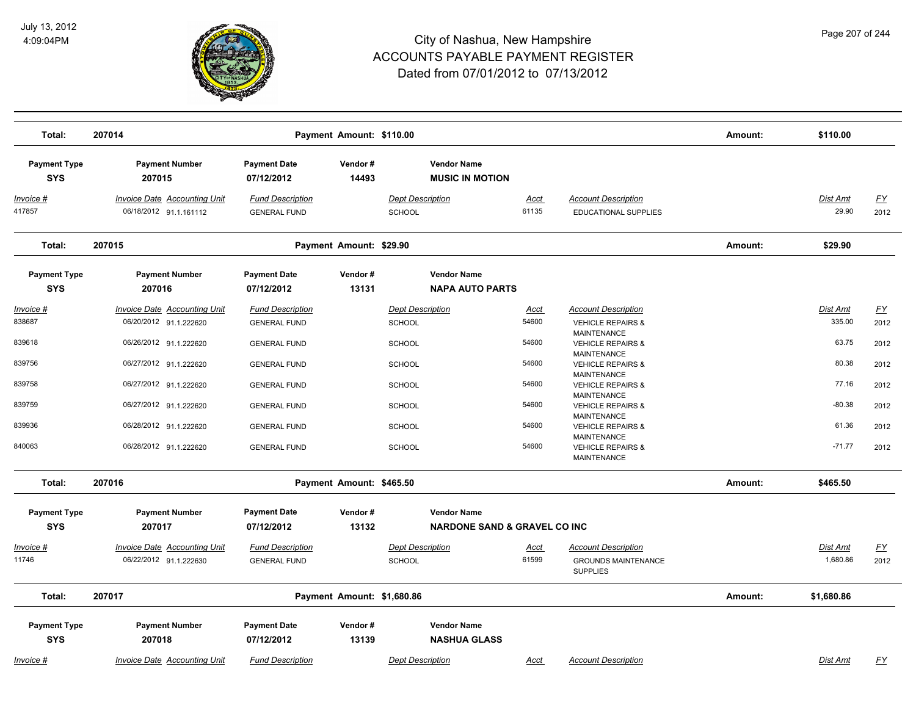| Total: | 207014 | | Payment Amount: $110.00 | | | | Amount: | $110.00 | |
|---|---|---|---|---|---|---|---|---|---|
| **Payment Type** | **Payment Number** | **Payment Date** | **Vendor #** | **Vendor Name** | | | | | |
| **SYS** | **207015** | **07/12/2012** | **14493** | **MUSIC IN MOTION** | | | | | |
| *Invoice #* | *Invoice Date Accounting Unit* | *Fund Description* | | *Dept Description* | *Acct* | *Account Description* | | *Dist Amt* | *FY* |
| 417857 | 06/18/2012 91.1.161112 | GENERAL FUND | | SCHOOL | 61135 | EDUCATIONAL SUPPLIES | | 29.90 | 2012 |
| **Total:** | **207015** | | **Payment Amount: $29.90** | | | | **Amount:** | **$29.90** | |
| **Payment Type** | **Payment Number** | **Payment Date** | **Vendor #** | **Vendor Name** | | | | | |
| **SYS** | **207016** | **07/12/2012** | **13131** | **NAPA AUTO PARTS** | | | | | |
| *Invoice #* | *Invoice Date Accounting Unit* | *Fund Description* | | *Dept Description* | *Acct* | *Account Description* | | *Dist Amt* | *FY* |
| 838687 | 06/20/2012 91.1.222620 | GENERAL FUND | | SCHOOL | 54600 | VEHICLE REPAIRS & MAINTENANCE | | 335.00 | 2012 |
| 839618 | 06/26/2012 91.1.222620 | GENERAL FUND | | SCHOOL | 54600 | VEHICLE REPAIRS & MAINTENANCE | | 63.75 | 2012 |
| 839756 | 06/27/2012 91.1.222620 | GENERAL FUND | | SCHOOL | 54600 | VEHICLE REPAIRS & MAINTENANCE | | 80.38 | 2012 |
| 839758 | 06/27/2012 91.1.222620 | GENERAL FUND | | SCHOOL | 54600 | VEHICLE REPAIRS & MAINTENANCE | | 77.16 | 2012 |
| 839759 | 06/27/2012 91.1.222620 | GENERAL FUND | | SCHOOL | 54600 | VEHICLE REPAIRS & MAINTENANCE | | -80.38 | 2012 |
| 839936 | 06/28/2012 91.1.222620 | GENERAL FUND | | SCHOOL | 54600 | VEHICLE REPAIRS & MAINTENANCE | | 61.36 | 2012 |
| 840063 | 06/28/2012 91.1.222620 | GENERAL FUND | | SCHOOL | 54600 | VEHICLE REPAIRS & MAINTENANCE | | -71.77 | 2012 |
| **Total:** | **207016** | | **Payment Amount: $465.50** | | | | **Amount:** | **$465.50** | |
| **Payment Type** | **Payment Number** | **Payment Date** | **Vendor #** | **Vendor Name** | | | | | |
| **SYS** | **207017** | **07/12/2012** | **13132** | **NARDONE SAND & GRAVEL CO INC** | | | | | |
| *Invoice #* | *Invoice Date Accounting Unit* | *Fund Description* | | *Dept Description* | *Acct* | *Account Description* | | *Dist Amt* | *FY* |
| 11746 | 06/22/2012 91.1.222630 | GENERAL FUND | | SCHOOL | 61599 | GROUNDS MAINTENANCE SUPPLIES | | 1,680.86 | 2012 |
| **Total:** | **207017** | | **Payment Amount: $1,680.86** | | | | **Amount:** | **$1,680.86** | |
| **Payment Type** | **Payment Number** | **Payment Date** | **Vendor #** | **Vendor Name** | | | | | |
| **SYS** | **207018** | **07/12/2012** | **13139** | **NASHUA GLASS** | | | | | |
| *Invoice #* | *Invoice Date Accounting Unit* | *Fund Description* | | *Dept Description* | *Acct* | *Account Description* | | *Dist Amt* | *FY* |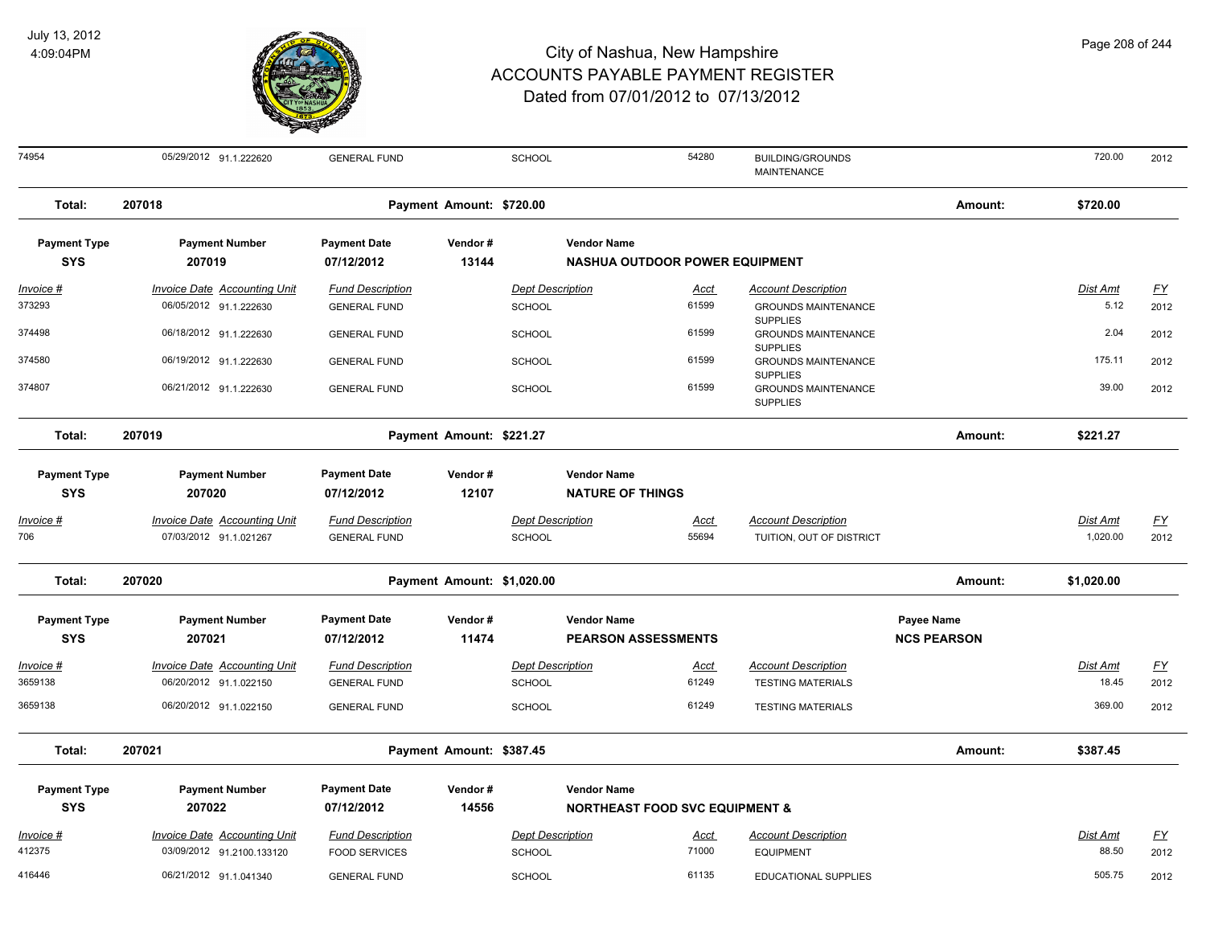# City of Nashua, New Hampshire
## ACCOUNTS PAYABLE PAYMENT REGISTER
### Dated from 07/01/2012 to 07/13/2012

| Invoice # | Invoice Date | Accounting Unit | Fund Description | Dept Description | Acct | Account Description | Dist Amt | FY |
|---|---|---|---|---|---|---|---|---|
| 74954 | 05/29/2012 | 91.1.222620 | GENERAL FUND | SCHOOL | 54280 | BUILDING/GROUNDS MAINTENANCE | 720.00 | 2012 |

**Total: 207018** — Payment Amount: $720.00 — Amount: $720.00

| Payment Type | Payment Number | Payment Date | Vendor # | Vendor Name |
|---|---|---|---|---|
| SYS | 207019 | 07/12/2012 | 13144 | NASHUA OUTDOOR POWER EQUIPMENT |

| Invoice # | Invoice Date | Accounting Unit | Fund Description | Dept Description | Acct | Account Description | Dist Amt | FY |
|---|---|---|---|---|---|---|---|---|
| 373293 | 06/05/2012 | 91.1.222630 | GENERAL FUND | SCHOOL | 61599 | GROUNDS MAINTENANCE SUPPLIES | 5.12 | 2012 |
| 374498 | 06/18/2012 | 91.1.222630 | GENERAL FUND | SCHOOL | 61599 | GROUNDS MAINTENANCE SUPPLIES | 2.04 | 2012 |
| 374580 | 06/19/2012 | 91.1.222630 | GENERAL FUND | SCHOOL | 61599 | GROUNDS MAINTENANCE SUPPLIES | 175.11 | 2012 |
| 374807 | 06/21/2012 | 91.1.222630 | GENERAL FUND | SCHOOL | 61599 | GROUNDS MAINTENANCE SUPPLIES | 39.00 | 2012 |

**Total: 207019** — Payment Amount: $221.27 — Amount: $221.27

| Payment Type | Payment Number | Payment Date | Vendor # | Vendor Name |
|---|---|---|---|---|
| SYS | 207020 | 07/12/2012 | 12107 | NATURE OF THINGS |

| Invoice # | Invoice Date | Accounting Unit | Fund Description | Dept Description | Acct | Account Description | Dist Amt | FY |
|---|---|---|---|---|---|---|---|---|
| 706 | 07/03/2012 | 91.1.021267 | GENERAL FUND | SCHOOL | 55694 | TUITION, OUT OF DISTRICT | 1,020.00 | 2012 |

**Total: 207020** — Payment Amount: $1,020.00 — Amount: $1,020.00

| Payment Type | Payment Number | Payment Date | Vendor # | Vendor Name | Payee Name |
|---|---|---|---|---|---|
| SYS | 207021 | 07/12/2012 | 11474 | PEARSON ASSESSMENTS | NCS PEARSON |

| Invoice # | Invoice Date | Accounting Unit | Fund Description | Dept Description | Acct | Account Description | Dist Amt | FY |
|---|---|---|---|---|---|---|---|---|
| 3659138 | 06/20/2012 | 91.1.022150 | GENERAL FUND | SCHOOL | 61249 | TESTING MATERIALS | 18.45 | 2012 |
| 3659138 | 06/20/2012 | 91.1.022150 | GENERAL FUND | SCHOOL | 61249 | TESTING MATERIALS | 369.00 | 2012 |

**Total: 207021** — Payment Amount: $387.45 — Amount: $387.45

| Payment Type | Payment Number | Payment Date | Vendor # | Vendor Name |
|---|---|---|---|---|
| SYS | 207022 | 07/12/2012 | 14556 | NORTHEAST FOOD SVC EQUIPMENT & |

| Invoice # | Invoice Date | Accounting Unit | Fund Description | Dept Description | Acct | Account Description | Dist Amt | FY |
|---|---|---|---|---|---|---|---|---|
| 412375 | 03/09/2012 | 91.2100.133120 | FOOD SERVICES | SCHOOL | 71000 | EQUIPMENT | 88.50 | 2012 |
| 416446 | 06/21/2012 | 91.1.041340 | GENERAL FUND | SCHOOL | 61135 | EDUCATIONAL SUPPLIES | 505.75 | 2012 |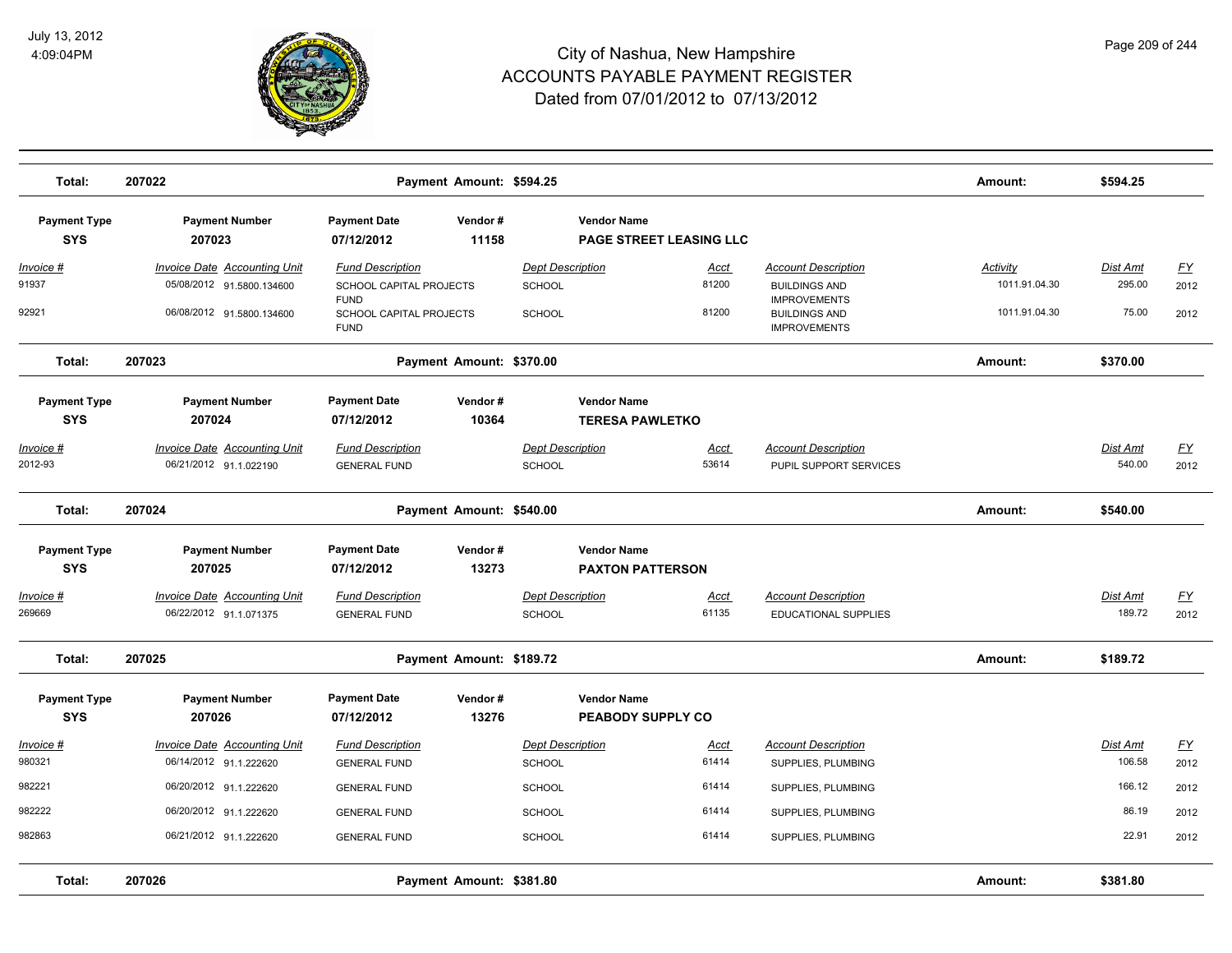# City of Nashua, New Hampshire
# ACCOUNTS PAYABLE PAYMENT REGISTER
## Dated from 07/01/2012 to 07/13/2012

| Total: | 207022 | | Payment Amount: $594.25 | | | | | Amount: | $594.25 | |
|---|---|---|---|---|---|---|---|---|---|---|

| Payment Type | Payment Number | Payment Date | Vendor # | Vendor Name |
|---|---|---|---|---|
| SYS | 207023 | 07/12/2012 | 11158 | PAGE STREET LEASING LLC |

| Invoice # | Invoice Date | Accounting Unit | Fund Description | Dept Description | Acct | Account Description | Activity | Dist Amt | FY |
|---|---|---|---|---|---|---|---|---|---|
| 91937 | 05/08/2012 | 91.5800.134600 | SCHOOL CAPITAL PROJECTS FUND | SCHOOL | 81200 | BUILDINGS AND IMPROVEMENTS | 1011.91.04.30 | 295.00 | 2012 |
| 92921 | 06/08/2012 | 91.5800.134600 | SCHOOL CAPITAL PROJECTS FUND | SCHOOL | 81200 | BUILDINGS AND IMPROVEMENTS | 1011.91.04.30 | 75.00 | 2012 |

| Total: | 207023 | | Payment Amount: $370.00 | | | | | Amount: | $370.00 | |
|---|---|---|---|---|---|---|---|---|---|---|

| Payment Type | Payment Number | Payment Date | Vendor # | Vendor Name |
|---|---|---|---|---|
| SYS | 207024 | 07/12/2012 | 10364 | TERESA PAWLETKO |

| Invoice # | Invoice Date | Accounting Unit | Fund Description | Dept Description | Acct | Account Description | Dist Amt | FY |
|---|---|---|---|---|---|---|---|---|
| 2012-93 | 06/21/2012 | 91.1.022190 | GENERAL FUND | SCHOOL | 53614 | PUPIL SUPPORT SERVICES | 540.00 | 2012 |

| Total: | 207024 | | Payment Amount: $540.00 | | | | | Amount: | $540.00 | |
|---|---|---|---|---|---|---|---|---|---|---|

| Payment Type | Payment Number | Payment Date | Vendor # | Vendor Name |
|---|---|---|---|---|
| SYS | 207025 | 07/12/2012 | 13273 | PAXTON PATTERSON |

| Invoice # | Invoice Date | Accounting Unit | Fund Description | Dept Description | Acct | Account Description | Dist Amt | FY |
|---|---|---|---|---|---|---|---|---|
| 269669 | 06/22/2012 | 91.1.071375 | GENERAL FUND | SCHOOL | 61135 | EDUCATIONAL SUPPLIES | 189.72 | 2012 |

| Total: | 207025 | | Payment Amount: $189.72 | | | | | Amount: | $189.72 | |
|---|---|---|---|---|---|---|---|---|---|---|

| Payment Type | Payment Number | Payment Date | Vendor # | Vendor Name |
|---|---|---|---|---|
| SYS | 207026 | 07/12/2012 | 13276 | PEABODY SUPPLY CO |

| Invoice # | Invoice Date | Accounting Unit | Fund Description | Dept Description | Acct | Account Description | Dist Amt | FY |
|---|---|---|---|---|---|---|---|---|
| 980321 | 06/14/2012 | 91.1.222620 | GENERAL FUND | SCHOOL | 61414 | SUPPLIES, PLUMBING | 106.58 | 2012 |
| 982221 | 06/20/2012 | 91.1.222620 | GENERAL FUND | SCHOOL | 61414 | SUPPLIES, PLUMBING | 166.12 | 2012 |
| 982222 | 06/20/2012 | 91.1.222620 | GENERAL FUND | SCHOOL | 61414 | SUPPLIES, PLUMBING | 86.19 | 2012 |
| 982863 | 06/21/2012 | 91.1.222620 | GENERAL FUND | SCHOOL | 61414 | SUPPLIES, PLUMBING | 22.91 | 2012 |

| Total: | 207026 | | Payment Amount: $381.80 | | | | | Amount: | $381.80 | |
|---|---|---|---|---|---|---|---|---|---|---|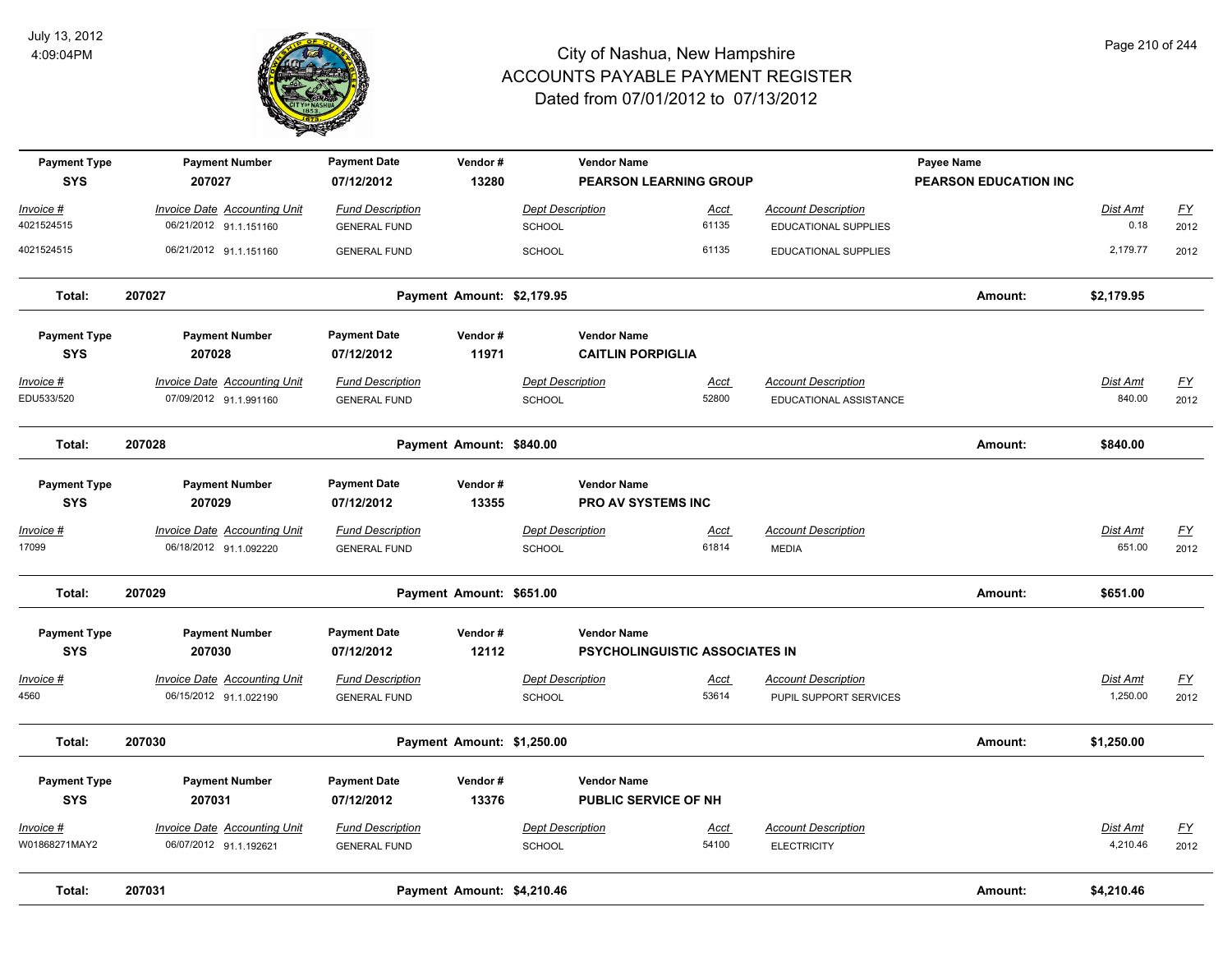# City of Nashua, New Hampshire
## ACCOUNTS PAYABLE PAYMENT REGISTER
### Dated from 07/01/2012 to 07/13/2012

July 13, 2012
4:09:04PM

| Payment Type | Payment Number | Payment Date | Vendor # | Vendor Name | | Payee Name | |
|---|---|---|---|---|---|---|---|
| SYS | 207027 | 07/12/2012 | 13280 | PEARSON LEARNING GROUP | | PEARSON EDUCATION INC | |

| Invoice # | Invoice Date | Accounting Unit | Fund Description | Dept Description | Acct | Account Description | Dist Amt | FY |
|---|---|---|---|---|---|---|---|---|
| 4021524515 | 06/21/2012 | 91.1.151160 | GENERAL FUND | SCHOOL | 61135 | EDUCATIONAL SUPPLIES | 0.18 | 2012 |
| 4021524515 | 06/21/2012 | 91.1.151160 | GENERAL FUND | SCHOOL | 61135 | EDUCATIONAL SUPPLIES | 2,179.77 | 2012 |

**Total: 207027 — Payment Amount: $2,179.95 — Amount: $2,179.95**

| Payment Type | Payment Number | Payment Date | Vendor # | Vendor Name |
|---|---|---|---|---|
| SYS | 207028 | 07/12/2012 | 11971 | CAITLIN PORPIGLIA |

| Invoice # | Invoice Date | Accounting Unit | Fund Description | Dept Description | Acct | Account Description | Dist Amt | FY |
|---|---|---|---|---|---|---|---|---|
| EDU533/520 | 07/09/2012 | 91.1.991160 | GENERAL FUND | SCHOOL | 52800 | EDUCATIONAL ASSISTANCE | 840.00 | 2012 |

**Total: 207028 — Payment Amount: $840.00 — Amount: $840.00**

| Payment Type | Payment Number | Payment Date | Vendor # | Vendor Name |
|---|---|---|---|---|
| SYS | 207029 | 07/12/2012 | 13355 | PRO AV SYSTEMS INC |

| Invoice # | Invoice Date | Accounting Unit | Fund Description | Dept Description | Acct | Account Description | Dist Amt | FY |
|---|---|---|---|---|---|---|---|---|
| 17099 | 06/18/2012 | 91.1.092220 | GENERAL FUND | SCHOOL | 61814 | MEDIA | 651.00 | 2012 |

**Total: 207029 — Payment Amount: $651.00 — Amount: $651.00**

| Payment Type | Payment Number | Payment Date | Vendor # | Vendor Name |
|---|---|---|---|---|
| SYS | 207030 | 07/12/2012 | 12112 | PSYCHOLINGUISTIC ASSOCIATES IN |

| Invoice # | Invoice Date | Accounting Unit | Fund Description | Dept Description | Acct | Account Description | Dist Amt | FY |
|---|---|---|---|---|---|---|---|---|
| 4560 | 06/15/2012 | 91.1.022190 | GENERAL FUND | SCHOOL | 53614 | PUPIL SUPPORT SERVICES | 1,250.00 | 2012 |

**Total: 207030 — Payment Amount: $1,250.00 — Amount: $1,250.00**

| Payment Type | Payment Number | Payment Date | Vendor # | Vendor Name |
|---|---|---|---|---|
| SYS | 207031 | 07/12/2012 | 13376 | PUBLIC SERVICE OF NH |

| Invoice # | Invoice Date | Accounting Unit | Fund Description | Dept Description | Acct | Account Description | Dist Amt | FY |
|---|---|---|---|---|---|---|---|---|
| W01868271MAY2 | 06/07/2012 | 91.1.192621 | GENERAL FUND | SCHOOL | 54100 | ELECTRICITY | 4,210.46 | 2012 |

**Total: 207031 — Payment Amount: $4,210.46 — Amount: $4,210.46**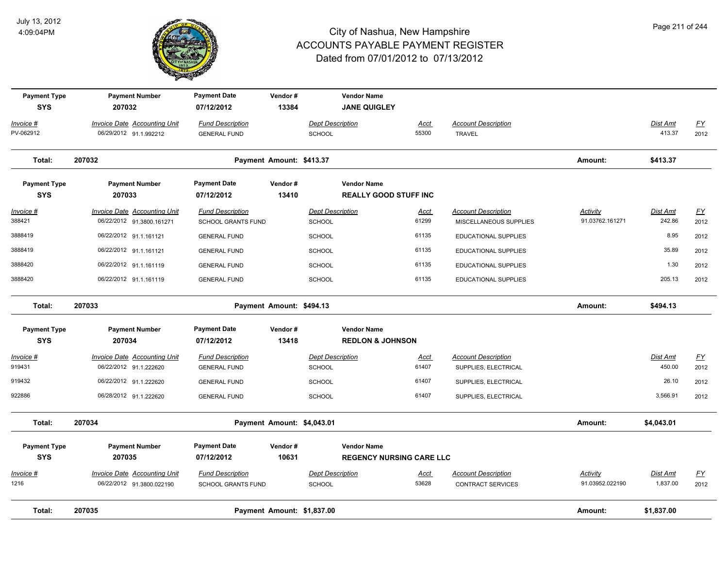# City of Nashua, New Hampshire
## ACCOUNTS PAYABLE PAYMENT REGISTER
### Dated from 07/01/2012 to 07/13/2012

July 13, 2012
4:09:04PM

| Payment Type | Payment Number | Payment Date | Vendor # | Vendor Name |
|---|---|---|---|---|
| SYS | 207032 | 07/12/2012 | 13384 | **JANE QUIGLEY** |

| Invoice # | Invoice Date | Accounting Unit | Fund Description | Dept Description | Acct | Account Description | Activity | Dist Amt | FY |
|---|---|---|---|---|---|---|---|---|---|
| PV-062912 | 06/29/2012 | 91.1.992212 | GENERAL FUND | SCHOOL | 55300 | TRAVEL | | 413.37 | 2012 |

**Total: 207032 — Payment Amount: $413.37 — Amount: $413.37**

| Payment Type | Payment Number | Payment Date | Vendor # | Vendor Name |
|---|---|---|---|---|
| SYS | 207033 | 07/12/2012 | 13410 | **REALLY GOOD STUFF INC** |

| Invoice # | Invoice Date | Accounting Unit | Fund Description | Dept Description | Acct | Account Description | Activity | Dist Amt | FY |
|---|---|---|---|---|---|---|---|---|---|
| 388421 | 06/22/2012 | 91.3800.161271 | SCHOOL GRANTS FUND | SCHOOL | 61299 | MISCELLANEOUS SUPPLIES | 91.03762.161271 | 242.86 | 2012 |
| 3888419 | 06/22/2012 | 91.1.161121 | GENERAL FUND | SCHOOL | 61135 | EDUCATIONAL SUPPLIES | | 8.95 | 2012 |
| 3888419 | 06/22/2012 | 91.1.161121 | GENERAL FUND | SCHOOL | 61135 | EDUCATIONAL SUPPLIES | | 35.89 | 2012 |
| 3888420 | 06/22/2012 | 91.1.161119 | GENERAL FUND | SCHOOL | 61135 | EDUCATIONAL SUPPLIES | | 1.30 | 2012 |
| 3888420 | 06/22/2012 | 91.1.161119 | GENERAL FUND | SCHOOL | 61135 | EDUCATIONAL SUPPLIES | | 205.13 | 2012 |

**Total: 207033 — Payment Amount: $494.13 — Amount: $494.13**

| Payment Type | Payment Number | Payment Date | Vendor # | Vendor Name |
|---|---|---|---|---|
| SYS | 207034 | 07/12/2012 | 13418 | **REDLON & JOHNSON** |

| Invoice # | Invoice Date | Accounting Unit | Fund Description | Dept Description | Acct | Account Description | Activity | Dist Amt | FY |
|---|---|---|---|---|---|---|---|---|---|
| 919431 | 06/22/2012 | 91.1.222620 | GENERAL FUND | SCHOOL | 61407 | SUPPLIES, ELECTRICAL | | 450.00 | 2012 |
| 919432 | 06/22/2012 | 91.1.222620 | GENERAL FUND | SCHOOL | 61407 | SUPPLIES, ELECTRICAL | | 26.10 | 2012 |
| 922886 | 06/28/2012 | 91.1.222620 | GENERAL FUND | SCHOOL | 61407 | SUPPLIES, ELECTRICAL | | 3,566.91 | 2012 |

**Total: 207034 — Payment Amount: $4,043.01 — Amount: $4,043.01**

| Payment Type | Payment Number | Payment Date | Vendor # | Vendor Name |
|---|---|---|---|---|
| SYS | 207035 | 07/12/2012 | 10631 | **REGENCY NURSING CARE LLC** |

| Invoice # | Invoice Date | Accounting Unit | Fund Description | Dept Description | Acct | Account Description | Activity | Dist Amt | FY |
|---|---|---|---|---|---|---|---|---|---|
| 1216 | 06/22/2012 | 91.3800.022190 | SCHOOL GRANTS FUND | SCHOOL | 53628 | CONTRACT SERVICES | 91.03952.022190 | 1,837.00 | 2012 |

**Total: 207035 — Payment Amount: $1,837.00 — Amount: $1,837.00**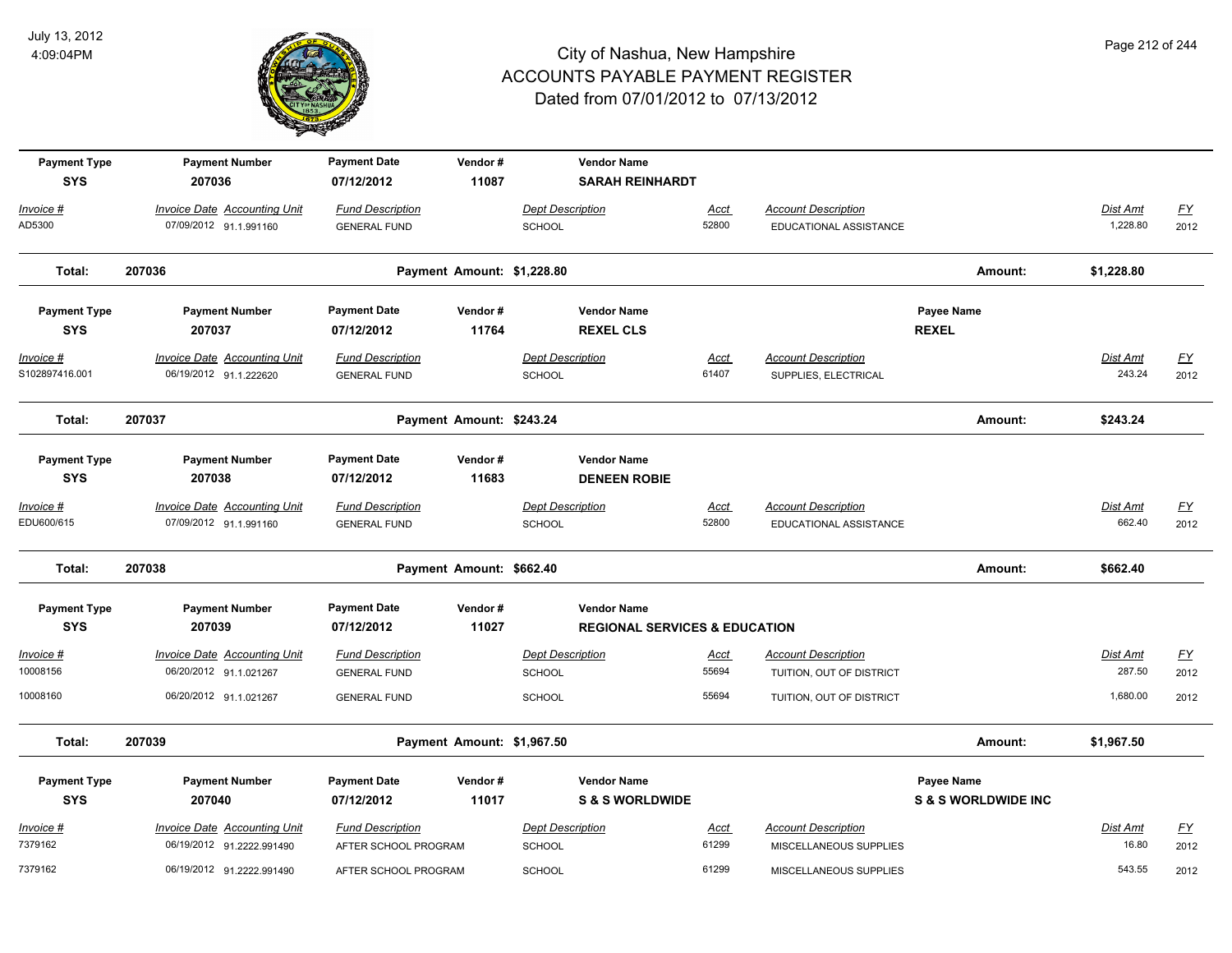# City of Nashua, New Hampshire
# ACCOUNTS PAYABLE PAYMENT REGISTER
## Dated from 07/01/2012 to 07/13/2012

| Payment Type | Payment Number | Payment Date | Vendor # | Vendor Name | | | Payee Name | | |
|---|---|---|---|---|---|---|---|---|---|
| SYS | 207036 | 07/12/2012 | 11087 | SARAH REINHARDT | | | | | |
| *Invoice #* | *Invoice Date Accounting Unit* | *Fund Description* | | *Dept Description* | *Acct* | *Account Description* | | *Dist Amt* | *FY* |
| AD5300 | 07/09/2012 91.1.991160 | GENERAL FUND | | SCHOOL | 52800 | EDUCATIONAL ASSISTANCE | | 1,228.80 | 2012 |
| **Total:** | **207036** | **Payment Amount: $1,228.80** | | | | | **Amount:** | **$1,228.80** | |

| Payment Type | Payment Number | Payment Date | Vendor # | Vendor Name | | | Payee Name | | |
|---|---|---|---|---|---|---|---|---|---|
| SYS | 207037 | 07/12/2012 | 11764 | REXEL CLS | | | REXEL | | |
| *Invoice #* | *Invoice Date Accounting Unit* | *Fund Description* | | *Dept Description* | *Acct* | *Account Description* | | *Dist Amt* | *FY* |
| S102897416.001 | 06/19/2012 91.1.222620 | GENERAL FUND | | SCHOOL | 61407 | SUPPLIES, ELECTRICAL | | 243.24 | 2012 |
| **Total:** | **207037** | **Payment Amount: $243.24** | | | | | **Amount:** | **$243.24** | |

| Payment Type | Payment Number | Payment Date | Vendor # | Vendor Name | | | Payee Name | | |
|---|---|---|---|---|---|---|---|---|---|
| SYS | 207038 | 07/12/2012 | 11683 | DENEEN ROBIE | | | | | |
| *Invoice #* | *Invoice Date Accounting Unit* | *Fund Description* | | *Dept Description* | *Acct* | *Account Description* | | *Dist Amt* | *FY* |
| EDU600/615 | 07/09/2012 91.1.991160 | GENERAL FUND | | SCHOOL | 52800 | EDUCATIONAL ASSISTANCE | | 662.40 | 2012 |
| **Total:** | **207038** | **Payment Amount: $662.40** | | | | | **Amount:** | **$662.40** | |

| Payment Type | Payment Number | Payment Date | Vendor # | Vendor Name | | | Payee Name | | |
|---|---|---|---|---|---|---|---|---|---|
| SYS | 207039 | 07/12/2012 | 11027 | REGIONAL SERVICES & EDUCATION | | | | | |
| *Invoice #* | *Invoice Date Accounting Unit* | *Fund Description* | | *Dept Description* | *Acct* | *Account Description* | | *Dist Amt* | *FY* |
| 10008156 | 06/20/2012 91.1.021267 | GENERAL FUND | | SCHOOL | 55694 | TUITION, OUT OF DISTRICT | | 287.50 | 2012 |
| 10008160 | 06/20/2012 91.1.021267 | GENERAL FUND | | SCHOOL | 55694 | TUITION, OUT OF DISTRICT | | 1,680.00 | 2012 |
| **Total:** | **207039** | **Payment Amount: $1,967.50** | | | | | **Amount:** | **$1,967.50** | |

| Payment Type | Payment Number | Payment Date | Vendor # | Vendor Name | | | Payee Name | | |
|---|---|---|---|---|---|---|---|---|---|
| SYS | 207040 | 07/12/2012 | 11017 | S & S WORLDWIDE | | | S & S WORLDWIDE INC | | |
| *Invoice #* | *Invoice Date Accounting Unit* | *Fund Description* | | *Dept Description* | *Acct* | *Account Description* | | *Dist Amt* | *FY* |
| 7379162 | 06/19/2012 91.2222.991490 | AFTER SCHOOL PROGRAM | | SCHOOL | 61299 | MISCELLANEOUS SUPPLIES | | 16.80 | 2012 |
| 7379162 | 06/19/2012 91.2222.991490 | AFTER SCHOOL PROGRAM | | SCHOOL | 61299 | MISCELLANEOUS SUPPLIES | | 543.55 | 2012 |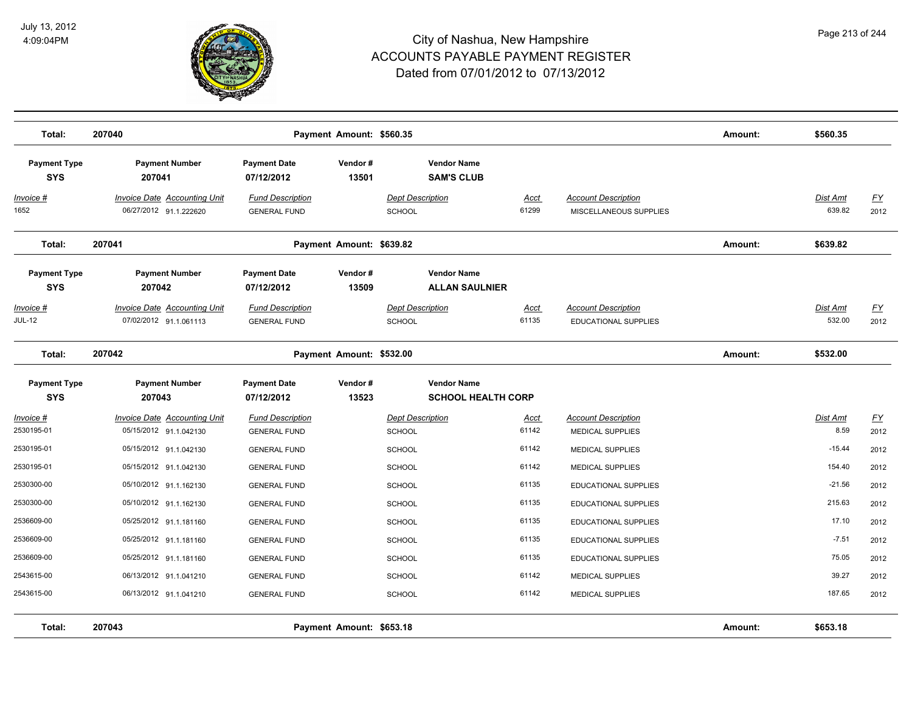# City of Nashua, New Hampshire
## ACCOUNTS PAYABLE PAYMENT REGISTER
### Dated from 07/01/2012 to 07/13/2012

July 13, 2012
4:09:04PM

| Total: | 207040 | Payment Amount: $560.35 | Amount: | $560.35 |
|---|---|---|---|---|

| Payment Type | Payment Number | Payment Date | Vendor # | Vendor Name |
|---|---|---|---|---|
| SYS | 207041 | 07/12/2012 | 13501 | SAM'S CLUB |

| Invoice # | Invoice Date | Accounting Unit | Fund Description | Dept Description | Acct | Account Description | Dist Amt | FY |
|---|---|---|---|---|---|---|---|---|
| 1652 | 06/27/2012 | 91.1.222620 | GENERAL FUND | SCHOOL | 61299 | MISCELLANEOUS SUPPLIES | 639.82 | 2012 |

| Total: | 207041 | Payment Amount: $639.82 | Amount: | $639.82 |
|---|---|---|---|---|

| Payment Type | Payment Number | Payment Date | Vendor # | Vendor Name |
|---|---|---|---|---|
| SYS | 207042 | 07/12/2012 | 13509 | ALLAN SAULNIER |

| Invoice # | Invoice Date | Accounting Unit | Fund Description | Dept Description | Acct | Account Description | Dist Amt | FY |
|---|---|---|---|---|---|---|---|---|
| JUL-12 | 07/02/2012 | 91.1.061113 | GENERAL FUND | SCHOOL | 61135 | EDUCATIONAL SUPPLIES | 532.00 | 2012 |

| Total: | 207042 | Payment Amount: $532.00 | Amount: | $532.00 |
|---|---|---|---|---|

| Payment Type | Payment Number | Payment Date | Vendor # | Vendor Name |
|---|---|---|---|---|
| SYS | 207043 | 07/12/2012 | 13523 | SCHOOL HEALTH CORP |

| Invoice # | Invoice Date | Accounting Unit | Fund Description | Dept Description | Acct | Account Description | Dist Amt | FY |
|---|---|---|---|---|---|---|---|---|
| 2530195-01 | 05/15/2012 | 91.1.042130 | GENERAL FUND | SCHOOL | 61142 | MEDICAL SUPPLIES | 8.59 | 2012 |
| 2530195-01 | 05/15/2012 | 91.1.042130 | GENERAL FUND | SCHOOL | 61142 | MEDICAL SUPPLIES | -15.44 | 2012 |
| 2530195-01 | 05/15/2012 | 91.1.042130 | GENERAL FUND | SCHOOL | 61142 | MEDICAL SUPPLIES | 154.40 | 2012 |
| 2530300-00 | 05/10/2012 | 91.1.162130 | GENERAL FUND | SCHOOL | 61135 | EDUCATIONAL SUPPLIES | -21.56 | 2012 |
| 2530300-00 | 05/10/2012 | 91.1.162130 | GENERAL FUND | SCHOOL | 61135 | EDUCATIONAL SUPPLIES | 215.63 | 2012 |
| 2536609-00 | 05/25/2012 | 91.1.181160 | GENERAL FUND | SCHOOL | 61135 | EDUCATIONAL SUPPLIES | 17.10 | 2012 |
| 2536609-00 | 05/25/2012 | 91.1.181160 | GENERAL FUND | SCHOOL | 61135 | EDUCATIONAL SUPPLIES | -7.51 | 2012 |
| 2536609-00 | 05/25/2012 | 91.1.181160 | GENERAL FUND | SCHOOL | 61135 | EDUCATIONAL SUPPLIES | 75.05 | 2012 |
| 2543615-00 | 06/13/2012 | 91.1.041210 | GENERAL FUND | SCHOOL | 61142 | MEDICAL SUPPLIES | 39.27 | 2012 |
| 2543615-00 | 06/13/2012 | 91.1.041210 | GENERAL FUND | SCHOOL | 61142 | MEDICAL SUPPLIES | 187.65 | 2012 |

| Total: | 207043 | Payment Amount: $653.18 | Amount: | $653.18 |
|---|---|---|---|---|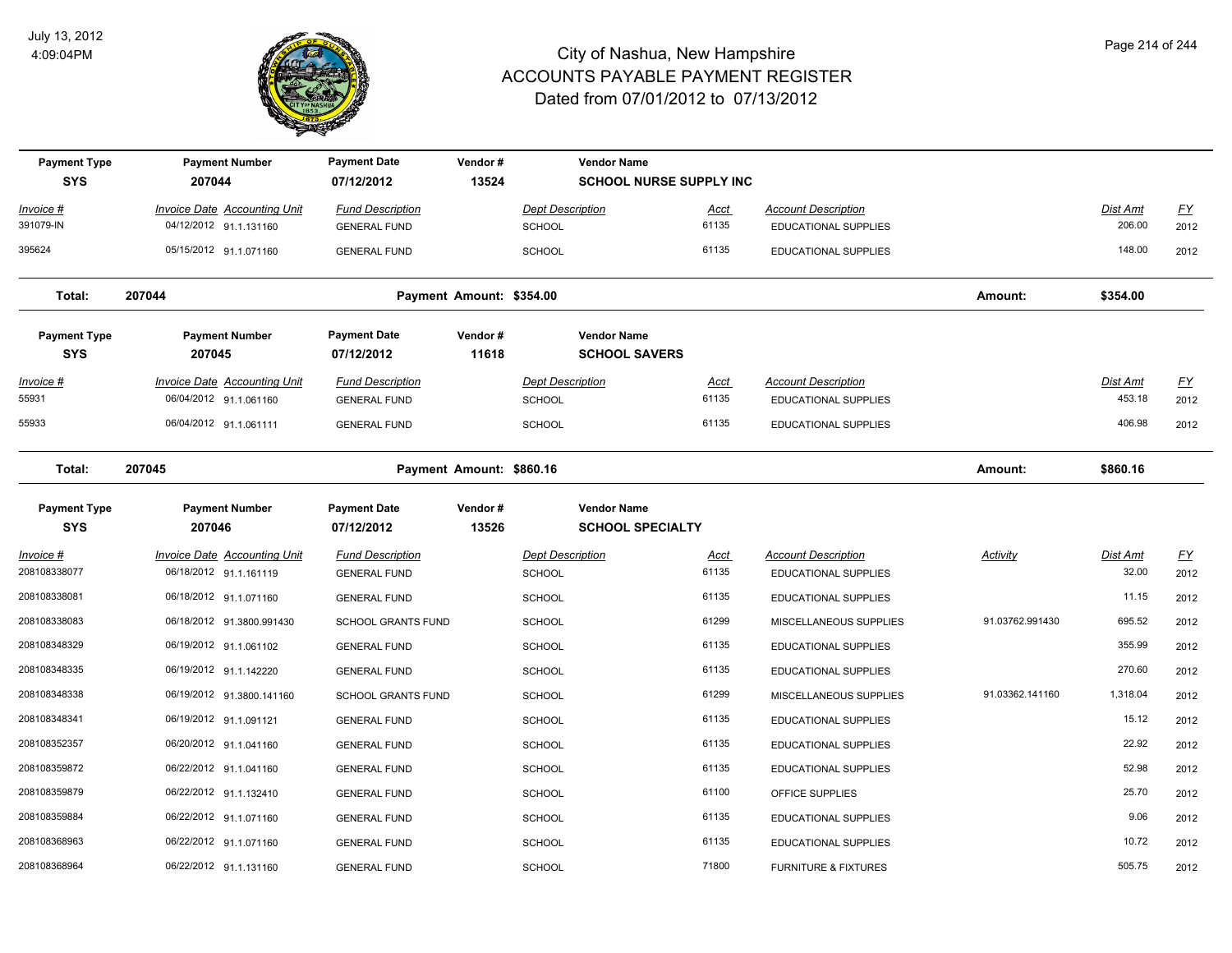# City of Nashua, New Hampshire
## ACCOUNTS PAYABLE PAYMENT REGISTER
### Dated from 07/01/2012 to 07/13/2012

July 13, 2012
4:09:04PM

| Payment Type | Payment Number | Payment Date | Vendor # | Vendor Name |
|---|---|---|---|---|
| SYS | 207044 | 07/12/2012 | 13524 | SCHOOL NURSE SUPPLY INC |

| Invoice # | Invoice Date | Accounting Unit | Fund Description | Dept Description | Acct | Account Description | Dist Amt | FY |
|---|---|---|---|---|---|---|---|---|
| 391079-IN | 04/12/2012 | 91.1.131160 | GENERAL FUND | SCHOOL | 61135 | EDUCATIONAL SUPPLIES | 206.00 | 2012 |
| 395624 | 05/15/2012 | 91.1.071160 | GENERAL FUND | SCHOOL | 61135 | EDUCATIONAL SUPPLIES | 148.00 | 2012 |

**Total: 207044 — Payment Amount: $354.00 — Amount: $354.00**

| Payment Type | Payment Number | Payment Date | Vendor # | Vendor Name |
|---|---|---|---|---|
| SYS | 207045 | 07/12/2012 | 11618 | SCHOOL SAVERS |

| Invoice # | Invoice Date | Accounting Unit | Fund Description | Dept Description | Acct | Account Description | Dist Amt | FY |
|---|---|---|---|---|---|---|---|---|
| 55931 | 06/04/2012 | 91.1.061160 | GENERAL FUND | SCHOOL | 61135 | EDUCATIONAL SUPPLIES | 453.18 | 2012 |
| 55933 | 06/04/2012 | 91.1.061111 | GENERAL FUND | SCHOOL | 61135 | EDUCATIONAL SUPPLIES | 406.98 | 2012 |

**Total: 207045 — Payment Amount: $860.16 — Amount: $860.16**

| Payment Type | Payment Number | Payment Date | Vendor # | Vendor Name |
|---|---|---|---|---|
| SYS | 207046 | 07/12/2012 | 13526 | SCHOOL SPECIALTY |

| Invoice # | Invoice Date | Accounting Unit | Fund Description | Dept Description | Acct | Account Description | Activity | Dist Amt | FY |
|---|---|---|---|---|---|---|---|---|---|
| 208108338077 | 06/18/2012 | 91.1.161119 | GENERAL FUND | SCHOOL | 61135 | EDUCATIONAL SUPPLIES | | 32.00 | 2012 |
| 208108338081 | 06/18/2012 | 91.1.071160 | GENERAL FUND | SCHOOL | 61135 | EDUCATIONAL SUPPLIES | | 11.15 | 2012 |
| 208108338083 | 06/18/2012 | 91.3800.991430 | SCHOOL GRANTS FUND | SCHOOL | 61299 | MISCELLANEOUS SUPPLIES | 91.03762.991430 | 695.52 | 2012 |
| 208108348329 | 06/19/2012 | 91.1.061102 | GENERAL FUND | SCHOOL | 61135 | EDUCATIONAL SUPPLIES | | 355.99 | 2012 |
| 208108348335 | 06/19/2012 | 91.1.142220 | GENERAL FUND | SCHOOL | 61135 | EDUCATIONAL SUPPLIES | | 270.60 | 2012 |
| 208108348338 | 06/19/2012 | 91.3800.141160 | SCHOOL GRANTS FUND | SCHOOL | 61299 | MISCELLANEOUS SUPPLIES | 91.03362.141160 | 1,318.04 | 2012 |
| 208108348341 | 06/19/2012 | 91.1.091121 | GENERAL FUND | SCHOOL | 61135 | EDUCATIONAL SUPPLIES | | 15.12 | 2012 |
| 208108352357 | 06/20/2012 | 91.1.041160 | GENERAL FUND | SCHOOL | 61135 | EDUCATIONAL SUPPLIES | | 22.92 | 2012 |
| 208108359872 | 06/22/2012 | 91.1.041160 | GENERAL FUND | SCHOOL | 61135 | EDUCATIONAL SUPPLIES | | 52.98 | 2012 |
| 208108359879 | 06/22/2012 | 91.1.132410 | GENERAL FUND | SCHOOL | 61100 | OFFICE SUPPLIES | | 25.70 | 2012 |
| 208108359884 | 06/22/2012 | 91.1.071160 | GENERAL FUND | SCHOOL | 61135 | EDUCATIONAL SUPPLIES | | 9.06 | 2012 |
| 208108368963 | 06/22/2012 | 91.1.071160 | GENERAL FUND | SCHOOL | 61135 | EDUCATIONAL SUPPLIES | | 10.72 | 2012 |
| 208108368964 | 06/22/2012 | 91.1.131160 | GENERAL FUND | SCHOOL | 71800 | FURNITURE & FIXTURES | | 505.75 | 2012 |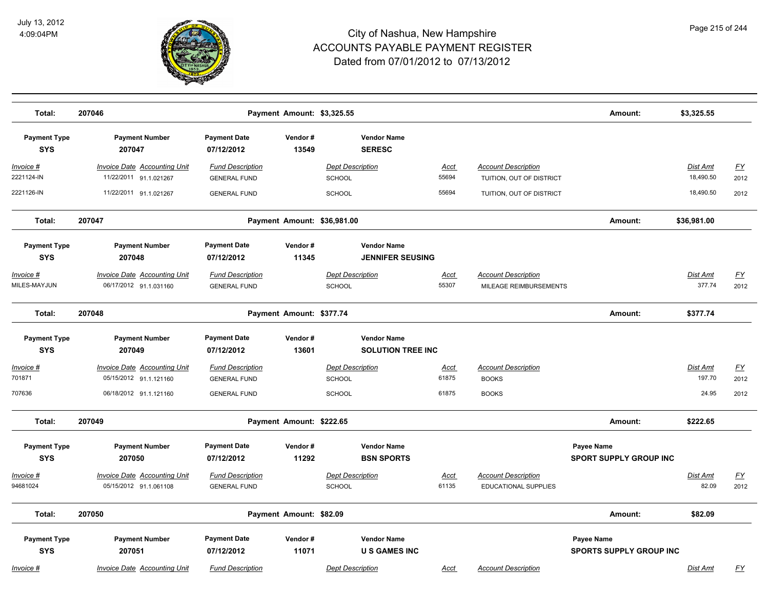# City of Nashua, New Hampshire
# ACCOUNTS PAYABLE PAYMENT REGISTER
## Dated from 07/01/2012 to 07/13/2012

| Total: | 207046 | Payment Amount: $3,325.55 | Amount: | $3,325.55 |
|---|---|---|---|---|

| Payment Type | Payment Number | Payment Date | Vendor # | Vendor Name |
|---|---|---|---|---|
| SYS | 207047 | 07/12/2012 | 13549 | SERESC |

| Invoice # | Invoice Date | Accounting Unit | Fund Description | Dept Description | Acct | Account Description | Dist Amt | FY |
|---|---|---|---|---|---|---|---|---|
| 2221124-IN | 11/22/2011 | 91.1.021267 | GENERAL FUND | SCHOOL | 55694 | TUITION, OUT OF DISTRICT | 18,490.50 | 2012 |
| 2221126-IN | 11/22/2011 | 91.1.021267 | GENERAL FUND | SCHOOL | 55694 | TUITION, OUT OF DISTRICT | 18,490.50 | 2012 |

| Total: | 207047 | Payment Amount: $36,981.00 | Amount: | $36,981.00 |
|---|---|---|---|---|

| Payment Type | Payment Number | Payment Date | Vendor # | Vendor Name |
|---|---|---|---|---|
| SYS | 207048 | 07/12/2012 | 11345 | JENNIFER SEUSING |

| Invoice # | Invoice Date | Accounting Unit | Fund Description | Dept Description | Acct | Account Description | Dist Amt | FY |
|---|---|---|---|---|---|---|---|---|
| MILES-MAYJUN | 06/17/2012 | 91.1.031160 | GENERAL FUND | SCHOOL | 55307 | MILEAGE REIMBURSEMENTS | 377.74 | 2012 |

| Total: | 207048 | Payment Amount: $377.74 | Amount: | $377.74 |
|---|---|---|---|---|

| Payment Type | Payment Number | Payment Date | Vendor # | Vendor Name |
|---|---|---|---|---|
| SYS | 207049 | 07/12/2012 | 13601 | SOLUTION TREE INC |

| Invoice # | Invoice Date | Accounting Unit | Fund Description | Dept Description | Acct | Account Description | Dist Amt | FY |
|---|---|---|---|---|---|---|---|---|
| 701871 | 05/15/2012 | 91.1.121160 | GENERAL FUND | SCHOOL | 61875 | BOOKS | 197.70 | 2012 |
| 707636 | 06/18/2012 | 91.1.121160 | GENERAL FUND | SCHOOL | 61875 | BOOKS | 24.95 | 2012 |

| Total: | 207049 | Payment Amount: $222.65 | Amount: | $222.65 |
|---|---|---|---|---|

| Payment Type | Payment Number | Payment Date | Vendor # | Vendor Name | Payee Name |
|---|---|---|---|---|---|
| SYS | 207050 | 07/12/2012 | 11292 | BSN SPORTS | SPORT SUPPLY GROUP INC |

| Invoice # | Invoice Date | Accounting Unit | Fund Description | Dept Description | Acct | Account Description | Dist Amt | FY |
|---|---|---|---|---|---|---|---|---|
| 94681024 | 05/15/2012 | 91.1.061108 | GENERAL FUND | SCHOOL | 61135 | EDUCATIONAL SUPPLIES | 82.09 | 2012 |

| Total: | 207050 | Payment Amount: $82.09 | Amount: | $82.09 |
|---|---|---|---|---|

| Payment Type | Payment Number | Payment Date | Vendor # | Vendor Name | Payee Name |
|---|---|---|---|---|---|
| SYS | 207051 | 07/12/2012 | 11071 | U S GAMES INC | SPORTS SUPPLY GROUP INC |

| Invoice # | Invoice Date | Accounting Unit | Fund Description | Dept Description | Acct | Account Description | Dist Amt | FY |
|---|---|---|---|---|---|---|---|---|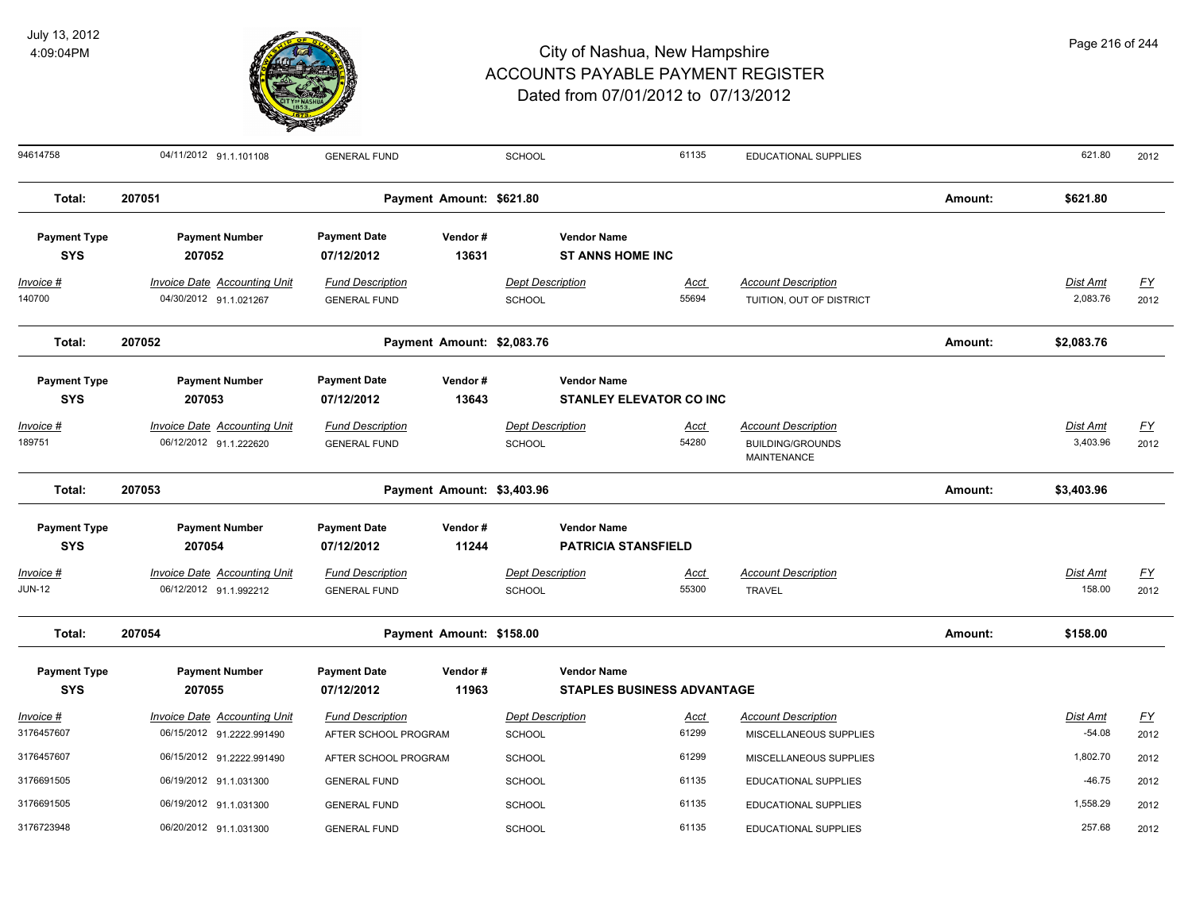| 94614758 | 04/11/2012 91.1.101108 | GENERAL FUND | SCHOOL | 61135 | EDUCATIONAL SUPPLIES | 621.80 | 2012 |
|---|---|---|---|---|---|---|---|

**Total: 207051** — Payment Amount: $621.80 — Amount: **$621.80**

| Payment Type | Payment Number | Payment Date | Vendor # | Vendor Name |
|---|---|---|---|---|
| **SYS** | **207052** | **07/12/2012** | **13631** | **ST ANNS HOME INC** |

| Invoice # | Invoice Date Accounting Unit | Fund Description | Dept Description | Acct | Account Description | Dist Amt | FY |
|---|---|---|---|---|---|---|---|
| 140700 | 04/30/2012 91.1.021267 | GENERAL FUND | SCHOOL | 55694 | TUITION, OUT OF DISTRICT | 2,083.76 | 2012 |

**Total: 207052** — Payment Amount: $2,083.76 — Amount: **$2,083.76**

| Payment Type | Payment Number | Payment Date | Vendor # | Vendor Name |
|---|---|---|---|---|
| **SYS** | **207053** | **07/12/2012** | **13643** | **STANLEY ELEVATOR CO INC** |

| Invoice # | Invoice Date Accounting Unit | Fund Description | Dept Description | Acct | Account Description | Dist Amt | FY |
|---|---|---|---|---|---|---|---|
| 189751 | 06/12/2012 91.1.222620 | GENERAL FUND | SCHOOL | 54280 | BUILDING/GROUNDS MAINTENANCE | 3,403.96 | 2012 |

**Total: 207053** — Payment Amount: $3,403.96 — Amount: **$3,403.96**

| Payment Type | Payment Number | Payment Date | Vendor # | Vendor Name |
|---|---|---|---|---|
| **SYS** | **207054** | **07/12/2012** | **11244** | **PATRICIA STANSFIELD** |

| Invoice # | Invoice Date Accounting Unit | Fund Description | Dept Description | Acct | Account Description | Dist Amt | FY |
|---|---|---|---|---|---|---|---|
| JUN-12 | 06/12/2012 91.1.992212 | GENERAL FUND | SCHOOL | 55300 | TRAVEL | 158.00 | 2012 |

**Total: 207054** — Payment Amount: $158.00 — Amount: **$158.00**

| Payment Type | Payment Number | Payment Date | Vendor # | Vendor Name |
|---|---|---|---|---|
| **SYS** | **207055** | **07/12/2012** | **11963** | **STAPLES BUSINESS ADVANTAGE** |

| Invoice # | Invoice Date Accounting Unit | Fund Description | Dept Description | Acct | Account Description | Dist Amt | FY |
|---|---|---|---|---|---|---|---|
| 3176457607 | 06/15/2012 91.2222.991490 | AFTER SCHOOL PROGRAM | SCHOOL | 61299 | MISCELLANEOUS SUPPLIES | -54.08 | 2012 |
| 3176457607 | 06/15/2012 91.2222.991490 | AFTER SCHOOL PROGRAM | SCHOOL | 61299 | MISCELLANEOUS SUPPLIES | 1,802.70 | 2012 |
| 3176691505 | 06/19/2012 91.1.031300 | GENERAL FUND | SCHOOL | 61135 | EDUCATIONAL SUPPLIES | -46.75 | 2012 |
| 3176691505 | 06/19/2012 91.1.031300 | GENERAL FUND | SCHOOL | 61135 | EDUCATIONAL SUPPLIES | 1,558.29 | 2012 |
| 3176723948 | 06/20/2012 91.1.031300 | GENERAL FUND | SCHOOL | 61135 | EDUCATIONAL SUPPLIES | 257.68 | 2012 |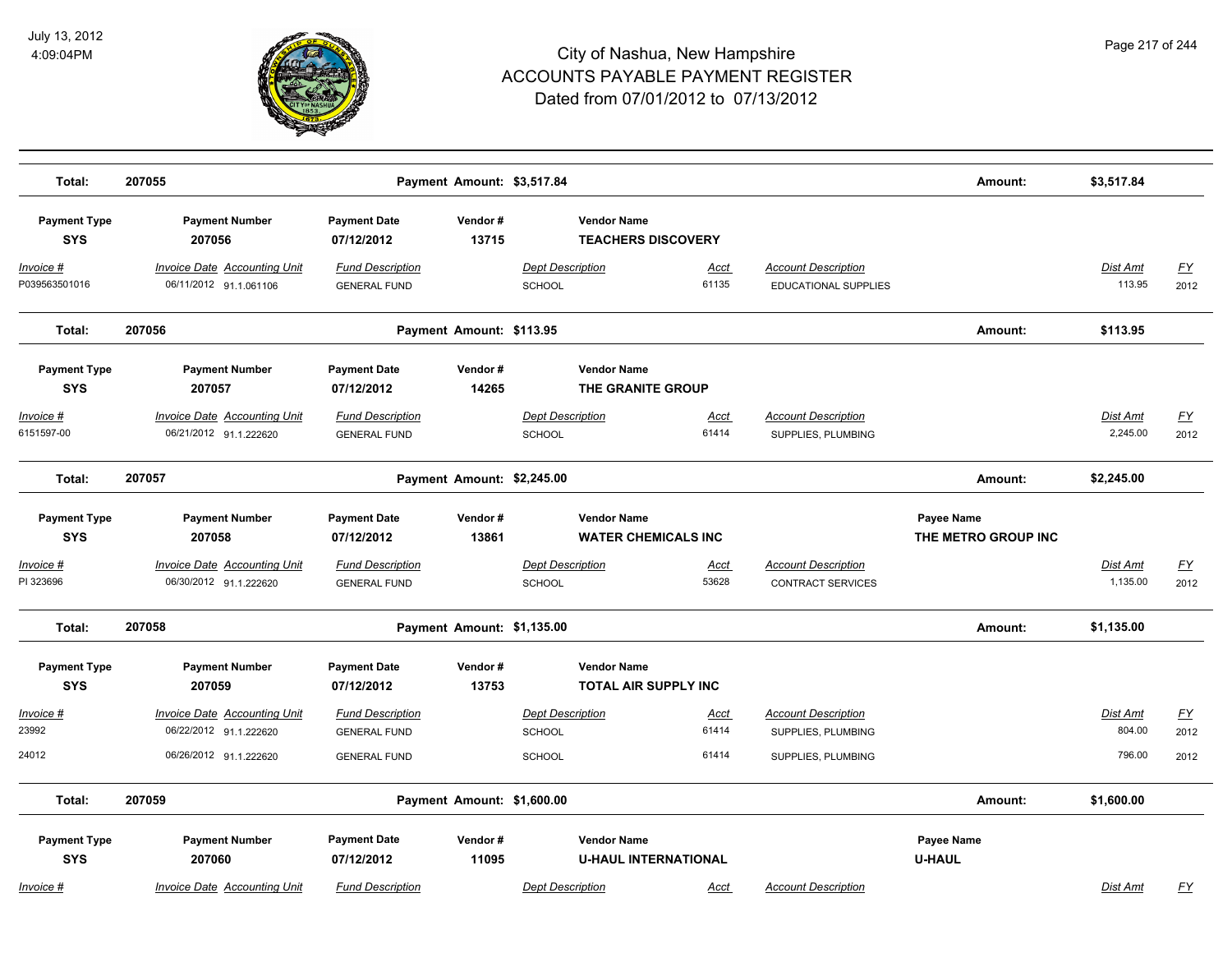# City of Nashua, New Hampshire
# ACCOUNTS PAYABLE PAYMENT REGISTER
## Dated from 07/01/2012 to 07/13/2012

July 13, 2012
4:09:04PM

| Total: | 207055 | | Payment Amount: $3,517.84 | | | | | Amount: | $3,517.84 | |
|---|---|---|---|---|---|---|---|---|---|---|

| Payment Type | Payment Number | Payment Date | Vendor # | Vendor Name | | | | | | |
|---|---|---|---|---|---|---|---|---|---|---|
| SYS | 207056 | 07/12/2012 | 13715 | TEACHERS DISCOVERY | | | | | | |
| *Invoice #* | *Invoice Date* | *Accounting Unit* | *Fund Description* | *Dept Description* | *Acct* | *Account Description* | | | *Dist Amt* | *FY* |
| P039563501016 | 06/11/2012 | 91.1.061106 | GENERAL FUND | SCHOOL | 61135 | EDUCATIONAL SUPPLIES | | | 113.95 | 2012 |
| **Total:** | **207056** | | **Payment Amount: $113.95** | | | | | **Amount:** | **$113.95** | |

| Payment Type | Payment Number | Payment Date | Vendor # | Vendor Name | | | | | | |
|---|---|---|---|---|---|---|---|---|---|---|
| SYS | 207057 | 07/12/2012 | 14265 | THE GRANITE GROUP | | | | | | |
| *Invoice #* | *Invoice Date* | *Accounting Unit* | *Fund Description* | *Dept Description* | *Acct* | *Account Description* | | | *Dist Amt* | *FY* |
| 6151597-00 | 06/21/2012 | 91.1.222620 | GENERAL FUND | SCHOOL | 61414 | SUPPLIES, PLUMBING | | | 2,245.00 | 2012 |
| **Total:** | **207057** | | **Payment Amount: $2,245.00** | | | | | **Amount:** | **$2,245.00** | |

| Payment Type | Payment Number | Payment Date | Vendor # | Vendor Name | | | Payee Name | | | |
|---|---|---|---|---|---|---|---|---|---|---|
| SYS | 207058 | 07/12/2012 | 13861 | WATER CHEMICALS INC | | | THE METRO GROUP INC | | | |
| *Invoice #* | *Invoice Date* | *Accounting Unit* | *Fund Description* | *Dept Description* | *Acct* | *Account Description* | | | *Dist Amt* | *FY* |
| PI 323696 | 06/30/2012 | 91.1.222620 | GENERAL FUND | SCHOOL | 53628 | CONTRACT SERVICES | | | 1,135.00 | 2012 |
| **Total:** | **207058** | | **Payment Amount: $1,135.00** | | | | | **Amount:** | **$1,135.00** | |

| Payment Type | Payment Number | Payment Date | Vendor # | Vendor Name | | | | | | |
|---|---|---|---|---|---|---|---|---|---|---|
| SYS | 207059 | 07/12/2012 | 13753 | TOTAL AIR SUPPLY INC | | | | | | |
| *Invoice #* | *Invoice Date* | *Accounting Unit* | *Fund Description* | *Dept Description* | *Acct* | *Account Description* | | | *Dist Amt* | *FY* |
| 23992 | 06/22/2012 | 91.1.222620 | GENERAL FUND | SCHOOL | 61414 | SUPPLIES, PLUMBING | | | 804.00 | 2012 |
| 24012 | 06/26/2012 | 91.1.222620 | GENERAL FUND | SCHOOL | 61414 | SUPPLIES, PLUMBING | | | 796.00 | 2012 |
| **Total:** | **207059** | | **Payment Amount: $1,600.00** | | | | | **Amount:** | **$1,600.00** | |

| Payment Type | Payment Number | Payment Date | Vendor # | Vendor Name | | | Payee Name | | | |
|---|---|---|---|---|---|---|---|---|---|---|
| SYS | 207060 | 07/12/2012 | 11095 | U-HAUL INTERNATIONAL | | | U-HAUL | | | |
| *Invoice #* | *Invoice Date* | *Accounting Unit* | *Fund Description* | *Dept Description* | *Acct* | *Account Description* | | | *Dist Amt* | *FY* |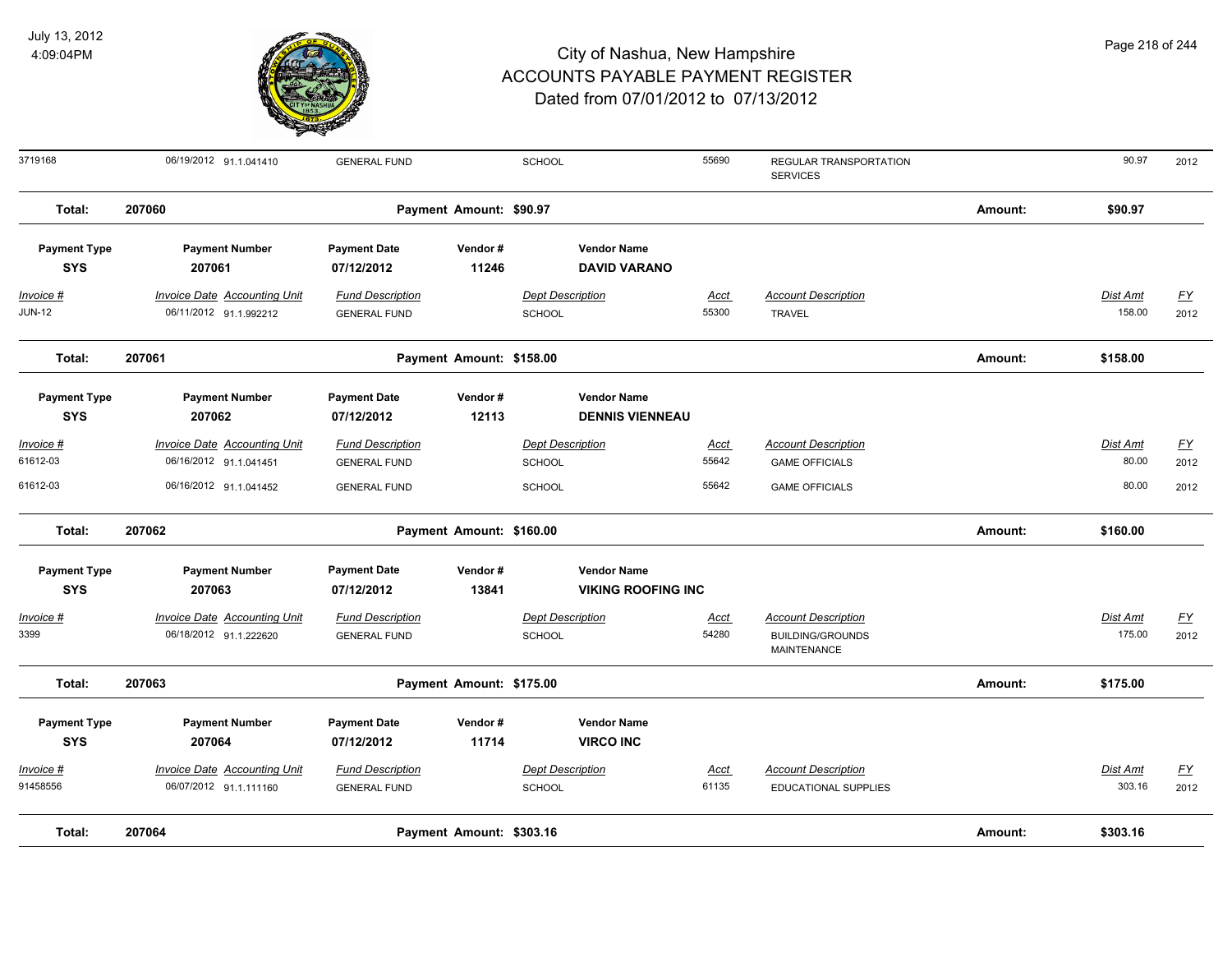# City of Nashua, New Hampshire
## ACCOUNTS PAYABLE PAYMENT REGISTER
### Dated from 07/01/2012 to 07/13/2012

July 13, 2012
4:09:04PM

| Invoice # | Invoice Date | Accounting Unit | Fund Description | Dept Description | Acct | Account Description | Dist Amt | FY |
|---|---|---|---|---|---|---|---|---|
| 3719168 | 06/19/2012 | 91.1.041410 | GENERAL FUND | SCHOOL | 55690 | REGULAR TRANSPORTATION SERVICES | 90.97 | 2012 |

**Total: 207060** Payment Amount: $90.97 Amount: $90.97

| Payment Type | Payment Number | Payment Date | Vendor # | Vendor Name |
|---|---|---|---|---|
| SYS | 207061 | 07/12/2012 | 11246 | DAVID VARANO |

| Invoice # | Invoice Date | Accounting Unit | Fund Description | Dept Description | Acct | Account Description | Dist Amt | FY |
|---|---|---|---|---|---|---|---|---|
| JUN-12 | 06/11/2012 | 91.1.992212 | GENERAL FUND | SCHOOL | 55300 | TRAVEL | 158.00 | 2012 |

**Total: 207061** Payment Amount: $158.00 Amount: $158.00

| Payment Type | Payment Number | Payment Date | Vendor # | Vendor Name |
|---|---|---|---|---|
| SYS | 207062 | 07/12/2012 | 12113 | DENNIS VIENNEAU |

| Invoice # | Invoice Date | Accounting Unit | Fund Description | Dept Description | Acct | Account Description | Dist Amt | FY |
|---|---|---|---|---|---|---|---|---|
| 61612-03 | 06/16/2012 | 91.1.041451 | GENERAL FUND | SCHOOL | 55642 | GAME OFFICIALS | 80.00 | 2012 |
| 61612-03 | 06/16/2012 | 91.1.041452 | GENERAL FUND | SCHOOL | 55642 | GAME OFFICIALS | 80.00 | 2012 |

**Total: 207062** Payment Amount: $160.00 Amount: $160.00

| Payment Type | Payment Number | Payment Date | Vendor # | Vendor Name |
|---|---|---|---|---|
| SYS | 207063 | 07/12/2012 | 13841 | VIKING ROOFING INC |

| Invoice # | Invoice Date | Accounting Unit | Fund Description | Dept Description | Acct | Account Description | Dist Amt | FY |
|---|---|---|---|---|---|---|---|---|
| 3399 | 06/18/2012 | 91.1.222620 | GENERAL FUND | SCHOOL | 54280 | BUILDING/GROUNDS MAINTENANCE | 175.00 | 2012 |

**Total: 207063** Payment Amount: $175.00 Amount: $175.00

| Payment Type | Payment Number | Payment Date | Vendor # | Vendor Name |
|---|---|---|---|---|
| SYS | 207064 | 07/12/2012 | 11714 | VIRCO INC |

| Invoice # | Invoice Date | Accounting Unit | Fund Description | Dept Description | Acct | Account Description | Dist Amt | FY |
|---|---|---|---|---|---|---|---|---|
| 91458556 | 06/07/2012 | 91.1.111160 | GENERAL FUND | SCHOOL | 61135 | EDUCATIONAL SUPPLIES | 303.16 | 2012 |

**Total: 207064** Payment Amount: $303.16 Amount: $303.16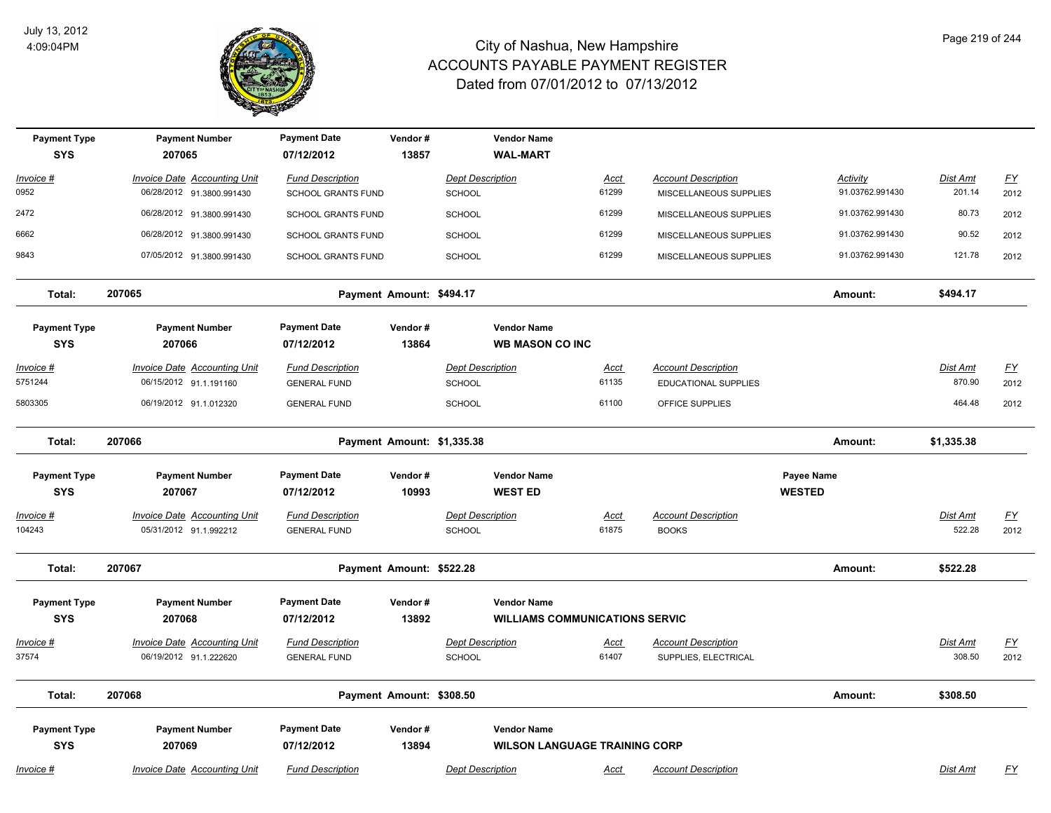# City of Nashua, New Hampshire
## ACCOUNTS PAYABLE PAYMENT REGISTER
### Dated from 07/01/2012 to 07/13/2012

July 13, 2012
4:09:04PM

| Payment Type | Payment Number | Payment Date | Vendor # | Vendor Name |
|---|---|---|---|---|
| SYS | 207065 | 07/12/2012 | 13857 | WAL-MART |

| Invoice # | Invoice Date | Accounting Unit | Fund Description | Dept Description | Acct | Account Description | Activity | Dist Amt | FY |
|---|---|---|---|---|---|---|---|---|---|
| 0952 | 06/28/2012 | 91.3800.991430 | SCHOOL GRANTS FUND | SCHOOL | 61299 | MISCELLANEOUS SUPPLIES | 91.03762.991430 | 201.14 | 2012 |
| 2472 | 06/28/2012 | 91.3800.991430 | SCHOOL GRANTS FUND | SCHOOL | 61299 | MISCELLANEOUS SUPPLIES | 91.03762.991430 | 80.73 | 2012 |
| 6662 | 06/28/2012 | 91.3800.991430 | SCHOOL GRANTS FUND | SCHOOL | 61299 | MISCELLANEOUS SUPPLIES | 91.03762.991430 | 90.52 | 2012 |
| 9843 | 07/05/2012 | 91.3800.991430 | SCHOOL GRANTS FUND | SCHOOL | 61299 | MISCELLANEOUS SUPPLIES | 91.03762.991430 | 121.78 | 2012 |

**Total: 207065** Payment Amount: $494.17 Amount: $494.17

| Payment Type | Payment Number | Payment Date | Vendor # | Vendor Name |
|---|---|---|---|---|
| SYS | 207066 | 07/12/2012 | 13864 | WB MASON CO INC |

| Invoice # | Invoice Date | Accounting Unit | Fund Description | Dept Description | Acct | Account Description | Dist Amt | FY |
|---|---|---|---|---|---|---|---|---|
| 5751244 | 06/15/2012 | 91.1.191160 | GENERAL FUND | SCHOOL | 61135 | EDUCATIONAL SUPPLIES | 870.90 | 2012 |
| 5803305 | 06/19/2012 | 91.1.012320 | GENERAL FUND | SCHOOL | 61100 | OFFICE SUPPLIES | 464.48 | 2012 |

**Total: 207066** Payment Amount: $1,335.38 Amount: $1,335.38

| Payment Type | Payment Number | Payment Date | Vendor # | Vendor Name | Payee Name |
|---|---|---|---|---|---|
| SYS | 207067 | 07/12/2012 | 10993 | WEST ED | WESTED |

| Invoice # | Invoice Date | Accounting Unit | Fund Description | Dept Description | Acct | Account Description | Dist Amt | FY |
|---|---|---|---|---|---|---|---|---|
| 104243 | 05/31/2012 | 91.1.992212 | GENERAL FUND | SCHOOL | 61875 | BOOKS | 522.28 | 2012 |

**Total: 207067** Payment Amount: $522.28 Amount: $522.28

| Payment Type | Payment Number | Payment Date | Vendor # | Vendor Name |
|---|---|---|---|---|
| SYS | 207068 | 07/12/2012 | 13892 | WILLIAMS COMMUNICATIONS SERVIC |

| Invoice # | Invoice Date | Accounting Unit | Fund Description | Dept Description | Acct | Account Description | Dist Amt | FY |
|---|---|---|---|---|---|---|---|---|
| 37574 | 06/19/2012 | 91.1.222620 | GENERAL FUND | SCHOOL | 61407 | SUPPLIES, ELECTRICAL | 308.50 | 2012 |

**Total: 207068** Payment Amount: $308.50 Amount: $308.50

| Payment Type | Payment Number | Payment Date | Vendor # | Vendor Name |
|---|---|---|---|---|
| SYS | 207069 | 07/12/2012 | 13894 | WILSON LANGUAGE TRAINING CORP |

| Invoice # | Invoice Date | Accounting Unit | Fund Description | Dept Description | Acct | Account Description | Dist Amt | FY |
|---|---|---|---|---|---|---|---|---|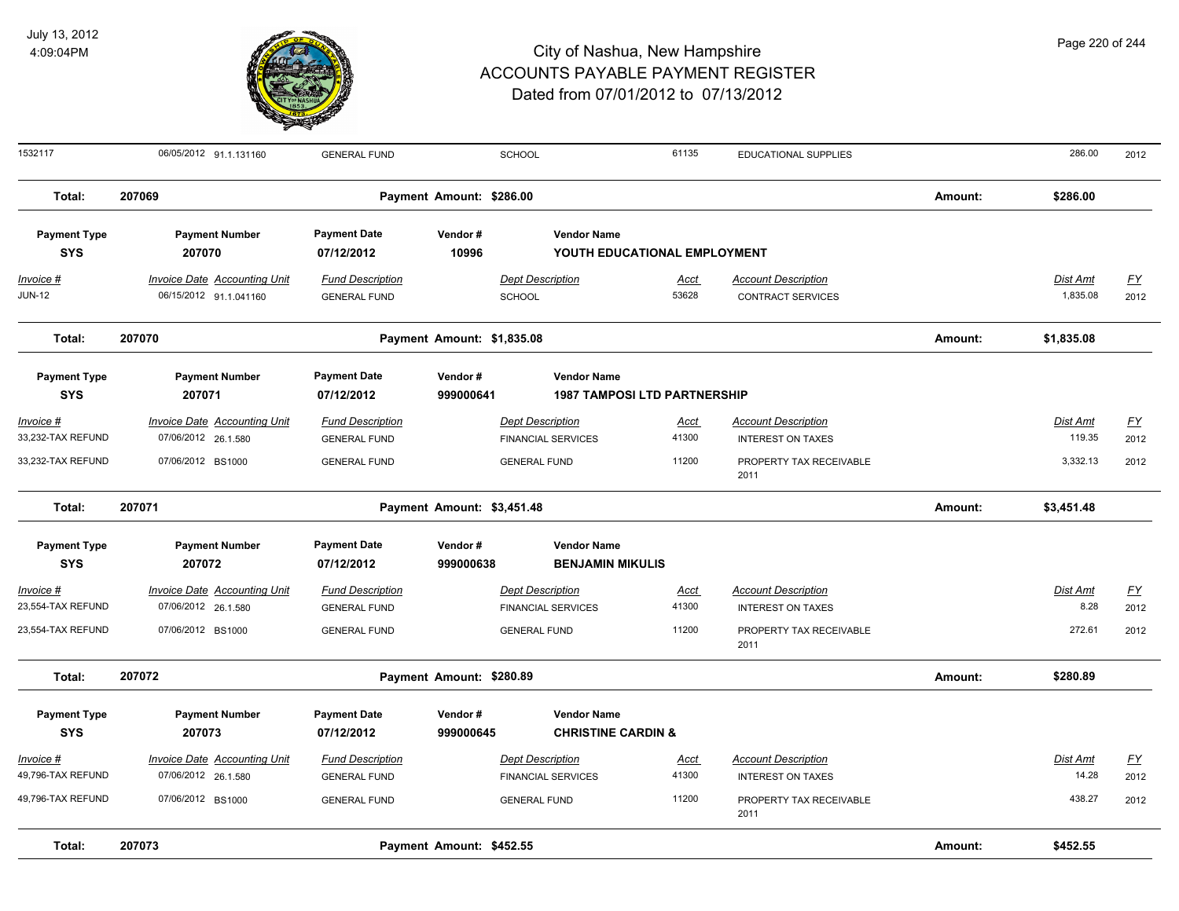# City of Nashua, New Hampshire
## ACCOUNTS PAYABLE PAYMENT REGISTER
### Dated from 07/01/2012 to 07/13/2012

July 13, 2012
4:09:04PM

| Invoice # | Invoice Date | Accounting Unit | Fund Description | Dept Description | Acct | Account Description | Dist Amt | FY |
|---|---|---|---|---|---|---|---|---|
| 1532117 | 06/05/2012 | 91.1.131160 | GENERAL FUND | SCHOOL | 61135 | EDUCATIONAL SUPPLIES | 286.00 | 2012 |

**Total: 207069** Payment Amount: $286.00 Amount: $286.00

| Payment Type | Payment Number | Payment Date | Vendor # | Vendor Name |
|---|---|---|---|---|
| SYS | 207070 | 07/12/2012 | 10996 | YOUTH EDUCATIONAL EMPLOYMENT |

| Invoice # | Invoice Date | Accounting Unit | Fund Description | Dept Description | Acct | Account Description | Dist Amt | FY |
|---|---|---|---|---|---|---|---|---|
| JUN-12 | 06/15/2012 | 91.1.041160 | GENERAL FUND | SCHOOL | 53628 | CONTRACT SERVICES | 1,835.08 | 2012 |

**Total: 207070** Payment Amount: $1,835.08 Amount: $1,835.08

| Payment Type | Payment Number | Payment Date | Vendor # | Vendor Name |
|---|---|---|---|---|
| SYS | 207071 | 07/12/2012 | 999000641 | 1987 TAMPOSI LTD PARTNERSHIP |

| Invoice # | Invoice Date | Accounting Unit | Fund Description | Dept Description | Acct | Account Description | Dist Amt | FY |
|---|---|---|---|---|---|---|---|---|
| 33,232-TAX REFUND | 07/06/2012 | 26.1.580 | GENERAL FUND | FINANCIAL SERVICES | 41300 | INTEREST ON TAXES | 119.35 | 2012 |
| 33,232-TAX REFUND | 07/06/2012 | BS1000 | GENERAL FUND | GENERAL FUND | 11200 | PROPERTY TAX RECEIVABLE 2011 | 3,332.13 | 2012 |

**Total: 207071** Payment Amount: $3,451.48 Amount: $3,451.48

| Payment Type | Payment Number | Payment Date | Vendor # | Vendor Name |
|---|---|---|---|---|
| SYS | 207072 | 07/12/2012 | 999000638 | BENJAMIN MIKULIS |

| Invoice # | Invoice Date | Accounting Unit | Fund Description | Dept Description | Acct | Account Description | Dist Amt | FY |
|---|---|---|---|---|---|---|---|---|
| 23,554-TAX REFUND | 07/06/2012 | 26.1.580 | GENERAL FUND | FINANCIAL SERVICES | 41300 | INTEREST ON TAXES | 8.28 | 2012 |
| 23,554-TAX REFUND | 07/06/2012 | BS1000 | GENERAL FUND | GENERAL FUND | 11200 | PROPERTY TAX RECEIVABLE 2011 | 272.61 | 2012 |

**Total: 207072** Payment Amount: $280.89 Amount: $280.89

| Payment Type | Payment Number | Payment Date | Vendor # | Vendor Name |
|---|---|---|---|---|
| SYS | 207073 | 07/12/2012 | 999000645 | CHRISTINE CARDIN & |

| Invoice # | Invoice Date | Accounting Unit | Fund Description | Dept Description | Acct | Account Description | Dist Amt | FY |
|---|---|---|---|---|---|---|---|---|
| 49,796-TAX REFUND | 07/06/2012 | 26.1.580 | GENERAL FUND | FINANCIAL SERVICES | 41300 | INTEREST ON TAXES | 14.28 | 2012 |
| 49,796-TAX REFUND | 07/06/2012 | BS1000 | GENERAL FUND | GENERAL FUND | 11200 | PROPERTY TAX RECEIVABLE 2011 | 438.27 | 2012 |

**Total: 207073** Payment Amount: $452.55 Amount: $452.55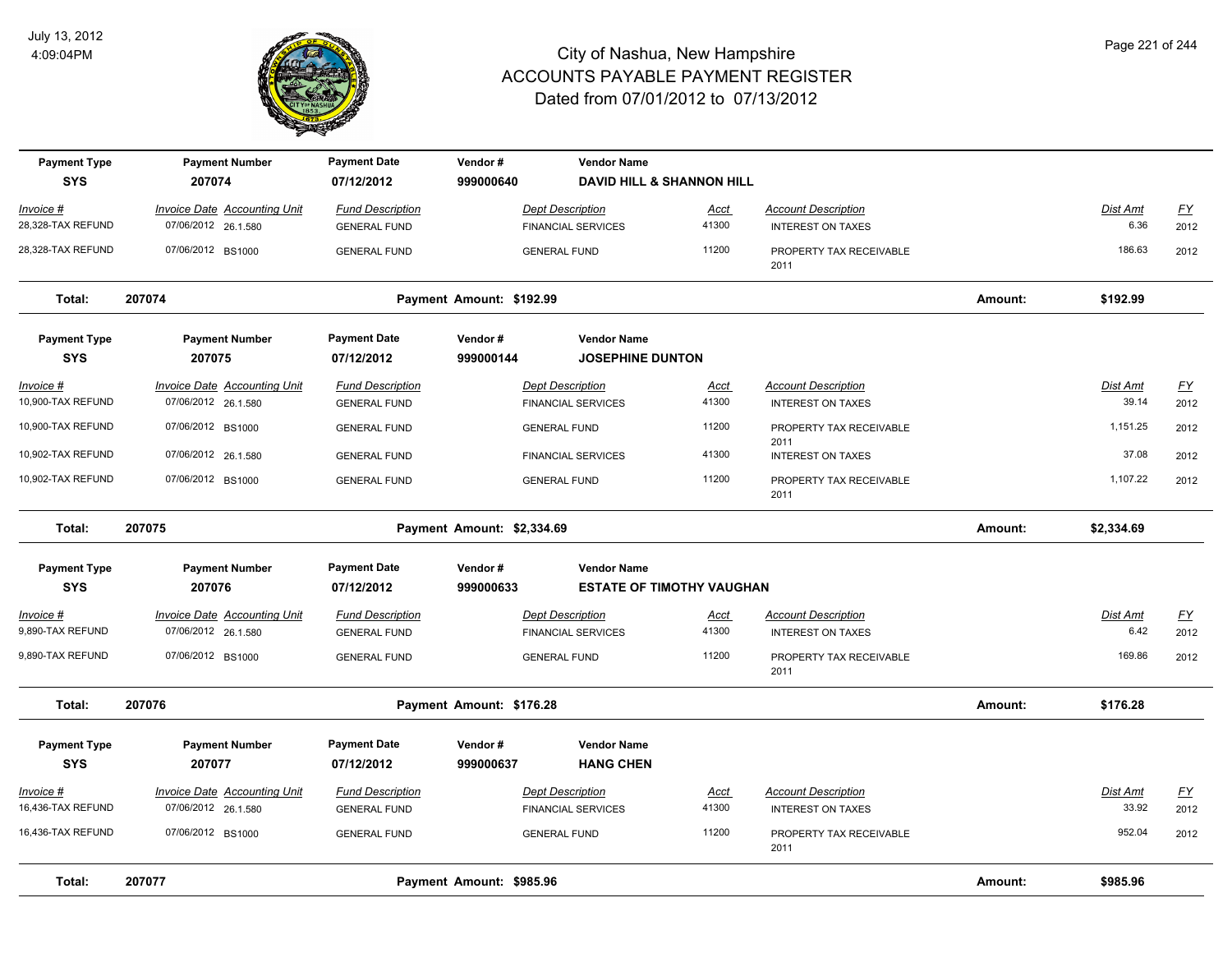# City of Nashua, New Hampshire
## ACCOUNTS PAYABLE PAYMENT REGISTER
### Dated from 07/01/2012 to 07/13/2012

July 13, 2012
4:09:04PM

| Payment Type | Payment Number | Payment Date | Vendor # | Vendor Name |
|---|---|---|---|---|
| SYS | 207074 | 07/12/2012 | 999000640 | DAVID HILL & SHANNON HILL |

| Invoice # | Invoice Date | Accounting Unit | Fund Description | Dept Description | Acct | Account Description | Dist Amt | FY |
|---|---|---|---|---|---|---|---|---|
| 28,328-TAX REFUND | 07/06/2012 | 26.1.580 | GENERAL FUND | FINANCIAL SERVICES | 41300 | INTEREST ON TAXES | 6.36 | 2012 |
| 28,328-TAX REFUND | 07/06/2012 | BS1000 | GENERAL FUND | GENERAL FUND | 11200 | PROPERTY TAX RECEIVABLE 2011 | 186.63 | 2012 |

**Total: 207074 — Payment Amount: $192.99 — Amount: $192.99**

| Payment Type | Payment Number | Payment Date | Vendor # | Vendor Name |
|---|---|---|---|---|
| SYS | 207075 | 07/12/2012 | 999000144 | JOSEPHINE DUNTON |

| Invoice # | Invoice Date | Accounting Unit | Fund Description | Dept Description | Acct | Account Description | Dist Amt | FY |
|---|---|---|---|---|---|---|---|---|
| 10,900-TAX REFUND | 07/06/2012 | 26.1.580 | GENERAL FUND | FINANCIAL SERVICES | 41300 | INTEREST ON TAXES | 39.14 | 2012 |
| 10,900-TAX REFUND | 07/06/2012 | BS1000 | GENERAL FUND | GENERAL FUND | 11200 | PROPERTY TAX RECEIVABLE 2011 | 1,151.25 | 2012 |
| 10,902-TAX REFUND | 07/06/2012 | 26.1.580 | GENERAL FUND | FINANCIAL SERVICES | 41300 | INTEREST ON TAXES | 37.08 | 2012 |
| 10,902-TAX REFUND | 07/06/2012 | BS1000 | GENERAL FUND | GENERAL FUND | 11200 | PROPERTY TAX RECEIVABLE 2011 | 1,107.22 | 2012 |

**Total: 207075 — Payment Amount: $2,334.69 — Amount: $2,334.69**

| Payment Type | Payment Number | Payment Date | Vendor # | Vendor Name |
|---|---|---|---|---|
| SYS | 207076 | 07/12/2012 | 999000633 | ESTATE OF TIMOTHY VAUGHAN |

| Invoice # | Invoice Date | Accounting Unit | Fund Description | Dept Description | Acct | Account Description | Dist Amt | FY |
|---|---|---|---|---|---|---|---|---|
| 9,890-TAX REFUND | 07/06/2012 | 26.1.580 | GENERAL FUND | FINANCIAL SERVICES | 41300 | INTEREST ON TAXES | 6.42 | 2012 |
| 9,890-TAX REFUND | 07/06/2012 | BS1000 | GENERAL FUND | GENERAL FUND | 11200 | PROPERTY TAX RECEIVABLE 2011 | 169.86 | 2012 |

**Total: 207076 — Payment Amount: $176.28 — Amount: $176.28**

| Payment Type | Payment Number | Payment Date | Vendor # | Vendor Name |
|---|---|---|---|---|
| SYS | 207077 | 07/12/2012 | 999000637 | HANG CHEN |

| Invoice # | Invoice Date | Accounting Unit | Fund Description | Dept Description | Acct | Account Description | Dist Amt | FY |
|---|---|---|---|---|---|---|---|---|
| 16,436-TAX REFUND | 07/06/2012 | 26.1.580 | GENERAL FUND | FINANCIAL SERVICES | 41300 | INTEREST ON TAXES | 33.92 | 2012 |
| 16,436-TAX REFUND | 07/06/2012 | BS1000 | GENERAL FUND | GENERAL FUND | 11200 | PROPERTY TAX RECEIVABLE 2011 | 952.04 | 2012 |

**Total: 207077 — Payment Amount: $985.96 — Amount: $985.96**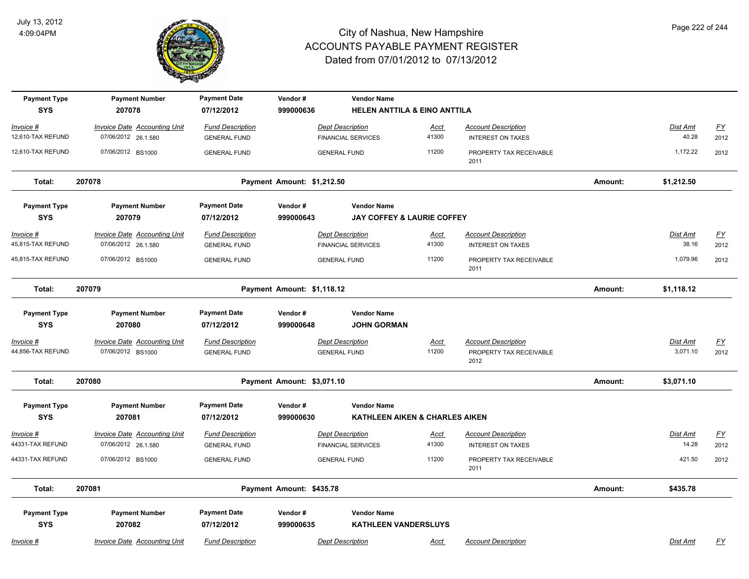# City of Nashua, New Hampshire
## ACCOUNTS PAYABLE PAYMENT REGISTER
### Dated from 07/01/2012 to 07/13/2012

July 13, 2012
4:09:04PM

| Payment Type | Payment Number | Payment Date | Vendor # | Vendor Name | | | | |
|---|---|---|---|---|---|---|---|---|
| SYS | 207078 | 07/12/2012 | 999000636 | HELEN ANTTILA & EINO ANTTILA | | | | |
| Invoice # | Invoice Date Accounting Unit | Fund Description | Dept Description | Acct | Account Description | | Dist Amt | FY |
| 12,610-TAX REFUND | 07/06/2012 26.1.580 | GENERAL FUND | FINANCIAL SERVICES | 41300 | INTEREST ON TAXES | | 40.28 | 2012 |
| 12,610-TAX REFUND | 07/06/2012 BS1000 | GENERAL FUND | GENERAL FUND | 11200 | PROPERTY TAX RECEIVABLE 2011 | | 1,172.22 | 2012 |
| Total: | 207078 | | Payment Amount: $1,212.50 | | | Amount: | $1,212.50 | |

| Payment Type | Payment Number | Payment Date | Vendor # | Vendor Name | | | | |
|---|---|---|---|---|---|---|---|---|
| SYS | 207079 | 07/12/2012 | 999000643 | JAY COFFEY & LAURIE COFFEY | | | | |
| Invoice # | Invoice Date Accounting Unit | Fund Description | Dept Description | Acct | Account Description | | Dist Amt | FY |
| 45,815-TAX REFUND | 07/06/2012 26.1.580 | GENERAL FUND | FINANCIAL SERVICES | 41300 | INTEREST ON TAXES | | 38.16 | 2012 |
| 45,815-TAX REFUND | 07/06/2012 BS1000 | GENERAL FUND | GENERAL FUND | 11200 | PROPERTY TAX RECEIVABLE 2011 | | 1,079.96 | 2012 |
| Total: | 207079 | | Payment Amount: $1,118.12 | | | Amount: | $1,118.12 | |

| Payment Type | Payment Number | Payment Date | Vendor # | Vendor Name | | | | |
|---|---|---|---|---|---|---|---|---|
| SYS | 207080 | 07/12/2012 | 999000648 | JOHN GORMAN | | | | |
| Invoice # | Invoice Date Accounting Unit | Fund Description | Dept Description | Acct | Account Description | | Dist Amt | FY |
| 44,856-TAX REFUND | 07/06/2012 BS1000 | GENERAL FUND | GENERAL FUND | 11200 | PROPERTY TAX RECEIVABLE 2012 | | 3,071.10 | 2012 |
| Total: | 207080 | | Payment Amount: $3,071.10 | | | Amount: | $3,071.10 | |

| Payment Type | Payment Number | Payment Date | Vendor # | Vendor Name | | | | |
|---|---|---|---|---|---|---|---|---|
| SYS | 207081 | 07/12/2012 | 999000630 | KATHLEEN AIKEN & CHARLES AIKEN | | | | |
| Invoice # | Invoice Date Accounting Unit | Fund Description | Dept Description | Acct | Account Description | | Dist Amt | FY |
| 44331-TAX REFUND | 07/06/2012 26.1.580 | GENERAL FUND | FINANCIAL SERVICES | 41300 | INTEREST ON TAXES | | 14.28 | 2012 |
| 44331-TAX REFUND | 07/06/2012 BS1000 | GENERAL FUND | GENERAL FUND | 11200 | PROPERTY TAX RECEIVABLE 2011 | | 421.50 | 2012 |
| Total: | 207081 | | Payment Amount: $435.78 | | | Amount: | $435.78 | |

| Payment Type | Payment Number | Payment Date | Vendor # | Vendor Name | | | | |
|---|---|---|---|---|---|---|---|---|
| SYS | 207082 | 07/12/2012 | 999000635 | KATHLEEN VANDERSLUYS | | | | |
| Invoice # | Invoice Date Accounting Unit | Fund Description | Dept Description | Acct | Account Description | | Dist Amt | FY |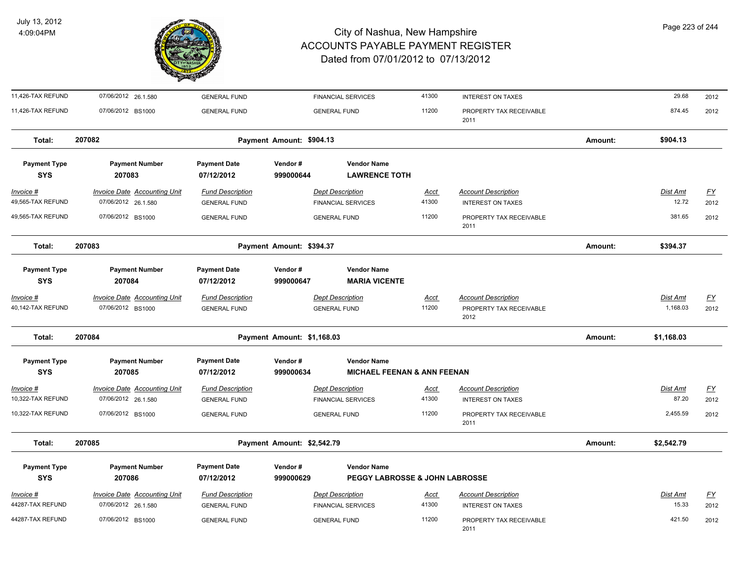# City of Nashua, New Hampshire
## ACCOUNTS PAYABLE PAYMENT REGISTER
### Dated from 07/01/2012 to 07/13/2012

July 13, 2012
4:09:04PM

| Invoice # | Invoice Date | Accounting Unit | Fund Description | Dept Description | Acct | Account Description | Dist Amt | FY |
|---|---|---|---|---|---|---|---|---|
| 11,426-TAX REFUND | 07/06/2012 | 26.1.580 | GENERAL FUND | FINANCIAL SERVICES | 41300 | INTEREST ON TAXES | 29.68 | 2012 |
| 11,426-TAX REFUND | 07/06/2012 | BS1000 | GENERAL FUND | GENERAL FUND | 11200 | PROPERTY TAX RECEIVABLE 2011 | 874.45 | 2012 |

**Total: 207082** Payment Amount: $904.13 Amount: **$904.13**

| Payment Type | Payment Number | Payment Date | Vendor # | Vendor Name |
|---|---|---|---|---|
| SYS | 207083 | 07/12/2012 | 999000644 | LAWRENCE TOTH |

| Invoice # | Invoice Date | Accounting Unit | Fund Description | Dept Description | Acct | Account Description | Dist Amt | FY |
|---|---|---|---|---|---|---|---|---|
| 49,565-TAX REFUND | 07/06/2012 | 26.1.580 | GENERAL FUND | FINANCIAL SERVICES | 41300 | INTEREST ON TAXES | 12.72 | 2012 |
| 49,565-TAX REFUND | 07/06/2012 | BS1000 | GENERAL FUND | GENERAL FUND | 11200 | PROPERTY TAX RECEIVABLE 2011 | 381.65 | 2012 |

**Total: 207083** Payment Amount: $394.37 Amount: **$394.37**

| Payment Type | Payment Number | Payment Date | Vendor # | Vendor Name |
|---|---|---|---|---|
| SYS | 207084 | 07/12/2012 | 999000647 | MARIA VICENTE |

| Invoice # | Invoice Date | Accounting Unit | Fund Description | Dept Description | Acct | Account Description | Dist Amt | FY |
|---|---|---|---|---|---|---|---|---|
| 40,142-TAX REFUND | 07/06/2012 | BS1000 | GENERAL FUND | GENERAL FUND | 11200 | PROPERTY TAX RECEIVABLE 2012 | 1,168.03 | 2012 |

**Total: 207084** Payment Amount: $1,168.03 Amount: **$1,168.03**

| Payment Type | Payment Number | Payment Date | Vendor # | Vendor Name |
|---|---|---|---|---|
| SYS | 207085 | 07/12/2012 | 999000634 | MICHAEL FEENAN & ANN FEENAN |

| Invoice # | Invoice Date | Accounting Unit | Fund Description | Dept Description | Acct | Account Description | Dist Amt | FY |
|---|---|---|---|---|---|---|---|---|
| 10,322-TAX REFUND | 07/06/2012 | 26.1.580 | GENERAL FUND | FINANCIAL SERVICES | 41300 | INTEREST ON TAXES | 87.20 | 2012 |
| 10,322-TAX REFUND | 07/06/2012 | BS1000 | GENERAL FUND | GENERAL FUND | 11200 | PROPERTY TAX RECEIVABLE 2011 | 2,455.59 | 2012 |

**Total: 207085** Payment Amount: $2,542.79 Amount: **$2,542.79**

| Payment Type | Payment Number | Payment Date | Vendor # | Vendor Name |
|---|---|---|---|---|
| SYS | 207086 | 07/12/2012 | 999000629 | PEGGY LABROSSE & JOHN LABROSSE |

| Invoice # | Invoice Date | Accounting Unit | Fund Description | Dept Description | Acct | Account Description | Dist Amt | FY |
|---|---|---|---|---|---|---|---|---|
| 44287-TAX REFUND | 07/06/2012 | 26.1.580 | GENERAL FUND | FINANCIAL SERVICES | 41300 | INTEREST ON TAXES | 15.33 | 2012 |
| 44287-TAX REFUND | 07/06/2012 | BS1000 | GENERAL FUND | GENERAL FUND | 11200 | PROPERTY TAX RECEIVABLE 2011 | 421.50 | 2012 |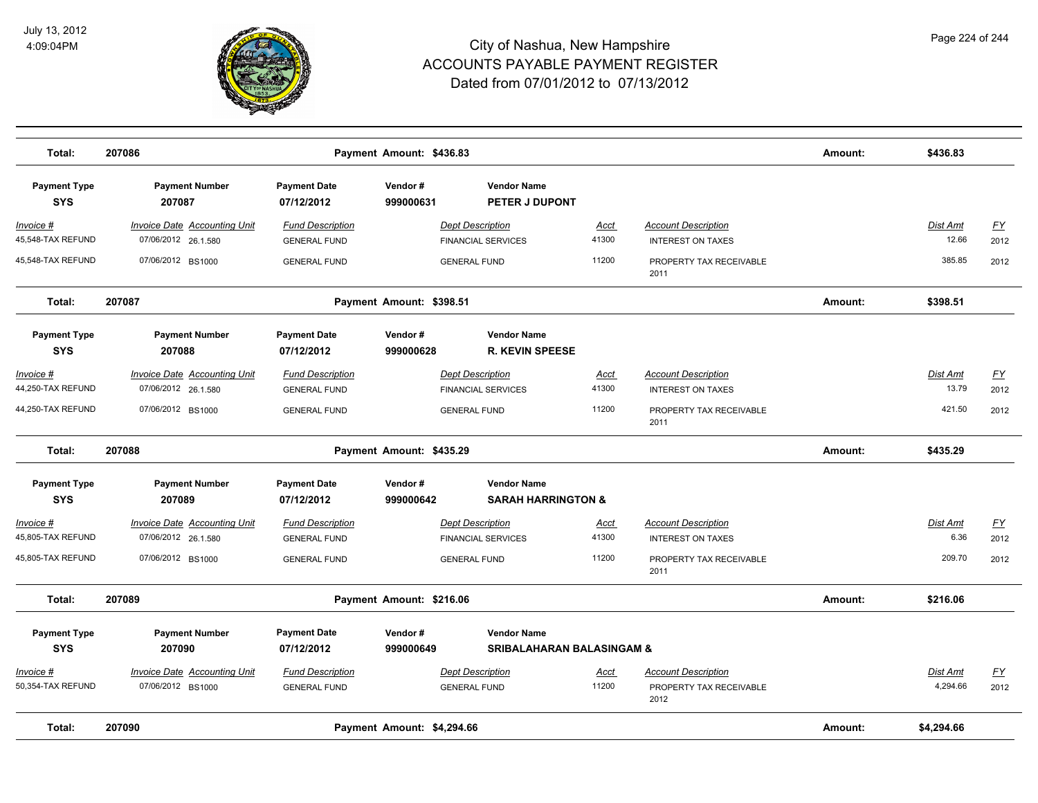# City of Nashua, New Hampshire
# ACCOUNTS PAYABLE PAYMENT REGISTER
## Dated from 07/01/2012 to 07/13/2012

| Total: | 207086 | | Payment Amount: $436.83 | | | | Amount: | $436.83 | |
|---|---|---|---|---|---|---|---|---|---|

| Payment Type | Payment Number | Payment Date | Vendor # | Vendor Name | | | | | |
|---|---|---|---|---|---|---|---|---|---|
| SYS | 207087 | 07/12/2012 | 999000631 | PETER J DUPONT | | | | | |
| *Invoice #* | *Invoice Date* | *Accounting Unit* | *Fund Description* | *Dept Description* | *Acct* | *Account Description* | | *Dist Amt* | *FY* |
| 45,548-TAX REFUND | 07/06/2012 | 26.1.580 | GENERAL FUND | FINANCIAL SERVICES | 41300 | INTEREST ON TAXES | | 12.66 | 2012 |
| 45,548-TAX REFUND | 07/06/2012 | BS1000 | GENERAL FUND | GENERAL FUND | 11200 | PROPERTY TAX RECEIVABLE 2011 | | 385.85 | 2012 |
| **Total:** | **207087** | | **Payment Amount: $398.51** | | | | **Amount:** | **$398.51** | |

| Payment Type | Payment Number | Payment Date | Vendor # | Vendor Name | | | | | |
|---|---|---|---|---|---|---|---|---|---|
| SYS | 207088 | 07/12/2012 | 999000628 | R. KEVIN SPEESE | | | | | |
| *Invoice #* | *Invoice Date* | *Accounting Unit* | *Fund Description* | *Dept Description* | *Acct* | *Account Description* | | *Dist Amt* | *FY* |
| 44,250-TAX REFUND | 07/06/2012 | 26.1.580 | GENERAL FUND | FINANCIAL SERVICES | 41300 | INTEREST ON TAXES | | 13.79 | 2012 |
| 44,250-TAX REFUND | 07/06/2012 | BS1000 | GENERAL FUND | GENERAL FUND | 11200 | PROPERTY TAX RECEIVABLE 2011 | | 421.50 | 2012 |
| **Total:** | **207088** | | **Payment Amount: $435.29** | | | | **Amount:** | **$435.29** | |

| Payment Type | Payment Number | Payment Date | Vendor # | Vendor Name | | | | | |
|---|---|---|---|---|---|---|---|---|---|
| SYS | 207089 | 07/12/2012 | 999000642 | SARAH HARRINGTON & | | | | | |
| *Invoice #* | *Invoice Date* | *Accounting Unit* | *Fund Description* | *Dept Description* | *Acct* | *Account Description* | | *Dist Amt* | *FY* |
| 45,805-TAX REFUND | 07/06/2012 | 26.1.580 | GENERAL FUND | FINANCIAL SERVICES | 41300 | INTEREST ON TAXES | | 6.36 | 2012 |
| 45,805-TAX REFUND | 07/06/2012 | BS1000 | GENERAL FUND | GENERAL FUND | 11200 | PROPERTY TAX RECEIVABLE 2011 | | 209.70 | 2012 |
| **Total:** | **207089** | | **Payment Amount: $216.06** | | | | **Amount:** | **$216.06** | |

| Payment Type | Payment Number | Payment Date | Vendor # | Vendor Name | | | | | |
|---|---|---|---|---|---|---|---|---|---|
| SYS | 207090 | 07/12/2012 | 999000649 | SRIBALAHARAN BALASINGAM & | | | | | |
| *Invoice #* | *Invoice Date* | *Accounting Unit* | *Fund Description* | *Dept Description* | *Acct* | *Account Description* | | *Dist Amt* | *FY* |
| 50,354-TAX REFUND | 07/06/2012 | BS1000 | GENERAL FUND | GENERAL FUND | 11200 | PROPERTY TAX RECEIVABLE 2012 | | 4,294.66 | 2012 |
| **Total:** | **207090** | | **Payment Amount: $4,294.66** | | | | **Amount:** | **$4,294.66** | |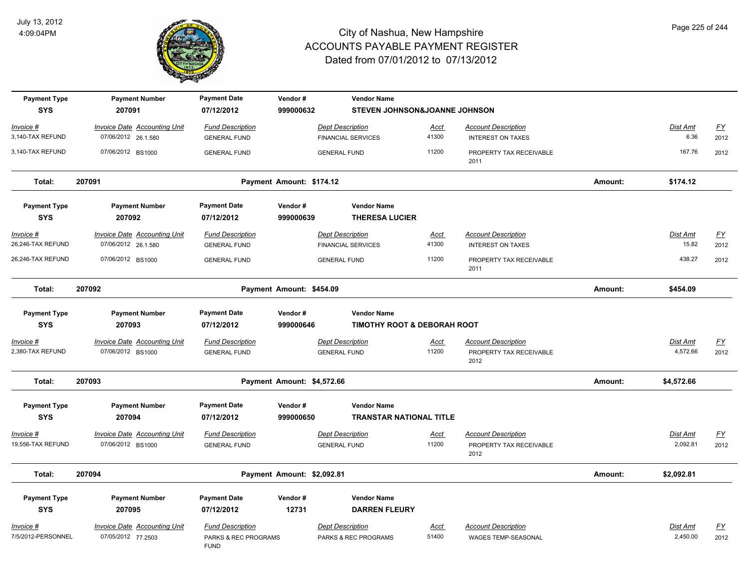# City of Nashua, New Hampshire
## ACCOUNTS PAYABLE PAYMENT REGISTER
### Dated from 07/01/2012 to 07/13/2012

July 13, 2012
4:09:04PM

| Payment Type | Payment Number | Payment Date | Vendor # | Vendor Name |
|---|---|---|---|---|
| SYS | 207091 | 07/12/2012 | 999000632 | STEVEN JOHNSON&JOANNE JOHNSON |

| Invoice # | Invoice Date | Accounting Unit | Fund Description | Dept Description | Acct | Account Description | Dist Amt | FY |
|---|---|---|---|---|---|---|---|---|
| 3,140-TAX REFUND | 07/06/2012 | 26.1.580 | GENERAL FUND | FINANCIAL SERVICES | 41300 | INTEREST ON TAXES | 6.36 | 2012 |
| 3,140-TAX REFUND | 07/06/2012 | BS1000 | GENERAL FUND | GENERAL FUND | 11200 | PROPERTY TAX RECEIVABLE 2011 | 167.76 | 2012 |

**Total: 207091 — Payment Amount: $174.12 — Amount: $174.12**

| Payment Type | Payment Number | Payment Date | Vendor # | Vendor Name |
|---|---|---|---|---|
| SYS | 207092 | 07/12/2012 | 999000639 | THERESA LUCIER |

| Invoice # | Invoice Date | Accounting Unit | Fund Description | Dept Description | Acct | Account Description | Dist Amt | FY |
|---|---|---|---|---|---|---|---|---|
| 26,246-TAX REFUND | 07/06/2012 | 26.1.580 | GENERAL FUND | FINANCIAL SERVICES | 41300 | INTEREST ON TAXES | 15.82 | 2012 |
| 26,246-TAX REFUND | 07/06/2012 | BS1000 | GENERAL FUND | GENERAL FUND | 11200 | PROPERTY TAX RECEIVABLE 2011 | 438.27 | 2012 |

**Total: 207092 — Payment Amount: $454.09 — Amount: $454.09**

| Payment Type | Payment Number | Payment Date | Vendor # | Vendor Name |
|---|---|---|---|---|
| SYS | 207093 | 07/12/2012 | 999000646 | TIMOTHY ROOT & DEBORAH ROOT |

| Invoice # | Invoice Date | Accounting Unit | Fund Description | Dept Description | Acct | Account Description | Dist Amt | FY |
|---|---|---|---|---|---|---|---|---|
| 2,380-TAX REFUND | 07/06/2012 | BS1000 | GENERAL FUND | GENERAL FUND | 11200 | PROPERTY TAX RECEIVABLE 2012 | 4,572.66 | 2012 |

**Total: 207093 — Payment Amount: $4,572.66 — Amount: $4,572.66**

| Payment Type | Payment Number | Payment Date | Vendor # | Vendor Name |
|---|---|---|---|---|
| SYS | 207094 | 07/12/2012 | 999000650 | TRANSTAR NATIONAL TITLE |

| Invoice # | Invoice Date | Accounting Unit | Fund Description | Dept Description | Acct | Account Description | Dist Amt | FY |
|---|---|---|---|---|---|---|---|---|
| 19,556-TAX REFUND | 07/06/2012 | BS1000 | GENERAL FUND | GENERAL FUND | 11200 | PROPERTY TAX RECEIVABLE 2012 | 2,092.81 | 2012 |

**Total: 207094 — Payment Amount: $2,092.81 — Amount: $2,092.81**

| Payment Type | Payment Number | Payment Date | Vendor # | Vendor Name |
|---|---|---|---|---|
| SYS | 207095 | 07/12/2012 | 12731 | DARREN FLEURY |

| Invoice # | Invoice Date | Accounting Unit | Fund Description | Dept Description | Acct | Account Description | Dist Amt | FY |
|---|---|---|---|---|---|---|---|---|
| 7/5/2012-PERSONNEL | 07/05/2012 | 77.2503 | PARKS & REC PROGRAMS FUND | PARKS & REC PROGRAMS | 51400 | WAGES TEMP-SEASONAL | 2,450.00 | 2012 |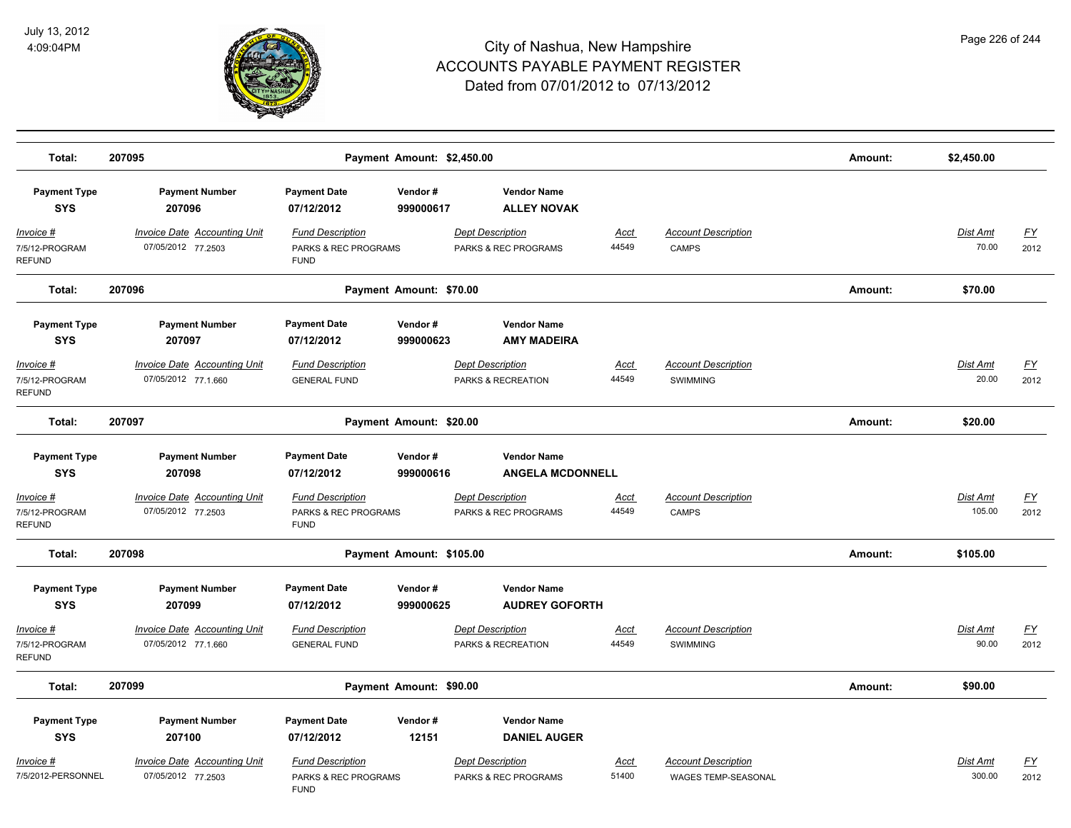| Total: | 207095 | | Payment Amount: $2,450.00 | | | | | Amount: | $2,450.00 | |
|---|---|---|---|---|---|---|---|---|---|---|

| Payment Type | Payment Number | Payment Date | Vendor # | Vendor Name | | | | |
|---|---|---|---|---|---|---|---|---|
| **SYS** | **207096** | **07/12/2012** | **999000617** | **ALLEY NOVAK** | | | | |
| *Invoice #* | *Invoice Date Accounting Unit* | *Fund Description* | *Dept Description* | | *Acct* | *Account Description* | *Dist Amt* | *FY* |
| 7/5/12-PROGRAM REFUND | 07/05/2012 77.2503 | PARKS & REC PROGRAMS FUND | PARKS & REC PROGRAMS | | 44549 | CAMPS | 70.00 | 2012 |
| **Total:** | **207096** | | **Payment Amount: $70.00** | | | **Amount:** | **$70.00** | |

| Payment Type | Payment Number | Payment Date | Vendor # | Vendor Name | | | | |
|---|---|---|---|---|---|---|---|---|
| **SYS** | **207097** | **07/12/2012** | **999000623** | **AMY MADEIRA** | | | | |
| *Invoice #* | *Invoice Date Accounting Unit* | *Fund Description* | *Dept Description* | | *Acct* | *Account Description* | *Dist Amt* | *FY* |
| 7/5/12-PROGRAM REFUND | 07/05/2012 77.1.660 | GENERAL FUND | PARKS & RECREATION | | 44549 | SWIMMING | 20.00 | 2012 |
| **Total:** | **207097** | | **Payment Amount: $20.00** | | | **Amount:** | **$20.00** | |

| Payment Type | Payment Number | Payment Date | Vendor # | Vendor Name | | | | |
|---|---|---|---|---|---|---|---|---|
| **SYS** | **207098** | **07/12/2012** | **999000616** | **ANGELA MCDONNELL** | | | | |
| *Invoice #* | *Invoice Date Accounting Unit* | *Fund Description* | *Dept Description* | | *Acct* | *Account Description* | *Dist Amt* | *FY* |
| 7/5/12-PROGRAM REFUND | 07/05/2012 77.2503 | PARKS & REC PROGRAMS FUND | PARKS & REC PROGRAMS | | 44549 | CAMPS | 105.00 | 2012 |
| **Total:** | **207098** | | **Payment Amount: $105.00** | | | **Amount:** | **$105.00** | |

| Payment Type | Payment Number | Payment Date | Vendor # | Vendor Name | | | | |
|---|---|---|---|---|---|---|---|---|
| **SYS** | **207099** | **07/12/2012** | **999000625** | **AUDREY GOFORTH** | | | | |
| *Invoice #* | *Invoice Date Accounting Unit* | *Fund Description* | *Dept Description* | | *Acct* | *Account Description* | *Dist Amt* | *FY* |
| 7/5/12-PROGRAM REFUND | 07/05/2012 77.1.660 | GENERAL FUND | PARKS & RECREATION | | 44549 | SWIMMING | 90.00 | 2012 |
| **Total:** | **207099** | | **Payment Amount: $90.00** | | | **Amount:** | **$90.00** | |

| Payment Type | Payment Number | Payment Date | Vendor # | Vendor Name | | | | |
|---|---|---|---|---|---|---|---|---|
| **SYS** | **207100** | **07/12/2012** | **12151** | **DANIEL AUGER** | | | | |
| *Invoice #* | *Invoice Date Accounting Unit* | *Fund Description* | *Dept Description* | | *Acct* | *Account Description* | *Dist Amt* | *FY* |
| 7/5/2012-PERSONNEL | 07/05/2012 77.2503 | PARKS & REC PROGRAMS FUND | PARKS & REC PROGRAMS | | 51400 | WAGES TEMP-SEASONAL | 300.00 | 2012 |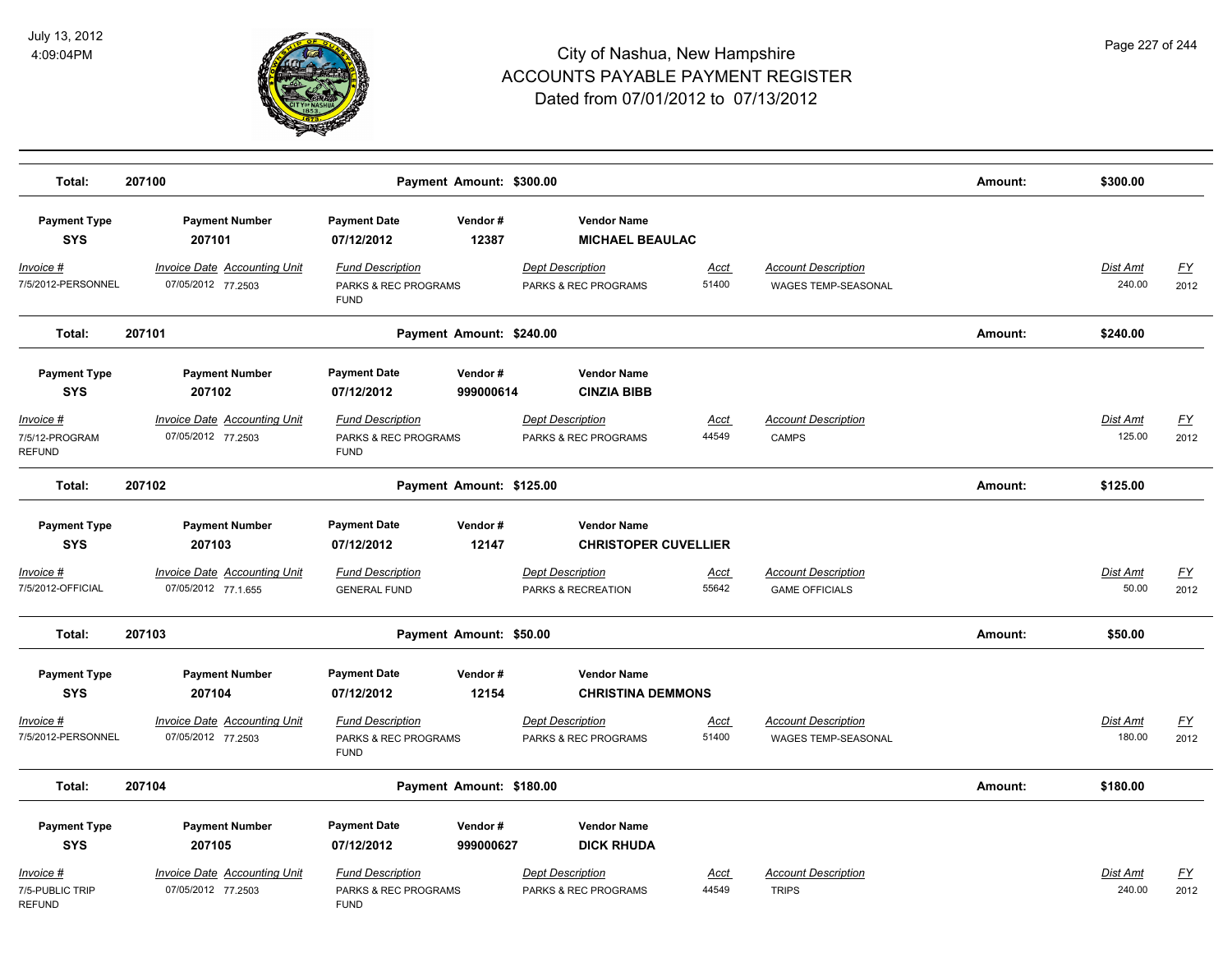# City of Nashua, New Hampshire
# ACCOUNTS PAYABLE PAYMENT REGISTER
## Dated from 07/01/2012 to 07/13/2012

July 13, 2012
4:09:04PM

| Total: | 207100 | | Payment Amount: $300.00 | | | | Amount: | $300.00 | |
|---|---|---|---|---|---|---|---|---|---|

| Payment Type | Payment Number | Payment Date | Vendor # | Vendor Name | | | | | |
|---|---|---|---|---|---|---|---|---|---|
| SYS | 207101 | 07/12/2012 | 12387 | MICHAEL BEAULAC | | | | | |
| *Invoice #* | *Invoice Date Accounting Unit* | *Fund Description* | | *Dept Description* | *Acct* | *Account Description* | | *Dist Amt* | *FY* |
| 7/5/2012-PERSONNEL | 07/05/2012 77.2503 | PARKS & REC PROGRAMS FUND | | PARKS & REC PROGRAMS | 51400 | WAGES TEMP-SEASONAL | | 240.00 | 2012 |
| **Total:** | **207101** | | **Payment Amount: $240.00** | | | | **Amount:** | **$240.00** | |

| Payment Type | Payment Number | Payment Date | Vendor # | Vendor Name | | | | | |
|---|---|---|---|---|---|---|---|---|---|
| SYS | 207102 | 07/12/2012 | 999000614 | CINZIA BIBB | | | | | |
| *Invoice #* | *Invoice Date Accounting Unit* | *Fund Description* | | *Dept Description* | *Acct* | *Account Description* | | *Dist Amt* | *FY* |
| 7/5/12-PROGRAM REFUND | 07/05/2012 77.2503 | PARKS & REC PROGRAMS FUND | | PARKS & REC PROGRAMS | 44549 | CAMPS | | 125.00 | 2012 |
| **Total:** | **207102** | | **Payment Amount: $125.00** | | | | **Amount:** | **$125.00** | |

| Payment Type | Payment Number | Payment Date | Vendor # | Vendor Name | | | | | |
|---|---|---|---|---|---|---|---|---|---|
| SYS | 207103 | 07/12/2012 | 12147 | CHRISTOPER CUVELLIER | | | | | |
| *Invoice #* | *Invoice Date Accounting Unit* | *Fund Description* | | *Dept Description* | *Acct* | *Account Description* | | *Dist Amt* | *FY* |
| 7/5/2012-OFFICIAL | 07/05/2012 77.1.655 | GENERAL FUND | | PARKS & RECREATION | 55642 | GAME OFFICIALS | | 50.00 | 2012 |
| **Total:** | **207103** | | **Payment Amount: $50.00** | | | | **Amount:** | **$50.00** | |

| Payment Type | Payment Number | Payment Date | Vendor # | Vendor Name | | | | | |
|---|---|---|---|---|---|---|---|---|---|
| SYS | 207104 | 07/12/2012 | 12154 | CHRISTINA DEMMONS | | | | | |
| *Invoice #* | *Invoice Date Accounting Unit* | *Fund Description* | | *Dept Description* | *Acct* | *Account Description* | | *Dist Amt* | *FY* |
| 7/5/2012-PERSONNEL | 07/05/2012 77.2503 | PARKS & REC PROGRAMS FUND | | PARKS & REC PROGRAMS | 51400 | WAGES TEMP-SEASONAL | | 180.00 | 2012 |
| **Total:** | **207104** | | **Payment Amount: $180.00** | | | | **Amount:** | **$180.00** | |

| Payment Type | Payment Number | Payment Date | Vendor # | Vendor Name | | | | | |
|---|---|---|---|---|---|---|---|---|---|
| SYS | 207105 | 07/12/2012 | 999000627 | DICK RHUDA | | | | | |
| *Invoice #* | *Invoice Date Accounting Unit* | *Fund Description* | | *Dept Description* | *Acct* | *Account Description* | | *Dist Amt* | *FY* |
| 7/5-PUBLIC TRIP REFUND | 07/05/2012 77.2503 | PARKS & REC PROGRAMS FUND | | PARKS & REC PROGRAMS | 44549 | TRIPS | | 240.00 | 2012 |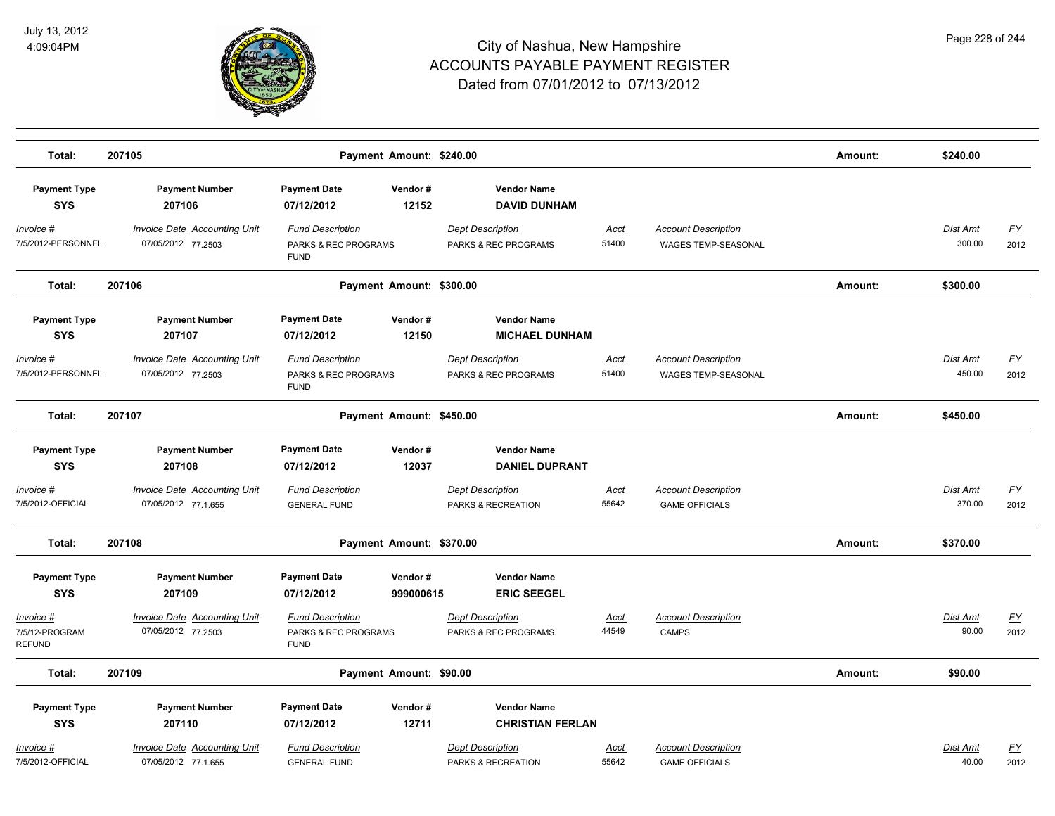# City of Nashua, New Hampshire
## ACCOUNTS PAYABLE PAYMENT REGISTER
### Dated from 07/01/2012 to 07/13/2012

July 13, 2012
4:09:04PM

**Total: 207105** — **Payment Amount: $240.00** — **Amount: $240.00**

| Payment Type | Payment Number | Payment Date | Vendor # | Vendor Name |
|---|---|---|---|---|
| **SYS** | **207106** | **07/12/2012** | **12152** | **DAVID DUNHAM** |

| Invoice # | Invoice Date | Accounting Unit | Fund Description | Dept Description | Acct | Account Description | Dist Amt | FY |
|---|---|---|---|---|---|---|---|---|
| 7/5/2012-PERSONNEL | 07/05/2012 | 77.2503 | PARKS & REC PROGRAMS FUND | PARKS & REC PROGRAMS | 51400 | WAGES TEMP-SEASONAL | 300.00 | 2012 |

**Total: 207106** — **Payment Amount: $300.00** — **Amount: $300.00**

| Payment Type | Payment Number | Payment Date | Vendor # | Vendor Name |
|---|---|---|---|---|
| **SYS** | **207107** | **07/12/2012** | **12150** | **MICHAEL DUNHAM** |

| Invoice # | Invoice Date | Accounting Unit | Fund Description | Dept Description | Acct | Account Description | Dist Amt | FY |
|---|---|---|---|---|---|---|---|---|
| 7/5/2012-PERSONNEL | 07/05/2012 | 77.2503 | PARKS & REC PROGRAMS FUND | PARKS & REC PROGRAMS | 51400 | WAGES TEMP-SEASONAL | 450.00 | 2012 |

**Total: 207107** — **Payment Amount: $450.00** — **Amount: $450.00**

| Payment Type | Payment Number | Payment Date | Vendor # | Vendor Name |
|---|---|---|---|---|
| **SYS** | **207108** | **07/12/2012** | **12037** | **DANIEL DUPRANT** |

| Invoice # | Invoice Date | Accounting Unit | Fund Description | Dept Description | Acct | Account Description | Dist Amt | FY |
|---|---|---|---|---|---|---|---|---|
| 7/5/2012-OFFICIAL | 07/05/2012 | 77.1.655 | GENERAL FUND | PARKS & RECREATION | 55642 | GAME OFFICIALS | 370.00 | 2012 |

**Total: 207108** — **Payment Amount: $370.00** — **Amount: $370.00**

| Payment Type | Payment Number | Payment Date | Vendor # | Vendor Name |
|---|---|---|---|---|
| **SYS** | **207109** | **07/12/2012** | **999000615** | **ERIC SEEGEL** |

| Invoice # | Invoice Date | Accounting Unit | Fund Description | Dept Description | Acct | Account Description | Dist Amt | FY |
|---|---|---|---|---|---|---|---|---|
| 7/5/12-PROGRAM REFUND | 07/05/2012 | 77.2503 | PARKS & REC PROGRAMS FUND | PARKS & REC PROGRAMS | 44549 | CAMPS | 90.00 | 2012 |

**Total: 207109** — **Payment Amount: $90.00** — **Amount: $90.00**

| Payment Type | Payment Number | Payment Date | Vendor # | Vendor Name |
|---|---|---|---|---|
| **SYS** | **207110** | **07/12/2012** | **12711** | **CHRISTIAN FERLAN** |

| Invoice # | Invoice Date | Accounting Unit | Fund Description | Dept Description | Acct | Account Description | Dist Amt | FY |
|---|---|---|---|---|---|---|---|---|
| 7/5/2012-OFFICIAL | 07/05/2012 | 77.1.655 | GENERAL FUND | PARKS & RECREATION | 55642 | GAME OFFICIALS | 40.00 | 2012 |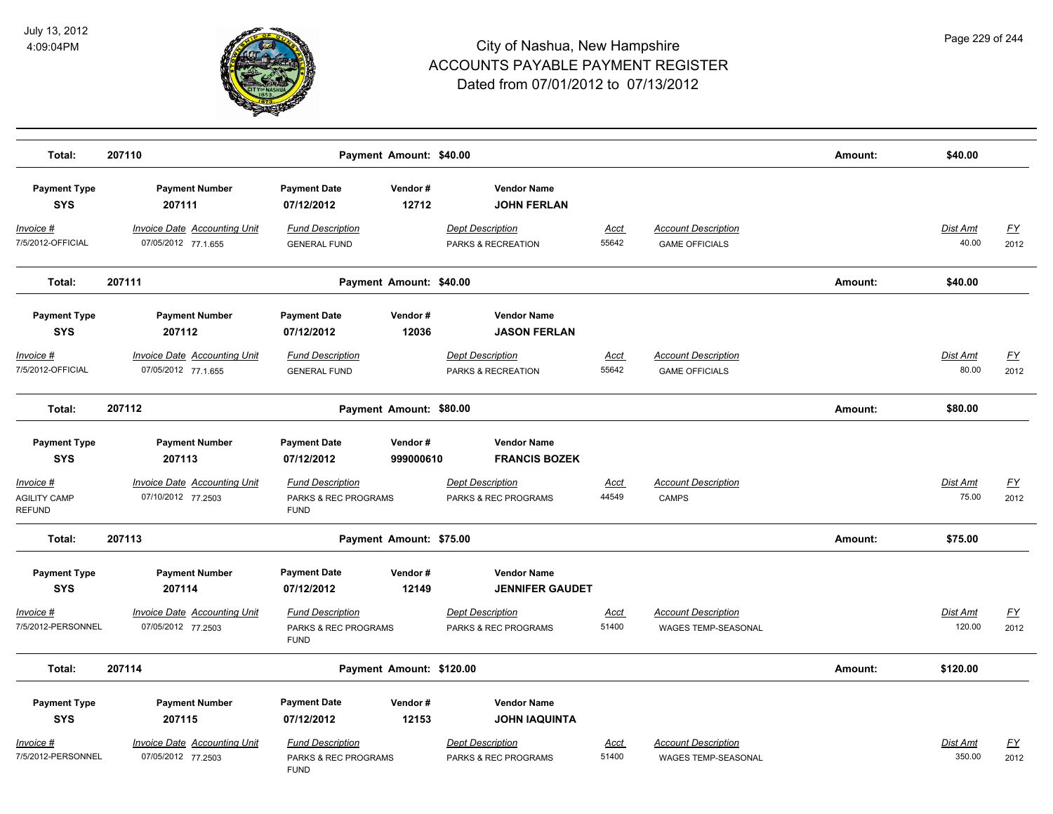| Total: | 207110 | | Payment Amount: $40.00 | | | | Amount: | $40.00 | |
|---|---|---|---|---|---|---|---|---|---|

| Payment Type | Payment Number | Payment Date | Vendor # | Vendor Name | | | | |
|---|---|---|---|---|---|---|---|---|
| **SYS** | **207111** | **07/12/2012** | **12712** | **JOHN FERLAN** | | | | |
| *Invoice #* | *Invoice Date Accounting Unit* | *Fund Description* | | *Dept Description* | *Acct* | *Account Description* | *Dist Amt* | *FY* |
| 7/5/2012-OFFICIAL | 07/05/2012 77.1.655 | GENERAL FUND | | PARKS & RECREATION | 55642 | GAME OFFICIALS | 40.00 | 2012 |
| **Total:** | **207111** | | **Payment Amount: $40.00** | | | **Amount:** | **$40.00** | |

| Payment Type | Payment Number | Payment Date | Vendor # | Vendor Name | | | | |
|---|---|---|---|---|---|---|---|---|
| **SYS** | **207112** | **07/12/2012** | **12036** | **JASON FERLAN** | | | | |
| *Invoice #* | *Invoice Date Accounting Unit* | *Fund Description* | | *Dept Description* | *Acct* | *Account Description* | *Dist Amt* | *FY* |
| 7/5/2012-OFFICIAL | 07/05/2012 77.1.655 | GENERAL FUND | | PARKS & RECREATION | 55642 | GAME OFFICIALS | 80.00 | 2012 |
| **Total:** | **207112** | | **Payment Amount: $80.00** | | | **Amount:** | **$80.00** | |

| Payment Type | Payment Number | Payment Date | Vendor # | Vendor Name | | | | |
|---|---|---|---|---|---|---|---|---|
| **SYS** | **207113** | **07/12/2012** | **999000610** | **FRANCIS BOZEK** | | | | |
| *Invoice #* | *Invoice Date Accounting Unit* | *Fund Description* | | *Dept Description* | *Acct* | *Account Description* | *Dist Amt* | *FY* |
| AGILITY CAMP REFUND | 07/10/2012 77.2503 | PARKS & REC PROGRAMS FUND | | PARKS & REC PROGRAMS | 44549 | CAMPS | 75.00 | 2012 |
| **Total:** | **207113** | | **Payment Amount: $75.00** | | | **Amount:** | **$75.00** | |

| Payment Type | Payment Number | Payment Date | Vendor # | Vendor Name | | | | |
|---|---|---|---|---|---|---|---|---|
| **SYS** | **207114** | **07/12/2012** | **12149** | **JENNIFER GAUDET** | | | | |
| *Invoice #* | *Invoice Date Accounting Unit* | *Fund Description* | | *Dept Description* | *Acct* | *Account Description* | *Dist Amt* | *FY* |
| 7/5/2012-PERSONNEL | 07/05/2012 77.2503 | PARKS & REC PROGRAMS FUND | | PARKS & REC PROGRAMS | 51400 | WAGES TEMP-SEASONAL | 120.00 | 2012 |
| **Total:** | **207114** | | **Payment Amount: $120.00** | | | **Amount:** | **$120.00** | |

| Payment Type | Payment Number | Payment Date | Vendor # | Vendor Name | | | | |
|---|---|---|---|---|---|---|---|---|
| **SYS** | **207115** | **07/12/2012** | **12153** | **JOHN IAQUINTA** | | | | |
| *Invoice #* | *Invoice Date Accounting Unit* | *Fund Description* | | *Dept Description* | *Acct* | *Account Description* | *Dist Amt* | *FY* |
| 7/5/2012-PERSONNEL | 07/05/2012 77.2503 | PARKS & REC PROGRAMS FUND | | PARKS & REC PROGRAMS | 51400 | WAGES TEMP-SEASONAL | 350.00 | 2012 |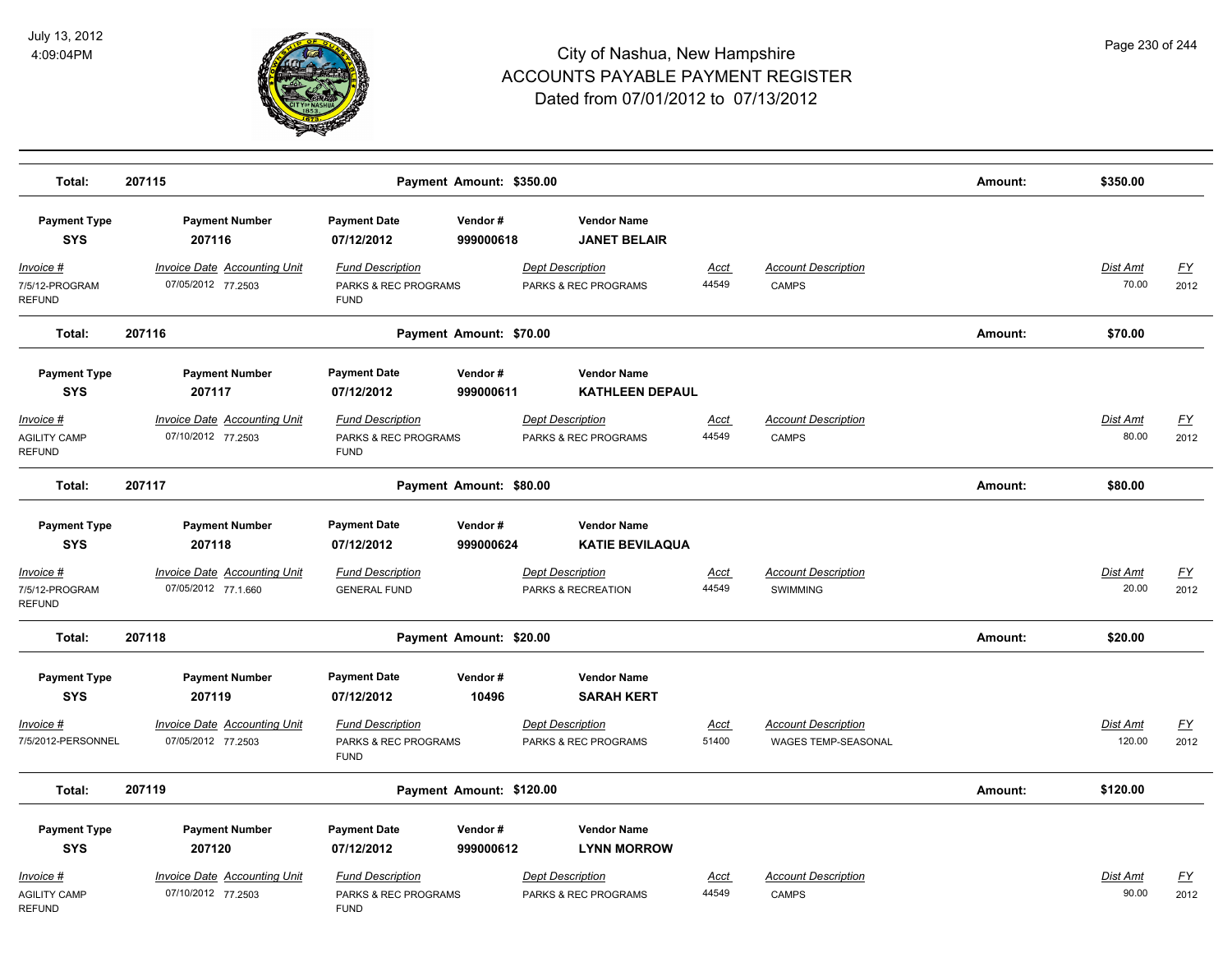| Total: | 207115 | | Payment Amount: $350.00 | | | | | Amount: | $350.00 | |
|---|---|---|---|---|---|---|---|---|---|---|

| Payment Type | Payment Number | Payment Date | Vendor # | Vendor Name | | | | |
|---|---|---|---|---|---|---|---|---|
| **SYS** | **207116** | **07/12/2012** | **999000618** | **JANET BELAIR** | | | | |
| *Invoice #* | *Invoice Date* *Accounting Unit* | *Fund Description* | | *Dept Description* | *Acct* | *Account Description* | *Dist Amt* | *FY* |
| 7/5/12-PROGRAM REFUND | 07/05/2012 77.2503 | PARKS & REC PROGRAMS FUND | | PARKS & REC PROGRAMS | 44549 | CAMPS | 70.00 | 2012 |

| Total: | 207116 | | Payment Amount: $70.00 | | | | | Amount: | $70.00 | |
|---|---|---|---|---|---|---|---|---|---|---|

| Payment Type | Payment Number | Payment Date | Vendor # | Vendor Name | | | | |
|---|---|---|---|---|---|---|---|---|
| **SYS** | **207117** | **07/12/2012** | **999000611** | **KATHLEEN DEPAUL** | | | | |
| *Invoice #* | *Invoice Date* *Accounting Unit* | *Fund Description* | | *Dept Description* | *Acct* | *Account Description* | *Dist Amt* | *FY* |
| AGILITY CAMP REFUND | 07/10/2012 77.2503 | PARKS & REC PROGRAMS FUND | | PARKS & REC PROGRAMS | 44549 | CAMPS | 80.00 | 2012 |

| Total: | 207117 | | Payment Amount: $80.00 | | | | | Amount: | $80.00 | |
|---|---|---|---|---|---|---|---|---|---|---|

| Payment Type | Payment Number | Payment Date | Vendor # | Vendor Name | | | | |
|---|---|---|---|---|---|---|---|---|
| **SYS** | **207118** | **07/12/2012** | **999000624** | **KATIE BEVILAQUA** | | | | |
| *Invoice #* | *Invoice Date* *Accounting Unit* | *Fund Description* | | *Dept Description* | *Acct* | *Account Description* | *Dist Amt* | *FY* |
| 7/5/12-PROGRAM REFUND | 07/05/2012 77.1.660 | GENERAL FUND | | PARKS & RECREATION | 44549 | SWIMMING | 20.00 | 2012 |

| Total: | 207118 | | Payment Amount: $20.00 | | | | | Amount: | $20.00 | |
|---|---|---|---|---|---|---|---|---|---|---|

| Payment Type | Payment Number | Payment Date | Vendor # | Vendor Name | | | | |
|---|---|---|---|---|---|---|---|---|
| **SYS** | **207119** | **07/12/2012** | **10496** | **SARAH KERT** | | | | |
| *Invoice #* | *Invoice Date* *Accounting Unit* | *Fund Description* | | *Dept Description* | *Acct* | *Account Description* | *Dist Amt* | *FY* |
| 7/5/2012-PERSONNEL | 07/05/2012 77.2503 | PARKS & REC PROGRAMS FUND | | PARKS & REC PROGRAMS | 51400 | WAGES TEMP-SEASONAL | 120.00 | 2012 |

| Total: | 207119 | | Payment Amount: $120.00 | | | | | Amount: | $120.00 | |
|---|---|---|---|---|---|---|---|---|---|---|

| Payment Type | Payment Number | Payment Date | Vendor # | Vendor Name | | | | |
|---|---|---|---|---|---|---|---|---|
| **SYS** | **207120** | **07/12/2012** | **999000612** | **LYNN MORROW** | | | | |
| *Invoice #* | *Invoice Date* *Accounting Unit* | *Fund Description* | | *Dept Description* | *Acct* | *Account Description* | *Dist Amt* | *FY* |
| AGILITY CAMP REFUND | 07/10/2012 77.2503 | PARKS & REC PROGRAMS FUND | | PARKS & REC PROGRAMS | 44549 | CAMPS | 90.00 | 2012 |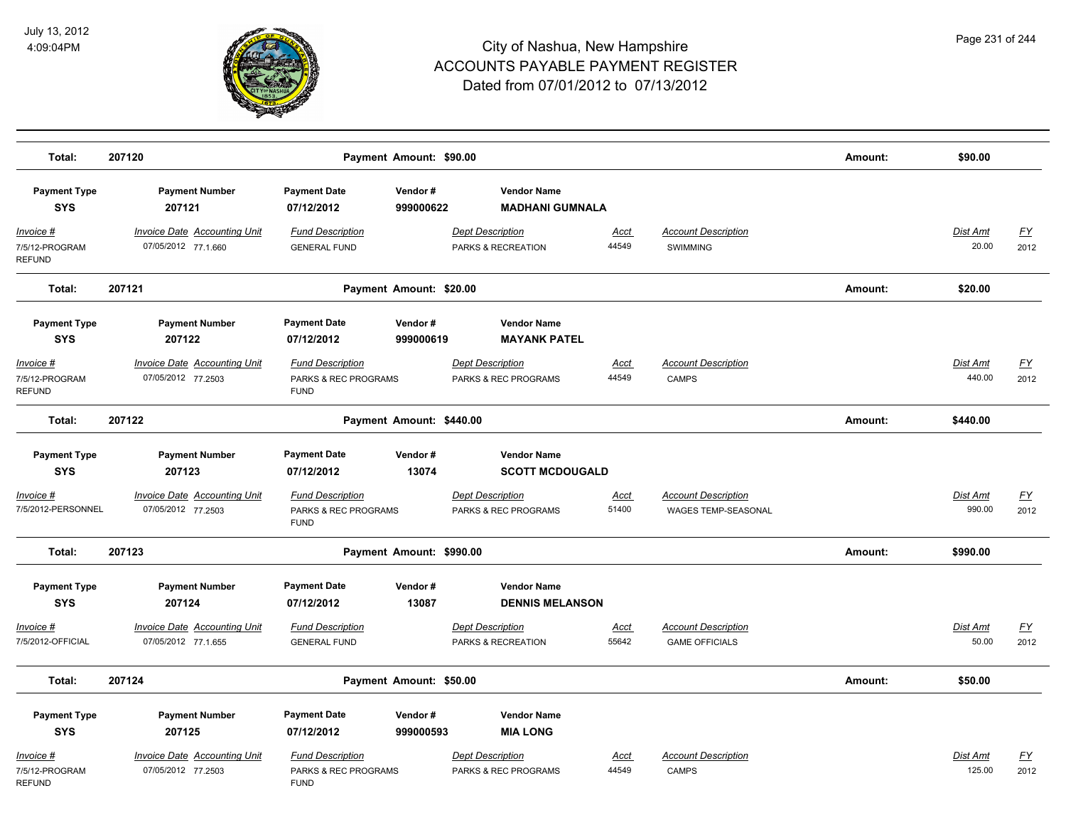# City of Nashua, New Hampshire
# ACCOUNTS PAYABLE PAYMENT REGISTER
## Dated from 07/01/2012 to 07/13/2012

**Total: 207120** — **Payment Amount: $90.00** — **Amount: $90.00**

| Payment Type | Payment Number | Payment Date | Vendor # | Vendor Name |
|---|---|---|---|---|
| **SYS** | **207121** | **07/12/2012** | **999000622** | **MADHANI GUMNALA** |

| Invoice # | Invoice Date | Accounting Unit | Fund Description | Dept Description | Acct | Account Description | Dist Amt | FY |
|---|---|---|---|---|---|---|---|---|
| 7/5/12-PROGRAM REFUND | 07/05/2012 | 77.1.660 | GENERAL FUND | PARKS & RECREATION | 44549 | SWIMMING | 20.00 | 2012 |

**Total: 207121** — **Payment Amount: $20.00** — **Amount: $20.00**

| Payment Type | Payment Number | Payment Date | Vendor # | Vendor Name |
|---|---|---|---|---|
| **SYS** | **207122** | **07/12/2012** | **999000619** | **MAYANK PATEL** |

| Invoice # | Invoice Date | Accounting Unit | Fund Description | Dept Description | Acct | Account Description | Dist Amt | FY |
|---|---|---|---|---|---|---|---|---|
| 7/5/12-PROGRAM REFUND | 07/05/2012 | 77.2503 | PARKS & REC PROGRAMS FUND | PARKS & REC PROGRAMS | 44549 | CAMPS | 440.00 | 2012 |

**Total: 207122** — **Payment Amount: $440.00** — **Amount: $440.00**

| Payment Type | Payment Number | Payment Date | Vendor # | Vendor Name |
|---|---|---|---|---|
| **SYS** | **207123** | **07/12/2012** | **13074** | **SCOTT MCDOUGALD** |

| Invoice # | Invoice Date | Accounting Unit | Fund Description | Dept Description | Acct | Account Description | Dist Amt | FY |
|---|---|---|---|---|---|---|---|---|
| 7/5/2012-PERSONNEL | 07/05/2012 | 77.2503 | PARKS & REC PROGRAMS FUND | PARKS & REC PROGRAMS | 51400 | WAGES TEMP-SEASONAL | 990.00 | 2012 |

**Total: 207123** — **Payment Amount: $990.00** — **Amount: $990.00**

| Payment Type | Payment Number | Payment Date | Vendor # | Vendor Name |
|---|---|---|---|---|
| **SYS** | **207124** | **07/12/2012** | **13087** | **DENNIS MELANSON** |

| Invoice # | Invoice Date | Accounting Unit | Fund Description | Dept Description | Acct | Account Description | Dist Amt | FY |
|---|---|---|---|---|---|---|---|---|
| 7/5/2012-OFFICIAL | 07/05/2012 | 77.1.655 | GENERAL FUND | PARKS & RECREATION | 55642 | GAME OFFICIALS | 50.00 | 2012 |

**Total: 207124** — **Payment Amount: $50.00** — **Amount: $50.00**

| Payment Type | Payment Number | Payment Date | Vendor # | Vendor Name |
|---|---|---|---|---|
| **SYS** | **207125** | **07/12/2012** | **999000593** | **MIA LONG** |

| Invoice # | Invoice Date | Accounting Unit | Fund Description | Dept Description | Acct | Account Description | Dist Amt | FY |
|---|---|---|---|---|---|---|---|---|
| 7/5/12-PROGRAM REFUND | 07/05/2012 | 77.2503 | PARKS & REC PROGRAMS FUND | PARKS & REC PROGRAMS | 44549 | CAMPS | 125.00 | 2012 |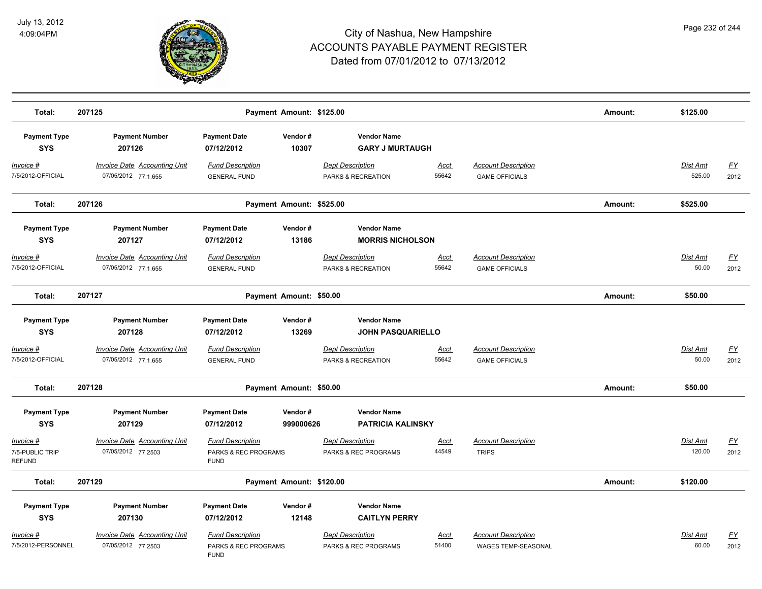# City of Nashua, New Hampshire
## ACCOUNTS PAYABLE PAYMENT REGISTER
### Dated from 07/01/2012 to 07/13/2012

July 13, 2012
4:09:04PM

| Total: | 207125 | | Payment Amount: $125.00 | | | | Amount: | $125.00 | |
|---|---|---|---|---|---|---|---|---|---|

| Payment Type | Payment Number | Payment Date | Vendor # | Vendor Name | | | | | |
|---|---|---|---|---|---|---|---|---|---|
| SYS | 207126 | 07/12/2012 | 10307 | GARY J MURTAUGH | | | | | |
| Invoice # | Invoice Date Accounting Unit | Fund Description | | Dept Description | Acct | Account Description | | Dist Amt | FY |
| 7/5/2012-OFFICIAL | 07/05/2012 77.1.655 | GENERAL FUND | | PARKS & RECREATION | 55642 | GAME OFFICIALS | | 525.00 | 2012 |
| Total: | 207126 | | Payment Amount: $525.00 | | | | Amount: | $525.00 | |

| Payment Type | Payment Number | Payment Date | Vendor # | Vendor Name | | | | | |
|---|---|---|---|---|---|---|---|---|---|
| SYS | 207127 | 07/12/2012 | 13186 | MORRIS NICHOLSON | | | | | |
| Invoice # | Invoice Date Accounting Unit | Fund Description | | Dept Description | Acct | Account Description | | Dist Amt | FY |
| 7/5/2012-OFFICIAL | 07/05/2012 77.1.655 | GENERAL FUND | | PARKS & RECREATION | 55642 | GAME OFFICIALS | | 50.00 | 2012 |
| Total: | 207127 | | Payment Amount: $50.00 | | | | Amount: | $50.00 | |

| Payment Type | Payment Number | Payment Date | Vendor # | Vendor Name | | | | | |
|---|---|---|---|---|---|---|---|---|---|
| SYS | 207128 | 07/12/2012 | 13269 | JOHN PASQUARIELLO | | | | | |
| Invoice # | Invoice Date Accounting Unit | Fund Description | | Dept Description | Acct | Account Description | | Dist Amt | FY |
| 7/5/2012-OFFICIAL | 07/05/2012 77.1.655 | GENERAL FUND | | PARKS & RECREATION | 55642 | GAME OFFICIALS | | 50.00 | 2012 |
| Total: | 207128 | | Payment Amount: $50.00 | | | | Amount: | $50.00 | |

| Payment Type | Payment Number | Payment Date | Vendor # | Vendor Name | | | | | |
|---|---|---|---|---|---|---|---|---|---|
| SYS | 207129 | 07/12/2012 | 999000626 | PATRICIA KALINSKY | | | | | |
| Invoice # | Invoice Date Accounting Unit | Fund Description | | Dept Description | Acct | Account Description | | Dist Amt | FY |
| 7/5-PUBLIC TRIP REFUND | 07/05/2012 77.2503 | PARKS & REC PROGRAMS FUND | | PARKS & REC PROGRAMS | 44549 | TRIPS | | 120.00 | 2012 |
| Total: | 207129 | | Payment Amount: $120.00 | | | | Amount: | $120.00 | |

| Payment Type | Payment Number | Payment Date | Vendor # | Vendor Name | | | | | |
|---|---|---|---|---|---|---|---|---|---|
| SYS | 207130 | 07/12/2012 | 12148 | CAITLYN PERRY | | | | | |
| Invoice # | Invoice Date Accounting Unit | Fund Description | | Dept Description | Acct | Account Description | | Dist Amt | FY |
| 7/5/2012-PERSONNEL | 07/05/2012 77.2503 | PARKS & REC PROGRAMS FUND | | PARKS & REC PROGRAMS | 51400 | WAGES TEMP-SEASONAL | | 60.00 | 2012 |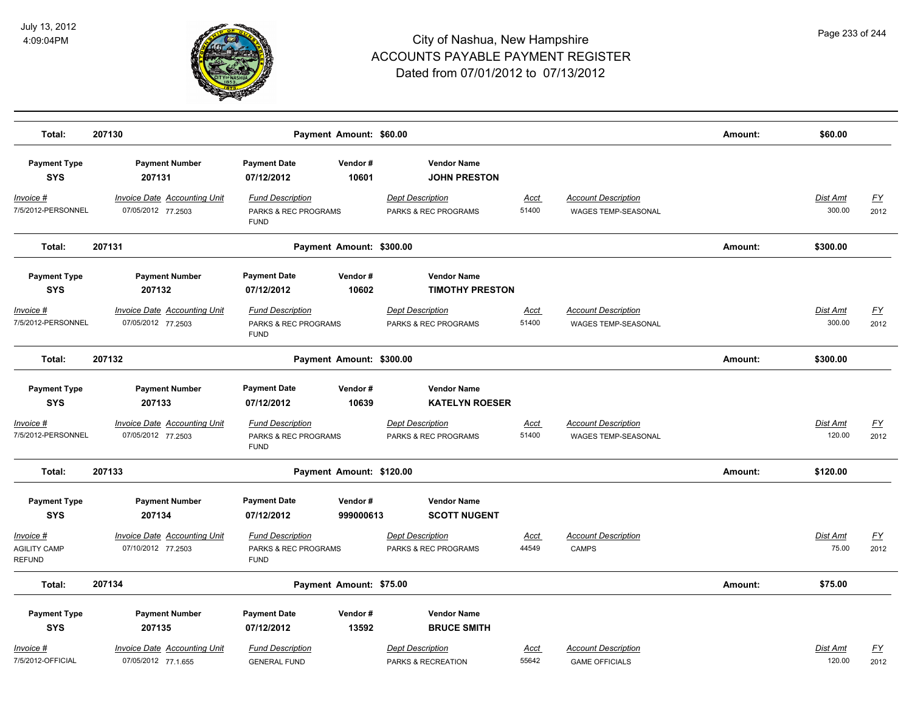| Total: | 207130 | | Payment Amount: $60.00 | | | | | Amount: | $60.00 | |
|---|---|---|---|---|---|---|---|---|---|---|
| **Payment Type** | **Payment Number** | **Payment Date** | **Vendor #** | **Vendor Name** | | | | | | |
| **SYS** | **207131** | **07/12/2012** | **10601** | **JOHN PRESTON** | | | | | | |
| *Invoice #* | *Invoice Date* | *Accounting Unit* | *Fund Description* | *Dept Description* | *Acct* | *Account Description* | | | *Dist Amt* | *FY* |
| 7/5/2012-PERSONNEL | 07/05/2012 | 77.2503 | PARKS & REC PROGRAMS FUND | PARKS & REC PROGRAMS | 51400 | WAGES TEMP-SEASONAL | | | 300.00 | 2012 |
| Total: | 207131 | | Payment Amount: $300.00 | | | | | Amount: | $300.00 | |
| **Payment Type** | **Payment Number** | **Payment Date** | **Vendor #** | **Vendor Name** | | | | | | |
| **SYS** | **207132** | **07/12/2012** | **10602** | **TIMOTHY PRESTON** | | | | | | |
| *Invoice #* | *Invoice Date* | *Accounting Unit* | *Fund Description* | *Dept Description* | *Acct* | *Account Description* | | | *Dist Amt* | *FY* |
| 7/5/2012-PERSONNEL | 07/05/2012 | 77.2503 | PARKS & REC PROGRAMS FUND | PARKS & REC PROGRAMS | 51400 | WAGES TEMP-SEASONAL | | | 300.00 | 2012 |
| Total: | 207132 | | Payment Amount: $300.00 | | | | | Amount: | $300.00 | |
| **Payment Type** | **Payment Number** | **Payment Date** | **Vendor #** | **Vendor Name** | | | | | | |
| **SYS** | **207133** | **07/12/2012** | **10639** | **KATELYN ROESER** | | | | | | |
| *Invoice #* | *Invoice Date* | *Accounting Unit* | *Fund Description* | *Dept Description* | *Acct* | *Account Description* | | | *Dist Amt* | *FY* |
| 7/5/2012-PERSONNEL | 07/05/2012 | 77.2503 | PARKS & REC PROGRAMS FUND | PARKS & REC PROGRAMS | 51400 | WAGES TEMP-SEASONAL | | | 120.00 | 2012 |
| Total: | 207133 | | Payment Amount: $120.00 | | | | | Amount: | $120.00 | |
| **Payment Type** | **Payment Number** | **Payment Date** | **Vendor #** | **Vendor Name** | | | | | | |
| **SYS** | **207134** | **07/12/2012** | **999000613** | **SCOTT NUGENT** | | | | | | |
| *Invoice #* | *Invoice Date* | *Accounting Unit* | *Fund Description* | *Dept Description* | *Acct* | *Account Description* | | | *Dist Amt* | *FY* |
| AGILITY CAMP REFUND | 07/10/2012 | 77.2503 | PARKS & REC PROGRAMS FUND | PARKS & REC PROGRAMS | 44549 | CAMPS | | | 75.00 | 2012 |
| Total: | 207134 | | Payment Amount: $75.00 | | | | | Amount: | $75.00 | |
| **Payment Type** | **Payment Number** | **Payment Date** | **Vendor #** | **Vendor Name** | | | | | | |
| **SYS** | **207135** | **07/12/2012** | **13592** | **BRUCE SMITH** | | | | | | |
| *Invoice #* | *Invoice Date* | *Accounting Unit* | *Fund Description* | *Dept Description* | *Acct* | *Account Description* | | | *Dist Amt* | *FY* |
| 7/5/2012-OFFICIAL | 07/05/2012 | 77.1.655 | GENERAL FUND | PARKS & RECREATION | 55642 | GAME OFFICIALS | | | 120.00 | 2012 |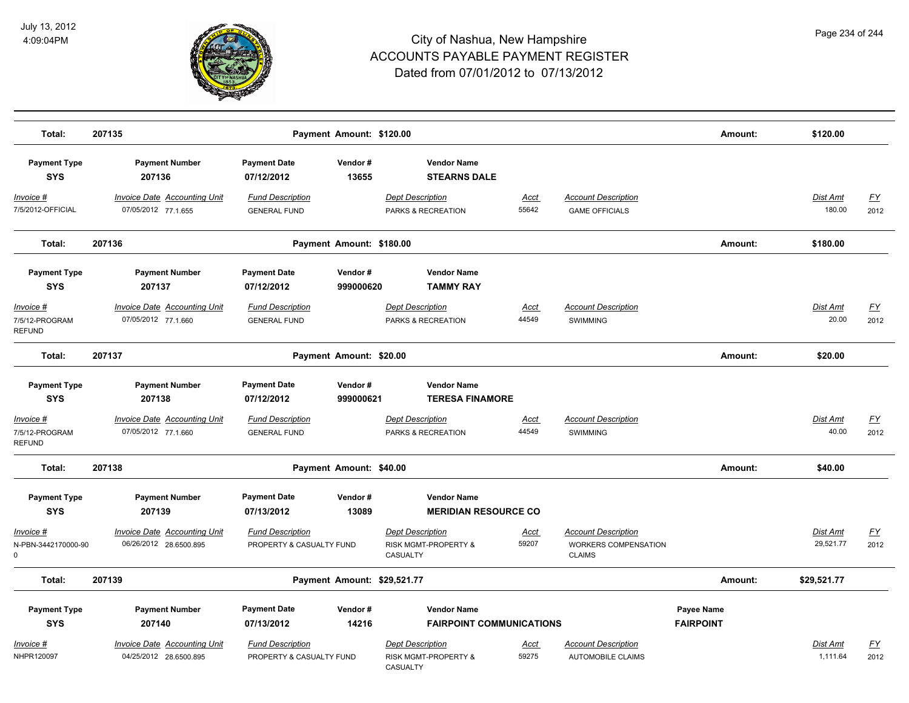# City of Nashua, New Hampshire
## ACCOUNTS PAYABLE PAYMENT REGISTER
### Dated from 07/01/2012 to 07/13/2012

July 13, 2012
4:09:04PM

| Total: | 207135 | | Payment Amount: $120.00 | | | | Amount: | $120.00 | |
|---|---|---|---|---|---|---|---|---|---|

| Payment Type | Payment Number | Payment Date | Vendor # | Vendor Name | | | | | |
|---|---|---|---|---|---|---|---|---|---|
| **SYS** | **207136** | **07/12/2012** | **13655** | **STEARNS DALE** | | | | | |
| *Invoice #* | *Invoice Date Accounting Unit* | *Fund Description* | | *Dept Description* | *Acct* | *Account Description* | | *Dist Amt* | *FY* |
| 7/5/2012-OFFICIAL | 07/05/2012 77.1.655 | GENERAL FUND | | PARKS & RECREATION | 55642 | GAME OFFICIALS | | 180.00 | 2012 |
| **Total:** | **207136** | | **Payment Amount: $180.00** | | | | **Amount:** | **$180.00** | |

| Payment Type | Payment Number | Payment Date | Vendor # | Vendor Name | | | | | |
|---|---|---|---|---|---|---|---|---|---|
| **SYS** | **207137** | **07/12/2012** | **999000620** | **TAMMY RAY** | | | | | |
| *Invoice #* | *Invoice Date Accounting Unit* | *Fund Description* | | *Dept Description* | *Acct* | *Account Description* | | *Dist Amt* | *FY* |
| 7/5/12-PROGRAM REFUND | 07/05/2012 77.1.660 | GENERAL FUND | | PARKS & RECREATION | 44549 | SWIMMING | | 20.00 | 2012 |
| **Total:** | **207137** | | **Payment Amount: $20.00** | | | | **Amount:** | **$20.00** | |

| Payment Type | Payment Number | Payment Date | Vendor # | Vendor Name | | | | | |
|---|---|---|---|---|---|---|---|---|---|
| **SYS** | **207138** | **07/12/2012** | **999000621** | **TERESA FINAMORE** | | | | | |
| *Invoice #* | *Invoice Date Accounting Unit* | *Fund Description* | | *Dept Description* | *Acct* | *Account Description* | | *Dist Amt* | *FY* |
| 7/5/12-PROGRAM REFUND | 07/05/2012 77.1.660 | GENERAL FUND | | PARKS & RECREATION | 44549 | SWIMMING | | 40.00 | 2012 |
| **Total:** | **207138** | | **Payment Amount: $40.00** | | | | **Amount:** | **$40.00** | |

| Payment Type | Payment Number | Payment Date | Vendor # | Vendor Name | | | | | |
|---|---|---|---|---|---|---|---|---|---|
| **SYS** | **207139** | **07/13/2012** | **13089** | **MERIDIAN RESOURCE CO** | | | | | |
| *Invoice #* | *Invoice Date Accounting Unit* | *Fund Description* | | *Dept Description* | *Acct* | *Account Description* | | *Dist Amt* | *FY* |
| N-PBN-3442170000-90 0 | 06/26/2012 28.6500.895 | PROPERTY & CASUALTY FUND | | RISK MGMT-PROPERTY & CASUALTY | 59207 | WORKERS COMPENSATION CLAIMS | | 29,521.77 | 2012 |
| **Total:** | **207139** | | **Payment Amount: $29,521.77** | | | | **Amount:** | **$29,521.77** | |

| Payment Type | Payment Number | Payment Date | Vendor # | Vendor Name | | | Payee Name | | |
|---|---|---|---|---|---|---|---|---|---|
| **SYS** | **207140** | **07/13/2012** | **14216** | **FAIRPOINT COMMUNICATIONS** | | | **FAIRPOINT** | | |
| *Invoice #* | *Invoice Date Accounting Unit* | *Fund Description* | | *Dept Description* | *Acct* | *Account Description* | | *Dist Amt* | *FY* |
| NHPR120097 | 04/25/2012 28.6500.895 | PROPERTY & CASUALTY FUND | | RISK MGMT-PROPERTY & CASUALTY | 59275 | AUTOMOBILE CLAIMS | | 1,111.64 | 2012 |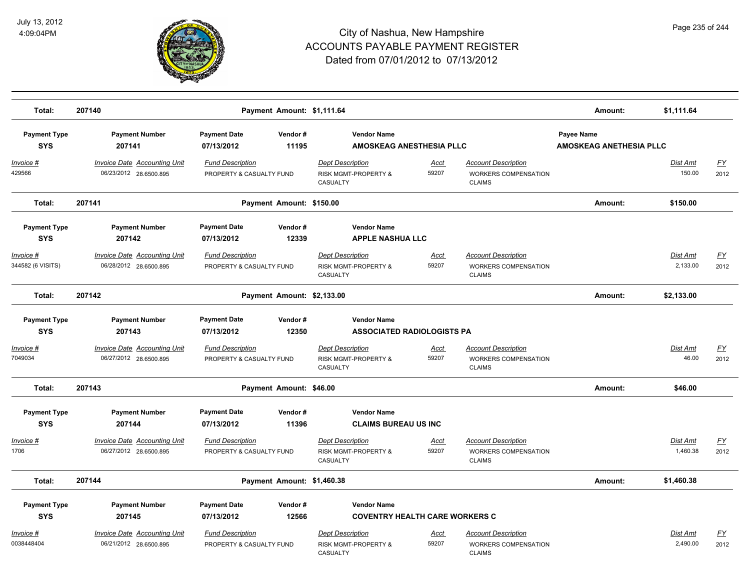# City of Nashua, New Hampshire
# ACCOUNTS PAYABLE PAYMENT REGISTER
## Dated from 07/01/2012 to 07/13/2012

| Total: | 207140 | Payment Amount: $1,111.64 | Amount: | $1,111.64 |
|---|---|---|---|---|

| Payment Type | Payment Number | Payment Date | Vendor # | Vendor Name | Payee Name |
|---|---|---|---|---|---|
| SYS | 207141 | 07/13/2012 | 11195 | AMOSKEAG ANESTHESIA PLLC | AMOSKEAG ANETHESIA PLLC |

| Invoice # | Invoice Date | Accounting Unit | Fund Description | Dept Description | Acct | Account Description | Dist Amt | FY |
|---|---|---|---|---|---|---|---|---|
| 429566 | 06/23/2012 | 28.6500.895 | PROPERTY & CASUALTY FUND | RISK MGMT-PROPERTY & CASUALTY | 59207 | WORKERS COMPENSATION CLAIMS | 150.00 | 2012 |

| Total: | 207141 | Payment Amount: $150.00 | Amount: | $150.00 |
|---|---|---|---|---|

| Payment Type | Payment Number | Payment Date | Vendor # | Vendor Name |
|---|---|---|---|---|
| SYS | 207142 | 07/13/2012 | 12339 | APPLE NASHUA LLC |

| Invoice # | Invoice Date | Accounting Unit | Fund Description | Dept Description | Acct | Account Description | Dist Amt | FY |
|---|---|---|---|---|---|---|---|---|
| 344582 (6 VISITS) | 06/28/2012 | 28.6500.895 | PROPERTY & CASUALTY FUND | RISK MGMT-PROPERTY & CASUALTY | 59207 | WORKERS COMPENSATION CLAIMS | 2,133.00 | 2012 |

| Total: | 207142 | Payment Amount: $2,133.00 | Amount: | $2,133.00 |
|---|---|---|---|---|

| Payment Type | Payment Number | Payment Date | Vendor # | Vendor Name |
|---|---|---|---|---|
| SYS | 207143 | 07/13/2012 | 12350 | ASSOCIATED RADIOLOGISTS PA |

| Invoice # | Invoice Date | Accounting Unit | Fund Description | Dept Description | Acct | Account Description | Dist Amt | FY |
|---|---|---|---|---|---|---|---|---|
| 7049034 | 06/27/2012 | 28.6500.895 | PROPERTY & CASUALTY FUND | RISK MGMT-PROPERTY & CASUALTY | 59207 | WORKERS COMPENSATION CLAIMS | 46.00 | 2012 |

| Total: | 207143 | Payment Amount: $46.00 | Amount: | $46.00 |
|---|---|---|---|---|

| Payment Type | Payment Number | Payment Date | Vendor # | Vendor Name |
|---|---|---|---|---|
| SYS | 207144 | 07/13/2012 | 11396 | CLAIMS BUREAU US INC |

| Invoice # | Invoice Date | Accounting Unit | Fund Description | Dept Description | Acct | Account Description | Dist Amt | FY |
|---|---|---|---|---|---|---|---|---|
| 1706 | 06/27/2012 | 28.6500.895 | PROPERTY & CASUALTY FUND | RISK MGMT-PROPERTY & CASUALTY | 59207 | WORKERS COMPENSATION CLAIMS | 1,460.38 | 2012 |

| Total: | 207144 | Payment Amount: $1,460.38 | Amount: | $1,460.38 |
|---|---|---|---|---|

| Payment Type | Payment Number | Payment Date | Vendor # | Vendor Name |
|---|---|---|---|---|
| SYS | 207145 | 07/13/2012 | 12566 | COVENTRY HEALTH CARE WORKERS C |

| Invoice # | Invoice Date | Accounting Unit | Fund Description | Dept Description | Acct | Account Description | Dist Amt | FY |
|---|---|---|---|---|---|---|---|---|
| 0038448404 | 06/21/2012 | 28.6500.895 | PROPERTY & CASUALTY FUND | RISK MGMT-PROPERTY & CASUALTY | 59207 | WORKERS COMPENSATION CLAIMS | 2,490.00 | 2012 |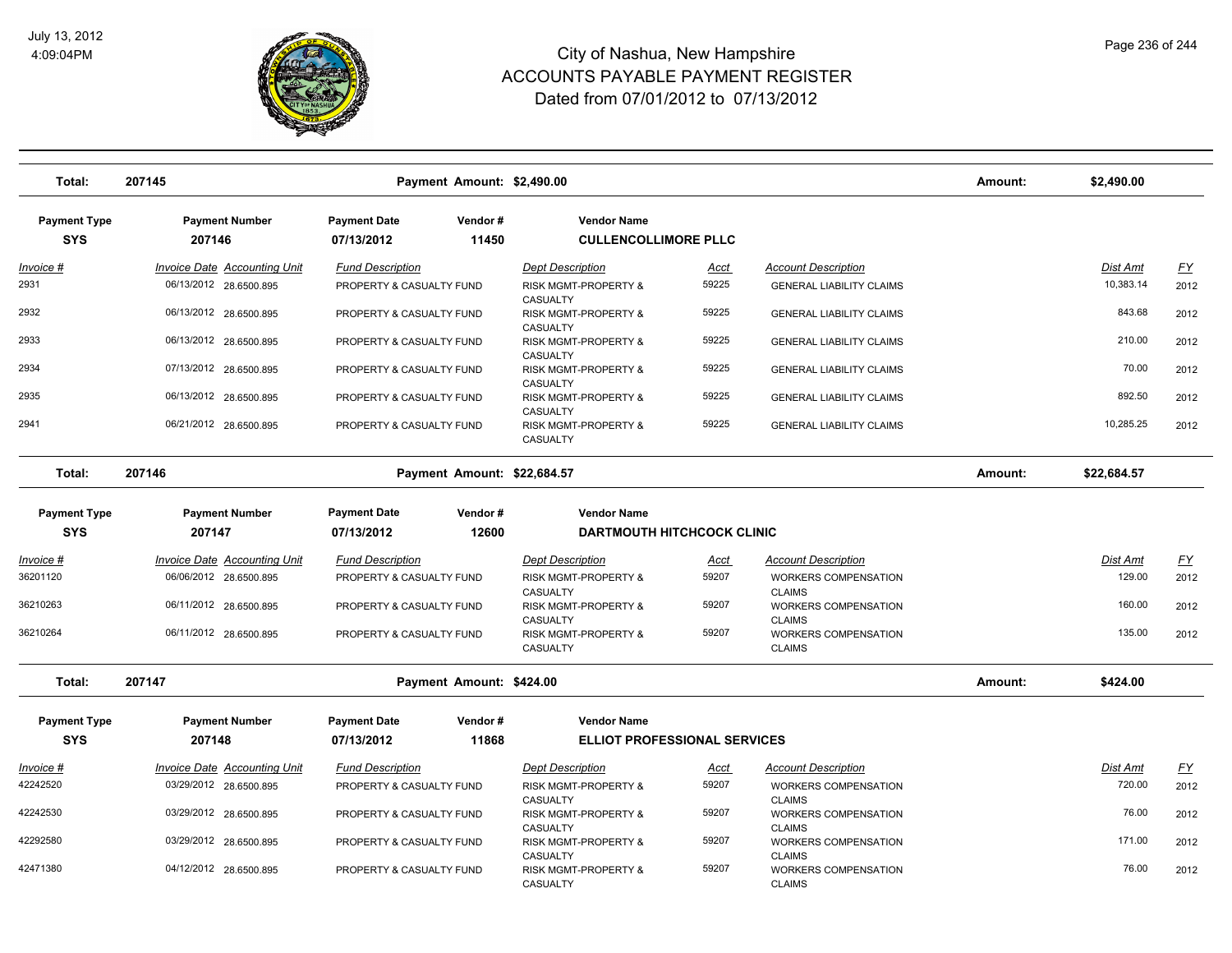# City of Nashua, New Hampshire
# ACCOUNTS PAYABLE PAYMENT REGISTER
## Dated from 07/01/2012 to 07/13/2012

July 13, 2012
4:09:04PM

**Total: 207145** — Payment Amount: $2,490.00 — Amount: $2,490.00

| Payment Type | Payment Number | Payment Date | Vendor # | Vendor Name |
|---|---|---|---|---|
| SYS | 207146 | 07/13/2012 | 11450 | CULLENCOLLIMORE PLLC |

| Invoice # | Invoice Date | Accounting Unit | Fund Description | Dept Description | Acct | Account Description | Dist Amt | FY |
|---|---|---|---|---|---|---|---|---|
| 2931 | 06/13/2012 | 28.6500.895 | PROPERTY & CASUALTY FUND | RISK MGMT-PROPERTY & CASUALTY | 59225 | GENERAL LIABILITY CLAIMS | 10,383.14 | 2012 |
| 2932 | 06/13/2012 | 28.6500.895 | PROPERTY & CASUALTY FUND | RISK MGMT-PROPERTY & CASUALTY | 59225 | GENERAL LIABILITY CLAIMS | 843.68 | 2012 |
| 2933 | 06/13/2012 | 28.6500.895 | PROPERTY & CASUALTY FUND | RISK MGMT-PROPERTY & CASUALTY | 59225 | GENERAL LIABILITY CLAIMS | 210.00 | 2012 |
| 2934 | 07/13/2012 | 28.6500.895 | PROPERTY & CASUALTY FUND | RISK MGMT-PROPERTY & CASUALTY | 59225 | GENERAL LIABILITY CLAIMS | 70.00 | 2012 |
| 2935 | 06/13/2012 | 28.6500.895 | PROPERTY & CASUALTY FUND | RISK MGMT-PROPERTY & CASUALTY | 59225 | GENERAL LIABILITY CLAIMS | 892.50 | 2012 |
| 2941 | 06/21/2012 | 28.6500.895 | PROPERTY & CASUALTY FUND | RISK MGMT-PROPERTY & CASUALTY | 59225 | GENERAL LIABILITY CLAIMS | 10,285.25 | 2012 |

**Total: 207146** — Payment Amount: $22,684.57 — Amount: $22,684.57

| Payment Type | Payment Number | Payment Date | Vendor # | Vendor Name |
|---|---|---|---|---|
| SYS | 207147 | 07/13/2012 | 12600 | DARTMOUTH HITCHCOCK CLINIC |

| Invoice # | Invoice Date | Accounting Unit | Fund Description | Dept Description | Acct | Account Description | Dist Amt | FY |
|---|---|---|---|---|---|---|---|---|
| 36201120 | 06/06/2012 | 28.6500.895 | PROPERTY & CASUALTY FUND | RISK MGMT-PROPERTY & CASUALTY | 59207 | WORKERS COMPENSATION CLAIMS | 129.00 | 2012 |
| 36210263 | 06/11/2012 | 28.6500.895 | PROPERTY & CASUALTY FUND | RISK MGMT-PROPERTY & CASUALTY | 59207 | WORKERS COMPENSATION CLAIMS | 160.00 | 2012 |
| 36210264 | 06/11/2012 | 28.6500.895 | PROPERTY & CASUALTY FUND | RISK MGMT-PROPERTY & CASUALTY | 59207 | WORKERS COMPENSATION CLAIMS | 135.00 | 2012 |

**Total: 207147** — Payment Amount: $424.00 — Amount: $424.00

| Payment Type | Payment Number | Payment Date | Vendor # | Vendor Name |
|---|---|---|---|---|
| SYS | 207148 | 07/13/2012 | 11868 | ELLIOT PROFESSIONAL SERVICES |

| Invoice # | Invoice Date | Accounting Unit | Fund Description | Dept Description | Acct | Account Description | Dist Amt | FY |
|---|---|---|---|---|---|---|---|---|
| 42242520 | 03/29/2012 | 28.6500.895 | PROPERTY & CASUALTY FUND | RISK MGMT-PROPERTY & CASUALTY | 59207 | WORKERS COMPENSATION CLAIMS | 720.00 | 2012 |
| 42242530 | 03/29/2012 | 28.6500.895 | PROPERTY & CASUALTY FUND | RISK MGMT-PROPERTY & CASUALTY | 59207 | WORKERS COMPENSATION CLAIMS | 76.00 | 2012 |
| 42292580 | 03/29/2012 | 28.6500.895 | PROPERTY & CASUALTY FUND | RISK MGMT-PROPERTY & CASUALTY | 59207 | WORKERS COMPENSATION CLAIMS | 171.00 | 2012 |
| 42471380 | 04/12/2012 | 28.6500.895 | PROPERTY & CASUALTY FUND | RISK MGMT-PROPERTY & CASUALTY | 59207 | WORKERS COMPENSATION CLAIMS | 76.00 | 2012 |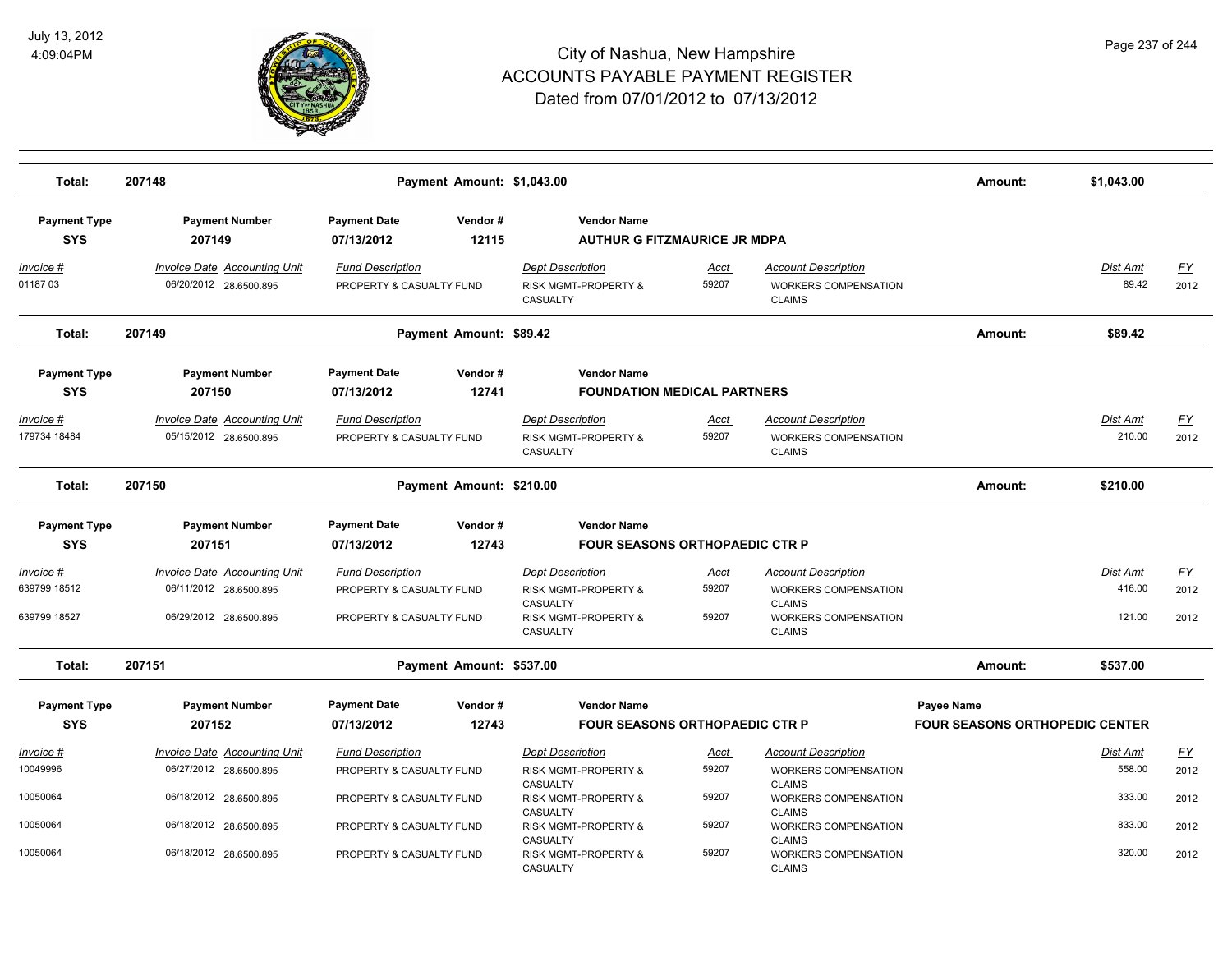# City of Nashua, New Hampshire
# ACCOUNTS PAYABLE PAYMENT REGISTER
## Dated from 07/01/2012 to 07/13/2012

July 13, 2012
4:09:04PM

**Total: 207148** — Payment Amount: $1,043.00 — Amount: $1,043.00

| Payment Type | Payment Number | Payment Date | Vendor # | Vendor Name |
|---|---|---|---|---|
| SYS | 207149 | 07/13/2012 | 12115 | AUTHUR G FITZMAURICE JR MDPA |

| Invoice # | Invoice Date | Accounting Unit | Fund Description | Dept Description | Acct | Account Description | Dist Amt | FY |
|---|---|---|---|---|---|---|---|---|
| 01187 03 | 06/20/2012 | 28.6500.895 | PROPERTY & CASUALTY FUND | RISK MGMT-PROPERTY & CASUALTY | 59207 | WORKERS COMPENSATION CLAIMS | 89.42 | 2012 |

**Total: 207149** — Payment Amount: $89.42 — Amount: $89.42

| Payment Type | Payment Number | Payment Date | Vendor # | Vendor Name |
|---|---|---|---|---|
| SYS | 207150 | 07/13/2012 | 12741 | FOUNDATION MEDICAL PARTNERS |

| Invoice # | Invoice Date | Accounting Unit | Fund Description | Dept Description | Acct | Account Description | Dist Amt | FY |
|---|---|---|---|---|---|---|---|---|
| 179734 18484 | 05/15/2012 | 28.6500.895 | PROPERTY & CASUALTY FUND | RISK MGMT-PROPERTY & CASUALTY | 59207 | WORKERS COMPENSATION CLAIMS | 210.00 | 2012 |

**Total: 207150** — Payment Amount: $210.00 — Amount: $210.00

| Payment Type | Payment Number | Payment Date | Vendor # | Vendor Name |
|---|---|---|---|---|
| SYS | 207151 | 07/13/2012 | 12743 | FOUR SEASONS ORTHOPAEDIC CTR P |

| Invoice # | Invoice Date | Accounting Unit | Fund Description | Dept Description | Acct | Account Description | Dist Amt | FY |
|---|---|---|---|---|---|---|---|---|
| 639799 18512 | 06/11/2012 | 28.6500.895 | PROPERTY & CASUALTY FUND | RISK MGMT-PROPERTY & CASUALTY | 59207 | WORKERS COMPENSATION CLAIMS | 416.00 | 2012 |
| 639799 18527 | 06/29/2012 | 28.6500.895 | PROPERTY & CASUALTY FUND | RISK MGMT-PROPERTY & CASUALTY | 59207 | WORKERS COMPENSATION CLAIMS | 121.00 | 2012 |

**Total: 207151** — Payment Amount: $537.00 — Amount: $537.00

| Payment Type | Payment Number | Payment Date | Vendor # | Vendor Name | Payee Name |
|---|---|---|---|---|---|
| SYS | 207152 | 07/13/2012 | 12743 | FOUR SEASONS ORTHOPAEDIC CTR P | FOUR SEASONS ORTHOPEDIC CENTER |

| Invoice # | Invoice Date | Accounting Unit | Fund Description | Dept Description | Acct | Account Description | Dist Amt | FY |
|---|---|---|---|---|---|---|---|---|
| 10049996 | 06/27/2012 | 28.6500.895 | PROPERTY & CASUALTY FUND | RISK MGMT-PROPERTY & CASUALTY | 59207 | WORKERS COMPENSATION CLAIMS | 558.00 | 2012 |
| 10050064 | 06/18/2012 | 28.6500.895 | PROPERTY & CASUALTY FUND | RISK MGMT-PROPERTY & CASUALTY | 59207 | WORKERS COMPENSATION CLAIMS | 333.00 | 2012 |
| 10050064 | 06/18/2012 | 28.6500.895 | PROPERTY & CASUALTY FUND | RISK MGMT-PROPERTY & CASUALTY | 59207 | WORKERS COMPENSATION CLAIMS | 833.00 | 2012 |
| 10050064 | 06/18/2012 | 28.6500.895 | PROPERTY & CASUALTY FUND | RISK MGMT-PROPERTY & CASUALTY | 59207 | WORKERS COMPENSATION CLAIMS | 320.00 | 2012 |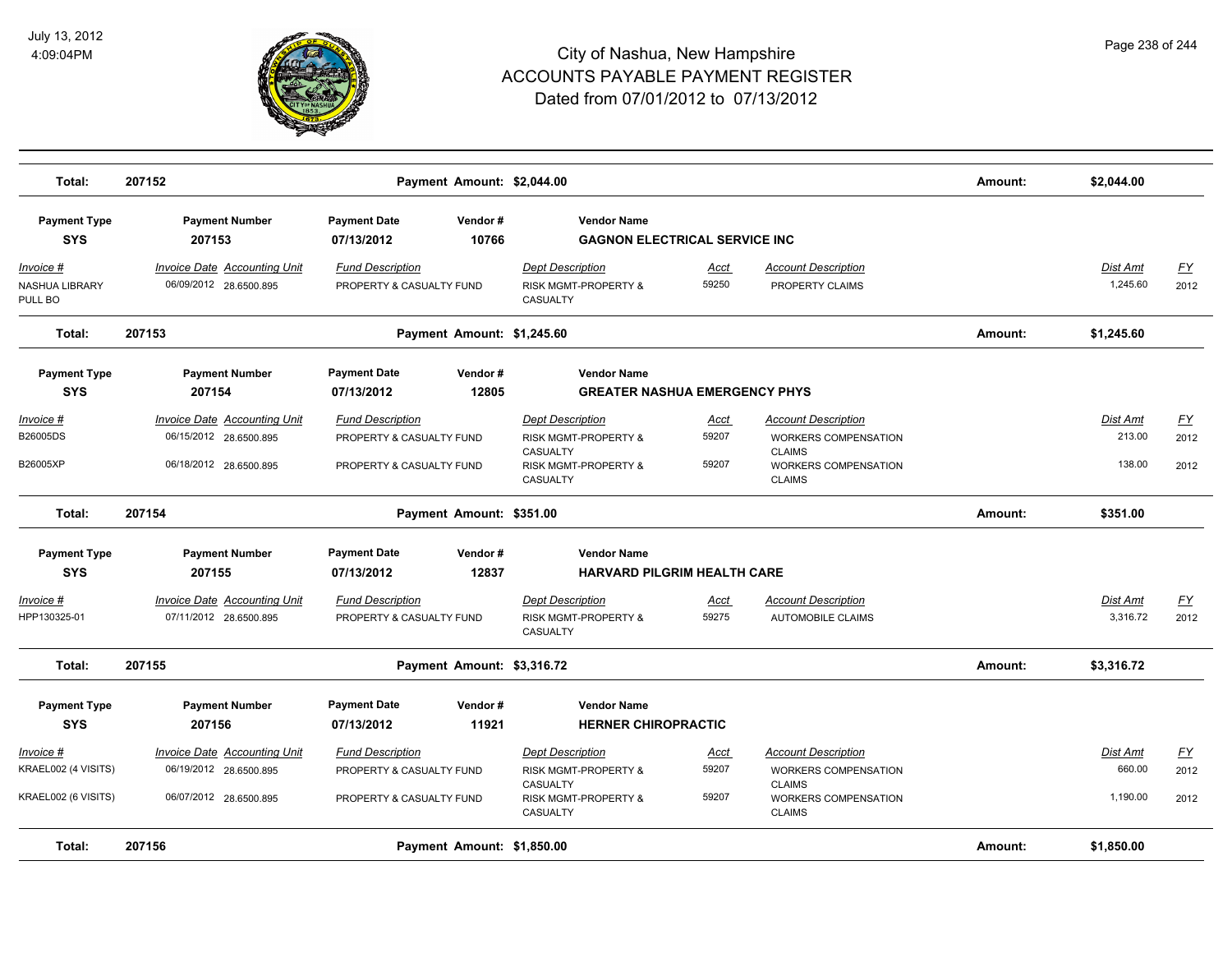# City of Nashua, New Hampshire
## ACCOUNTS PAYABLE PAYMENT REGISTER
### Dated from 07/01/2012 to 07/13/2012

July 13, 2012
4:09:04PM

**Total: 207152** — Payment Amount: $2,044.00 — Amount: **$2,044.00**

| Payment Type | Payment Number | Payment Date | Vendor # | Vendor Name |
|---|---|---|---|---|
| SYS | 207153 | 07/13/2012 | 10766 | GAGNON ELECTRICAL SERVICE INC |

| Invoice # | Invoice Date | Accounting Unit | Fund Description | Dept Description | Acct | Account Description | Dist Amt | FY |
|---|---|---|---|---|---|---|---|---|
| NASHUA LIBRARY PULL BO | 06/09/2012 | 28.6500.895 | PROPERTY & CASUALTY FUND | RISK MGMT-PROPERTY & CASUALTY | 59250 | PROPERTY CLAIMS | 1,245.60 | 2012 |

**Total: 207153** — Payment Amount: $1,245.60 — Amount: **$1,245.60**

| Payment Type | Payment Number | Payment Date | Vendor # | Vendor Name |
|---|---|---|---|---|
| SYS | 207154 | 07/13/2012 | 12805 | GREATER NASHUA EMERGENCY PHYS |

| Invoice # | Invoice Date | Accounting Unit | Fund Description | Dept Description | Acct | Account Description | Dist Amt | FY |
|---|---|---|---|---|---|---|---|---|
| B26005DS | 06/15/2012 | 28.6500.895 | PROPERTY & CASUALTY FUND | RISK MGMT-PROPERTY & CASUALTY | 59207 | WORKERS COMPENSATION CLAIMS | 213.00 | 2012 |
| B26005XP | 06/18/2012 | 28.6500.895 | PROPERTY & CASUALTY FUND | RISK MGMT-PROPERTY & CASUALTY | 59207 | WORKERS COMPENSATION CLAIMS | 138.00 | 2012 |

**Total: 207154** — Payment Amount: $351.00 — Amount: **$351.00**

| Payment Type | Payment Number | Payment Date | Vendor # | Vendor Name |
|---|---|---|---|---|
| SYS | 207155 | 07/13/2012 | 12837 | HARVARD PILGRIM HEALTH CARE |

| Invoice # | Invoice Date | Accounting Unit | Fund Description | Dept Description | Acct | Account Description | Dist Amt | FY |
|---|---|---|---|---|---|---|---|---|
| HPP130325-01 | 07/11/2012 | 28.6500.895 | PROPERTY & CASUALTY FUND | RISK MGMT-PROPERTY & CASUALTY | 59275 | AUTOMOBILE CLAIMS | 3,316.72 | 2012 |

**Total: 207155** — Payment Amount: $3,316.72 — Amount: **$3,316.72**

| Payment Type | Payment Number | Payment Date | Vendor # | Vendor Name |
|---|---|---|---|---|
| SYS | 207156 | 07/13/2012 | 11921 | HERNER CHIROPRACTIC |

| Invoice # | Invoice Date | Accounting Unit | Fund Description | Dept Description | Acct | Account Description | Dist Amt | FY |
|---|---|---|---|---|---|---|---|---|
| KRAEL002 (4 VISITS) | 06/19/2012 | 28.6500.895 | PROPERTY & CASUALTY FUND | RISK MGMT-PROPERTY & CASUALTY | 59207 | WORKERS COMPENSATION CLAIMS | 660.00 | 2012 |
| KRAEL002 (6 VISITS) | 06/07/2012 | 28.6500.895 | PROPERTY & CASUALTY FUND | RISK MGMT-PROPERTY & CASUALTY | 59207 | WORKERS COMPENSATION CLAIMS | 1,190.00 | 2012 |

**Total: 207156** — Payment Amount: $1,850.00 — Amount: **$1,850.00**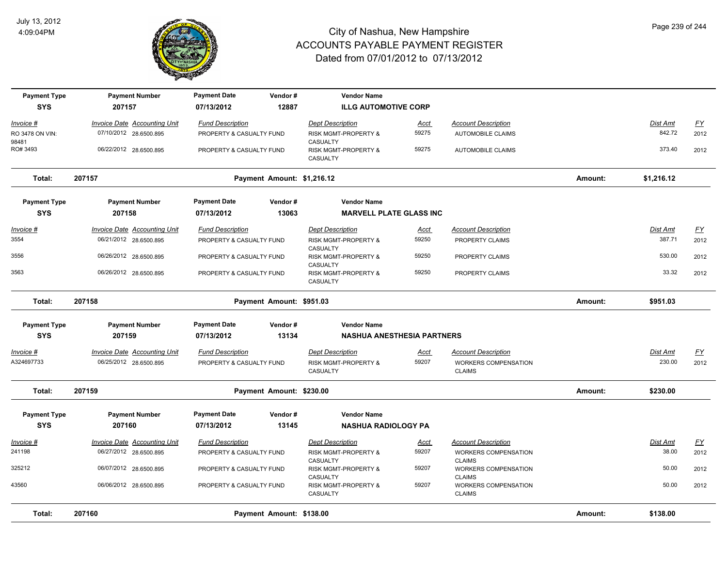# City of Nashua, New Hampshire
## ACCOUNTS PAYABLE PAYMENT REGISTER
### Dated from 07/01/2012 to 07/13/2012

July 13, 2012
4:09:04PM

| Payment Type | Payment Number | Payment Date | Vendor # | Vendor Name |
|---|---|---|---|---|
| SYS | 207157 | 07/13/2012 | 12887 | ILLG AUTOMOTIVE CORP |

| Invoice # | Invoice Date | Accounting Unit | Fund Description | Dept Description | Acct | Account Description | Dist Amt | FY |
|---|---|---|---|---|---|---|---|---|
| RO 3478 ON VIN: 98481 | 07/10/2012 | 28.6500.895 | PROPERTY & CASUALTY FUND | RISK MGMT-PROPERTY & CASUALTY | 59275 | AUTOMOBILE CLAIMS | 842.72 | 2012 |
| RO# 3493 | 06/22/2012 | 28.6500.895 | PROPERTY & CASUALTY FUND | RISK MGMT-PROPERTY & CASUALTY | 59275 | AUTOMOBILE CLAIMS | 373.40 | 2012 |

**Total: 207157** — Payment Amount: $1,216.12 — Amount: **$1,216.12**

| Payment Type | Payment Number | Payment Date | Vendor # | Vendor Name |
|---|---|---|---|---|
| SYS | 207158 | 07/13/2012 | 13063 | MARVELL PLATE GLASS INC |

| Invoice # | Invoice Date | Accounting Unit | Fund Description | Dept Description | Acct | Account Description | Dist Amt | FY |
|---|---|---|---|---|---|---|---|---|
| 3554 | 06/21/2012 | 28.6500.895 | PROPERTY & CASUALTY FUND | RISK MGMT-PROPERTY & CASUALTY | 59250 | PROPERTY CLAIMS | 387.71 | 2012 |
| 3556 | 06/26/2012 | 28.6500.895 | PROPERTY & CASUALTY FUND | RISK MGMT-PROPERTY & CASUALTY | 59250 | PROPERTY CLAIMS | 530.00 | 2012 |
| 3563 | 06/26/2012 | 28.6500.895 | PROPERTY & CASUALTY FUND | RISK MGMT-PROPERTY & CASUALTY | 59250 | PROPERTY CLAIMS | 33.32 | 2012 |

**Total: 207158** — Payment Amount: $951.03 — Amount: **$951.03**

| Payment Type | Payment Number | Payment Date | Vendor # | Vendor Name |
|---|---|---|---|---|
| SYS | 207159 | 07/13/2012 | 13134 | NASHUA ANESTHESIA PARTNERS |

| Invoice # | Invoice Date | Accounting Unit | Fund Description | Dept Description | Acct | Account Description | Dist Amt | FY |
|---|---|---|---|---|---|---|---|---|
| A324697733 | 06/25/2012 | 28.6500.895 | PROPERTY & CASUALTY FUND | RISK MGMT-PROPERTY & CASUALTY | 59207 | WORKERS COMPENSATION CLAIMS | 230.00 | 2012 |

**Total: 207159** — Payment Amount: $230.00 — Amount: **$230.00**

| Payment Type | Payment Number | Payment Date | Vendor # | Vendor Name |
|---|---|---|---|---|
| SYS | 207160 | 07/13/2012 | 13145 | NASHUA RADIOLOGY PA |

| Invoice # | Invoice Date | Accounting Unit | Fund Description | Dept Description | Acct | Account Description | Dist Amt | FY |
|---|---|---|---|---|---|---|---|---|
| 241198 | 06/27/2012 | 28.6500.895 | PROPERTY & CASUALTY FUND | RISK MGMT-PROPERTY & CASUALTY | 59207 | WORKERS COMPENSATION CLAIMS | 38.00 | 2012 |
| 325212 | 06/07/2012 | 28.6500.895 | PROPERTY & CASUALTY FUND | RISK MGMT-PROPERTY & CASUALTY | 59207 | WORKERS COMPENSATION CLAIMS | 50.00 | 2012 |
| 43560 | 06/06/2012 | 28.6500.895 | PROPERTY & CASUALTY FUND | RISK MGMT-PROPERTY & CASUALTY | 59207 | WORKERS COMPENSATION CLAIMS | 50.00 | 2012 |

**Total: 207160** — Payment Amount: $138.00 — Amount: **$138.00**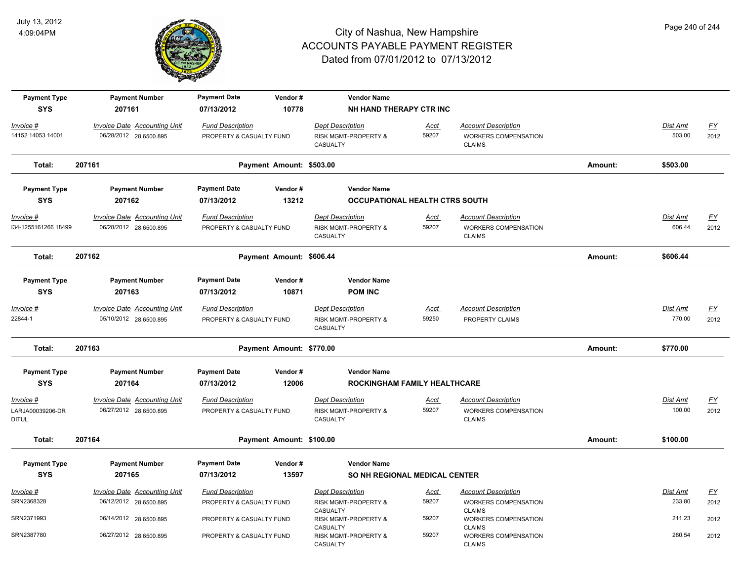# City of Nashua, New Hampshire
# ACCOUNTS PAYABLE PAYMENT REGISTER
## Dated from 07/01/2012 to 07/13/2012

July 13, 2012
4:09:04PM

| Payment Type | Payment Number | Payment Date | Vendor # | Vendor Name |
|---|---|---|---|---|
| SYS | 207161 | 07/13/2012 | 10778 | NH HAND THERAPY CTR INC |

| Invoice # | Invoice Date | Accounting Unit | Fund Description | Dept Description | Acct | Account Description | Dist Amt | FY |
|---|---|---|---|---|---|---|---|---|
| 14152 14053 14001 | 06/28/2012 | 28.6500.895 | PROPERTY & CASUALTY FUND | RISK MGMT-PROPERTY & CASUALTY | 59207 | WORKERS COMPENSATION CLAIMS | 503.00 | 2012 |

**Total: 207161 — Payment Amount: $503.00 — Amount: $503.00**

| Payment Type | Payment Number | Payment Date | Vendor # | Vendor Name |
|---|---|---|---|---|
| SYS | 207162 | 07/13/2012 | 13212 | OCCUPATIONAL HEALTH CTRS SOUTH |

| Invoice # | Invoice Date | Accounting Unit | Fund Description | Dept Description | Acct | Account Description | Dist Amt | FY |
|---|---|---|---|---|---|---|---|---|
| I34-1255161266 18499 | 06/28/2012 | 28.6500.895 | PROPERTY & CASUALTY FUND | RISK MGMT-PROPERTY & CASUALTY | 59207 | WORKERS COMPENSATION CLAIMS | 606.44 | 2012 |

**Total: 207162 — Payment Amount: $606.44 — Amount: $606.44**

| Payment Type | Payment Number | Payment Date | Vendor # | Vendor Name |
|---|---|---|---|---|
| SYS | 207163 | 07/13/2012 | 10871 | POM INC |

| Invoice # | Invoice Date | Accounting Unit | Fund Description | Dept Description | Acct | Account Description | Dist Amt | FY |
|---|---|---|---|---|---|---|---|---|
| 22844-1 | 05/10/2012 | 28.6500.895 | PROPERTY & CASUALTY FUND | RISK MGMT-PROPERTY & CASUALTY | 59250 | PROPERTY CLAIMS | 770.00 | 2012 |

**Total: 207163 — Payment Amount: $770.00 — Amount: $770.00**

| Payment Type | Payment Number | Payment Date | Vendor # | Vendor Name |
|---|---|---|---|---|
| SYS | 207164 | 07/13/2012 | 12006 | ROCKINGHAM FAMILY HEALTHCARE |

| Invoice # | Invoice Date | Accounting Unit | Fund Description | Dept Description | Acct | Account Description | Dist Amt | FY |
|---|---|---|---|---|---|---|---|---|
| LARJA00039206-DR DITUL | 06/27/2012 | 28.6500.895 | PROPERTY & CASUALTY FUND | RISK MGMT-PROPERTY & CASUALTY | 59207 | WORKERS COMPENSATION CLAIMS | 100.00 | 2012 |

**Total: 207164 — Payment Amount: $100.00 — Amount: $100.00**

| Payment Type | Payment Number | Payment Date | Vendor # | Vendor Name |
|---|---|---|---|---|
| SYS | 207165 | 07/13/2012 | 13597 | SO NH REGIONAL MEDICAL CENTER |

| Invoice # | Invoice Date | Accounting Unit | Fund Description | Dept Description | Acct | Account Description | Dist Amt | FY |
|---|---|---|---|---|---|---|---|---|
| SRN2368328 | 06/12/2012 | 28.6500.895 | PROPERTY & CASUALTY FUND | RISK MGMT-PROPERTY & CASUALTY | 59207 | WORKERS COMPENSATION CLAIMS | 233.80 | 2012 |
| SRN2371993 | 06/14/2012 | 28.6500.895 | PROPERTY & CASUALTY FUND | RISK MGMT-PROPERTY & CASUALTY | 59207 | WORKERS COMPENSATION CLAIMS | 211.23 | 2012 |
| SRN2387780 | 06/27/2012 | 28.6500.895 | PROPERTY & CASUALTY FUND | RISK MGMT-PROPERTY & CASUALTY | 59207 | WORKERS COMPENSATION CLAIMS | 280.54 | 2012 |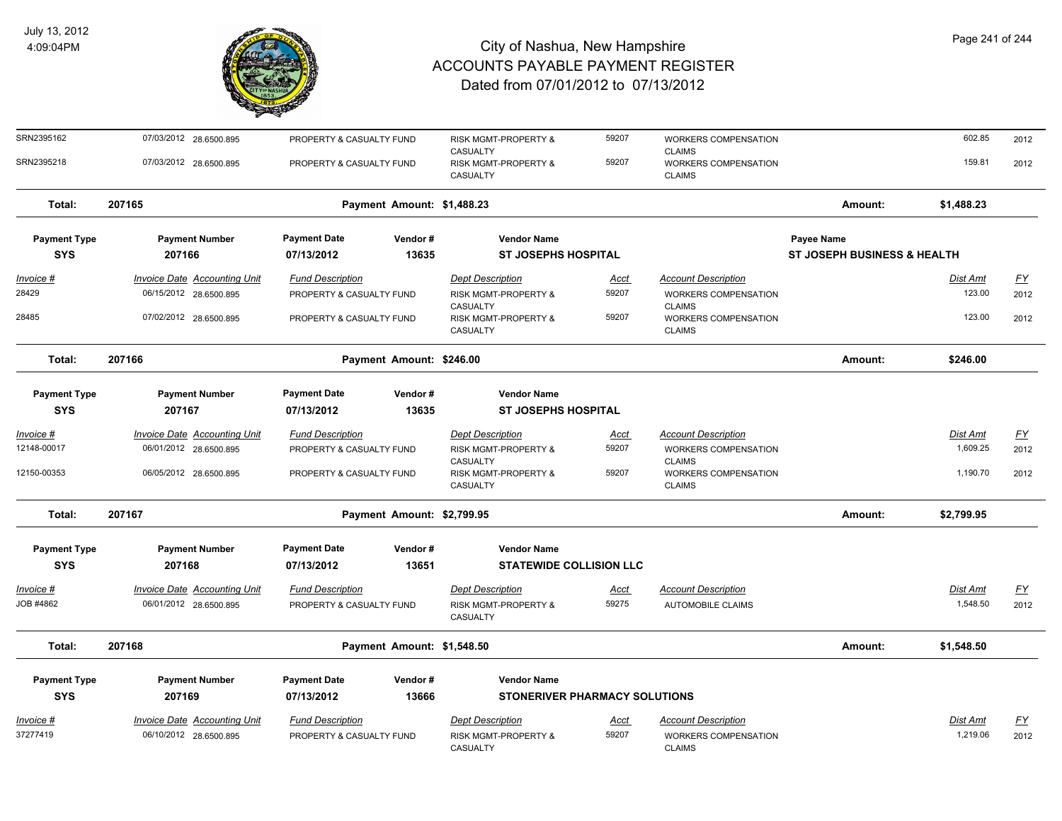# City of Nashua, New Hampshire
# ACCOUNTS PAYABLE PAYMENT REGISTER
## Dated from 07/01/2012 to 07/13/2012

July 13, 2012
4:09:04PM

| Invoice # | Invoice Date | Accounting Unit | Fund Description | Dept Description | Acct | Account Description | Dist Amt | FY |
|---|---|---|---|---|---|---|---|---|
| SRN2395162 | 07/03/2012 | 28.6500.895 | PROPERTY & CASUALTY FUND | RISK MGMT-PROPERTY & CASUALTY | 59207 | WORKERS COMPENSATION CLAIMS | 602.85 | 2012 |
| SRN2395218 | 07/03/2012 | 28.6500.895 | PROPERTY & CASUALTY FUND | RISK MGMT-PROPERTY & CASUALTY | 59207 | WORKERS COMPENSATION CLAIMS | 159.81 | 2012 |

**Total: 207165** Payment Amount: $1,488.23 Amount: $1,488.23

| Payment Type | Payment Number | Payment Date | Vendor # | Vendor Name | Payee Name |
|---|---|---|---|---|---|
| SYS | 207166 | 07/13/2012 | 13635 | ST JOSEPHS HOSPITAL | ST JOSEPH BUSINESS & HEALTH |

| Invoice # | Invoice Date | Accounting Unit | Fund Description | Dept Description | Acct | Account Description | Dist Amt | FY |
|---|---|---|---|---|---|---|---|---|
| 28429 | 06/15/2012 | 28.6500.895 | PROPERTY & CASUALTY FUND | RISK MGMT-PROPERTY & CASUALTY | 59207 | WORKERS COMPENSATION CLAIMS | 123.00 | 2012 |
| 28485 | 07/02/2012 | 28.6500.895 | PROPERTY & CASUALTY FUND | RISK MGMT-PROPERTY & CASUALTY | 59207 | WORKERS COMPENSATION CLAIMS | 123.00 | 2012 |

**Total: 207166** Payment Amount: $246.00 Amount: $246.00

| Payment Type | Payment Number | Payment Date | Vendor # | Vendor Name |
|---|---|---|---|---|
| SYS | 207167 | 07/13/2012 | 13635 | ST JOSEPHS HOSPITAL |

| Invoice # | Invoice Date | Accounting Unit | Fund Description | Dept Description | Acct | Account Description | Dist Amt | FY |
|---|---|---|---|---|---|---|---|---|
| 12148-00017 | 06/01/2012 | 28.6500.895 | PROPERTY & CASUALTY FUND | RISK MGMT-PROPERTY & CASUALTY | 59207 | WORKERS COMPENSATION CLAIMS | 1,609.25 | 2012 |
| 12150-00353 | 06/05/2012 | 28.6500.895 | PROPERTY & CASUALTY FUND | RISK MGMT-PROPERTY & CASUALTY | 59207 | WORKERS COMPENSATION CLAIMS | 1,190.70 | 2012 |

**Total: 207167** Payment Amount: $2,799.95 Amount: $2,799.95

| Payment Type | Payment Number | Payment Date | Vendor # | Vendor Name |
|---|---|---|---|---|
| SYS | 207168 | 07/13/2012 | 13651 | STATEWIDE COLLISION LLC |

| Invoice # | Invoice Date | Accounting Unit | Fund Description | Dept Description | Acct | Account Description | Dist Amt | FY |
|---|---|---|---|---|---|---|---|---|
| JOB #4862 | 06/01/2012 | 28.6500.895 | PROPERTY & CASUALTY FUND | RISK MGMT-PROPERTY & CASUALTY | 59275 | AUTOMOBILE CLAIMS | 1,548.50 | 2012 |

**Total: 207168** Payment Amount: $1,548.50 Amount: $1,548.50

| Payment Type | Payment Number | Payment Date | Vendor # | Vendor Name |
|---|---|---|---|---|
| SYS | 207169 | 07/13/2012 | 13666 | STONERIVER PHARMACY SOLUTIONS |

| Invoice # | Invoice Date | Accounting Unit | Fund Description | Dept Description | Acct | Account Description | Dist Amt | FY |
|---|---|---|---|---|---|---|---|---|
| 37277419 | 06/10/2012 | 28.6500.895 | PROPERTY & CASUALTY FUND | RISK MGMT-PROPERTY & CASUALTY | 59207 | WORKERS COMPENSATION CLAIMS | 1,219.06 | 2012 |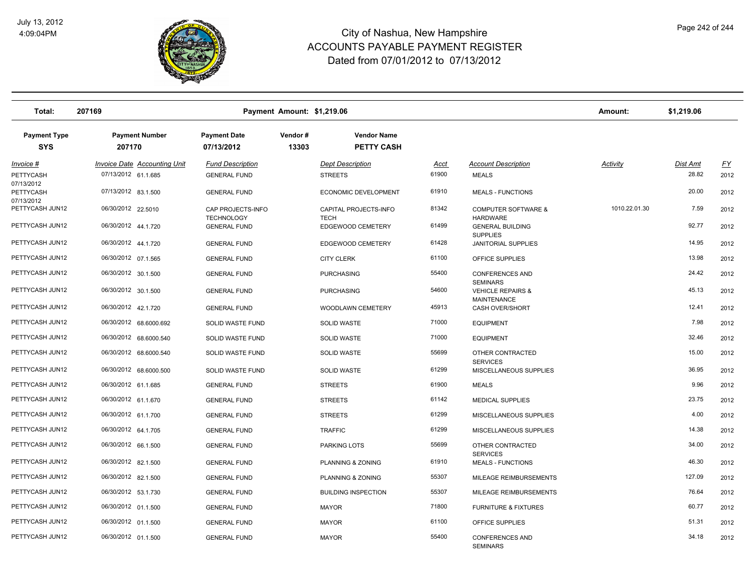# City of Nashua, New Hampshire
## ACCOUNTS PAYABLE PAYMENT REGISTER
### Dated from 07/01/2012 to 07/13/2012

July 13, 2012
4:09:04PM

| Total: | 207169 | | Payment Amount: $1,219.06 | | Amount: | $1,219.06 |
|---|---|---|---|---|---|---|

| Payment Type | Payment Number | Payment Date | Vendor # | Vendor Name |
|---|---|---|---|---|
| SYS | 207170 | 07/13/2012 | 13303 | PETTY CASH |

| Invoice # | Invoice Date | Accounting Unit | Fund Description | Dept Description | Acct | Account Description | Activity | Dist Amt | FY |
|---|---|---|---|---|---|---|---|---|---|
| PETTYCASH 07/13/2012 | 07/13/2012 | 61.1.685 | GENERAL FUND | STREETS | 61900 | MEALS | | 28.82 | 2012 |
| PETTYCASH 07/13/2012 | 07/13/2012 | 83.1.500 | GENERAL FUND | ECONOMIC DEVELOPMENT | 61910 | MEALS - FUNCTIONS | | 20.00 | 2012 |
| PETTYCASH JUN12 | 06/30/2012 | 22.5010 | CAP PROJECTS-INFO TECHNOLOGY | CAPITAL PROJECTS-INFO TECH | 81342 | COMPUTER SOFTWARE & HARDWARE | 1010.22.01.30 | 7.59 | 2012 |
| PETTYCASH JUN12 | 06/30/2012 | 44.1.720 | GENERAL FUND | EDGEWOOD CEMETERY | 61499 | GENERAL BUILDING SUPPLIES | | 92.77 | 2012 |
| PETTYCASH JUN12 | 06/30/2012 | 44.1.720 | GENERAL FUND | EDGEWOOD CEMETERY | 61428 | JANITORIAL SUPPLIES | | 14.95 | 2012 |
| PETTYCASH JUN12 | 06/30/2012 | 07.1.565 | GENERAL FUND | CITY CLERK | 61100 | OFFICE SUPPLIES | | 13.98 | 2012 |
| PETTYCASH JUN12 | 06/30/2012 | 30.1.500 | GENERAL FUND | PURCHASING | 55400 | CONFERENCES AND SEMINARS | | 24.42 | 2012 |
| PETTYCASH JUN12 | 06/30/2012 | 30.1.500 | GENERAL FUND | PURCHASING | 54600 | VEHICLE REPAIRS & MAINTENANCE | | 45.13 | 2012 |
| PETTYCASH JUN12 | 06/30/2012 | 42.1.720 | GENERAL FUND | WOODLAWN CEMETERY | 45913 | CASH OVER/SHORT | | 12.41 | 2012 |
| PETTYCASH JUN12 | 06/30/2012 | 68.6000.692 | SOLID WASTE FUND | SOLID WASTE | 71000 | EQUIPMENT | | 7.98 | 2012 |
| PETTYCASH JUN12 | 06/30/2012 | 68.6000.540 | SOLID WASTE FUND | SOLID WASTE | 71000 | EQUIPMENT | | 32.46 | 2012 |
| PETTYCASH JUN12 | 06/30/2012 | 68.6000.540 | SOLID WASTE FUND | SOLID WASTE | 55699 | OTHER CONTRACTED SERVICES | | 15.00 | 2012 |
| PETTYCASH JUN12 | 06/30/2012 | 68.6000.500 | SOLID WASTE FUND | SOLID WASTE | 61299 | MISCELLANEOUS SUPPLIES | | 36.95 | 2012 |
| PETTYCASH JUN12 | 06/30/2012 | 61.1.685 | GENERAL FUND | STREETS | 61900 | MEALS | | 9.96 | 2012 |
| PETTYCASH JUN12 | 06/30/2012 | 61.1.670 | GENERAL FUND | STREETS | 61142 | MEDICAL SUPPLIES | | 23.75 | 2012 |
| PETTYCASH JUN12 | 06/30/2012 | 61.1.700 | GENERAL FUND | STREETS | 61299 | MISCELLANEOUS SUPPLIES | | 4.00 | 2012 |
| PETTYCASH JUN12 | 06/30/2012 | 64.1.705 | GENERAL FUND | TRAFFIC | 61299 | MISCELLANEOUS SUPPLIES | | 14.38 | 2012 |
| PETTYCASH JUN12 | 06/30/2012 | 66.1.500 | GENERAL FUND | PARKING LOTS | 55699 | OTHER CONTRACTED SERVICES | | 34.00 | 2012 |
| PETTYCASH JUN12 | 06/30/2012 | 82.1.500 | GENERAL FUND | PLANNING & ZONING | 61910 | MEALS - FUNCTIONS | | 46.30 | 2012 |
| PETTYCASH JUN12 | 06/30/2012 | 82.1.500 | GENERAL FUND | PLANNING & ZONING | 55307 | MILEAGE REIMBURSEMENTS | | 127.09 | 2012 |
| PETTYCASH JUN12 | 06/30/2012 | 53.1.730 | GENERAL FUND | BUILDING INSPECTION | 55307 | MILEAGE REIMBURSEMENTS | | 76.64 | 2012 |
| PETTYCASH JUN12 | 06/30/2012 | 01.1.500 | GENERAL FUND | MAYOR | 71800 | FURNITURE & FIXTURES | | 60.77 | 2012 |
| PETTYCASH JUN12 | 06/30/2012 | 01.1.500 | GENERAL FUND | MAYOR | 61100 | OFFICE SUPPLIES | | 51.31 | 2012 |
| PETTYCASH JUN12 | 06/30/2012 | 01.1.500 | GENERAL FUND | MAYOR | 55400 | CONFERENCES AND SEMINARS | | 34.18 | 2012 |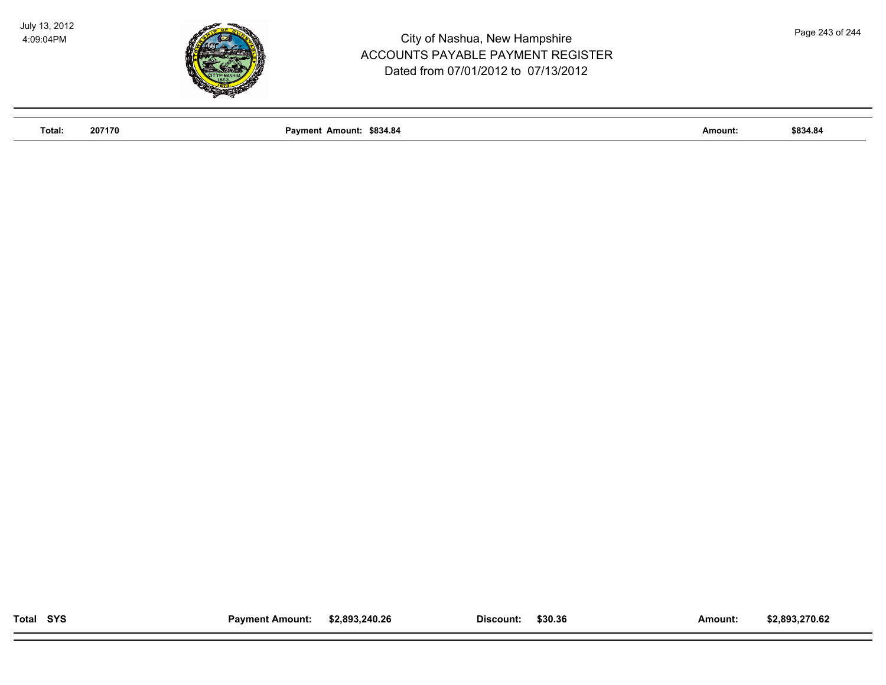| Total: | 207170 | Payment Amount: $834.84 | | Amount: | $834.84 |
|---|---|---|---|---|---|

| Total SYS | Payment Amount: | $2,893,240.26 | Discount: | $30.36 | Amount: | $2,893,270.62 |
|---|---|---|---|---|---|---|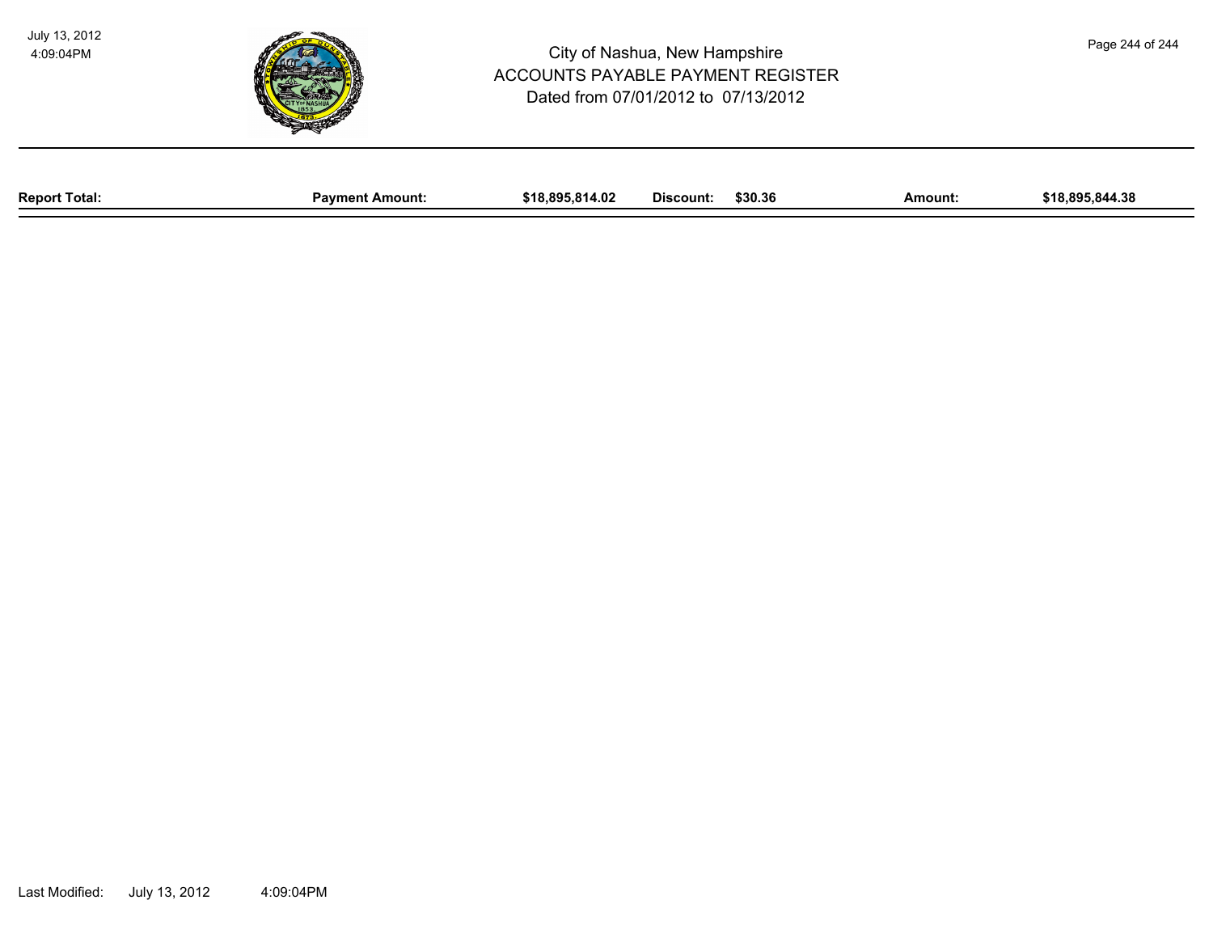City of Nashua, New Hampshire
ACCOUNTS PAYABLE PAYMENT REGISTER
Dated from 07/01/2012 to 07/13/2012

| | | | | | | | |
|---|---|---|---|---|---|---|---|
| **Report Total:** | **Payment Amount:** | **$18,895,814.02** | **Discount:** | **$30.36** | **Amount:** | **$18,895,844.38** |